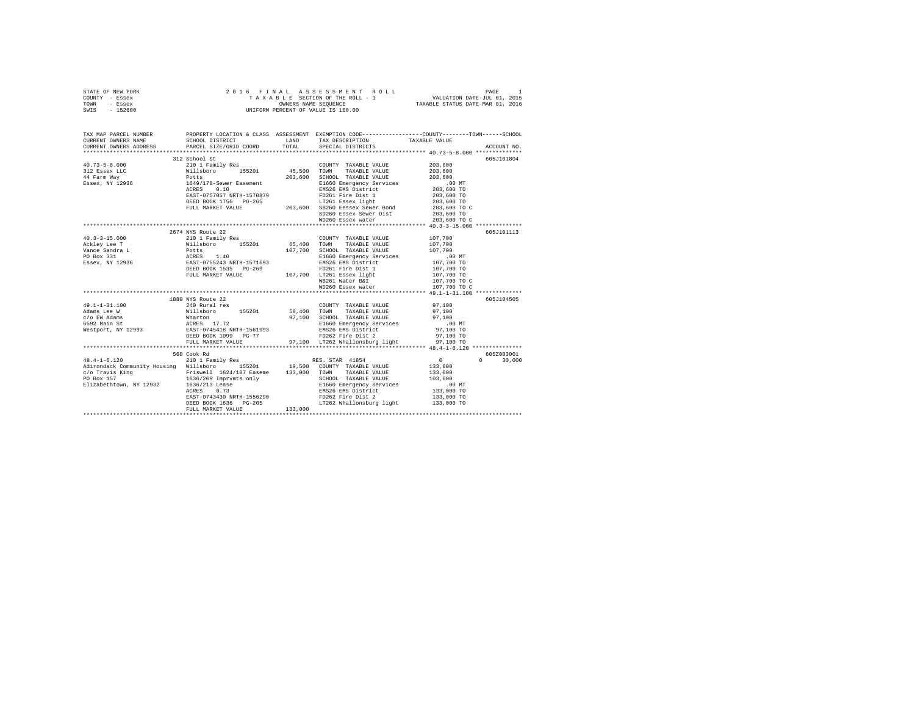STATE OF NEW YORK
COUNTY - Essex
TOWN - Essex
SWIS - 152600

2016 FINAL ASSESSMENT ROLL
TAXABLE SECTION OF THE ROLL - 1
OWNERS NAME SEQUENCE
UNIFORM PERCENT OF VALUE IS 100.00

VALUATION DATE-JUL 01, 2015
TAXABLE STATUS DATE-MAR 01, 2016

| TAX MAP PARCEL NUMBER / CURRENT OWNERS NAME / CURRENT OWNERS ADDRESS | PROPERTY LOCATION & CLASS / SCHOOL DISTRICT / PARCEL SIZE/GRID COORD | ASSESSMENT LAND / TOTAL | EXEMPTION CODE / TAX DESCRIPTION / SPECIAL DISTRICTS | COUNTY--------TOWN------SCHOOL TAXABLE VALUE | ACCOUNT NO. |
|---|---|---|---|---|---|
| | 312 School St | | | | 605J101804 |
| 40.73-5-8.000 | 210 1 Family Res | | COUNTY TAXABLE VALUE | 203,600 | |
| 312 Essex LLC | Willsboro 155201 | 45,500 | TOWN TAXABLE VALUE | 203,600 | |
| 44 Farm Way | Potts | 203,600 | SCHOOL TAXABLE VALUE | 203,600 | |
| Essex, NY 12936 | 1649/178-Sewer Easement | | E1660 Emergency Services | .00 MT | |
| | ACRES 0.10 | | EMS26 EMS District | 203,600 TO | |
| | EAST-0757057 NRTH-1570879 | | FD261 Fire Dist 1 | 203,600 TO | |
| | DEED BOOK 1756 PG-265 | | LT261 Essex light | 203,600 TO | |
| | FULL MARKET VALUE | 203,600 | SB260 Eessex Sewer Bond | 203,600 TO C | |
| | | | SD260 Essex Sewer Dist | 203,600 TO | |
| | | | WD260 Essex water | 203,600 TO C | |
| | 2674 NYS Route 22 | | | | 605J101113 |
| 40.3-3-15.000 | 210 1 Family Res | | COUNTY TAXABLE VALUE | 107,700 | |
| Ackley Lee T | Willsboro 155201 | 65,400 | TOWN TAXABLE VALUE | 107,700 | |
| Vance Sandra L | Potts | 107,700 | SCHOOL TAXABLE VALUE | 107,700 | |
| PO Box 331 | ACRES 1.40 | | E1660 Emergency Services | .00 MT | |
| Essex, NY 12936 | EAST-0755243 NRTH-1571693 | | EMS26 EMS District | 107,700 TO | |
| | DEED BOOK 1535 PG-269 | | FD261 Fire Dist 1 | 107,700 TO | |
| | FULL MARKET VALUE | 107,700 | LT261 Essex light | 107,700 TO | |
| | | | WB261 Water B&I | 107,700 TO C | |
| | | | WD260 Essex water | 107,700 TO C | |
| | 1880 NYS Route 22 | | | | 605J104505 |
| 49.1-1-31.100 | 240 Rural res | | COUNTY TAXABLE VALUE | 97,100 | |
| Adams Lee W | Willsboro 155201 | 50,400 | TOWN TAXABLE VALUE | 97,100 | |
| c/o EW Adams | Wharton | 97,100 | SCHOOL TAXABLE VALUE | 97,100 | |
| 6592 Main St | ACRES 17.72 | | E1660 Emergency Services | .00 MT | |
| Westport, NY 12993 | EAST-0745418 NRTH-1561993 | | EMS26 EMS District | 97,100 TO | |
| | DEED BOOK 1099 PG-77 | | FD262 Fire Dist 2 | 97,100 TO | |
| | FULL MARKET VALUE | 97,100 | LT262 Whallonsburg light | 97,100 TO | |
| | 560 Cook Rd | | | | 605Z003001 |
| 48.4-1-6.120 | 210 1 Family Res | | RES. STAR 41854 | 0 0 30,000 | |
| Adirondack Community Housing | Willsboro 155201 | 19,500 | COUNTY TAXABLE VALUE | 133,000 | |
| c/o Travis King | Friswell 1624/107 Easeme | 133,000 | TOWN TAXABLE VALUE | 133,000 | |
| PO Box 157 | 1636/209 Imprvmts only | | SCHOOL TAXABLE VALUE | 103,000 | |
| Elizabethtown, NY 12932 | 1636/213 Lease | | E1660 Emergency Services | .00 MT | |
| | ACRES 0.73 | | EMS26 EMS District | 133,000 TO | |
| | EAST-0743430 NRTH-1556290 | | FD262 Fire Dist 2 | 133,000 TO | |
| | DEED BOOK 1636 PG-205 | | LT262 Whallonsburg light | 133,000 TO | |
| | FULL MARKET VALUE | 133,000 | | | |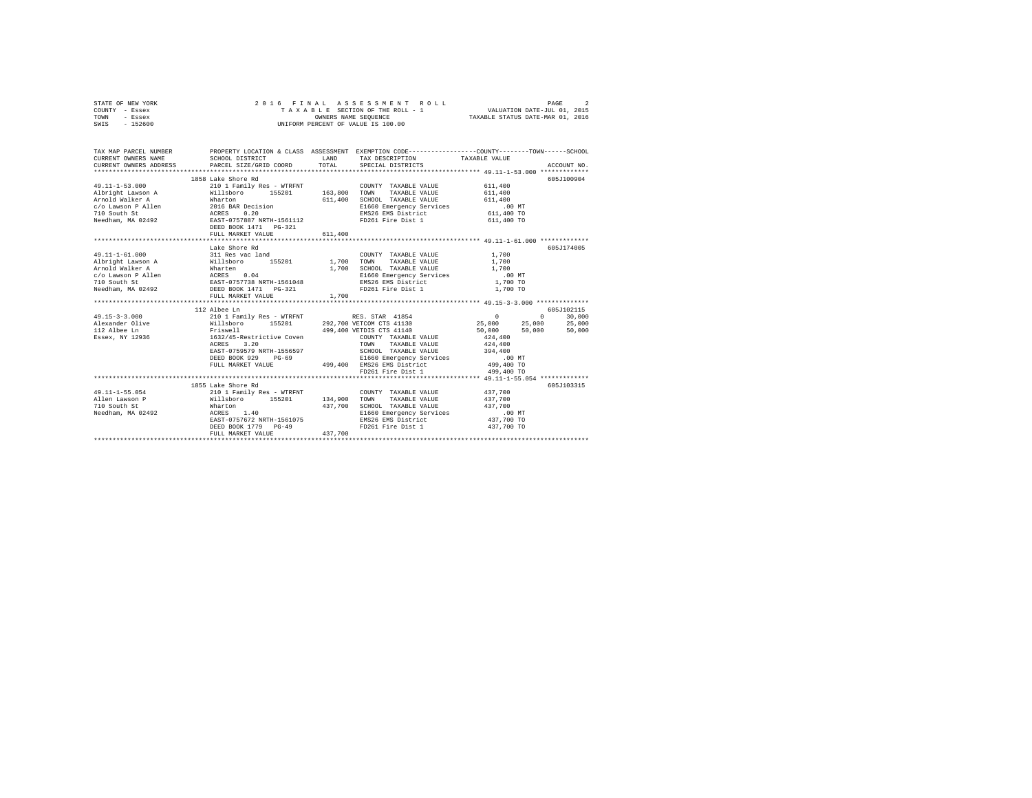STATE OF NEW YORK　　　2016 FINAL ASSESSMENT ROLL
COUNTY - Essex　　　TAXABLE SECTION OF THE ROLL - 1　　　VALUATION DATE-JUL 01, 2015
TOWN - Essex　　　OWNERS NAME SEQUENCE　　　TAXABLE STATUS DATE-MAR 01, 2016
SWIS - 152600　　　UNIFORM PERCENT OF VALUE IS 100.00

```
TAX MAP PARCEL NUMBER          PROPERTY LOCATION & CLASS  ASSESSMENT  EXEMPTION CODE-----------------COUNTY--------TOWN------SCHOOL
CURRENT OWNERS NAME            SCHOOL DISTRICT               LAND      TAX DESCRIPTION            TAXABLE VALUE
CURRENT OWNERS ADDRESS         PARCEL SIZE/GRID COORD        TOTAL     SPECIAL DISTRICTS                                      ACCOUNT NO.
*************************************************************************************************** 49.11-1-53.000 *************
                    1858 Lake Shore Rd                                                                                     605J100904
49.11-1-53.000           210 1 Family Res - WTRFNT              COUNTY  TAXABLE VALUE          611,400
Albright Lawson A        Willsboro      155201     163,800      TOWN    TAXABLE VALUE          611,400
Arnold Walker A          Wharton                   611,400      SCHOOL  TAXABLE VALUE          611,400
c/o Lawson P Allen       2016 BAR Decision                      E1660 Emergency Services           .00 MT
710 South St             ACRES    0.20                          EMS26 EMS District             611,400 TO
Needham, MA 02492        EAST-0757887 NRTH-1561112              FD261 Fire Dist 1              611,400 TO
                         DEED BOOK 1471   PG-321
                         FULL MARKET VALUE         611,400
*************************************************************************************************** 49.11-1-61.000 *************
                         Lake Shore Rd                                                                                     605J174005
49.11-1-61.000           311 Res vac land                       COUNTY  TAXABLE VALUE            1,700
Albright Lawson A        Willsboro      155201       1,700      TOWN    TAXABLE VALUE            1,700
Arnold Walker A          Wharten                     1,700      SCHOOL  TAXABLE VALUE            1,700
c/o Lawson P Allen       ACRES    0.04                          E1660 Emergency Services           .00 MT
710 South St             EAST-0757738 NRTH-1561048              EMS26 EMS District               1,700 TO
Needham, MA 02492        DEED BOOK 1471   PG-321                FD261 Fire Dist 1                1,700 TO
                         FULL MARKET VALUE           1,700
*************************************************************************************************** 49.15-3-3.000 **************
                    112 Albee Ln                                                                                           605J102115
49.15-3-3.000            210 1 Family Res - WTRFNT              RES. STAR 41854                      0          0       30,000
Alexander Olive          Willsboro      155201     292,700 VETCOM CTS 41130                     25,000     25,000       25,000
112 Albee Ln             Friswell                  499,400 VETDIS CTS 41140                     50,000     50,000       50,000
Essex, NY 12936          1632/45-Restrictive Coven              COUNTY  TAXABLE VALUE          424,400
                         ACRES    3.20                          TOWN    TAXABLE VALUE          424,400
                         EAST-0759579 NRTH-1556597              SCHOOL  TAXABLE VALUE          394,400
                         DEED BOOK 929    PG-69                 E1660 Emergency Services           .00 MT
                         FULL MARKET VALUE         499,400      EMS26 EMS District             499,400 TO
                                                                FD261 Fire Dist 1              499,400 TO
*************************************************************************************************** 49.11-1-55.054 *************
                    1855 Lake Shore Rd                                                                                     605J103315
49.11-1-55.054           210 1 Family Res - WTRFNT              COUNTY  TAXABLE VALUE          437,700
Allen Lawson P           Willsboro      155201     134,900      TOWN    TAXABLE VALUE          437,700
710 South St             Wharton                   437,700      SCHOOL  TAXABLE VALUE          437,700
Needham, MA 02492        ACRES    1.40                          E1660 Emergency Services           .00 MT
                         EAST-0757672 NRTH-1561075              EMS26 EMS District             437,700 TO
                         DEED BOOK 1779   PG-49                 FD261 Fire Dist 1              437,700 TO
                         FULL MARKET VALUE         437,700
********************************************************************************************************************************
```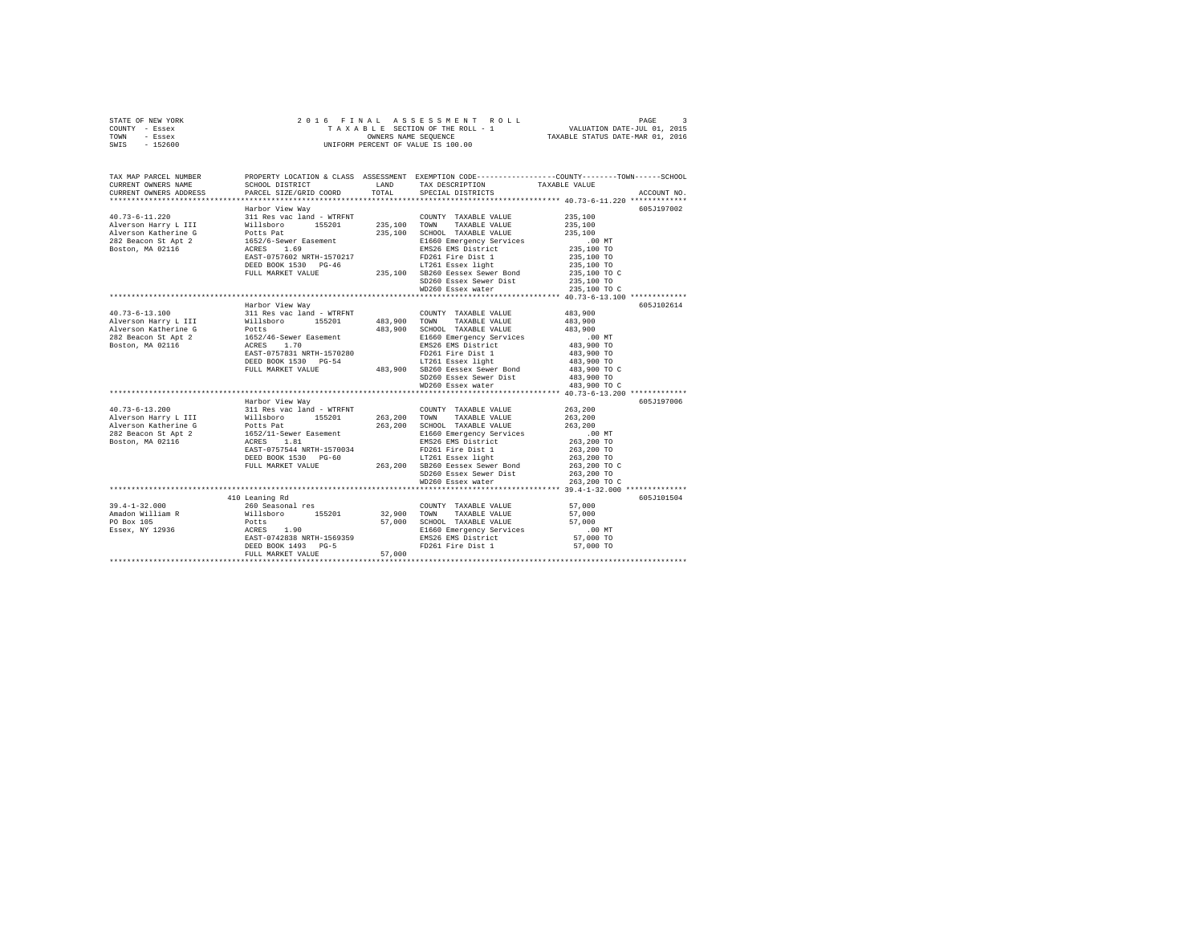STATE OF NEW YORK
COUNTY - Essex
TOWN - Essex
SWIS - 152600

2016 FINAL ASSESSMENT ROLL
TAXABLE SECTION OF THE ROLL - 1
OWNERS NAME SEQUENCE
UNIFORM PERCENT OF VALUE IS 100.00

VALUATION DATE-JUL 01, 2015
TAXABLE STATUS DATE-MAR 01, 2016

| TAX MAP PARCEL NUMBER / CURRENT OWNERS NAME / CURRENT OWNERS ADDRESS | PROPERTY LOCATION & CLASS / SCHOOL DISTRICT / PARCEL SIZE/GRID COORD | ASSESSMENT LAND | TOTAL | EXEMPTION CODE / TAX DESCRIPTION / SPECIAL DISTRICTS | TAXABLE VALUE (COUNTY / TOWN / SCHOOL) | ACCOUNT NO. |
|---|---|---|---|---|---|---|
| 40.73-6-11.220 | Harbor View Way | | | | | 605J197002 |
| 40.73-6-11.220 | 311 Res vac land - WTRFNT | | | COUNTY TAXABLE VALUE | 235,100 | |
| Alverson Harry L III | Willsboro 155201 | 235,100 | | TOWN TAXABLE VALUE | 235,100 | |
| Alverson Katherine G | Potts Pat | | 235,100 | SCHOOL TAXABLE VALUE | 235,100 | |
| 282 Beacon St Apt 2 | 1652/6-Sewer Easement | | | E1660 Emergency Services | .00 MT | |
| Boston, MA 02116 | ACRES 1.69 | | | EMS26 EMS District | 235,100 TO | |
| | EAST-0757602 NRTH-1570217 | | | FD261 Fire Dist 1 | 235,100 TO | |
| | DEED BOOK 1530 PG-46 | | | LT261 Essex light | 235,100 TO | |
| | FULL MARKET VALUE | | 235,100 | SB260 Eessex Sewer Bond | 235,100 TO C | |
| | | | | SD260 Essex Sewer Dist | 235,100 TO | |
| | | | | WD260 Essex water | 235,100 TO C | |
| 40.73-6-13.100 | Harbor View Way | | | | | 605J102614 |
| 40.73-6-13.100 | 311 Res vac land - WTRFNT | | | COUNTY TAXABLE VALUE | 483,900 | |
| Alverson Harry L III | Willsboro 155201 | 483,900 | | TOWN TAXABLE VALUE | 483,900 | |
| Alverson Katherine G | Potts | | 483,900 | SCHOOL TAXABLE VALUE | 483,900 | |
| 282 Beacon St Apt 2 | 1652/46-Sewer Easement | | | E1660 Emergency Services | .00 MT | |
| Boston, MA 02116 | ACRES 1.70 | | | EMS26 EMS District | 483,900 TO | |
| | EAST-0757831 NRTH-1570280 | | | FD261 Fire Dist 1 | 483,900 TO | |
| | DEED BOOK 1530 PG-54 | | | LT261 Essex light | 483,900 TO | |
| | FULL MARKET VALUE | | 483,900 | SB260 Eessex Sewer Bond | 483,900 TO C | |
| | | | | SD260 Essex Sewer Dist | 483,900 TO | |
| | | | | WD260 Essex water | 483,900 TO C | |
| 40.73-6-13.200 | Harbor View Way | | | | | 605J197006 |
| 40.73-6-13.200 | 311 Res vac land - WTRFNT | | | COUNTY TAXABLE VALUE | 263,200 | |
| Alverson Harry L III | Willsboro 155201 | 263,200 | | TOWN TAXABLE VALUE | 263,200 | |
| Alverson Katherine G | Potts Pat | | 263,200 | SCHOOL TAXABLE VALUE | 263,200 | |
| 282 Beacon St Apt 2 | 1652/11-Sewer Easement | | | E1660 Emergency Services | .00 MT | |
| Boston, MA 02116 | ACRES 1.81 | | | EMS26 EMS District | 263,200 TO | |
| | EAST-0757544 NRTH-1570034 | | | FD261 Fire Dist 1 | 263,200 TO | |
| | DEED BOOK 1530 PG-60 | | | LT261 Essex light | 263,200 TO | |
| | FULL MARKET VALUE | | 263,200 | SB260 Eessex Sewer Bond | 263,200 TO C | |
| | | | | SD260 Essex Sewer Dist | 263,200 TO | |
| | | | | WD260 Essex water | 263,200 TO C | |
| 39.4-1-32.000 | 410 Leaning Rd | | | | | 605J101504 |
| 39.4-1-32.000 | 260 Seasonal res | | | COUNTY TAXABLE VALUE | 57,000 | |
| Amadon William R | Willsboro 155201 | 32,900 | | TOWN TAXABLE VALUE | 57,000 | |
| PO Box 105 | Potts | | 57,000 | SCHOOL TAXABLE VALUE | 57,000 | |
| Essex, NY 12936 | ACRES 1.90 | | | E1660 Emergency Services | .00 MT | |
| | EAST-0742838 NRTH-1569359 | | | EMS26 EMS District | 57,000 TO | |
| | DEED BOOK 1493 PG-5 | | | FD261 Fire Dist 1 | 57,000 TO | |
| | FULL MARKET VALUE | | 57,000 | | | |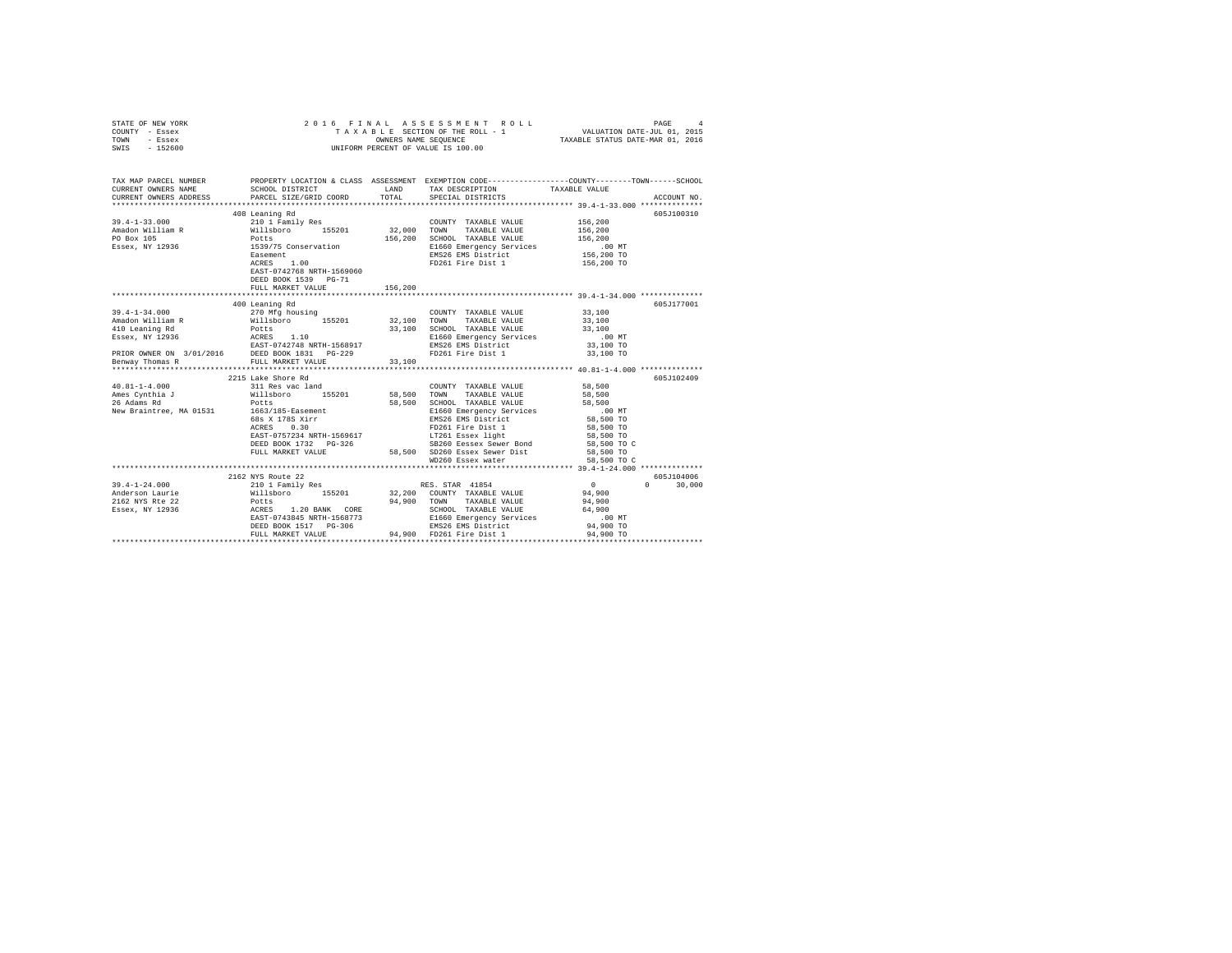STATE OF NEW YORK — 2016 FINAL ASSESSMENT ROLL
COUNTY - Essex — TAXABLE SECTION OF THE ROLL - 1 — VALUATION DATE-JUL 01, 2015
TOWN - Essex — OWNERS NAME SEQUENCE — TAXABLE STATUS DATE-MAR 01, 2016
SWIS - 152600 — UNIFORM PERCENT OF VALUE IS 100.00

| TAX MAP PARCEL NUMBER / CURRENT OWNERS NAME / CURRENT OWNERS ADDRESS | PROPERTY LOCATION & CLASS / SCHOOL DISTRICT / PARCEL SIZE/GRID COORD | ASSESSMENT LAND | TOTAL | EXEMPTION CODE / TAX DESCRIPTION / SPECIAL DISTRICTS | COUNTY/TOWN/SCHOOL TAXABLE VALUE | ACCOUNT NO. |
|---|---|---|---|---|---|---|
| **39.4-1-33.000** | 408 Leaning Rd | | | | | 605J100310 |
| Amadon William R | 210 1 Family Res | | | COUNTY TAXABLE VALUE | 156,200 | |
| PO Box 105 | Willsboro 155201 | 32,000 | | TOWN TAXABLE VALUE | 156,200 | |
| Essex, NY 12936 | Potts | | 156,200 | SCHOOL TAXABLE VALUE | 156,200 | |
| | 1539/75 Conservation | | | E1660 Emergency Services | .00 MT | |
| | Easement | | | EMS26 EMS District | 156,200 TO | |
| | ACRES 1.00 | | | FD261 Fire Dist 1 | 156,200 TO | |
| | EAST-0742768 NRTH-1569060 | | | | | |
| | DEED BOOK 1539 PG-71 | | | | | |
| | FULL MARKET VALUE | | 156,200 | | | |
| **39.4-1-34.000** | 400 Leaning Rd | | | | | 605J177001 |
| Amadon William R | 270 Mfg housing | | | COUNTY TAXABLE VALUE | 33,100 | |
| 410 Leaning Rd | Willsboro 155201 | 32,100 | | TOWN TAXABLE VALUE | 33,100 | |
| Essex, NY 12936 | Potts | | 33,100 | SCHOOL TAXABLE VALUE | 33,100 | |
| | ACRES 1.10 | | | E1660 Emergency Services | .00 MT | |
| | EAST-0742748 NRTH-1568917 | | | EMS26 EMS District | 33,100 TO | |
| PRIOR OWNER ON 3/01/2016 | DEED BOOK 1831 PG-229 | | | FD261 Fire Dist 1 | 33,100 TO | |
| Benway Thomas R | FULL MARKET VALUE | | 33,100 | | | |
| **40.81-1-4.000** | 2215 Lake Shore Rd | | | | | 605J102409 |
| Ames Cynthia J | 311 Res vac land | | | COUNTY TAXABLE VALUE | 58,500 | |
| 26 Adams Rd | Willsboro 155201 | 58,500 | | TOWN TAXABLE VALUE | 58,500 | |
| New Braintree, MA 01531 | Potts | | 58,500 | SCHOOL TAXABLE VALUE | 58,500 | |
| | 1663/185-Easement | | | E1660 Emergency Services | .00 MT | |
| | 68s X 178S Xirr | | | EMS26 EMS District | 58,500 TO | |
| | ACRES 0.30 | | | FD261 Fire Dist 1 | 58,500 TO | |
| | EAST-0757234 NRTH-1569617 | | | LT261 Essex light | 58,500 TO | |
| | DEED BOOK 1732 PG-326 | | | SB260 Eessex Sewer Bond | 58,500 TO C | |
| | FULL MARKET VALUE | | 58,500 | SD260 Essex Sewer Dist | 58,500 TO | |
| | | | | WD260 Essex water | 58,500 TO C | |
| **39.4-1-24.000** | 2162 NYS Route 22 | | | | | 605J104006 |
| Anderson Laurie | 210 1 Family Res | | | RES. STAR 41854 | 0 0 30,000 | |
| 2162 NYS Rte 22 | Willsboro 155201 | 32,200 | | COUNTY TAXABLE VALUE | 94,900 | |
| Essex, NY 12936 | Potts | | 94,900 | TOWN TAXABLE VALUE | 94,900 | |
| | ACRES 1.20 BANK CORE | | | SCHOOL TAXABLE VALUE | 64,900 | |
| | EAST-0743845 NRTH-1568773 | | | E1660 Emergency Services | .00 MT | |
| | DEED BOOK 1517 PG-306 | | | EMS26 EMS District | 94,900 TO | |
| | FULL MARKET VALUE | | 94,900 | FD261 Fire Dist 1 | 94,900 TO | |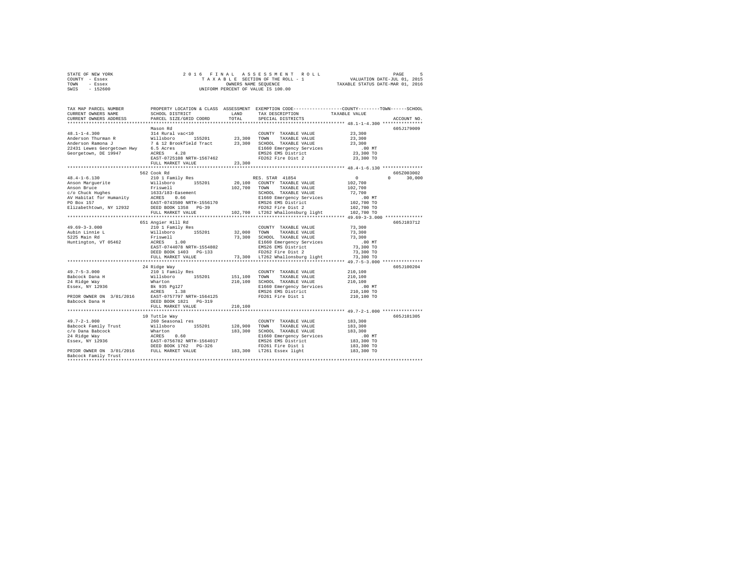STATE OF NEW YORK
COUNTY - Essex
TOWN - Essex
SWIS - 152600

2016 FINAL ASSESSMENT ROLL
TAXABLE SECTION OF THE ROLL - 1
OWNERS NAME SEQUENCE
UNIFORM PERCENT OF VALUE IS 100.00

VALUATION DATE-JUL 01, 2015
TAXABLE STATUS DATE-MAR 01, 2016

| TAX MAP PARCEL NUMBER / CURRENT OWNERS NAME / CURRENT OWNERS ADDRESS | PROPERTY LOCATION & CLASS / SCHOOL DISTRICT / PARCEL SIZE/GRID COORD | ASSESSMENT LAND | TOTAL | EXEMPTION CODE / TAX DESCRIPTION / SPECIAL DISTRICTS | COUNTY TAXABLE VALUE | TOWN | SCHOOL | ACCOUNT NO. |
|---|---|---|---|---|---|---|---|---|
| 48.1-1-4.300 | Mason Rd | | | | | | | 605J179009 |
| 48.1-1-4.300 | 314 Rural vac<10 | | | COUNTY TAXABLE VALUE | 23,300 | | | |
| Anderson Thurman R | Willsboro 155201 | 23,300 | | TOWN TAXABLE VALUE | 23,300 | | | |
| Anderson Ramona J | 7 & 12 Brookfield Tract | | 23,300 | SCHOOL TAXABLE VALUE | 23,300 | | | |
| 22431 Lewes Georgetown Hwy | 6.5 Acres | | | E1660 Emergency Services | .00 MT | | | |
| Georgetown, DE 19947 | ACRES 4.28 | | | EMS26 EMS District | 23,300 TO | | | |
| | EAST-0725108 NRTH-1567462 | | | FD262 Fire Dist 2 | 23,300 TO | | | |
| | FULL MARKET VALUE | | 23,300 | | | | | |
| 48.4-1-6.130 | 562 Cook Rd | | | | | | | 605Z003002 |
| 48.4-1-6.130 | 210 1 Family Res | | | RES. STAR 41854 | 0 | 0 | 30,000 | |
| Anson Marguerite | Willsboro 155201 | 20,100 | | COUNTY TAXABLE VALUE | 102,700 | | | |
| Anson Bruce | Friswell | | 102,700 | TOWN TAXABLE VALUE | 102,700 | | | |
| c/o Chuck Hughes | 1633/183-Easement | | | SCHOOL TAXABLE VALUE | 72,700 | | | |
| AV Habitat for Humanity | ACRES 0.66 | | | E1660 Emergency Services | .00 MT | | | |
| PO Box 157 | EAST-0743500 NRTH-1556170 | | | EMS26 EMS District | 102,700 TO | | | |
| Elizabethtown, NY 12932 | DEED BOOK 1358 PG-39 | | | FD262 Fire Dist 2 | 102,700 TO | | | |
| | FULL MARKET VALUE | | 102,700 | LT262 Whallonsburg light | 102,700 TO | | | |
| 49.69-3-3.000 | 651 Angier Hill Rd | | | | | | | 605J103712 |
| 49.69-3-3.000 | 210 1 Family Res | | | COUNTY TAXABLE VALUE | 73,300 | | | |
| Aubin Linnie L | Willsboro 155201 | 32,000 | | TOWN TAXABLE VALUE | 73,300 | | | |
| 5225 Main Rd | Friswell | | 73,300 | SCHOOL TAXABLE VALUE | 73,300 | | | |
| Huntington, VT 05462 | ACRES 1.00 | | | E1660 Emergency Services | .00 MT | | | |
| | EAST-0744078 NRTH-1554802 | | | EMS26 EMS District | 73,300 TO | | | |
| | DEED BOOK 1403 PG-133 | | | FD262 Fire Dist 2 | 73,300 TO | | | |
| | FULL MARKET VALUE | | 73,300 | LT262 Whallonsburg light | 73,300 TO | | | |
| 49.7-5-3.000 | 24 Ridge Way | | | | | | | 605J100204 |
| 49.7-5-3.000 | 210 1 Family Res | | | COUNTY TAXABLE VALUE | 210,100 | | | |
| Babcock Dana H | Willsboro 155201 | 151,100 | | TOWN TAXABLE VALUE | 210,100 | | | |
| 24 Ridge Way | Wharton | | 210,100 | SCHOOL TAXABLE VALUE | 210,100 | | | |
| Essex, NY 12936 | Bk 935 Pg127 | | | E1660 Emergency Services | .00 MT | | | |
| | ACRES 1.38 | | | EMS26 EMS District | 210,100 TO | | | |
| PRIOR OWNER ON 3/01/2016 | EAST-0757797 NRTH-1564125 | | | FD261 Fire Dist 1 | 210,100 TO | | | |
| Babcock Dana H | DEED BOOK 1821 PG-319 | | | | | | | |
| | FULL MARKET VALUE | | 210,100 | | | | | |
| 49.7-2-1.000 | 10 Tuttle Way | | | | | | | 605J101305 |
| 49.7-2-1.000 | 260 Seasonal res | | | COUNTY TAXABLE VALUE | 183,300 | | | |
| Babcock Family Trust | Willsboro 155201 | 128,900 | | TOWN TAXABLE VALUE | 183,300 | | | |
| c/o Dana Babcock | Wharton | | 183,300 | SCHOOL TAXABLE VALUE | 183,300 | | | |
| 24 Ridge Way | ACRES 0.60 | | | E1660 Emergency Services | .00 MT | | | |
| Essex, NY 12936 | EAST-0756782 NRTH-1564017 | | | EMS26 EMS District | 183,300 TO | | | |
| | DEED BOOK 1762 PG-326 | | | FD261 Fire Dist 1 | 183,300 TO | | | |
| PRIOR OWNER ON 3/01/2016 | FULL MARKET VALUE | | 183,300 | LT261 Essex light | 183,300 TO | | | |
| Babcock Family Trust | | | | | | | | |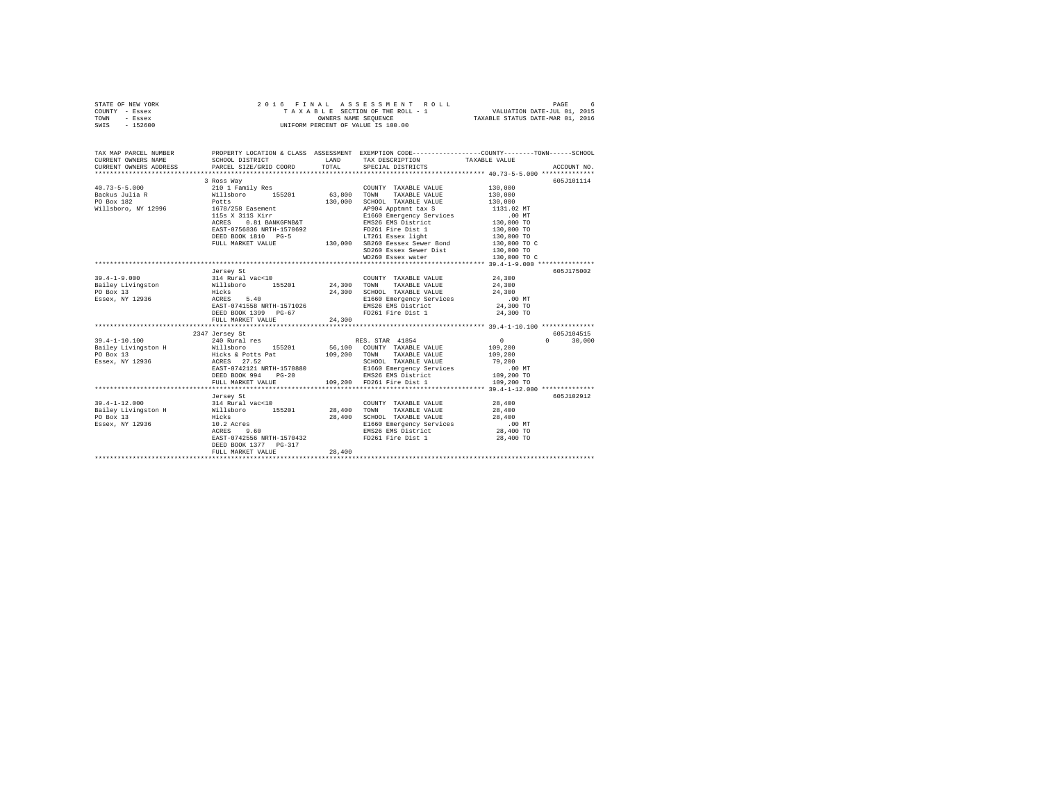STATE OF NEW YORK
COUNTY - Essex
TOWN - Essex
SWIS - 152600

2016 FINAL ASSESSMENT ROLL
TAXABLE SECTION OF THE ROLL - 1
OWNERS NAME SEQUENCE
UNIFORM PERCENT OF VALUE IS 100.00

VALUATION DATE-JUL 01, 2015
TAXABLE STATUS DATE-MAR 01, 2016

| TAX MAP PARCEL NUMBER / CURRENT OWNERS NAME / CURRENT OWNERS ADDRESS | PROPERTY LOCATION & CLASS / SCHOOL DISTRICT / PARCEL SIZE/GRID COORD | ASSESSMENT LAND / TOTAL | EXEMPTION CODE / TAX DESCRIPTION / SPECIAL DISTRICTS | COUNTY / TOWN / SCHOOL TAXABLE VALUE | ACCOUNT NO. |
|---|---|---|---|---|---|
| 40.73-5-5.000 | 3 Ross Way | | | | 605J101114 |
| | 210 1 Family Res | | COUNTY TAXABLE VALUE | 130,000 | |
| Backus Julia R | Willsboro 155201 | 63,800 | TOWN TAXABLE VALUE | 130,000 | |
| PO Box 182 | Potts | 130,000 | SCHOOL TAXABLE VALUE | 130,000 | |
| Willsboro, NY 12996 | 1678/258 Easement | | AP904 Apptmnt tax S | 1131.02 MT | |
| | 115s X 311S Xirr | | E1660 Emergency Services | .00 MT | |
| | ACRES 0.81 BANKGFNB&T | | EMS26 EMS District | 130,000 TO | |
| | EAST-0756836 NRTH-1570692 | | FD261 Fire Dist 1 | 130,000 TO | |
| | DEED BOOK 1810 PG-5 | | LT261 Essex light | 130,000 TO | |
| | FULL MARKET VALUE | 130,000 | SB260 Eessex Sewer Bond | 130,000 TO C | |
| | | | SD260 Essex Sewer Dist | 130,000 TO | |
| | | | WD260 Essex water | 130,000 TO C | |
| 39.4-1-9.000 | Jersey St | | | | 605J175002 |
| | 314 Rural vac<10 | | COUNTY TAXABLE VALUE | 24,300 | |
| Bailey Livingston | Willsboro 155201 | 24,300 | TOWN TAXABLE VALUE | 24,300 | |
| PO Box 13 | Hicks | 24,300 | SCHOOL TAXABLE VALUE | 24,300 | |
| Essex, NY 12936 | ACRES 5.40 | | E1660 Emergency Services | .00 MT | |
| | EAST-0741558 NRTH-1571026 | | EMS26 EMS District | 24,300 TO | |
| | DEED BOOK 1399 PG-67 | | FD261 Fire Dist 1 | 24,300 TO | |
| | FULL MARKET VALUE | 24,300 | | | |
| 39.4-1-10.100 | 2347 Jersey St | | | | 605J104515 |
| | 240 Rural res | | RES. STAR 41854 | 0 0 30,000 | |
| Bailey Livingston H | Willsboro 155201 | 56,100 | COUNTY TAXABLE VALUE | 109,200 | |
| PO Box 13 | Hicks & Potts Pat | 109,200 | TOWN TAXABLE VALUE | 109,200 | |
| Essex, NY 12936 | ACRES 27.52 | | SCHOOL TAXABLE VALUE | 79,200 | |
| | EAST-0742121 NRTH-1570880 | | E1660 Emergency Services | .00 MT | |
| | DEED BOOK 994 PG-20 | | EMS26 EMS District | 109,200 TO | |
| | FULL MARKET VALUE | 109,200 | FD261 Fire Dist 1 | 109,200 TO | |
| 39.4-1-12.000 | Jersey St | | | | 605J102912 |
| | 314 Rural vac<10 | | COUNTY TAXABLE VALUE | 28,400 | |
| Bailey Livingston H | Willsboro 155201 | 28,400 | TOWN TAXABLE VALUE | 28,400 | |
| PO Box 13 | Hicks | 28,400 | SCHOOL TAXABLE VALUE | 28,400 | |
| Essex, NY 12936 | 10.2 Acres | | E1660 Emergency Services | .00 MT | |
| | ACRES 9.60 | | EMS26 EMS District | 28,400 TO | |
| | EAST-0742556 NRTH-1570432 | | FD261 Fire Dist 1 | 28,400 TO | |
| | DEED BOOK 1377 PG-317 | | | | |
| | FULL MARKET VALUE | 28,400 | | | |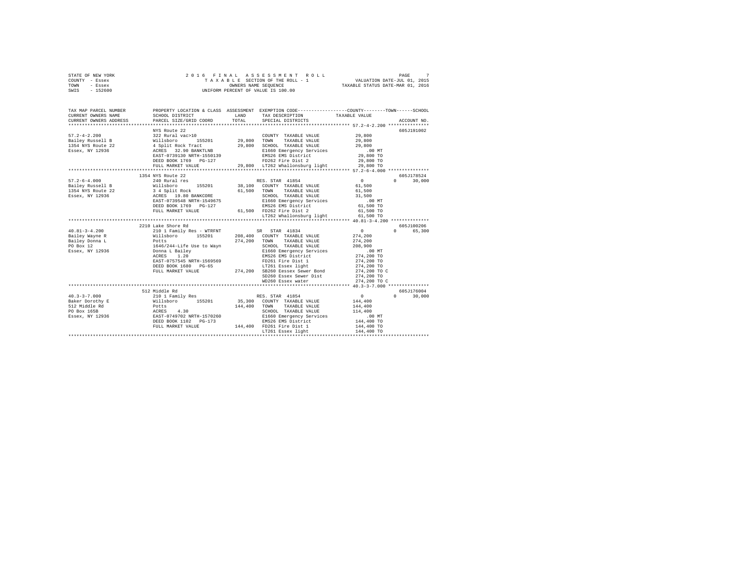STATE OF NEW YORK · COUNTY - Essex · TOWN - Essex · SWIS - 152600

2016 FINAL ASSESSMENT ROLL
TAXABLE SECTION OF THE ROLL - 1
OWNERS NAME SEQUENCE
UNIFORM PERCENT OF VALUE IS 100.00

VALUATION DATE-JUL 01, 2015
TAXABLE STATUS DATE-MAR 01, 2016

```
TAX MAP PARCEL NUMBER    PROPERTY LOCATION & CLASS  ASSESSMENT  EXEMPTION CODE-----------------COUNTY--------TOWN------SCHOOL
CURRENT OWNERS NAME      SCHOOL DISTRICT            LAND        TAX DESCRIPTION            TAXABLE VALUE
CURRENT OWNERS ADDRESS   PARCEL SIZE/GRID COORD     TOTAL       SPECIAL DISTRICTS                                     ACCOUNT NO.
****************************************************************************************************** 57.2-4-2.200 ***************
                         NYS Route 22                                                                             605J191002
57.2-4-2.200             322 Rural vac>10                       COUNTY  TAXABLE VALUE          29,800
Bailey Russell B         Willsboro      155201      29,800      TOWN    TAXABLE VALUE          29,800
1354 NYS Route 22        4 Split Rock Tract         29,800      SCHOOL  TAXABLE VALUE          29,800
Essex, NY 12936          ACRES  32.90 BANKTLNB                  E1660 Emergency Services          .00 MT
                         EAST-0739130 NRTH-1550139              EMS26 EMS District             29,800 TO
                         DEED BOOK 1769   PG-127                FD262 Fire Dist 2              29,800 TO
                         FULL MARKET VALUE          29,800      LT262 Whallonsburg light       29,800 TO
****************************************************************************************************** 57.2-6-4.000 ***************
                         1354 NYS Route 22                                                                        605J178524
57.2-6-4.000             240 Rural res                          RES. STAR  41854               0            0       30,000
Bailey Russell B         Willsboro      155201      38,100      COUNTY  TAXABLE VALUE          61,500
1354 NYS Route 22        3 4 Split Rock             61,500      TOWN    TAXABLE VALUE          61,500
Essex, NY 12936          ACRES  19.80 BANKCORE                  SCHOOL  TAXABLE VALUE          31,500
                         EAST-0739548 NRTH-1549675              E1660 Emergency Services          .00 MT
                         DEED BOOK 1769   PG-127                EMS26 EMS District             61,500 TO
                         FULL MARKET VALUE          61,500      FD262 Fire Dist 2              61,500 TO
                                                                LT262 Whallonsburg light       61,500 TO
****************************************************************************************************** 40.81-3-4.200 **************
                         2210 Lake Shore Rd                                                                       605J100206
40.81-3-4.200            210 1 Family Res - WTRFNT              SR  STAR  41834                0            0       65,300
Bailey Wayne R           Willsboro      155201     208,400      COUNTY  TAXABLE VALUE         274,200
Bailey Donna L           Potts                     274,200      TOWN    TAXABLE VALUE         274,200
PO Box 12                1646/244-Life Use to Wayn              SCHOOL  TAXABLE VALUE         208,900
Essex, NY 12936          Donna L Bailey                         E1660 Emergency Services          .00 MT
                         ACRES   1.20                           EMS26 EMS District            274,200 TO
                         EAST-0757545 NRTH-1569569              FD261 Fire Dist 1             274,200 TO
                         DEED BOOK 1680   PG-65                 LT261 Essex light             274,200 TO
                         FULL MARKET VALUE         274,200      SB260 Eessex Sewer Bond       274,200 TO C
                                                                SD260 Essex Sewer Dist        274,200 TO
                                                                WD260 Essex water             274,200 TO C
****************************************************************************************************** 40.3-3-7.000 ***************
                         512 Middle Rd                                                                            605J176004
40.3-3-7.000             210 1 Family Res                       RES. STAR  41854               0            0       30,000
Baker Dorothy E          Willsboro      155201      35,300      COUNTY  TAXABLE VALUE         144,400
512 Middle Rd            Potts                     144,400      TOWN    TAXABLE VALUE         144,400
PO Box 165B              ACRES   4.30                           SCHOOL  TAXABLE VALUE         114,400
Essex, NY 12936          EAST-0749702 NRTH-1570260              E1660 Emergency Services          .00 MT
                         DEED BOOK 1102   PG-173                EMS26 EMS District            144,400 TO
                         FULL MARKET VALUE         144,400      FD261 Fire Dist 1             144,400 TO
                                                                LT261 Essex light             144,400 TO
************************************************************************************************************************************
```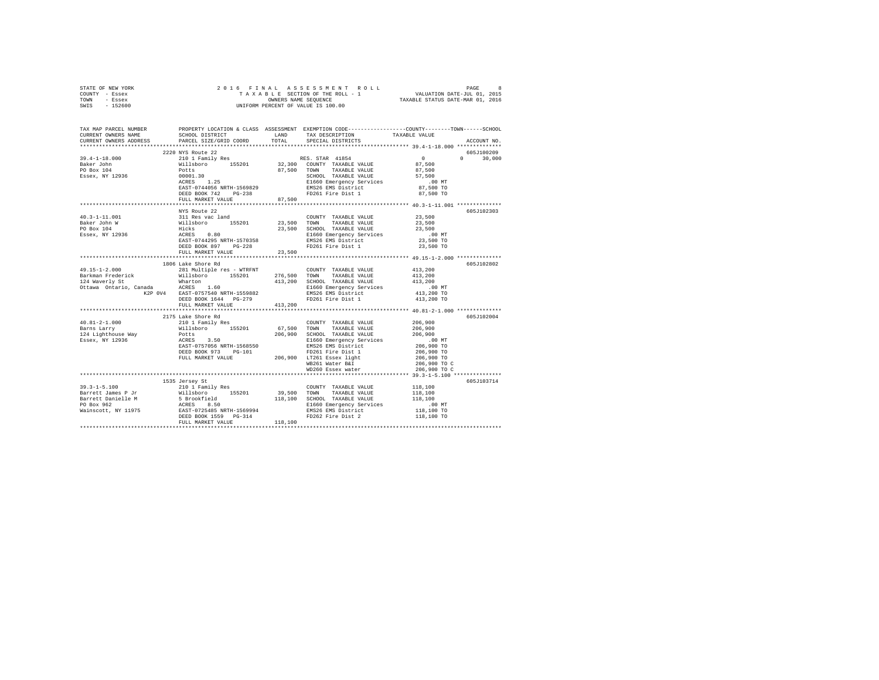STATE OF NEW YORK  
COUNTY - Essex  
TOWN - Essex  
SWIS - 152600

**2016 FINAL ASSESSMENT ROLL**  
TAXABLE SECTION OF THE ROLL - 1  
OWNERS NAME SEQUENCE  
UNIFORM PERCENT OF VALUE IS 100.00

VALUATION DATE-JUL 01, 2015  
TAXABLE STATUS DATE-MAR 01, 2016

```
TAX MAP PARCEL NUMBER      PROPERTY LOCATION & CLASS  ASSESSMENT  EXEMPTION CODE-----------------COUNTY--------TOWN------SCHOOL
CURRENT OWNERS NAME        SCHOOL DISTRICT             LAND       TAX DESCRIPTION            TAXABLE VALUE
CURRENT OWNERS ADDRESS     PARCEL SIZE/GRID COORD      TOTAL      SPECIAL DISTRICTS                                  ACCOUNT NO.
******************************************************************************************************* 39.4-1-18.000 **************
                           2220 NYS Route 22                                                                          605J100209
39.4-1-18.000              210 1 Family Res                       RES. STAR 41854              0           0        30,000
Baker John                 Willsboro      155201       32,300    COUNTY  TAXABLE VALUE          87,500
PO Box 104                 Potts                       87,500    TOWN    TAXABLE VALUE          87,500
Essex, NY 12936            00001.30                              SCHOOL  TAXABLE VALUE          57,500
                           ACRES    1.25                         E1660 Emergency Services          .00 MT
                           EAST-0744056 NRTH-1569829             EMS26 EMS District             87,500 TO
                           DEED BOOK 742    PG-238               FD261 Fire Dist 1              87,500 TO
                           FULL MARKET VALUE           87,500
******************************************************************************************************* 40.3-1-11.001 **************
                           NYS Route 22                                                                               605J102303
40.3-1-11.001              311 Res vac land                      COUNTY  TAXABLE VALUE          23,500
Baker John W               Willsboro      155201       23,500    TOWN    TAXABLE VALUE          23,500
PO Box 104                 Hicks                       23,500    SCHOOL  TAXABLE VALUE          23,500
Essex, NY 12936            ACRES    0.80                         E1660 Emergency Services          .00 MT
                           EAST-0744295 NRTH-1570358             EMS26 EMS District             23,500 TO
                           DEED BOOK 897    PG-228               FD261 Fire Dist 1              23,500 TO
                           FULL MARKET VALUE           23,500
******************************************************************************************************* 49.15-1-2.000 **************
                           1806 Lake Shore Rd                                                                         605J102802
49.15-1-2.000              281 Multiple res - WTRFNT             COUNTY  TAXABLE VALUE         413,200
Barkman Frederick          Willsboro      155201      276,500    TOWN    TAXABLE VALUE         413,200
124 Waverly St             Wharton                    413,200    SCHOOL  TAXABLE VALUE         413,200
Ottawa  Ontario, Canada    ACRES    1.60                         E1660 Emergency Services          .00 MT
               K2P 0V4     EAST-0757540 NRTH-1559882             EMS26 EMS District            413,200 TO
                           DEED BOOK 1644   PG-279               FD261 Fire Dist 1             413,200 TO
                           FULL MARKET VALUE          413,200
******************************************************************************************************* 40.81-2-1.000 **************
                           2175 Lake Shore Rd                                                                         605J102004
40.81-2-1.000              210 1 Family Res                      COUNTY  TAXABLE VALUE         206,900
Barns Larry                Willsboro      155201       67,500    TOWN    TAXABLE VALUE         206,900
124 Lighthouse Way         Potts                      206,900    SCHOOL  TAXABLE VALUE         206,900
Essex, NY 12936            ACRES    3.50                         E1660 Emergency Services          .00 MT
                           EAST-0757056 NRTH-1568550             EMS26 EMS District            206,900 TO
                           DEED BOOK 973    PG-101               FD261 Fire Dist 1             206,900 TO
                           FULL MARKET VALUE          206,900    LT261 Essex light             206,900 TO
                                                                 WB261 Water B&I               206,900 TO C
                                                                 WD260 Essex water             206,900 TO C
******************************************************************************************************* 39.3-1-5.100 ***************
                           1535 Jersey St                                                                             605J103714
39.3-1-5.100               210 1 Family Res                      COUNTY  TAXABLE VALUE         118,100
Barrett James P Jr         Willsboro      155201       39,500    TOWN    TAXABLE VALUE         118,100
Barrett Danielle M         5 Brookfield               118,100    SCHOOL  TAXABLE VALUE         118,100
PO Box 962                 ACRES    8.50                         E1660 Emergency Services          .00 MT
Wainscott, NY 11975        EAST-0725485 NRTH-1569994             EMS26 EMS District            118,100 TO
                           DEED BOOK 1559   PG-314               FD262 Fire Dist 2             118,100 TO
                           FULL MARKET VALUE          118,100
************************************************************************************************************************************
```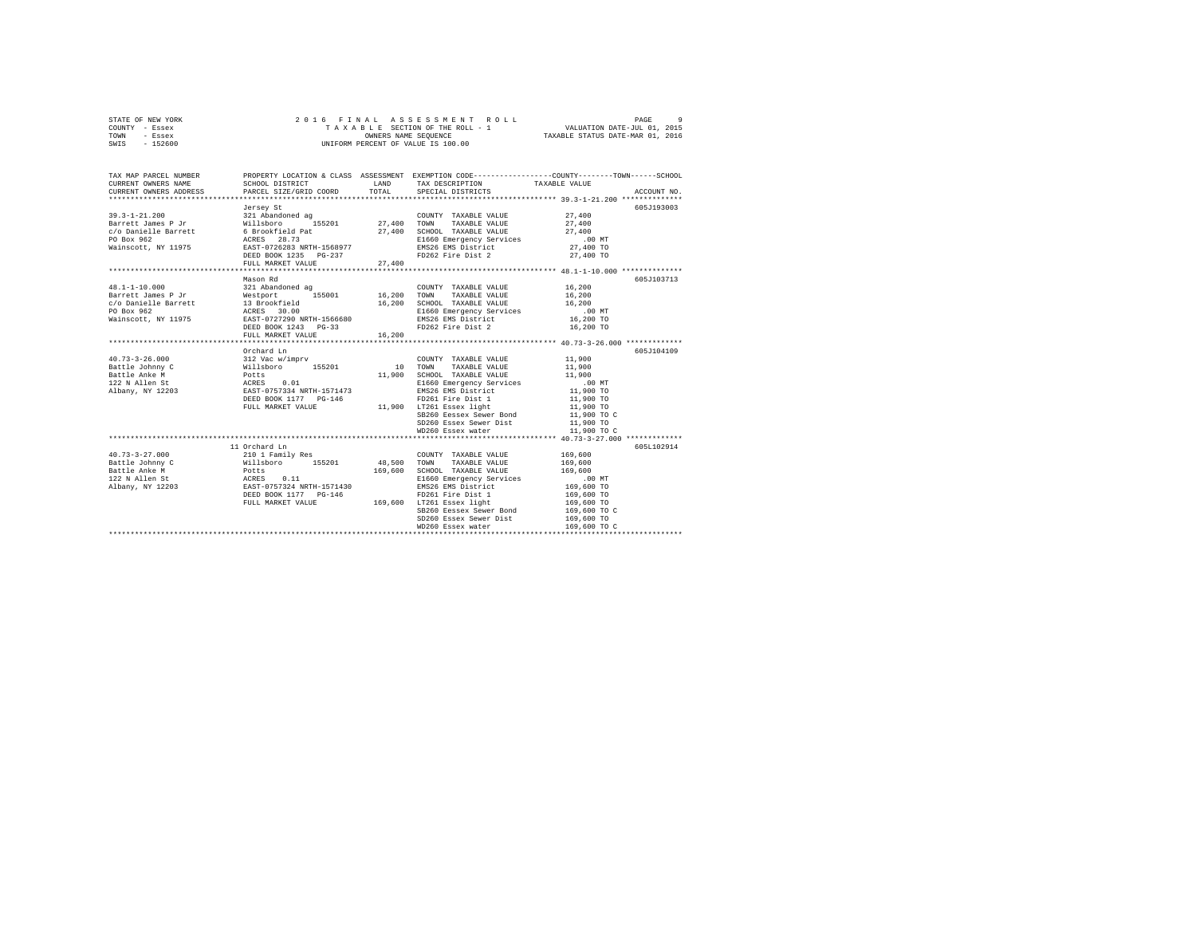STATE OF NEW YORK — 2016 FINAL ASSESSMENT ROLL
COUNTY - Essex — TAXABLE SECTION OF THE ROLL - 1 — VALUATION DATE-JUL 01, 2015
TOWN - Essex — OWNERS NAME SEQUENCE — TAXABLE STATUS DATE-MAR 01, 2016
SWIS - 152600 — UNIFORM PERCENT OF VALUE IS 100.00

```
TAX MAP PARCEL NUMBER          PROPERTY LOCATION & CLASS  ASSESSMENT  EXEMPTION CODE-----------------COUNTY--------TOWN------SCHOOL
CURRENT OWNERS NAME            SCHOOL DISTRICT               LAND      TAX DESCRIPTION             TAXABLE VALUE
CURRENT OWNERS ADDRESS         PARCEL SIZE/GRID COORD        TOTAL     SPECIAL DISTRICTS                                  ACCOUNT NO.
*********************************************************************************************** 39.3-1-21.200 **************
                               Jersey St                                                                            605J193003
39.3-1-21.200                  321 Abandoned ag                        COUNTY  TAXABLE VALUE            27,400
Barrett James P Jr             Willsboro       155201        27,400    TOWN    TAXABLE VALUE            27,400
c/o Danielle Barrett           6 Brookfield Pat              27,400    SCHOOL  TAXABLE VALUE            27,400
PO Box 962                     ACRES   28.73                           E1660 Emergency Services            .00 MT
Wainscott, NY 11975            EAST-0726283 NRTH-1568977               EMS26 EMS District               27,400 TO
                               DEED BOOK 1235   PG-237                 FD262 Fire Dist 2                27,400 TO
                               FULL MARKET VALUE             27,400
*********************************************************************************************** 48.1-1-10.000 **************
                               Mason Rd                                                                             605J103713
48.1-1-10.000                  321 Abandoned ag                        COUNTY  TAXABLE VALUE            16,200
Barrett James P Jr             Westport        155001        16,200    TOWN    TAXABLE VALUE            16,200
c/o Danielle Barrett           13 Brookfield                 16,200    SCHOOL  TAXABLE VALUE            16,200
PO Box 962                     ACRES   30.00                           E1660 Emergency Services            .00 MT
Wainscott, NY 11975            EAST-0727290 NRTH-1566680               EMS26 EMS District               16,200 TO
                               DEED BOOK 1243   PG-33                  FD262 Fire Dist 2                16,200 TO
                               FULL MARKET VALUE             16,200
*********************************************************************************************** 40.73-3-26.000 *************
                               Orchard Ln                                                                           605J104109
40.73-3-26.000                 312 Vac w/imprv                         COUNTY  TAXABLE VALUE            11,900
Battle Johnny C                Willsboro       155201            10    TOWN    TAXABLE VALUE            11,900
Battle Anke M                  Potts                         11,900    SCHOOL  TAXABLE VALUE            11,900
122 N Allen St                 ACRES    0.01                           E1660 Emergency Services            .00 MT
Albany, NY 12203               EAST-0757334 NRTH-1571473               EMS26 EMS District               11,900 TO
                               DEED BOOK 1177   PG-146                 FD261 Fire Dist 1                11,900 TO
                               FULL MARKET VALUE             11,900    LT261 Essex light                11,900 TO
                                                                       SB260 Eessex Sewer Bond          11,900 TO C
                                                                       SD260 Essex Sewer Dist           11,900 TO
                                                                       WD260 Essex water                11,900 TO C
*********************************************************************************************** 40.73-3-27.000 *************
                               11 Orchard Ln                                                                        605L102914
40.73-3-27.000                 210 1 Family Res                        COUNTY  TAXABLE VALUE           169,600
Battle Johnny C                Willsboro       155201        48,500    TOWN    TAXABLE VALUE           169,600
Battle Anke M                  Potts                        169,600    SCHOOL  TAXABLE VALUE           169,600
122 N Allen St                 ACRES    0.11                           E1660 Emergency Services            .00 MT
Albany, NY 12203               EAST-0757324 NRTH-1571430               EMS26 EMS District              169,600 TO
                               DEED BOOK 1177   PG-146                 FD261 Fire Dist 1               169,600 TO
                               FULL MARKET VALUE            169,600    LT261 Essex light               169,600 TO
                                                                       SB260 Eessex Sewer Bond         169,600 TO C
                                                                       SD260 Essex Sewer Dist          169,600 TO
                                                                       WD260 Essex water               169,600 TO C
****************************************************************************************************************************
```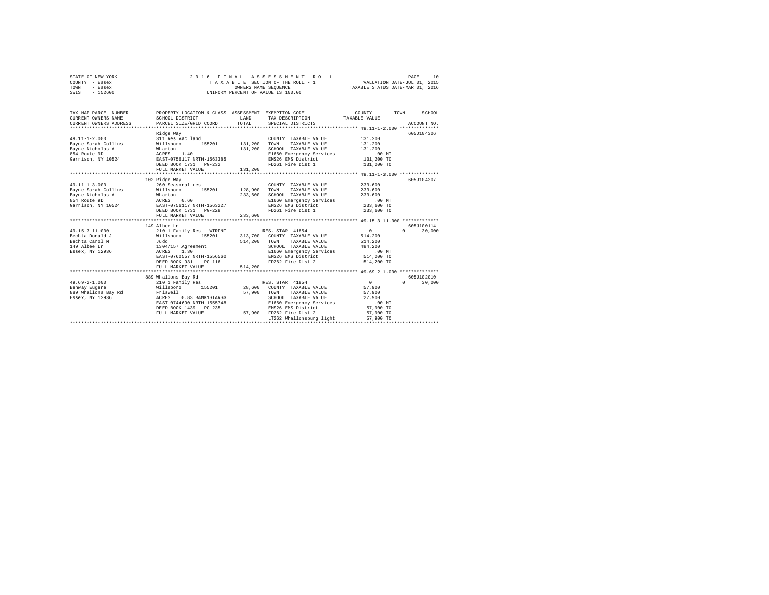STATE OF NEW YORK
COUNTY - Essex
TOWN - Essex
SWIS - 152600

2016 FINAL ASSESSMENT ROLL
TAXABLE SECTION OF THE ROLL - 1
OWNERS NAME SEQUENCE
UNIFORM PERCENT OF VALUE IS 100.00

VALUATION DATE-JUL 01, 2015
TAXABLE STATUS DATE-MAR 01, 2016

| TAX MAP PARCEL NUMBER / CURRENT OWNERS NAME / CURRENT OWNERS ADDRESS | PROPERTY LOCATION & CLASS / SCHOOL DISTRICT / PARCEL SIZE/GRID COORD | ASSESSMENT LAND / TOTAL | EXEMPTION CODE / TAX DESCRIPTION / SPECIAL DISTRICTS | COUNTY / TOWN / SCHOOL TAXABLE VALUE | ACCOUNT NO. |
|---|---|---|---|---|---|
| 49.11-1-2.000 | Ridge Way | | | | 605J104306 |
| | 311 Res vac land | | COUNTY TAXABLE VALUE | 131,200 | |
| Bayne Sarah Collins | Willsboro 155201 | 131,200 | TOWN TAXABLE VALUE | 131,200 | |
| Bayne Nicholas A | Wharton | 131,200 | SCHOOL TAXABLE VALUE | 131,200 | |
| 854 Route 9D | ACRES 1.40 | | E1660 Emergency Services | .00 MT | |
| Garrison, NY 10524 | EAST-0756117 NRTH-1563385 | | EMS26 EMS District | 131,200 TO | |
| | DEED BOOK 1731 PG-232 | | FD261 Fire Dist 1 | 131,200 TO | |
| | FULL MARKET VALUE | 131,200 | | | |
| 49.11-1-3.000 | 102 Ridge Way | | | | 605J104307 |
| | 260 Seasonal res | | COUNTY TAXABLE VALUE | 233,600 | |
| Bayne Sarah Collins | Willsboro 155201 | 128,900 | TOWN TAXABLE VALUE | 233,600 | |
| Bayne Nicholas A | Wharton | 233,600 | SCHOOL TAXABLE VALUE | 233,600 | |
| 854 Route 9D | ACRES 0.60 | | E1660 Emergency Services | .00 MT | |
| Garrison, NY 10524 | EAST-0756117 NRTH-1563227 | | EMS26 EMS District | 233,600 TO | |
| | DEED BOOK 1731 PG-228 | | FD261 Fire Dist 1 | 233,600 TO | |
| | FULL MARKET VALUE | 233,600 | | | |
| 49.15-3-11.000 | 149 Albee Ln | | | | 605J100114 |
| | 210 1 Family Res - WTRFNT | | RES. STAR 41854 | 0 0 30,000 | |
| Bechta Donald J | Willsboro 155201 | 313,700 | COUNTY TAXABLE VALUE | 514,200 | |
| Bechta Carol M | Judd | 514,200 | TOWN TAXABLE VALUE | 514,200 | |
| 149 Albee Ln | 1304/157 Agreement | | SCHOOL TAXABLE VALUE | 484,200 | |
| Essex, NY 12936 | ACRES 1.30 | | E1660 Emergency Services | .00 MT | |
| | EAST-0760557 NRTH-1556560 | | EMS26 EMS District | 514,200 TO | |
| | DEED BOOK 931 PG-116 | | FD262 Fire Dist 2 | 514,200 TO | |
| | FULL MARKET VALUE | 514,200 | | | |
| 49.69-2-1.000 | 889 Whallons Bay Rd | | | | 605J102010 |
| | 210 1 Family Res | | RES. STAR 41854 | 0 0 30,000 | |
| Benway Eugene | Willsboro 155201 | 28,600 | COUNTY TAXABLE VALUE | 57,900 | |
| 889 Whallons Bay Rd | Friswell | 57,900 | TOWN TAXABLE VALUE | 57,900 | |
| Essex, NY 12936 | ACRES 0.83 BANK1STARSG | | SCHOOL TAXABLE VALUE | 27,900 | |
| | EAST-0744690 NRTH-1555748 | | E1660 Emergency Services | .00 MT | |
| | DEED BOOK 1439 PG-235 | | EMS26 EMS District | 57,900 TO | |
| | FULL MARKET VALUE | 57,900 | FD262 Fire Dist 2 | 57,900 TO | |
| | | | LT262 Whallonsburg light | 57,900 TO | |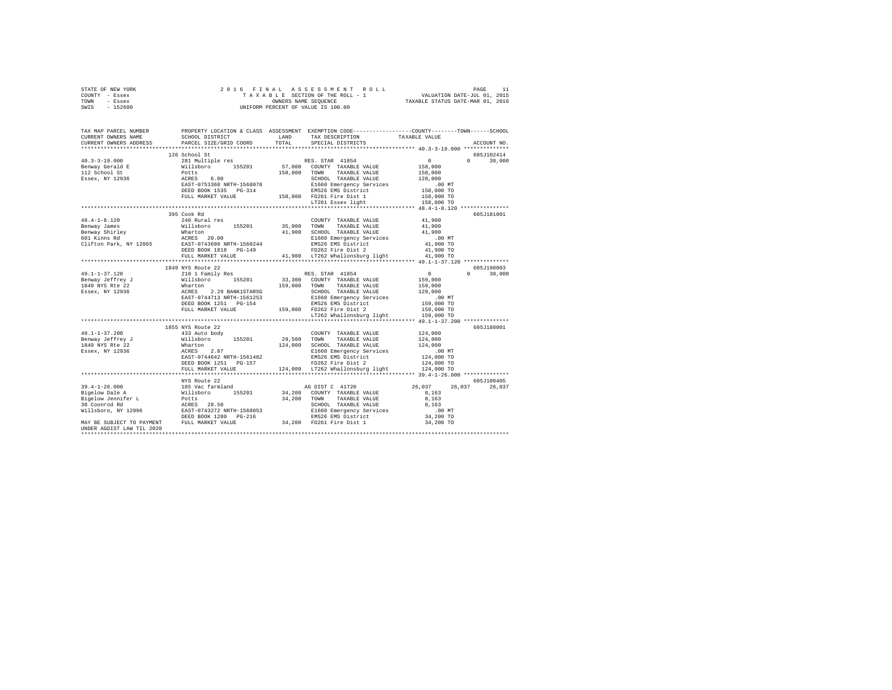STATE OF NEW YORK 2016 FINAL ASSESSMENT ROLL
COUNTY - Essex TAXABLE SECTION OF THE ROLL - 1 VALUATION DATE-JUL 01, 2015
TOWN - Essex OWNERS NAME SEQUENCE TAXABLE STATUS DATE-MAR 01, 2016
SWIS - 152600 UNIFORM PERCENT OF VALUE IS 100.00

```
TAX MAP PARCEL NUMBER          PROPERTY LOCATION & CLASS  ASSESSMENT  EXEMPTION CODE-----------------COUNTY--------TOWN------SCHOOL
CURRENT OWNERS NAME            SCHOOL DISTRICT              LAND      TAX DESCRIPTION            TAXABLE VALUE
CURRENT OWNERS ADDRESS         PARCEL SIZE/GRID COORD       TOTAL     SPECIAL DISTRICTS                                      ACCOUNT NO.
*********************************************************************************************************** 40.3-3-19.000 **************
                               126 School St                                                                              605J102414
40.3-3-19.000                  281 Multiple res                       RES. STAR 41854                0            0        30,000
Benway Gerald E                Willsboro       155201       57,000    COUNTY  TAXABLE VALUE        158,000
112 School St                  Potts                       158,000    TOWN    TAXABLE VALUE        158,000
Essex, NY 12936                ACRES    6.00                          SCHOOL  TAXABLE VALUE        128,000
                               EAST-0753360 NRTH-1568078              E1660 Emergency Services          .00 MT
                               DEED BOOK 1535   PG-314                EMS26 EMS District            158,000 TO
                               FULL MARKET VALUE           158,000    FD261 Fire Dist 1             158,000 TO
                                                                      LT261 Essex light             158,000 TO
*********************************************************************************************************** 48.4-1-8.120 ***************
                               395 Cook Rd                                                                                605J181001
48.4-1-8.120                   240 Rural res                          COUNTY  TAXABLE VALUE         41,900
Benway James                   Willsboro       155201       35,000    TOWN    TAXABLE VALUE         41,900
Benway Shirley                 Wharton                      41,900    SCHOOL  TAXABLE VALUE         41,900
601 Kinns Rd                   ACRES   20.00                          E1660 Emergency Services          .00 MT
Clifton Park, NY 12065         EAST-0743698 NRTH-1560244              EMS26 EMS District             41,900 TO
                               DEED BOOK 1818   PG-149                FD262 Fire Dist 2              41,900 TO
                               FULL MARKET VALUE            41,900    LT262 Whallonsburg light       41,900 TO
*********************************************************************************************************** 49.1-1-37.120 **************
                               1849 NYS Route 22                                                                          605J190003
49.1-1-37.120                  210 1 Family Res                       RES. STAR 41854                0            0        30,000
Benway Jeffrey J               Willsboro       155201       33,300    COUNTY  TAXABLE VALUE        159,000
1849 NYS Rte 22                Wharton                     159,000    TOWN    TAXABLE VALUE        159,000
Essex, NY 12936                ACRES    2.29 BANK1STARSG              SCHOOL  TAXABLE VALUE        129,000
                               EAST-0744713 NRTH-1561253              E1660 Emergency Services          .00 MT
                               DEED BOOK 1251   PG-154                EMS26 EMS District            159,000 TO
                               FULL MARKET VALUE           159,000    FD262 Fire Dist 2             159,000 TO
                                                                      LT262 Whallonsburg light      159,000 TO
*********************************************************************************************************** 49.1-1-37.200 **************
                               1855 NYS Route 22                                                                          605J188001
49.1-1-37.200                  433 Auto body                          COUNTY  TAXABLE VALUE        124,000
Benway Jeffrey J               Willsboro       155201       29,500    TOWN    TAXABLE VALUE        124,000
1849 NYS Rte 22                Wharton                     124,000    SCHOOL  TAXABLE VALUE        124,000
Essex, NY 12936                ACRES    2.87                          E1660 Emergency Services          .00 MT
                               EAST-0744642 NRTH-1561482              EMS26 EMS District            124,000 TO
                               DEED BOOK 1251   PG-157                FD262 Fire Dist 2             124,000 TO
                               FULL MARKET VALUE           124,000    LT262 Whallonsburg light      124,000 TO
*********************************************************************************************************** 39.4-1-26.000 **************
                               NYS Route 22                                                                               605J100405
39.4-1-26.000                  105 Vac farmland                       AG DIST C 41720           26,037       26,037        26,037
Bigelow Dale A                 Willsboro       155201       34,200    COUNTY  TAXABLE VALUE          8,163
Bigelow Jennifer L             Potts                        34,200    TOWN    TAXABLE VALUE          8,163
38 Coonrod Rd                  ACRES   28.50                          SCHOOL  TAXABLE VALUE          8,163
Willsboro, NY 12996            EAST-0743272 NRTH-1568053              E1660 Emergency Services          .00 MT
                               DEED BOOK 1280   PG-216                EMS26 EMS District             34,200 TO
MAY BE SUBJECT TO PAYMENT      FULL MARKET VALUE            34,200    FD261 Fire Dist 1              34,200 TO
UNDER AGDIST LAW TIL 2020
******************************************************************************************************************************************
```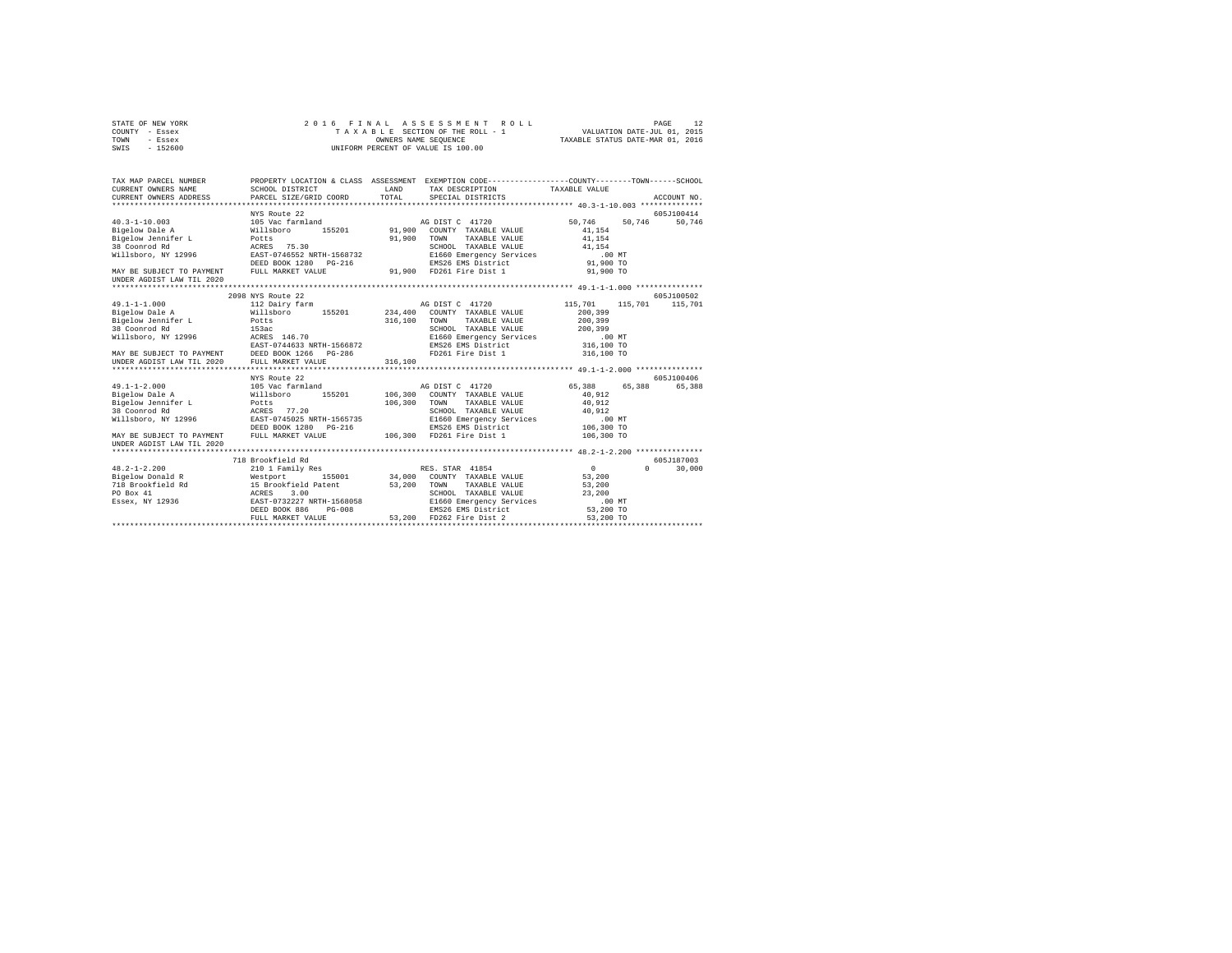STATE OF NEW YORK  
COUNTY - Essex  
TOWN - Essex  
SWIS - 152600

2 0 1 6 F I N A L A S S E S S M E N T R O L L  
T A X A B L E SECTION OF THE ROLL - 1  
OWNERS NAME SEQUENCE  
UNIFORM PERCENT OF VALUE IS 100.00

VALUATION DATE-JUL 01, 2015  
TAXABLE STATUS DATE-MAR 01, 2016

```
TAX MAP PARCEL NUMBER          PROPERTY LOCATION & CLASS  ASSESSMENT  EXEMPTION CODE-----------------COUNTY--------TOWN------SCHOOL
CURRENT OWNERS NAME            SCHOOL DISTRICT              LAND      TAX DESCRIPTION            TAXABLE VALUE
CURRENT OWNERS ADDRESS         PARCEL SIZE/GRID COORD       TOTAL     SPECIAL DISTRICTS                                    ACCOUNT NO.
******************************************************************************************************* 40.3-1-10.003 **************
                               NYS Route 22                                                                              605J100414
40.3-1-10.003                  105 Vac farmland                        AG DIST C  41720              50,746     50,746     50,746
Bigelow Dale A                 Willsboro       155201       91,900     COUNTY  TAXABLE VALUE          41,154
Bigelow Jennifer L             Potts                        91,900     TOWN    TAXABLE VALUE          41,154
38 Coonrod Rd                  ACRES  75.30                            SCHOOL  TAXABLE VALUE          41,154
Willsboro, NY 12996            EAST-0746552 NRTH-1568732               E1660 Emergency Services            .00 MT
                               DEED BOOK 1280   PG-216                 EMS26 EMS District              91,900 TO
MAY BE SUBJECT TO PAYMENT      FULL MARKET VALUE            91,900     FD261 Fire Dist 1               91,900 TO
UNDER AGDIST LAW TIL 2020
******************************************************************************************************* 49.1-1-1.000 ***************
                               2098 NYS Route 22                                                                         605J100502
49.1-1-1.000                   112 Dairy farm                          AG DIST C  41720             115,701    115,701    115,701
Bigelow Dale A                 Willsboro       155201      234,400     COUNTY  TAXABLE VALUE         200,399
Bigelow Jennifer L             Potts                       316,100     TOWN    TAXABLE VALUE         200,399
38 Coonrod Rd                  153ac                                   SCHOOL  TAXABLE VALUE         200,399
Willsboro, NY 12996            ACRES 146.70                            E1660 Emergency Services            .00 MT
                               EAST-0744633 NRTH-1566872               EMS26 EMS District             316,100 TO
MAY BE SUBJECT TO PAYMENT      DEED BOOK 1266   PG-286                 FD261 Fire Dist 1              316,100 TO
UNDER AGDIST LAW TIL 2020      FULL MARKET VALUE           316,100
******************************************************************************************************* 49.1-1-2.000 ***************
                               NYS Route 22                                                                              605J100406
49.1-1-2.000                   105 Vac farmland                        AG DIST C  41720              65,388     65,388     65,388
Bigelow Dale A                 Willsboro       155201      106,300     COUNTY  TAXABLE VALUE          40,912
Bigelow Jennifer L             Potts                       106,300     TOWN    TAXABLE VALUE          40,912
38 Coonrod Rd                  ACRES  77.20                            SCHOOL  TAXABLE VALUE          40,912
Willsboro, NY 12996            EAST-0745025 NRTH-1565735               E1660 Emergency Services            .00 MT
                               DEED BOOK 1280   PG-216                 EMS26 EMS District             106,300 TO
MAY BE SUBJECT TO PAYMENT      FULL MARKET VALUE           106,300     FD261 Fire Dist 1              106,300 TO
UNDER AGDIST LAW TIL 2020
******************************************************************************************************* 48.2-1-2.200 ***************
                               718 Brookfield Rd                                                                         605J187003
48.2-1-2.200                   210 1 Family Res                        RES. STAR  41854                   0          0     30,000
Bigelow Donald R               Westport        155001       34,000     COUNTY  TAXABLE VALUE          53,200
718 Brookfield Rd              15 Brookfield Patent         53,200     TOWN    TAXABLE VALUE          53,200
PO Box 41                      ACRES   3.00                            SCHOOL  TAXABLE VALUE          23,200
Essex, NY 12936                EAST-0732227 NRTH-1568058               E1660 Emergency Services            .00 MT
                               DEED BOOK 886    PG-008                 EMS26 EMS District              53,200 TO
                               FULL MARKET VALUE            53,200     FD262 Fire Dist 2               53,200 TO
************************************************************************************************************************************
```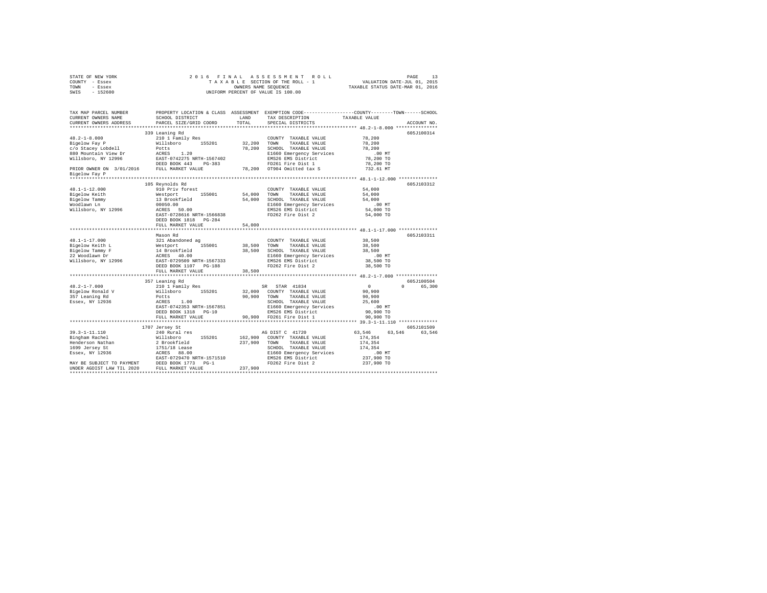STATE OF NEW YORK &nbsp;&nbsp;&nbsp;&nbsp; 2016 FINAL ASSESSMENT ROLL &nbsp;&nbsp;&nbsp;&nbsp; PAGE 13
COUNTY - Essex &nbsp;&nbsp;&nbsp;&nbsp; TAXABLE SECTION OF THE ROLL - 1 &nbsp;&nbsp;&nbsp;&nbsp; VALUATION DATE-JUL 01, 2015
TOWN - Essex &nbsp;&nbsp;&nbsp;&nbsp; OWNERS NAME SEQUENCE &nbsp;&nbsp;&nbsp;&nbsp; TAXABLE STATUS DATE-MAR 01, 2016
SWIS - 152600 &nbsp;&nbsp;&nbsp;&nbsp; UNIFORM PERCENT OF VALUE IS 100.00

```
TAX MAP PARCEL NUMBER          PROPERTY LOCATION & CLASS  ASSESSMENT  EXEMPTION CODE-----------------COUNTY--------TOWN------SCHOOL
CURRENT OWNERS NAME            SCHOOL DISTRICT              LAND      TAX DESCRIPTION            TAXABLE VALUE
CURRENT OWNERS ADDRESS         PARCEL SIZE/GRID COORD       TOTAL     SPECIAL DISTRICTS                                  ACCOUNT NO.
****************************************************************************************************** 48.2-1-8.000 ***************
                               339 Leaning Rd                                                                          605J100314
48.2-1-8.000                   210 1 Family Res                        COUNTY  TAXABLE VALUE           78,200
Bigelow Fay P                  Willsboro      155201       32,200      TOWN    TAXABLE VALUE           78,200
c/o Stacey Lobdell             Potts                       78,200      SCHOOL  TAXABLE VALUE           78,200
880 Mountain View Dr           ACRES    1.20                           E1660 Emergency Services           .00 MT
Willsboro, NY 12996            EAST-0742275 NRTH-1567402               EMS26 EMS District              78,200 TO
                               DEED BOOK 443    PG-383                 FD261 Fire Dist 1               78,200 TO
PRIOR OWNER ON 3/01/2016       FULL MARKET VALUE           78,200      OT904 Omitted tax S             732.61 MT
Bigelow Fay P
****************************************************************************************************** 48.1-1-12.000 **************
                               105 Reynolds Rd                                                                         605J103312
48.1-1-12.000                  910 Priv forest                         COUNTY  TAXABLE VALUE           54,000
Bigelow Keith                  Westport       155001       54,000      TOWN    TAXABLE VALUE           54,000
Bigelow Tammy                  13 Brookfield               54,000      SCHOOL  TAXABLE VALUE           54,000
Woodlawn Ln                    00050.00                                E1660 Emergency Services           .00 MT
Willsboro, NY 12996            ACRES   50.00                           EMS26 EMS District              54,000 TO
                               EAST-0728616 NRTH-1566838               FD262 Fire Dist 2               54,000 TO
                               DEED BOOK 1818   PG-284
                               FULL MARKET VALUE           54,000
****************************************************************************************************** 48.1-1-17.000 **************
                               Mason Rd                                                                                605J103311
48.1-1-17.000                  321 Abandoned ag                        COUNTY  TAXABLE VALUE           38,500
Bigelow Keith L                Westport       155001       38,500      TOWN    TAXABLE VALUE           38,500
Bigelow Tammy F                14 Brookfield               38,500      SCHOOL  TAXABLE VALUE           38,500
22 Woodlawn Dr                 ACRES   40.00                           E1660 Emergency Services           .00 MT
Willsboro, NY 12996            EAST-0729509 NRTH-1567333               EMS26 EMS District              38,500 TO
                               DEED BOOK 1107   PG-188                 FD262 Fire Dist 2               38,500 TO
                               FULL MARKET VALUE           38,500
****************************************************************************************************** 48.2-1-7.000 ***************
                               357 Leaning Rd                                                                          605J100504
48.2-1-7.000                   210 1 Family Res                        SR  STAR 41834                       0           0     65,300
Bigelow Ronald V               Willsboro      155201       32,000      COUNTY  TAXABLE VALUE           90,900
357 Leaning Rd                 Potts                       90,900      TOWN    TAXABLE VALUE           90,900
Essex, NY 12936                ACRES    1.00                           SCHOOL  TAXABLE VALUE           25,600
                               EAST-0742353 NRTH-1567851               E1660 Emergency Services           .00 MT
                               DEED BOOK 1318   PG-10                  EMS26 EMS District              90,900 TO
                               FULL MARKET VALUE           90,900      FD261 Fire Dist 1               90,900 TO
****************************************************************************************************** 39.3-1-11.110 **************
                               1707 Jersey St                                                                          605J101509
39.3-1-11.110                  240 Rural res                           AG DIST C 41720                 63,546      63,546     63,546
Bingham Rachel                 Willsboro      155201      162,900      COUNTY  TAXABLE VALUE          174,354
Henderson Nathan               2 Brookfield               237,900      TOWN    TAXABLE VALUE          174,354
1699 Jersey St                 1751/18 Lease                           SCHOOL  TAXABLE VALUE          174,354
Essex, NY 12936                ACRES   88.00                           E1660 Emergency Services           .00 MT
                               EAST-0729470 NRTH-1571510               EMS26 EMS District             237,900 TO
MAY BE SUBJECT TO PAYMENT      DEED BOOK 1773   PG-1                   FD262 Fire Dist 2              237,900 TO
UNDER AGDIST LAW TIL 2020      FULL MARKET VALUE          237,900
************************************************************************************************************************************
```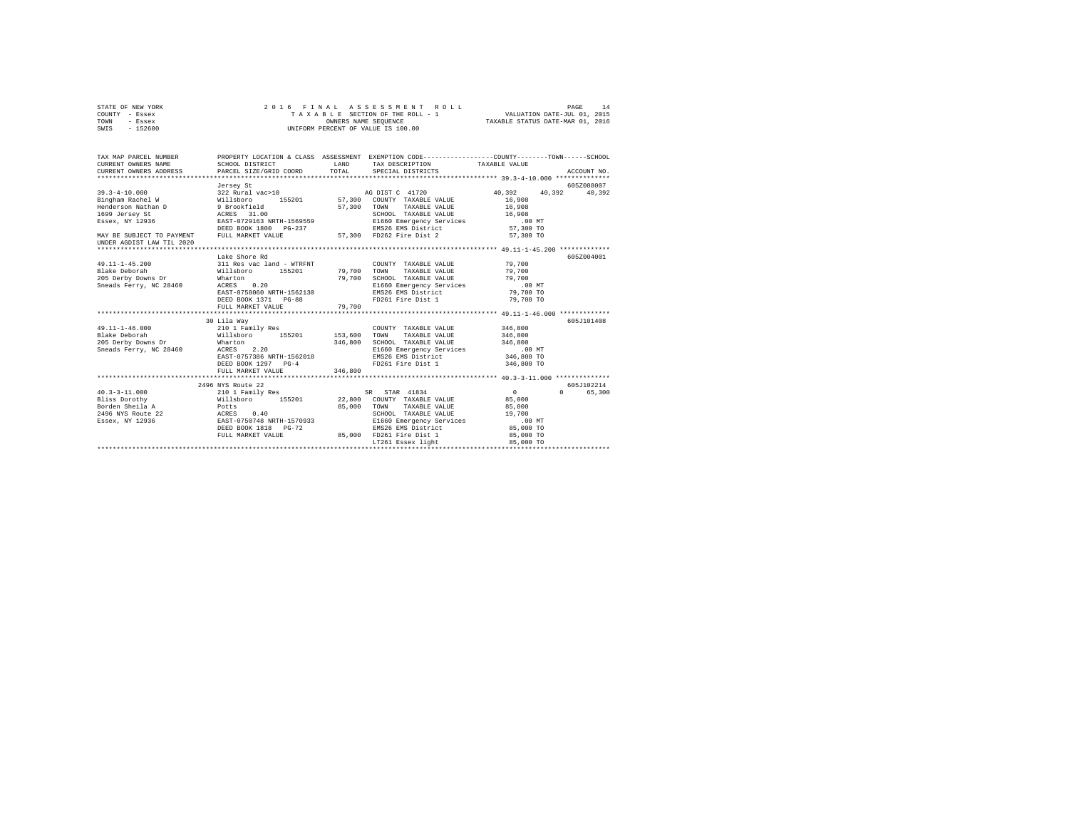STATE OF NEW YORK &nbsp;&nbsp;&nbsp;&nbsp;&nbsp;&nbsp;&nbsp;&nbsp;&nbsp;&nbsp;2016 FINAL ASSESSMENT ROLL
COUNTY - Essex &nbsp;&nbsp;&nbsp;&nbsp;&nbsp;&nbsp;&nbsp;&nbsp;&nbsp;&nbsp;TAXABLE SECTION OF THE ROLL - 1 &nbsp;&nbsp;&nbsp;&nbsp;&nbsp;&nbsp;&nbsp;&nbsp;&nbsp;&nbsp;VALUATION DATE-JUL 01, 2015
TOWN - Essex &nbsp;&nbsp;&nbsp;&nbsp;&nbsp;&nbsp;&nbsp;&nbsp;&nbsp;&nbsp;OWNERS NAME SEQUENCE &nbsp;&nbsp;&nbsp;&nbsp;&nbsp;&nbsp;&nbsp;&nbsp;&nbsp;&nbsp;TAXABLE STATUS DATE-MAR 01, 2016
SWIS - 152600 &nbsp;&nbsp;&nbsp;&nbsp;&nbsp;&nbsp;&nbsp;&nbsp;&nbsp;&nbsp;UNIFORM PERCENT OF VALUE IS 100.00

```
TAX MAP PARCEL NUMBER          PROPERTY LOCATION & CLASS  ASSESSMENT  EXEMPTION CODE-----------------COUNTY--------TOWN------SCHOOL
CURRENT OWNERS NAME            SCHOOL DISTRICT               LAND      TAX DESCRIPTION            TAXABLE VALUE
CURRENT OWNERS ADDRESS         PARCEL SIZE/GRID COORD        TOTAL     SPECIAL DISTRICTS                                     ACCOUNT NO.
******************************************************************************************************* 39.3-4-10.000 **************
                               Jersey St                                                                                 605Z008007
39.3-4-10.000                  322 Rural vac>10                        AG DIST C  41720               40,392     40,392     40,392
Bingham Rachel W               Willsboro      155201         57,300   COUNTY  TAXABLE VALUE           16,908
Henderson Nathan D             9 Brookfield                  57,300   TOWN    TAXABLE VALUE           16,908
1699 Jersey St                 ACRES  31.00                           SCHOOL  TAXABLE VALUE           16,908
Essex, NY 12936                EAST-0729163 NRTH-1569559              E1660 Emergency Services           .00 MT
                               DEED BOOK 1800   PG-237                EMS26 EMS District              57,300 TO
MAY BE SUBJECT TO PAYMENT      FULL MARKET VALUE             57,300   FD262 Fire Dist 2               57,300 TO
UNDER AGDIST LAW TIL 2020
******************************************************************************************************* 49.11-1-45.200 *************
                               Lake Shore Rd                                                                             605Z004001
49.11-1-45.200                 311 Res vac land - WTRFNT              COUNTY  TAXABLE VALUE           79,700
Blake Deborah                  Willsboro      155201         79,700   TOWN    TAXABLE VALUE           79,700
205 Derby Downs Dr             Wharton                       79,700   SCHOOL  TAXABLE VALUE           79,700
Sneads Ferry, NC 28460         ACRES   0.20                           E1660 Emergency Services           .00 MT
                               EAST-0758060 NRTH-1562130              EMS26 EMS District              79,700 TO
                               DEED BOOK 1371   PG-88                 FD261 Fire Dist 1               79,700 TO
                               FULL MARKET VALUE             79,700
******************************************************************************************************* 49.11-1-46.000 *************
                            30 Lila Way                                                                                  605J101408
49.11-1-46.000                 210 1 Family Res                       COUNTY  TAXABLE VALUE          346,800
Blake Deborah                  Willsboro      155201        153,600   TOWN    TAXABLE VALUE          346,800
205 Derby Downs Dr             Wharton                      346,800   SCHOOL  TAXABLE VALUE          346,800
Sneads Ferry, NC 28460         ACRES   2.20                           E1660 Emergency Services           .00 MT
                               EAST-0757386 NRTH-1562018              EMS26 EMS District             346,800 TO
                               DEED BOOK 1297   PG-4                  FD261 Fire Dist 1              346,800 TO
                               FULL MARKET VALUE            346,800
******************************************************************************************************* 40.3-3-11.000 **************
                          2496 NYS Route 22                                                                              605J102214
40.3-3-11.000                  210 1 Family Res                        SR  STAR  41834                    0          0     65,300
Bliss Dorothy                  Willsboro      155201         22,800   COUNTY  TAXABLE VALUE           85,000
Borden Sheila A                Potts                         85,000   TOWN    TAXABLE VALUE           85,000
2496 NYS Route 22              ACRES   0.40                           SCHOOL  TAXABLE VALUE           19,700
Essex, NY 12936                EAST-0750748 NRTH-1570933              E1660 Emergency Services           .00 MT
                               DEED BOOK 1818   PG-72                 EMS26 EMS District              85,000 TO
                               FULL MARKET VALUE             85,000   FD261 Fire Dist 1               85,000 TO
                                                                      LT261 Essex light               85,000 TO
************************************************************************************************************************************
```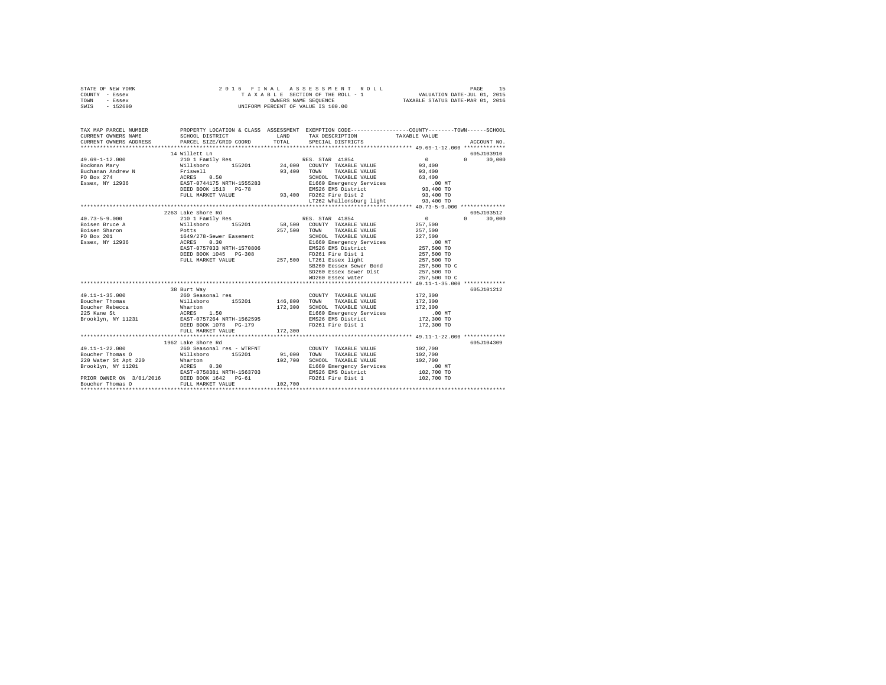```
STATE OF NEW YORK              2 0 1 6   F I N A L   A S S E S S M E N T   R O L L                     PAGE    15
COUNTY  - Essex                 T A X A B L E  SECTION OF THE ROLL - 1              VALUATION DATE-JUL 01, 2015
TOWN    - Essex                          OWNERS NAME SEQUENCE                   TAXABLE STATUS DATE-MAR 01, 2016
SWIS    - 152600                   UNIFORM PERCENT OF VALUE IS 100.00


TAX MAP PARCEL NUMBER          PROPERTY LOCATION & CLASS  ASSESSMENT  EXEMPTION CODE-----------------COUNTY--------TOWN------SCHOOL
CURRENT OWNERS NAME            SCHOOL DISTRICT              LAND      TAX DESCRIPTION            TAXABLE VALUE
CURRENT OWNERS ADDRESS         PARCEL SIZE/GRID COORD      TOTAL      SPECIAL DISTRICTS                                   ACCOUNT NO.
******************************************************************************************************* 49.69-1-12.000 *************
                    14 Willett Ln                                                                                   605J103910
49.69-1-12.000                 210 1 Family Res                       RES. STAR  41854                  0           0     30,000
Bockman Mary                   Willsboro      155201       24,000     COUNTY  TAXABLE VALUE           93,400
Buchanan Andrew N              Friswell                    93,400     TOWN    TAXABLE VALUE           93,400
PO Box 274                     ACRES    0.50                          SCHOOL  TAXABLE VALUE           63,400
Essex, NY 12936                EAST-0744175 NRTH-1555283              E1660 Emergency Services           .00 MT
                               DEED BOOK 1513   PG-78                 EMS26 EMS District              93,400 TO
                               FULL MARKET VALUE           93,400     FD262 Fire Dist 2               93,400 TO
                                                                      LT262 Whallonsburg light        93,400 TO
******************************************************************************************************* 40.73-5-9.000 **************
                    2263 Lake Shore Rd                                                                              605J103512
40.73-5-9.000                  210 1 Family Res                       RES. STAR  41854                  0           0     30,000
Boisen Bruce A                 Willsboro      155201       58,500     COUNTY  TAXABLE VALUE          257,500
Boisen Sharon                  Potts                      257,500     TOWN    TAXABLE VALUE          257,500
PO Box 201                     1649/278-Sewer Easement                SCHOOL  TAXABLE VALUE          227,500
Essex, NY 12936                ACRES    0.30                          E1660 Emergency Services           .00 MT
                               EAST-0757033 NRTH-1570806              EMS26 EMS District             257,500 TO
                               DEED BOOK 1045   PG-308                FD261 Fire Dist 1              257,500 TO
                               FULL MARKET VALUE          257,500     LT261 Essex light              257,500 TO
                                                                      SB260 Eessex Sewer Bond        257,500 TO C
                                                                      SD260 Essex Sewer Dist         257,500 TO
                                                                      WD260 Essex water              257,500 TO C
******************************************************************************************************* 49.11-1-35.000 *************
                    38 Burt Way                                                                                     605J101212
49.11-1-35.000                 260 Seasonal res                       COUNTY  TAXABLE VALUE          172,300
Boucher Thomas                 Willsboro      155201      146,800     TOWN    TAXABLE VALUE          172,300
Boucher Rebecca                Wharton                    172,300     SCHOOL  TAXABLE VALUE          172,300
225 Kane St                    ACRES    1.50                          E1660 Emergency Services           .00 MT
Brooklyn, NY 11231             EAST-0757264 NRTH-1562595              EMS26 EMS District             172,300 TO
                               DEED BOOK 1078   PG-179                FD261 Fire Dist 1              172,300 TO
                               FULL MARKET VALUE          172,300
******************************************************************************************************* 49.11-1-22.000 *************
                    1962 Lake Shore Rd                                                                              605J104309
49.11-1-22.000                 260 Seasonal res - WTRFNT              COUNTY  TAXABLE VALUE          102,700
Boucher Thomas O               Willsboro      155201       91,000     TOWN    TAXABLE VALUE          102,700
220 Water St Apt 220           Wharton                    102,700     SCHOOL  TAXABLE VALUE          102,700
Brooklyn, NY 11201             ACRES    0.30                          E1660 Emergency Services           .00 MT
                               EAST-0758381 NRTH-1563703              EMS26 EMS District             102,700 TO
PRIOR OWNER ON 3/01/2016       DEED BOOK 1642   PG-61                 FD261 Fire Dist 1              102,700 TO
Boucher Thomas O               FULL MARKET VALUE          102,700
************************************************************************************************************************************
```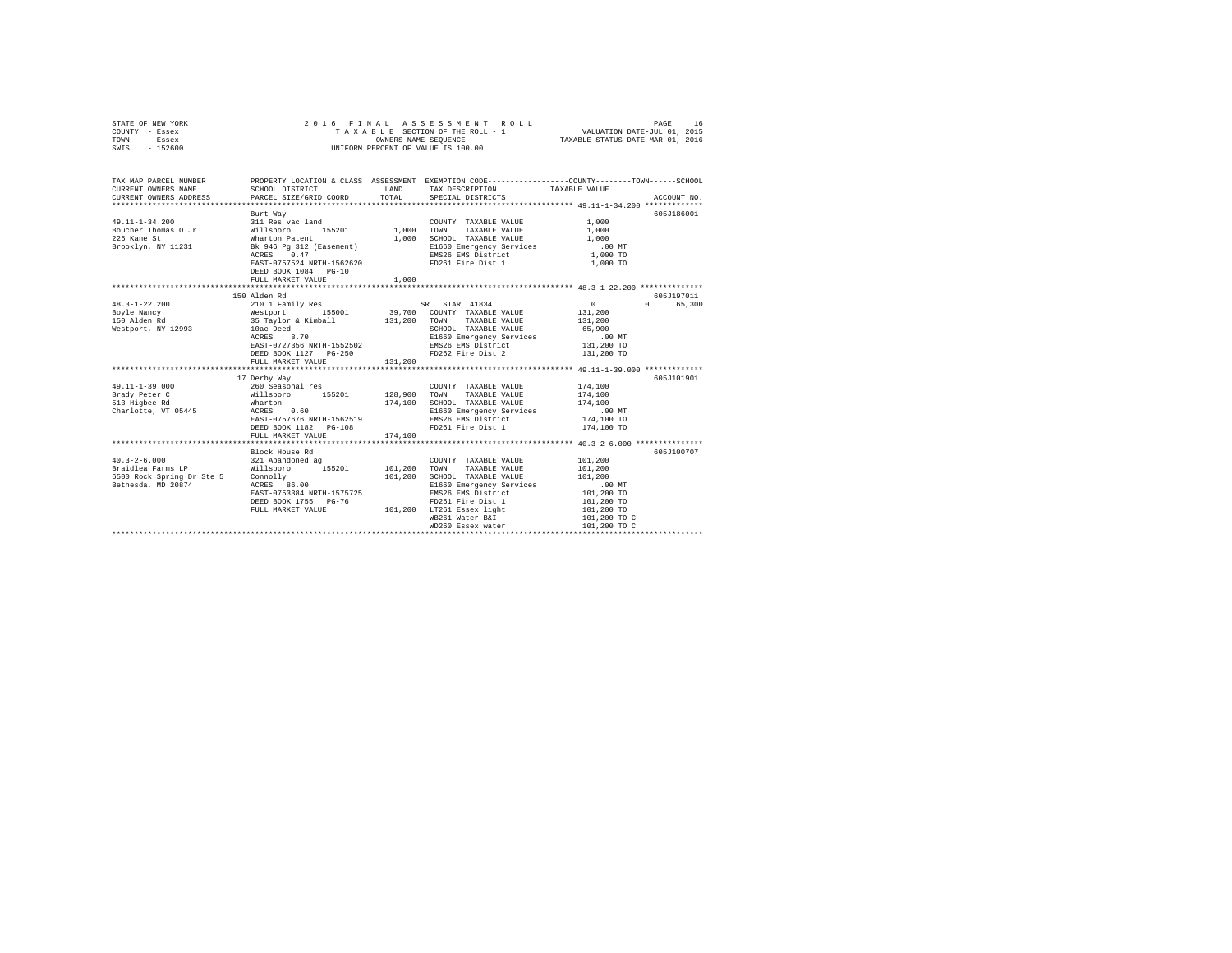STATE OF NEW YORK
COUNTY - Essex
TOWN - Essex
SWIS - 152600

2016 FINAL ASSESSMENT ROLL
TAXABLE SECTION OF THE ROLL - 1
OWNERS NAME SEQUENCE
UNIFORM PERCENT OF VALUE IS 100.00

VALUATION DATE-JUL 01, 2015
TAXABLE STATUS DATE-MAR 01, 2016

| TAX MAP PARCEL NUMBER / CURRENT OWNERS NAME / CURRENT OWNERS ADDRESS | PROPERTY LOCATION & CLASS / SCHOOL DISTRICT / PARCEL SIZE/GRID COORD | ASSESSMENT LAND / TOTAL | EXEMPTION CODE / TAX DESCRIPTION / SPECIAL DISTRICTS | COUNTY / TOWN / SCHOOL TAXABLE VALUE | ACCOUNT NO. |
|---|---|---|---|---|---|
| **49.11-1-34.200** | Burt Way | | | | 605J186001 |
| 49.11-1-34.200 | 311 Res vac land | | COUNTY TAXABLE VALUE | 1,000 | |
| Boucher Thomas O Jr | Willsboro 155201 | 1,000 | TOWN TAXABLE VALUE | 1,000 | |
| 225 Kane St | Wharton Patent | 1,000 | SCHOOL TAXABLE VALUE | 1,000 | |
| Brooklyn, NY 11231 | Bk 946 Pg 312 (Easement) | | E1660 Emergency Services | .00 MT | |
| | ACRES 0.47 | | EMS26 EMS District | 1,000 TO | |
| | EAST-0757524 NRTH-1562620 | | FD261 Fire Dist 1 | 1,000 TO | |
| | DEED BOOK 1084 PG-10 | | | | |
| | FULL MARKET VALUE | 1,000 | | | |
| **48.3-1-22.200** | 150 Alden Rd | | | | 605J197011 |
| 48.3-1-22.200 | 210 1 Family Res | | SR STAR 41834 | 0 0 65,300 | |
| Boyle Nancy | Westport 155001 | 39,700 | COUNTY TAXABLE VALUE | 131,200 | |
| 150 Alden Rd | 35 Taylor & Kimball | 131,200 | TOWN TAXABLE VALUE | 131,200 | |
| Westport, NY 12993 | 10ac Deed | | SCHOOL TAXABLE VALUE | 65,900 | |
| | ACRES 8.70 | | E1660 Emergency Services | .00 MT | |
| | EAST-0727356 NRTH-1552502 | | EMS26 EMS District | 131,200 TO | |
| | DEED BOOK 1127 PG-250 | | FD262 Fire Dist 2 | 131,200 TO | |
| | FULL MARKET VALUE | 131,200 | | | |
| **49.11-1-39.000** | 17 Derby Way | | | | 605J101901 |
| 49.11-1-39.000 | 260 Seasonal res | | COUNTY TAXABLE VALUE | 174,100 | |
| Brady Peter C | Willsboro 155201 | 128,900 | TOWN TAXABLE VALUE | 174,100 | |
| 513 Higbee Rd | Wharton | 174,100 | SCHOOL TAXABLE VALUE | 174,100 | |
| Charlotte, VT 05445 | ACRES 0.60 | | E1660 Emergency Services | .00 MT | |
| | EAST-0757676 NRTH-1562519 | | EMS26 EMS District | 174,100 TO | |
| | DEED BOOK 1182 PG-108 | | FD261 Fire Dist 1 | 174,100 TO | |
| | FULL MARKET VALUE | 174,100 | | | |
| **40.3-2-6.000** | Block House Rd | | | | 605J100707 |
| 40.3-2-6.000 | 321 Abandoned ag | | COUNTY TAXABLE VALUE | 101,200 | |
| Braidlea Farms LP | Willsboro 155201 | 101,200 | TOWN TAXABLE VALUE | 101,200 | |
| 6500 Rock Spring Dr Ste 5 | Connolly | 101,200 | SCHOOL TAXABLE VALUE | 101,200 | |
| Bethesda, MD 20874 | ACRES 86.00 | | E1660 Emergency Services | .00 MT | |
| | EAST-0753384 NRTH-1575725 | | EMS26 EMS District | 101,200 TO | |
| | DEED BOOK 1755 PG-76 | | FD261 Fire Dist 1 | 101,200 TO | |
| | FULL MARKET VALUE | 101,200 | LT261 Essex light | 101,200 TO | |
| | | | WB261 Water B&I | 101,200 TO C | |
| | | | WD260 Essex water | 101,200 TO C | |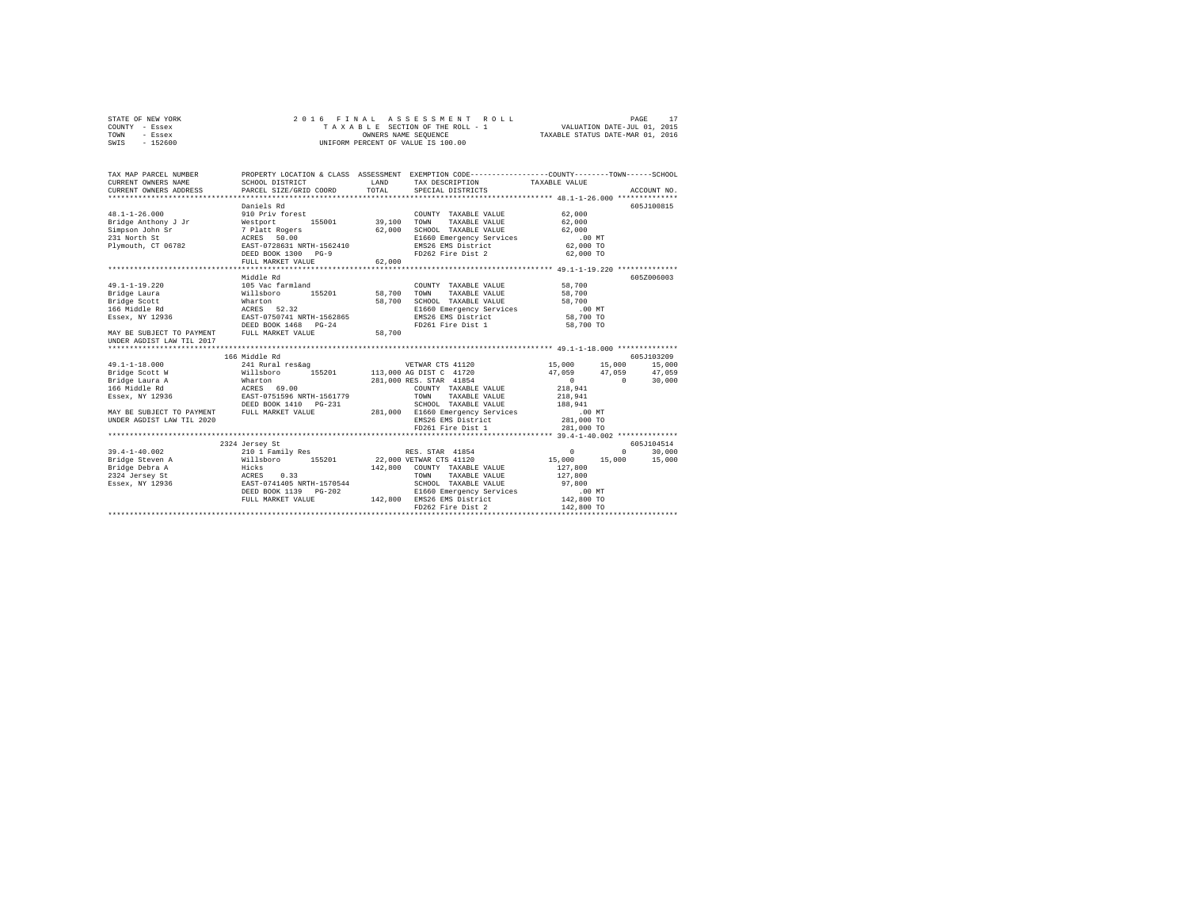STATE OF NEW YORK
COUNTY - Essex
TOWN - Essex
SWIS - 152600

2016 FINAL ASSESSMENT ROLL
TAXABLE SECTION OF THE ROLL - 1
OWNERS NAME SEQUENCE
UNIFORM PERCENT OF VALUE IS 100.00

VALUATION DATE-JUL 01, 2015
TAXABLE STATUS DATE-MAR 01, 2016

```
TAX MAP PARCEL NUMBER      PROPERTY LOCATION & CLASS  ASSESSMENT  EXEMPTION CODE-----------------COUNTY--------TOWN------SCHOOL
CURRENT OWNERS NAME        SCHOOL DISTRICT              LAND      TAX DESCRIPTION            TAXABLE VALUE
CURRENT OWNERS ADDRESS     PARCEL SIZE/GRID COORD      TOTAL      SPECIAL DISTRICTS                                  ACCOUNT NO.
******************************************************************************************************* 48.1-1-26.000 **************
                           Daniels Rd                                                                             605J100815
48.1-1-26.000              910 Priv forest                        COUNTY  TAXABLE VALUE            62,000
Bridge Anthony J Jr        Westport        155001      39,100     TOWN    TAXABLE VALUE            62,000
Simpson John Sr            7 Platt Rogers              62,000     SCHOOL  TAXABLE VALUE            62,000
231 North St               ACRES   50.00                          E1660 Emergency Services            .00 MT
Plymouth, CT 06782         EAST-0728631 NRTH-1562410              EMS26 EMS District               62,000 TO
                           DEED BOOK 1300   PG-9                  FD262 Fire Dist 2                62,000 TO
                           FULL MARKET VALUE           62,000
******************************************************************************************************* 49.1-1-19.220 **************
                           Middle Rd                                                                              605Z006003
49.1-1-19.220              105 Vac farmland                       COUNTY  TAXABLE VALUE            58,700
Bridge Laura               Willsboro       155201      58,700     TOWN    TAXABLE VALUE            58,700
Bridge Scott               Wharton                     58,700     SCHOOL  TAXABLE VALUE            58,700
166 Middle Rd              ACRES   52.32                          E1660 Emergency Services            .00 MT
Essex, NY 12936            EAST-0750741 NRTH-1562865              EMS26 EMS District               58,700 TO
                           DEED BOOK 1468   PG-24                 FD261 Fire Dist 1                58,700 TO
MAY BE SUBJECT TO PAYMENT  FULL MARKET VALUE           58,700
UNDER AGDIST LAW TIL 2017
******************************************************************************************************* 49.1-1-18.000 **************
                       166 Middle Rd                                                                              605J103209
49.1-1-18.000              241 Rural res&ag                       VETWAR CTS 41120          15,000     15,000      15,000
Bridge Scott W             Willsboro       155201     113,000 AG DIST C  41720              47,059     47,059      47,059
Bridge Laura A             Wharton                    281,000 RES. STAR  41854                   0          0      30,000
166 Middle Rd              ACRES   69.00                          COUNTY  TAXABLE VALUE           218,941
Essex, NY 12936            EAST-0751596 NRTH-1561779              TOWN    TAXABLE VALUE           218,941
                           DEED BOOK 1410   PG-231                SCHOOL  TAXABLE VALUE           188,941
MAY BE SUBJECT TO PAYMENT  FULL MARKET VALUE          281,000  E1660 Emergency Services              .00 MT
UNDER AGDIST LAW TIL 2020                                         EMS26 EMS District              281,000 TO
                                                                  FD261 Fire Dist 1               281,000 TO
******************************************************************************************************* 39.4-1-40.002 **************
                      2324 Jersey St                                                                              605J104514
39.4-1-40.002              210 1 Family Res                       RES. STAR  41854                   0          0      30,000
Bridge Steven A            Willsboro       155201      22,000 VETWAR CTS 41120              15,000     15,000      15,000
Bridge Debra A             Hicks                      142,800     COUNTY  TAXABLE VALUE           127,800
2324 Jersey St             ACRES    0.33                          TOWN    TAXABLE VALUE           127,800
Essex, NY 12936            EAST-0741405 NRTH-1570544              SCHOOL  TAXABLE VALUE            97,800
                           DEED BOOK 1139   PG-202                E1660 Emergency Services            .00 MT
                           FULL MARKET VALUE          142,800  EMS26 EMS District              142,800 TO
                                                                  FD262 Fire Dist 2               142,800 TO
************************************************************************************************************************************
```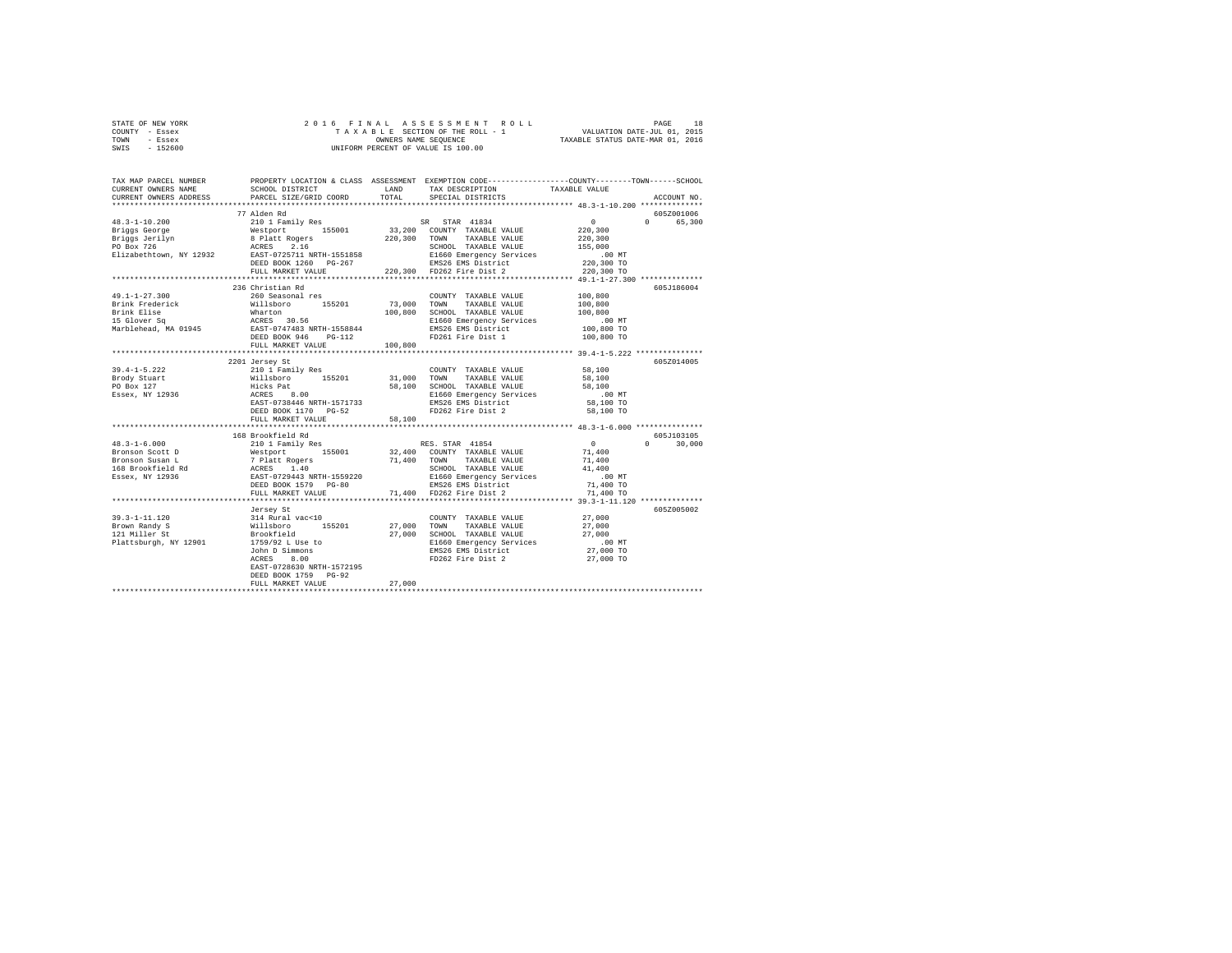STATE OF NEW YORK — COUNTY - Essex — TOWN - Essex — SWIS - 152600

2016 FINAL ASSESSMENT ROLL
TAXABLE SECTION OF THE ROLL - 1
OWNERS NAME SEQUENCE
UNIFORM PERCENT OF VALUE IS 100.00

VALUATION DATE-JUL 01, 2015
TAXABLE STATUS DATE-MAR 01, 2016

| TAX MAP PARCEL NUMBER / CURRENT OWNERS NAME / CURRENT OWNERS ADDRESS | PROPERTY LOCATION & CLASS / SCHOOL DISTRICT / PARCEL SIZE/GRID COORD | ASSESSMENT LAND / TOTAL | EXEMPTION CODE / TAX DESCRIPTION / SPECIAL DISTRICTS | COUNTY / TOWN / SCHOOL TAXABLE VALUE | ACCOUNT NO. |
|---|---|---|---|---|---|
| 48.3-1-10.200 | 77 Alden Rd | | | | 605Z001006 |
| Briggs George | 210 1 Family Res | | SR STAR 41834 | 0 0 65,300 | |
| Briggs Jerilyn | Westport 155001 | 33,200 | COUNTY TAXABLE VALUE | 220,300 | |
| PO Box 726 | 8 Platt Rogers | 220,300 | TOWN TAXABLE VALUE | 220,300 | |
| Elizabethtown, NY 12932 | ACRES 2.16 | | SCHOOL TAXABLE VALUE | 155,000 | |
| | EAST-0725711 NRTH-1551858 | | E1660 Emergency Services | .00 MT | |
| | DEED BOOK 1260 PG-267 | | EMS26 EMS District | 220,300 TO | |
| | FULL MARKET VALUE | 220,300 | FD262 Fire Dist 2 | 220,300 TO | |
| 49.1-1-27.300 | 236 Christian Rd | | | | 605J186004 |
| Brink Frederick | 260 Seasonal res | | COUNTY TAXABLE VALUE | 100,800 | |
| Brink Elise | Willsboro 155201 | 73,000 | TOWN TAXABLE VALUE | 100,800 | |
| 15 Glover Sq | Wharton | 100,800 | SCHOOL TAXABLE VALUE | 100,800 | |
| Marblehead, MA 01945 | ACRES 30.56 | | E1660 Emergency Services | .00 MT | |
| | EAST-0747483 NRTH-1558844 | | EMS26 EMS District | 100,800 TO | |
| | DEED BOOK 946 PG-112 | | FD261 Fire Dist 1 | 100,800 TO | |
| | FULL MARKET VALUE | 100,800 | | | |
| 39.4-1-5.222 | 2201 Jersey St | | | | 605Z014005 |
| Brody Stuart | 210 1 Family Res | | COUNTY TAXABLE VALUE | 58,100 | |
| PO Box 127 | Willsboro 155201 | 31,000 | TOWN TAXABLE VALUE | 58,100 | |
| Essex, NY 12936 | Hicks Pat | 58,100 | SCHOOL TAXABLE VALUE | 58,100 | |
| | ACRES 8.00 | | E1660 Emergency Services | .00 MT | |
| | EAST-0738446 NRTH-1571733 | | EMS26 EMS District | 58,100 TO | |
| | DEED BOOK 1170 PG-52 | | FD262 Fire Dist 2 | 58,100 TO | |
| | FULL MARKET VALUE | 58,100 | | | |
| 48.3-1-6.000 | 168 Brookfield Rd | | | | 605J103105 |
| Bronson Scott D | 210 1 Family Res | | RES. STAR 41854 | 0 0 30,000 | |
| Bronson Susan L | Westport 155001 | 32,400 | COUNTY TAXABLE VALUE | 71,400 | |
| 168 Brookfield Rd | 7 Platt Rogers | 71,400 | TOWN TAXABLE VALUE | 71,400 | |
| Essex, NY 12936 | ACRES 1.40 | | SCHOOL TAXABLE VALUE | 41,400 | |
| | EAST-0729443 NRTH-1559220 | | E1660 Emergency Services | .00 MT | |
| | DEED BOOK 1579 PG-80 | | EMS26 EMS District | 71,400 TO | |
| | FULL MARKET VALUE | 71,400 | FD262 Fire Dist 2 | 71,400 TO | |
| 39.3-1-11.120 | Jersey St | | | | 605Z005002 |
| Brown Randy S | 314 Rural vac<10 | | COUNTY TAXABLE VALUE | 27,000 | |
| 121 Miller St | Willsboro 155201 | 27,000 | TOWN TAXABLE VALUE | 27,000 | |
| Plattsburgh, NY 12901 | Brookfield | 27,000 | SCHOOL TAXABLE VALUE | 27,000 | |
| | 1759/92 L Use to | | E1660 Emergency Services | .00 MT | |
| | John D Simmons | | EMS26 EMS District | 27,000 TO | |
| | ACRES 8.00 | | FD262 Fire Dist 2 | 27,000 TO | |
| | EAST-0728630 NRTH-1572195 | | | | |
| | DEED BOOK 1759 PG-92 | | | | |
| | FULL MARKET VALUE | 27,000 | | | |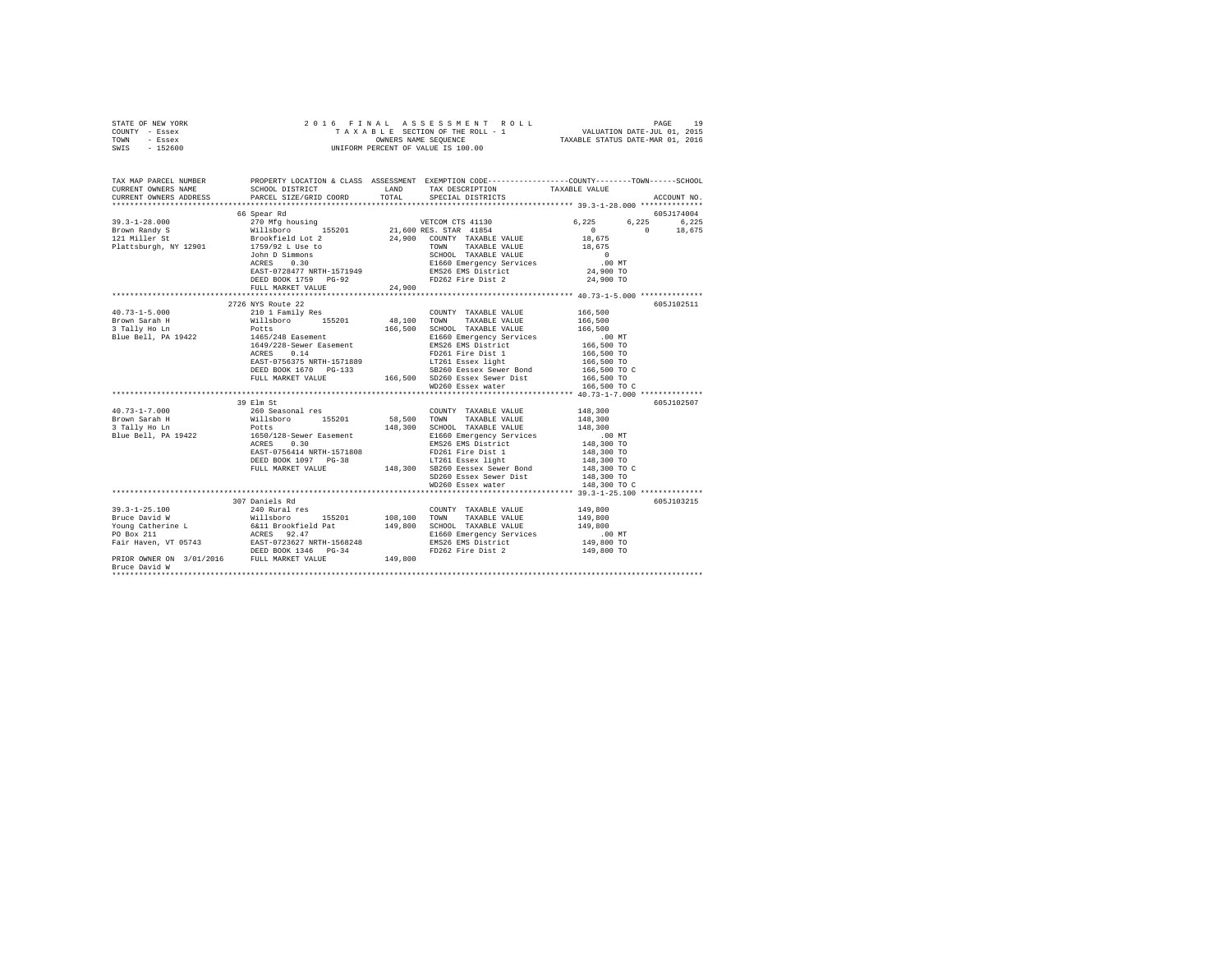STATE OF NEW YORK
COUNTY - Essex
TOWN - Essex
SWIS - 152600

2016 FINAL ASSESSMENT ROLL
TAXABLE SECTION OF THE ROLL - 1
OWNERS NAME SEQUENCE
UNIFORM PERCENT OF VALUE IS 100.00

VALUATION DATE-JUL 01, 2015
TAXABLE STATUS DATE-MAR 01, 2016

```
TAX MAP PARCEL NUMBER          PROPERTY LOCATION & CLASS  ASSESSMENT  EXEMPTION CODE-----------------COUNTY--------TOWN------SCHOOL
CURRENT OWNERS NAME            SCHOOL DISTRICT              LAND      TAX DESCRIPTION          TAXABLE VALUE
CURRENT OWNERS ADDRESS         PARCEL SIZE/GRID COORD       TOTAL     SPECIAL DISTRICTS                                 ACCOUNT NO.
******************************************************************************************************* 39.3-1-28.000 **************
                               66 Spear Rd                                                                               605J174004
39.3-1-28.000                  270 Mfg housing                        VETCOM CTS 41130             6,225        6,225        6,225
Brown Randy S                  Willsboro      155201       21,600 RES. STAR 41854                  0            0       18,675
121 Miller St                  Brookfield Lot 2             24,900    COUNTY  TAXABLE VALUE         18,675
Plattsburgh, NY 12901          1759/92 L Use to                       TOWN    TAXABLE VALUE         18,675
                               John D Simmons                         SCHOOL  TAXABLE VALUE              0
                               ACRES    0.30                          E1660 Emergency Services         .00 MT
                               EAST-0728477 NRTH-1571949              EMS26 EMS District            24,900 TO
                               DEED BOOK 1759   PG-92                 FD262 Fire Dist 2             24,900 TO
                               FULL MARKET VALUE            24,900
******************************************************************************************************* 40.73-1-5.000 **************
                               2726 NYS Route 22                                                                         605J102511
40.73-1-5.000                  210 1 Family Res                       COUNTY  TAXABLE VALUE        166,500
Brown Sarah H                  Willsboro      155201       48,100     TOWN    TAXABLE VALUE        166,500
3 Tally Ho Ln                  Potts                      166,500     SCHOOL  TAXABLE VALUE        166,500
Blue Bell, PA 19422            1465/248 Easement                      E1660 Emergency Services         .00 MT
                               1649/228-Sewer Easement                EMS26 EMS District           166,500 TO
                               ACRES    0.14                          FD261 Fire Dist 1            166,500 TO
                               EAST-0756375 NRTH-1571889              LT261 Essex light            166,500 TO
                               DEED BOOK 1670   PG-133                SB260 Eessex Sewer Bond      166,500 TO C
                               FULL MARKET VALUE           166,500    SD260 Essex Sewer Dist       166,500 TO
                                                                      WD260 Essex water            166,500 TO C
******************************************************************************************************* 40.73-1-7.000 **************
                               39 Elm St                                                                                 605J102507
40.73-1-7.000                  260 Seasonal res                       COUNTY  TAXABLE VALUE        148,300
Brown Sarah H                  Willsboro      155201       58,500     TOWN    TAXABLE VALUE        148,300
3 Tally Ho Ln                  Potts                      148,300     SCHOOL  TAXABLE VALUE        148,300
Blue Bell, PA 19422            1650/128-Sewer Easement                E1660 Emergency Services         .00 MT
                               ACRES    0.30                          EMS26 EMS District           148,300 TO
                               EAST-0756414 NRTH-1571808              FD261 Fire Dist 1            148,300 TO
                               DEED BOOK 1097   PG-38                 LT261 Essex light            148,300 TO
                               FULL MARKET VALUE           148,300    SB260 Eessex Sewer Bond      148,300 TO C
                                                                      SD260 Essex Sewer Dist       148,300 TO
                                                                      WD260 Essex water            148,300 TO C
******************************************************************************************************* 39.3-1-25.100 **************
                               307 Daniels Rd                                                                            605J103215
39.3-1-25.100                  240 Rural res                          COUNTY  TAXABLE VALUE        149,800
Bruce David W                  Willsboro      155201      108,100     TOWN    TAXABLE VALUE        149,800
Young Catherine L              6&11 Brookfield Pat        149,800     SCHOOL  TAXABLE VALUE        149,800
PO Box 211                     ACRES   92.47                          E1660 Emergency Services         .00 MT
Fair Haven, VT 05743           EAST-0723627 NRTH-1568248              EMS26 EMS District           149,800 TO
                               DEED BOOK 1346   PG-34                 FD262 Fire Dist 2            149,800 TO
PRIOR OWNER ON 3/01/2016       FULL MARKET VALUE           149,800
Bruce David W
************************************************************************************************************************************
```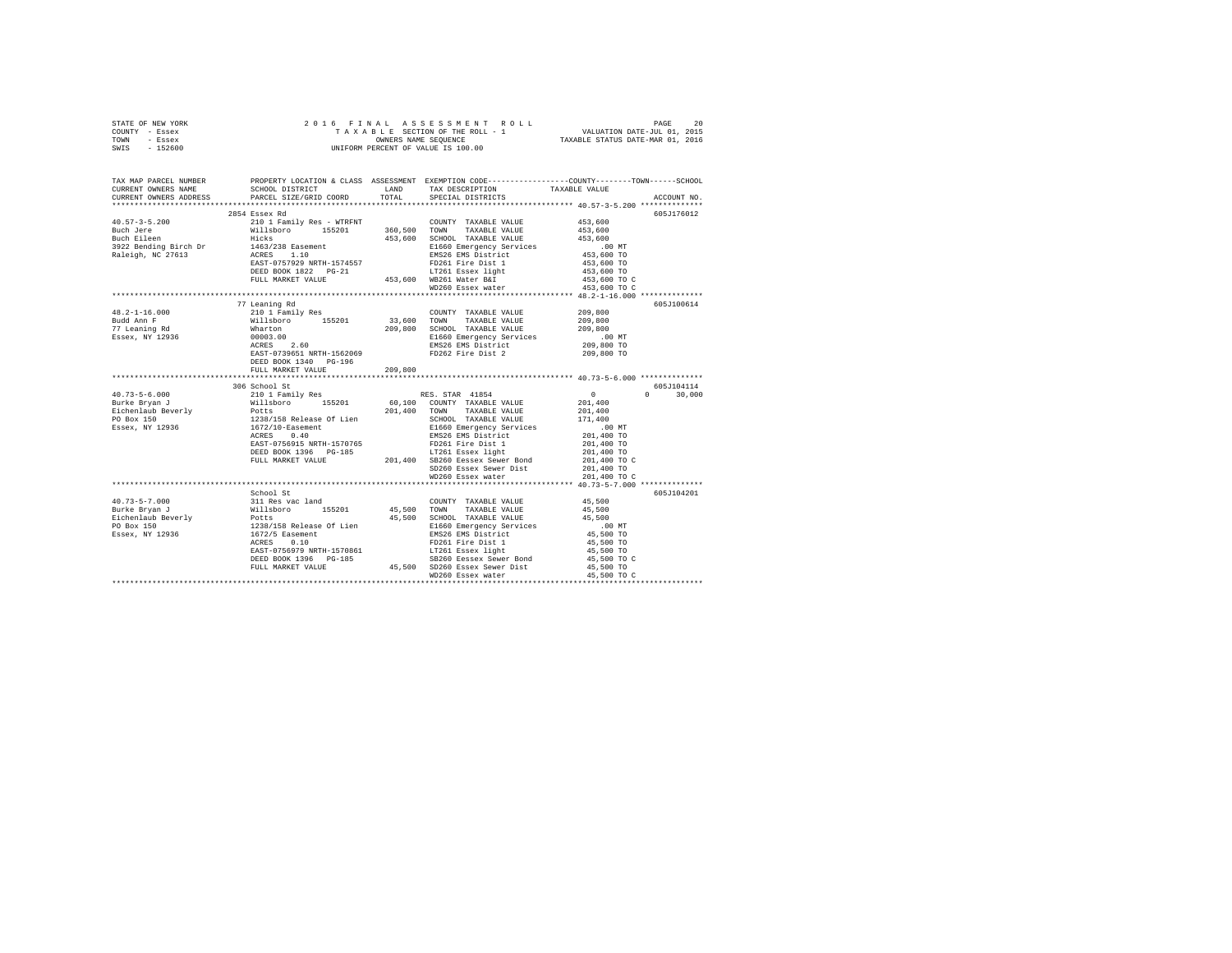STATE OF NEW YORK
COUNTY - Essex
TOWN - Essex
SWIS - 152600

2016 FINAL ASSESSMENT ROLL
TAXABLE SECTION OF THE ROLL - 1
OWNERS NAME SEQUENCE
UNIFORM PERCENT OF VALUE IS 100.00

VALUATION DATE-JUL 01, 2015
TAXABLE STATUS DATE-MAR 01, 2016

```
TAX MAP PARCEL NUMBER      PROPERTY LOCATION & CLASS  ASSESSMENT  EXEMPTION CODE-----------------COUNTY--------TOWN------SCHOOL
CURRENT OWNERS NAME        SCHOOL DISTRICT              LAND      TAX DESCRIPTION             TAXABLE VALUE
CURRENT OWNERS ADDRESS     PARCEL SIZE/GRID COORD       TOTAL     SPECIAL DISTRICTS                                      ACCOUNT NO.
******************************************************************************************** 40.57-3-5.200 **************
                          2854 Essex Rd                                                                                605J176012
40.57-3-5.200              210 1 Family Res - WTRFNT              COUNTY  TAXABLE VALUE         453,600
Buch Jere                  Willsboro     155201     360,500      TOWN    TAXABLE VALUE         453,600
Buch Eileen                Hicks                    453,600      SCHOOL  TAXABLE VALUE         453,600
3922 Bending Birch Dr      1463/238 Easement                      E1660 Emergency Services          .00 MT
Raleigh, NC 27613          ACRES    1.10                          EMS26 EMS District            453,600 TO
                           EAST-0757929 NRTH-1574557              FD261 Fire Dist 1             453,600 TO
                           DEED BOOK 1822   PG-21                 LT261 Essex light             453,600 TO
                           FULL MARKET VALUE        453,600      WB261 Water B&I               453,600 TO C
                                                                  WD260 Essex water             453,600 TO C
******************************************************************************************** 48.2-1-16.000 **************
                          77 Leaning Rd                                                                                605J100614
48.2-1-16.000              210 1 Family Res                       COUNTY  TAXABLE VALUE         209,800
Budd Ann F                 Willsboro     155201      33,600      TOWN    TAXABLE VALUE         209,800
77 Leaning Rd              Wharton                  209,800      SCHOOL  TAXABLE VALUE         209,800
Essex, NY 12936            00003.00                               E1660 Emergency Services          .00 MT
                           ACRES    2.60                          EMS26 EMS District            209,800 TO
                           EAST-0739651 NRTH-1562069              FD262 Fire Dist 2             209,800 TO
                           DEED BOOK 1340   PG-196
                           FULL MARKET VALUE        209,800
******************************************************************************************** 40.73-5-6.000 **************
                          306 School St                                                                                605J104114
40.73-5-6.000              210 1 Family Res                       RES. STAR  41854                  0          0     30,000
Burke Bryan J              Willsboro     155201      60,100      COUNTY  TAXABLE VALUE         201,400
Eichenlaub Beverly         Potts                    201,400      TOWN    TAXABLE VALUE         201,400
PO Box 150                 1238/158 Release Of Lien               SCHOOL  TAXABLE VALUE         171,400
Essex, NY 12936            1672/10-Easement                       E1660 Emergency Services          .00 MT
                           ACRES    0.40                          EMS26 EMS District            201,400 TO
                           EAST-0756915 NRTH-1570765              FD261 Fire Dist 1             201,400 TO
                           DEED BOOK 1396   PG-185                LT261 Essex light             201,400 TO
                           FULL MARKET VALUE        201,400      SB260 Eessex Sewer Bond       201,400 TO C
                                                                  SD260 Essex Sewer Dist        201,400 TO
                                                                  WD260 Essex water             201,400 TO C
******************************************************************************************** 40.73-5-7.000 **************
                          School St                                                                                    605J104201
40.73-5-7.000              311 Res vac land                       COUNTY  TAXABLE VALUE          45,500
Burke Bryan J              Willsboro     155201      45,500      TOWN    TAXABLE VALUE          45,500
Eichenlaub Beverly         Potts                     45,500      SCHOOL  TAXABLE VALUE          45,500
PO Box 150                 1238/158 Release Of Lien               E1660 Emergency Services          .00 MT
Essex, NY 12936            1672/5 Easement                        EMS26 EMS District             45,500 TO
                           ACRES    0.10                          FD261 Fire Dist 1              45,500 TO
                           EAST-0756979 NRTH-1570861              LT261 Essex light              45,500 TO
                           DEED BOOK 1396   PG-185                SB260 Eessex Sewer Bond        45,500 TO C
                           FULL MARKET VALUE         45,500      SD260 Essex Sewer Dist         45,500 TO
                                                                  WD260 Essex water              45,500 TO C
******************************************************************************************************************************
```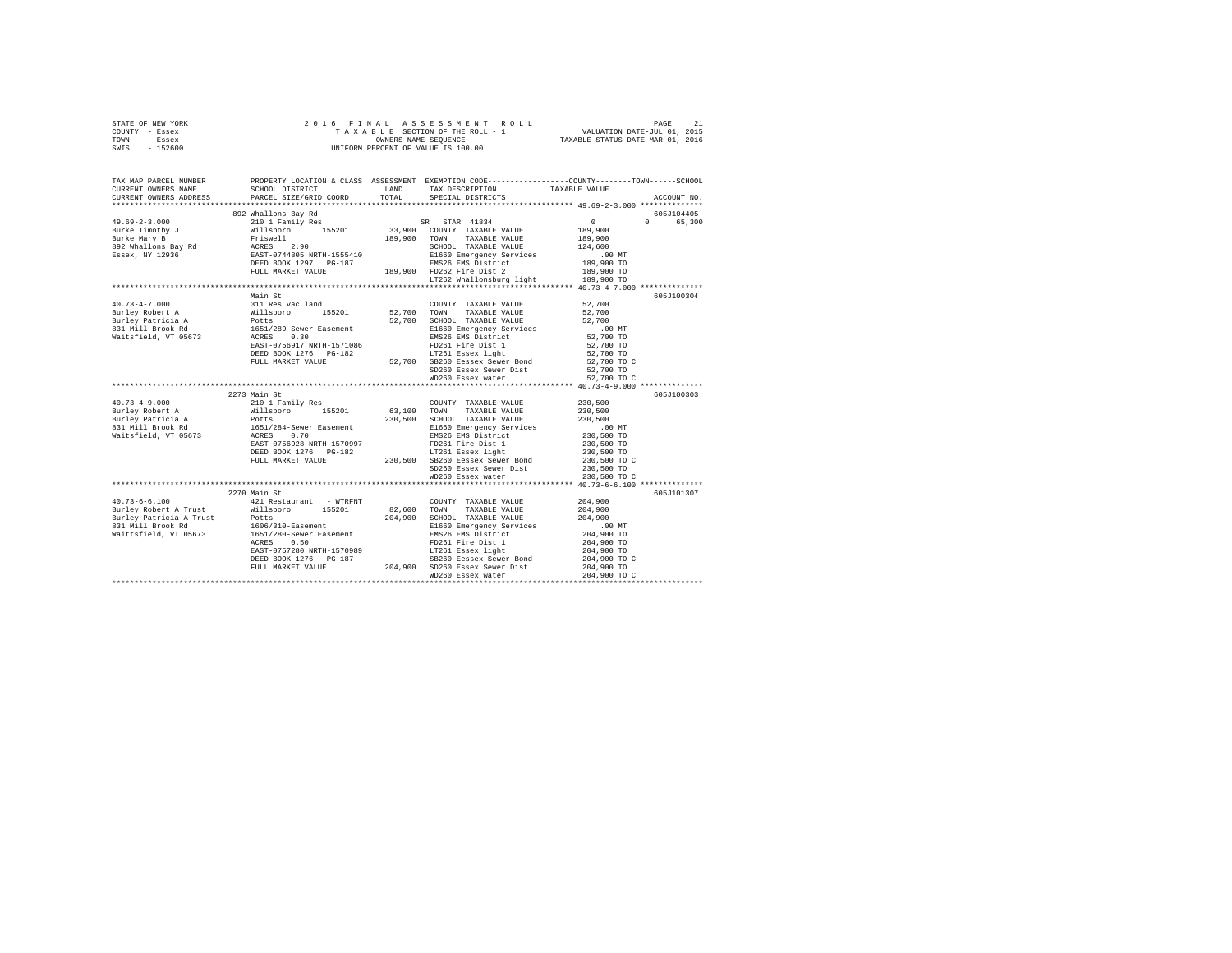STATE OF NEW YORK
COUNTY - Essex
TOWN - Essex
SWIS - 152600

2016 FINAL ASSESSMENT ROLL
TAXABLE SECTION OF THE ROLL - 1
OWNERS NAME SEQUENCE
UNIFORM PERCENT OF VALUE IS 100.00

VALUATION DATE-JUL 01, 2015
TAXABLE STATUS DATE-MAR 01, 2016

| TAX MAP PARCEL NUMBER / CURRENT OWNERS NAME / CURRENT OWNERS ADDRESS | PROPERTY LOCATION & CLASS / SCHOOL DISTRICT / PARCEL SIZE/GRID COORD | ASSESSMENT LAND / TOTAL | EXEMPTION CODE / TAX DESCRIPTION / SPECIAL DISTRICTS | COUNTY / TOWN / SCHOOL TAXABLE VALUE | ACCOUNT NO. |
|---|---|---|---|---|---|
| **49.69-2-3.000** | 892 Whallons Bay Rd | | | | 605J104405 |
| Burke Timothy J | 210 1 Family Res | | SR STAR 41834 | 0 0 65,300 | |
| Burke Mary B | Willsboro 155201 | 33,900 | COUNTY TAXABLE VALUE | 189,900 | |
| 892 Whallons Bay Rd | Friswell | 189,900 | TOWN TAXABLE VALUE | 189,900 | |
| Essex, NY 12936 | ACRES 2.90 | | SCHOOL TAXABLE VALUE | 124,600 | |
| | EAST-0744805 NRTH-1555410 | | E1660 Emergency Services | .00 MT | |
| | DEED BOOK 1297 PG-187 | | EMS26 EMS District | 189,900 TO | |
| | FULL MARKET VALUE | 189,900 | FD262 Fire Dist 2 | 189,900 TO | |
| | | | LT262 Whallonsburg light | 189,900 TO | |
| **40.73-4-7.000** | Main St | | | | 605J100304 |
| Burley Robert A | 311 Res vac land | | COUNTY TAXABLE VALUE | 52,700 | |
| Burley Patricia A | Willsboro 155201 | 52,700 | TOWN TAXABLE VALUE | 52,700 | |
| 831 Mill Brook Rd | Potts | 52,700 | SCHOOL TAXABLE VALUE | 52,700 | |
| Waitsfield, VT 05673 | 1651/289-Sewer Easement | | E1660 Emergency Services | .00 MT | |
| | ACRES 0.30 | | EMS26 EMS District | 52,700 TO | |
| | EAST-0756917 NRTH-1571086 | | FD261 Fire Dist 1 | 52,700 TO | |
| | DEED BOOK 1276 PG-182 | | LT261 Essex light | 52,700 TO | |
| | FULL MARKET VALUE | 52,700 | SB260 Eessex Sewer Bond | 52,700 TO C | |
| | | | SD260 Essex Sewer Dist | 52,700 TO | |
| | | | WD260 Essex water | 52,700 TO C | |
| **40.73-4-9.000** | 2273 Main St | | | | 605J100303 |
| Burley Robert A | 210 1 Family Res | | COUNTY TAXABLE VALUE | 230,500 | |
| Burley Patricia A | Willsboro 155201 | 63,100 | TOWN TAXABLE VALUE | 230,500 | |
| 831 Mill Brook Rd | Potts | 230,500 | SCHOOL TAXABLE VALUE | 230,500 | |
| Waitsfield, VT 05673 | 1651/284-Sewer Easement | | E1660 Emergency Services | .00 MT | |
| | ACRES 0.70 | | EMS26 EMS District | 230,500 TO | |
| | EAST-0756928 NRTH-1570997 | | FD261 Fire Dist 1 | 230,500 TO | |
| | DEED BOOK 1276 PG-182 | | LT261 Essex light | 230,500 TO | |
| | FULL MARKET VALUE | 230,500 | SB260 Eessex Sewer Bond | 230,500 TO C | |
| | | | SD260 Essex Sewer Dist | 230,500 TO | |
| | | | WD260 Essex water | 230,500 TO C | |
| **40.73-6-6.100** | 2270 Main St | | | | 605J101307 |
| Burley Robert A Trust | 421 Restaurant - WTRFNT | | COUNTY TAXABLE VALUE | 204,900 | |
| Burley Patricia A Trust | Willsboro 155201 | 82,600 | TOWN TAXABLE VALUE | 204,900 | |
| 831 Mill Brook Rd | Potts | 204,900 | SCHOOL TAXABLE VALUE | 204,900 | |
| Waittsfield, VT 05673 | 1606/310-Easement | | E1660 Emergency Services | .00 MT | |
| | 1651/280-Sewer Easement | | EMS26 EMS District | 204,900 TO | |
| | ACRES 0.50 | | FD261 Fire Dist 1 | 204,900 TO | |
| | EAST-0757280 NRTH-1570989 | | LT261 Essex light | 204,900 TO | |
| | DEED BOOK 1276 PG-187 | | SB260 Eessex Sewer Bond | 204,900 TO C | |
| | FULL MARKET VALUE | 204,900 | SD260 Essex Sewer Dist | 204,900 TO | |
| | | | WD260 Essex water | 204,900 TO C | |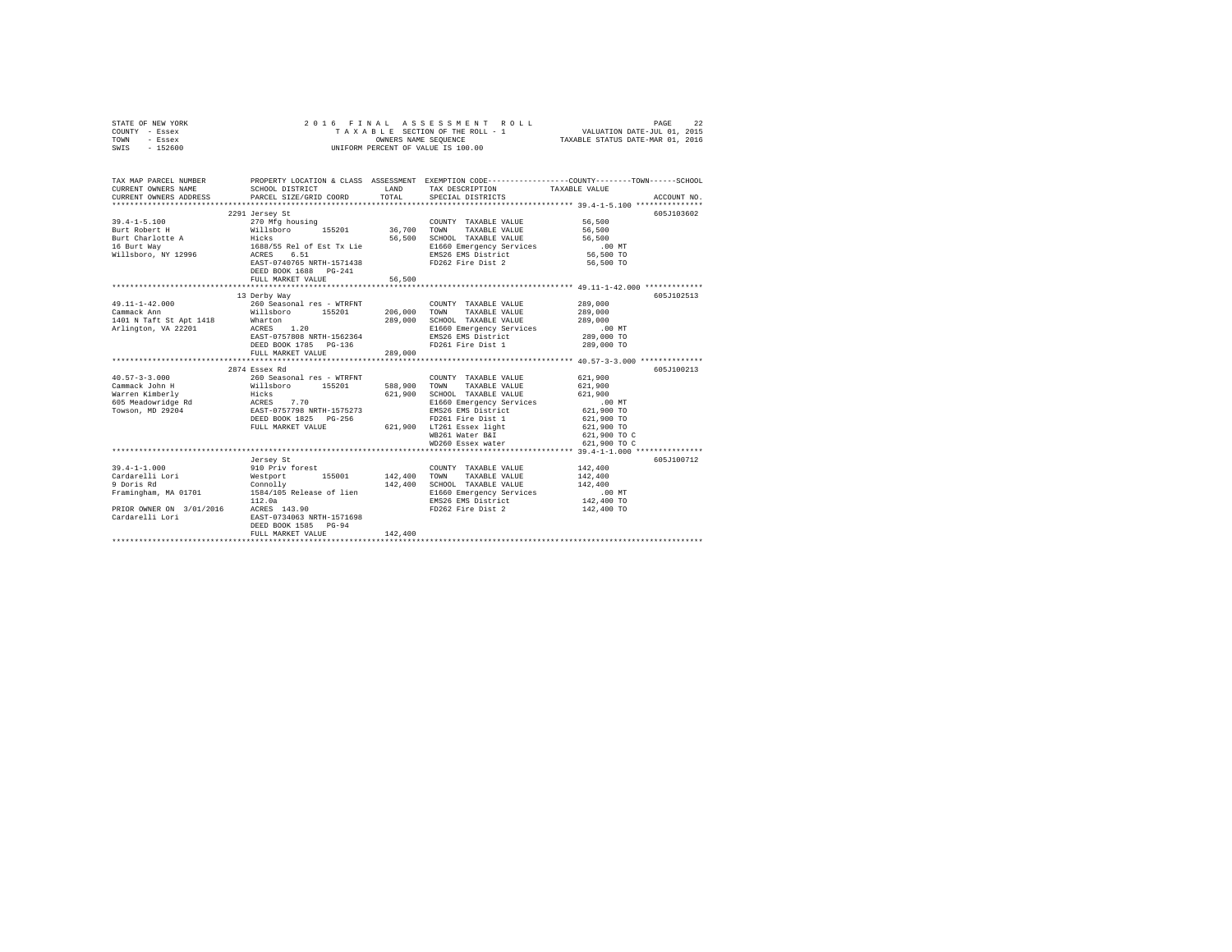STATE OF NEW YORK
COUNTY - Essex
TOWN - Essex
SWIS - 152600

2016 FINAL ASSESSMENT ROLL
TAXABLE SECTION OF THE ROLL - 1
OWNERS NAME SEQUENCE
UNIFORM PERCENT OF VALUE IS 100.00

VALUATION DATE-JUL 01, 2015
TAXABLE STATUS DATE-MAR 01, 2016

| TAX MAP PARCEL NUMBER / CURRENT OWNERS NAME / CURRENT OWNERS ADDRESS | PROPERTY LOCATION & CLASS / SCHOOL DISTRICT / PARCEL SIZE/GRID COORD | ASSESSMENT LAND / TOTAL | EXEMPTION CODE / TAX DESCRIPTION / SPECIAL DISTRICTS | COUNTY / TOWN / SCHOOL TAXABLE VALUE | ACCOUNT NO. |
|---|---|---|---|---|---|
| 39.4-1-5.100 | 2291 Jersey St | | | | 605J103602 |
| | 270 Mfg housing | | COUNTY TAXABLE VALUE | 56,500 | |
| Burt Robert H | Willsboro 155201 | 36,700 | TOWN TAXABLE VALUE | 56,500 | |
| Burt Charlotte A | Hicks | 56,500 | SCHOOL TAXABLE VALUE | 56,500 | |
| 16 Burt Way | 1688/55 Rel of Est Tx Lie | | E1660 Emergency Services | .00 MT | |
| Willsboro, NY 12996 | ACRES 6.51 | | EMS26 EMS District | 56,500 TO | |
| | EAST-0740765 NRTH-1571438 | | FD262 Fire Dist 2 | 56,500 TO | |
| | DEED BOOK 1688 PG-241 | | | | |
| | FULL MARKET VALUE | 56,500 | | | |
| 49.11-1-42.000 | 13 Derby Way | | | | 605J102513 |
| | 260 Seasonal res - WTRFNT | | COUNTY TAXABLE VALUE | 289,000 | |
| Cammack Ann | Willsboro 155201 | 206,000 | TOWN TAXABLE VALUE | 289,000 | |
| 1401 N Taft St Apt 1418 | Wharton | 289,000 | SCHOOL TAXABLE VALUE | 289,000 | |
| Arlington, VA 22201 | ACRES 1.20 | | E1660 Emergency Services | .00 MT | |
| | EAST-0757808 NRTH-1562364 | | EMS26 EMS District | 289,000 TO | |
| | DEED BOOK 1785 PG-136 | | FD261 Fire Dist 1 | 289,000 TO | |
| | FULL MARKET VALUE | 289,000 | | | |
| 40.57-3-3.000 | 2874 Essex Rd | | | | 605J100213 |
| | 260 Seasonal res - WTRFNT | | COUNTY TAXABLE VALUE | 621,900 | |
| Cammack John H | Willsboro 155201 | 588,900 | TOWN TAXABLE VALUE | 621,900 | |
| Warren Kimberly | Hicks | 621,900 | SCHOOL TAXABLE VALUE | 621,900 | |
| 605 Meadowridge Rd | ACRES 7.70 | | E1660 Emergency Services | .00 MT | |
| Towson, MD 29204 | EAST-0757798 NRTH-1575273 | | EMS26 EMS District | 621,900 TO | |
| | DEED BOOK 1825 PG-256 | | FD261 Fire Dist 1 | 621,900 TO | |
| | FULL MARKET VALUE | 621,900 | LT261 Essex light | 621,900 TO | |
| | | | WB261 Water B&I | 621,900 TO C | |
| | | | WD260 Essex water | 621,900 TO C | |
| 39.4-1-1.000 | Jersey St | | | | 605J100712 |
| | 910 Priv forest | | COUNTY TAXABLE VALUE | 142,400 | |
| Cardarelli Lori | Westport 155001 | 142,400 | TOWN TAXABLE VALUE | 142,400 | |
| 9 Doris Rd | Connolly | 142,400 | SCHOOL TAXABLE VALUE | 142,400 | |
| Framingham, MA 01701 | 1584/105 Release of lien | | E1660 Emergency Services | .00 MT | |
| | 112.0a | | EMS26 EMS District | 142,400 TO | |
| PRIOR OWNER ON 3/01/2016 | ACRES 143.90 | | FD262 Fire Dist 2 | 142,400 TO | |
| Cardarelli Lori | EAST-0734063 NRTH-1571698 | | | | |
| | DEED BOOK 1585 PG-94 | | | | |
| | FULL MARKET VALUE | 142,400 | | | |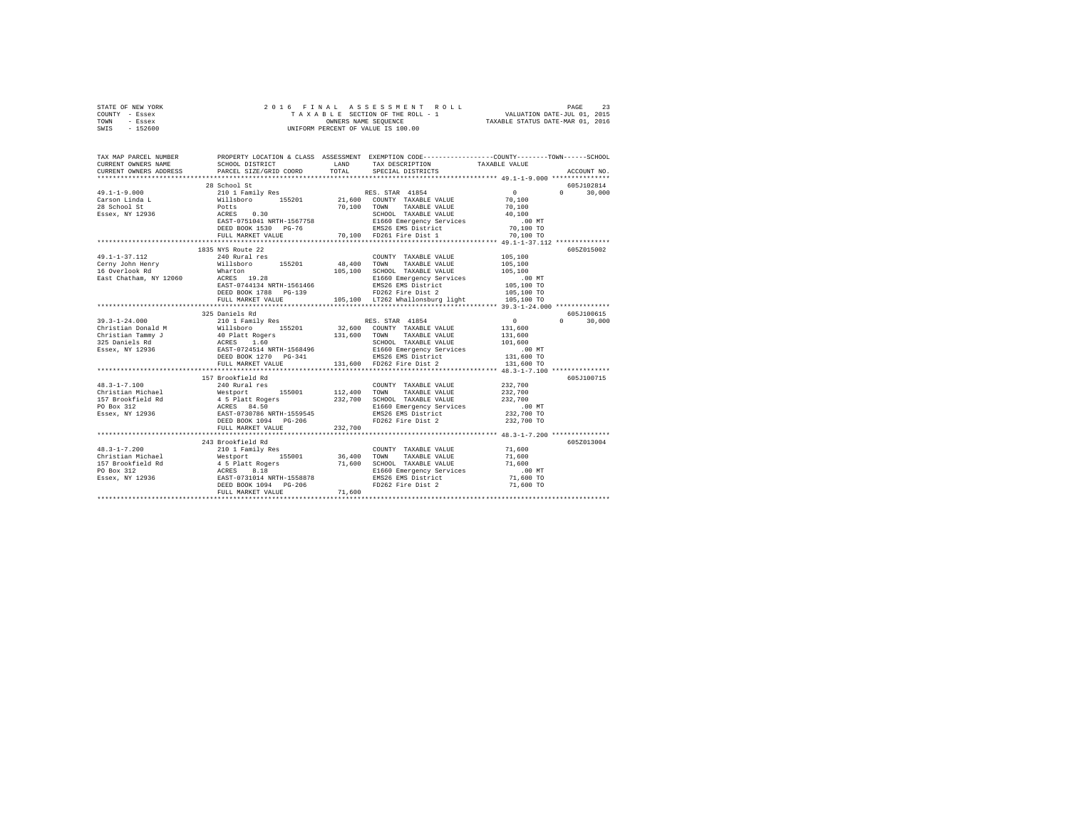STATE OF NEW YORK
COUNTY - Essex
TOWN - Essex
SWIS - 152600

2016 FINAL ASSESSMENT ROLL
TAXABLE SECTION OF THE ROLL - 1
OWNERS NAME SEQUENCE
UNIFORM PERCENT OF VALUE IS 100.00

VALUATION DATE-JUL 01, 2015
TAXABLE STATUS DATE-MAR 01, 2016

| TAX MAP PARCEL NUMBER / CURRENT OWNERS NAME / CURRENT OWNERS ADDRESS | PROPERTY LOCATION & CLASS / SCHOOL DISTRICT / PARCEL SIZE/GRID COORD | ASSESSMENT LAND / TOTAL | EXEMPTION CODE / TAX DESCRIPTION / SPECIAL DISTRICTS | COUNTY / TAXABLE VALUE | TOWN | SCHOOL | ACCOUNT NO. |
|---|---|---|---|---|---|---|---|
| 49.1-1-9.000 | 28 School St | | | | | | 605J102814 |
| Carson Linda L | 210 1 Family Res | | RES. STAR 41854 | 0 | 0 | 30,000 | |
| 28 School St | Willsboro 155201 | 21,600 | COUNTY TAXABLE VALUE | 70,100 | | | |
| Essex, NY 12936 | Potts | 70,100 | TOWN TAXABLE VALUE | 70,100 | | | |
| | ACRES 0.30 | | SCHOOL TAXABLE VALUE | 40,100 | | | |
| | EAST-0751041 NRTH-1567758 | | E1660 Emergency Services | .00 MT | | | |
| | DEED BOOK 1530 PG-76 | | EMS26 EMS District | 70,100 TO | | | |
| | FULL MARKET VALUE | 70,100 | FD261 Fire Dist 1 | 70,100 TO | | | |
| 49.1-1-37.112 | 1835 NYS Route 22 | | | | | | 605Z015002 |
| Cerny John Henry | 240 Rural res | | COUNTY TAXABLE VALUE | 105,100 | | | |
| 16 Overlook Rd | Willsboro 155201 | 48,400 | TOWN TAXABLE VALUE | 105,100 | | | |
| East Chatham, NY 12060 | Wharton | 105,100 | SCHOOL TAXABLE VALUE | 105,100 | | | |
| | ACRES 19.28 | | E1660 Emergency Services | .00 MT | | | |
| | EAST-0744134 NRTH-1561466 | | EMS26 EMS District | 105,100 TO | | | |
| | DEED BOOK 1788 PG-139 | | FD262 Fire Dist 2 | 105,100 TO | | | |
| | FULL MARKET VALUE | 105,100 | LT262 Whallonsburg light | 105,100 TO | | | |
| 39.3-1-24.000 | 325 Daniels Rd | | | | | | 605J100615 |
| Christian Donald M | 210 1 Family Res | | RES. STAR 41854 | 0 | 0 | 30,000 | |
| Christian Tammy J | Willsboro 155201 | 32,600 | COUNTY TAXABLE VALUE | 131,600 | | | |
| 325 Daniels Rd | 40 Platt Rogers | 131,600 | TOWN TAXABLE VALUE | 131,600 | | | |
| Essex, NY 12936 | ACRES 1.60 | | SCHOOL TAXABLE VALUE | 101,600 | | | |
| | EAST-0724514 NRTH-1568496 | | E1660 Emergency Services | .00 MT | | | |
| | DEED BOOK 1270 PG-341 | | EMS26 EMS District | 131,600 TO | | | |
| | FULL MARKET VALUE | 131,600 | FD262 Fire Dist 2 | 131,600 TO | | | |
| 48.3-1-7.100 | 157 Brookfield Rd | | | | | | 605J100715 |
| Christian Michael | 240 Rural res | | COUNTY TAXABLE VALUE | 232,700 | | | |
| 157 Brookfield Rd | Westport 155001 | 112,400 | TOWN TAXABLE VALUE | 232,700 | | | |
| PO Box 312 | 4 5 Platt Rogers | 232,700 | SCHOOL TAXABLE VALUE | 232,700 | | | |
| Essex, NY 12936 | ACRES 84.50 | | E1660 Emergency Services | .00 MT | | | |
| | EAST-0730786 NRTH-1559545 | | EMS26 EMS District | 232,700 TO | | | |
| | DEED BOOK 1094 PG-206 | | FD262 Fire Dist 2 | 232,700 TO | | | |
| | FULL MARKET VALUE | 232,700 | | | | | |
| 48.3-1-7.200 | 243 Brookfield Rd | | | | | | 605Z013004 |
| Christian Michael | 210 1 Family Res | | COUNTY TAXABLE VALUE | 71,600 | | | |
| 157 Brookfield Rd | Westport 155001 | 36,400 | TOWN TAXABLE VALUE | 71,600 | | | |
| PO Box 312 | 4 5 Platt Rogers | 71,600 | SCHOOL TAXABLE VALUE | 71,600 | | | |
| Essex, NY 12936 | ACRES 8.18 | | E1660 Emergency Services | .00 MT | | | |
| | EAST-0731014 NRTH-1558878 | | EMS26 EMS District | 71,600 TO | | | |
| | DEED BOOK 1094 PG-206 | | FD262 Fire Dist 2 | 71,600 TO | | | |
| | FULL MARKET VALUE | 71,600 | | | | | |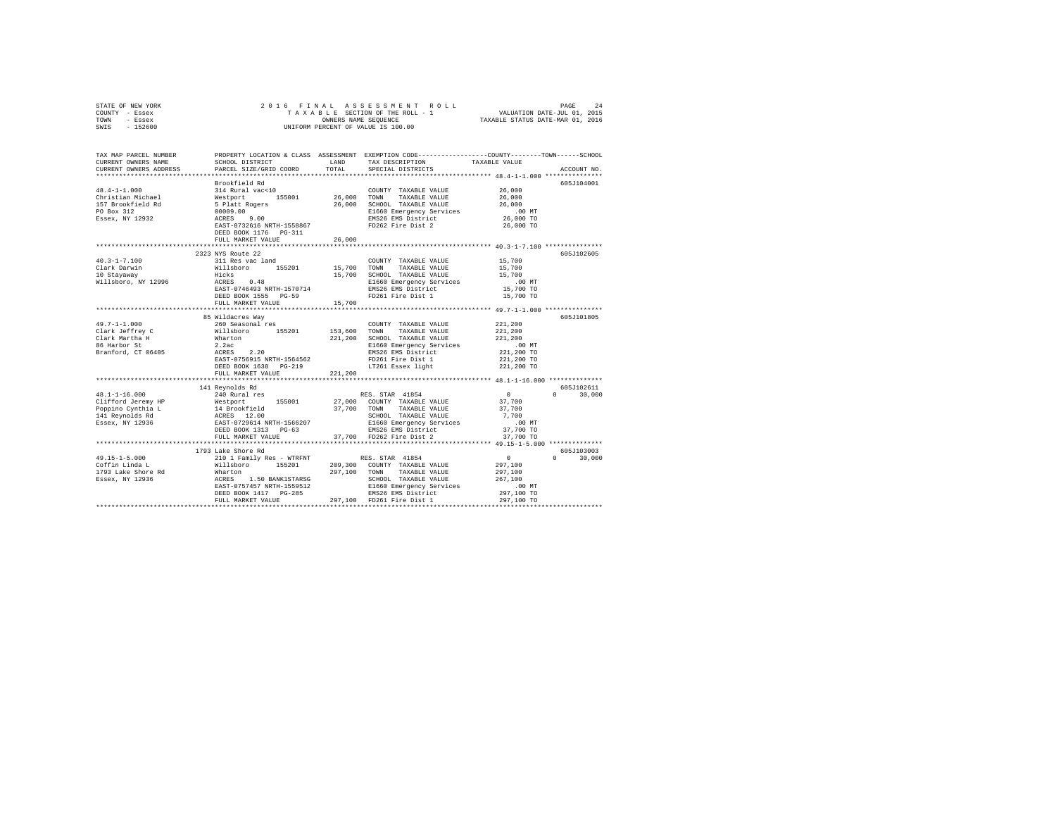STATE OF NEW YORK  
COUNTY - Essex  
TOWN - Essex  
SWIS - 152600

2016 FINAL ASSESSMENT ROLL  
TAXABLE SECTION OF THE ROLL - 1  
OWNERS NAME SEQUENCE  
UNIFORM PERCENT OF VALUE IS 100.00

VALUATION DATE-JUL 01, 2015  
TAXABLE STATUS DATE-MAR 01, 2016

```
TAX MAP PARCEL NUMBER       PROPERTY LOCATION & CLASS  ASSESSMENT  EXEMPTION CODE-----------------COUNTY--------TOWN------SCHOOL
CURRENT OWNERS NAME         SCHOOL DISTRICT               LAND     TAX DESCRIPTION            TAXABLE VALUE
CURRENT OWNERS ADDRESS      PARCEL SIZE/GRID COORD        TOTAL    SPECIAL DISTRICTS                                      ACCOUNT NO.
************************************************************************************************ 48.4-1-1.000 ***************
                            Brookfield Rd                                                                           605J104001
48.4-1-1.000                314 Rural vac<10                       COUNTY  TAXABLE VALUE          26,000
Christian Michael           Westport      155001        26,000     TOWN    TAXABLE VALUE          26,000
157 Brookfield Rd           5 Platt Rogers              26,000     SCHOOL  TAXABLE VALUE          26,000
PO Box 312                  00009.00                               E1660 Emergency Services          .00 MT
Essex, NY 12932             ACRES    9.00                          EMS26 EMS District             26,000 TO
                            EAST-0732616 NRTH-1558867              FD262 Fire Dist 2              26,000 TO
                            DEED BOOK 1176   PG-311
                            FULL MARKET VALUE           26,000
************************************************************************************************ 40.3-1-7.100 ***************
                            2323 NYS Route 22                                                                       605J102605
40.3-1-7.100                311 Res vac land                       COUNTY  TAXABLE VALUE          15,700
Clark Darwin                Willsboro     155201        15,700     TOWN    TAXABLE VALUE          15,700
10 Stayaway                 Hicks                       15,700     SCHOOL  TAXABLE VALUE          15,700
Willsboro, NY 12996         ACRES    0.48                          E1660 Emergency Services          .00 MT
                            EAST-0746493 NRTH-1570714              EMS26 EMS District             15,700 TO
                            DEED BOOK 1555   PG-59                 FD261 Fire Dist 1              15,700 TO
                            FULL MARKET VALUE           15,700
************************************************************************************************ 49.7-1-1.000 ***************
                            85 Wildacres Way                                                                        605J101805
49.7-1-1.000                260 Seasonal res                       COUNTY  TAXABLE VALUE         221,200
Clark Jeffrey C             Willsboro     155201       153,600     TOWN    TAXABLE VALUE         221,200
Clark Martha H              Wharton                    221,200     SCHOOL  TAXABLE VALUE         221,200
86 Harbor St                2.2ac                                  E1660 Emergency Services          .00 MT
Branford, CT 06405          ACRES    2.20                          EMS26 EMS District            221,200 TO
                            EAST-0756915 NRTH-1564562              FD261 Fire Dist 1             221,200 TO
                            DEED BOOK 1638   PG-219                LT261 Essex light             221,200 TO
                            FULL MARKET VALUE          221,200
************************************************************************************************ 48.1-1-16.000 **************
                            141 Reynolds Rd                                                                         605J102611
48.1-1-16.000               240 Rural res                          RES. STAR 41854                     0          0      30,000
Clifford Jeremy HP          Westport      155001        27,000     COUNTY  TAXABLE VALUE          37,700
Poppino Cynthia L           14 Brookfield               37,700     TOWN    TAXABLE VALUE          37,700
141 Reynolds Rd             ACRES   12.00                          SCHOOL  TAXABLE VALUE           7,700
Essex, NY 12936             EAST-0729614 NRTH-1566207              E1660 Emergency Services          .00 MT
                            DEED BOOK 1313   PG-63                 EMS26 EMS District             37,700 TO
                            FULL MARKET VALUE           37,700     FD262 Fire Dist 2              37,700 TO
************************************************************************************************ 49.15-1-5.000 **************
                            1793 Lake Shore Rd                                                                      605J103003
49.15-1-5.000               210 1 Family Res - WTRFNT              RES. STAR 41854                     0          0      30,000
Coffin Linda L              Willsboro     155201       209,300     COUNTY  TAXABLE VALUE         297,100
1793 Lake Shore Rd          Wharton                    297,100     TOWN    TAXABLE VALUE         297,100
Essex, NY 12936             ACRES    1.50 BANK1STARSG              SCHOOL  TAXABLE VALUE         267,100
                            EAST-0757457 NRTH-1559512              E1660 Emergency Services          .00 MT
                            DEED BOOK 1417   PG-285                EMS26 EMS District            297,100 TO
                            FULL MARKET VALUE          297,100     FD261 Fire Dist 1             297,100 TO
******************************************************************************************************************************
```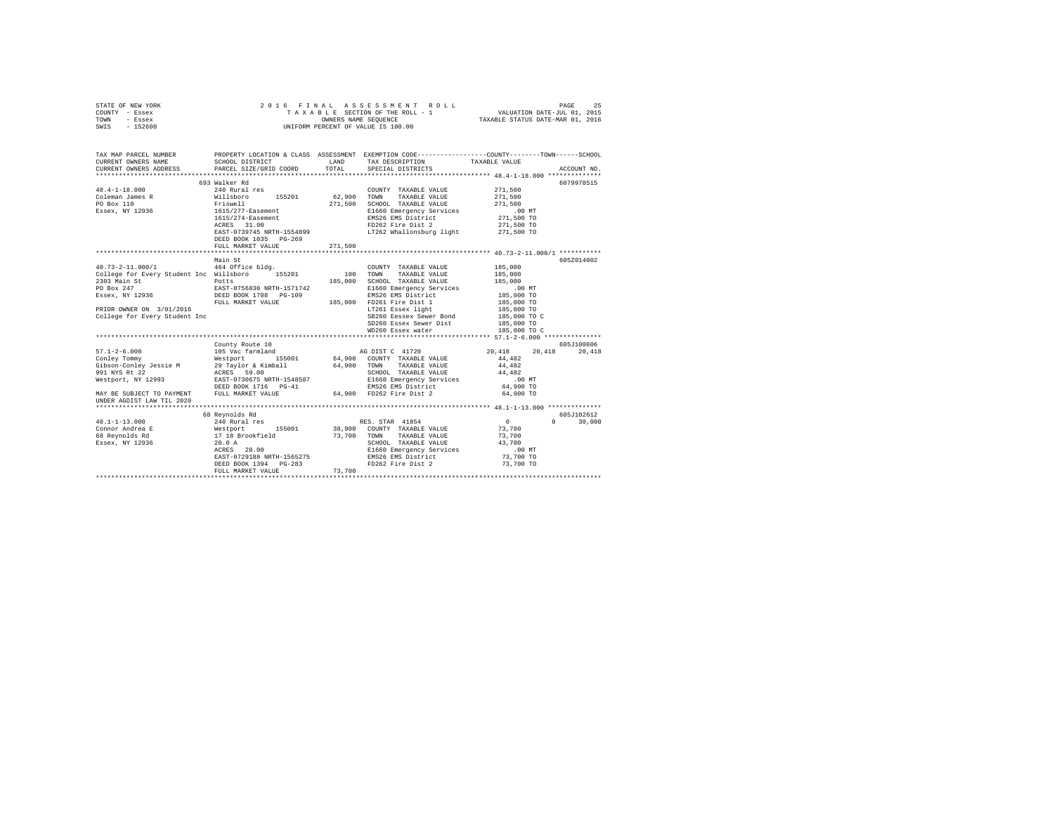STATE OF NEW YORK
COUNTY - Essex
TOWN - Essex
SWIS - 152600

2016 FINAL ASSESSMENT ROLL
TAXABLE SECTION OF THE ROLL - 1
OWNERS NAME SEQUENCE
UNIFORM PERCENT OF VALUE IS 100.00

VALUATION DATE-JUL 01, 2015
TAXABLE STATUS DATE-MAR 01, 2016

```
TAX MAP PARCEL NUMBER          PROPERTY LOCATION & CLASS  ASSESSMENT  EXEMPTION CODE-----------------COUNTY--------TOWN------SCHOOL
CURRENT OWNERS NAME            SCHOOL DISTRICT            LAND        TAX DESCRIPTION              TAXABLE VALUE
CURRENT OWNERS ADDRESS         PARCEL SIZE/GRID COORD     TOTAL       SPECIAL DISTRICTS                                  ACCOUNT NO.
*********************************************************************************************** 48.4-1-18.000 **************
                               693 Walker Rd                                                                         6079978515
48.4-1-18.000                  240 Rural res                          COUNTY  TAXABLE VALUE         271,500
Coleman James R                Willsboro       155201      62,900     TOWN    TAXABLE VALUE         271,500
PO Box 110                     Friswell                   271,500     SCHOOL  TAXABLE VALUE         271,500
Essex, NY 12936                1615/277-Easement                      E1660 Emergency Services          .00 MT
                               1615/274-Easement                      EMS26 EMS District            271,500 TO
                               ACRES   31.90                          FD262 Fire Dist 2             271,500 TO
                               EAST-0739745 NRTH-1554899              LT262 Whallonsburg light      271,500 TO
                               DEED BOOK 1035   PG-269
                               FULL MARKET VALUE          271,500
*********************************************************************************************** 40.73-2-11.000/1 ***********
                               Main St                                                                               605Z014002
40.73-2-11.000/1               464 Office bldg.                       COUNTY  TAXABLE VALUE         185,000
College for Every Student Inc  Willsboro       155201         100     TOWN    TAXABLE VALUE         185,000
2303 Main St                   Potts                      185,000     SCHOOL  TAXABLE VALUE         185,000
PO Box 247                     EAST-0756830 NRTH-1571742              E1660 Emergency Services          .00 MT
Essex, NY 12936                DEED BOOK 1708   PG-109                EMS26 EMS District            185,000 TO
                               FULL MARKET VALUE          185,000     FD261 Fire Dist 1             185,000 TO
PRIOR OWNER ON 3/01/2016                                              LT261 Essex light             185,000 TO
College for Every Student Inc                                         SB260 Eessex Sewer Bond       185,000 TO C
                                                                      SD260 Essex Sewer Dist        185,000 TO
                                                                      WD260 Essex water             185,000 TO C
*********************************************************************************************** 57.1-2-6.000 ***************
                               County Route 10                                                                       605J100606
57.1-2-6.000                   105 Vac farmland                       AG DIST C  41720               20,418     20,418     20,418
Conley Tommy                   Westport        155001      64,900     COUNTY  TAXABLE VALUE          44,482
Gibson-Conley Jessie M         29 Taylor & Kimball         64,900     TOWN    TAXABLE VALUE          44,482
991 NYS Rt 22                  ACRES   59.00                          SCHOOL  TAXABLE VALUE          44,482
Westport, NY 12993             EAST-0730675 NRTH-1548587              E1660 Emergency Services          .00 MT
                               DEED BOOK 1716   PG-41                 EMS26 EMS District             64,900 TO
MAY BE SUBJECT TO PAYMENT      FULL MARKET VALUE           64,900     FD262 Fire Dist 2              64,900 TO
UNDER AGDIST LAW TIL 2020
*********************************************************************************************** 48.1-1-13.000 **************
                               68 Reynolds Rd                                                                        605J102612
48.1-1-13.000                  240 Rural res                          RES. STAR  41854                    0          0     30,000
Connor Andrea E                Westport        155001      38,900     COUNTY  TAXABLE VALUE          73,700
68 Reynolds Rd                 17 18 Brookfield            73,700     TOWN    TAXABLE VALUE          73,700
Essex, NY 12936                20.0 A                                 SCHOOL  TAXABLE VALUE          43,700
                               ACRES   20.00                          E1660 Emergency Services          .00 MT
                               EAST-0729188 NRTH-1565275              EMS26 EMS District             73,700 TO
                               DEED BOOK 1394   PG-283                FD262 Fire Dist 2              73,700 TO
                               FULL MARKET VALUE           73,700
****************************************************************************************************************************
```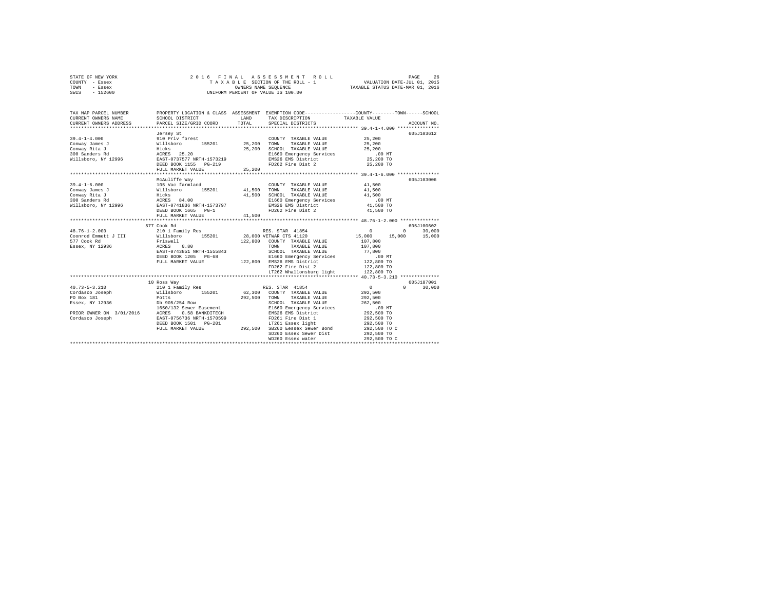STATE OF NEW YORK | 2016 FINAL ASSESSMENT ROLL | PAGE 26
COUNTY - Essex | TAXABLE SECTION OF THE ROLL - 1 | VALUATION DATE-JUL 01, 2015
TOWN - Essex | OWNERS NAME SEQUENCE | TAXABLE STATUS DATE-MAR 01, 2016
SWIS - 152600 | UNIFORM PERCENT OF VALUE IS 100.00

```
TAX MAP PARCEL NUMBER     PROPERTY LOCATION & CLASS  ASSESSMENT  EXEMPTION CODE-----------------COUNTY--------TOWN------SCHOOL
CURRENT OWNERS NAME       SCHOOL DISTRICT             LAND       TAX DESCRIPTION            TAXABLE VALUE
CURRENT OWNERS ADDRESS    PARCEL SIZE/GRID COORD      TOTAL      SPECIAL DISTRICTS                                     ACCOUNT NO.
*********************************************************************************************** 39.4-1-4.000 ***************
                          Jersey St                                                                                  605J103612
39.4-1-4.000              910 Priv forest                        COUNTY  TAXABLE VALUE           25,200
Conway James J            Willsboro      155201       25,200     TOWN    TAXABLE VALUE           25,200
Conway Rita J             Hicks                       25,200     SCHOOL  TAXABLE VALUE           25,200
300 Sanders Rd            ACRES  25.20                           E1660 Emergency Services           .00 MT
Willsboro, NY 12996       EAST-0737577 NRTH-1573219              EMS26 EMS District              25,200 TO
                          DEED BOOK 1155   PG-219                FD262 Fire Dist 2               25,200 TO
                          FULL MARKET VALUE           25,200
*********************************************************************************************** 39.4-1-6.000 ***************
                          McAuliffe Way                                                                              605J103006
39.4-1-6.000              105 Vac farmland                       COUNTY  TAXABLE VALUE           41,500
Conway James J            Willsboro      155201       41,500     TOWN    TAXABLE VALUE           41,500
Conway Rita J             Hicks                       41,500     SCHOOL  TAXABLE VALUE           41,500
300 Sanders Rd            ACRES  84.00                           E1660 Emergency Services           .00 MT
Willsboro, NY 12996       EAST-0741836 NRTH-1573797              EMS26 EMS District              41,500 TO
                          DEED BOOK 1665   PG-1                  FD262 Fire Dist 2               41,500 TO
                          FULL MARKET VALUE           41,500
*********************************************************************************************** 48.76-1-2.000 **************
                          577 Cook Rd                                                                                605J100602
48.76-1-2.000             210 1 Family Res                  RES. STAR 41854                    0          0      30,000
Coonrod Emmett J III      Willsboro      155201       28,000 VETWAR CTS 41120             15,000     15,000      15,000
577 Cook Rd               Friswell                   122,800     COUNTY  TAXABLE VALUE          107,800
Essex, NY 12936           ACRES   0.80                           TOWN    TAXABLE VALUE          107,800
                          EAST-0743851 NRTH-1555843              SCHOOL  TAXABLE VALUE           77,800
                          DEED BOOK 1205   PG-68                 E1660 Emergency Services           .00 MT
                          FULL MARKET VALUE          122,800     EMS26 EMS District             122,800 TO
                                                                 FD262 Fire Dist 2              122,800 TO
                                                                 LT262 Whallonsburg light       122,800 TO
*********************************************************************************************** 40.73-5-3.210 **************
                          10 Ross Way                                                                                605J187001
40.73-5-3.210             210 1 Family Res                  RES. STAR 41854                    0          0      30,000
Cordasco Joseph           Willsboro      155201       62,300     COUNTY  TAXABLE VALUE          292,500
PO Box 181                Potts                      292,500     TOWN    TAXABLE VALUE          292,500
Essex, NY 12936           Db 905/254 Row                         SCHOOL  TAXABLE VALUE          262,500
                          1650/132 Sewer Easement                E1660 Emergency Services           .00 MT
PRIOR OWNER ON 3/01/2016  ACRES   0.58 BANKDITECH                EMS26 EMS District             292,500 TO
Cordasco Joseph           EAST-0756736 NRTH-1570599              FD261 Fire Dist 1              292,500 TO
                          DEED BOOK 1501   PG-201                LT261 Essex light              292,500 TO
                          FULL MARKET VALUE          292,500     SB260 Eessex Sewer Bond        292,500 TO C
                                                                 SD260 Essex Sewer Dist         292,500 TO
                                                                 WD260 Essex water              292,500 TO C
****************************************************************************************************************************
```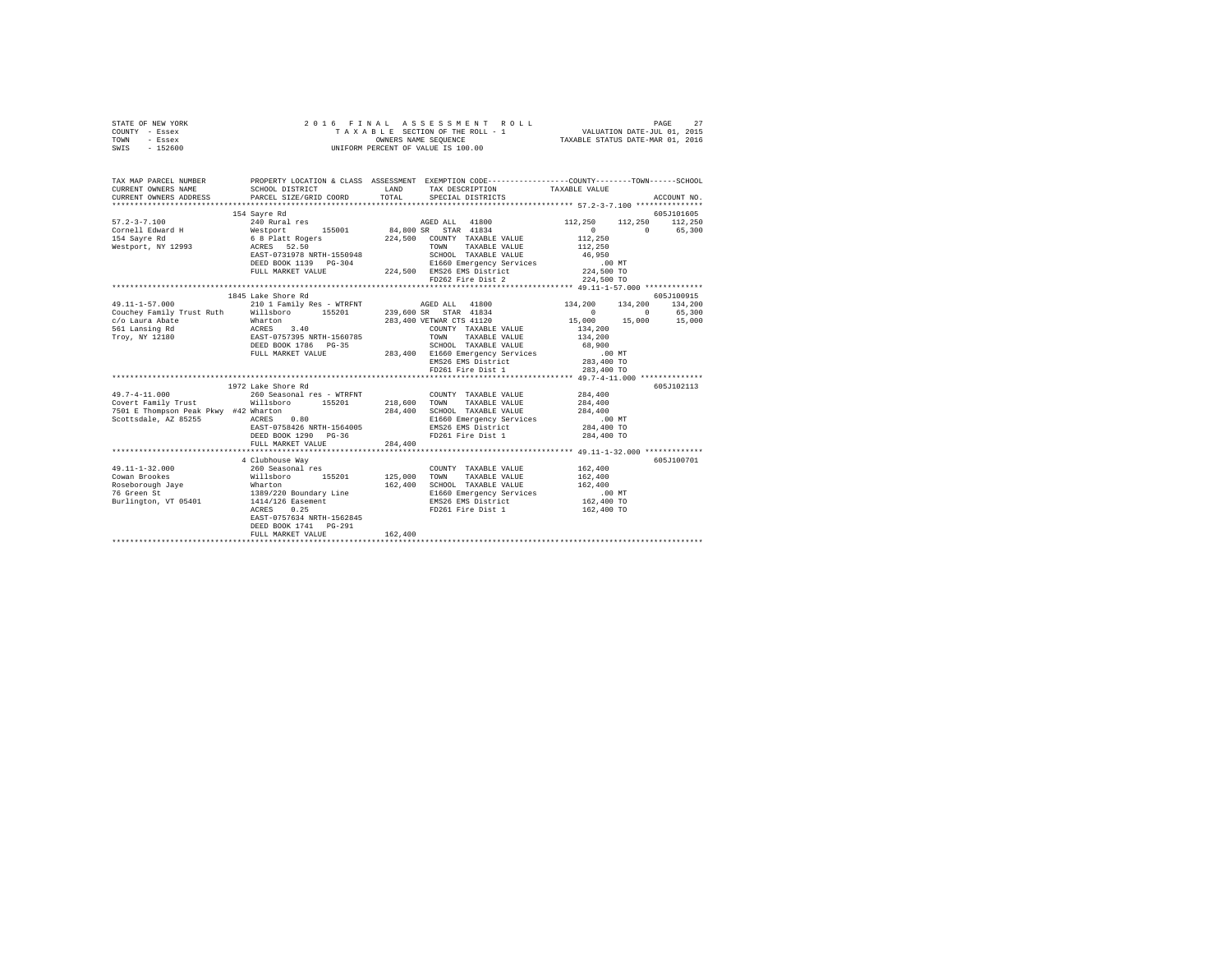STATE OF NEW YORK
COUNTY - Essex
TOWN - Essex
SWIS - 152600

2016 FINAL ASSESSMENT ROLL
TAXABLE SECTION OF THE ROLL - 1
OWNERS NAME SEQUENCE
UNIFORM PERCENT OF VALUE IS 100.00

VALUATION DATE-JUL 01, 2015
TAXABLE STATUS DATE-MAR 01, 2016

| TAX MAP PARCEL NUMBER / CURRENT OWNERS NAME / CURRENT OWNERS ADDRESS | PROPERTY LOCATION & CLASS / SCHOOL DISTRICT / PARCEL SIZE/GRID COORD | ASSESSMENT LAND / TOTAL | EXEMPTION CODE / TAX DESCRIPTION / SPECIAL DISTRICTS | COUNTY | TOWN | SCHOOL | ACCOUNT NO. |
|---|---|---|---|---|---|---|---|
| **57.2-3-7.100** | 154 Sayre Rd | | | | | | 605J101605 |
| 57.2-3-7.100 | 240 Rural res | | AGED ALL 41800 | 112,250 | 112,250 | 112,250 | |
| Cornell Edward H | Westport 155001 | 84,800 | SR STAR 41834 | 0 | 0 | 65,300 | |
| 154 Sayre Rd | 6 8 Platt Rogers | 224,500 | COUNTY TAXABLE VALUE | 112,250 | | | |
| Westport, NY 12993 | ACRES 52.50 | | TOWN TAXABLE VALUE | 112,250 | | | |
| | EAST-0731978 NRTH-1550948 | | SCHOOL TAXABLE VALUE | 46,950 | | | |
| | DEED BOOK 1139 PG-304 | | E1660 Emergency Services | .00 MT | | | |
| | FULL MARKET VALUE | 224,500 | EMS26 EMS District | 224,500 TO | | | |
| | | | FD262 Fire Dist 2 | 224,500 TO | | | |
| **49.11-1-57.000** | 1845 Lake Shore Rd | | | | | | 605J100915 |
| 49.11-1-57.000 | 210 1 Family Res - WTRFNT | | AGED ALL 41800 | 134,200 | 134,200 | 134,200 | |
| Couchey Family Trust Ruth | Willsboro 155201 | 239,600 | SR STAR 41834 | 0 | 0 | 65,300 | |
| c/o Laura Abate | Wharton | 283,400 | VETWAR CTS 41120 | 15,000 | 15,000 | 15,000 | |
| 561 Lansing Rd | ACRES 3.40 | | COUNTY TAXABLE VALUE | 134,200 | | | |
| Troy, NY 12180 | EAST-0757395 NRTH-1560785 | | TOWN TAXABLE VALUE | 134,200 | | | |
| | DEED BOOK 1786 PG-35 | | SCHOOL TAXABLE VALUE | 68,900 | | | |
| | FULL MARKET VALUE | 283,400 | E1660 Emergency Services | .00 MT | | | |
| | | | EMS26 EMS District | 283,400 TO | | | |
| | | | FD261 Fire Dist 1 | 283,400 TO | | | |
| **49.7-4-11.000** | 1972 Lake Shore Rd | | | | | | 605J102113 |
| 49.7-4-11.000 | 260 Seasonal res - WTRFNT | | COUNTY TAXABLE VALUE | 284,400 | | | |
| Covert Family Trust | Willsboro 155201 | 218,600 | TOWN TAXABLE VALUE | 284,400 | | | |
| 7501 E Thompson Peak Pkwy #42 | Wharton | 284,400 | SCHOOL TAXABLE VALUE | 284,400 | | | |
| Scottsdale, AZ 85255 | ACRES 0.80 | | E1660 Emergency Services | .00 MT | | | |
| | EAST-0758426 NRTH-1564005 | | EMS26 EMS District | 284,400 TO | | | |
| | DEED BOOK 1290 PG-36 | | FD261 Fire Dist 1 | 284,400 TO | | | |
| | FULL MARKET VALUE | 284,400 | | | | | |
| **49.11-1-32.000** | 4 Clubhouse Way | | | | | | 605J100701 |
| 49.11-1-32.000 | 260 Seasonal res | | COUNTY TAXABLE VALUE | 162,400 | | | |
| Cowan Brookes | Willsboro 155201 | 125,000 | TOWN TAXABLE VALUE | 162,400 | | | |
| Roseborough Jaye | Wharton | 162,400 | SCHOOL TAXABLE VALUE | 162,400 | | | |
| 76 Green St | 1389/220 Boundary Line | | E1660 Emergency Services | .00 MT | | | |
| Burlington, VT 05401 | 1414/126 Easement | | EMS26 EMS District | 162,400 TO | | | |
| | ACRES 0.25 | | FD261 Fire Dist 1 | 162,400 TO | | | |
| | EAST-0757634 NRTH-1562845 | | | | | | |
| | DEED BOOK 1741 PG-291 | | | | | | |
| | FULL MARKET VALUE | 162,400 | | | | | |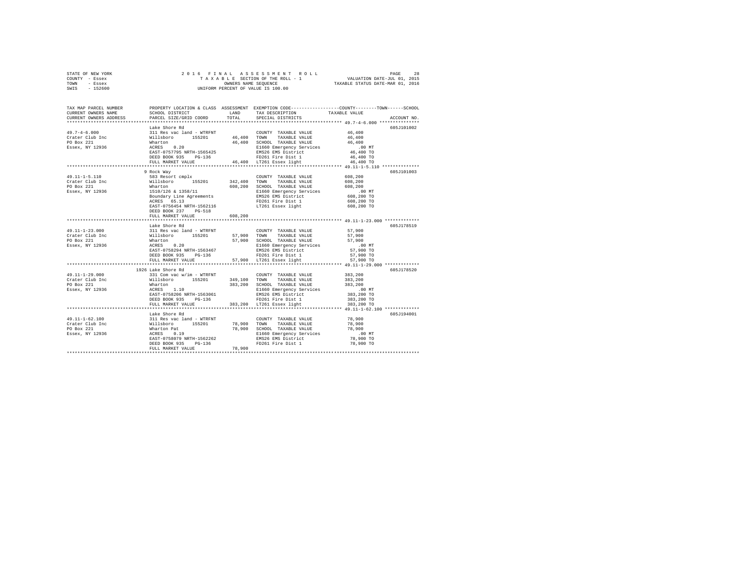STATE OF NEW YORK
COUNTY - Essex
TOWN - Essex
SWIS - 152600

2016 FINAL ASSESSMENT ROLL
TAXABLE SECTION OF THE ROLL - 1
OWNERS NAME SEQUENCE
UNIFORM PERCENT OF VALUE IS 100.00

VALUATION DATE-JUL 01, 2015
TAXABLE STATUS DATE-MAR 01, 2016

| TAX MAP PARCEL NUMBER / CURRENT OWNERS NAME / CURRENT OWNERS ADDRESS | PROPERTY LOCATION & CLASS / SCHOOL DISTRICT / PARCEL SIZE/GRID COORD | ASSESSMENT LAND / TOTAL | EXEMPTION CODE / TAX DESCRIPTION / SPECIAL DISTRICTS | COUNTY / TOWN / SCHOOL TAXABLE VALUE | ACCOUNT NO. |
|---|---|---|---|---|---|
| | Lake Shore Rd | | | | 605J101002 |
| 49.7-4-6.000 | 311 Res vac land - WTRFNT | | COUNTY TAXABLE VALUE | 46,400 | |
| Crater Club Inc | Willsboro 155201 | 46,400 | TOWN TAXABLE VALUE | 46,400 | |
| PO Box 221 | Wharton | 46,400 | SCHOOL TAXABLE VALUE | 46,400 | |
| Essex, NY 12936 | ACRES 0.20 | | E1660 Emergency Services | .00 MT | |
| | EAST-0757795 NRTH-1565425 | | EMS26 EMS District | 46,400 TO | |
| | DEED BOOK 935 PG-136 | | FD261 Fire Dist 1 | 46,400 TO | |
| | FULL MARKET VALUE | 46,400 | LT261 Essex light | 46,400 TO | |
| | 9 Rock Way | | | | 605J101003 |
| 49.11-1-5.110 | 583 Resort cmplx | | COUNTY TAXABLE VALUE | 608,200 | |
| Crater Club Inc | Willsboro 155201 | 342,400 | TOWN TAXABLE VALUE | 608,200 | |
| PO Box 221 | Wharton | 608,200 | SCHOOL TAXABLE VALUE | 608,200 | |
| Essex, NY 12936 | 1510/126 & 1358/11 | | E1660 Emergency Services | .00 MT | |
| | Boundary Line Agreements | | EMS26 EMS District | 608,200 TO | |
| | ACRES 65.13 | | FD261 Fire Dist 1 | 608,200 TO | |
| | EAST-0756454 NRTH-1562116 | | LT261 Essex light | 608,200 TO | |
| | DEED BOOK 237 PG-518 | | | | |
| | FULL MARKET VALUE | 608,200 | | | |
| | Lake Shore Rd | | | | 605J178519 |
| 49.11-1-23.000 | 311 Res vac land - WTRFNT | | COUNTY TAXABLE VALUE | 57,900 | |
| Crater Club Inc | Willsboro 155201 | 57,900 | TOWN TAXABLE VALUE | 57,900 | |
| PO Box 221 | Wharton | 57,900 | SCHOOL TAXABLE VALUE | 57,900 | |
| Essex, NY 12936 | ACRES 0.20 | | E1660 Emergency Services | .00 MT | |
| | EAST-0758294 NRTH-1563467 | | EMS26 EMS District | 57,900 TO | |
| | DEED BOOK 935 PG-136 | | FD261 Fire Dist 1 | 57,900 TO | |
| | FULL MARKET VALUE | 57,900 | LT261 Essex light | 57,900 TO | |
| | 1926 Lake Shore Rd | | | | 605J178520 |
| 49.11-1-29.000 | 331 Com vac w/im - WTRFNT | | COUNTY TAXABLE VALUE | 383,200 | |
| Crater Club Inc | Willsboro 155201 | 349,100 | TOWN TAXABLE VALUE | 383,200 | |
| PO Box 221 | Wharton | 383,200 | SCHOOL TAXABLE VALUE | 383,200 | |
| Essex, NY 12936 | ACRES 1.10 | | E1660 Emergency Services | .00 MT | |
| | EAST-0758206 NRTH-1563061 | | EMS26 EMS District | 383,200 TO | |
| | DEED BOOK 935 PG-136 | | FD261 Fire Dist 1 | 383,200 TO | |
| | FULL MARKET VALUE | 383,200 | LT261 Essex light | 383,200 TO | |
| | Lake Shore Rd | | | | 605J194001 |
| 49.11-1-62.100 | 311 Res vac land - WTRFNT | | COUNTY TAXABLE VALUE | 78,900 | |
| Crater Club Inc | Willsboro 155201 | 78,900 | TOWN TAXABLE VALUE | 78,900 | |
| PO Box 221 | Wharton Pat | 78,900 | SCHOOL TAXABLE VALUE | 78,900 | |
| Essex, NY 12936 | ACRES 0.19 | | E1660 Emergency Services | .00 MT | |
| | EAST-0758079 NRTH-1562262 | | EMS26 EMS District | 78,900 TO | |
| | DEED BOOK 935 PG-136 | | FD261 Fire Dist 1 | 78,900 TO | |
| | FULL MARKET VALUE | 78,900 | | | |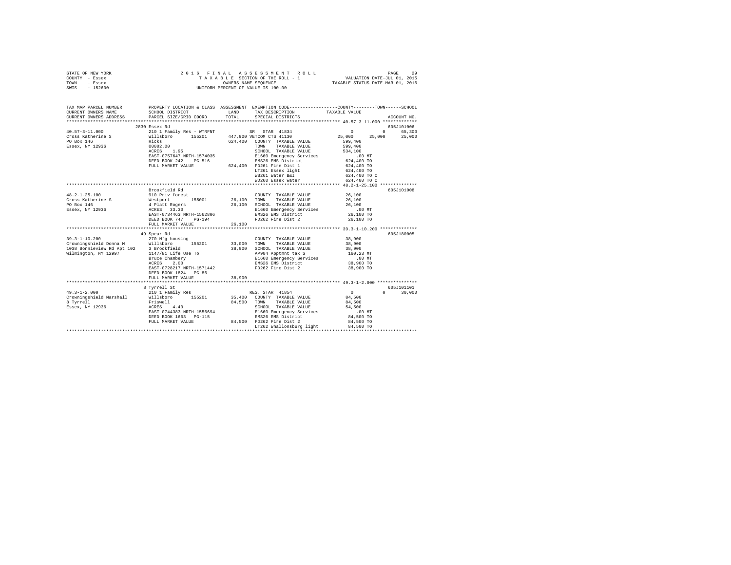STATE OF NEW YORK
COUNTY - Essex
TOWN - Essex
SWIS - 152600

2 0 1 6 F I N A L A S S E S S M E N T R O L L
T A X A B L E SECTION OF THE ROLL - 1
OWNERS NAME SEQUENCE
UNIFORM PERCENT OF VALUE IS 100.00

VALUATION DATE-JUL 01, 2015
TAXABLE STATUS DATE-MAR 01, 2016

```
TAX MAP PARCEL NUMBER          PROPERTY LOCATION & CLASS  ASSESSMENT  EXEMPTION CODE-----------------COUNTY--------TOWN------SCHOOL
CURRENT OWNERS NAME            SCHOOL DISTRICT              LAND     TAX DESCRIPTION            TAXABLE VALUE
CURRENT OWNERS ADDRESS         PARCEL SIZE/GRID COORD       TOTAL    SPECIAL DISTRICTS                                    ACCOUNT NO.
******************************************************************************************************* 40.57-3-11.000 ************
                               2830 Essex Rd                                                                              605J101006
40.57-3-11.000                 210 1 Family Res - WTRFNT          SR  STAR 41834                  0          0         65,300
Cross Katherine S              Willsboro      155201      447,900 VETCOM CTS 41130           25,000     25,000         25,000
PO Box 146                     Hicks                      624,400   COUNTY  TAXABLE VALUE          599,400
Essex, NY 12936                00002.00                              TOWN    TAXABLE VALUE          599,400
                               ACRES    1.95                         SCHOOL  TAXABLE VALUE          534,100
                               EAST-0757647 NRTH-1574035            E1660 Emergency Services          .00 MT
                               DEED BOOK 242    PG-516               EMS26 EMS District             624,400 TO
                               FULL MARKET VALUE          624,400   FD261 Fire Dist 1              624,400 TO
                                                                     LT261 Essex light              624,400 TO
                                                                     WB261 Water B&I                624,400 TO C
                                                                     WD260 Essex water              624,400 TO C
******************************************************************************************************* 48.2-1-25.100 *************
                               Brookfield Rd                                                                              605J101008
48.2-1-25.100                  910 Priv forest                       COUNTY  TAXABLE VALUE           26,100
Cross Katherine S              Westport       155001       26,100   TOWN    TAXABLE VALUE           26,100
PO Box 146                     4 Platt Rogers              26,100   SCHOOL  TAXABLE VALUE           26,100
Essex, NY 12936                ACRES   33.30                         E1660 Emergency Services          .00 MT
                               EAST-0734463 NRTH-1562806            EMS26 EMS District              26,100 TO
                               DEED BOOK 747    PG-194               FD262 Fire Dist 2               26,100 TO
                               FULL MARKET VALUE           26,100
******************************************************************************************************* 39.3-1-10.200 *************
                               49 Spear Rd                                                                                605J180005
39.3-1-10.200                  270 Mfg housing                       COUNTY  TAXABLE VALUE           38,900
Crowningshield Donna M         Willsboro      155201       33,000   TOWN    TAXABLE VALUE           38,900
1038 Bonnieview Rd Apt 102     3 Brookfield                38,900   SCHOOL  TAXABLE VALUE           38,900
Wilmington, NY 12997           1147/81 Life Use To                   AP904 Apptmnt tax S             160.23 MT
                               Bruce Chambery                        E1660 Emergency Services          .00 MT
                               ACRES    2.00                         EMS26 EMS District              38,900 TO
                               EAST-0728217 NRTH-1571442            FD262 Fire Dist 2               38,900 TO
                               DEED BOOK 1824   PG-86
                               FULL MARKET VALUE           38,900
******************************************************************************************************* 49.3-1-2.000 **************
                               8 Tyrrell St                                                                               605J101101
49.3-1-2.000                   210 1 Family Res                   RES. STAR 41854                 0          0         30,000
Crowningshield Marshall        Willsboro      155201       35,400   COUNTY  TAXABLE VALUE           84,500
8 Tyrrell                      Friswell                    84,500   TOWN    TAXABLE VALUE           84,500
Essex, NY 12936                ACRES    4.40                         SCHOOL  TAXABLE VALUE           54,500
                               EAST-0744383 NRTH-1556694            E1660 Emergency Services          .00 MT
                               DEED BOOK 1663   PG-115               EMS26 EMS District              84,500 TO
                               FULL MARKET VALUE           84,500   FD262 Fire Dist 2               84,500 TO
                                                                     LT262 Whallonsburg light        84,500 TO
************************************************************************************************************************************
```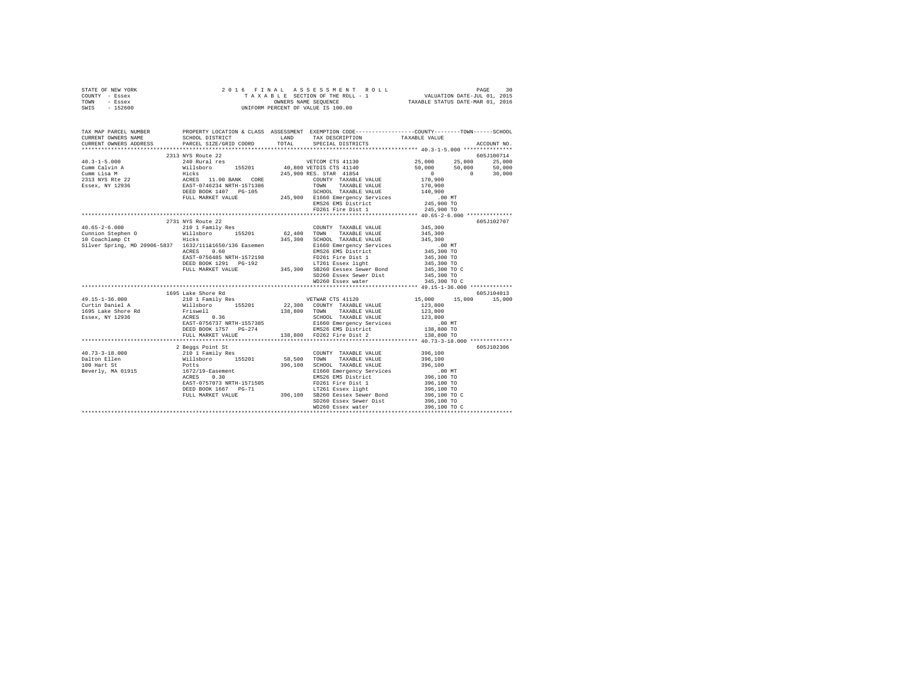```
STATE OF NEW YORK                2 0 1 6   F I N A L   A S S E S S M E N T   R O L L                    PAGE    30
COUNTY  - Essex                      T A X A B L E SECTION OF THE ROLL - 1              VALUATION DATE-JUL 01, 2015
TOWN    - Essex                              OWNERS NAME SEQUENCE                    TAXABLE STATUS DATE-MAR 01, 2016
SWIS    - 152600                        UNIFORM PERCENT OF VALUE IS 100.00


TAX MAP PARCEL NUMBER          PROPERTY LOCATION & CLASS  ASSESSMENT  EXEMPTION CODE-----------------COUNTY--------TOWN------SCHOOL
CURRENT OWNERS NAME            SCHOOL DISTRICT              LAND      TAX DESCRIPTION           TAXABLE VALUE
CURRENT OWNERS ADDRESS         PARCEL SIZE/GRID COORD       TOTAL     SPECIAL DISTRICTS                                   ACCOUNT NO.
*********************************************************************************************** 40.3-1-5.000 ***************
                          2313 NYS Route 22                                                                          605J100714
40.3-1-5.000              240 Rural res                          VETCOM CTS 41130              25,000     25,000      25,000
Cumm Calvin A             Willsboro      155201         40,800 VETDIS CTS 41140              50,000     50,000      50,000
Cumm Lisa M               Hicks                         245,900 RES. STAR  41854                   0          0      30,000
2313 NYS Rte 22           ACRES   11.00 BANK   CORE             COUNTY  TAXABLE VALUE          170,900
Essex, NY 12936           EAST-0746234 NRTH-1571386             TOWN    TAXABLE VALUE          170,900
                          DEED BOOK 1407   PG-105               SCHOOL  TAXABLE VALUE          140,900
                          FULL MARKET VALUE            245,900  E1660 Emergency Services          .00 MT
                                                                EMS26 EMS District             245,900 TO
                                                                FD261 Fire Dist 1              245,900 TO
*********************************************************************************************** 40.65-2-6.000 **************
                          2731 NYS Route 22                                                                          605J102707
40.65-2-6.000             210 1 Family Res                      COUNTY  TAXABLE VALUE          345,300
Cunnion Stephen O         Willsboro      155201         62,400  TOWN    TAXABLE VALUE          345,300
10 Coachlamp Ct           Hicks                        345,300  SCHOOL  TAXABLE VALUE          345,300
Silver Spring, MD 20906-5837  1632/111&1650/136 Easemen         E1660 Emergency Services          .00 MT
                          ACRES    0.60                         EMS26 EMS District             345,300 TO
                          EAST-0756485 NRTH-1572198             FD261 Fire Dist 1              345,300 TO
                          DEED BOOK 1291   PG-192               LT261 Essex light              345,300 TO
                          FULL MARKET VALUE            345,300  SB260 Eessex Sewer Bond        345,300 TO C
                                                                SD260 Essex Sewer Dist         345,300 TO
                                                                WD260 Essex water              345,300 TO C
*********************************************************************************************** 49.15-1-36.000 *************
                          1695 Lake Shore Rd                                                                         605J104013
49.15-1-36.000            210 1 Family Res                       VETWAR CTS 41120              15,000     15,000      15,000
Curtin Daniel A           Willsboro      155201         22,300  COUNTY  TAXABLE VALUE          123,800
1695 Lake Shore Rd        Friswell                     138,800  TOWN    TAXABLE VALUE          123,800
Essex, NY 12936           ACRES    0.36                         SCHOOL  TAXABLE VALUE          123,800
                          EAST-0756737 NRTH-1557385             E1660 Emergency Services          .00 MT
                          DEED BOOK 1757   PG-274               EMS26 EMS District             138,800 TO
                          FULL MARKET VALUE            138,800  FD262 Fire Dist 2              138,800 TO
*********************************************************************************************** 40.73-3-18.000 *************
                          2 Beggs Point St                                                                           605J102306
40.73-3-18.000            210 1 Family Res                      COUNTY  TAXABLE VALUE          396,100
Dalton Ellen              Willsboro      155201         58,500  TOWN    TAXABLE VALUE          396,100
100 Hart St               Potts                        396,100  SCHOOL  TAXABLE VALUE          396,100
Beverly, MA 01915         1672/19-Easement                      E1660 Emergency Services          .00 MT
                          ACRES    0.30                         EMS26 EMS District             396,100 TO
                          EAST-0757073 NRTH-1571505             FD261 Fire Dist 1              396,100 TO
                          DEED BOOK 1667   PG-71                LT261 Essex light              396,100 TO
                          FULL MARKET VALUE            396,100  SB260 Eessex Sewer Bond        396,100 TO C
                                                                SD260 Essex Sewer Dist         396,100 TO
                                                                WD260 Essex water              396,100 TO C
****************************************************************************************************************************
```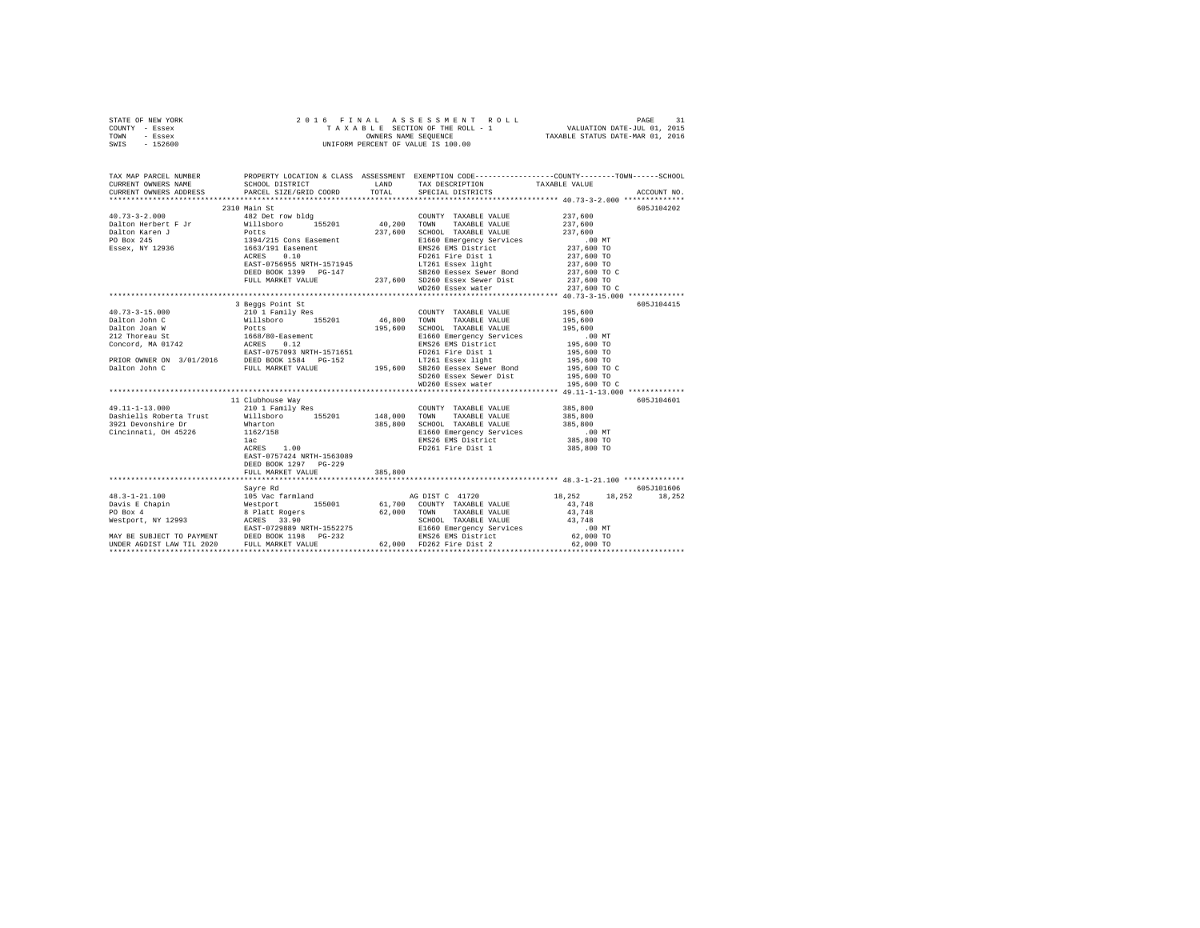```
STATE OF NEW YORK              2 0 1 6   F I N A L   A S S E S S M E N T   R O L L                    PAGE    31
COUNTY  - Essex                    T A X A B L E  SECTION OF THE ROLL - 1             VALUATION DATE-JUL 01, 2015
TOWN    - Essex                           OWNERS NAME SEQUENCE                     TAXABLE STATUS DATE-MAR 01, 2016
SWIS    - 152600                    UNIFORM PERCENT OF VALUE IS 100.00

TAX MAP PARCEL NUMBER          PROPERTY LOCATION & CLASS  ASSESSMENT  EXEMPTION CODE-----------------COUNTY--------TOWN------SCHOOL
CURRENT OWNERS NAME            SCHOOL DISTRICT              LAND      TAX DESCRIPTION            TAXABLE VALUE
CURRENT OWNERS ADDRESS         PARCEL SIZE/GRID COORD       TOTAL     SPECIAL DISTRICTS                                  ACCOUNT NO.
******************************************************************************************************* 40.73-3-2.000 **************
                               2310 Main St                                                                          605J104202
40.73-3-2.000                  482 Det row bldg                        COUNTY  TAXABLE VALUE          237,600
Dalton Herbert F Jr            Willsboro      155201        40,200     TOWN    TAXABLE VALUE          237,600
Dalton Karen J                 Potts                       237,600     SCHOOL  TAXABLE VALUE          237,600
PO Box 245                     1394/215 Cons Easement                  E1660 Emergency Services            .00 MT
Essex, NY 12936                1663/191 Easement                       EMS26 EMS District              237,600 TO
                               ACRES    0.10                           FD261 Fire Dist 1               237,600 TO
                               EAST-0756955 NRTH-1571945               LT261 Essex light               237,600 TO
                               DEED BOOK 1399   PG-147                 SB260 Eessex Sewer Bond         237,600 TO C
                               FULL MARKET VALUE           237,600     SD260 Essex Sewer Dist          237,600 TO
                                                                       WD260 Essex water               237,600 TO C
******************************************************************************************************* 40.73-3-15.000 *************
                               3 Beggs Point St                                                                      605J104415
40.73-3-15.000                 210 1 Family Res                        COUNTY  TAXABLE VALUE          195,600
Dalton John C                  Willsboro      155201        46,800     TOWN    TAXABLE VALUE          195,600
Dalton Joan W                  Potts                       195,600     SCHOOL  TAXABLE VALUE          195,600
212 Thoreau St                 1668/80-Easement                        E1660 Emergency Services            .00 MT
Concord, MA 01742              ACRES    0.12                           EMS26 EMS District              195,600 TO
                               EAST-0757093 NRTH-1571651               FD261 Fire Dist 1               195,600 TO
PRIOR OWNER ON 3/01/2016       DEED BOOK 1584   PG-152                 LT261 Essex light               195,600 TO
Dalton John C                  FULL MARKET VALUE           195,600     SB260 Eessex Sewer Bond         195,600 TO C
                                                                       SD260 Essex Sewer Dist          195,600 TO
                                                                       WD260 Essex water               195,600 TO C
******************************************************************************************************* 49.11-1-13.000 *************
                               11 Clubhouse Way                                                                      605J104601
49.11-1-13.000                 210 1 Family Res                        COUNTY  TAXABLE VALUE          385,800
Dashiells Roberta Trust        Willsboro      155201       148,000     TOWN    TAXABLE VALUE          385,800
3921 Devonshire Dr             Wharton                     385,800     SCHOOL  TAXABLE VALUE          385,800
Cincinnati, OH 45226           1162/158                                E1660 Emergency Services            .00 MT
                               1ac                                     EMS26 EMS District              385,800 TO
                               ACRES    1.00                           FD261 Fire Dist 1               385,800 TO
                               EAST-0757424 NRTH-1563089
                               DEED BOOK 1297   PG-229
                               FULL MARKET VALUE           385,800
******************************************************************************************************* 48.3-1-21.100 **************
                               Sayre Rd                                                                              605J101606
48.3-1-21.100                  105 Vac farmland                   AG DIST C  41720              18,252      18,252      18,252
Davis E Chapin                 Westport       155001        61,700     COUNTY  TAXABLE VALUE           43,748
PO Box 4                       8 Platt Rogers               62,000     TOWN    TAXABLE VALUE           43,748
Westport, NY 12993             ACRES   33.90                           SCHOOL  TAXABLE VALUE           43,748
                               EAST-0729889 NRTH-1552275               E1660 Emergency Services            .00 MT
MAY BE SUBJECT TO PAYMENT      DEED BOOK 1198   PG-232                 EMS26 EMS District               62,000 TO
UNDER AGDIST LAW TIL 2020      FULL MARKET VALUE            62,000     FD262 Fire Dist 2                62,000 TO
************************************************************************************************************************************
```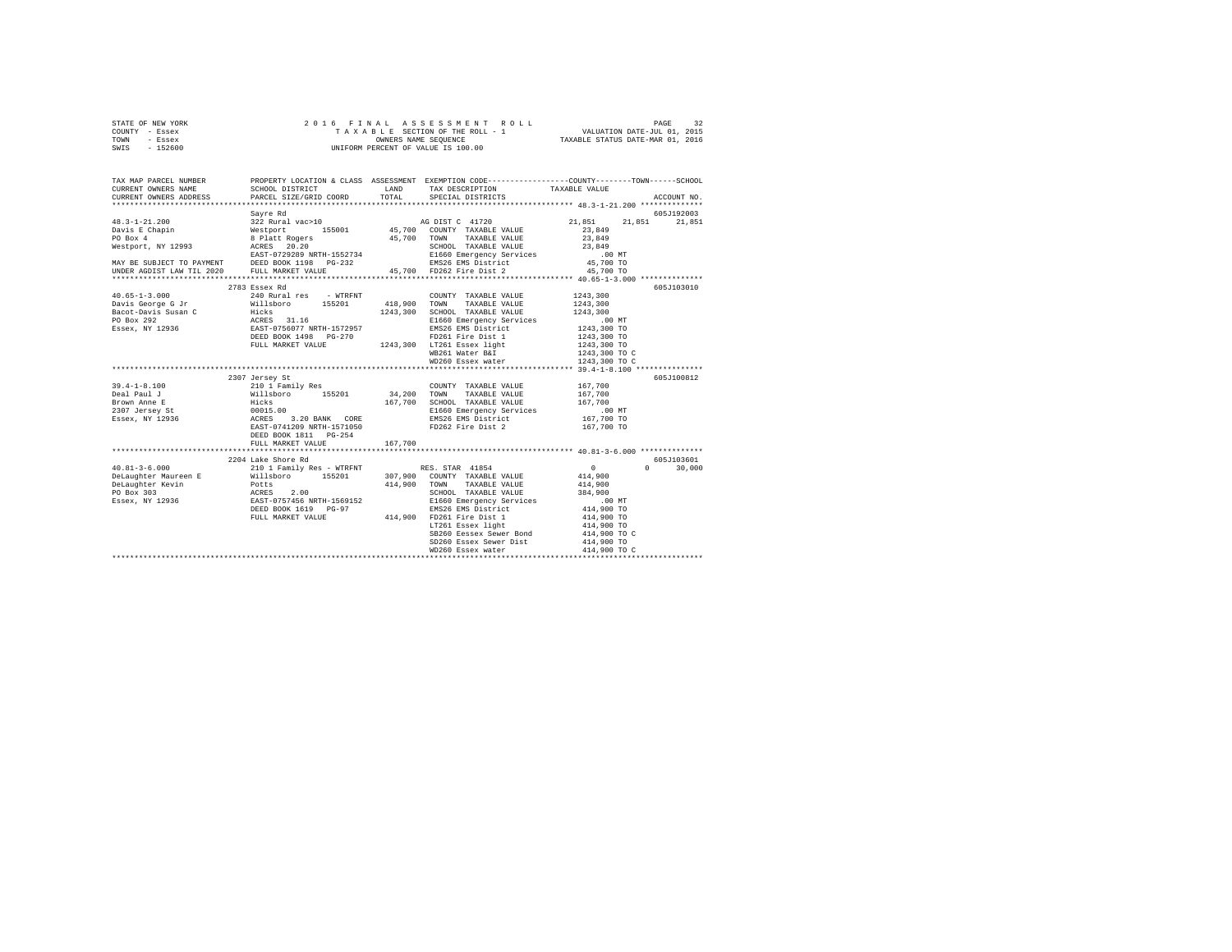STATE OF NEW YORK — COUNTY - Essex — TOWN - Essex — SWIS - 152600

2016 FINAL ASSESSMENT ROLL
TAXABLE SECTION OF THE ROLL - 1
OWNERS NAME SEQUENCE
UNIFORM PERCENT OF VALUE IS 100.00

VALUATION DATE-JUL 01, 2015
TAXABLE STATUS DATE-MAR 01, 2016

```
TAX MAP PARCEL NUMBER    PROPERTY LOCATION & CLASS  ASSESSMENT  EXEMPTION CODE-----------------COUNTY--------TOWN------SCHOOL
CURRENT OWNERS NAME      SCHOOL DISTRICT             LAND       TAX DESCRIPTION           TAXABLE VALUE
CURRENT OWNERS ADDRESS   PARCEL SIZE/GRID COORD      TOTAL      SPECIAL DISTRICTS                                    ACCOUNT NO.
******************************************************************************************** 48.3-1-21.200 **************
                         Sayre Rd                                                                                 605J192003
48.3-1-21.200            322 Rural vac>10                       AG DIST C  41720              21,851     21,851     21,851
Davis E Chapin           Westport      155001       45,700      COUNTY  TAXABLE VALUE          23,849
PO Box 4                 8 Platt Rogers             45,700      TOWN    TAXABLE VALUE          23,849
Westport, NY 12993       ACRES   20.20                          SCHOOL  TAXABLE VALUE          23,849
                         EAST-0729289 NRTH-1552734              E1660 Emergency Services          .00 MT
MAY BE SUBJECT TO PAYMENT DEED BOOK 1198   PG-232               EMS26 EMS District             45,700 TO
UNDER AGDIST LAW TIL 2020 FULL MARKET VALUE          45,700     FD262 Fire Dist 2              45,700 TO
******************************************************************************************** 40.65-1-3.000 **************
                         2783 Essex Rd                                                                            605J103010
40.65-1-3.000            240 Rural res    - WTRFNT              COUNTY  TAXABLE VALUE        1243,300
Davis George G Jr        Willsboro     155201      418,900      TOWN    TAXABLE VALUE        1243,300
Bacot-Davis Susan C      Hicks                    1243,300      SCHOOL  TAXABLE VALUE        1243,300
PO Box 292               ACRES   31.16                          E1660 Emergency Services          .00 MT
Essex, NY 12936          EAST-0756077 NRTH-1572957              EMS26 EMS District           1243,300 TO
                         DEED BOOK 1498   PG-270                FD261 Fire Dist 1            1243,300 TO
                         FULL MARKET VALUE        1243,300      LT261 Essex light            1243,300 TO
                                                                WB261 Water B&I              1243,300 TO C
                                                                WD260 Essex water            1243,300 TO C
******************************************************************************************** 39.4-1-8.100 ***************
                         2307 Jersey St                                                                           605J100812
39.4-1-8.100             210 1 Family Res                       COUNTY  TAXABLE VALUE         167,700
Deal Paul J              Willsboro     155201       34,200      TOWN    TAXABLE VALUE         167,700
Brown Anne E             Hicks                     167,700      SCHOOL  TAXABLE VALUE         167,700
2307 Jersey St           00015.00                               E1660 Emergency Services          .00 MT
Essex, NY 12936          ACRES    3.20 BANK   CORE              EMS26 EMS District            167,700 TO
                         EAST-0741209 NRTH-1571050              FD262 Fire Dist 2             167,700 TO
                         DEED BOOK 1811   PG-254
                         FULL MARKET VALUE         167,700
******************************************************************************************** 40.81-3-6.000 **************
                         2204 Lake Shore Rd                                                                       605J103601
40.81-3-6.000            210 1 Family Res - WTRFNT              RES. STAR 41854                     0          0     30,000
DeLaughter Maureen E     Willsboro     155201      307,900      COUNTY  TAXABLE VALUE         414,900
DeLaughter Kevin         Potts                     414,900      TOWN    TAXABLE VALUE         414,900
PO Box 303               ACRES    2.00                          SCHOOL  TAXABLE VALUE         384,900
Essex, NY 12936          EAST-0757456 NRTH-1569152              E1660 Emergency Services          .00 MT
                         DEED BOOK 1619   PG-97                 EMS26 EMS District            414,900 TO
                         FULL MARKET VALUE         414,900      FD261 Fire Dist 1             414,900 TO
                                                                LT261 Essex light             414,900 TO
                                                                SB260 Eessex Sewer Bond       414,900 TO C
                                                                SD260 Essex Sewer Dist        414,900 TO
                                                                WD260 Essex water             414,900 TO C
**************************************************************************************************************************
```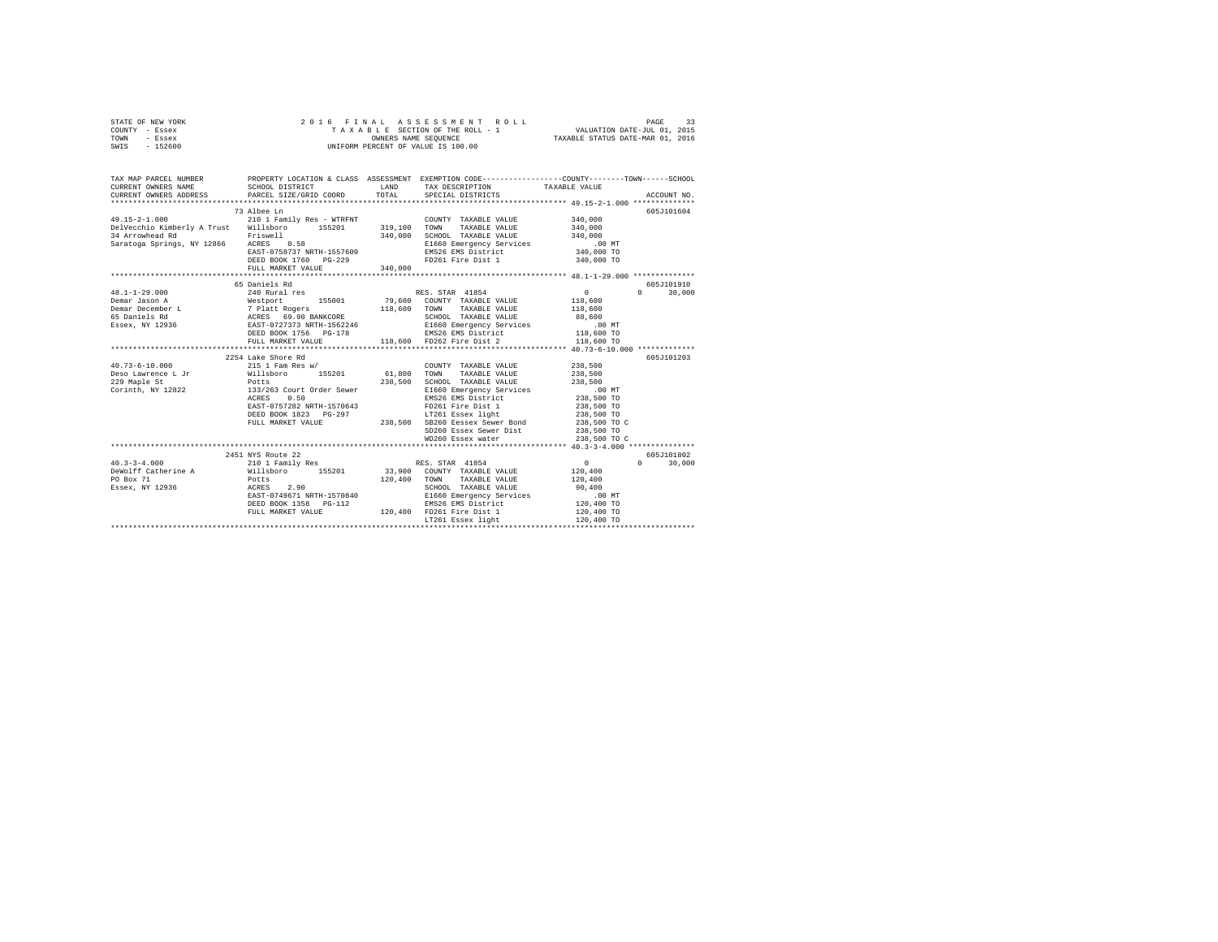STATE OF NEW YORK — 2016 FINAL ASSESSMENT ROLL
COUNTY - Essex — TAXABLE SECTION OF THE ROLL - 1 — VALUATION DATE-JUL 01, 2015
TOWN - Essex — OWNERS NAME SEQUENCE — TAXABLE STATUS DATE-MAR 01, 2016
SWIS - 152600 — UNIFORM PERCENT OF VALUE IS 100.00

```
TAX MAP PARCEL NUMBER          PROPERTY LOCATION & CLASS  ASSESSMENT  EXEMPTION CODE-----------------COUNTY--------TOWN------SCHOOL
CURRENT OWNERS NAME            SCHOOL DISTRICT              LAND      TAX DESCRIPTION            TAXABLE VALUE
CURRENT OWNERS ADDRESS         PARCEL SIZE/GRID COORD       TOTAL     SPECIAL DISTRICTS                                    ACCOUNT NO.
************************************************************************************************ 49.15-2-1.000 **************
                               73 Albee Ln                                                                                605J101604
49.15-2-1.000                  210 1 Family Res - WTRFNT              COUNTY  TAXABLE VALUE          340,000
DelVecchio Kimberly A Trust    Willsboro       155201      319,100    TOWN    TAXABLE VALUE          340,000
34 Arrowhead Rd                Friswell                    340,000    SCHOOL  TAXABLE VALUE          340,000
Saratoga Springs, NY 12866     ACRES    0.58                          E1660 Emergency Services          .00 MT
                               EAST-0758737 NRTH-1557609              EMS26 EMS District             340,000 TO
                               DEED BOOK 1760   PG-229                FD261 Fire Dist 1              340,000 TO
                               FULL MARKET VALUE           340,000
************************************************************************************************ 48.1-1-29.000 **************
                               65 Daniels Rd                                                                              605J101910
48.1-1-29.000                  240 Rural res                          RES. STAR  41854                    0          0      30,000
Demar Jason A                  Westport        155001       79,600    COUNTY  TAXABLE VALUE          118,600
Demar December L               7 Platt Rogers              118,600    TOWN    TAXABLE VALUE          118,600
65 Daniels Rd                  ACRES   69.90 BANKCORE                 SCHOOL  TAXABLE VALUE           88,600
Essex, NY 12936                EAST-0727373 NRTH-1562246              E1660 Emergency Services          .00 MT
                               DEED BOOK 1756   PG-178                EMS26 EMS District             118,600 TO
                               FULL MARKET VALUE           118,600    FD262 Fire Dist 2              118,600 TO
************************************************************************************************ 40.73-6-10.000 *************
                               2254 Lake Shore Rd                                                                         605J101203
40.73-6-10.000                 215 1 Fam Res w/                       COUNTY  TAXABLE VALUE          238,500
Deso Lawrence L Jr             Willsboro       155201       61,800    TOWN    TAXABLE VALUE          238,500
229 Maple St                   Potts                       238,500    SCHOOL  TAXABLE VALUE          238,500
Corinth, NY 12822              133/263 Court Order Sewer              E1660 Emergency Services          .00 MT
                               ACRES    0.50                          EMS26 EMS District             238,500 TO
                               EAST-0757282 NRTH-1570643              FD261 Fire Dist 1              238,500 TO
                               DEED BOOK 1823   PG-297                LT261 Essex light              238,500 TO
                               FULL MARKET VALUE           238,500    SB260 Eessex Sewer Bond        238,500 TO C
                                                                      SD260 Essex Sewer Dist         238,500 TO
                                                                      WD260 Essex water              238,500 TO C
************************************************************************************************ 40.3-3-4.000 ***************
                               2451 NYS Route 22                                                                          605J101802
40.3-3-4.000                   210 1 Family Res                       RES. STAR  41854                    0          0      30,000
DeWolff Catherine A            Willsboro       155201       33,900    COUNTY  TAXABLE VALUE          120,400
PO Box 71                      Potts                       120,400    TOWN    TAXABLE VALUE          120,400
Essex, NY 12936                ACRES    2.90                          SCHOOL  TAXABLE VALUE           90,400
                               EAST-0749671 NRTH-1570840              E1660 Emergency Services          .00 MT
                               DEED BOOK 1358   PG-112                EMS26 EMS District             120,400 TO
                               FULL MARKET VALUE           120,400    FD261 Fire Dist 1              120,400 TO
                                                                      LT261 Essex light              120,400 TO
******************************************************************************************************************************
```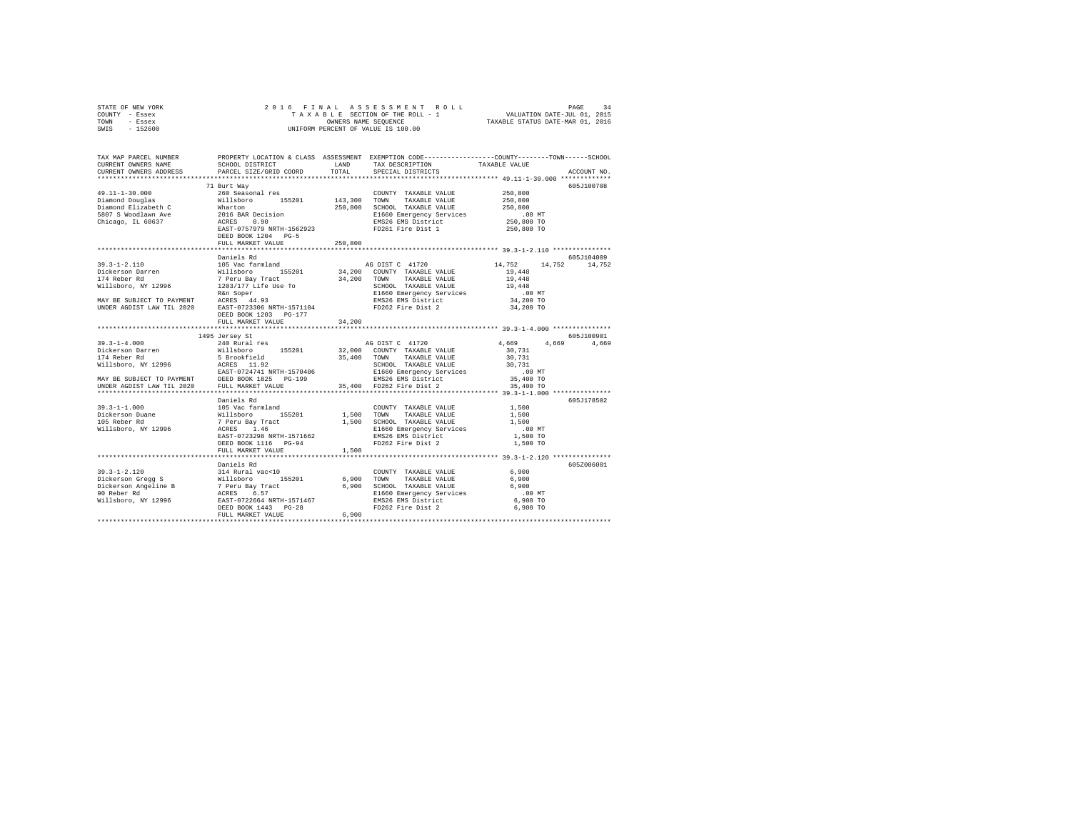STATE OF NEW YORK  
COUNTY - Essex  
TOWN - Essex  
SWIS - 152600

2016 FINAL ASSESSMENT ROLL  
TAXABLE SECTION OF THE ROLL - 1  
OWNERS NAME SEQUENCE  
UNIFORM PERCENT OF VALUE IS 100.00

VALUATION DATE-JUL 01, 2015  
TAXABLE STATUS DATE-MAR 01, 2016

```
TAX MAP PARCEL NUMBER          PROPERTY LOCATION & CLASS  ASSESSMENT  EXEMPTION CODE-----------------COUNTY--------TOWN------SCHOOL
CURRENT OWNERS NAME            SCHOOL DISTRICT              LAND      TAX DESCRIPTION            TAXABLE VALUE
CURRENT OWNERS ADDRESS         PARCEL SIZE/GRID COORD       TOTAL     SPECIAL DISTRICTS                                        ACCOUNT NO.
*********************************************************************************************************** 49.11-1-30.000 *************
                               71 Burt Way                                                                                  605J100708
49.11-1-30.000                 260 Seasonal res                        COUNTY  TAXABLE VALUE          250,800
Diamond Douglas                Willsboro      155201      143,300      TOWN    TAXABLE VALUE          250,800
Diamond Elizabeth C            Wharton                    250,800      SCHOOL  TAXABLE VALUE          250,800
5807 S Woodlawn Ave            2016 BAR Decision                       E1660 Emergency Services           .00 MT
Chicago, IL 60637              ACRES    0.90                           EMS26 EMS District             250,800 TO
                               EAST-0757979 NRTH-1562923               FD261 Fire Dist 1              250,800 TO
                               DEED BOOK 1204   PG-5
                               FULL MARKET VALUE          250,800
*********************************************************************************************************** 39.3-1-2.110 ***************
                               Daniels Rd                                                                                   605J104009
39.3-1-2.110                   105 Vac farmland                        AG DIST C  41720               14,752      14,752      14,752
Dickerson Darren               Willsboro      155201       34,200      COUNTY  TAXABLE VALUE           19,448
174 Reber Rd                   7 Peru Bay Tract            34,200      TOWN    TAXABLE VALUE           19,448
Willsboro, NY 12996            1203/177 Life Use To                    SCHOOL  TAXABLE VALUE           19,448
                               R&n Soper                               E1660 Emergency Services           .00 MT
MAY BE SUBJECT TO PAYMENT      ACRES   44.93                           EMS26 EMS District              34,200 TO
UNDER AGDIST LAW TIL 2020      EAST-0723306 NRTH-1571104               FD262 Fire Dist 2               34,200 TO
                               DEED BOOK 1203   PG-177
                               FULL MARKET VALUE           34,200
*********************************************************************************************************** 39.3-1-4.000 ***************
                               1495 Jersey St                                                                               605J100901
39.3-1-4.000                   240 Rural res                           AG DIST C  41720                4,669       4,669       4,669
Dickerson Darren               Willsboro      155201       32,000      COUNTY  TAXABLE VALUE           30,731
174 Reber Rd                   5 Brookfield                35,400      TOWN    TAXABLE VALUE           30,731
Willsboro, NY 12996            ACRES   11.92                           SCHOOL  TAXABLE VALUE           30,731
                               EAST-0724741 NRTH-1570406               E1660 Emergency Services           .00 MT
MAY BE SUBJECT TO PAYMENT      DEED BOOK 1825   PG-199                 EMS26 EMS District              35,400 TO
UNDER AGDIST LAW TIL 2020      FULL MARKET VALUE           35,400      FD262 Fire Dist 2               35,400 TO
*********************************************************************************************************** 39.3-1-1.000 ***************
                               Daniels Rd                                                                                   605J178502
39.3-1-1.000                   105 Vac farmland                        COUNTY  TAXABLE VALUE            1,500
Dickerson Duane                Willsboro      155201        1,500      TOWN    TAXABLE VALUE            1,500
105 Reber Rd                   7 Peru Bay Tract             1,500      SCHOOL  TAXABLE VALUE            1,500
Willsboro, NY 12996            ACRES    1.46                           E1660 Emergency Services           .00 MT
                               EAST-0723298 NRTH-1571662               EMS26 EMS District               1,500 TO
                               DEED BOOK 1116   PG-94                  FD262 Fire Dist 2                1,500 TO
                               FULL MARKET VALUE            1,500
*********************************************************************************************************** 39.3-1-2.120 ***************
                               Daniels Rd                                                                                   605Z006001
39.3-1-2.120                   314 Rural vac<10                        COUNTY  TAXABLE VALUE            6,900
Dickerson Gregg S              Willsboro      155201        6,900      TOWN    TAXABLE VALUE            6,900
Dickerson Angeline B           7 Peru Bay Tract             6,900      SCHOOL  TAXABLE VALUE            6,900
90 Reber Rd                    ACRES    6.57                           E1660 Emergency Services           .00 MT
Willsboro, NY 12996            EAST-0722664 NRTH-1571467               EMS26 EMS District               6,900 TO
                               DEED BOOK 1443   PG-28                  FD262 Fire Dist 2                6,900 TO
                               FULL MARKET VALUE            6,900
****************************************************************************************************************************************
```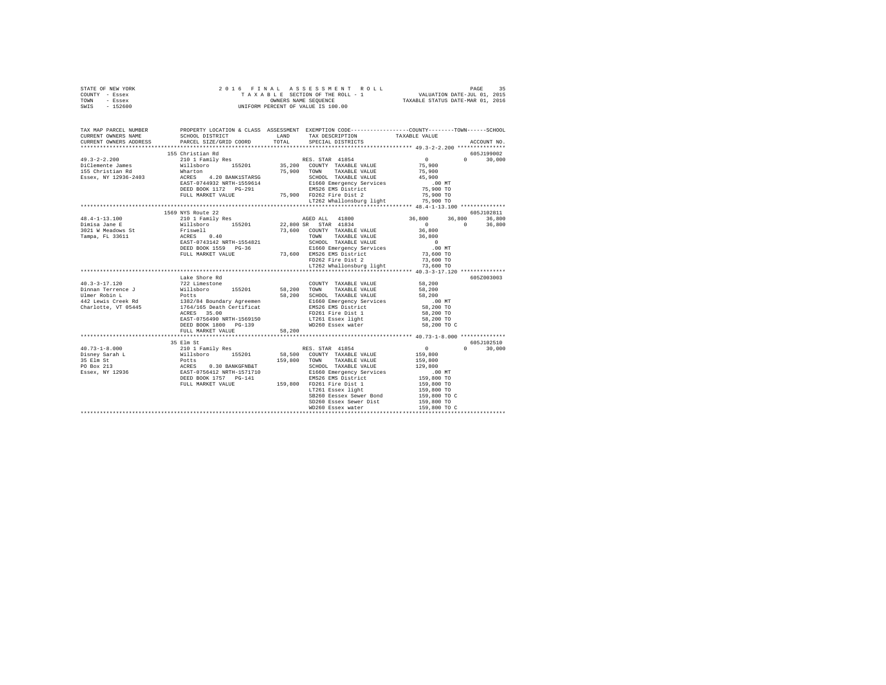STATE OF NEW YORK
COUNTY - Essex
TOWN - Essex
SWIS - 152600

2016 FINAL ASSESSMENT ROLL
TAXABLE SECTION OF THE ROLL - 1
OWNERS NAME SEQUENCE
UNIFORM PERCENT OF VALUE IS 100.00

VALUATION DATE-JUL 01, 2015
TAXABLE STATUS DATE-MAR 01, 2016

```
TAX MAP PARCEL NUMBER    PROPERTY LOCATION & CLASS  ASSESSMENT  EXEMPTION CODE-----------------COUNTY--------TOWN------SCHOOL
CURRENT OWNERS NAME      SCHOOL DISTRICT             LAND       TAX DESCRIPTION          TAXABLE VALUE
CURRENT OWNERS ADDRESS   PARCEL SIZE/GRID COORD      TOTAL      SPECIAL DISTRICTS                                    ACCOUNT NO.
******************************************************************************************** 49.3-2-2.200 **************
                         155 Christian Rd                                                                      605J199002
49.3-2-2.200             210 1 Family Res                       RES. STAR 41854               0           0      30,000
DiClemente James         Willsboro       155201     35,200   COUNTY  TAXABLE VALUE          75,900
155 Christian Rd         Wharton                    75,900   TOWN    TAXABLE VALUE          75,900
Essex, NY 12936-2403     ACRES    4.20 BANK1STARSG           SCHOOL  TAXABLE VALUE          45,900
                         EAST-0744932 NRTH-1559614           E1660 Emergency Services         .00 MT
                         DEED BOOK 1172   PG-291             EMS26 EMS District           75,900 TO
                         FULL MARKET VALUE          75,900   FD262 Fire Dist 2            75,900 TO
                                                             LT262 Whallonsburg light     75,900 TO
******************************************************************************************** 48.4-1-13.100 *************
                         1569 NYS Route 22                                                                     605J102811
48.4-1-13.100            210 1 Family Res                    AGED ALL  41800            36,800      36,800      36,800
Dimisa Jane E            Willsboro       155201     22,800 SR  STAR 41834                     0           0      36,800
3021 W Meadows St        Friswell                   73,600   COUNTY  TAXABLE VALUE          36,800
Tampa, FL 33611          ACRES    0.40                       TOWN    TAXABLE VALUE          36,800
                         EAST-0743142 NRTH-1554821           SCHOOL  TAXABLE VALUE               0
                         DEED BOOK 1559   PG-36              E1660 Emergency Services         .00 MT
                         FULL MARKET VALUE          73,600   EMS26 EMS District           73,600 TO
                                                             FD262 Fire Dist 2            73,600 TO
                                                             LT262 Whallonsburg light     73,600 TO
******************************************************************************************** 40.3-3-17.120 *************
                         Lake Shore Rd                                                                         605Z003003
40.3-3-17.120            722 Limestone                       COUNTY  TAXABLE VALUE          58,200
Dinnan Terrence J        Willsboro       155201     58,200   TOWN    TAXABLE VALUE          58,200
Ulmer Robin L            Potts                      58,200   SCHOOL  TAXABLE VALUE          58,200
442 Lewis Creek Rd       1382/84 Boundary Agreemen           E1660 Emergency Services         .00 MT
Charlotte, VT 05445      1764/165 Death Certificat           EMS26 EMS District           58,200 TO
                         ACRES   35.00                       FD261 Fire Dist 1            58,200 TO
                         EAST-0756490 NRTH-1569150           LT261 Essex light            58,200 TO
                         DEED BOOK 1800   PG-139             WD260 Essex water            58,200 TO C
                         FULL MARKET VALUE          58,200
******************************************************************************************** 40.73-1-8.000 *************
                         35 Elm St                                                                             605J102510
40.73-1-8.000            210 1 Family Res                    RES. STAR 41854                  0           0      30,000
Disney Sarah L           Willsboro       155201     58,500   COUNTY  TAXABLE VALUE         159,800
35 Elm St                Potts                     159,800   TOWN    TAXABLE VALUE         159,800
PO Box 213               ACRES    0.30 BANKGFNB&T            SCHOOL  TAXABLE VALUE         129,800
Essex, NY 12936          EAST-0756412 NRTH-1571710           E1660 Emergency Services         .00 MT
                         DEED BOOK 1757   PG-141             EMS26 EMS District          159,800 TO
                         FULL MARKET VALUE         159,800   FD261 Fire Dist 1           159,800 TO
                                                             LT261 Essex light           159,800 TO
                                                             SB260 Eessex Sewer Bond     159,800 TO C
                                                             SD260 Essex Sewer Dist      159,800 TO
                                                             WD260 Essex water           159,800 TO C
************************************************************************************************************************
```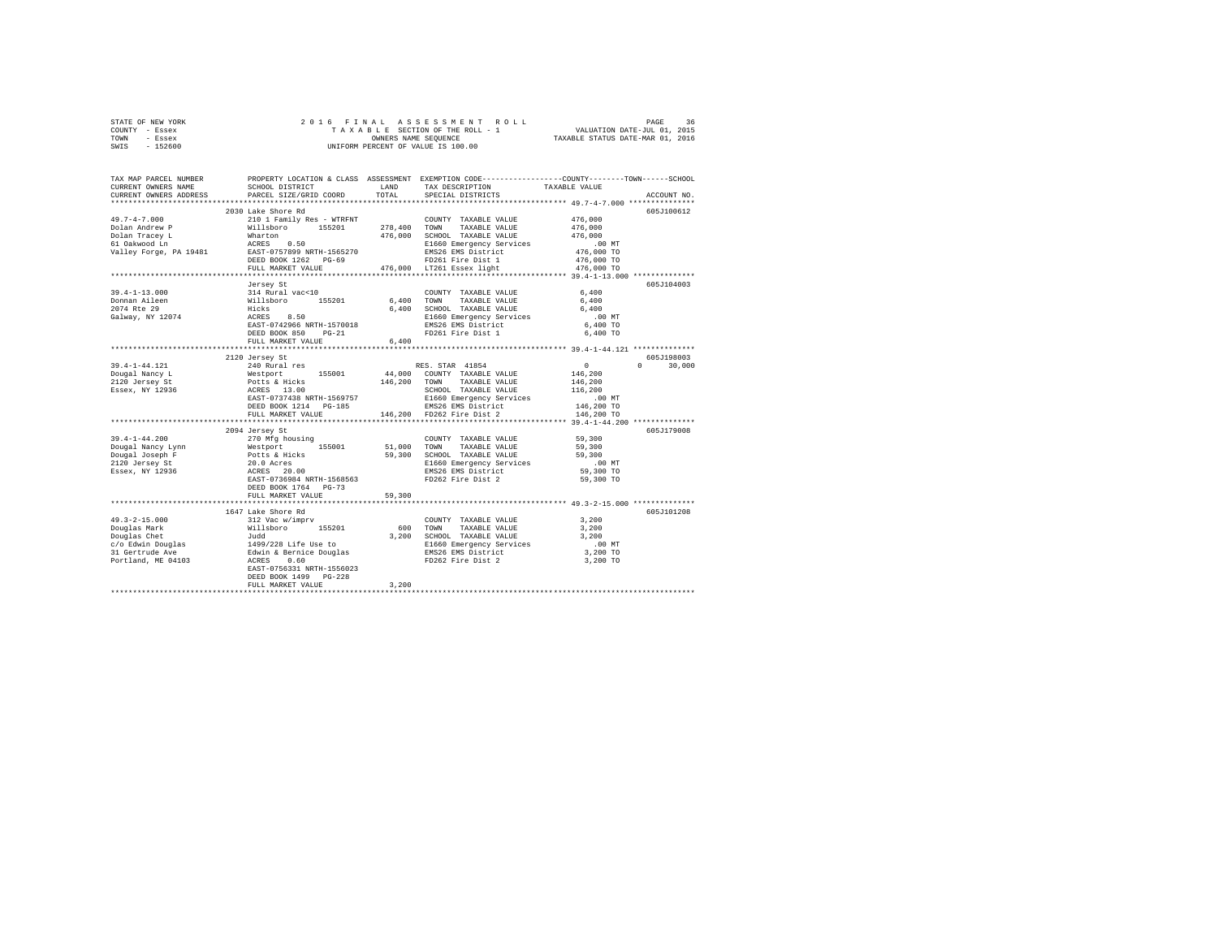STATE OF NEW YORK — 2016 FINAL ASSESSMENT ROLL
COUNTY - Essex — TAXABLE SECTION OF THE ROLL - 1 — VALUATION DATE-JUL 01, 2015
TOWN - Essex — OWNERS NAME SEQUENCE — TAXABLE STATUS DATE-MAR 01, 2016
SWIS - 152600 — UNIFORM PERCENT OF VALUE IS 100.00

```
TAX MAP PARCEL NUMBER          PROPERTY LOCATION & CLASS  ASSESSMENT  EXEMPTION CODE-----------------COUNTY--------TOWN------SCHOOL
CURRENT OWNERS NAME            SCHOOL DISTRICT             LAND       TAX DESCRIPTION            TAXABLE VALUE
CURRENT OWNERS ADDRESS         PARCEL SIZE/GRID COORD      TOTAL      SPECIAL DISTRICTS                                  ACCOUNT NO.
******************************************************************************************************* 49.7-4-7.000 ***************
                               2030 Lake Shore Rd                                                                         605J100612
49.7-4-7.000                   210 1 Family Res - WTRFNT              COUNTY  TAXABLE VALUE           476,000
Dolan Andrew P                 Willsboro      155201      278,400     TOWN    TAXABLE VALUE           476,000
Dolan Tracey L                 Wharton                    476,000     SCHOOL  TAXABLE VALUE           476,000
61 Oakwood Ln                  ACRES    0.50                          E1660 Emergency Services            .00 MT
Valley Forge, PA 19481         EAST-0757899 NRTH-1565270              EMS26 EMS District              476,000 TO
                               DEED BOOK 1262   PG-69                 FD261 Fire Dist 1               476,000 TO
                               FULL MARKET VALUE          476,000     LT261 Essex light               476,000 TO
******************************************************************************************************* 39.4-1-13.000 **************
                               Jersey St                                                                                  605J104003
39.4-1-13.000                  314 Rural vac<10                       COUNTY  TAXABLE VALUE             6,400
Donnan Aileen                  Willsboro      155201        6,400     TOWN    TAXABLE VALUE             6,400
2074 Rte 29                    Hicks                        6,400     SCHOOL  TAXABLE VALUE             6,400
Galway, NY 12074               ACRES    8.50                          E1660 Emergency Services            .00 MT
                               EAST-0742966 NRTH-1570018              EMS26 EMS District                6,400 TO
                               DEED BOOK 850    PG-21                 FD261 Fire Dist 1                 6,400 TO
                               FULL MARKET VALUE            6,400
******************************************************************************************************* 39.4-1-44.121 **************
                               2120 Jersey St                                                                             605J198003
39.4-1-44.121                  240 Rural res                          RES. STAR  41854                    0          0     30,000
Dougal Nancy L                 Westport       155001       44,000     COUNTY  TAXABLE VALUE           146,200
2120 Jersey St                 Potts & Hicks              146,200     TOWN    TAXABLE VALUE           146,200
Essex, NY 12936                ACRES   13.00                          SCHOOL  TAXABLE VALUE           116,200
                               EAST-0737438 NRTH-1569757              E1660 Emergency Services            .00 MT
                               DEED BOOK 1214   PG-185                EMS26 EMS District              146,200 TO
                               FULL MARKET VALUE          146,200     FD262 Fire Dist 2               146,200 TO
******************************************************************************************************* 39.4-1-44.200 **************
                               2094 Jersey St                                                                             605J179008
39.4-1-44.200                  270 Mfg housing                        COUNTY  TAXABLE VALUE            59,300
Dougal Nancy Lynn              Westport       155001       51,000     TOWN    TAXABLE VALUE            59,300
Dougal Joseph F                Potts & Hicks               59,300     SCHOOL  TAXABLE VALUE            59,300
2120 Jersey St                 20.0 Acres                             E1660 Emergency Services            .00 MT
Essex, NY 12936                ACRES   20.00                          EMS26 EMS District               59,300 TO
                               EAST-0736984 NRTH-1568563              FD262 Fire Dist 2                59,300 TO
                               DEED BOOK 1764   PG-73
                               FULL MARKET VALUE           59,300
******************************************************************************************************* 49.3-2-15.000 **************
                               1647 Lake Shore Rd                                                                         605J101208
49.3-2-15.000                  312 Vac w/imprv                        COUNTY  TAXABLE VALUE             3,200
Douglas Mark                   Willsboro      155201          600     TOWN    TAXABLE VALUE             3,200
Douglas Chet                   Judd                         3,200     SCHOOL  TAXABLE VALUE             3,200
c/o Edwin Douglas              1499/228 Life Use to                   E1660 Emergency Services            .00 MT
31 Gertrude Ave                Edwin & Bernice Douglas                EMS26 EMS District                3,200 TO
Portland, ME 04103             ACRES    0.60                          FD262 Fire Dist 2                 3,200 TO
                               EAST-0756331 NRTH-1556023
                               DEED BOOK 1499   PG-228
                               FULL MARKET VALUE            3,200
************************************************************************************************************************************
```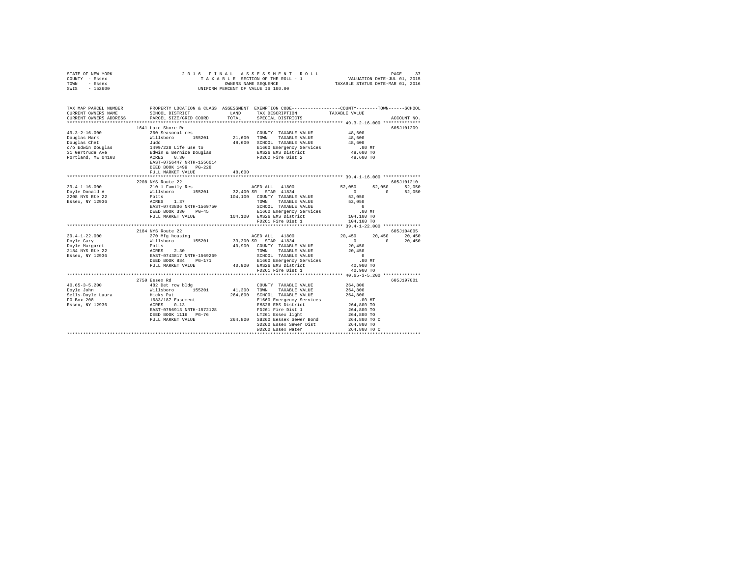STATE OF NEW YORK
COUNTY - Essex
TOWN - Essex
SWIS - 152600

2 0 1 6 F I N A L A S S E S S M E N T R O L L
T A X A B L E SECTION OF THE ROLL - 1
OWNERS NAME SEQUENCE
UNIFORM PERCENT OF VALUE IS 100.00

VALUATION DATE-JUL 01, 2015
TAXABLE STATUS DATE-MAR 01, 2016

```
TAX MAP PARCEL NUMBER    PROPERTY LOCATION & CLASS  ASSESSMENT  EXEMPTION CODE-----------------COUNTY--------TOWN------SCHOOL
CURRENT OWNERS NAME      SCHOOL DISTRICT              LAND      TAX DESCRIPTION            TAXABLE VALUE
CURRENT OWNERS ADDRESS   PARCEL SIZE/GRID COORD       TOTAL     SPECIAL DISTRICTS                                  ACCOUNT NO.
******************************************************************************************* 49.3-2-16.000 **************
                         1641 Lake Shore Rd                                                                     605J101209
49.3-2-16.000            260 Seasonal res                        COUNTY  TAXABLE VALUE           48,600
Douglas Mark             Willsboro      155201      21,600   TOWN    TAXABLE VALUE           48,600
Douglas Chet             Judd                       48,600   SCHOOL  TAXABLE VALUE           48,600
c/o Edwin Douglas        1499/228 Life use to                E1660 Emergency Services           .00 MT
31 Gertrude Ave          Edwin & Bernice Douglas             EMS26 EMS District              48,600 TO
Portland, ME 04103       ACRES    0.30                       FD262 Fire Dist 2               48,600 TO
                         EAST-0756447 NRTH-1556014
                         DEED BOOK 1499   PG-228
                         FULL MARKET VALUE          48,600
******************************************************************************************* 39.4-1-16.000 **************
                         2208 NYS Route 22                                                                      605J101210
39.4-1-16.000            210 1 Family Res                    AGED ALL  41800              52,050     52,050     52,050
Doyle Donald A           Willsboro      155201      32,400 SR  STAR  41834                    0          0     52,050
2208 NYS Rte 22          Potts                     104,100   COUNTY  TAXABLE VALUE           52,050
Essex, NY 12936          ACRES    1.37                       TOWN    TAXABLE VALUE           52,050
                         EAST-0743806 NRTH-1569750           SCHOOL  TAXABLE VALUE                0
                         DEED BOOK 330    PG-45              E1660 Emergency Services           .00 MT
                         FULL MARKET VALUE         104,100   EMS26 EMS District             104,100 TO
                                                             FD261 Fire Dist 1              104,100 TO
******************************************************************************************* 39.4-1-22.000 **************
                         2184 NYS Route 22                                                                      605J104005
39.4-1-22.000            270 Mfg housing                     AGED ALL  41800              20,450     20,450     20,450
Doyle Gary               Willsboro      155201      33,300 SR  STAR  41834                    0          0     20,450
Doyle Margaret           Potts                      40,900   COUNTY  TAXABLE VALUE           20,450
2184 NYS Rte 22          ACRES    2.30                       TOWN    TAXABLE VALUE           20,450
Essex, NY 12936          EAST-0743817 NRTH-1569269           SCHOOL  TAXABLE VALUE                0
                         DEED BOOK 884    PG-171             E1660 Emergency Services           .00 MT
                         FULL MARKET VALUE          40,900   EMS26 EMS District              40,900 TO
                                                             FD261 Fire Dist 1               40,900 TO
******************************************************************************************* 40.65-3-5.200 **************
                         2750 Essex Rd                                                                          605J197001
40.65-3-5.200            482 Det row bldg                    COUNTY  TAXABLE VALUE          264,800
Doyle John               Willsboro      155201      41,300   TOWN    TAXABLE VALUE          264,800
Sells-Doyle Laura        Hicks Pat                 264,800   SCHOOL  TAXABLE VALUE          264,800
PO Box 208               1683/187 Easement                   E1660 Emergency Services           .00 MT
Essex, NY 12936          ACRES    0.13                       EMS26 EMS District             264,800 TO
                         EAST-0756913 NRTH-1572128           FD261 Fire Dist 1              264,800 TO
                         DEED BOOK 1116   PG-76              LT261 Essex light              264,800 TO
                         FULL MARKET VALUE         264,800   SB260 Eessex Sewer Bond        264,800 TO C
                                                             SD260 Essex Sewer Dist         264,800 TO
                                                             WD260 Essex water              264,800 TO C
************************************************************************************************************************
```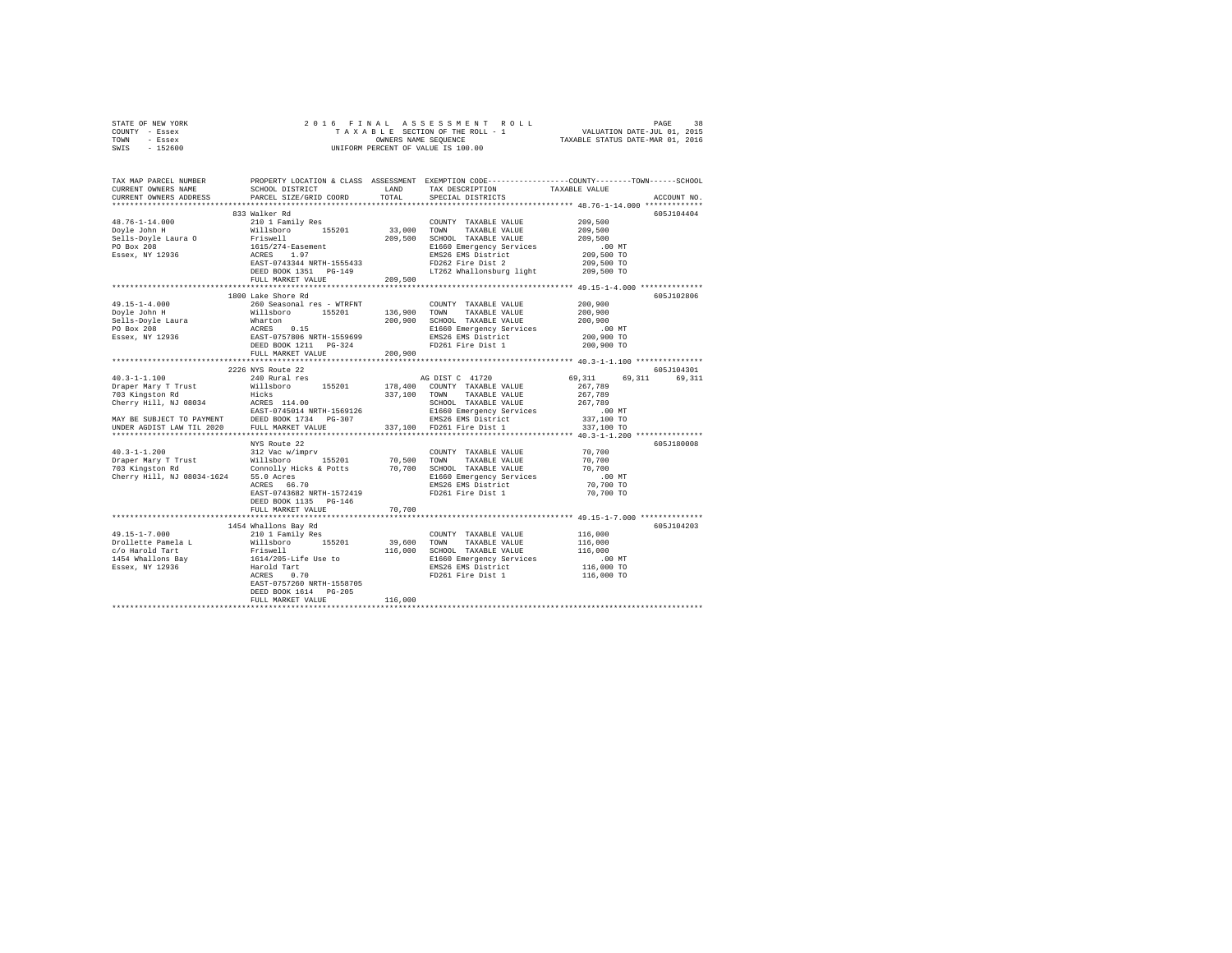STATE OF NEW YORK
COUNTY - Essex
TOWN - Essex
SWIS - 152600

2016 FINAL ASSESSMENT ROLL
TAXABLE SECTION OF THE ROLL - 1
OWNERS NAME SEQUENCE
UNIFORM PERCENT OF VALUE IS 100.00

VALUATION DATE-JUL 01, 2015
TAXABLE STATUS DATE-MAR 01, 2016

```
TAX MAP PARCEL NUMBER          PROPERTY LOCATION & CLASS  ASSESSMENT  EXEMPTION CODE-----------------COUNTY--------TOWN------SCHOOL
CURRENT OWNERS NAME            SCHOOL DISTRICT              LAND      TAX DESCRIPTION             TAXABLE VALUE
CURRENT OWNERS ADDRESS         PARCEL SIZE/GRID COORD       TOTAL     SPECIAL DISTRICTS                                      ACCOUNT NO.
******************************************************************************************** 48.76-1-14.000 *************
                               833 Walker Rd                                                                             605J104404
48.76-1-14.000                 210 1 Family Res                       COUNTY  TAXABLE VALUE          209,500
Doyle John H                   Willsboro       155201      33,000     TOWN    TAXABLE VALUE          209,500
Sells-Doyle Laura O            Friswell                   209,500     SCHOOL  TAXABLE VALUE          209,500
PO Box 208                     1615/274-Easement                      E1660 Emergency Services          .00 MT
Essex, NY 12936                ACRES    1.97                          EMS26 EMS District             209,500 TO
                               EAST-0743344 NRTH-1555433              FD262 Fire Dist 2              209,500 TO
                               DEED BOOK 1351   PG-149                LT262 Whallonsburg light       209,500 TO
                               FULL MARKET VALUE          209,500
******************************************************************************************** 49.15-1-4.000 **************
                               1800 Lake Shore Rd                                                                        605J102806
49.15-1-4.000                  260 Seasonal res - WTRFNT              COUNTY  TAXABLE VALUE          200,900
Doyle John H                   Willsboro       155201     136,900     TOWN    TAXABLE VALUE          200,900
Sells-Doyle Laura              Wharton                    200,900     SCHOOL  TAXABLE VALUE          200,900
PO Box 208                     ACRES    0.15                          E1660 Emergency Services          .00 MT
Essex, NY 12936                EAST-0757806 NRTH-1559699              EMS26 EMS District             200,900 TO
                               DEED BOOK 1211   PG-324                FD261 Fire Dist 1              200,900 TO
                               FULL MARKET VALUE          200,900
******************************************************************************************** 40.3-1-1.100 ***************
                               2226 NYS Route 22                                                                         605J104301
40.3-1-1.100                   240 Rural res                          AG DIST C 41720            69,311     69,311     69,311
Draper Mary T Trust            Willsboro       155201     178,400     COUNTY  TAXABLE VALUE          267,789
703 Kingston Rd                Hicks                      337,100     TOWN    TAXABLE VALUE          267,789
Cherry Hill, NJ 08034          ACRES  114.00                          SCHOOL  TAXABLE VALUE          267,789
                               EAST-0745014 NRTH-1569126              E1660 Emergency Services          .00 MT
MAY BE SUBJECT TO PAYMENT      DEED BOOK 1734   PG-307                EMS26 EMS District             337,100 TO
UNDER AGDIST LAW TIL 2020      FULL MARKET VALUE          337,100     FD261 Fire Dist 1              337,100 TO
******************************************************************************************** 40.3-1-1.200 ***************
                               NYS Route 22                                                                              605J180008
40.3-1-1.200                   312 Vac w/imprv                        COUNTY  TAXABLE VALUE           70,700
Draper Mary T Trust            Willsboro       155201      70,500     TOWN    TAXABLE VALUE           70,700
703 Kingston Rd                Connolly Hicks & Potts      70,700     SCHOOL  TAXABLE VALUE           70,700
Cherry Hill, NJ 08034-1624     55.0 Acres                             E1660 Emergency Services          .00 MT
                               ACRES   66.70                          EMS26 EMS District              70,700 TO
                               EAST-0743682 NRTH-1572419              FD261 Fire Dist 1               70,700 TO
                               DEED BOOK 1135   PG-146
                               FULL MARKET VALUE           70,700
******************************************************************************************** 49.15-1-7.000 **************
                               1454 Whallons Bay Rd                                                                      605J104203
49.15-1-7.000                  210 1 Family Res                       COUNTY  TAXABLE VALUE          116,000
Drollette Pamela L             Willsboro       155201      39,600     TOWN    TAXABLE VALUE          116,000
c/o Harold Tart                Friswell                   116,000     SCHOOL  TAXABLE VALUE          116,000
1454 Whallons Bay              1614/205-Life Use to                   E1660 Emergency Services          .00 MT
Essex, NY 12936                Harold Tart                            EMS26 EMS District             116,000 TO
                               ACRES    0.70                          FD261 Fire Dist 1              116,000 TO
                               EAST-0757260 NRTH-1558705
                               DEED BOOK 1614   PG-205
                               FULL MARKET VALUE          116,000
****************************************************************************************************************************
```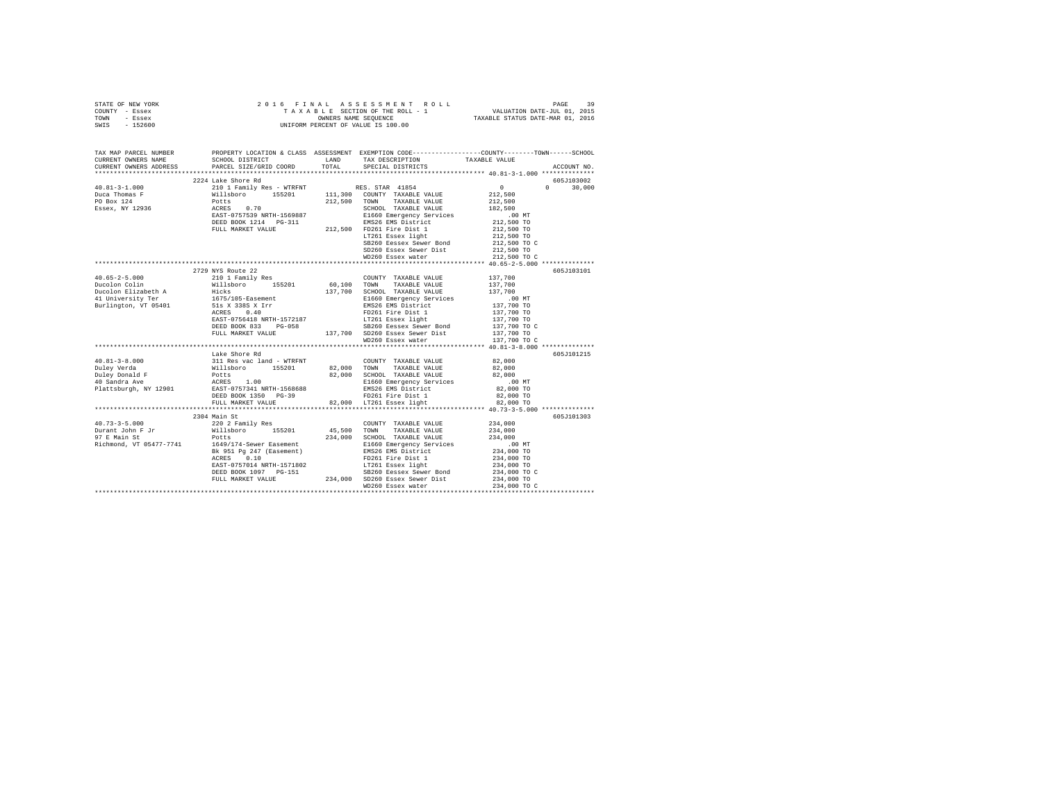```
STATE OF NEW YORK              2 0 1 6   F I N A L   A S S E S S M E N T   R O L L                    PAGE    39
COUNTY  - Essex                    T A X A B L E  SECTION OF THE ROLL - 1              VALUATION DATE-JUL 01, 2015
TOWN    - Essex                              OWNERS NAME SEQUENCE                   TAXABLE STATUS DATE-MAR 01, 2016
SWIS    - 152600                        UNIFORM PERCENT OF VALUE IS 100.00

TAX MAP PARCEL NUMBER          PROPERTY LOCATION & CLASS  ASSESSMENT  EXEMPTION CODE------------------COUNTY--------TOWN------SCHOOL
CURRENT OWNERS NAME            SCHOOL DISTRICT               LAND      TAX DESCRIPTION            TAXABLE VALUE
CURRENT OWNERS ADDRESS         PARCEL SIZE/GRID COORD        TOTAL     SPECIAL DISTRICTS                                  ACCOUNT NO.
*********************************************************************************************** 40.81-3-1.000 **************
                               2224 Lake Shore Rd                                                                     605J103002
40.81-3-1.000                  210 1 Family Res - WTRFNT            RES. STAR 41854                 0          0     30,000
Duca Thomas F                  Willsboro      155201      111,300   COUNTY  TAXABLE VALUE          212,500
PO Box 124                     Potts                      212,500   TOWN    TAXABLE VALUE          212,500
Essex, NY 12936                ACRES    0.70                        SCHOOL  TAXABLE VALUE          182,500
                               EAST-0757539 NRTH-1569887            E1660 Emergency Services          .00 MT
                               DEED BOOK 1214   PG-311              EMS26 EMS District             212,500 TO
                               FULL MARKET VALUE          212,500   FD261 Fire Dist 1              212,500 TO
                                                                    LT261 Essex light              212,500 TO
                                                                    SB260 Eessex Sewer Bond        212,500 TO C
                                                                    SD260 Essex Sewer Dist         212,500 TO
                                                                    WD260 Essex water              212,500 TO C
*********************************************************************************************** 40.65-2-5.000 **************
                               2729 NYS Route 22                                                                      605J103101
40.65-2-5.000                  210 1 Family Res                     COUNTY  TAXABLE VALUE          137,700
Ducolon Colin                  Willsboro      155201       60,100   TOWN    TAXABLE VALUE          137,700
Ducolon Elizabeth A            Hicks                      137,700   SCHOOL  TAXABLE VALUE          137,700
41 University Ter              1675/105-Easement                    E1660 Emergency Services          .00 MT
Burlington, VT 05401           51s X 338S X Irr                     EMS26 EMS District             137,700 TO
                               ACRES    0.40                        FD261 Fire Dist 1              137,700 TO
                               EAST-0756418 NRTH-1572187            LT261 Essex light              137,700 TO
                               DEED BOOK 833    PG-058              SB260 Eessex Sewer Bond        137,700 TO C
                               FULL MARKET VALUE          137,700   SD260 Essex Sewer Dist         137,700 TO
                                                                    WD260 Essex water              137,700 TO C
*********************************************************************************************** 40.81-3-8.000 **************
                               Lake Shore Rd                                                                          605J101215
40.81-3-8.000                  311 Res vac land - WTRFNT            COUNTY  TAXABLE VALUE           82,000
Duley Verda                    Willsboro      155201       82,000   TOWN    TAXABLE VALUE           82,000
Duley Donald F                 Potts                       82,000   SCHOOL  TAXABLE VALUE           82,000
40 Sandra Ave                  ACRES    1.00                        E1660 Emergency Services          .00 MT
Plattsburgh, NY 12901          EAST-0757341 NRTH-1568688            EMS26 EMS District              82,000 TO
                               DEED BOOK 1350   PG-39               FD261 Fire Dist 1               82,000 TO
                               FULL MARKET VALUE           82,000   LT261 Essex light               82,000 TO
*********************************************************************************************** 40.73-3-5.000 **************
                               2304 Main St                                                                           605J101303
40.73-3-5.000                  220 2 Family Res                     COUNTY  TAXABLE VALUE          234,000
Durant John F Jr               Willsboro      155201       45,500   TOWN    TAXABLE VALUE          234,000
97 E Main St                   Potts                      234,000   SCHOOL  TAXABLE VALUE          234,000
Richmond, VT 05477-7741        1649/174-Sewer Easement              E1660 Emergency Services          .00 MT
                               Bk 951 Pg 247 (Easement)             EMS26 EMS District             234,000 TO
                               ACRES    0.10                        FD261 Fire Dist 1              234,000 TO
                               EAST-0757014 NRTH-1571802            LT261 Essex light              234,000 TO
                               DEED BOOK 1097   PG-151              SB260 Eessex Sewer Bond        234,000 TO C
                               FULL MARKET VALUE          234,000   SD260 Essex Sewer Dist         234,000 TO
                                                                    WD260 Essex water              234,000 TO C
****************************************************************************************************************************
```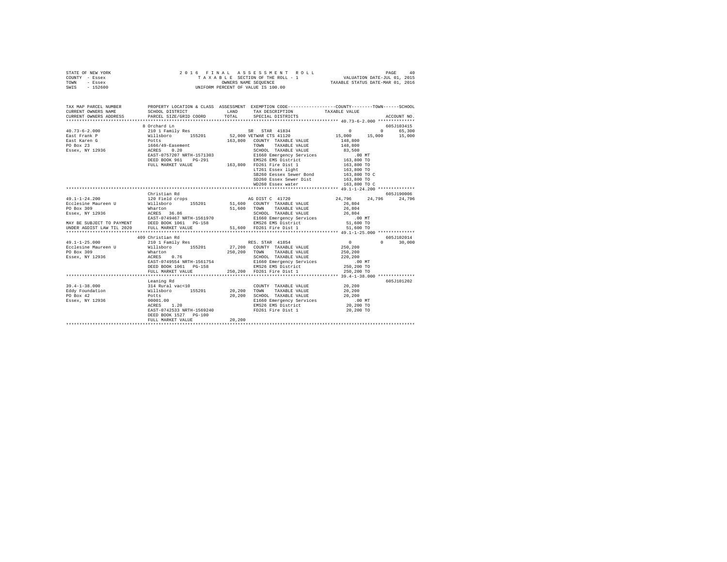STATE OF NEW YORK
COUNTY - Essex
TOWN - Essex
SWIS - 152600

2016 FINAL ASSESSMENT ROLL
TAXABLE SECTION OF THE ROLL - 1
OWNERS NAME SEQUENCE
UNIFORM PERCENT OF VALUE IS 100.00

VALUATION DATE-JUL 01, 2015
TAXABLE STATUS DATE-MAR 01, 2016

```
TAX MAP PARCEL NUMBER          PROPERTY LOCATION & CLASS  ASSESSMENT  EXEMPTION CODE-----------------COUNTY--------TOWN------SCHOOL
CURRENT OWNERS NAME            SCHOOL DISTRICT            LAND        TAX DESCRIPTION             TAXABLE VALUE
CURRENT OWNERS ADDRESS         PARCEL SIZE/GRID COORD     TOTAL       SPECIAL DISTRICTS                                      ACCOUNT NO.
************************************************************************************************** 40.73-6-2.000 **************
                               8 Orchard Ln                                                                                605J103415
40.73-6-2.000                  210 1 Family Res                 SR  STAR 41834                    0           0      65,300
East Frank P                   Willsboro      155201      52,000 VETWAR CTS 41120             15,000      15,000      15,000
East Karen G                   Potts                     163,800  COUNTY  TAXABLE VALUE         148,800
PO Box 23                      1666/49-Easement                   TOWN    TAXABLE VALUE         148,800
Essex, NY 12936                ACRES    0.20                      SCHOOL  TAXABLE VALUE          83,500
                               EAST-0757207 NRTH-1571303          E1660 Emergency Services          .00 MT
                               DEED BOOK 961    PG-291            EMS26 EMS District            163,800 TO
                               FULL MARKET VALUE         163,800  FD261 Fire Dist 1             163,800 TO
                                                                  LT261 Essex light             163,800 TO
                                                                  SB260 Eessex Sewer Bond       163,800 TO C
                                                                  SD260 Essex Sewer Dist        163,800 TO
                                                                  WD260 Essex water             163,800 TO C
************************************************************************************************** 49.1-1-24.200 **************
                               Christian Rd                                                                                605J190006
49.1-1-24.200                  120 Field crops                  AG DIST C 41720               24,796      24,796      24,796
Ecclesine Maureen U            Willsboro      155201      51,600  COUNTY  TAXABLE VALUE          26,804
PO Box 309                     Wharton                    51,600  TOWN    TAXABLE VALUE          26,804
Essex, NY 12936                ACRES   36.86                      SCHOOL  TAXABLE VALUE          26,804
                               EAST-0749467 NRTH-1561970          E1660 Emergency Services          .00 MT
MAY BE SUBJECT TO PAYMENT      DEED BOOK 1061   PG-158            EMS26 EMS District             51,600 TO
UNDER AGDIST LAW TIL 2020      FULL MARKET VALUE          51,600  FD261 Fire Dist 1              51,600 TO
************************************************************************************************** 49.1-1-25.000 **************
                               409 Christian Rd                                                                            605J102014
49.1-1-25.000                  210 1 Family Res                 RES. STAR 41854                   0           0      30,000
Ecclesine Maureen U            Willsboro      155201      27,200  COUNTY  TAXABLE VALUE         250,200
PO Box 309                     Wharton                   250,200  TOWN    TAXABLE VALUE         250,200
Essex, NY 12936                ACRES    0.76                      SCHOOL  TAXABLE VALUE         220,200
                               EAST-0749554 NRTH-1561754          E1660 Emergency Services          .00 MT
                               DEED BOOK 1061   PG-158            EMS26 EMS District            250,200 TO
                               FULL MARKET VALUE         250,200  FD261 Fire Dist 1             250,200 TO
************************************************************************************************** 39.4-1-38.000 **************
                               Leaning Rd                                                                                  605J101202
39.4-1-38.000                  314 Rural vac<10                   COUNTY  TAXABLE VALUE          20,200
Eddy Foundation                Willsboro      155201      20,200  TOWN    TAXABLE VALUE          20,200
PO Box 42                      Potts                      20,200  SCHOOL  TAXABLE VALUE          20,200
Essex, NY 12936                00001.00                           E1660 Emergency Services          .00 MT
                               ACRES    1.20                      EMS26 EMS District             20,200 TO
                               EAST-0742533 NRTH-1569240          FD261 Fire Dist 1              20,200 TO
                               DEED BOOK 1527   PG-100
                               FULL MARKET VALUE          20,200
********************************************************************************************************************************
```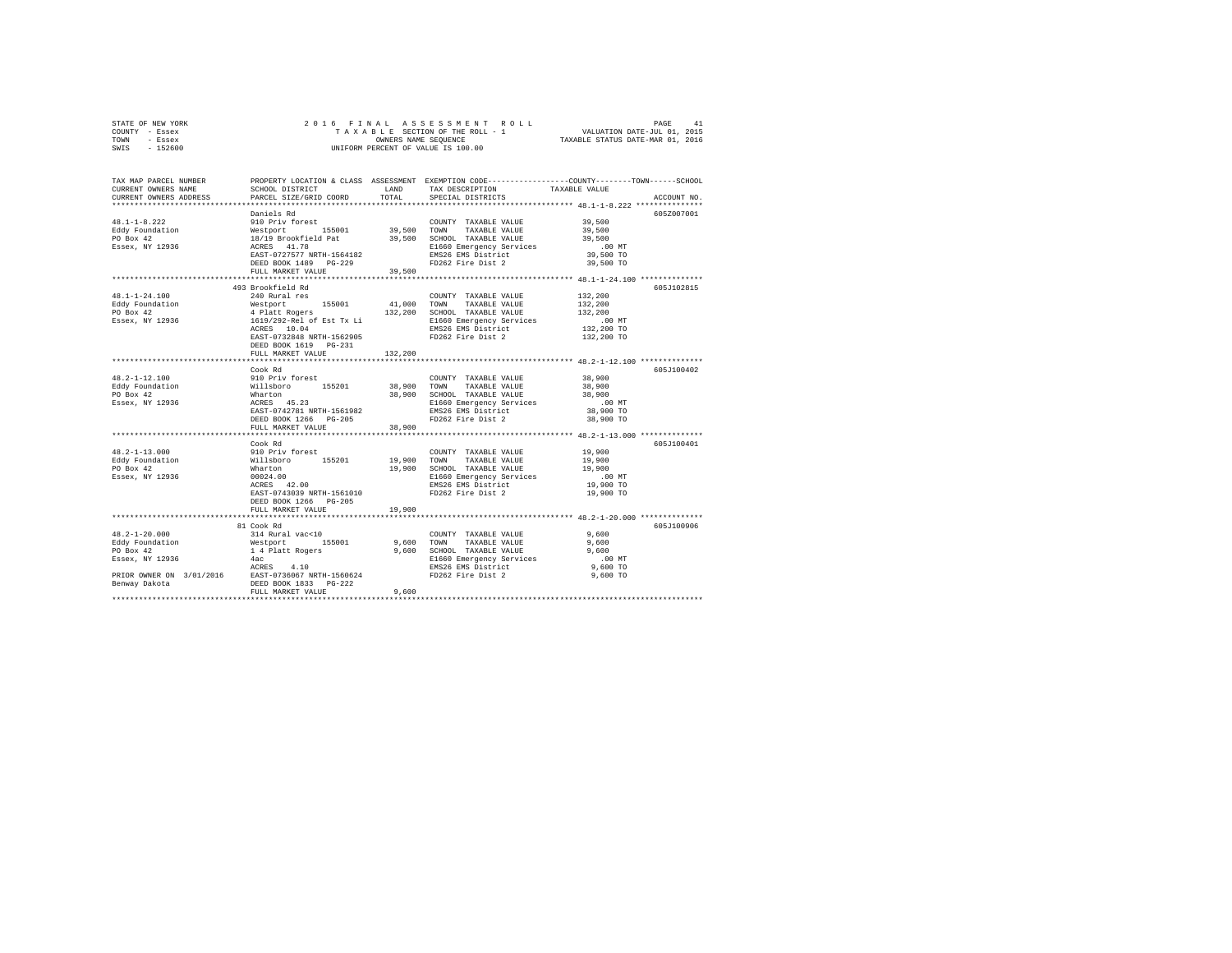STATE OF NEW YORK
COUNTY - Essex
TOWN - Essex
SWIS - 152600

2016 FINAL ASSESSMENT ROLL
TAXABLE SECTION OF THE ROLL - 1
OWNERS NAME SEQUENCE
UNIFORM PERCENT OF VALUE IS 100.00

VALUATION DATE-JUL 01, 2015
TAXABLE STATUS DATE-MAR 01, 2016

| TAX MAP PARCEL NUMBER / CURRENT OWNERS NAME / CURRENT OWNERS ADDRESS | PROPERTY LOCATION & CLASS / SCHOOL DISTRICT / PARCEL SIZE/GRID COORD | ASSESSMENT LAND / TOTAL | EXEMPTION CODE / TAX DESCRIPTION / SPECIAL DISTRICTS | COUNTY--------TOWN------SCHOOL TAXABLE VALUE | ACCOUNT NO. |
|---|---|---|---|---|---|
| **48.1-1-8.222** | Daniels Rd | | | | 605Z007001 |
| 48.1-1-8.222 | 910 Priv forest | | COUNTY TAXABLE VALUE | 39,500 | |
| Eddy Foundation | Westport 155001 | 39,500 | TOWN TAXABLE VALUE | 39,500 | |
| PO Box 42 | 18/19 Brookfield Pat | 39,500 | SCHOOL TAXABLE VALUE | 39,500 | |
| Essex, NY 12936 | ACRES 41.78 | | E1660 Emergency Services | .00 MT | |
| | EAST-0727577 NRTH-1564182 | | EMS26 EMS District | 39,500 TO | |
| | DEED BOOK 1489 PG-229 | | FD262 Fire Dist 2 | 39,500 TO | |
| | FULL MARKET VALUE | 39,500 | | | |
| **48.1-1-24.100** | 493 Brookfield Rd | | | | 605J102815 |
| 48.1-1-24.100 | 240 Rural res | | COUNTY TAXABLE VALUE | 132,200 | |
| Eddy Foundation | Westport 155001 | 41,000 | TOWN TAXABLE VALUE | 132,200 | |
| PO Box 42 | 4 Platt Rogers | 132,200 | SCHOOL TAXABLE VALUE | 132,200 | |
| Essex, NY 12936 | 1619/292-Rel of Est Tx Li | | E1660 Emergency Services | .00 MT | |
| | ACRES 10.04 | | EMS26 EMS District | 132,200 TO | |
| | EAST-0732048 NRTH-1562905 | | FD262 Fire Dist 2 | 132,200 TO | |
| | DEED BOOK 1619 PG-231 | | | | |
| | FULL MARKET VALUE | 132,200 | | | |
| **48.2-1-12.100** | Cook Rd | | | | 605J100402 |
| 48.2-1-12.100 | 910 Priv forest | | COUNTY TAXABLE VALUE | 38,900 | |
| Eddy Foundation | Willsboro 155201 | 38,900 | TOWN TAXABLE VALUE | 38,900 | |
| PO Box 42 | Wharton | 38,900 | SCHOOL TAXABLE VALUE | 38,900 | |
| Essex, NY 12936 | ACRES 45.23 | | E1660 Emergency Services | .00 MT | |
| | EAST-0742781 NRTH-1561982 | | EMS26 EMS District | 38,900 TO | |
| | DEED BOOK 1266 PG-205 | | FD262 Fire Dist 2 | 38,900 TO | |
| | FULL MARKET VALUE | 38,900 | | | |
| **48.2-1-13.000** | Cook Rd | | | | 605J100401 |
| 48.2-1-13.000 | 910 Priv forest | | COUNTY TAXABLE VALUE | 19,900 | |
| Eddy Foundation | Willsboro 155201 | 19,900 | TOWN TAXABLE VALUE | 19,900 | |
| PO Box 42 | Wharton | 19,900 | SCHOOL TAXABLE VALUE | 19,900 | |
| Essex, NY 12936 | 00024.00 | | E1660 Emergency Services | .00 MT | |
| | ACRES 42.00 | | EMS26 EMS District | 19,900 TO | |
| | EAST-0743039 NRTH-1561010 | | FD262 Fire Dist 2 | 19,900 TO | |
| | DEED BOOK 1266 PG-205 | | | | |
| | FULL MARKET VALUE | 19,900 | | | |
| **48.2-1-20.000** | 81 Cook Rd | | | | 605J100906 |
| 48.2-1-20.000 | 314 Rural vac<10 | | COUNTY TAXABLE VALUE | 9,600 | |
| Eddy Foundation | Westport 155001 | 9,600 | TOWN TAXABLE VALUE | 9,600 | |
| PO Box 42 | 1 4 Platt Rogers | 9,600 | SCHOOL TAXABLE VALUE | 9,600 | |
| Essex, NY 12936 | 4ac | | E1660 Emergency Services | .00 MT | |
| | ACRES 4.10 | | EMS26 EMS District | 9,600 TO | |
| PRIOR OWNER ON 3/01/2016 | EAST-0736067 NRTH-1560624 | | FD262 Fire Dist 2 | 9,600 TO | |
| Benway Dakota | DEED BOOK 1833 PG-222 | | | | |
| | FULL MARKET VALUE | 9,600 | | | |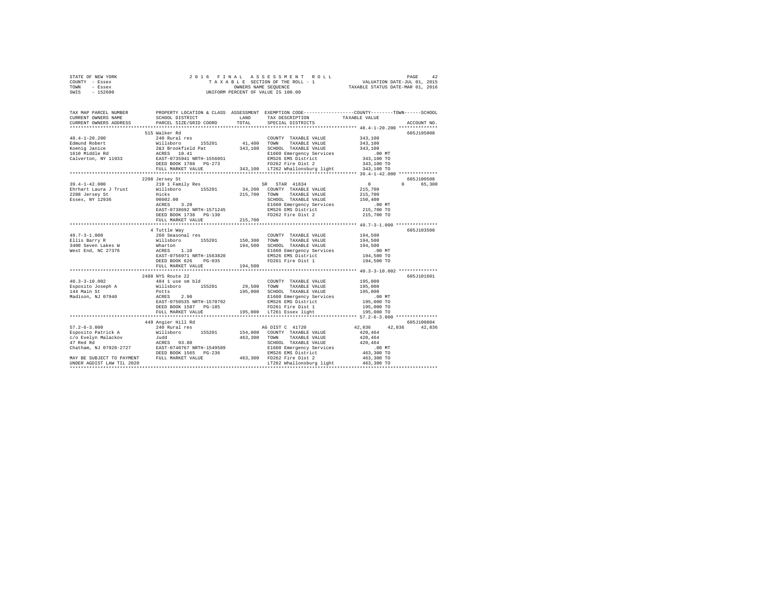STATE OF NEW YORK    2016 FINAL ASSESSMENT ROLL
COUNTY - Essex    TAXABLE SECTION OF THE ROLL - 1    VALUATION DATE-JUL 01, 2015
TOWN - Essex    OWNERS NAME SEQUENCE    TAXABLE STATUS DATE-MAR 01, 2016
SWIS - 152600    UNIFORM PERCENT OF VALUE IS 100.00

```
TAX MAP PARCEL NUMBER          PROPERTY LOCATION & CLASS  ASSESSMENT  EXEMPTION CODE-----------------COUNTY--------TOWN------SCHOOL
CURRENT OWNERS NAME            SCHOOL DISTRICT              LAND      TAX DESCRIPTION              TAXABLE VALUE
CURRENT OWNERS ADDRESS         PARCEL SIZE/GRID COORD       TOTAL     SPECIAL DISTRICTS                                     ACCOUNT NO.
*********************************************************************************************** 48.4-1-20.200 **************
                               515 Walker Rd                                                                           605J195008
48.4-1-20.200                  240 Rural res                          COUNTY  TAXABLE VALUE           343,100
Edmund Robert                  Willsboro      155201       41,400     TOWN    TAXABLE VALUE           343,100
Koenig Janice                  2&3 Brookfield Pat         343,100     SCHOOL  TAXABLE VALUE           343,100
1610 Middle Rd                 ACRES  10.41                           E1660 Emergency Services            .00 MT
Calverton, NY 11933            EAST-0735941 NRTH-1556051              EMS26 EMS District              343,100 TO
                               DEED BOOK 1788   PG-273                FD262 Fire Dist 2               343,100 TO
                               FULL MARKET VALUE          343,100     LT262 Whallonsburg light        343,100 TO
*********************************************************************************************** 39.4-1-42.000 **************
                               2208 Jersey St                                                                          605J100508
39.4-1-42.000                  210 1 Family Res                       SR  STAR 41834                        0           0     65,300
Ehrhart Laura J Trust          Willsboro      155201       34,200     COUNTY  TAXABLE VALUE           215,700
2208 Jersey St                 Hicks                      215,700     TOWN    TAXABLE VALUE           215,700
Essex, NY 12936                00002.00                               SCHOOL  TAXABLE VALUE           150,400
                               ACRES   3.20                           E1660 Emergency Services            .00 MT
                               EAST-0738692 NRTH-1571245              EMS26 EMS District              215,700 TO
                               DEED BOOK 1738   PG-130                FD262 Fire Dist 2               215,700 TO
                               FULL MARKET VALUE          215,700
*********************************************************************************************** 49.7-3-1.000 ***************
                               4 Tuttle Way                                                                            605J103508
49.7-3-1.000                   260 Seasonal res                       COUNTY  TAXABLE VALUE           194,500
Ellis Barry R                  Willsboro      155201      150,300     TOWN    TAXABLE VALUE           194,500
3400 Seven Lakes W             Wharton                    194,500     SCHOOL  TAXABLE VALUE           194,500
West End, NC 27376             ACRES   1.10                           E1660 Emergency Services            .00 MT
                               EAST-0756971 NRTH-1563820              EMS26 EMS District              194,500 TO
                               DEED BOOK 626    PG-035                FD261 Fire Dist 1               194,500 TO
                               FULL MARKET VALUE          194,500
*********************************************************************************************** 40.3-3-10.002 **************
                               2488 NYS Route 22                                                                       605J101601
40.3-3-10.002                  484 1 use sm bld                       COUNTY  TAXABLE VALUE           195,000
Esposito Joseph A              Willsboro      155201       29,500     TOWN    TAXABLE VALUE           195,000
144 Main St                    Potts                      195,000     SCHOOL  TAXABLE VALUE           195,000
Madison, NJ 07940              ACRES   2.90                           E1660 Emergency Services            .00 MT
                               EAST-0750535 NRTH-1570792              EMS26 EMS District              195,000 TO
                               DEED BOOK 1587   PG-185                FD261 Fire Dist 1               195,000 TO
                               FULL MARKET VALUE          195,000     LT261 Essex light               195,000 TO
*********************************************************************************************** 57.2-6-3.000 ***************
                               449 Angier Hill Rd                                                                      605J100004
57.2-6-3.000                   240 Rural res                          AG DIST C 41720                  42,836      42,836     42,836
Esposito Patrick A             Willsboro      155201      154,800     COUNTY  TAXABLE VALUE           420,464
c/o Evelyn Malackov            Judd                       463,300     TOWN    TAXABLE VALUE           420,464
47 Red Rd                      ACRES  93.80                           SCHOOL  TAXABLE VALUE           420,464
Chatham, NJ 07928-2727         EAST-0740767 NRTH-1549589              E1660 Emergency Services            .00 MT
                               DEED BOOK 1565   PG-236                EMS26 EMS District              463,300 TO
MAY BE SUBJECT TO PAYMENT      FULL MARKET VALUE          463,300     FD262 Fire Dist 2               463,300 TO
UNDER AGDIST LAW TIL 2020                                             LT262 Whallonsburg light        463,300 TO
****************************************************************************************************************************
```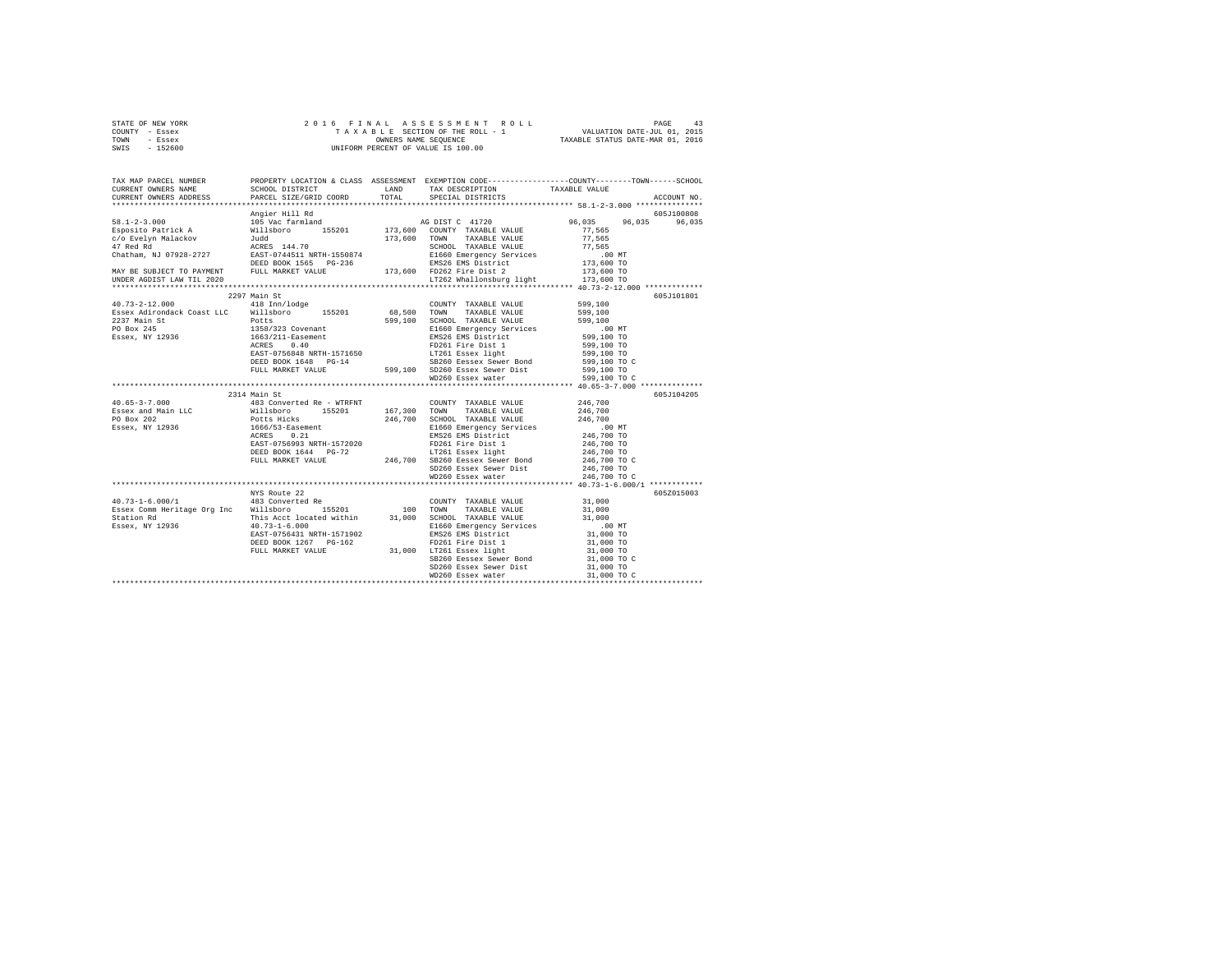STATE OF NEW YORK
COUNTY - Essex
TOWN - Essex
SWIS - 152600

2 0 1 6 F I N A L A S S E S S M E N T R O L L
T A X A B L E SECTION OF THE ROLL - 1
OWNERS NAME SEQUENCE
UNIFORM PERCENT OF VALUE IS 100.00

VALUATION DATE-JUL 01, 2015
TAXABLE STATUS DATE-MAR 01, 2016

```
TAX MAP PARCEL NUMBER          PROPERTY LOCATION & CLASS  ASSESSMENT  EXEMPTION CODE-----------------COUNTY--------TOWN------SCHOOL
CURRENT OWNERS NAME            SCHOOL DISTRICT               LAND      TAX DESCRIPTION            TAXABLE VALUE
CURRENT OWNERS ADDRESS         PARCEL SIZE/GRID COORD        TOTAL     SPECIAL DISTRICTS                                    ACCOUNT NO.
****************************************************************************************************** 58.1-2-3.000 ***************
                               Angier Hill Rd                                                                         605J100808
58.1-2-3.000                   105 Vac farmland                        AG DIST C  41720              96,035     96,035     96,035
Esposito Patrick A             Willsboro       155201       173,600    COUNTY  TAXABLE VALUE            77,565
c/o Evelyn Malackov            Judd                         173,600    TOWN    TAXABLE VALUE            77,565
47 Red Rd                      ACRES  144.70                           SCHOOL  TAXABLE VALUE            77,565
Chatham, NJ 07928-2727         EAST-0744511 NRTH-1550874               E1660 Emergency Services            .00 MT
                               DEED BOOK 1565   PG-236                 EMS26 EMS District              173,600 TO
MAY BE SUBJECT TO PAYMENT      FULL MARKET VALUE            173,600    FD262 Fire Dist 2               173,600 TO
UNDER AGDIST LAW TIL 2020                                              LT262 Whallonsburg light        173,600 TO
****************************************************************************************************** 40.73-2-12.000 *************
                               2297 Main St                                                                           605J101801
40.73-2-12.000                 418 Inn/lodge                           COUNTY  TAXABLE VALUE           599,100
Essex Adirondack Coast LLC     Willsboro       155201        68,500    TOWN    TAXABLE VALUE           599,100
2237 Main St                   Potts                        599,100    SCHOOL  TAXABLE VALUE           599,100
PO Box 245                     1358/323 Covenant                       E1660 Emergency Services            .00 MT
Essex, NY 12936                1663/211-Easement                       EMS26 EMS District              599,100 TO
                               ACRES    0.40                           FD261 Fire Dist 1               599,100 TO
                               EAST-0756848 NRTH-1571650               LT261 Essex light               599,100 TO
                               DEED BOOK 1648   PG-14                  SB260 Eessex Sewer Bond         599,100 TO C
                               FULL MARKET VALUE            599,100    SD260 Essex Sewer Dist          599,100 TO
                                                                       WD260 Essex water               599,100 TO C
****************************************************************************************************** 40.65-3-7.000 **************
                               2314 Main St                                                                           605J104205
40.65-3-7.000                  483 Converted Re - WTRFNT               COUNTY  TAXABLE VALUE           246,700
Essex and Main LLC             Willsboro       155201       167,300    TOWN    TAXABLE VALUE           246,700
PO Box 202                     Potts Hicks                  246,700    SCHOOL  TAXABLE VALUE           246,700
Essex, NY 12936                1666/53-Easement                        E1660 Emergency Services            .00 MT
                               ACRES    0.21                           EMS26 EMS District              246,700 TO
                               EAST-0756993 NRTH-1572020               FD261 Fire Dist 1               246,700 TO
                               DEED BOOK 1644   PG-72                  LT261 Essex light               246,700 TO
                               FULL MARKET VALUE            246,700    SB260 Eessex Sewer Bond         246,700 TO C
                                                                       SD260 Essex Sewer Dist          246,700 TO
                                                                       WD260 Essex water               246,700 TO C
****************************************************************************************************** 40.73-1-6.000/1 ************
                               NYS Route 22                                                                           605Z015003
40.73-1-6.000/1                483 Converted Re                        COUNTY  TAXABLE VALUE            31,000
Essex Comm Heritage Org Inc    Willsboro       155201           100    TOWN    TAXABLE VALUE            31,000
Station Rd                     This Acct located within      31,000    SCHOOL  TAXABLE VALUE            31,000
Essex, NY 12936                40.73-1-6.000                           E1660 Emergency Services            .00 MT
                               EAST-0756431 NRTH-1571902               EMS26 EMS District               31,000 TO
                               DEED BOOK 1267   PG-162                 FD261 Fire Dist 1                31,000 TO
                               FULL MARKET VALUE             31,000    LT261 Essex light                31,000 TO
                                                                       SB260 Eessex Sewer Bond          31,000 TO C
                                                                       SD260 Essex Sewer Dist           31,000 TO
                                                                       WD260 Essex water                31,000 TO C
************************************************************************************************************************************
```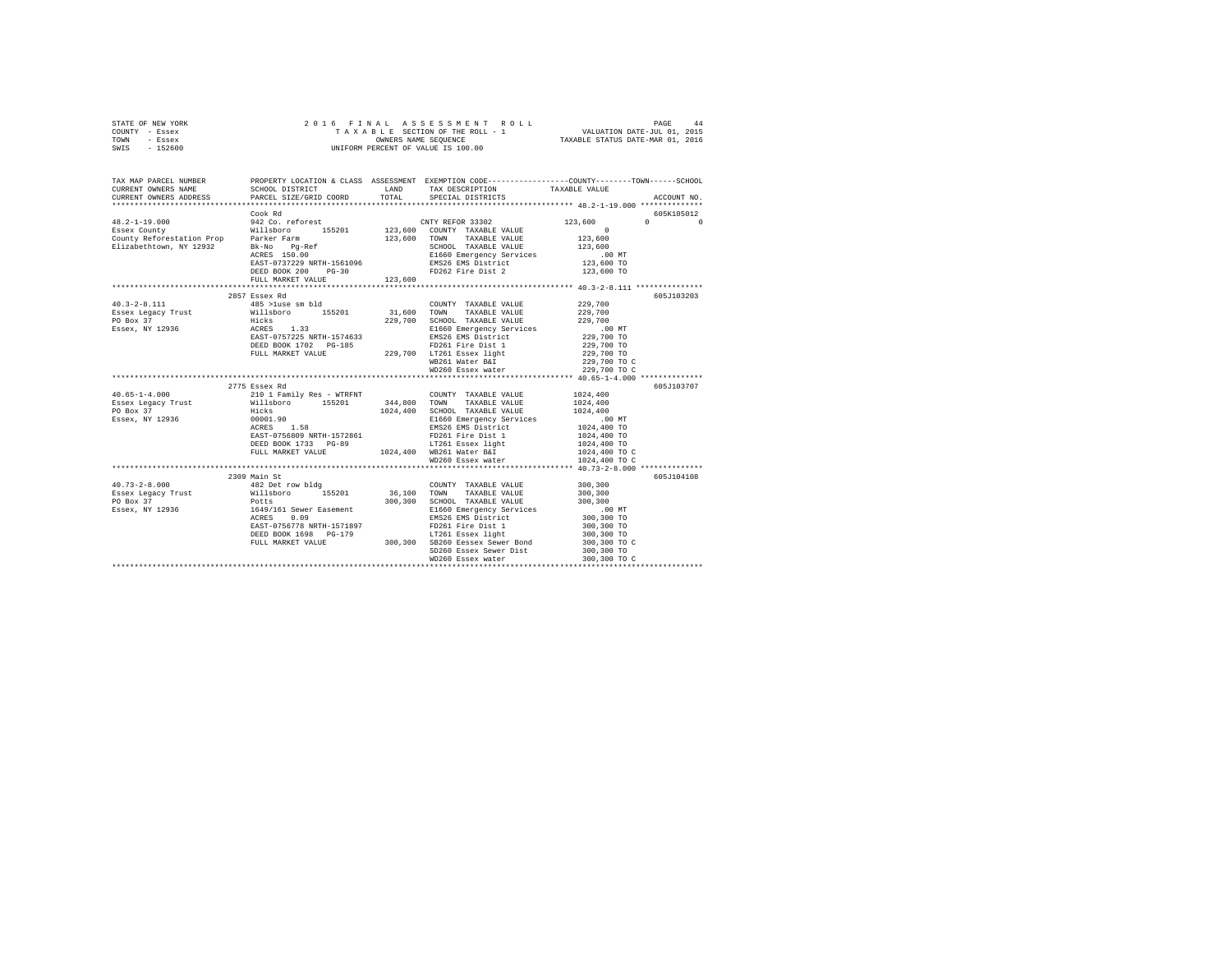STATE OF NEW YORK
COUNTY - Essex
TOWN - Essex
SWIS - 152600

2016 FINAL ASSESSMENT ROLL
TAXABLE SECTION OF THE ROLL - 1
OWNERS NAME SEQUENCE
UNIFORM PERCENT OF VALUE IS 100.00

VALUATION DATE-JUL 01, 2015
TAXABLE STATUS DATE-MAR 01, 2016

```
TAX MAP PARCEL NUMBER     PROPERTY LOCATION & CLASS  ASSESSMENT  EXEMPTION CODE-----------------COUNTY--------TOWN------SCHOOL
CURRENT OWNERS NAME       SCHOOL DISTRICT               LAND      TAX DESCRIPTION            TAXABLE VALUE
CURRENT OWNERS ADDRESS    PARCEL SIZE/GRID COORD        TOTAL     SPECIAL DISTRICTS                                    ACCOUNT NO.
******************************************************************************************* 48.2-1-19.000 **************
                          Cook Rd                                                                                  605K105012
48.2-1-19.000             942 Co. reforest                        CNTY REFOR 33302         123,600            0            0
Essex County              Willsboro       155201      123,600   COUNTY  TAXABLE VALUE            0
County Reforestation Prop Parker Farm                 123,600   TOWN    TAXABLE VALUE      123,600
Elizabethtown, NY 12932   Bk-No   Pg-Ref                         SCHOOL  TAXABLE VALUE      123,600
                          ACRES  150.00                          E1660 Emergency Services       .00 MT
                          EAST-0737229 NRTH-1561096              EMS26 EMS District         123,600 TO
                          DEED BOOK 200   PG-30                  FD262 Fire Dist 2          123,600 TO
                          FULL MARKET VALUE           123,600
******************************************************************************************* 40.3-2-8.111 ***************
                          2857 Essex Rd                                                                            605J103203
40.3-2-8.111              485 >1use sm bld                       COUNTY  TAXABLE VALUE      229,700
Essex Legacy Trust        Willsboro       155201       31,600   TOWN    TAXABLE VALUE      229,700
PO Box 37                 Hicks                       229,700   SCHOOL  TAXABLE VALUE      229,700
Essex, NY 12936           ACRES    1.33                          E1660 Emergency Services       .00 MT
                          EAST-0757225 NRTH-1574633              EMS26 EMS District         229,700 TO
                          DEED BOOK 1702  PG-185                 FD261 Fire Dist 1          229,700 TO
                          FULL MARKET VALUE           229,700   LT261 Essex light          229,700 TO
                                                                 WB261 Water B&I            229,700 TO C
                                                                 WD260 Essex water          229,700 TO C
******************************************************************************************* 40.65-1-4.000 **************
                          2775 Essex Rd                                                                            605J103707
40.65-1-4.000             210 1 Family Res - WTRFNT              COUNTY  TAXABLE VALUE     1024,400
Essex Legacy Trust        Willsboro       155201      344,800   TOWN    TAXABLE VALUE     1024,400
PO Box 37                 Hicks                      1024,400   SCHOOL  TAXABLE VALUE     1024,400
Essex, NY 12936           00001.90                               E1660 Emergency Services       .00 MT
                          ACRES    1.58                          EMS26 EMS District        1024,400 TO
                          EAST-0756809 NRTH-1572861              FD261 Fire Dist 1         1024,400 TO
                          DEED BOOK 1733  PG-89                  LT261 Essex light         1024,400 TO
                          FULL MARKET VALUE          1024,400   WB261 Water B&I           1024,400 TO C
                                                                 WD260 Essex water         1024,400 TO C
******************************************************************************************* 40.73-2-8.000 **************
                          2309 Main St                                                                             605J104108
40.73-2-8.000             482 Det row bldg                       COUNTY  TAXABLE VALUE      300,300
Essex Legacy Trust        Willsboro       155201       36,100   TOWN    TAXABLE VALUE      300,300
PO Box 37                 Potts                       300,300   SCHOOL  TAXABLE VALUE      300,300
Essex, NY 12936           1649/161 Sewer Easement                E1660 Emergency Services       .00 MT
                          ACRES    0.09                          EMS26 EMS District         300,300 TO
                          EAST-0756778 NRTH-1571897              FD261 Fire Dist 1          300,300 TO
                          DEED BOOK 1698  PG-179                 LT261 Essex light          300,300 TO
                          FULL MARKET VALUE           300,300   SB260 Eessex Sewer Bond    300,300 TO C
                                                                 SD260 Essex Sewer Dist     300,300 TO
                                                                 WD260 Essex water          300,300 TO C
************************************************************************************************************************
```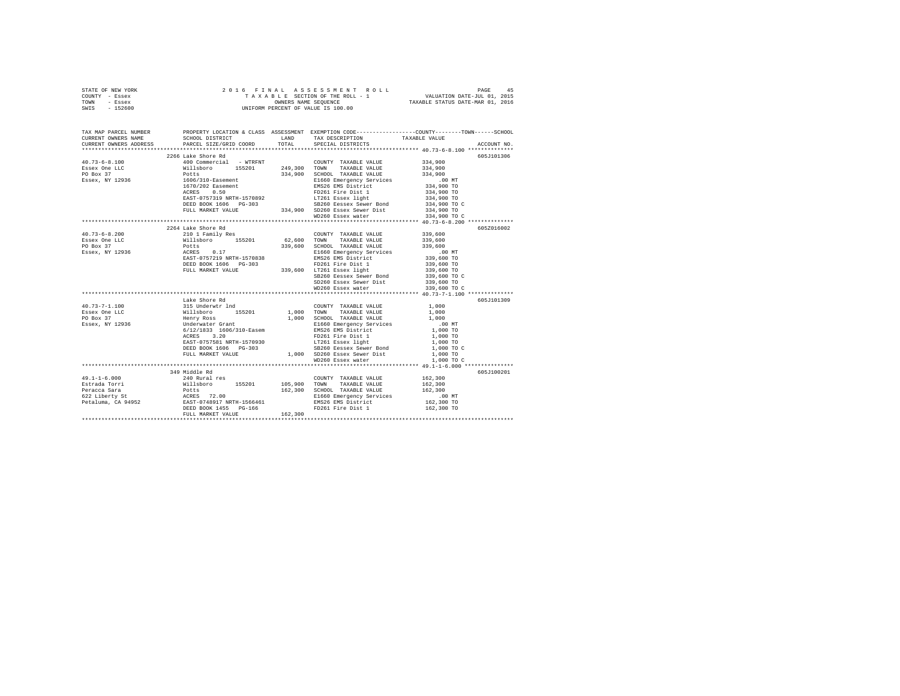STATE OF NEW YORK
COUNTY - Essex
TOWN - Essex
SWIS - 152600

2016 FINAL ASSESSMENT ROLL
TAXABLE SECTION OF THE ROLL - 1
OWNERS NAME SEQUENCE
UNIFORM PERCENT OF VALUE IS 100.00

VALUATION DATE-JUL 01, 2015
TAXABLE STATUS DATE-MAR 01, 2016

```
TAX MAP PARCEL NUMBER     PROPERTY LOCATION & CLASS  ASSESSMENT  EXEMPTION CODE-----------------COUNTY--------TOWN------SCHOOL
CURRENT OWNERS NAME       SCHOOL DISTRICT              LAND      TAX DESCRIPTION            TAXABLE VALUE
CURRENT OWNERS ADDRESS    PARCEL SIZE/GRID COORD       TOTAL     SPECIAL DISTRICTS                                      ACCOUNT NO.
******************************************************************************************** 40.73-6-8.100 **************
                          2266 Lake Shore Rd                                                                         605J101306
40.73-6-8.100             400 Commercial  - WTRFNT                COUNTY  TAXABLE VALUE          334,900
Essex One LLC             Willsboro      155201       249,300     TOWN    TAXABLE VALUE          334,900
PO Box 37                 Potts                       334,900     SCHOOL  TAXABLE VALUE          334,900
Essex, NY 12936           1606/310-Easement                       E1660 Emergency Services          .00 MT
                          1670/202 Easement                       EMS26 EMS District             334,900 TO
                          ACRES    0.50                           FD261 Fire Dist 1              334,900 TO
                          EAST-0757319 NRTH-1570892               LT261 Essex light              334,900 TO
                          DEED BOOK 1606   PG-303                 SB260 Eessex Sewer Bond        334,900 TO C
                          FULL MARKET VALUE           334,900     SD260 Essex Sewer Dist         334,900 TO
                                                                  WD260 Essex water              334,900 TO C
******************************************************************************************** 40.73-6-8.200 **************
                          2264 Lake Shore Rd                                                                         605Z016002
40.73-6-8.200             210 1 Family Res                        COUNTY  TAXABLE VALUE          339,600
Essex One LLC             Willsboro      155201        62,600     TOWN    TAXABLE VALUE          339,600
PO Box 37                 Potts                       339,600     SCHOOL  TAXABLE VALUE          339,600
Essex, NY 12936           ACRES    0.17                           E1660 Emergency Services          .00 MT
                          EAST-0757219 NRTH-1570838               EMS26 EMS District             339,600 TO
                          DEED BOOK 1606   PG-303                 FD261 Fire Dist 1              339,600 TO
                          FULL MARKET VALUE           339,600     LT261 Essex light              339,600 TO
                                                                  SB260 Eessex Sewer Bond        339,600 TO C
                                                                  SD260 Essex Sewer Dist         339,600 TO
                                                                  WD260 Essex water              339,600 TO C
******************************************************************************************** 40.73-7-1.100 **************
                          Lake Shore Rd                                                                              605J101309
40.73-7-1.100             315 Underwtr lnd                        COUNTY  TAXABLE VALUE            1,000
Essex One LLC             Willsboro      155201         1,000     TOWN    TAXABLE VALUE            1,000
PO Box 37                 Henry Ross                    1,000     SCHOOL  TAXABLE VALUE            1,000
Essex, NY 12936           Underwater Grant                        E1660 Emergency Services          .00 MT
                          6/12/1833  1606/310-Easem               EMS26 EMS District               1,000 TO
                          ACRES    3.20                           FD261 Fire Dist 1                1,000 TO
                          EAST-0757581 NRTH-1570930               LT261 Essex light                1,000 TO
                          DEED BOOK 1606   PG-303                 SB260 Eessex Sewer Bond          1,000 TO C
                          FULL MARKET VALUE             1,000     SD260 Essex Sewer Dist           1,000 TO
                                                                  WD260 Essex water                1,000 TO C
******************************************************************************************** 49.1-1-6.000 ***************
                          349 Middle Rd                                                                              605J100201
49.1-1-6.000              240 Rural res                           COUNTY  TAXABLE VALUE          162,300
Estrada Torri             Willsboro      155201       105,900     TOWN    TAXABLE VALUE          162,300
Peracca Sara              Potts                       162,300     SCHOOL  TAXABLE VALUE          162,300
622 Liberty St            ACRES   72.00                           E1660 Emergency Services          .00 MT
Petaluma, CA 94952        EAST-0748917 NRTH-1566461               EMS26 EMS District             162,300 TO
                          DEED BOOK 1455   PG-166                 FD261 Fire Dist 1              162,300 TO
                          FULL MARKET VALUE           162,300
****************************************************************************************************************************
```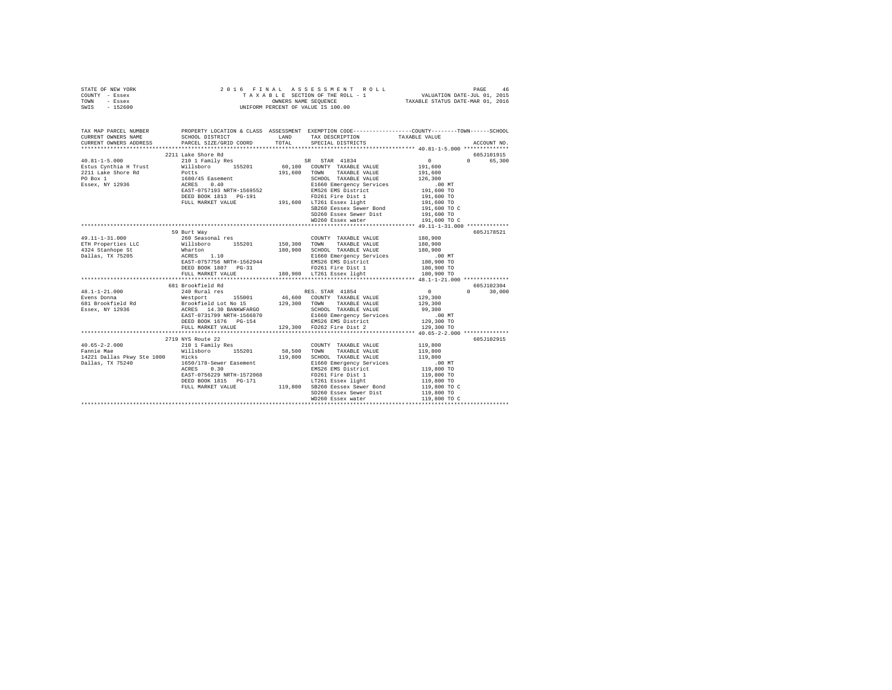STATE OF NEW YORK                    2016 FINAL ASSESSMENT ROLL
COUNTY - Essex                       TAXABLE SECTION OF THE ROLL - 1          VALUATION DATE-JUL 01, 2015
TOWN - Essex                         OWNERS NAME SEQUENCE                     TAXABLE STATUS DATE-MAR 01, 2016
SWIS - 152600                        UNIFORM PERCENT OF VALUE IS 100.00

```
TAX MAP PARCEL NUMBER     PROPERTY LOCATION & CLASS  ASSESSMENT  EXEMPTION CODE-----------------COUNTY--------TOWN------SCHOOL
CURRENT OWNERS NAME       SCHOOL DISTRICT               LAND      TAX DESCRIPTION           TAXABLE VALUE
CURRENT OWNERS ADDRESS    PARCEL SIZE/GRID COORD        TOTAL     SPECIAL DISTRICTS                                  ACCOUNT NO.
******************************************************************************************************* 40.81-1-5.000 **************
                          2211 Lake Shore Rd                                                                          605J101915
40.81-1-5.000             210 1 Family Res                        SR  STAR 41834                 0            0       65,300
Estus Cynthia H Trust     Willsboro      155201      60,100   COUNTY  TAXABLE VALUE        191,600
2211 Lake Shore Rd        Potts                     191,600   TOWN    TAXABLE VALUE        191,600
PO Box 1                  1680/45 Easement                    SCHOOL  TAXABLE VALUE        126,300
Essex, NY 12936           ACRES    0.40                       E1660 Emergency Services         .00 MT
                          EAST-0757193 NRTH-1569552           EMS26 EMS District           191,600 TO
                          DEED BOOK 1813   PG-191             FD261 Fire Dist 1            191,600 TO
                          FULL MARKET VALUE         191,600   LT261 Essex light            191,600 TO
                                                              SB260 Eessex Sewer Bond      191,600 TO C
                                                              SD260 Essex Sewer Dist       191,600 TO
                                                              WD260 Essex water            191,600 TO C
******************************************************************************************************* 49.11-1-31.000 *************
                          59 Burt Way                                                                                 605J178521
49.11-1-31.000            260 Seasonal res                        COUNTY  TAXABLE VALUE        180,900
ETH Properties LLC        Willsboro      155201     150,300   TOWN    TAXABLE VALUE        180,900
4324 Stanhope St          Wharton                   180,900   SCHOOL  TAXABLE VALUE        180,900
Dallas, TX 75205          ACRES    1.10                       E1660 Emergency Services         .00 MT
                          EAST-0757756 NRTH-1562944           EMS26 EMS District           180,900 TO
                          DEED BOOK 1807   PG-31              FD261 Fire Dist 1            180,900 TO
                          FULL MARKET VALUE         180,900   LT261 Essex light            180,900 TO
******************************************************************************************************* 48.1-1-21.000 **************
                          681 Brookfield Rd                                                                           605J102304
48.1-1-21.000             240 Rural res                           RES. STAR 41854                0            0       30,000
Evens Donna               Westport       155001      46,600   COUNTY  TAXABLE VALUE        129,300
681 Brookfield Rd         Brookfield Lot No 15      129,300   TOWN    TAXABLE VALUE        129,300
Essex, NY 12936           ACRES   14.30 BANKWFARGO            SCHOOL  TAXABLE VALUE         99,300
                          EAST-0731799 NRTH-1566870           E1660 Emergency Services         .00 MT
                          DEED BOOK 1676   PG-154             EMS26 EMS District           129,300 TO
                          FULL MARKET VALUE         129,300   FD262 Fire Dist 2            129,300 TO
******************************************************************************************************* 40.65-2-2.000 **************
                          2719 NYS Route 22                                                                           605J102915
40.65-2-2.000             210 1 Family Res                        COUNTY  TAXABLE VALUE        119,800
Fannie Mae                Willsboro      155201      58,500   TOWN    TAXABLE VALUE        119,800
14221 Dallas Pkwy Ste 1000  Hicks                   119,800   SCHOOL  TAXABLE VALUE        119,800
Dallas, TX 75240          1650/178-Sewer Easement             E1660 Emergency Services         .00 MT
                          ACRES    0.30                       EMS26 EMS District           119,800 TO
                          EAST-0756229 NRTH-1572068           FD261 Fire Dist 1            119,800 TO
                          DEED BOOK 1815   PG-171             LT261 Essex light            119,800 TO
                          FULL MARKET VALUE         119,800   SB260 Eessex Sewer Bond      119,800 TO C
                                                              SD260 Essex Sewer Dist       119,800 TO
                                                              WD260 Essex water            119,800 TO C
************************************************************************************************************************************
```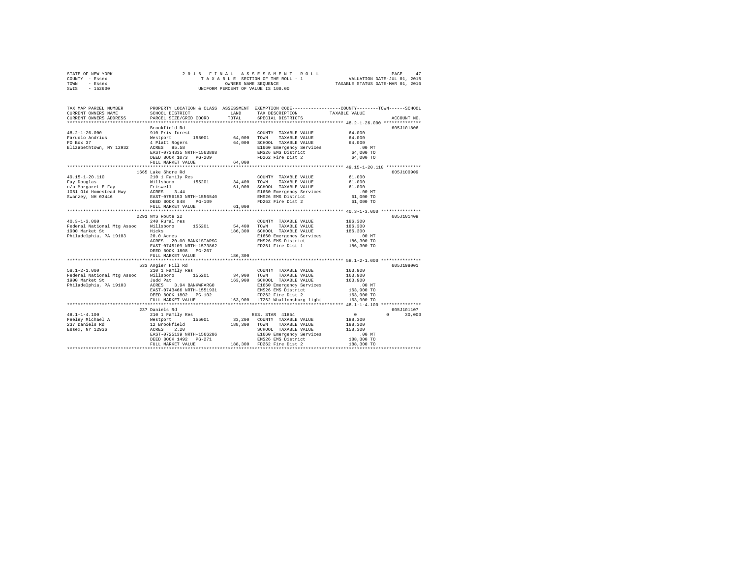STATE OF NEW YORK — 2016 FINAL ASSESSMENT ROLL
COUNTY - Essex — TAXABLE SECTION OF THE ROLL - 1 — VALUATION DATE-JUL 01, 2015
TOWN - Essex — OWNERS NAME SEQUENCE — TAXABLE STATUS DATE-MAR 01, 2016
SWIS - 152600 — UNIFORM PERCENT OF VALUE IS 100.00

| TAX MAP PARCEL NUMBER / CURRENT OWNERS NAME / CURRENT OWNERS ADDRESS | PROPERTY LOCATION & CLASS / SCHOOL DISTRICT / PARCEL SIZE/GRID COORD | ASSESSMENT LAND | TOTAL | EXEMPTION CODE / TAX DESCRIPTION / SPECIAL DISTRICTS | COUNTY / TOWN / SCHOOL TAXABLE VALUE | ACCOUNT NO. |
|---|---|---|---|---|---|---|
| 48.2-1-26.000 | Brookfield Rd | | | | | 605J101806 |
| | 910 Priv forest | | | COUNTY TAXABLE VALUE | 64,000 | |
| Faruolo Andrius | Westport 155001 | 64,000 | | TOWN TAXABLE VALUE | 64,000 | |
| PO Box 37 | 4 Platt Rogers | | 64,000 | SCHOOL TAXABLE VALUE | 64,000 | |
| Elizabethtown, NY 12932 | ACRES 85.58 | | | E1660 Emergency Services | .00 MT | |
| | EAST-0734335 NRTH-1563888 | | | EMS26 EMS District | 64,000 TO | |
| | DEED BOOK 1073 PG-209 | | | FD262 Fire Dist 2 | 64,000 TO | |
| | FULL MARKET VALUE | | 64,000 | | | |
| 49.15-1-20.110 | 1665 Lake Shore Rd | | | | | 605J100909 |
| | 210 1 Family Res | | | COUNTY TAXABLE VALUE | 61,000 | |
| Fay Douglas | Willsboro 155201 | 34,400 | | TOWN TAXABLE VALUE | 61,000 | |
| c/o Margaret E Fay | Friswell | | 61,000 | SCHOOL TAXABLE VALUE | 61,000 | |
| 1051 Old Homestead Hwy | ACRES 3.44 | | | E1660 Emergency Services | .00 MT | |
| Swanzey, NH 03446 | EAST-0756153 NRTH-1556540 | | | EMS26 EMS District | 61,000 TO | |
| | DEED BOOK 848 PG-109 | | | FD262 Fire Dist 2 | 61,000 TO | |
| | FULL MARKET VALUE | | 61,000 | | | |
| 40.3-1-3.000 | 2291 NYS Route 22 | | | | | 605J101409 |
| | 240 Rural res | | | COUNTY TAXABLE VALUE | 186,300 | |
| Federal National Mtg Assoc | Willsboro 155201 | 54,400 | | TOWN TAXABLE VALUE | 186,300 | |
| 1900 Market St | Hicks | | 186,300 | SCHOOL TAXABLE VALUE | 186,300 | |
| Philadelphia, PA 19103 | 20.0 Acres | | | E1660 Emergency Services | .00 MT | |
| | ACRES 20.00 BANK1STARSG | | | EMS26 EMS District | 186,300 TO | |
| | EAST-0745109 NRTH-1573862 | | | FD261 Fire Dist 1 | 186,300 TO | |
| | DEED BOOK 1808 PG-267 | | | | | |
| | FULL MARKET VALUE | | 186,300 | | | |
| 58.1-2-1.000 | 533 Angier Hill Rd | | | | | 605J198001 |
| | 210 1 Family Res | | | COUNTY TAXABLE VALUE | 163,900 | |
| Federal National Mtg Assoc | Willsboro 155201 | 34,900 | | TOWN TAXABLE VALUE | 163,900 | |
| 1900 Market St | Judd Pat | | 163,900 | SCHOOL TAXABLE VALUE | 163,900 | |
| Philadelphia, PA 19103 | ACRES 3.94 BANKWFARGO | | | E1660 Emergency Services | .00 MT | |
| | EAST-0743466 NRTH-1551931 | | | EMS26 EMS District | 163,900 TO | |
| | DEED BOOK 1802 PG-102 | | | FD262 Fire Dist 2 | 163,900 TO | |
| | FULL MARKET VALUE | | 163,900 | LT262 Whallonsburg light | 163,900 TO | |
| 48.1-1-4.100 | 237 Daniels Rd | | | | | 605J101107 |
| | 210 1 Family Res | | | RES. STAR 41854 | 0 0 30,000 | |
| Feeley Michael A | Westport 155001 | 33,200 | | COUNTY TAXABLE VALUE | 188,300 | |
| 237 Daniels Rd | 12 Brookfield | | 188,300 | TOWN TAXABLE VALUE | 188,300 | |
| Essex, NY 12936 | ACRES 2.20 | | | SCHOOL TAXABLE VALUE | 158,300 | |
| | EAST-0725139 NRTH-1566286 | | | E1660 Emergency Services | .00 MT | |
| | DEED BOOK 1492 PG-271 | | | EMS26 EMS District | 188,300 TO | |
| | FULL MARKET VALUE | | 188,300 | FD262 Fire Dist 2 | 188,300 TO | |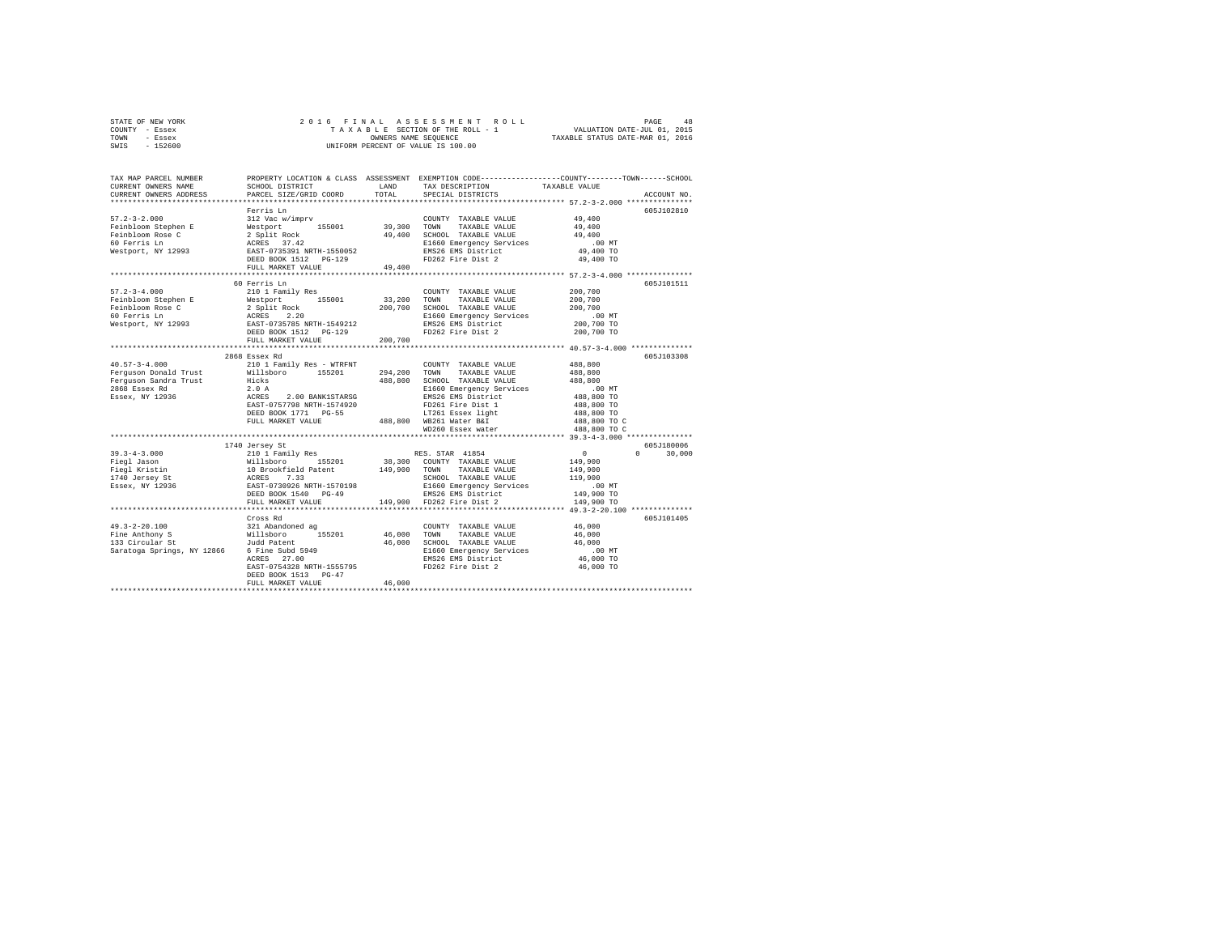STATE OF NEW YORK — 2016 FINAL ASSESSMENT ROLL
COUNTY - Essex — TAXABLE SECTION OF THE ROLL - 1 — VALUATION DATE-JUL 01, 2015
TOWN - Essex — OWNERS NAME SEQUENCE — TAXABLE STATUS DATE-MAR 01, 2016
SWIS - 152600 — UNIFORM PERCENT OF VALUE IS 100.00

```
TAX MAP PARCEL NUMBER          PROPERTY LOCATION & CLASS  ASSESSMENT  EXEMPTION CODE-----------------COUNTY--------TOWN------SCHOOL
CURRENT OWNERS NAME            SCHOOL DISTRICT               LAND      TAX DESCRIPTION            TAXABLE VALUE
CURRENT OWNERS ADDRESS         PARCEL SIZE/GRID COORD        TOTAL     SPECIAL DISTRICTS                                  ACCOUNT NO.
******************************************************************************************************* 57.2-3-2.000 ***************
                               Ferris Ln                                                                                 605J102810
57.2-3-2.000                   312 Vac w/imprv                         COUNTY  TAXABLE VALUE          49,400
Feinbloom Stephen E            Westport      155001        39,300      TOWN    TAXABLE VALUE          49,400
Feinbloom Rose C               2 Split Rock                49,400      SCHOOL  TAXABLE VALUE          49,400
60 Ferris Ln                   ACRES   37.42                           E1660 Emergency Services          .00 MT
Westport, NY 12993             EAST-0735391 NRTH-1550052               EMS26 EMS District             49,400 TO
                               DEED BOOK 1512   PG-129                 FD262 Fire Dist 2              49,400 TO
                               FULL MARKET VALUE           49,400
******************************************************************************************************* 57.2-3-4.000 ***************
                               60 Ferris Ln                                                                              605J101511
57.2-3-4.000                   210 1 Family Res                        COUNTY  TAXABLE VALUE         200,700
Feinbloom Stephen E            Westport      155001        33,200      TOWN    TAXABLE VALUE         200,700
Feinbloom Rose C               2 Split Rock               200,700      SCHOOL  TAXABLE VALUE         200,700
60 Ferris Ln                   ACRES    2.20                           E1660 Emergency Services          .00 MT
Westport, NY 12993             EAST-0735785 NRTH-1549212               EMS26 EMS District            200,700 TO
                               DEED BOOK 1512   PG-129                 FD262 Fire Dist 2             200,700 TO
                               FULL MARKET VALUE          200,700
******************************************************************************************************* 40.57-3-4.000 **************
                               2868 Essex Rd                                                                             605J103308
40.57-3-4.000                  210 1 Family Res - WTRFNT               COUNTY  TAXABLE VALUE         488,800
Ferguson Donald Trust          Willsboro     155201       294,200      TOWN    TAXABLE VALUE         488,800
Ferguson Sandra Trust          Hicks                      488,800      SCHOOL  TAXABLE VALUE         488,800
2868 Essex Rd                  2.0 A                                   E1660 Emergency Services          .00 MT
Essex, NY 12936                ACRES    2.00 BANK1STARSG               EMS26 EMS District            488,800 TO
                               EAST-0757798 NRTH-1574920               FD261 Fire Dist 1             488,800 TO
                               DEED BOOK 1771   PG-55                  LT261 Essex light             488,800 TO
                               FULL MARKET VALUE          488,800      WB261 Water B&I               488,800 TO C
                                                                       WD260 Essex water             488,800 TO C
******************************************************************************************************* 39.3-4-3.000 ***************
                               1740 Jersey St                                                                            605J180006
39.3-4-3.000                   210 1 Family Res                        RES. STAR 41854                     0          0      30,000
Fiegl Jason                    Willsboro     155201        38,300      COUNTY  TAXABLE VALUE         149,900
Fiegl Kristin                  10 Brookfield Patent       149,900      TOWN    TAXABLE VALUE         149,900
1740 Jersey St                 ACRES    7.33                           SCHOOL  TAXABLE VALUE         119,900
Essex, NY 12936                EAST-0730926 NRTH-1570198               E1660 Emergency Services          .00 MT
                               DEED BOOK 1540   PG-49                  EMS26 EMS District            149,900 TO
                               FULL MARKET VALUE          149,900      FD262 Fire Dist 2             149,900 TO
******************************************************************************************************* 49.3-2-20.100 **************
                               Cross Rd                                                                                  605J101405
49.3-2-20.100                  321 Abandoned ag                        COUNTY  TAXABLE VALUE          46,000
Fine Anthony S                 Willsboro     155201        46,000      TOWN    TAXABLE VALUE          46,000
133 Circular St                Judd Patent                 46,000      SCHOOL  TAXABLE VALUE          46,000
Saratoga Springs, NY 12866     6 Fine Subd 5949                        E1660 Emergency Services          .00 MT
                               ACRES   27.00                           EMS26 EMS District             46,000 TO
                               EAST-0754328 NRTH-1555795               FD262 Fire Dist 2              46,000 TO
                               DEED BOOK 1513   PG-47
                               FULL MARKET VALUE           46,000
************************************************************************************************************************************
```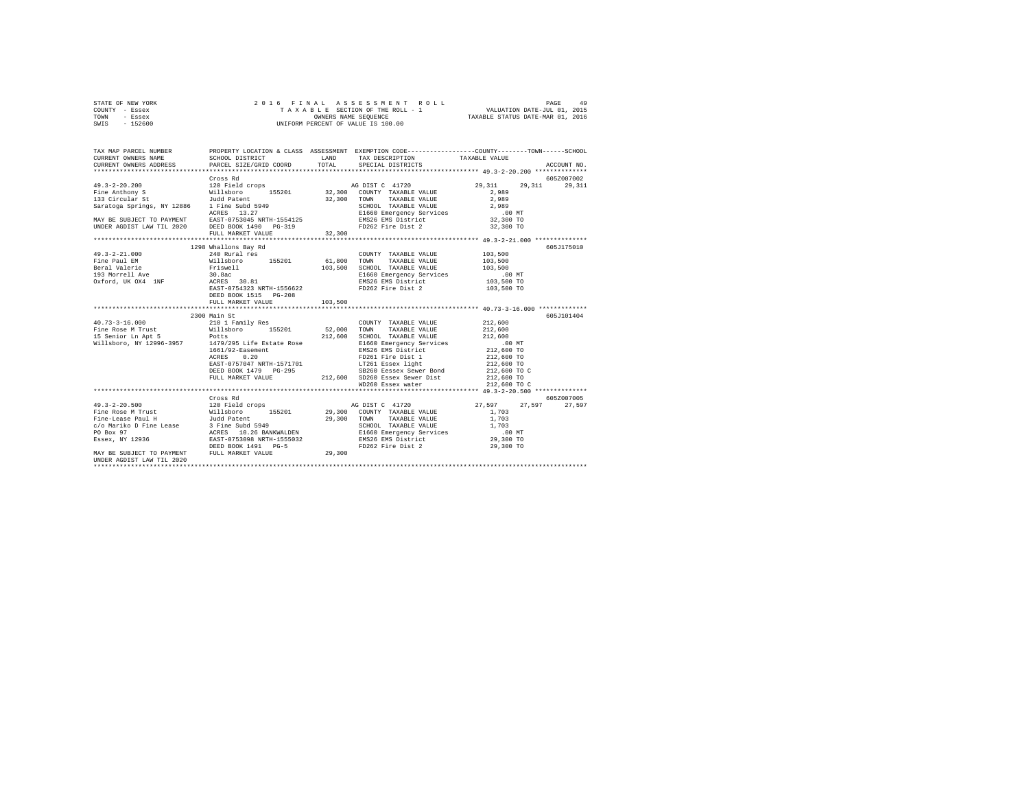STATE OF NEW YORK  
COUNTY - Essex  
TOWN - Essex  
SWIS - 152600

2016 FINAL ASSESSMENT ROLL  
TAXABLE SECTION OF THE ROLL - 1  
OWNERS NAME SEQUENCE  
UNIFORM PERCENT OF VALUE IS 100.00

VALUATION DATE-JUL 01, 2015  
TAXABLE STATUS DATE-MAR 01, 2016

```
TAX MAP PARCEL NUMBER          PROPERTY LOCATION & CLASS  ASSESSMENT  EXEMPTION CODE-----------------COUNTY--------TOWN------SCHOOL
CURRENT OWNERS NAME            SCHOOL DISTRICT             LAND       TAX DESCRIPTION              TAXABLE VALUE
CURRENT OWNERS ADDRESS         PARCEL SIZE/GRID COORD      TOTAL      SPECIAL DISTRICTS                                      ACCOUNT NO.
******************************************************************************************************* 49.3-2-20.200 **************
                               Cross Rd                                                                                  605Z007002
49.3-2-20.200                  120 Field crops                        AG DIST C  41720               29,311     29,311     29,311
Fine Anthony S                 Willsboro      155201       32,300     COUNTY  TAXABLE VALUE            2,989
133 Circular St                Judd Patent                 32,300     TOWN    TAXABLE VALUE            2,989
Saratoga Springs, NY 12886     1 Fine Subd 5949                       SCHOOL  TAXABLE VALUE            2,989
                               ACRES   13.27                          E1660 Emergency Services           .00 MT
MAY BE SUBJECT TO PAYMENT      EAST-0753045 NRTH-1554125              EMS26 EMS District              32,300 TO
UNDER AGDIST LAW TIL 2020      DEED BOOK 1490   PG-319                FD262 Fire Dist 2               32,300 TO
                               FULL MARKET VALUE           32,300
******************************************************************************************************* 49.3-2-21.000 **************
                               1298 Whallons Bay Rd                                                                      605J175010
49.3-2-21.000                  240 Rural res                          COUNTY  TAXABLE VALUE          103,500
Fine Paul EM                   Willsboro      155201       61,800     TOWN    TAXABLE VALUE          103,500
Beral Valerie                  Friswell                   103,500     SCHOOL  TAXABLE VALUE          103,500
193 Morrell Ave                30.8ac                                 E1660 Emergency Services           .00 MT
Oxford, UK OX4  1NF            ACRES   30.81                          EMS26 EMS District             103,500 TO
                               EAST-0754323 NRTH-1556622              FD262 Fire Dist 2              103,500 TO
                               DEED BOOK 1515   PG-208
                               FULL MARKET VALUE          103,500
******************************************************************************************************* 40.73-3-16.000 *************
                               2300 Main St                                                                              605J101404
40.73-3-16.000                 210 1 Family Res                       COUNTY  TAXABLE VALUE          212,600
Fine Rose M Trust              Willsboro      155201       52,000     TOWN    TAXABLE VALUE          212,600
15 Senior Ln Apt 5             Potts                      212,600     SCHOOL  TAXABLE VALUE          212,600
Willsboro, NY 12996-3957       1479/295 Life Estate Rose              E1660 Emergency Services           .00 MT
                               1661/92-Easement                       EMS26 EMS District             212,600 TO
                               ACRES    0.20                          FD261 Fire Dist 1              212,600 TO
                               EAST-0757047 NRTH-1571701              LT261 Essex light              212,600 TO
                               DEED BOOK 1479   PG-295                SB260 Eessex Sewer Bond        212,600 TO C
                               FULL MARKET VALUE          212,600     SD260 Essex Sewer Dist         212,600 TO
                                                                      WD260 Essex water              212,600 TO C
******************************************************************************************************* 49.3-2-20.500 **************
                               Cross Rd                                                                                  605Z007005
49.3-2-20.500                  120 Field crops                        AG DIST C  41720               27,597     27,597     27,597
Fine Rose M Trust              Willsboro      155201       29,300     COUNTY  TAXABLE VALUE            1,703
Fine-Lease Paul H              Judd Patent                 29,300     TOWN    TAXABLE VALUE            1,703
c/o Mariko D Fine Lease        3 Fine Subd 5949                       SCHOOL  TAXABLE VALUE            1,703
PO Box 97                      ACRES   10.26 BANKWALDEN               E1660 Emergency Services           .00 MT
Essex, NY 12936                EAST-0753098 NRTH-1555032              EMS26 EMS District              29,300 TO
                               DEED BOOK 1491   PG-5                  FD262 Fire Dist 2               29,300 TO
MAY BE SUBJECT TO PAYMENT      FULL MARKET VALUE           29,300
UNDER AGDIST LAW TIL 2020
************************************************************************************************************************************
```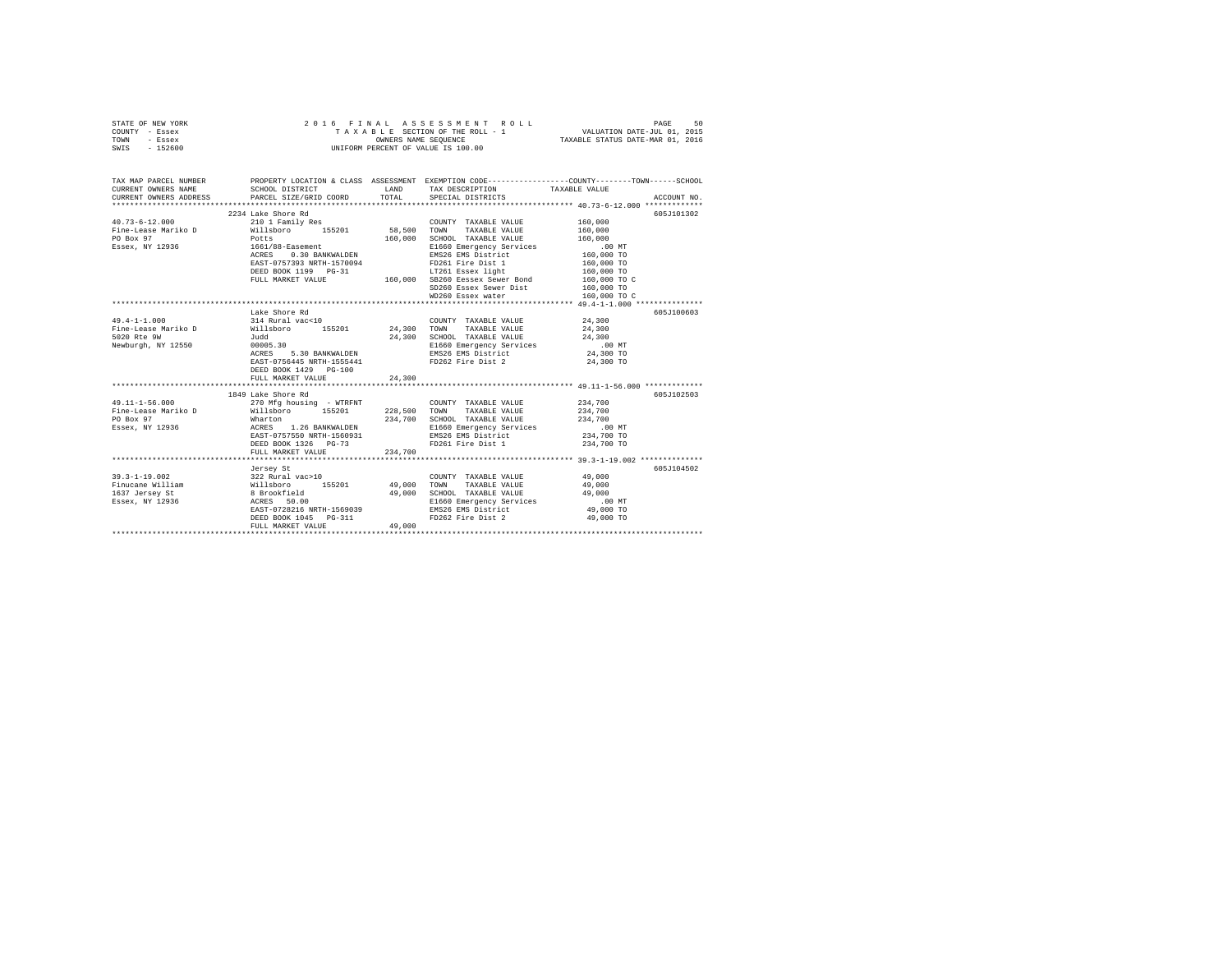STATE OF NEW YORK — 2016 FINAL ASSESSMENT ROLL
COUNTY - Essex — TAXABLE SECTION OF THE ROLL - 1 — VALUATION DATE-JUL 01, 2015
TOWN - Essex — OWNERS NAME SEQUENCE — TAXABLE STATUS DATE-MAR 01, 2016
SWIS - 152600 — UNIFORM PERCENT OF VALUE IS 100.00

```
TAX MAP PARCEL NUMBER          PROPERTY LOCATION & CLASS  ASSESSMENT  EXEMPTION CODE-----------------COUNTY--------TOWN------SCHOOL
CURRENT OWNERS NAME            SCHOOL DISTRICT              LAND      TAX DESCRIPTION             TAXABLE VALUE
CURRENT OWNERS ADDRESS         PARCEL SIZE/GRID COORD       TOTAL     SPECIAL DISTRICTS                                  ACCOUNT NO.
*********************************************************************************************** 40.73-6-12.000 *************
                               2234 Lake Shore Rd                                                                      605J101302
40.73-6-12.000                 210 1 Family Res                        COUNTY  TAXABLE VALUE          160,000
Fine-Lease Mariko D            Willsboro      155201       58,500     TOWN    TAXABLE VALUE          160,000
PO Box 97                      Potts                       160,000    SCHOOL  TAXABLE VALUE          160,000
Essex, NY 12936                1661/88-Easement                        E1660 Emergency Services           .00 MT
                               ACRES    0.30 BANKWALDEN                EMS26 EMS District             160,000 TO
                               EAST-0757393 NRTH-1570094               FD261 Fire Dist 1              160,000 TO
                               DEED BOOK 1199   PG-31                  LT261 Essex light              160,000 TO
                               FULL MARKET VALUE           160,000    SB260 Eessex Sewer Bond        160,000 TO C
                                                                       SD260 Essex Sewer Dist         160,000 TO
                                                                       WD260 Essex water              160,000 TO C
*********************************************************************************************** 49.4-1-1.000 ***************
                               Lake Shore Rd                                                                           605J100603
49.4-1-1.000                   314 Rural vac<10                        COUNTY  TAXABLE VALUE           24,300
Fine-Lease Mariko D            Willsboro      155201       24,300     TOWN    TAXABLE VALUE           24,300
5020 Rte 9W                    Judd                         24,300    SCHOOL  TAXABLE VALUE           24,300
Newburgh, NY 12550             00005.30                                E1660 Emergency Services           .00 MT
                               ACRES    5.30 BANKWALDEN                EMS26 EMS District              24,300 TO
                               EAST-0756445 NRTH-1555441               FD262 Fire Dist 2               24,300 TO
                               DEED BOOK 1429   PG-100
                               FULL MARKET VALUE            24,300
*********************************************************************************************** 49.11-1-56.000 *************
                               1849 Lake Shore Rd                                                                      605J102503
49.11-1-56.000                 270 Mfg housing  - WTRFNT               COUNTY  TAXABLE VALUE          234,700
Fine-Lease Mariko D            Willsboro      155201      228,500     TOWN    TAXABLE VALUE          234,700
PO Box 97                      Wharton                     234,700    SCHOOL  TAXABLE VALUE          234,700
Essex, NY 12936                ACRES    1.26 BANKWALDEN                E1660 Emergency Services           .00 MT
                               EAST-0757550 NRTH-1560931               EMS26 EMS District             234,700 TO
                               DEED BOOK 1326   PG-73                  FD261 Fire Dist 1              234,700 TO
                               FULL MARKET VALUE           234,700
*********************************************************************************************** 39.3-1-19.002 **************
                               Jersey St                                                                               605J104502
39.3-1-19.002                  322 Rural vac>10                        COUNTY  TAXABLE VALUE           49,000
Finucane William               Willsboro      155201       49,000     TOWN    TAXABLE VALUE           49,000
1637 Jersey St                 8 Brookfield                 49,000    SCHOOL  TAXABLE VALUE           49,000
Essex, NY 12936                ACRES   50.00                           E1660 Emergency Services           .00 MT
                               EAST-0728216 NRTH-1569039               EMS26 EMS District              49,000 TO
                               DEED BOOK 1045   PG-311                 FD262 Fire Dist 2               49,000 TO
                               FULL MARKET VALUE            49,000
****************************************************************************************************************************
```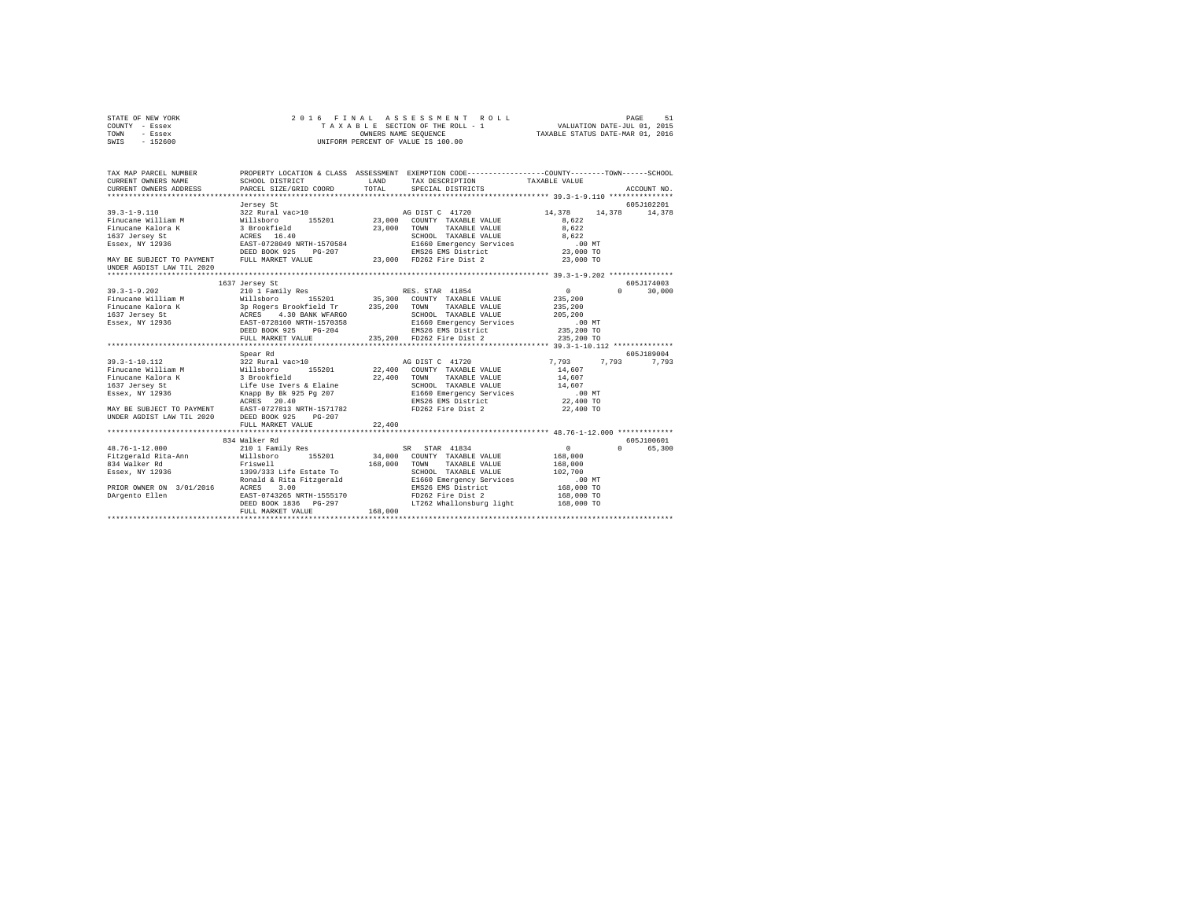STATE OF NEW YORK · COUNTY - Essex · TOWN - Essex · SWIS - 152600

2016 FINAL ASSESSMENT ROLL
TAXABLE SECTION OF THE ROLL - 1
OWNERS NAME SEQUENCE
UNIFORM PERCENT OF VALUE IS 100.00

VALUATION DATE-JUL 01, 2015
TAXABLE STATUS DATE-MAR 01, 2016

```
TAX MAP PARCEL NUMBER          PROPERTY LOCATION & CLASS  ASSESSMENT  EXEMPTION CODE-----------------COUNTY--------TOWN------SCHOOL
CURRENT OWNERS NAME            SCHOOL DISTRICT             LAND       TAX DESCRIPTION              TAXABLE VALUE
CURRENT OWNERS ADDRESS         PARCEL SIZE/GRID COORD      TOTAL      SPECIAL DISTRICTS                                    ACCOUNT NO.
************************************************************************************************** 39.3-1-9.110 ***************
                               Jersey St                                                                            605J102201
39.3-1-9.110                   322 Rural vac>10                        AG DIST C  41720          14,378      14,378      14,378
Finucane William M             Willsboro      155201       23,000     COUNTY  TAXABLE VALUE        8,622
Finucane Kalora K              3 Brookfield                23,000     TOWN    TAXABLE VALUE        8,622
1637 Jersey St                 ACRES   16.40                          SCHOOL  TAXABLE VALUE        8,622
Essex, NY 12936                EAST-0728049 NRTH-1570584              E1660 Emergency Services           .00 MT
                               DEED BOOK 925    PG-207                EMS26 EMS District            23,000 TO
MAY BE SUBJECT TO PAYMENT      FULL MARKET VALUE           23,000     FD262 Fire Dist 2             23,000 TO
UNDER AGDIST LAW TIL 2020
************************************************************************************************** 39.3-1-9.202 ***************
                               1637 Jersey St                                                                       605J174003
39.3-1-9.202                   210 1 Family Res                        RES. STAR  41854                0           0      30,000
Finucane William M             Willsboro      155201       35,300     COUNTY  TAXABLE VALUE      235,200
Finucane Kalora K              3p Rogers Brookfield Tr    235,200     TOWN    TAXABLE VALUE      235,200
1637 Jersey St                 ACRES    4.30 BANK WFARGO              SCHOOL  TAXABLE VALUE      205,200
Essex, NY 12936                EAST-0728160 NRTH-1570358              E1660 Emergency Services           .00 MT
                               DEED BOOK 925    PG-204                EMS26 EMS District           235,200 TO
                               FULL MARKET VALUE          235,200     FD262 Fire Dist 2            235,200 TO
************************************************************************************************** 39.3-1-10.112 **************
                               Spear Rd                                                                             605J189004
39.3-1-10.112                  322 Rural vac>10                        AG DIST C  41720           7,793       7,793       7,793
Finucane William M             Willsboro      155201       22,400     COUNTY  TAXABLE VALUE       14,607
Finucane Kalora K              3 Brookfield                22,400     TOWN    TAXABLE VALUE       14,607
1637 Jersey St                 Life Use Ivers & Elaine                SCHOOL  TAXABLE VALUE       14,607
Essex, NY 12936                Knapp By Bk 925 Pg 207                 E1660 Emergency Services           .00 MT
                               ACRES   20.40                          EMS26 EMS District            22,400 TO
MAY BE SUBJECT TO PAYMENT      EAST-0727813 NRTH-1571782              FD262 Fire Dist 2             22,400 TO
UNDER AGDIST LAW TIL 2020      DEED BOOK 925    PG-207
                               FULL MARKET VALUE           22,400
************************************************************************************************** 48.76-1-12.000 *************
                               834 Walker Rd                                                                        605J100601
48.76-1-12.000                 210 1 Family Res                        SR  STAR  41834                 0           0      65,300
Fitzgerald Rita-Ann            Willsboro      155201       34,000     COUNTY  TAXABLE VALUE      168,000
834 Walker Rd                  Friswell                   168,000     TOWN    TAXABLE VALUE      168,000
Essex, NY 12936                1399/333 Life Estate To                SCHOOL  TAXABLE VALUE      102,700
                               Ronald & Rita Fitzgerald               E1660 Emergency Services           .00 MT
PRIOR OWNER ON 3/01/2016       ACRES    3.00                          EMS26 EMS District           168,000 TO
DArgento Ellen                 EAST-0743265 NRTH-1555170              FD262 Fire Dist 2            168,000 TO
                               DEED BOOK 1836   PG-297                LT262 Whallonsburg light     168,000 TO
                               FULL MARKET VALUE          168,000
********************************************************************************************************************************
```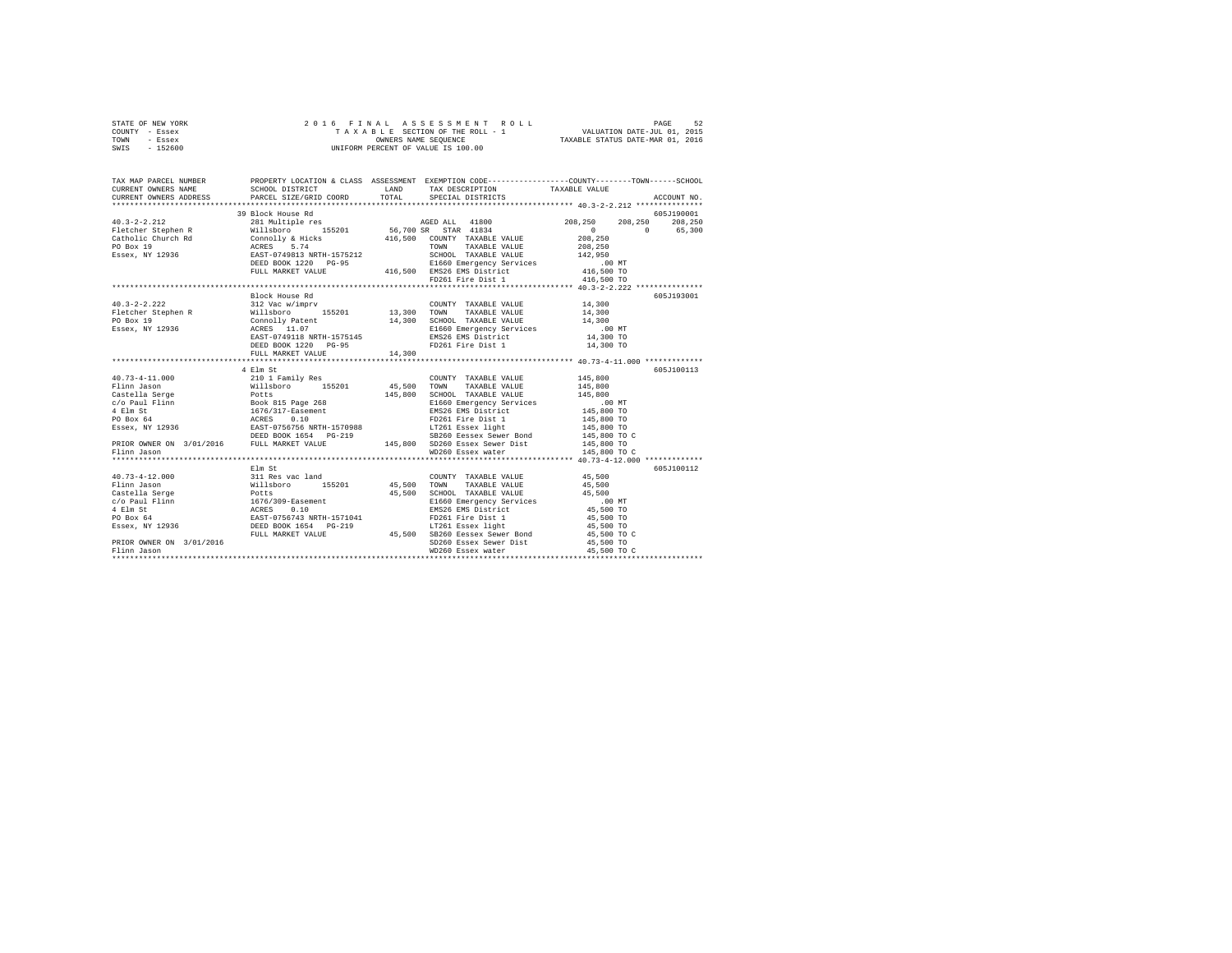STATE OF NEW YORK
COUNTY - Essex
TOWN - Essex
SWIS - 152600

2 0 1 6 F I N A L A S S E S S M E N T R O L L
T A X A B L E SECTION OF THE ROLL - 1
OWNERS NAME SEQUENCE
UNIFORM PERCENT OF VALUE IS 100.00

VALUATION DATE-JUL 01, 2015
TAXABLE STATUS DATE-MAR 01, 2016

```
TAX MAP PARCEL NUMBER          PROPERTY LOCATION & CLASS  ASSESSMENT  EXEMPTION CODE-----------------COUNTY--------TOWN------SCHOOL
CURRENT OWNERS NAME            SCHOOL DISTRICT             LAND       TAX DESCRIPTION            TAXABLE VALUE
CURRENT OWNERS ADDRESS         PARCEL SIZE/GRID COORD      TOTAL      SPECIAL DISTRICTS                                     ACCOUNT NO.
*************************************************************************************************** 40.3-2-2.212 ***************
                               39 Block House Rd                                                                            605J190001
40.3-2-2.212                   281 Multiple res                       AGED ALL  41800               208,250    208,250     208,250
Fletcher Stephen R             Willsboro      155201       56,700 SR  STAR 41834                          0          0      65,300
Catholic Church Rd             Connolly & Hicks            416,500    COUNTY  TAXABLE VALUE          208,250
PO Box 19                      ACRES    5.74                          TOWN    TAXABLE VALUE          208,250
Essex, NY 12936                EAST-0749813 NRTH-1575212              SCHOOL  TAXABLE VALUE          142,950
                               DEED BOOK 1220   PG-95                 E1660 Emergency Services            .00 MT
                               FULL MARKET VALUE           416,500    EMS26 EMS District             416,500 TO
                                                                      FD261 Fire Dist 1              416,500 TO
*************************************************************************************************** 40.3-2-2.222 ***************
                               Block House Rd                                                                               605J193001
40.3-2-2.222                   312 Vac w/imprv                        COUNTY  TAXABLE VALUE           14,300
Fletcher Stephen R             Willsboro      155201       13,300     TOWN    TAXABLE VALUE           14,300
PO Box 19                      Connolly Patent              14,300    SCHOOL  TAXABLE VALUE           14,300
Essex, NY 12936                ACRES   11.07                          E1660 Emergency Services            .00 MT
                               EAST-0749118 NRTH-1575145              EMS26 EMS District              14,300 TO
                               DEED BOOK 1220   PG-95                 FD261 Fire Dist 1               14,300 TO
                               FULL MARKET VALUE            14,300
*************************************************************************************************** 40.73-4-11.000 *************
                               4 Elm St                                                                                     605J100113
40.73-4-11.000                 210 1 Family Res                       COUNTY  TAXABLE VALUE          145,800
Flinn Jason                    Willsboro      155201       45,500     TOWN    TAXABLE VALUE          145,800
Castella Serge                 Potts                       145,800    SCHOOL  TAXABLE VALUE          145,800
c/o Paul Flinn                 Book 815 Page 268                      E1660 Emergency Services            .00 MT
4 Elm St                       1676/317-Easement                      EMS26 EMS District             145,800 TO
PO Box 64                      ACRES    0.10                          FD261 Fire Dist 1              145,800 TO
Essex, NY 12936                EAST-0756756 NRTH-1570988              LT261 Essex light              145,800 TO
                               DEED BOOK 1654   PG-219                SB260 Eessex Sewer Bond        145,800 TO C
PRIOR OWNER ON 3/01/2016       FULL MARKET VALUE           145,800    SD260 Essex Sewer Dist         145,800 TO
Flinn Jason                                                           WD260 Essex water              145,800 TO C
*************************************************************************************************** 40.73-4-12.000 *************
                               Elm St                                                                                       605J100112
40.73-4-12.000                 311 Res vac land                       COUNTY  TAXABLE VALUE           45,500
Flinn Jason                    Willsboro      155201       45,500     TOWN    TAXABLE VALUE           45,500
Castella Serge                 Potts                        45,500    SCHOOL  TAXABLE VALUE           45,500
c/o Paul Flinn                 1676/309-Easement                      E1660 Emergency Services            .00 MT
4 Elm St                       ACRES    0.10                          EMS26 EMS District              45,500 TO
PO Box 64                      EAST-0756743 NRTH-1571041              FD261 Fire Dist 1               45,500 TO
Essex, NY 12936                DEED BOOK 1654   PG-219                LT261 Essex light               45,500 TO
                               FULL MARKET VALUE            45,500    SB260 Eessex Sewer Bond         45,500 TO C
PRIOR OWNER ON 3/01/2016                                              SD260 Essex Sewer Dist          45,500 TO
Flinn Jason                                                           WD260 Essex water               45,500 TO C
********************************************************************************************************************************
```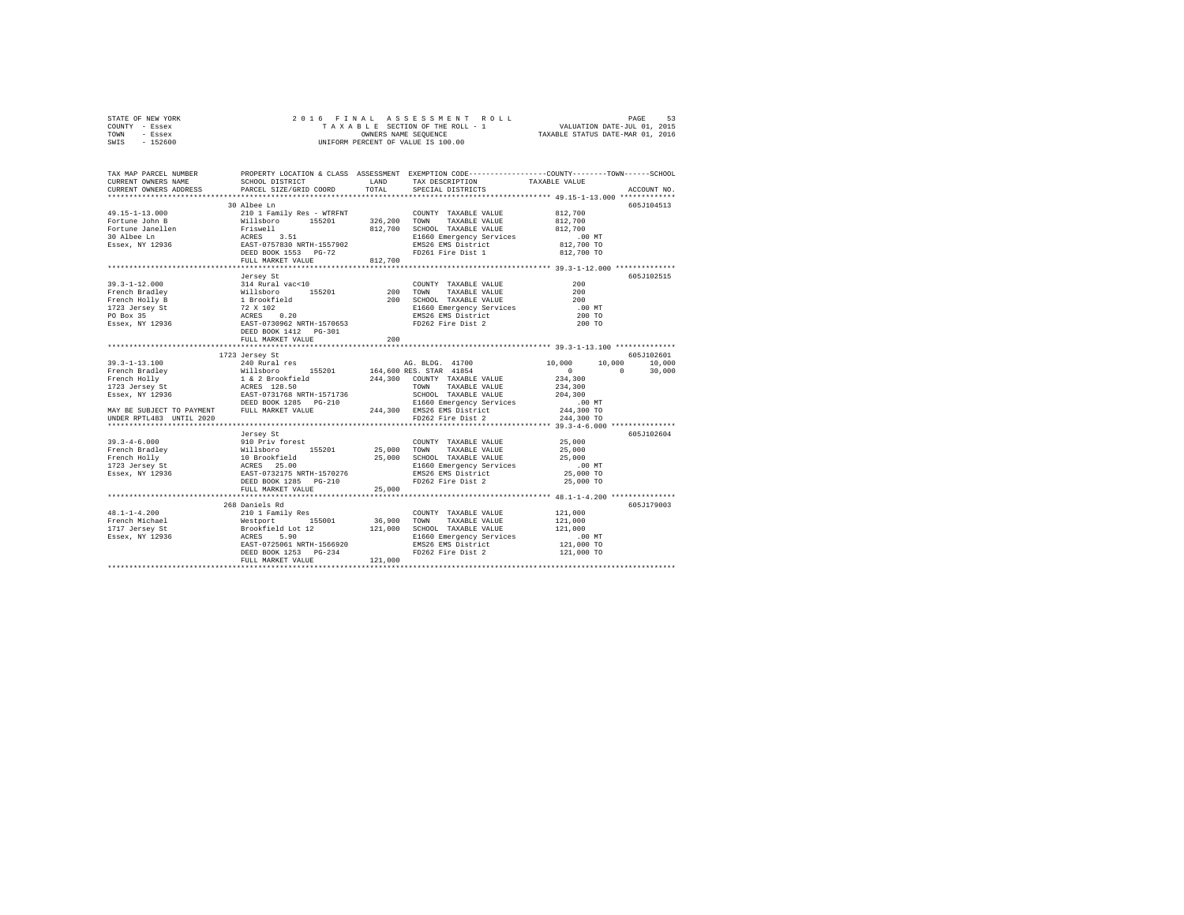STATE OF NEW YORK                2016 FINAL ASSESSMENT ROLL
COUNTY - Essex                   TAXABLE SECTION OF THE ROLL - 1        VALUATION DATE-JUL 01, 2015
TOWN - Essex                     OWNERS NAME SEQUENCE                   TAXABLE STATUS DATE-MAR 01, 2016
SWIS - 152600                    UNIFORM PERCENT OF VALUE IS 100.00

```
TAX MAP PARCEL NUMBER     PROPERTY LOCATION & CLASS  ASSESSMENT  EXEMPTION CODE-----------------COUNTY--------TOWN------SCHOOL
CURRENT OWNERS NAME       SCHOOL DISTRICT             LAND       TAX DESCRIPTION            TAXABLE VALUE
CURRENT OWNERS ADDRESS    PARCEL SIZE/GRID COORD      TOTAL      SPECIAL DISTRICTS                                  ACCOUNT NO.
*********************************************************************************************** 49.15-1-13.000 *************
                          30 Albee Ln                                                                          605J104513
49.15-1-13.000            210 1 Family Res - WTRFNT            COUNTY  TAXABLE VALUE          812,700
Fortune John B            Willsboro      155201      326,200   TOWN    TAXABLE VALUE          812,700
Fortune Janellen          Friswell                   812,700   SCHOOL  TAXABLE VALUE          812,700
30 Albee Ln               ACRES    3.51                        E1660 Emergency Services           .00 MT
Essex, NY 12936           EAST-0757830 NRTH-1557902            EMS26 EMS District             812,700 TO
                          DEED BOOK 1553   PG-72               FD261 Fire Dist 1              812,700 TO
                          FULL MARKET VALUE          812,700
*********************************************************************************************** 39.3-1-12.000 **************
                          Jersey St                                                                            605J102515
39.3-1-12.000             314 Rural vac<10                     COUNTY  TAXABLE VALUE              200
French Bradley            Willsboro      155201          200   TOWN    TAXABLE VALUE              200
French Holly B            1 Brookfield                   200   SCHOOL  TAXABLE VALUE              200
1723 Jersey St            72 X 102                             E1660 Emergency Services           .00 MT
PO Box 35                 ACRES    0.20                        EMS26 EMS District                 200 TO
Essex, NY 12936           EAST-0730962 NRTH-1570653            FD262 Fire Dist 2                  200 TO
                          DEED BOOK 1412   PG-301
                          FULL MARKET VALUE              200
*********************************************************************************************** 39.3-1-13.100 **************
                          1723 Jersey St                                                                       605J102601
39.3-1-13.100             240 Rural res                        AG. BLDG. 41700          10,000     10,000     10,000
French Bradley            Willsboro      155201      164,600   RES. STAR 41854               0          0     30,000
French Holly              1 & 2 Brookfield           244,300   COUNTY  TAXABLE VALUE          234,300
1723 Jersey St            ACRES  128.50                        TOWN    TAXABLE VALUE          234,300
Essex, NY 12936           EAST-0731768 NRTH-1571736            SCHOOL  TAXABLE VALUE          204,300
                          DEED BOOK 1285   PG-210              E1660 Emergency Services           .00 MT
MAY BE SUBJECT TO PAYMENT FULL MARKET VALUE          244,300   EMS26 EMS District             244,300 TO
UNDER RPTL483 UNTIL 2020                                       FD262 Fire Dist 2              244,300 TO
*********************************************************************************************** 39.3-4-6.000 ***************
                          Jersey St                                                                            605J102604
39.3-4-6.000              910 Priv forest                      COUNTY  TAXABLE VALUE           25,000
French Bradley            Willsboro      155201       25,000   TOWN    TAXABLE VALUE           25,000
French Holly              10 Brookfield               25,000   SCHOOL  TAXABLE VALUE           25,000
1723 Jersey St            ACRES   25.00                        E1660 Emergency Services           .00 MT
Essex, NY 12936           EAST-0732175 NRTH-1570276            EMS26 EMS District              25,000 TO
                          DEED BOOK 1285   PG-210              FD262 Fire Dist 2               25,000 TO
                          FULL MARKET VALUE           25,000
*********************************************************************************************** 48.1-1-4.200 ***************
                          268 Daniels Rd                                                                       605J179003
48.1-1-4.200              210 1 Family Res                     COUNTY  TAXABLE VALUE          121,000
French Michael            Westport       155001       36,900   TOWN    TAXABLE VALUE          121,000
1717 Jersey St            Brookfield Lot 12          121,000   SCHOOL  TAXABLE VALUE          121,000
Essex, NY 12936           ACRES    5.90                        E1660 Emergency Services           .00 MT
                          EAST-0725061 NRTH-1566920            EMS26 EMS District             121,000 TO
                          DEED BOOK 1253   PG-234              FD262 Fire Dist 2              121,000 TO
                          FULL MARKET VALUE          121,000
****************************************************************************************************************************
```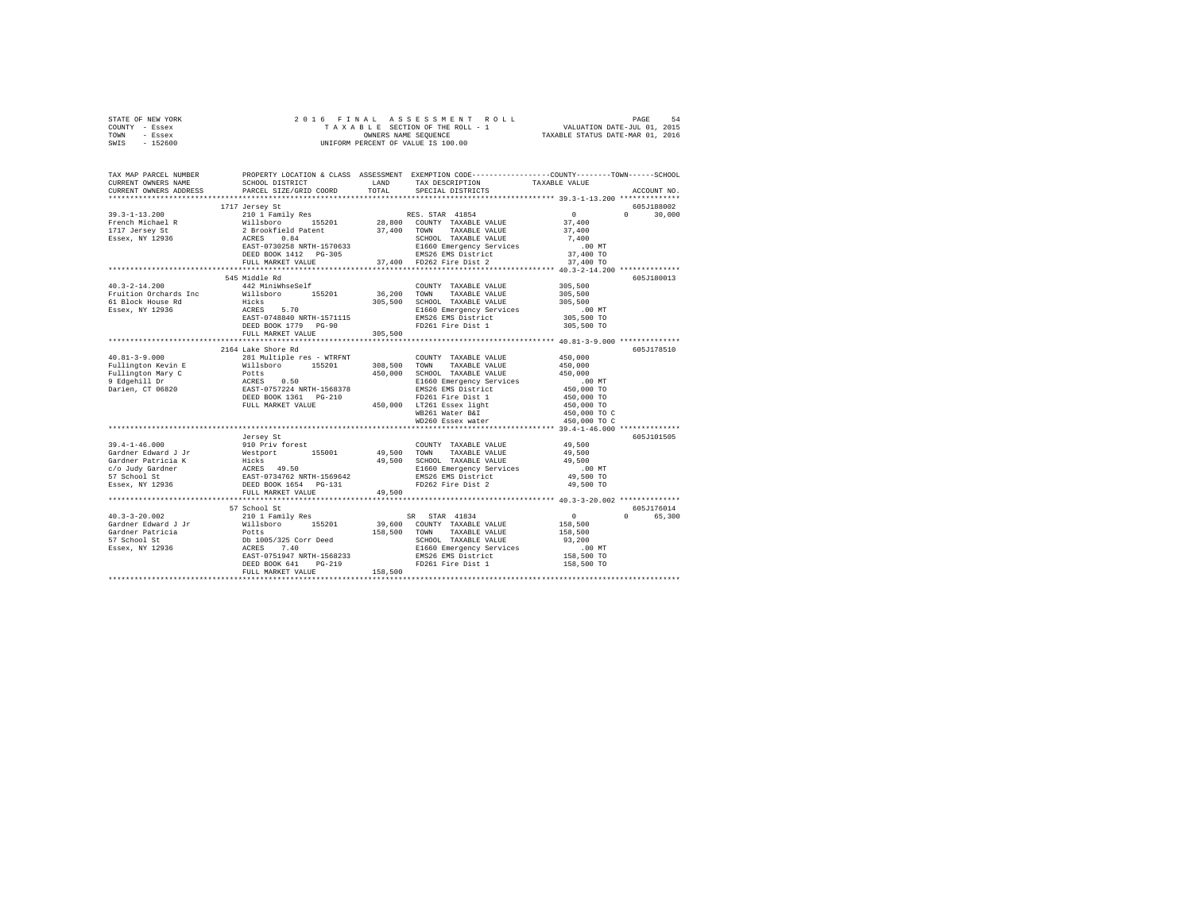STATE OF NEW YORK &nbsp;&nbsp;&nbsp;&nbsp; 2 0 1 6 &nbsp; F I N A L &nbsp; A S S E S S M E N T &nbsp; R O L L &nbsp;&nbsp;&nbsp;&nbsp; PAGE 54
COUNTY - Essex &nbsp;&nbsp;&nbsp;&nbsp; T A X A B L E SECTION OF THE ROLL - 1 &nbsp;&nbsp;&nbsp;&nbsp; VALUATION DATE-JUL 01, 2015
TOWN - Essex &nbsp;&nbsp;&nbsp;&nbsp; OWNERS NAME SEQUENCE &nbsp;&nbsp;&nbsp;&nbsp; TAXABLE STATUS DATE-MAR 01, 2016
SWIS - 152600 &nbsp;&nbsp;&nbsp;&nbsp; UNIFORM PERCENT OF VALUE IS 100.00

```
TAX MAP PARCEL NUMBER          PROPERTY LOCATION & CLASS  ASSESSMENT  EXEMPTION CODE-----------------COUNTY--------TOWN------SCHOOL
CURRENT OWNERS NAME            SCHOOL DISTRICT              LAND      TAX DESCRIPTION              TAXABLE VALUE
CURRENT OWNERS ADDRESS         PARCEL SIZE/GRID COORD       TOTAL     SPECIAL DISTRICTS                                    ACCOUNT NO.
******************************************************************************************************* 39.3-1-13.200 **************
                           1717 Jersey St                                                                                605J188002
39.3-1-13.200              210 1 Family Res                         RES. STAR 41854                 0             0       30,000
French Michael R           Willsboro      155201       28,800   COUNTY  TAXABLE VALUE          37,400
1717 Jersey St             2 Brookfield Patent         37,400   TOWN    TAXABLE VALUE          37,400
Essex, NY 12936            ACRES    0.84                        SCHOOL  TAXABLE VALUE           7,400
                           EAST-0730258 NRTH-1570633            E1660 Emergency Services          .00 MT
                           DEED BOOK 1412   PG-305              EMS26 EMS District             37,400 TO
                           FULL MARKET VALUE            37,400  FD262 Fire Dist 2              37,400 TO
******************************************************************************************************* 40.3-2-14.200 **************
                           545 Middle Rd                                                                                 605J180013
40.3-2-14.200              442 MiniWhseSelf                     COUNTY  TAXABLE VALUE         305,500
Fruition Orchards Inc      Willsboro      155201       36,200   TOWN    TAXABLE VALUE         305,500
61 Block House Rd          Hicks                      305,500   SCHOOL  TAXABLE VALUE         305,500
Essex, NY 12936            ACRES    5.70                        E1660 Emergency Services          .00 MT
                           EAST-0748840 NRTH-1571115            EMS26 EMS District            305,500 TO
                           DEED BOOK 1779   PG-90               FD261 Fire Dist 1             305,500 TO
                           FULL MARKET VALUE           305,500
******************************************************************************************************* 40.81-3-9.000 **************
                           2164 Lake Shore Rd                                                                            605J178510
40.81-3-9.000              281 Multiple res - WTRFNT            COUNTY  TAXABLE VALUE         450,000
Fullington Kevin E         Willsboro      155201      308,500   TOWN    TAXABLE VALUE         450,000
Fullington Mary C          Potts                      450,000   SCHOOL  TAXABLE VALUE         450,000
9 Edgehill Dr              ACRES    0.50                        E1660 Emergency Services          .00 MT
Darien, CT 06820           EAST-0757224 NRTH-1568378            EMS26 EMS District            450,000 TO
                           DEED BOOK 1361   PG-210              FD261 Fire Dist 1             450,000 TO
                           FULL MARKET VALUE           450,000  LT261 Essex light             450,000 TO
                                                                WB261 Water B&I               450,000 TO C
                                                                WD260 Essex water             450,000 TO C
******************************************************************************************************* 39.4-1-46.000 **************
                           Jersey St                                                                                     605J101505
39.4-1-46.000              910 Priv forest                      COUNTY  TAXABLE VALUE          49,500
Gardner Edward J Jr        Westport       155001       49,500   TOWN    TAXABLE VALUE          49,500
Gardner Patricia K         Hicks                       49,500   SCHOOL  TAXABLE VALUE          49,500
c/o Judy Gardner           ACRES   49.50                        E1660 Emergency Services          .00 MT
57 School St               EAST-0734762 NRTH-1569642            EMS26 EMS District             49,500 TO
Essex, NY 12936            DEED BOOK 1654   PG-131              FD262 Fire Dist 2              49,500 TO
                           FULL MARKET VALUE            49,500
******************************************************************************************************* 40.3-3-20.002 **************
                           57 School St                                                                                  605J176014
40.3-3-20.002              210 1 Family Res                     SR  STAR 41834                      0             0       65,300
Gardner Edward J Jr        Willsboro      155201       39,600   COUNTY  TAXABLE VALUE         158,500
Gardner Patricia           Potts                      158,500   TOWN    TAXABLE VALUE         158,500
57 School St               Db 1005/325 Corr Deed                SCHOOL  TAXABLE VALUE          93,200
Essex, NY 12936            ACRES    7.40                        E1660 Emergency Services          .00 MT
                           EAST-0751947 NRTH-1568233            EMS26 EMS District            158,500 TO
                           DEED BOOK 641    PG-219              FD261 Fire Dist 1             158,500 TO
                           FULL MARKET VALUE           158,500
************************************************************************************************************************************
```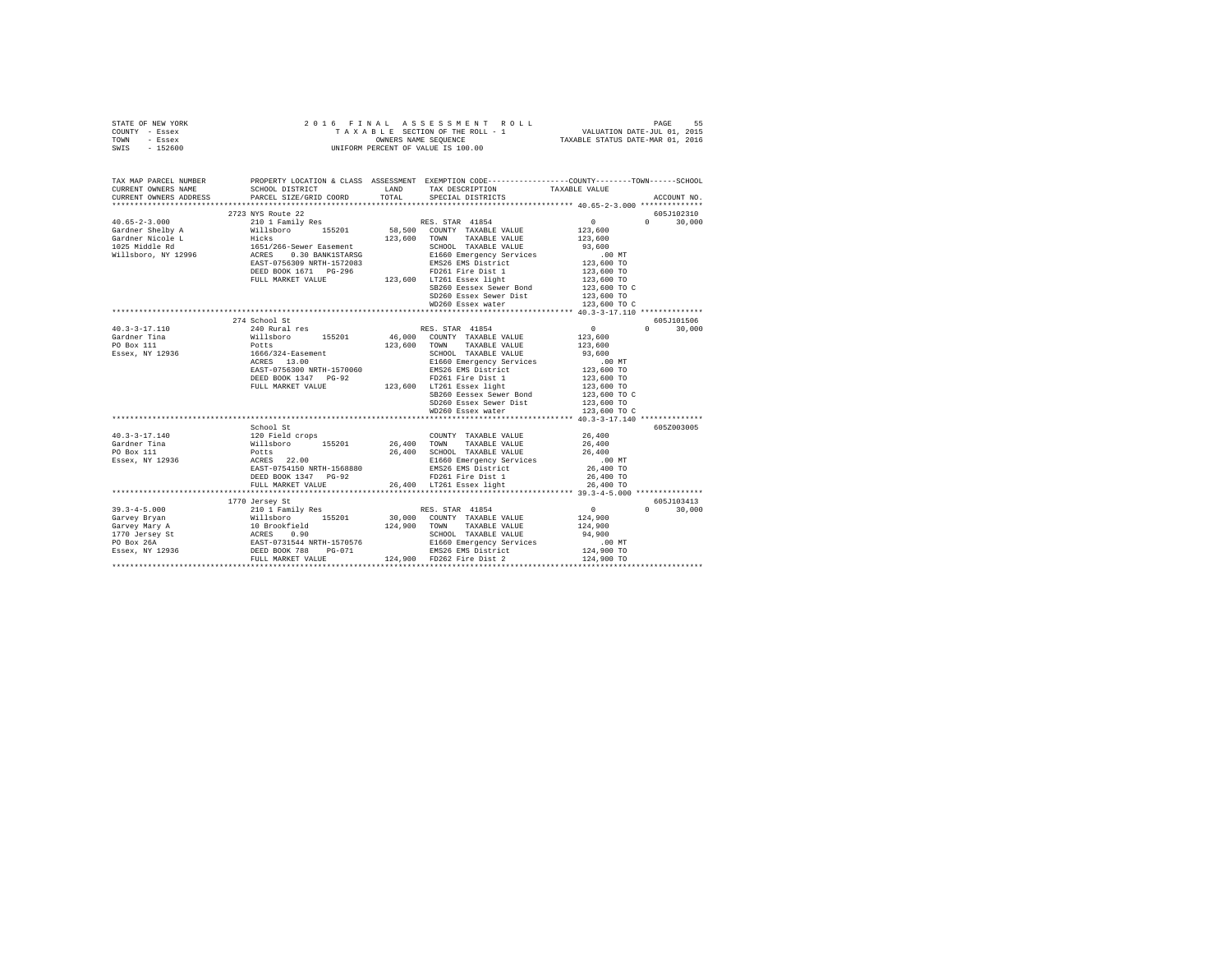STATE OF NEW YORK — 2016 FINAL ASSESSMENT ROLL
COUNTY - Essex — TAXABLE SECTION OF THE ROLL - 1 — VALUATION DATE-JUL 01, 2015
TOWN - Essex — OWNERS NAME SEQUENCE — TAXABLE STATUS DATE-MAR 01, 2016
SWIS - 152600 — UNIFORM PERCENT OF VALUE IS 100.00

```
TAX MAP PARCEL NUMBER          PROPERTY LOCATION & CLASS  ASSESSMENT  EXEMPTION CODE-----------------COUNTY--------TOWN------SCHOOL
CURRENT OWNERS NAME            SCHOOL DISTRICT               LAND      TAX DESCRIPTION             TAXABLE VALUE
CURRENT OWNERS ADDRESS         PARCEL SIZE/GRID COORD        TOTAL     SPECIAL DISTRICTS                                      ACCOUNT NO.
*********************************************************************************************** 40.65-2-3.000 **************
                               2723 NYS Route 22                                                                             605J102310
40.65-2-3.000                  210 1 Family Res                        RES. STAR  41854              0             0      30,000
Gardner Shelby A               Willsboro      155201      58,500   COUNTY  TAXABLE VALUE          123,600
Gardner Nicole L               Hicks                     123,600   TOWN    TAXABLE VALUE          123,600
1025 Middle Rd                 1651/266-Sewer Easement             SCHOOL  TAXABLE VALUE           93,600
Willsboro, NY 12996            ACRES    0.30 BANK1STARSG           E1660 Emergency Services           .00 MT
                               EAST-0756309 NRTH-1572083           EMS26 EMS District             123,600 TO
                               DEED BOOK 1671   PG-296             FD261 Fire Dist 1              123,600 TO
                               FULL MARKET VALUE         123,600   LT261 Essex light              123,600 TO
                                                                   SB260 Eessex Sewer Bond        123,600 TO C
                                                                   SD260 Essex Sewer Dist         123,600 TO
                                                                   WD260 Essex water              123,600 TO C
*********************************************************************************************** 40.3-3-17.110 **************
                               274 School St                                                                                 605J101506
40.3-3-17.110                  240 Rural res                           RES. STAR  41854              0             0      30,000
Gardner Tina                   Willsboro      155201      46,000   COUNTY  TAXABLE VALUE          123,600
PO Box 111                     Potts                     123,600   TOWN    TAXABLE VALUE          123,600
Essex, NY 12936                1666/324-Easement                   SCHOOL  TAXABLE VALUE           93,600
                               ACRES   13.00                       E1660 Emergency Services           .00 MT
                               EAST-0756300 NRTH-1570060           EMS26 EMS District             123,600 TO
                               DEED BOOK 1347   PG-92              FD261 Fire Dist 1              123,600 TO
                               FULL MARKET VALUE         123,600   LT261 Essex light              123,600 TO
                                                                   SB260 Eessex Sewer Bond        123,600 TO C
                                                                   SD260 Essex Sewer Dist         123,600 TO
                                                                   WD260 Essex water              123,600 TO C
*********************************************************************************************** 40.3-3-17.140 **************
                               School St                                                                                     605Z003005
40.3-3-17.140                  120 Field crops                         COUNTY  TAXABLE VALUE           26,400
Gardner Tina                   Willsboro      155201      26,400   TOWN    TAXABLE VALUE           26,400
PO Box 111                     Potts                      26,400   SCHOOL  TAXABLE VALUE           26,400
Essex, NY 12936                ACRES   22.00                       E1660 Emergency Services           .00 MT
                               EAST-0754150 NRTH-1568880           EMS26 EMS District              26,400 TO
                               DEED BOOK 1347   PG-92              FD261 Fire Dist 1               26,400 TO
                               FULL MARKET VALUE          26,400   LT261 Essex light               26,400 TO
*********************************************************************************************** 39.3-4-5.000 ***************
                               1770 Jersey St                                                                                605J103413
39.3-4-5.000                   210 1 Family Res                        RES. STAR  41854              0             0      30,000
Garvey Bryan                   Willsboro      155201      30,000   COUNTY  TAXABLE VALUE          124,900
Garvey Mary A                  10 Brookfield             124,900   TOWN    TAXABLE VALUE          124,900
1770 Jersey St                 ACRES    0.90                       SCHOOL  TAXABLE VALUE           94,900
PO Box 26A                     EAST-0731544 NRTH-1570576           E1660 Emergency Services           .00 MT
Essex, NY 12936                DEED BOOK 788    PG-071             EMS26 EMS District             124,900 TO
                               FULL MARKET VALUE         124,900   FD262 Fire Dist 2              124,900 TO
****************************************************************************************************************************
```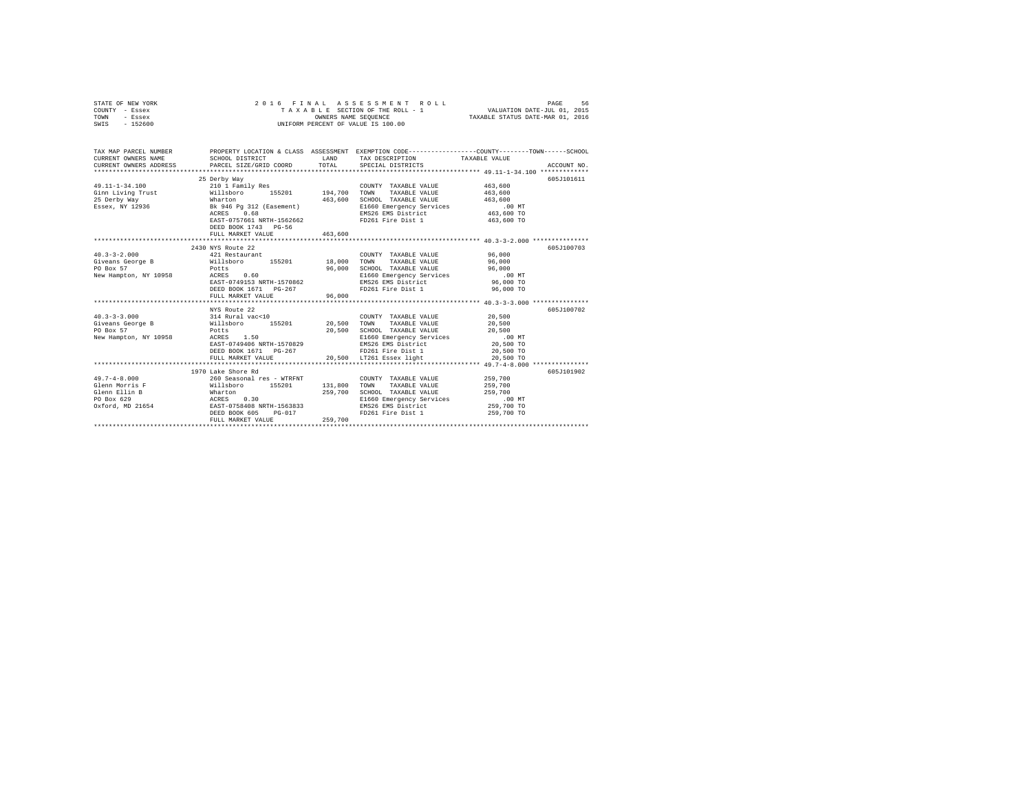STATE OF NEW YORK — 2016 FINAL ASSESSMENT ROLL
COUNTY - Essex — TAXABLE SECTION OF THE ROLL - 1 — VALUATION DATE-JUL 01, 2015
TOWN - Essex — OWNERS NAME SEQUENCE — TAXABLE STATUS DATE-MAR 01, 2016
SWIS - 152600 — UNIFORM PERCENT OF VALUE IS 100.00

| TAX MAP PARCEL NUMBER / CURRENT OWNERS NAME / CURRENT OWNERS ADDRESS | PROPERTY LOCATION & CLASS / SCHOOL DISTRICT / PARCEL SIZE/GRID COORD | ASSESSMENT LAND | TOTAL | EXEMPTION CODE / TAX DESCRIPTION / SPECIAL DISTRICTS | COUNTY / TOWN / SCHOOL TAXABLE VALUE | ACCOUNT NO. |
|---|---|---|---|---|---|---|
| 49.11-1-34.100 | 25 Derby Way | | | | | 605J101611 |
| | 210 1 Family Res | | | COUNTY TAXABLE VALUE | 463,600 | |
| Ginn Living Trust | Willsboro 155201 | 194,700 | | TOWN TAXABLE VALUE | 463,600 | |
| 25 Derby Way | Wharton | | 463,600 | SCHOOL TAXABLE VALUE | 463,600 | |
| Essex, NY 12936 | Bk 946 Pg 312 (Easement) | | | E1660 Emergency Services | .00 MT | |
| | ACRES 0.68 | | | EMS26 EMS District | 463,600 TO | |
| | EAST-0757661 NRTH-1562662 | | | FD261 Fire Dist 1 | 463,600 TO | |
| | DEED BOOK 1743 PG-56 | | | | | |
| | FULL MARKET VALUE | | 463,600 | | | |
| 40.3-3-2.000 | 2430 NYS Route 22 | | | | | 605J100703 |
| | 421 Restaurant | | | COUNTY TAXABLE VALUE | 96,000 | |
| Giveans George B | Willsboro 155201 | 18,000 | | TOWN TAXABLE VALUE | 96,000 | |
| PO Box 57 | Potts | | 96,000 | SCHOOL TAXABLE VALUE | 96,000 | |
| New Hampton, NY 10958 | ACRES 0.60 | | | E1660 Emergency Services | .00 MT | |
| | EAST-0749153 NRTH-1570862 | | | EMS26 EMS District | 96,000 TO | |
| | DEED BOOK 1671 PG-267 | | | FD261 Fire Dist 1 | 96,000 TO | |
| | FULL MARKET VALUE | | 96,000 | | | |
| 40.3-3-3.000 | NYS Route 22 | | | | | 605J100702 |
| | 314 Rural vac<10 | | | COUNTY TAXABLE VALUE | 20,500 | |
| Giveans George B | Willsboro 155201 | 20,500 | | TOWN TAXABLE VALUE | 20,500 | |
| PO Box 57 | Potts | | 20,500 | SCHOOL TAXABLE VALUE | 20,500 | |
| New Hampton, NY 10958 | ACRES 1.50 | | | E1660 Emergency Services | .00 MT | |
| | EAST-0749406 NRTH-1570829 | | | EMS26 EMS District | 20,500 TO | |
| | DEED BOOK 1671 PG-267 | | | FD261 Fire Dist 1 | 20,500 TO | |
| | FULL MARKET VALUE | | 20,500 | LT261 Essex light | 20,500 TO | |
| 49.7-4-8.000 | 1970 Lake Shore Rd | | | | | 605J101902 |
| | 260 Seasonal res - WTRFNT | | | COUNTY TAXABLE VALUE | 259,700 | |
| Glenn Morris F | Willsboro 155201 | 131,800 | | TOWN TAXABLE VALUE | 259,700 | |
| Glenn Ellin B | Wharton | | 259,700 | SCHOOL TAXABLE VALUE | 259,700 | |
| PO Box 629 | ACRES 0.30 | | | E1660 Emergency Services | .00 MT | |
| Oxford, MD 21654 | EAST-0758408 NRTH-1563833 | | | EMS26 EMS District | 259,700 TO | |
| | DEED BOOK 605 PG-017 | | | FD261 Fire Dist 1 | 259,700 TO | |
| | FULL MARKET VALUE | | 259,700 | | | |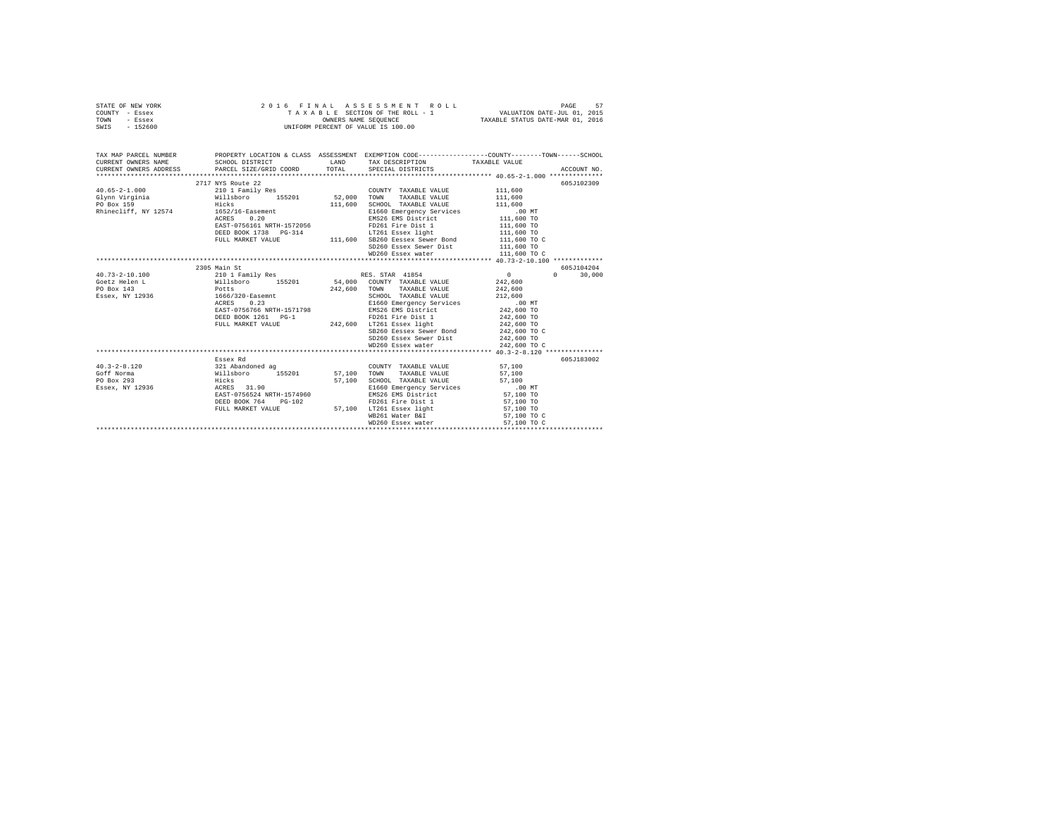STATE OF NEW YORK — 2016 FINAL ASSESSMENT ROLL
COUNTY - Essex — TAXABLE SECTION OF THE ROLL - 1 — VALUATION DATE-JUL 01, 2015
TOWN - Essex — OWNERS NAME SEQUENCE — TAXABLE STATUS DATE-MAR 01, 2016
SWIS - 152600 — UNIFORM PERCENT OF VALUE IS 100.00

| TAX MAP PARCEL NUMBER / CURRENT OWNERS NAME / CURRENT OWNERS ADDRESS | PROPERTY LOCATION & CLASS / SCHOOL DISTRICT / PARCEL SIZE/GRID COORD | ASSESSMENT LAND / TOTAL | EXEMPTION CODE / TAX DESCRIPTION / SPECIAL DISTRICTS | COUNTY | TOWN | SCHOOL | TAXABLE VALUE | ACCOUNT NO. |
|---|---|---|---|---|---|---|---|---|
| 40.65-2-1.000 | 2717 NYS Route 22 | | | | | | | 605J102309 |
| | 210 1 Family Res | | COUNTY TAXABLE VALUE | | | | 111,600 | |
| Glynn Virginia | Willsboro 155201 | 52,000 | TOWN TAXABLE VALUE | | | | 111,600 | |
| PO Box 159 | Hicks | 111,600 | SCHOOL TAXABLE VALUE | | | | 111,600 | |
| Rhinecliff, NY 12574 | 1652/16-Easement | | E1660 Emergency Services | | | | .00 MT | |
| | ACRES 0.20 | | EMS26 EMS District | | | | 111,600 TO | |
| | EAST-0756161 NRTH-1572056 | | FD261 Fire Dist 1 | | | | 111,600 TO | |
| | DEED BOOK 1738 PG-314 | | LT261 Essex light | | | | 111,600 TO | |
| | FULL MARKET VALUE | 111,600 | SB260 Eessex Sewer Bond | | | | 111,600 TO C | |
| | | | SD260 Essex Sewer Dist | | | | 111,600 TO | |
| | | | WD260 Essex water | | | | 111,600 TO C | |
| 40.73-2-10.100 | 2305 Main St | | | | | | | 605J104204 |
| | 210 1 Family Res | | RES. STAR 41854 | 0 | 0 | 30,000 | | |
| Goetz Helen L | Willsboro 155201 | 54,000 | COUNTY TAXABLE VALUE | | | | 242,600 | |
| PO Box 143 | Potts | 242,600 | TOWN TAXABLE VALUE | | | | 242,600 | |
| Essex, NY 12936 | 1666/320-Easemnt | | SCHOOL TAXABLE VALUE | | | | 212,600 | |
| | ACRES 0.23 | | E1660 Emergency Services | | | | .00 MT | |
| | EAST-0756766 NRTH-1571798 | | EMS26 EMS District | | | | 242,600 TO | |
| | DEED BOOK 1261 PG-1 | | FD261 Fire Dist 1 | | | | 242,600 TO | |
| | FULL MARKET VALUE | 242,600 | LT261 Essex light | | | | 242,600 TO | |
| | | | SB260 Eessex Sewer Bond | | | | 242,600 TO C | |
| | | | SD260 Essex Sewer Dist | | | | 242,600 TO | |
| | | | WD260 Essex water | | | | 242,600 TO C | |
| 40.3-2-8.120 | Essex Rd | | | | | | | 605J183002 |
| | 321 Abandoned ag | | COUNTY TAXABLE VALUE | | | | 57,100 | |
| Goff Norma | Willsboro 155201 | 57,100 | TOWN TAXABLE VALUE | | | | 57,100 | |
| PO Box 293 | Hicks | 57,100 | SCHOOL TAXABLE VALUE | | | | 57,100 | |
| Essex, NY 12936 | ACRES 31.90 | | E1660 Emergency Services | | | | .00 MT | |
| | EAST-0756524 NRTH-1574960 | | EMS26 EMS District | | | | 57,100 TO | |
| | DEED BOOK 764 PG-102 | | FD261 Fire Dist 1 | | | | 57,100 TO | |
| | FULL MARKET VALUE | 57,100 | LT261 Essex light | | | | 57,100 TO | |
| | | | WB261 Water B&I | | | | 57,100 TO C | |
| | | | WD260 Essex water | | | | 57,100 TO C | |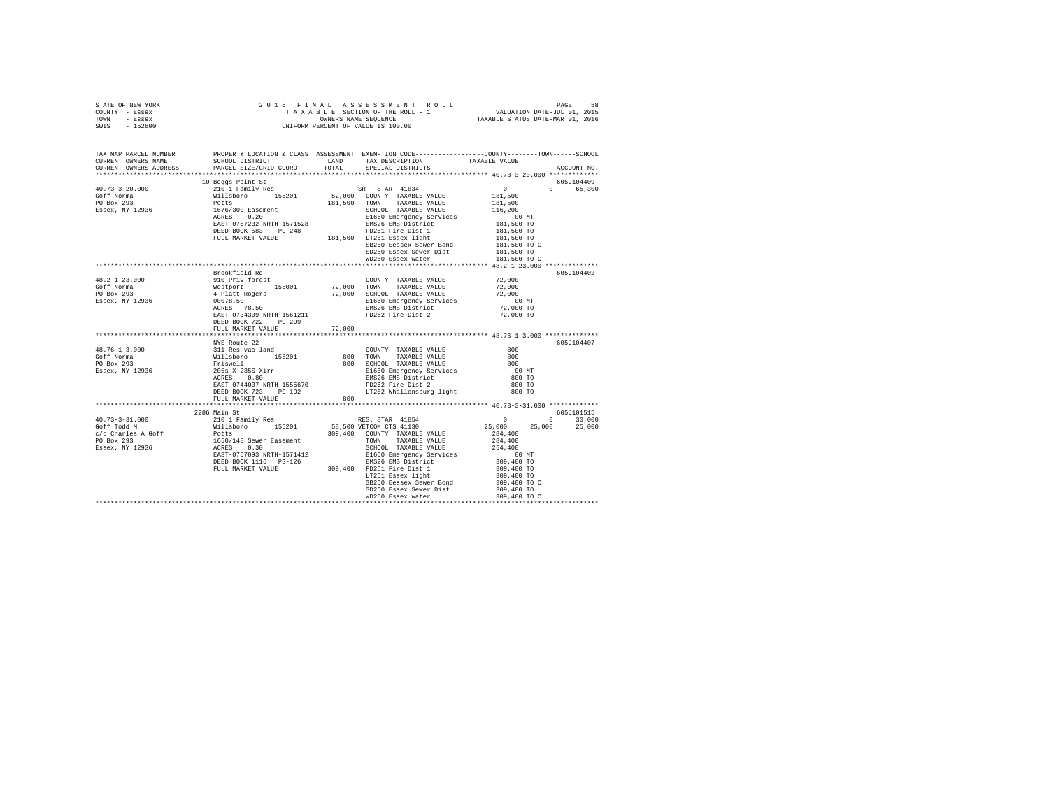STATE OF NEW YORK — 2016 FINAL ASSESSMENT ROLL — PAGE 58
COUNTY - Essex — TAXABLE SECTION OF THE ROLL - 1 — VALUATION DATE-JUL 01, 2015
TOWN - Essex — OWNERS NAME SEQUENCE — TAXABLE STATUS DATE-MAR 01, 2016
SWIS - 152600 — UNIFORM PERCENT OF VALUE IS 100.00

```
TAX MAP PARCEL NUMBER    PROPERTY LOCATION & CLASS  ASSESSMENT  EXEMPTION CODE-----------------COUNTY--------TOWN------SCHOOL
CURRENT OWNERS NAME      SCHOOL DISTRICT              LAND      TAX DESCRIPTION            TAXABLE VALUE
CURRENT OWNERS ADDRESS   PARCEL SIZE/GRID COORD       TOTAL     SPECIAL DISTRICTS                                    ACCOUNT NO.
******************************************************************************************** 40.73-3-20.000 *************
                         10 Beggs Point St                                                                    605J104409
40.73-3-20.000           210 1 Family Res                  SR  STAR 41834                 0             0       65,300
Goff Norma               Willsboro     155201     52,000   COUNTY  TAXABLE VALUE          181,500
PO Box 293               Potts                   181,500   TOWN    TAXABLE VALUE          181,500
Essex, NY 12936          1676/300-Easement                 SCHOOL  TAXABLE VALUE          116,200
                         ACRES    0.20                     E1660 Emergency Services           .00 MT
                         EAST-0757232 NRTH-1571528         EMS26 EMS District             181,500 TO
                         DEED BOOK 583    PG-248           FD261 Fire Dist 1              181,500 TO
                         FULL MARKET VALUE       181,500   LT261 Essex light              181,500 TO
                                                           SB260 Eessex Sewer Bond        181,500 TO C
                                                           SD260 Essex Sewer Dist         181,500 TO
                                                           WD260 Essex water              181,500 TO C
******************************************************************************************** 48.2-1-23.000 **************
                         Brookfield Rd                                                                        605J104402
48.2-1-23.000            910 Priv forest                   COUNTY  TAXABLE VALUE           72,000
Goff Norma               Westport      155001     72,000   TOWN    TAXABLE VALUE           72,000
PO Box 293               4 Platt Rogers           72,000   SCHOOL  TAXABLE VALUE           72,000
Essex, NY 12936          00078.50                          E1660 Emergency Services           .00 MT
                         ACRES   78.50                     EMS26 EMS District              72,000 TO
                         EAST-0734309 NRTH-1561211         FD262 Fire Dist 2               72,000 TO
                         DEED BOOK 722    PG-299
                         FULL MARKET VALUE        72,000
******************************************************************************************** 48.76-1-3.000 **************
                         NYS Route 22                                                                         605J104407
48.76-1-3.000            311 Res vac land                  COUNTY  TAXABLE VALUE              800
Goff Norma               Willsboro     155201        800   TOWN    TAXABLE VALUE              800
PO Box 293               Friswell                    800   SCHOOL  TAXABLE VALUE              800
Essex, NY 12936          205s X 235S Xirr                  E1660 Emergency Services           .00 MT
                         ACRES    0.80                     EMS26 EMS District                 800 TO
                         EAST-0744007 NRTH-1555670         FD262 Fire Dist 2                  800 TO
                         DEED BOOK 723    PG-192           LT262 Whallonsburg light           800 TO
                         FULL MARKET VALUE           800
******************************************************************************************** 40.73-3-31.000 *************
                         2286 Main St                                                                         605J101515
40.73-3-31.000           210 1 Family Res                  RES. STAR 41854                0             0       30,000
Goff Todd M              Willsboro     155201     58,500 VETCOM CTS 41130            25,000        25,000       25,000
c/o Charles A Goff       Potts                   309,400   COUNTY  TAXABLE VALUE          284,400
PO Box 293               1650/148 Sewer Easement           TOWN    TAXABLE VALUE          284,400
Essex, NY 12936          ACRES    0.30                     SCHOOL  TAXABLE VALUE          254,400
                         EAST-0757093 NRTH-1571412         E1660 Emergency Services           .00 MT
                         DEED BOOK 1116   PG-126           EMS26 EMS District             309,400 TO
                         FULL MARKET VALUE       309,400   FD261 Fire Dist 1              309,400 TO
                                                           LT261 Essex light              309,400 TO
                                                           SB260 Eessex Sewer Bond        309,400 TO C
                                                           SD260 Essex Sewer Dist         309,400 TO
                                                           WD260 Essex water              309,400 TO C
************************************************************************************************************************
```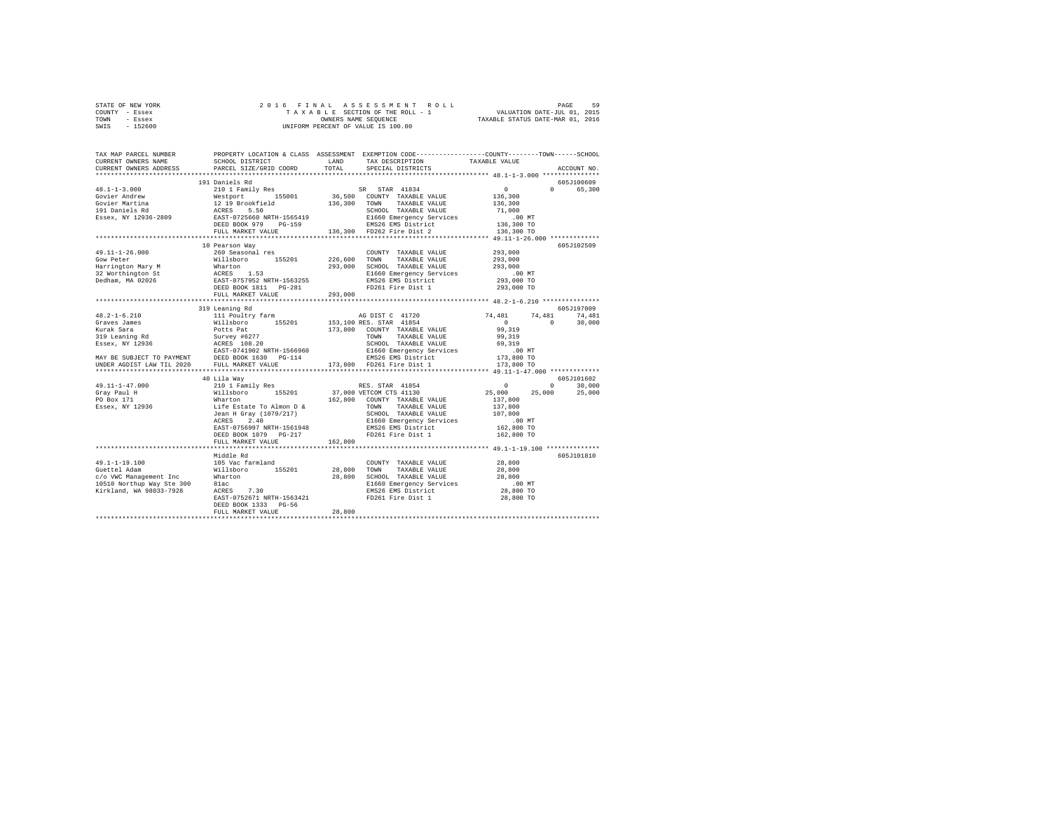STATE OF NEW YORK　　　　　　　2 0 1 6　F I N A L　A S S E S S M E N T　R O L L
COUNTY - Essex　　　　　　　　T A X A B L E SECTION OF THE ROLL - 1　　　　VALUATION DATE-JUL 01, 2015
TOWN - Essex　　　　　　　　　OWNERS NAME SEQUENCE　　　　TAXABLE STATUS DATE-MAR 01, 2016
SWIS - 152600　　　　　　　　UNIFORM PERCENT OF VALUE IS 100.00

```
TAX MAP PARCEL NUMBER      PROPERTY LOCATION & CLASS  ASSESSMENT  EXEMPTION CODE-----------------COUNTY--------TOWN------SCHOOL
CURRENT OWNERS NAME        SCHOOL DISTRICT             LAND       TAX DESCRIPTION            TAXABLE VALUE
CURRENT OWNERS ADDRESS     PARCEL SIZE/GRID COORD      TOTAL      SPECIAL DISTRICTS                                      ACCOUNT NO.
******************************************************************************************** 48.1-1-3.000 ***************
                           191 Daniels Rd                                                                              605J100609
48.1-1-3.000               210 1 Family Res                      SR  STAR 41834               0           0       65,300
Govier Andrew              Westport      155001       36,500   COUNTY  TAXABLE VALUE        136,300
Govier Martina             12 19 Brookfield          136,300   TOWN    TAXABLE VALUE        136,300
191 Daniels Rd             ACRES    5.50                        SCHOOL  TAXABLE VALUE         71,000
Essex, NY 12936-2809       EAST-0725660 NRTH-1565419            E1660 Emergency Services         .00 MT
                           DEED BOOK 979    PG-159              EMS26 EMS District           136,300 TO
                           FULL MARKET VALUE         136,300   FD262 Fire Dist 2            136,300 TO
******************************************************************************************** 49.11-1-26.000 *************
                           10 Pearson Way                                                                              605J102509
49.11-1-26.000             260 Seasonal res                     COUNTY  TAXABLE VALUE        293,000
Gow Peter                  Willsboro     155201      226,600   TOWN    TAXABLE VALUE        293,000
Harrington Mary M          Wharton                   293,000   SCHOOL  TAXABLE VALUE        293,000
32 Worthington St          ACRES    1.53                        E1660 Emergency Services         .00 MT
Dedham, MA 02026           EAST-0757952 NRTH-1563255            EMS26 EMS District           293,000 TO
                           DEED BOOK 1811   PG-281              FD261 Fire Dist 1            293,000 TO
                           FULL MARKET VALUE         293,000
******************************************************************************************** 48.2-1-6.210 ***************
                           319 Leaning Rd                                                                              605J197009
48.2-1-6.210               111 Poultry farm                     AG DIST C 41720          74,481      74,481       74,481
Graves James               Willsboro     155201      153,100 RES. STAR 41854                  0           0       30,000
Kurak Sara                 Potts Pat                 173,800   COUNTY  TAXABLE VALUE         99,319
319 Leaning Rd             Survey #6277                         TOWN    TAXABLE VALUE         99,319
Essex, NY 12936            ACRES  108.20                        SCHOOL  TAXABLE VALUE         69,319
                           EAST-0741902 NRTH-1566960            E1660 Emergency Services         .00 MT
MAY BE SUBJECT TO PAYMENT  DEED BOOK 1630   PG-114              EMS26 EMS District           173,800 TO
UNDER AGDIST LAW TIL 2020  FULL MARKET VALUE         173,800   FD261 Fire Dist 1            173,800 TO
******************************************************************************************** 49.11-1-47.000 *************
                           40 Lila Way                                                                                 605J101602
49.11-1-47.000             210 1 Family Res                     RES. STAR 41854               0           0       30,000
Gray Paul H                Willsboro     155201       37,000 VETCOM CTS 41130          25,000      25,000       25,000
PO Box 171                 Wharton                   162,800   COUNTY  TAXABLE VALUE        137,800
Essex, NY 12936            Life Estate To Almon D &             TOWN    TAXABLE VALUE        137,800
                           Jean H Gray (1079/217)               SCHOOL  TAXABLE VALUE        107,800
                           ACRES    2.40                        E1660 Emergency Services         .00 MT
                           EAST-0756997 NRTH-1561948            EMS26 EMS District           162,800 TO
                           DEED BOOK 1079   PG-217              FD261 Fire Dist 1            162,800 TO
                           FULL MARKET VALUE         162,800
******************************************************************************************** 49.1-1-19.100 **************
                           Middle Rd                                                                                   605J101810
49.1-1-19.100              105 Vac farmland                     COUNTY  TAXABLE VALUE         28,800
Guettel Adam               Willsboro     155201       28,800   TOWN    TAXABLE VALUE         28,800
c/o VWC Management Inc     Wharton                    28,800   SCHOOL  TAXABLE VALUE         28,800
10510 Northup Way Ste 300  81ac                                 E1660 Emergency Services         .00 MT
Kirkland, WA 98033-7928    ACRES    7.30                        EMS26 EMS District            28,800 TO
                           EAST-0752671 NRTH-1563421            FD261 Fire Dist 1             28,800 TO
                           DEED BOOK 1333   PG-56
                           FULL MARKET VALUE          28,800
****************************************************************************************************************************
```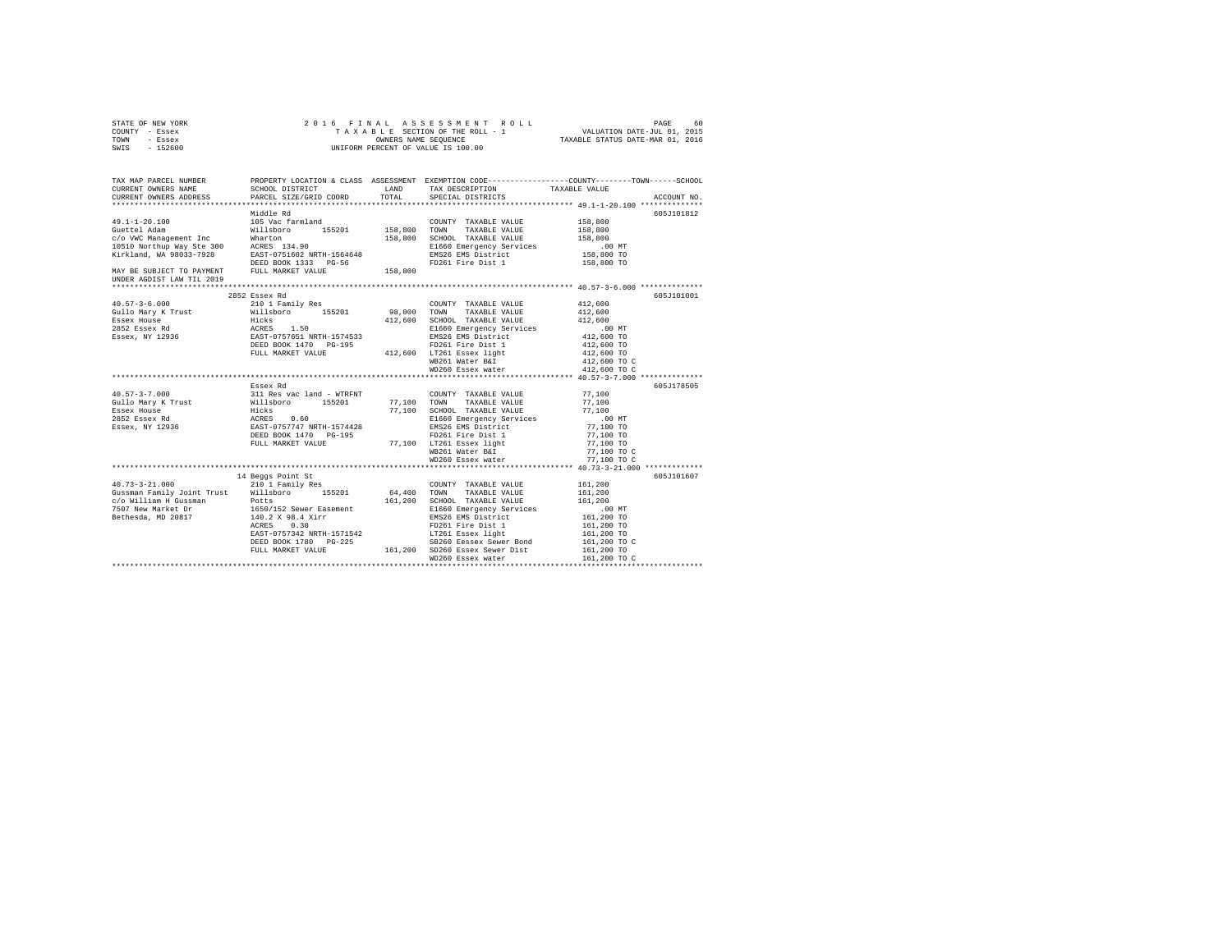STATE OF NEW YORK
COUNTY - Essex
TOWN - Essex
SWIS - 152600

2016 FINAL ASSESSMENT ROLL
TAXABLE SECTION OF THE ROLL - 1
OWNERS NAME SEQUENCE
UNIFORM PERCENT OF VALUE IS 100.00

VALUATION DATE-JUL 01, 2015
TAXABLE STATUS DATE-MAR 01, 2016

| TAX MAP PARCEL NUMBER / CURRENT OWNERS NAME / CURRENT OWNERS ADDRESS | PROPERTY LOCATION & CLASS / SCHOOL DISTRICT / PARCEL SIZE/GRID COORD | ASSESSMENT LAND | TOTAL | EXEMPTION CODE / TAX DESCRIPTION / SPECIAL DISTRICTS | COUNTY--------TOWN------SCHOOL TAXABLE VALUE | ACCOUNT NO. |
|---|---|---|---|---|---|---|
| 49.1-1-20.100 | Middle Rd | | | | | 605J101812 |
| | 105 Vac farmland | | | COUNTY TAXABLE VALUE | 158,800 | |
| Guettel Adam | Willsboro 155201 | 158,800 | | TOWN TAXABLE VALUE | 158,800 | |
| c/o VWC Management Inc | Wharton | | 158,800 | SCHOOL TAXABLE VALUE | 158,800 | |
| 10510 Northup Way Ste 300 | ACRES 134.90 | | | E1660 Emergency Services | .00 MT | |
| Kirkland, WA 98033-7928 | EAST-0751602 NRTH-1564648 | | | EMS26 EMS District | 158,800 TO | |
| | DEED BOOK 1333 PG-56 | | | FD261 Fire Dist 1 | 158,800 TO | |
| MAY BE SUBJECT TO PAYMENT UNDER AGDIST LAW TIL 2019 | FULL MARKET VALUE | | 158,800 | | | |
| 40.57-3-6.000 | 2852 Essex Rd | | | | | 605J101001 |
| | 210 1 Family Res | | | COUNTY TAXABLE VALUE | 412,600 | |
| Gullo Mary K Trust | Willsboro 155201 | 98,000 | | TOWN TAXABLE VALUE | 412,600 | |
| Essex House | Hicks | | 412,600 | SCHOOL TAXABLE VALUE | 412,600 | |
| 2852 Essex Rd | ACRES 1.50 | | | E1660 Emergency Services | .00 MT | |
| Essex, NY 12936 | EAST-0757651 NRTH-1574533 | | | EMS26 EMS District | 412,600 TO | |
| | DEED BOOK 1470 PG-195 | | | FD261 Fire Dist 1 | 412,600 TO | |
| | FULL MARKET VALUE | | 412,600 | LT261 Essex light | 412,600 TO | |
| | | | | WB261 Water B&I | 412,600 TO C | |
| | | | | WD260 Essex water | 412,600 TO C | |
| 40.57-3-7.000 | Essex Rd | | | | | 605J178505 |
| | 311 Res vac land - WTRFNT | | | COUNTY TAXABLE VALUE | 77,100 | |
| Gullo Mary K Trust | Willsboro 155201 | 77,100 | | TOWN TAXABLE VALUE | 77,100 | |
| Essex House | Hicks | | 77,100 | SCHOOL TAXABLE VALUE | 77,100 | |
| 2852 Essex Rd | ACRES 0.60 | | | E1660 Emergency Services | .00 MT | |
| Essex, NY 12936 | EAST-0757747 NRTH-1574428 | | | EMS26 EMS District | 77,100 TO | |
| | DEED BOOK 1470 PG-195 | | | FD261 Fire Dist 1 | 77,100 TO | |
| | FULL MARKET VALUE | | 77,100 | LT261 Essex light | 77,100 TO | |
| | | | | WB261 Water B&I | 77,100 TO C | |
| | | | | WD260 Essex water | 77,100 TO C | |
| 40.73-3-21.000 | 14 Beggs Point St | | | | | 605J101607 |
| | 210 1 Family Res | | | COUNTY TAXABLE VALUE | 161,200 | |
| Gussman Family Joint Trust | Willsboro 155201 | 64,400 | | TOWN TAXABLE VALUE | 161,200 | |
| c/o William H Gussman | Potts | | 161,200 | SCHOOL TAXABLE VALUE | 161,200 | |
| 7507 New Market Dr | 1650/152 Sewer Easement | | | E1660 Emergency Services | .00 MT | |
| Bethesda, MD 20817 | 140.2 X 98.4 Xirr | | | EMS26 EMS District | 161,200 TO | |
| | ACRES 0.30 | | | FD261 Fire Dist 1 | 161,200 TO | |
| | EAST-0757342 NRTH-1571542 | | | LT261 Essex light | 161,200 TO | |
| | DEED BOOK 1780 PG-225 | | | SB260 Eessex Sewer Bond | 161,200 TO C | |
| | FULL MARKET VALUE | | 161,200 | SD260 Essex Sewer Dist | 161,200 TO | |
| | | | | WD260 Essex water | 161,200 TO C | |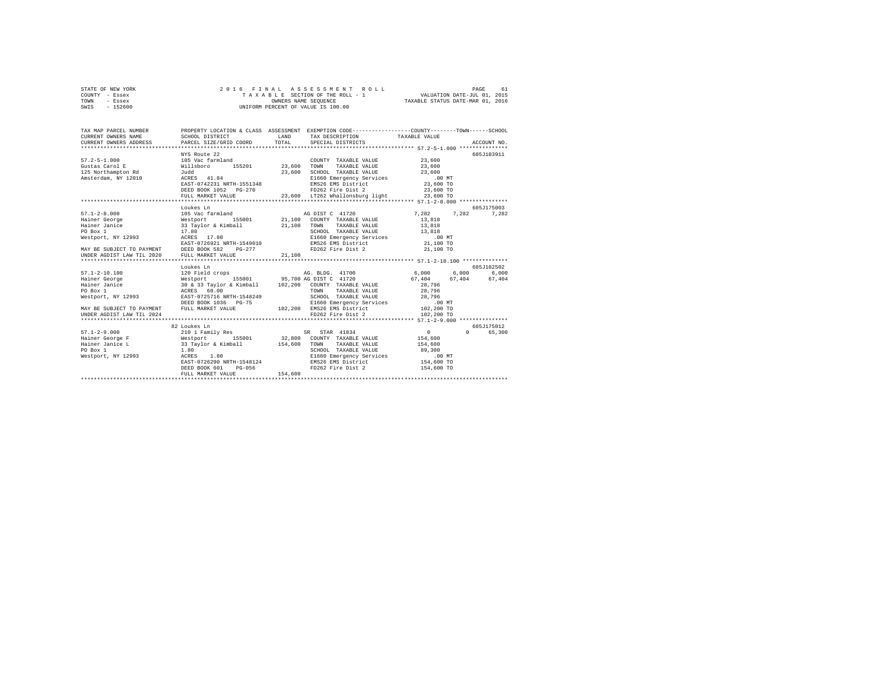STATE OF NEW YORK    2 0 1 6   F I N A L   A S S E S S M E N T   R O L L
COUNTY - Essex    T A X A B L E  SECTION OF THE ROLL - 1    VALUATION DATE-JUL 01, 2015
TOWN - Essex    OWNERS NAME SEQUENCE    TAXABLE STATUS DATE-MAR 01, 2016
SWIS - 152600    UNIFORM PERCENT OF VALUE IS 100.00

```
TAX MAP PARCEL NUMBER        PROPERTY LOCATION & CLASS  ASSESSMENT  EXEMPTION CODE-----------------COUNTY--------TOWN------SCHOOL
CURRENT OWNERS NAME          SCHOOL DISTRICT              LAND      TAX DESCRIPTION            TAXABLE VALUE
CURRENT OWNERS ADDRESS       PARCEL SIZE/GRID COORD       TOTAL     SPECIAL DISTRICTS                                    ACCOUNT NO.
******************************************************************************************** 57.2-5-1.000 ***************
                             NYS Route 22                                                                             605J103911
57.2-5-1.000                 105 Vac farmland                       COUNTY  TAXABLE VALUE          23,600
Gustas Carol E               Willsboro      155201       23,600     TOWN    TAXABLE VALUE          23,600
125 Northampton Rd           Judd                        23,600     SCHOOL  TAXABLE VALUE          23,600
Amsterdam, NY 12010          ACRES   41.84                          E1660 Emergency Services          .00 MT
                             EAST-0742231 NRTH-1551348              EMS26 EMS District             23,600 TO
                             DEED BOOK 1052   PG-270                FD262 Fire Dist 2              23,600 TO
                             FULL MARKET VALUE           23,600     LT262 Whallonsburg light       23,600 TO
******************************************************************************************** 57.1-2-8.000 ***************
                             Loukes Ln                                                                                605J175003
57.1-2-8.000                 105 Vac farmland                       AG DIST C 41720                 7,282      7,282      7,282
Hainer George                Westport       155001       21,100     COUNTY  TAXABLE VALUE          13,818
Hainer Janice                33 Taylor & Kimball         21,100     TOWN    TAXABLE VALUE          13,818
PO Box 1                     17.80                                  SCHOOL  TAXABLE VALUE          13,818
Westport, NY 12993           ACRES   17.80                          E1660 Emergency Services          .00 MT
                             EAST-0726921 NRTH-1549010              EMS26 EMS District             21,100 TO
MAY BE SUBJECT TO PAYMENT    DEED BOOK 582    PG-277                FD262 Fire Dist 2              21,100 TO
UNDER AGDIST LAW TIL 2020    FULL MARKET VALUE           21,100
******************************************************************************************** 57.1-2-10.100 **************
                             Loukes Ln                                                                                605J102502
57.1-2-10.100                120 Field crops                        AG. BLDG. 41700                 6,000      6,000      6,000
Hainer George                Westport       155001       95,700     AG DIST C 41720                67,404     67,404     67,404
Hainer Janice                30 & 33 Taylor & Kimball   102,200     COUNTY  TAXABLE VALUE          28,796
PO Box 1                     ACRES   60.00                          TOWN    TAXABLE VALUE          28,796
Westport, NY 12993           EAST-0725716 NRTH-1548249              SCHOOL  TAXABLE VALUE          28,796
                             DEED BOOK 1036   PG-75                 E1660 Emergency Services          .00 MT
MAY BE SUBJECT TO PAYMENT    FULL MARKET VALUE          102,200     EMS26 EMS District            102,200 TO
UNDER AGDIST LAW TIL 2024                                           FD262 Fire Dist 2             102,200 TO
******************************************************************************************** 57.1-2-9.000 ***************
                             82 Loukes Ln                                                                             605J175012
57.1-2-9.000                 210 1 Family Res                       SR  STAR 41834                      0          0     65,300
Hainer George F              Westport       155001       32,800     COUNTY  TAXABLE VALUE         154,600
Hainer Janice L              33 Taylor & Kimball        154,600     TOWN    TAXABLE VALUE         154,600
PO Box 1                     1.80                                   SCHOOL  TAXABLE VALUE          89,300
Westport, NY 12993           ACRES    1.80                          E1660 Emergency Services          .00 MT
                             EAST-0726290 NRTH-1548124              EMS26 EMS District            154,600 TO
                             DEED BOOK 601    PG-056                FD262 Fire Dist 2             154,600 TO
                             FULL MARKET VALUE          154,600
****************************************************************************************************************************
```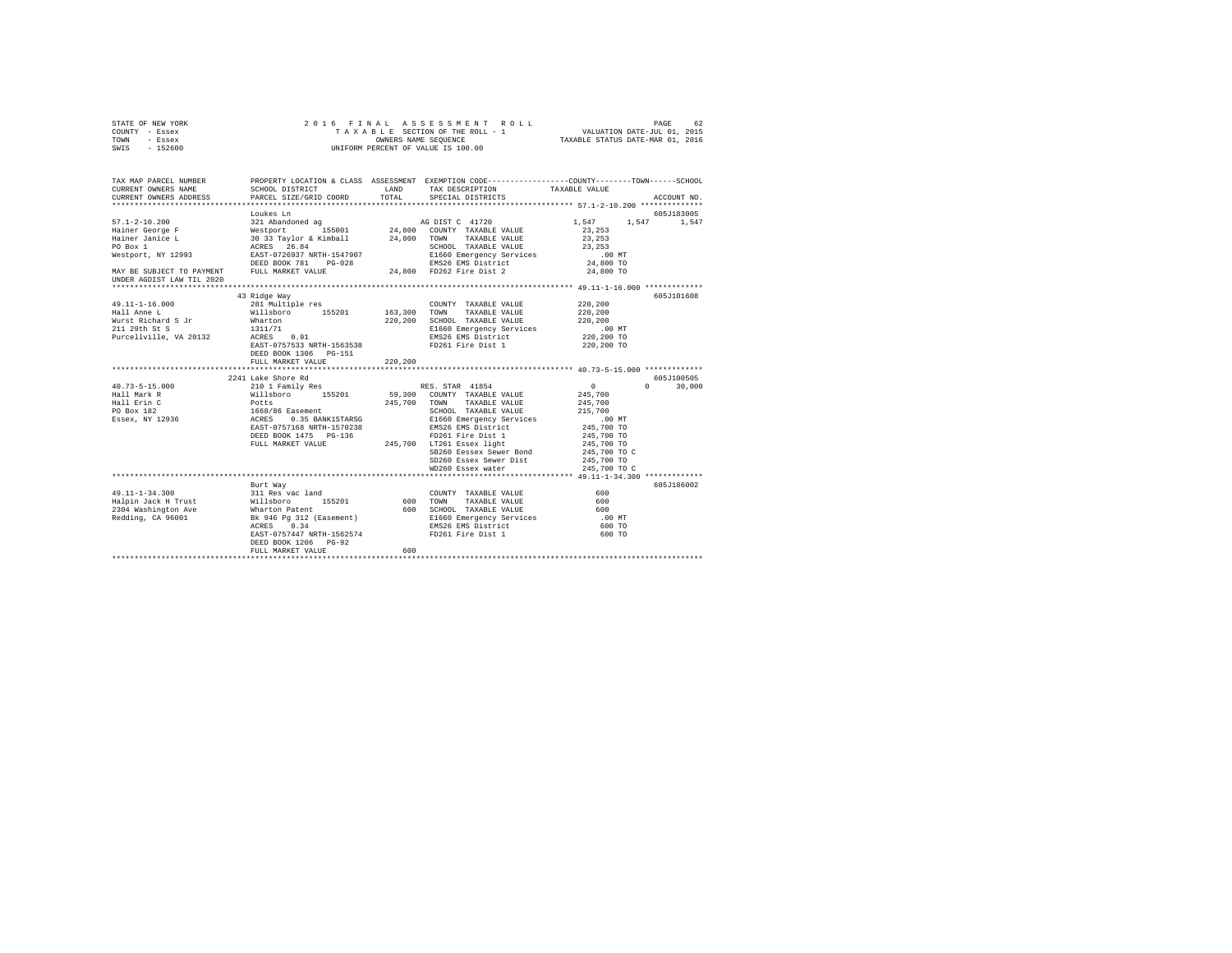STATE OF NEW YORK  
COUNTY - Essex  
TOWN - Essex  
SWIS - 152600

2016 FINAL ASSESSMENT ROLL  
TAXABLE SECTION OF THE ROLL - 1  
OWNERS NAME SEQUENCE  
UNIFORM PERCENT OF VALUE IS 100.00

VALUATION DATE-JUL 01, 2015  
TAXABLE STATUS DATE-MAR 01, 2016

| TAX MAP PARCEL NUMBER / CURRENT OWNERS NAME / CURRENT OWNERS ADDRESS | PROPERTY LOCATION & CLASS / SCHOOL DISTRICT / PARCEL SIZE/GRID COORD | ASSESSMENT LAND / TOTAL | EXEMPTION CODE / TAX DESCRIPTION / SPECIAL DISTRICTS | COUNTY | TOWN | SCHOOL / ACCOUNT NO. |
|---|---|---|---|---|---|---|
| 57.1-2-10.200 | Loukes Ln | | | | | 605J183005 |
| 57.1-2-10.200 | 321 Abandoned ag | | AG DIST C 41720 | 1,547 | 1,547 | 1,547 |
| Hainer George F | Westport 155001 | 24,800 | COUNTY TAXABLE VALUE | 23,253 | | |
| Hainer Janice L | 30 33 Taylor & Kimball | 24,800 | TOWN TAXABLE VALUE | 23,253 | | |
| PO Box 1 | ACRES 26.84 | | SCHOOL TAXABLE VALUE | 23,253 | | |
| Westport, NY 12993 | EAST-0726937 NRTH-1547907 | | E1660 Emergency Services | .00 MT | | |
| | DEED BOOK 781 PG-028 | | EMS26 EMS District | 24,800 TO | | |
| MAY BE SUBJECT TO PAYMENT | FULL MARKET VALUE | 24,800 | FD262 Fire Dist 2 | 24,800 TO | | |
| UNDER AGDIST LAW TIL 2020 | | | | | | |
| 49.11-1-16.000 | 43 Ridge Way | | | | | 605J101608 |
| 49.11-1-16.000 | 281 Multiple res | | COUNTY TAXABLE VALUE | 220,200 | | |
| Hall Anne L | Willsboro 155201 | 163,300 | TOWN TAXABLE VALUE | 220,200 | | |
| Wurst Richard S Jr | Wharton | 220,200 | SCHOOL TAXABLE VALUE | 220,200 | | |
| 211 29th St S | 1311/71 | | E1660 Emergency Services | .00 MT | | |
| Purcellville, VA 20132 | ACRES 0.91 | | EMS26 EMS District | 220,200 TO | | |
| | EAST-0757533 NRTH-1563538 | | FD261 Fire Dist 1 | 220,200 TO | | |
| | DEED BOOK 1306 PG-151 | | | | | |
| | FULL MARKET VALUE | 220,200 | | | | |
| 40.73-5-15.000 | 2241 Lake Shore Rd | | | | | 605J100505 |
| 40.73-5-15.000 | 210 1 Family Res | | RES. STAR 41854 | 0 | 0 | 30,000 |
| Hall Mark R | Willsboro 155201 | 59,300 | COUNTY TAXABLE VALUE | 245,700 | | |
| Hall Erin C | Potts | 245,700 | TOWN TAXABLE VALUE | 245,700 | | |
| PO Box 182 | 1668/86 Easement | | SCHOOL TAXABLE VALUE | 215,700 | | |
| Essex, NY 12936 | ACRES 0.35 BANK1STARSG | | E1660 Emergency Services | .00 MT | | |
| | EAST-0757168 NRTH-1570238 | | EMS26 EMS District | 245,700 TO | | |
| | DEED BOOK 1475 PG-136 | | FD261 Fire Dist 1 | 245,700 TO | | |
| | FULL MARKET VALUE | 245,700 | LT261 Essex light | 245,700 TO | | |
| | | | SB260 Eessex Sewer Bond | 245,700 TO C | | |
| | | | SD260 Essex Sewer Dist | 245,700 TO | | |
| | | | WD260 Essex water | 245,700 TO C | | |
| 49.11-1-34.300 | Burt Way | | | | | 605J186002 |
| 49.11-1-34.300 | 311 Res vac land | | COUNTY TAXABLE VALUE | 600 | | |
| Halpin Jack H Trust | Willsboro 155201 | 600 | TOWN TAXABLE VALUE | 600 | | |
| 2304 Washington Ave | Wharton Patent | 600 | SCHOOL TAXABLE VALUE | 600 | | |
| Redding, CA 96001 | Bk 946 Pg 312 (Easement) | | E1660 Emergency Services | .00 MT | | |
| | ACRES 0.34 | | EMS26 EMS District | 600 TO | | |
| | EAST-0757447 NRTH-1562574 | | FD261 Fire Dist 1 | 600 TO | | |
| | DEED BOOK 1206 PG-92 | | | | | |
| | FULL MARKET VALUE | 600 | | | | |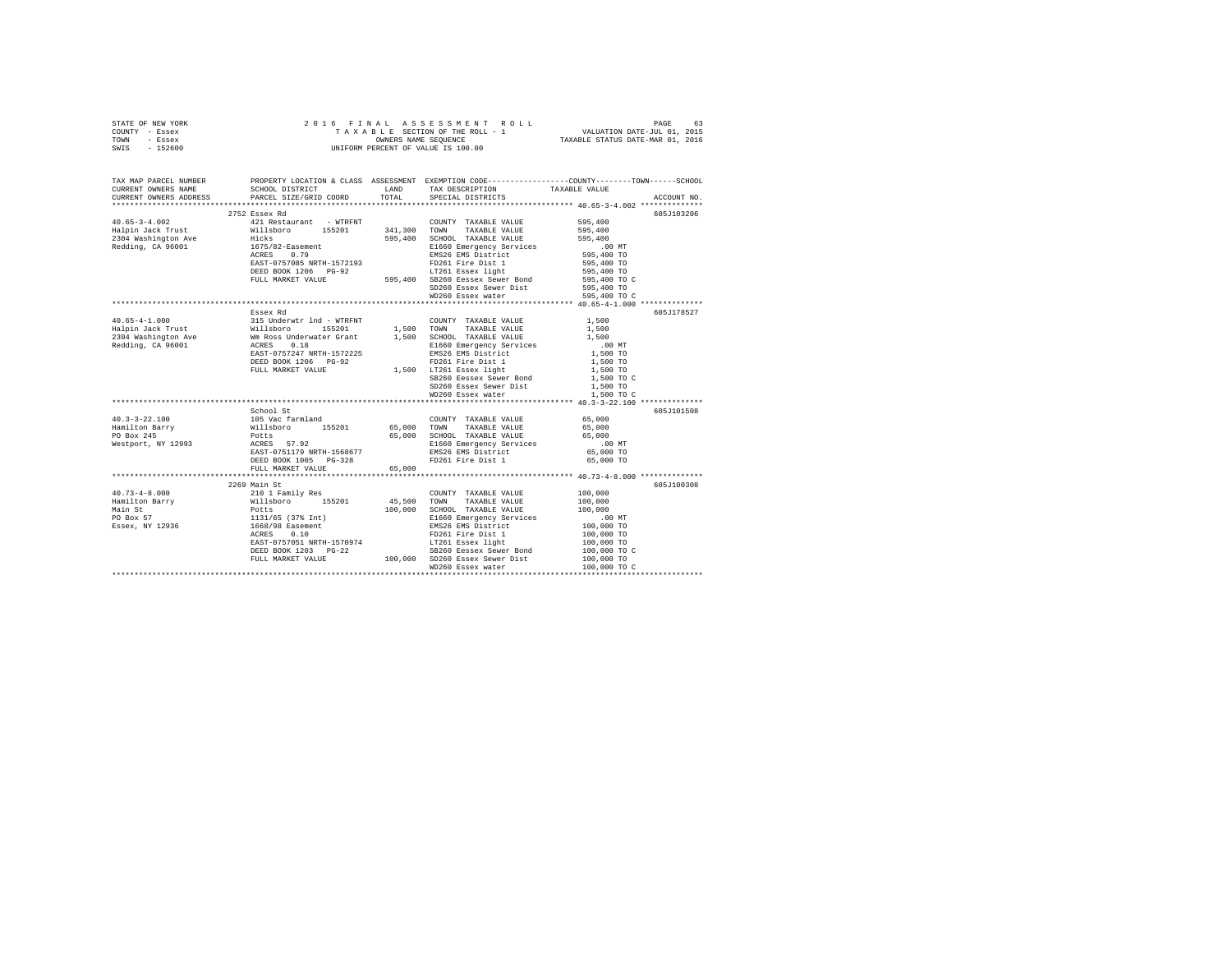STATE OF NEW YORK
COUNTY - Essex
TOWN - Essex
SWIS - 152600

2 0 1 6 F I N A L A S S E S S M E N T R O L L
T A X A B L E SECTION OF THE ROLL - 1
OWNERS NAME SEQUENCE
UNIFORM PERCENT OF VALUE IS 100.00

VALUATION DATE-JUL 01, 2015
TAXABLE STATUS DATE-MAR 01, 2016

| TAX MAP PARCEL NUMBER / CURRENT OWNERS NAME / CURRENT OWNERS ADDRESS | PROPERTY LOCATION & CLASS / SCHOOL DISTRICT / PARCEL SIZE/GRID COORD | ASSESSMENT LAND | TOTAL | EXEMPTION CODE / TAX DESCRIPTION / SPECIAL DISTRICTS | TAXABLE VALUE (COUNTY / TOWN / SCHOOL) | ACCOUNT NO. |
|---|---|---|---|---|---|---|
| **40.65-3-4.002** | 2752 Essex Rd | | | | | 605J103206 |
| 40.65-3-4.002 | 421 Restaurant - WTRFNT | | | COUNTY TAXABLE VALUE | 595,400 | |
| Halpin Jack Trust | Willsboro 155201 | 341,300 | | TOWN TAXABLE VALUE | 595,400 | |
| 2304 Washington Ave | Hicks | | 595,400 | SCHOOL TAXABLE VALUE | 595,400 | |
| Redding, CA 96001 | 1675/82-Easement | | | E1660 Emergency Services | .00 MT | |
| | ACRES 0.79 | | | EMS26 EMS District | 595,400 TO | |
| | EAST-0757085 NRTH-1572193 | | | FD261 Fire Dist 1 | 595,400 TO | |
| | DEED BOOK 1206 PG-92 | | | LT261 Essex light | 595,400 TO | |
| | FULL MARKET VALUE | | 595,400 | SB260 Eessex Sewer Bond | 595,400 TO C | |
| | | | | SD260 Essex Sewer Dist | 595,400 TO | |
| | | | | WD260 Essex water | 595,400 TO C | |
| **40.65-4-1.000** | Essex Rd | | | | | 605J178527 |
| 40.65-4-1.000 | 315 Underwtr lnd - WTRFNT | | | COUNTY TAXABLE VALUE | 1,500 | |
| Halpin Jack Trust | Willsboro 155201 | 1,500 | | TOWN TAXABLE VALUE | 1,500 | |
| 2304 Washington Ave | Wm Ross Underwater Grant | | 1,500 | SCHOOL TAXABLE VALUE | 1,500 | |
| Redding, CA 96001 | ACRES 0.18 | | | E1660 Emergency Services | .00 MT | |
| | EAST-0757247 NRTH-1572225 | | | EMS26 EMS District | 1,500 TO | |
| | DEED BOOK 1206 PG-92 | | | FD261 Fire Dist 1 | 1,500 TO | |
| | FULL MARKET VALUE | | 1,500 | LT261 Essex light | 1,500 TO | |
| | | | | SB260 Eessex Sewer Bond | 1,500 TO C | |
| | | | | SD260 Essex Sewer Dist | 1,500 TO | |
| | | | | WD260 Essex water | 1,500 TO C | |
| **40.3-3-22.100** | School St | | | | | 605J101508 |
| 40.3-3-22.100 | 105 Vac farmland | | | COUNTY TAXABLE VALUE | 65,000 | |
| Hamilton Barry | Willsboro 155201 | 65,000 | | TOWN TAXABLE VALUE | 65,000 | |
| PO Box 245 | Potts | | 65,000 | SCHOOL TAXABLE VALUE | 65,000 | |
| Westport, NY 12993 | ACRES 57.92 | | | E1660 Emergency Services | .00 MT | |
| | EAST-0751179 NRTH-1568677 | | | EMS26 EMS District | 65,000 TO | |
| | DEED BOOK 1005 PG-328 | | | FD261 Fire Dist 1 | 65,000 TO | |
| | FULL MARKET VALUE | | 65,000 | | | |
| **40.73-4-8.000** | 2269 Main St | | | | | 605J100308 |
| 40.73-4-8.000 | 210 1 Family Res | | | COUNTY TAXABLE VALUE | 100,000 | |
| Hamilton Barry | Willsboro 155201 | 45,500 | | TOWN TAXABLE VALUE | 100,000 | |
| Main St | Potts | | 100,000 | SCHOOL TAXABLE VALUE | 100,000 | |
| PO Box 57 | 1131/65 (37% Int) | | | E1660 Emergency Services | .00 MT | |
| Essex, NY 12936 | 1668/98 Easement | | | EMS26 EMS District | 100,000 TO | |
| | ACRES 0.10 | | | FD261 Fire Dist 1 | 100,000 TO | |
| | EAST-0757051 NRTH-1570974 | | | LT261 Essex light | 100,000 TO | |
| | DEED BOOK 1203 PG-22 | | | SB260 Eessex Sewer Bond | 100,000 TO C | |
| | FULL MARKET VALUE | | 100,000 | SD260 Essex Sewer Dist | 100,000 TO | |
| | | | | WD260 Essex water | 100,000 TO C | |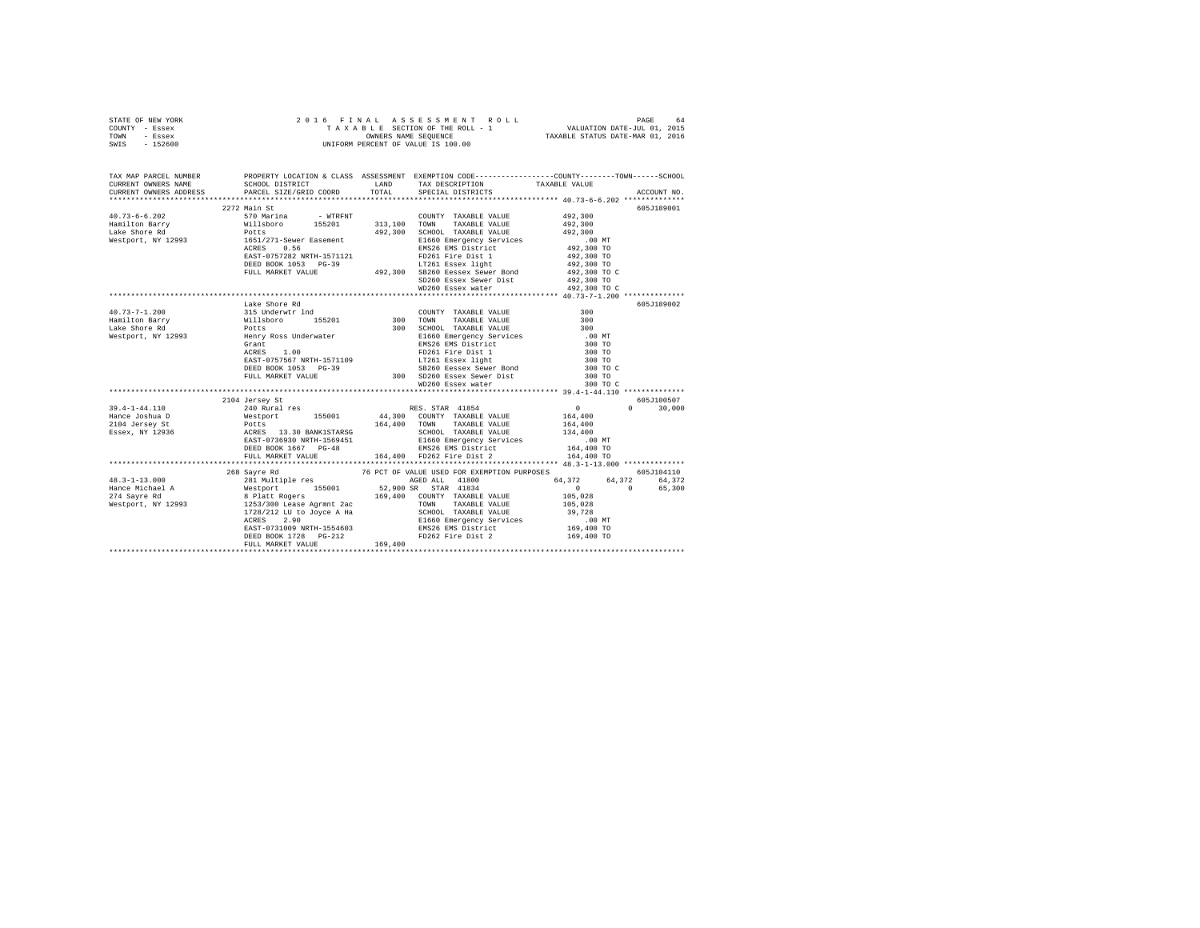STATE OF NEW YORK | COUNTY - Essex | TOWN - Essex | SWIS - 152600

2016 FINAL ASSESSMENT ROLL
TAXABLE SECTION OF THE ROLL - 1
OWNERS NAME SEQUENCE
UNIFORM PERCENT OF VALUE IS 100.00

VALUATION DATE-JUL 01, 2015
TAXABLE STATUS DATE-MAR 01, 2016

```
TAX MAP PARCEL NUMBER     PROPERTY LOCATION & CLASS  ASSESSMENT  EXEMPTION CODE-----------------COUNTY--------TOWN------SCHOOL
CURRENT OWNERS NAME       SCHOOL DISTRICT             LAND       TAX DESCRIPTION            TAXABLE VALUE
CURRENT OWNERS ADDRESS    PARCEL SIZE/GRID COORD      TOTAL      SPECIAL DISTRICTS                                    ACCOUNT NO.
******************************************************************************************* 40.73-6-6.202 **************
                          2272 Main St                                                                                605J189001
40.73-6-6.202             570 Marina       - WTRFNT              COUNTY  TAXABLE VALUE          492,300
Hamilton Barry            Willsboro      155201       313,100    TOWN    TAXABLE VALUE          492,300
Lake Shore Rd             Potts                       492,300    SCHOOL  TAXABLE VALUE          492,300
Westport, NY 12993        1651/271-Sewer Easement                E1660 Emergency Services           .00 MT
                          ACRES    0.56                          EMS26 EMS District             492,300 TO
                          EAST-0757282 NRTH-1571121              FD261 Fire Dist 1              492,300 TO
                          DEED BOOK 1053   PG-39                 LT261 Essex light              492,300 TO
                          FULL MARKET VALUE           492,300    SB260 Eessex Sewer Bond        492,300 TO C
                                                                 SD260 Essex Sewer Dist         492,300 TO
                                                                 WD260 Essex water              492,300 TO C
******************************************************************************************* 40.73-7-1.200 **************
                          Lake Shore Rd                                                                               605J189002
40.73-7-1.200             315 Underwtr lnd                       COUNTY  TAXABLE VALUE              300
Hamilton Barry            Willsboro      155201           300    TOWN    TAXABLE VALUE              300
Lake Shore Rd             Potts                           300    SCHOOL  TAXABLE VALUE              300
Westport, NY 12993        Henry Ross Underwater                  E1660 Emergency Services           .00 MT
                          Grant                                  EMS26 EMS District                 300 TO
                          ACRES    1.00                          FD261 Fire Dist 1                  300 TO
                          EAST-0757567 NRTH-1571109              LT261 Essex light                  300 TO
                          DEED BOOK 1053   PG-39                 SB260 Eessex Sewer Bond            300 TO C
                          FULL MARKET VALUE               300    SD260 Essex Sewer Dist             300 TO
                                                                 WD260 Essex water                  300 TO C
******************************************************************************************* 39.4-1-44.110 **************
                          2104 Jersey St                                                                              605J100507
39.4-1-44.110             240 Rural res                          RES. STAR 41854                      0          0     30,000
Hance Joshua D            Westport       155001        44,300    COUNTY  TAXABLE VALUE          164,400
2104 Jersey St            Potts                       164,400    TOWN    TAXABLE VALUE          164,400
Essex, NY 12936           ACRES   13.30 BANK1STARSG              SCHOOL  TAXABLE VALUE          134,400
                          EAST-0736930 NRTH-1569451              E1660 Emergency Services           .00 MT
                          DEED BOOK 1667   PG-48                 EMS26 EMS District             164,400 TO
                          FULL MARKET VALUE           164,400    FD262 Fire Dist 2              164,400 TO
******************************************************************************************* 48.3-1-13.000 **************
                          268 Sayre Rd                 76 PCT OF VALUE USED FOR EXEMPTION PURPOSES                    605J104110
48.3-1-13.000             281 Multiple res                       AGED ALL  41800                 64,372     64,372     64,372
Hance Michael A           Westport       155001        52,900 SR STAR  41834                      0          0     65,300
274 Sayre Rd              8 Platt Rogers              169,400    COUNTY  TAXABLE VALUE          105,028
Westport, NY 12993        1253/300 Lease Agrmnt 2ac              TOWN    TAXABLE VALUE          105,028
                          1728/212 LU to Joyce A Ha              SCHOOL  TAXABLE VALUE           39,728
                          ACRES    2.90                          E1660 Emergency Services           .00 MT
                          EAST-0731009 NRTH-1554603              EMS26 EMS District             169,400 TO
                          DEED BOOK 1728   PG-212                FD262 Fire Dist 2              169,400 TO
                          FULL MARKET VALUE           169,400
************************************************************************************************************************
```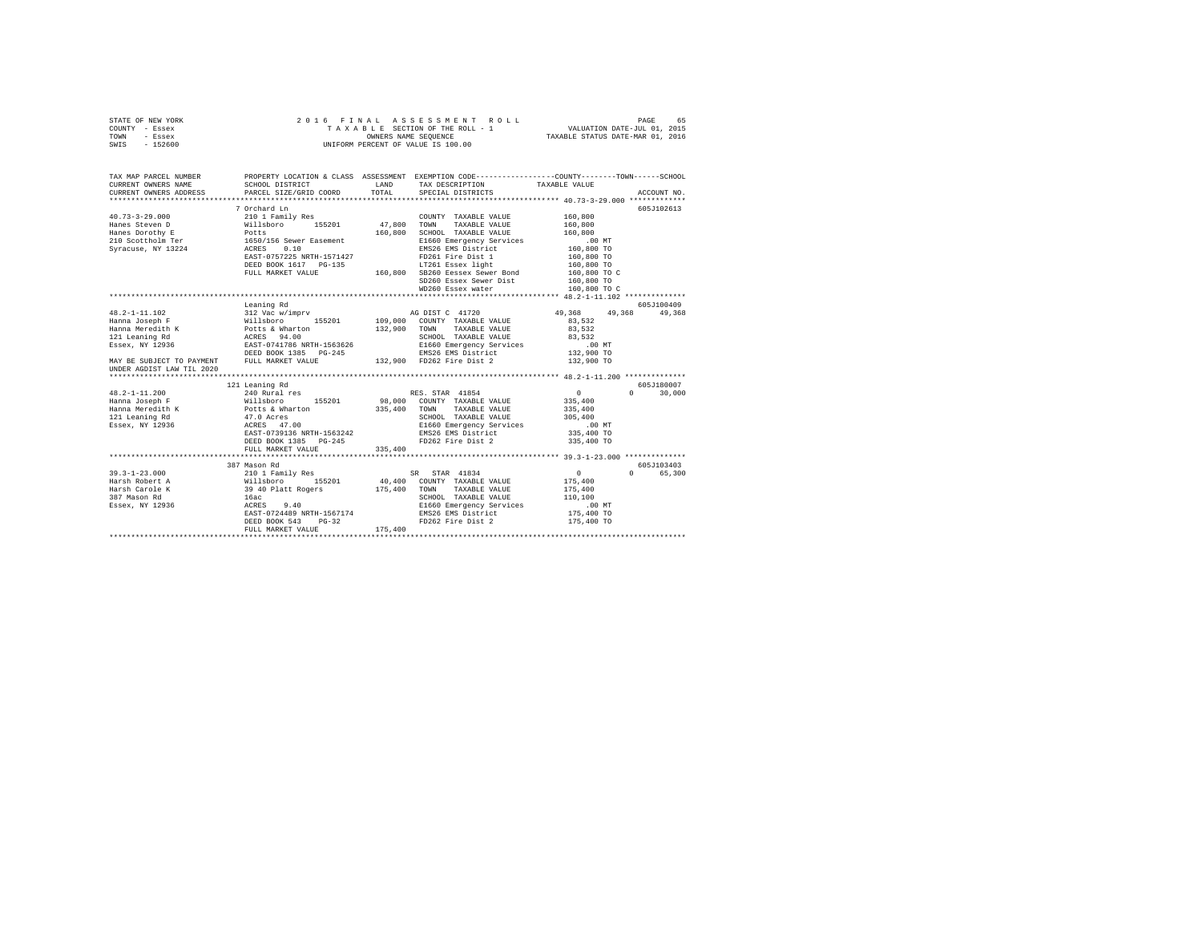STATE OF NEW YORK — 2016 FINAL ASSESSMENT ROLL — PAGE 65
COUNTY - Essex — TAXABLE SECTION OF THE ROLL - 1 — VALUATION DATE-JUL 01, 2015
TOWN - Essex — OWNERS NAME SEQUENCE — TAXABLE STATUS DATE-MAR 01, 2016
SWIS - 152600 — UNIFORM PERCENT OF VALUE IS 100.00

```
TAX MAP PARCEL NUMBER          PROPERTY LOCATION & CLASS  ASSESSMENT  EXEMPTION CODE-----------------COUNTY--------TOWN------SCHOOL
CURRENT OWNERS NAME            SCHOOL DISTRICT              LAND      TAX DESCRIPTION            TAXABLE VALUE
CURRENT OWNERS ADDRESS         PARCEL SIZE/GRID COORD       TOTAL     SPECIAL DISTRICTS                                   ACCOUNT NO.
******************************************************************************************* 40.73-3-29.000 *************
                               7 Orchard Ln                                                                            605J102613
40.73-3-29.000                 210 1 Family Res                       COUNTY  TAXABLE VALUE          160,800
Hanes Steven D                 Willsboro      155201       47,800     TOWN    TAXABLE VALUE          160,800
Hanes Dorothy E                Potts                      160,800     SCHOOL  TAXABLE VALUE          160,800
210 Scottholm Ter              1650/156 Sewer Easement                E1660 Emergency Services            .00 MT
Syracuse, NY 13224             ACRES    0.10                          EMS26 EMS District             160,800 TO
                               EAST-0757225 NRTH-1571427              FD261 Fire Dist 1              160,800 TO
                               DEED BOOK 1617   PG-135                LT261 Essex light              160,800 TO
                               FULL MARKET VALUE          160,800     SB260 Eessex Sewer Bond        160,800 TO C
                                                                      SD260 Essex Sewer Dist         160,800 TO
                                                                      WD260 Essex water              160,800 TO C
******************************************************************************************* 48.2-1-11.102 **************
                               Leaning Rd                                                                              605J100409
48.2-1-11.102                  312 Vac w/imprv                        AG DIST C 41720                 49,368     49,368     49,368
Hanna Joseph F                 Willsboro      155201      109,000     COUNTY  TAXABLE VALUE           83,532
Hanna Meredith K               Potts & Wharton            132,900     TOWN    TAXABLE VALUE           83,532
121 Leaning Rd                 ACRES   94.00                          SCHOOL  TAXABLE VALUE           83,532
Essex, NY 12936                EAST-0741786 NRTH-1563626              E1660 Emergency Services            .00 MT
                               DEED BOOK 1385   PG-245                EMS26 EMS District             132,900 TO
MAY BE SUBJECT TO PAYMENT      FULL MARKET VALUE          132,900     FD262 Fire Dist 2              132,900 TO
UNDER AGDIST LAW TIL 2020
******************************************************************************************* 48.2-1-11.200 **************
                               121 Leaning Rd                                                                          605J180007
48.2-1-11.200                  240 Rural res                          RES. STAR 41854                      0          0     30,000
Hanna Joseph F                 Willsboro      155201       98,000     COUNTY  TAXABLE VALUE          335,400
Hanna Meredith K               Potts & Wharton            335,400     TOWN    TAXABLE VALUE          335,400
121 Leaning Rd                 47.0 Acres                             SCHOOL  TAXABLE VALUE          305,400
Essex, NY 12936                ACRES   47.00                          E1660 Emergency Services            .00 MT
                               EAST-0739136 NRTH-1563242              EMS26 EMS District             335,400 TO
                               DEED BOOK 1385   PG-245                FD262 Fire Dist 2              335,400 TO
                               FULL MARKET VALUE          335,400
******************************************************************************************* 39.3-1-23.000 **************
                               387 Mason Rd                                                                            605J103403
39.3-1-23.000                  210 1 Family Res                       SR   STAR 41834                      0          0     65,300
Harsh Robert A                 Willsboro      155201       40,400     COUNTY  TAXABLE VALUE          175,400
Harsh Carole K                 39 40 Platt Rogers         175,400     TOWN    TAXABLE VALUE          175,400
387 Mason Rd                   16ac                                   SCHOOL  TAXABLE VALUE          110,100
Essex, NY 12936                ACRES    9.40                          E1660 Emergency Services            .00 MT
                               EAST-0724489 NRTH-1567174              EMS26 EMS District             175,400 TO
                               DEED BOOK 543    PG-32                 FD262 Fire Dist 2              175,400 TO
                               FULL MARKET VALUE          175,400
************************************************************************************************************************
```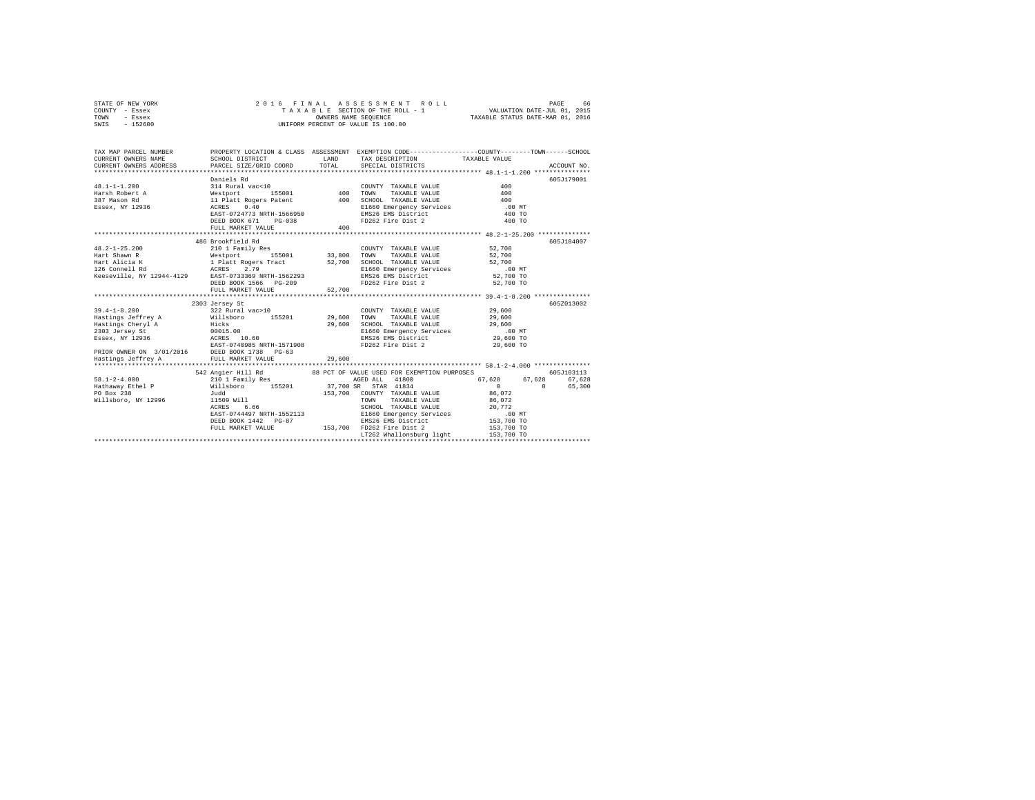STATE OF NEW YORK — 2016 FINAL ASSESSMENT ROLL — PAGE 66
COUNTY - Essex — TAXABLE SECTION OF THE ROLL - 1 — VALUATION DATE-JUL 01, 2015
TOWN - Essex — OWNERS NAME SEQUENCE — TAXABLE STATUS DATE-MAR 01, 2016
SWIS - 152600 — UNIFORM PERCENT OF VALUE IS 100.00

```
TAX MAP PARCEL NUMBER          PROPERTY LOCATION & CLASS  ASSESSMENT  EXEMPTION CODE-----------------COUNTY--------TOWN------SCHOOL
CURRENT OWNERS NAME            SCHOOL DISTRICT              LAND      TAX DESCRIPTION             TAXABLE VALUE
CURRENT OWNERS ADDRESS         PARCEL SIZE/GRID COORD       TOTAL     SPECIAL DISTRICTS                                    ACCOUNT NO.
******************************************************************************************************* 48.1-1-1.200 ***************
                               Daniels Rd                                                                             605J179001
48.1-1-1.200                   314 Rural vac<10                        COUNTY  TAXABLE VALUE              400
Harsh Robert A                 Westport      155001          400       TOWN    TAXABLE VALUE              400
387 Mason Rd                   11 Platt Rogers Patent        400       SCHOOL  TAXABLE VALUE              400
Essex, NY 12936                ACRES    0.40                           E1660 Emergency Services          .00 MT
                               EAST-0724773 NRTH-1566950               EMS26 EMS District                 400 TO
                               DEED BOOK 671    PG-038                 FD262 Fire Dist 2                  400 TO
                               FULL MARKET VALUE             400
******************************************************************************************************* 48.2-1-25.200 *************
                               486 Brookfield Rd                                                                      605J184007
48.2-1-25.200                  210 1 Family Res                        COUNTY  TAXABLE VALUE           52,700
Hart Shawn R                   Westport      155001       33,800       TOWN    TAXABLE VALUE           52,700
Hart Alicia K                  1 Platt Rogers Tract       52,700       SCHOOL  TAXABLE VALUE           52,700
126 Connell Rd                 ACRES    2.79                           E1660 Emergency Services           .00 MT
Keeseville, NY 12944-4129      EAST-0733369 NRTH-1562293               EMS26 EMS District              52,700 TO
                               DEED BOOK 1566   PG-209                 FD262 Fire Dist 2               52,700 TO
                               FULL MARKET VALUE          52,700
******************************************************************************************************* 39.4-1-8.200 **************
                               2303 Jersey St                                                                         605Z013002
39.4-1-8.200                   322 Rural vac>10                        COUNTY  TAXABLE VALUE           29,600
Hastings Jeffrey A             Willsboro     155201       29,600       TOWN    TAXABLE VALUE           29,600
Hastings Cheryl A              Hicks                      29,600       SCHOOL  TAXABLE VALUE           29,600
2303 Jersey St                 00015.00                                E1660 Emergency Services           .00 MT
Essex, NY 12936                ACRES   10.60                           EMS26 EMS District              29,600 TO
                               EAST-0740985 NRTH-1571908               FD262 Fire Dist 2               29,600 TO
PRIOR OWNER ON 3/01/2016       DEED BOOK 1738   PG-63
Hastings Jeffrey A             FULL MARKET VALUE          29,600
******************************************************************************************************* 58.1-2-4.000 **************
                               542 Angier Hill Rd           88 PCT OF VALUE USED FOR EXEMPTION PURPOSES                605J103113
58.1-2-4.000                   210 1 Family Res                        AGED ALL   41800               67,628     67,628     67,628
Hathaway Ethel P               Willsboro     155201       37,700 SR    STAR  41834                         0          0     65,300
PO Box 238                     Judd                      153,700       COUNTY  TAXABLE VALUE           86,072
Willsboro, NY 12996            11509 Will                              TOWN    TAXABLE VALUE           86,072
                               ACRES    6.66                           SCHOOL  TAXABLE VALUE           20,772
                               EAST-0744497 NRTH-1552113               E1660 Emergency Services           .00 MT
                               DEED BOOK 1442   PG-87                  EMS26 EMS District             153,700 TO
                               FULL MARKET VALUE         153,700       FD262 Fire Dist 2              153,700 TO
                                                                       LT262 Whallonsburg light       153,700 TO
************************************************************************************************************************************
```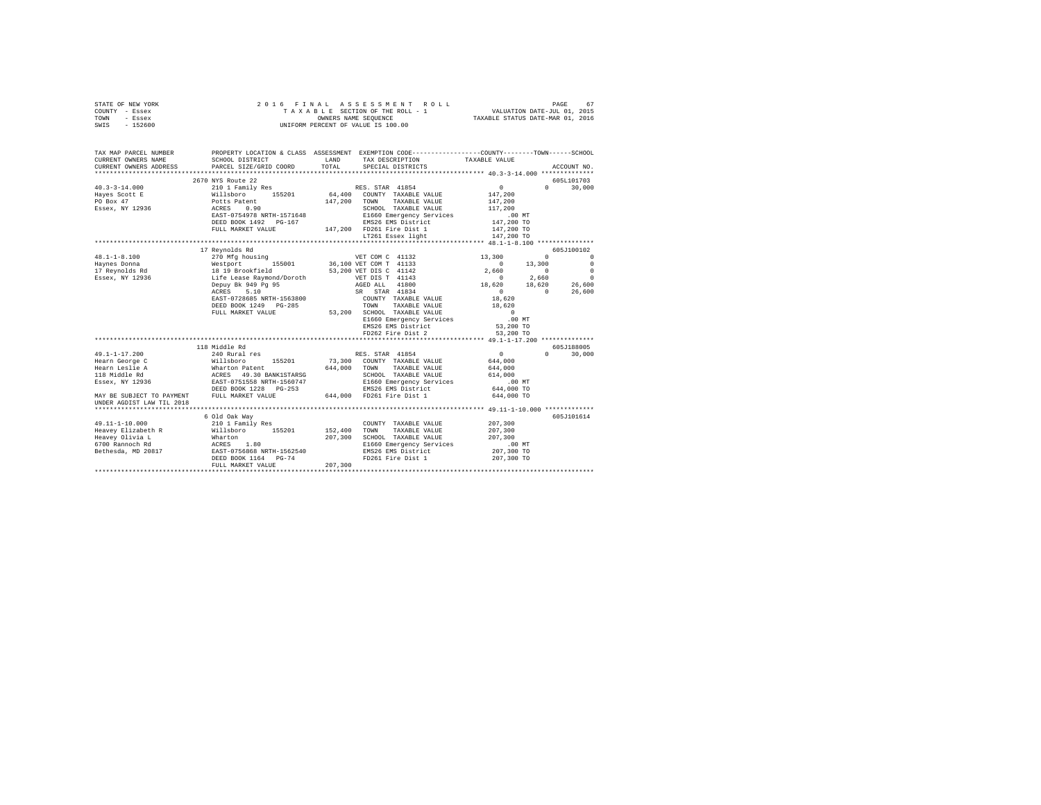STATE OF NEW YORK
COUNTY - Essex
TOWN - Essex
SWIS - 152600

2016 FINAL ASSESSMENT ROLL
TAXABLE SECTION OF THE ROLL - 1
OWNERS NAME SEQUENCE
UNIFORM PERCENT OF VALUE IS 100.00

VALUATION DATE-JUL 01, 2015
TAXABLE STATUS DATE-MAR 01, 2016

```
TAX MAP PARCEL NUMBER          PROPERTY LOCATION & CLASS  ASSESSMENT  EXEMPTION CODE-----------------COUNTY--------TOWN------SCHOOL
CURRENT OWNERS NAME            SCHOOL DISTRICT               LAND      TAX DESCRIPTION            TAXABLE VALUE
CURRENT OWNERS ADDRESS         PARCEL SIZE/GRID COORD        TOTAL     SPECIAL DISTRICTS                                    ACCOUNT NO.
*********************************************************************************************** 40.3-3-14.000 **************
                               2670 NYS Route 22                                                                           605L101703
40.3-3-14.000                  210 1 Family Res                        RES. STAR 41854                 0              0      30,000
Hayes Scott E                  Willsboro      155201       64,400   COUNTY  TAXABLE VALUE         147,200
PO Box 47                      Potts Patent               147,200   TOWN    TAXABLE VALUE         147,200
Essex, NY 12936                ACRES    0.90                        SCHOOL  TAXABLE VALUE         117,200
                               EAST-0754978 NRTH-1571648            E1660 Emergency Services           .00 MT
                               DEED BOOK 1492   PG-167              EMS26 EMS District            147,200 TO
                               FULL MARKET VALUE          147,200   FD261 Fire Dist 1             147,200 TO
                                                                    LT261 Essex light             147,200 TO
*********************************************************************************************** 48.1-1-8.100 ***************
                               17 Reynolds Rd                                                                              605J100102
48.1-1-8.100                   270 Mfg housing                         VET COM C 41132            13,300              0           0
Haynes Donna                   Westport       155001       36,100 VET COM T 41133                  0         13,300           0
17 Reynolds Rd                 18 19 Brookfield            53,200 VET DIS C 41142              2,660              0           0
Essex, NY 12936                Life Lease Raymond/Doroth           VET DIS T 41143                  0          2,660           0
                               Depuy Bk 949 Pg 95                  AGED ALL  41800            18,620         18,620      26,600
                               ACRES    5.10                       SR  STAR 41834                   0              0      26,600
                               EAST-0728685 NRTH-1563800            COUNTY  TAXABLE VALUE          18,620
                               DEED BOOK 1249   PG-285              TOWN    TAXABLE VALUE          18,620
                               FULL MARKET VALUE           53,200   SCHOOL  TAXABLE VALUE               0
                                                                    E1660 Emergency Services           .00 MT
                                                                    EMS26 EMS District             53,200 TO
                                                                    FD262 Fire Dist 2              53,200 TO
*********************************************************************************************** 49.1-1-17.200 **************
                               118 Middle Rd                                                                               605J188005
49.1-1-17.200                  240 Rural res                           RES. STAR 41854                 0              0      30,000
Hearn George C                 Willsboro      155201       73,300   COUNTY  TAXABLE VALUE         644,000
Hearn Leslie A                 Wharton Patent             644,000   TOWN    TAXABLE VALUE         644,000
118 Middle Rd                  ACRES   49.30 BANK1STARSG            SCHOOL  TAXABLE VALUE         614,000
Essex, NY 12936                EAST-0751558 NRTH-1560747            E1660 Emergency Services           .00 MT
                               DEED BOOK 1228   PG-253              EMS26 EMS District            644,000 TO
MAY BE SUBJECT TO PAYMENT      FULL MARKET VALUE          644,000   FD261 Fire Dist 1             644,000 TO
UNDER AGDIST LAW TIL 2018
*********************************************************************************************** 49.11-1-10.000 *************
                               6 Old Oak Way                                                                               605J101614
49.11-1-10.000                 210 1 Family Res                        COUNTY  TAXABLE VALUE         207,300
Heavey Elizabeth R             Willsboro      155201      152,400   TOWN    TAXABLE VALUE         207,300
Heavey Olivia L                Wharton                    207,300   SCHOOL  TAXABLE VALUE         207,300
6700 Rannoch Rd                ACRES    1.80                        E1660 Emergency Services           .00 MT
Bethesda, MD 20817             EAST-0756868 NRTH-1562540            EMS26 EMS District            207,300 TO
                               DEED BOOK 1164   PG-74               FD261 Fire Dist 1             207,300 TO
                               FULL MARKET VALUE          207,300
****************************************************************************************************************************
```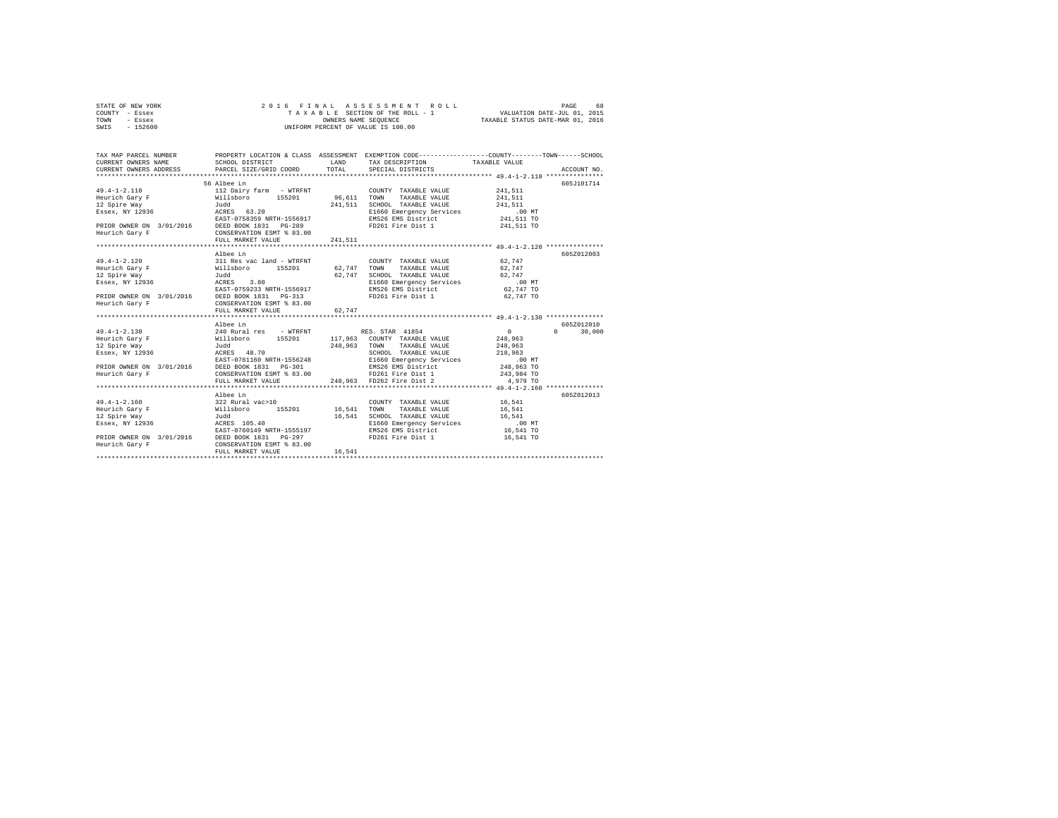STATE OF NEW YORK
COUNTY - Essex
TOWN - Essex
SWIS - 152600

2 0 1 6 F I N A L A S S E S S M E N T R O L L
T A X A B L E SECTION OF THE ROLL - 1
OWNERS NAME SEQUENCE
UNIFORM PERCENT OF VALUE IS 100.00

VALUATION DATE-JUL 01, 2015
TAXABLE STATUS DATE-MAR 01, 2016

```
TAX MAP PARCEL NUMBER          PROPERTY LOCATION & CLASS  ASSESSMENT  EXEMPTION CODE-----------------COUNTY--------TOWN------SCHOOL
CURRENT OWNERS NAME            SCHOOL DISTRICT              LAND      TAX DESCRIPTION             TAXABLE VALUE
CURRENT OWNERS ADDRESS         PARCEL SIZE/GRID COORD       TOTAL     SPECIAL DISTRICTS                                    ACCOUNT NO.
*********************************************************************************************** 49.4-1-2.110 ***************
                               56 Albee Ln                                                                                605J101714
49.4-1-2.110                   112 Dairy farm  - WTRFNT               COUNTY  TAXABLE VALUE          241,511
Heurich Gary F                 Willsboro      155201        96,611    TOWN    TAXABLE VALUE          241,511
12 Spire Way                   Judd                        241,511    SCHOOL  TAXABLE VALUE          241,511
Essex, NY 12936                ACRES  63.20                           E1660 Emergency Services           .00 MT
                               EAST-0758359 NRTH-1556917              EMS26 EMS District             241,511 TO
PRIOR OWNER ON 3/01/2016       DEED BOOK 1831   PG-289                FD261 Fire Dist 1              241,511 TO
Heurich Gary F                 CONSERVATION ESMT % 83.00
                               FULL MARKET VALUE           241,511
*********************************************************************************************** 49.4-1-2.120 ***************
                               Albee Ln                                                                                   605Z012003
49.4-1-2.120                   311 Res vac land - WTRFNT              COUNTY  TAXABLE VALUE           62,747
Heurich Gary F                 Willsboro      155201        62,747    TOWN    TAXABLE VALUE           62,747
12 Spire Way                   Judd                         62,747    SCHOOL  TAXABLE VALUE           62,747
Essex, NY 12936                ACRES   3.80                           E1660 Emergency Services           .00 MT
                               EAST-0759233 NRTH-1556917              EMS26 EMS District              62,747 TO
PRIOR OWNER ON 3/01/2016       DEED BOOK 1831   PG-313                FD261 Fire Dist 1               62,747 TO
Heurich Gary F                 CONSERVATION ESMT % 83.00
                               FULL MARKET VALUE            62,747
*********************************************************************************************** 49.4-1-2.130 ***************
                               Albee Ln                                                                                   605Z012010
49.4-1-2.130                   240 Rural res    - WTRFNT              RES. STAR 41854                      0          0      30,000
Heurich Gary F                 Willsboro      155201       117,963    COUNTY  TAXABLE VALUE          248,963
12 Spire Way                   Judd                        248,963    TOWN    TAXABLE VALUE          248,963
Essex, NY 12936                ACRES  48.70                           SCHOOL  TAXABLE VALUE          218,963
                               EAST-0761160 NRTH-1556248              E1660 Emergency Services           .00 MT
PRIOR OWNER ON 3/01/2016       DEED BOOK 1831   PG-301                EMS26 EMS District             248,963 TO
Heurich Gary F                 CONSERVATION ESMT % 83.00              FD261 Fire Dist 1              243,984 TO
                               FULL MARKET VALUE           248,963    FD262 Fire Dist 2                4,979 TO
*********************************************************************************************** 49.4-1-2.160 ***************
                               Albee Ln                                                                                   605Z012013
49.4-1-2.160                   322 Rural vac>10                       COUNTY  TAXABLE VALUE           16,541
Heurich Gary F                 Willsboro      155201        16,541    TOWN    TAXABLE VALUE           16,541
12 Spire Way                   Judd                         16,541    SCHOOL  TAXABLE VALUE           16,541
Essex, NY 12936                ACRES 105.40                           E1660 Emergency Services           .00 MT
                               EAST-0760149 NRTH-1555197              EMS26 EMS District              16,541 TO
PRIOR OWNER ON 3/01/2016       DEED BOOK 1831   PG-297                FD261 Fire Dist 1               16,541 TO
Heurich Gary F                 CONSERVATION ESMT % 83.00
                               FULL MARKET VALUE            16,541
****************************************************************************************************************************
```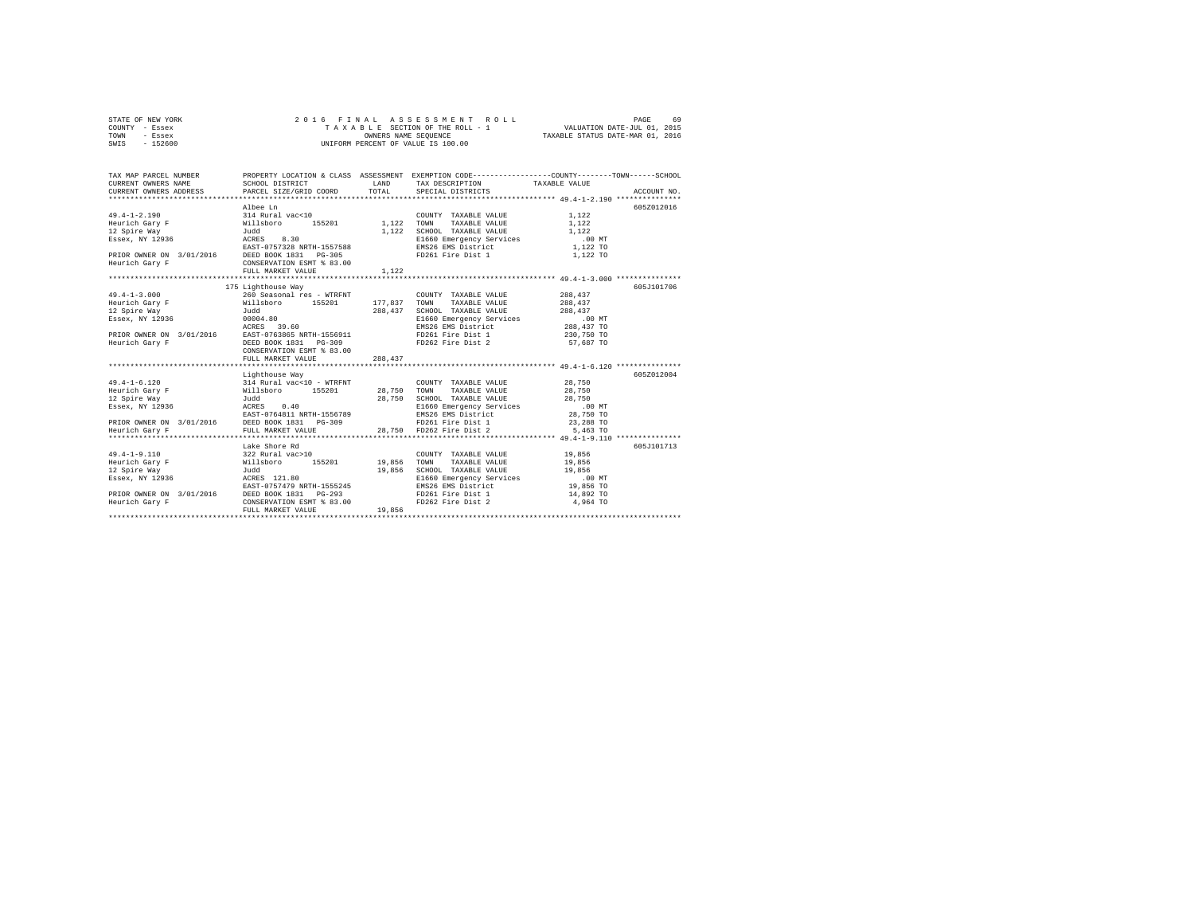STATE OF NEW YORK — 2016 FINAL ASSESSMENT ROLL
COUNTY - Essex — TAXABLE SECTION OF THE ROLL - 1 — VALUATION DATE-JUL 01, 2015
TOWN - Essex — OWNERS NAME SEQUENCE — TAXABLE STATUS DATE-MAR 01, 2016
SWIS - 152600 — UNIFORM PERCENT OF VALUE IS 100.00

| TAX MAP PARCEL NUMBER / CURRENT OWNERS NAME / CURRENT OWNERS ADDRESS | PROPERTY LOCATION & CLASS / SCHOOL DISTRICT / PARCEL SIZE/GRID COORD | ASSESSMENT LAND / TOTAL | EXEMPTION CODE / TAX DESCRIPTION / SPECIAL DISTRICTS | TAXABLE VALUE | ACCOUNT NO. |
|---|---|---|---|---|---|
| **49.4-1-2.190** | Albee Ln | | | | 605Z012016 |
| 49.4-1-2.190 | 314 Rural vac<10 | | COUNTY TAXABLE VALUE | 1,122 | |
| Heurich Gary F | Willsboro 155201 | 1,122 | TOWN TAXABLE VALUE | 1,122 | |
| 12 Spire Way | Judd | 1,122 | SCHOOL TAXABLE VALUE | 1,122 | |
| Essex, NY 12936 | ACRES 8.30 | | E1660 Emergency Services | .00 MT | |
| | EAST-0757328 NRTH-1557588 | | EMS26 EMS District | 1,122 TO | |
| PRIOR OWNER ON 3/01/2016 | DEED BOOK 1831 PG-305 | | FD261 Fire Dist 1 | 1,122 TO | |
| Heurich Gary F | CONSERVATION ESMT % 83.00 | | | | |
| | FULL MARKET VALUE | 1,122 | | | |
| **49.4-1-3.000** | 175 Lighthouse Way | | | | 605J101706 |
| 49.4-1-3.000 | 260 Seasonal res - WTRFNT | | COUNTY TAXABLE VALUE | 288,437 | |
| Heurich Gary F | Willsboro 155201 | 177,837 | TOWN TAXABLE VALUE | 288,437 | |
| 12 Spire Way | Judd | 288,437 | SCHOOL TAXABLE VALUE | 288,437 | |
| Essex, NY 12936 | 00004.80 | | E1660 Emergency Services | .00 MT | |
| | ACRES 39.60 | | EMS26 EMS District | 288,437 TO | |
| PRIOR OWNER ON 3/01/2016 | EAST-0763865 NRTH-1556911 | | FD261 Fire Dist 1 | 230,750 TO | |
| Heurich Gary F | DEED BOOK 1831 PG-309 | | FD262 Fire Dist 2 | 57,687 TO | |
| | CONSERVATION ESMT % 83.00 | | | | |
| | FULL MARKET VALUE | 288,437 | | | |
| **49.4-1-6.120** | Lighthouse Way | | | | 605Z012004 |
| 49.4-1-6.120 | 314 Rural vac<10 - WTRFNT | | COUNTY TAXABLE VALUE | 28,750 | |
| Heurich Gary F | Willsboro 155201 | 28,750 | TOWN TAXABLE VALUE | 28,750 | |
| 12 Spire Way | Judd | 28,750 | SCHOOL TAXABLE VALUE | 28,750 | |
| Essex, NY 12936 | ACRES 0.40 | | E1660 Emergency Services | .00 MT | |
| | EAST-0764811 NRTH-1556789 | | EMS26 EMS District | 28,750 TO | |
| PRIOR OWNER ON 3/01/2016 | DEED BOOK 1831 PG-309 | | FD261 Fire Dist 1 | 23,288 TO | |
| Heurich Gary F | FULL MARKET VALUE | 28,750 | FD262 Fire Dist 2 | 5,463 TO | |
| **49.4-1-9.110** | Lake Shore Rd | | | | 605J101713 |
| 49.4-1-9.110 | 322 Rural vac>10 | | COUNTY TAXABLE VALUE | 19,856 | |
| Heurich Gary F | Willsboro 155201 | 19,856 | TOWN TAXABLE VALUE | 19,856 | |
| 12 Spire Way | Judd | 19,856 | SCHOOL TAXABLE VALUE | 19,856 | |
| Essex, NY 12936 | ACRES 121.80 | | E1660 Emergency Services | .00 MT | |
| | EAST-0757479 NRTH-1555245 | | EMS26 EMS District | 19,856 TO | |
| PRIOR OWNER ON 3/01/2016 | DEED BOOK 1831 PG-293 | | FD261 Fire Dist 1 | 14,892 TO | |
| Heurich Gary F | CONSERVATION ESMT % 83.00 | | FD262 Fire Dist 2 | 4,964 TO | |
| | FULL MARKET VALUE | 19,856 | | | |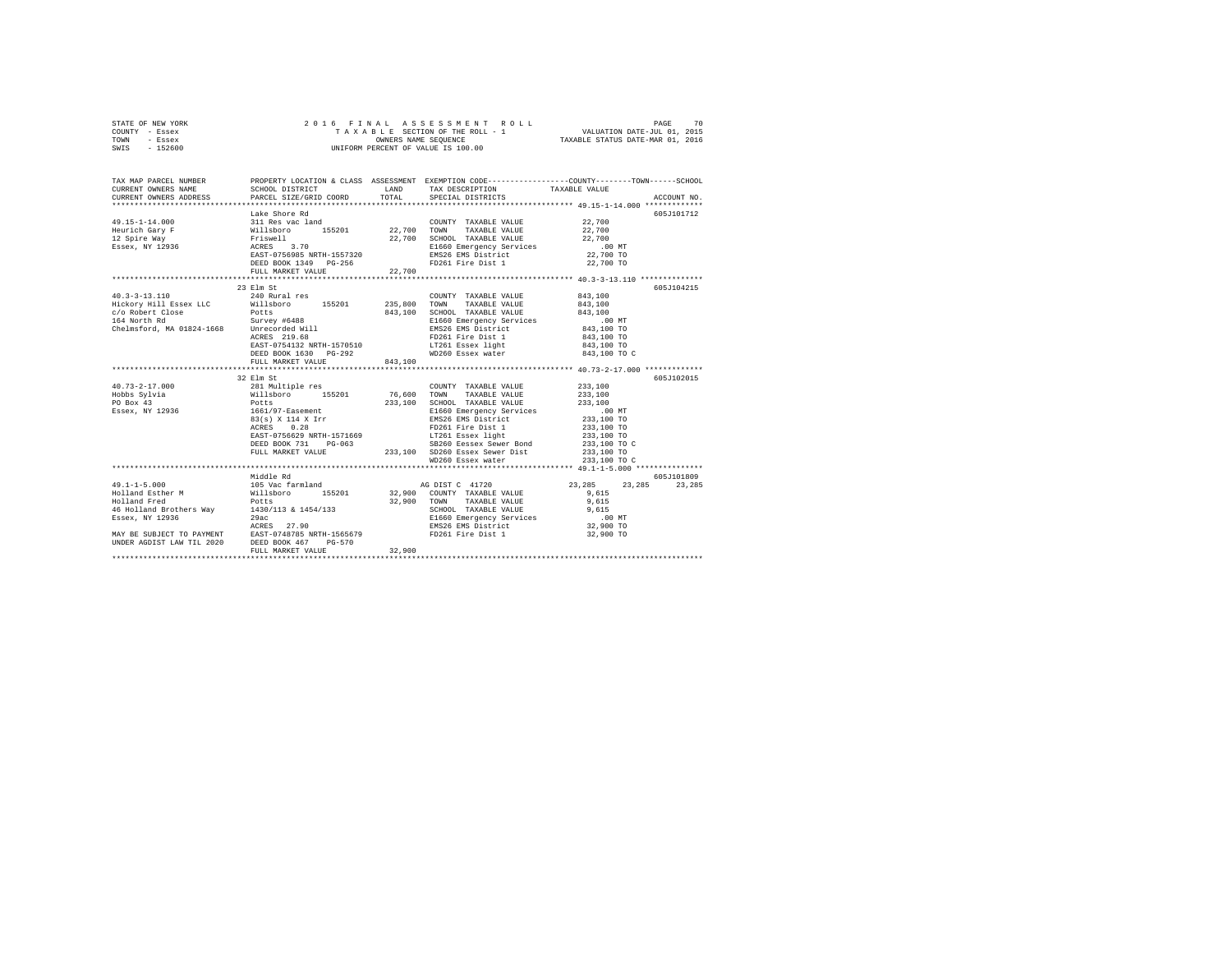STATE OF NEW YORK | COUNTY - Essex | TOWN - Essex | SWIS - 152600

**2016 FINAL ASSESSMENT ROLL**
TAXABLE SECTION OF THE ROLL - 1
OWNERS NAME SEQUENCE
UNIFORM PERCENT OF VALUE IS 100.00

VALUATION DATE-JUL 01, 2015
TAXABLE STATUS DATE-MAR 01, 2016

| TAX MAP PARCEL NUMBER / CURRENT OWNERS NAME / CURRENT OWNERS ADDRESS | PROPERTY LOCATION & CLASS / SCHOOL DISTRICT / PARCEL SIZE/GRID COORD | ASSESSMENT LAND / TOTAL | EXEMPTION CODE / TAX DESCRIPTION / SPECIAL DISTRICTS | COUNTY / TOWN / SCHOOL TAXABLE VALUE | ACCOUNT NO. |
|---|---|---|---|---|---|
| 49.15-1-14.000 | Lake Shore Rd | | | | 605J101712 |
| | 311 Res vac land | | COUNTY TAXABLE VALUE | 22,700 | |
| Heurich Gary F | Willsboro 155201 | 22,700 | TOWN TAXABLE VALUE | 22,700 | |
| 12 Spire Way | Friswell | 22,700 | SCHOOL TAXABLE VALUE | 22,700 | |
| Essex, NY 12936 | ACRES 3.70 | | E1660 Emergency Services | .00 MT | |
| | EAST-0756985 NRTH-1557320 | | EMS26 EMS District | 22,700 TO | |
| | DEED BOOK 1349 PG-256 | | FD261 Fire Dist 1 | 22,700 TO | |
| | FULL MARKET VALUE | 22,700 | | | |
| 40.3-3-13.110 | 23 Elm St | | | | 605J104215 |
| | 240 Rural res | | COUNTY TAXABLE VALUE | 843,100 | |
| Hickory Hill Essex LLC | Willsboro 155201 | 235,800 | TOWN TAXABLE VALUE | 843,100 | |
| c/o Robert Close | Potts | 843,100 | SCHOOL TAXABLE VALUE | 843,100 | |
| 164 North Rd | Survey #6488 | | E1660 Emergency Services | .00 MT | |
| Chelmsford, MA 01824-1668 | Unrecorded Will | | EMS26 EMS District | 843,100 TO | |
| | ACRES 219.68 | | FD261 Fire Dist 1 | 843,100 TO | |
| | EAST-0754132 NRTH-1570510 | | LT261 Essex light | 843,100 TO | |
| | DEED BOOK 1630 PG-292 | | WD260 Essex water | 843,100 TO C | |
| | FULL MARKET VALUE | 843,100 | | | |
| 40.73-2-17.000 | 32 Elm St | | | | 605J102015 |
| | 281 Multiple res | | COUNTY TAXABLE VALUE | 233,100 | |
| Hobbs Sylvia | Willsboro 155201 | 76,600 | TOWN TAXABLE VALUE | 233,100 | |
| PO Box 43 | Potts | 233,100 | SCHOOL TAXABLE VALUE | 233,100 | |
| Essex, NY 12936 | 1661/97-Easement | | E1660 Emergency Services | .00 MT | |
| | 83(s) X 114 X Irr | | EMS26 EMS District | 233,100 TO | |
| | ACRES 0.28 | | FD261 Fire Dist 1 | 233,100 TO | |
| | EAST-0756629 NRTH-1571669 | | LT261 Essex light | 233,100 TO | |
| | DEED BOOK 731 PG-063 | | SB260 Eessex Sewer Bond | 233,100 TO C | |
| | FULL MARKET VALUE | 233,100 | SD260 Essex Sewer Dist | 233,100 TO | |
| | | | WD260 Essex water | 233,100 TO C | |
| 49.1-1-5.000 | Middle Rd | | | | 605J101809 |
| | 105 Vac farmland | | AG DIST C 41720 | 23,285 23,285 23,285 | |
| Holland Esther M | Willsboro 155201 | 32,900 | COUNTY TAXABLE VALUE | 9,615 | |
| Holland Fred | Potts | 32,900 | TOWN TAXABLE VALUE | 9,615 | |
| 46 Holland Brothers Way | 1430/113 & 1454/133 | | SCHOOL TAXABLE VALUE | 9,615 | |
| Essex, NY 12936 | 29ac | | E1660 Emergency Services | .00 MT | |
| | ACRES 27.90 | | EMS26 EMS District | 32,900 TO | |
| MAY BE SUBJECT TO PAYMENT | EAST-0748785 NRTH-1565679 | | FD261 Fire Dist 1 | 32,900 TO | |
| UNDER AGDIST LAW TIL 2020 | DEED BOOK 467 PG-570 | | | | |
| | FULL MARKET VALUE | 32,900 | | | |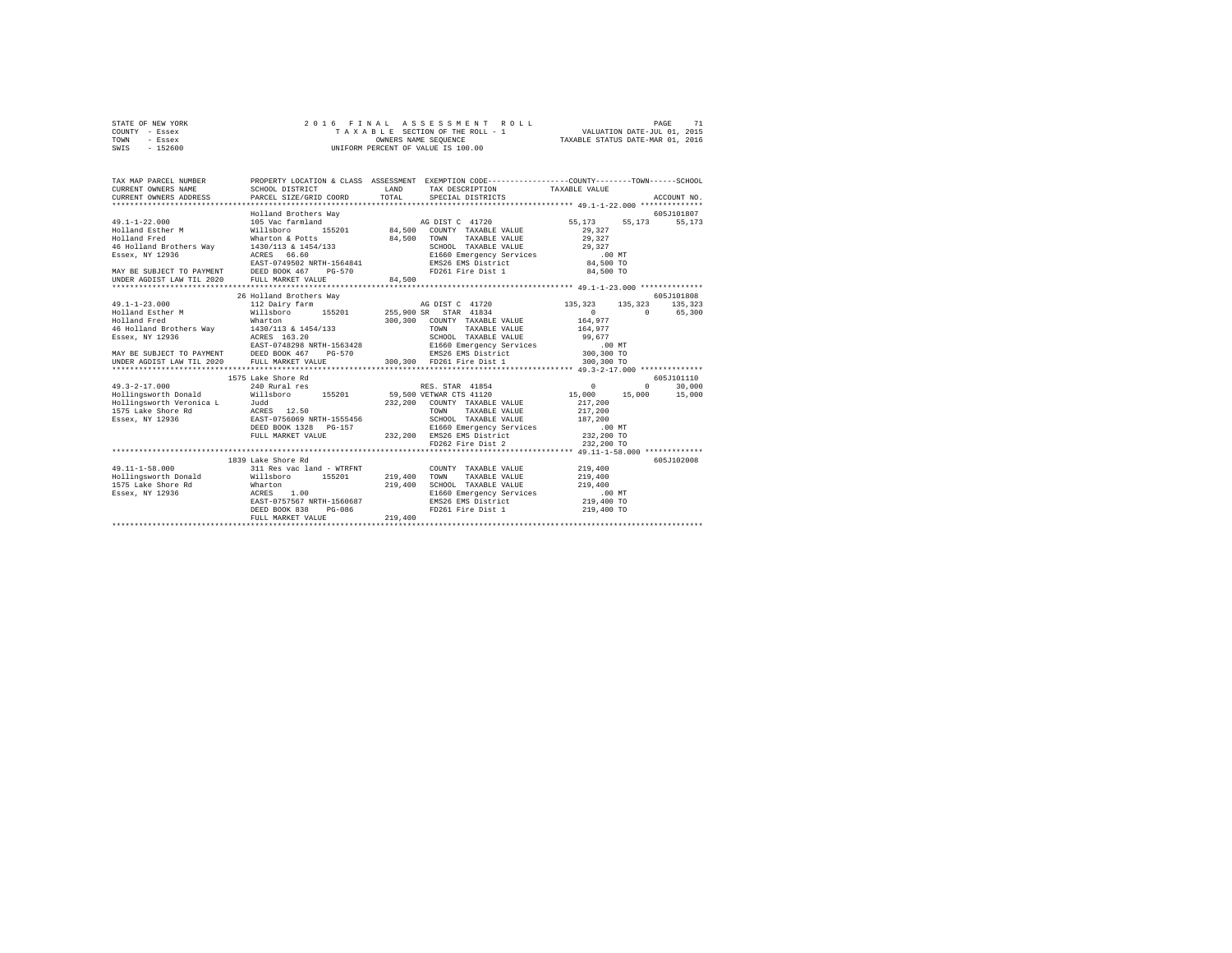STATE OF NEW YORK &nbsp;&nbsp;&nbsp;&nbsp; 2 0 1 6 &nbsp; F I N A L &nbsp; A S S E S S M E N T &nbsp; R O L L
COUNTY - Essex &nbsp;&nbsp;&nbsp;&nbsp; T A X A B L E SECTION OF THE ROLL - 1 &nbsp;&nbsp;&nbsp;&nbsp; VALUATION DATE-JUL 01, 2015
TOWN - Essex &nbsp;&nbsp;&nbsp;&nbsp; OWNERS NAME SEQUENCE &nbsp;&nbsp;&nbsp;&nbsp; TAXABLE STATUS DATE-MAR 01, 2016
SWIS - 152600 &nbsp;&nbsp;&nbsp;&nbsp; UNIFORM PERCENT OF VALUE IS 100.00

```
TAX MAP PARCEL NUMBER         PROPERTY LOCATION & CLASS  ASSESSMENT  EXEMPTION CODE-----------------COUNTY--------TOWN------SCHOOL
CURRENT OWNERS NAME           SCHOOL DISTRICT             LAND       TAX DESCRIPTION            TAXABLE VALUE
CURRENT OWNERS ADDRESS        PARCEL SIZE/GRID COORD      TOTAL      SPECIAL DISTRICTS                                    ACCOUNT NO.
******************************************************************************************** 49.1-1-22.000 **************
                              Holland Brothers Way                                                                       605J101807
49.1-1-22.000                 105 Vac farmland                       AG DIST C 41720            55,173      55,173      55,173
Holland Esther M              Willsboro      155201       84,500    COUNTY  TAXABLE VALUE         29,327
Holland Fred                  Wharton & Potts             84,500    TOWN    TAXABLE VALUE         29,327
46 Holland Brothers Way       1430/113 & 1454/133                   SCHOOL  TAXABLE VALUE         29,327
Essex, NY 12936               ACRES  66.60                          E1660 Emergency Services         .00 MT
                              EAST-0749502 NRTH-1564841             EMS26 EMS District            84,500 TO
MAY BE SUBJECT TO PAYMENT     DEED BOOK 467    PG-570               FD261 Fire Dist 1             84,500 TO
UNDER AGDIST LAW TIL 2020     FULL MARKET VALUE           84,500
******************************************************************************************** 49.1-1-23.000 **************
                              26 Holland Brothers Way                                                                    605J101808
49.1-1-23.000                 112 Dairy farm                         AG DIST C 41720           135,323     135,323     135,323
Holland Esther M              Willsboro      155201      255,900 SR  STAR 41834                     0           0      65,300
Holland Fred                  Wharton                     300,300   COUNTY  TAXABLE VALUE        164,977
46 Holland Brothers Way       1430/113 & 1454/133                   TOWN    TAXABLE VALUE        164,977
Essex, NY 12936               ACRES 163.20                          SCHOOL  TAXABLE VALUE         99,677
                              EAST-0748298 NRTH-1563428             E1660 Emergency Services         .00 MT
MAY BE SUBJECT TO PAYMENT     DEED BOOK 467    PG-570               EMS26 EMS District           300,300 TO
UNDER AGDIST LAW TIL 2020     FULL MARKET VALUE          300,300    FD261 Fire Dist 1            300,300 TO
******************************************************************************************** 49.3-2-17.000 **************
                              1575 Lake Shore Rd                                                                         605J101110
49.3-2-17.000                 240 Rural res                          RES. STAR 41854                    0           0      30,000
Hollingsworth Donald          Willsboro      155201       59,500 VETWAR CTS 41120              15,000      15,000      15,000
Hollingsworth Veronica L      Judd                        232,200   COUNTY  TAXABLE VALUE        217,200
1575 Lake Shore Rd            ACRES  12.50                          TOWN    TAXABLE VALUE        217,200
Essex, NY 12936               EAST-0756069 NRTH-1555456             SCHOOL  TAXABLE VALUE        187,200
                              DEED BOOK 1328   PG-157               E1660 Emergency Services         .00 MT
                              FULL MARKET VALUE          232,200    EMS26 EMS District           232,200 TO
                                                                    FD262 Fire Dist 2            232,200 TO
******************************************************************************************** 49.11-1-58.000 *************
                              1839 Lake Shore Rd                                                                         605J102008
49.11-1-58.000                311 Res vac land - WTRFNT             COUNTY  TAXABLE VALUE        219,400
Hollingsworth Donald          Willsboro      155201      219,400    TOWN    TAXABLE VALUE        219,400
1575 Lake Shore Rd            Wharton                     219,400   SCHOOL  TAXABLE VALUE        219,400
Essex, NY 12936               ACRES   1.00                          E1660 Emergency Services         .00 MT
                              EAST-0757567 NRTH-1560687             EMS26 EMS District           219,400 TO
                              DEED BOOK 838    PG-086               FD261 Fire Dist 1            219,400 TO
                              FULL MARKET VALUE          219,400
****************************************************************************************************************************
```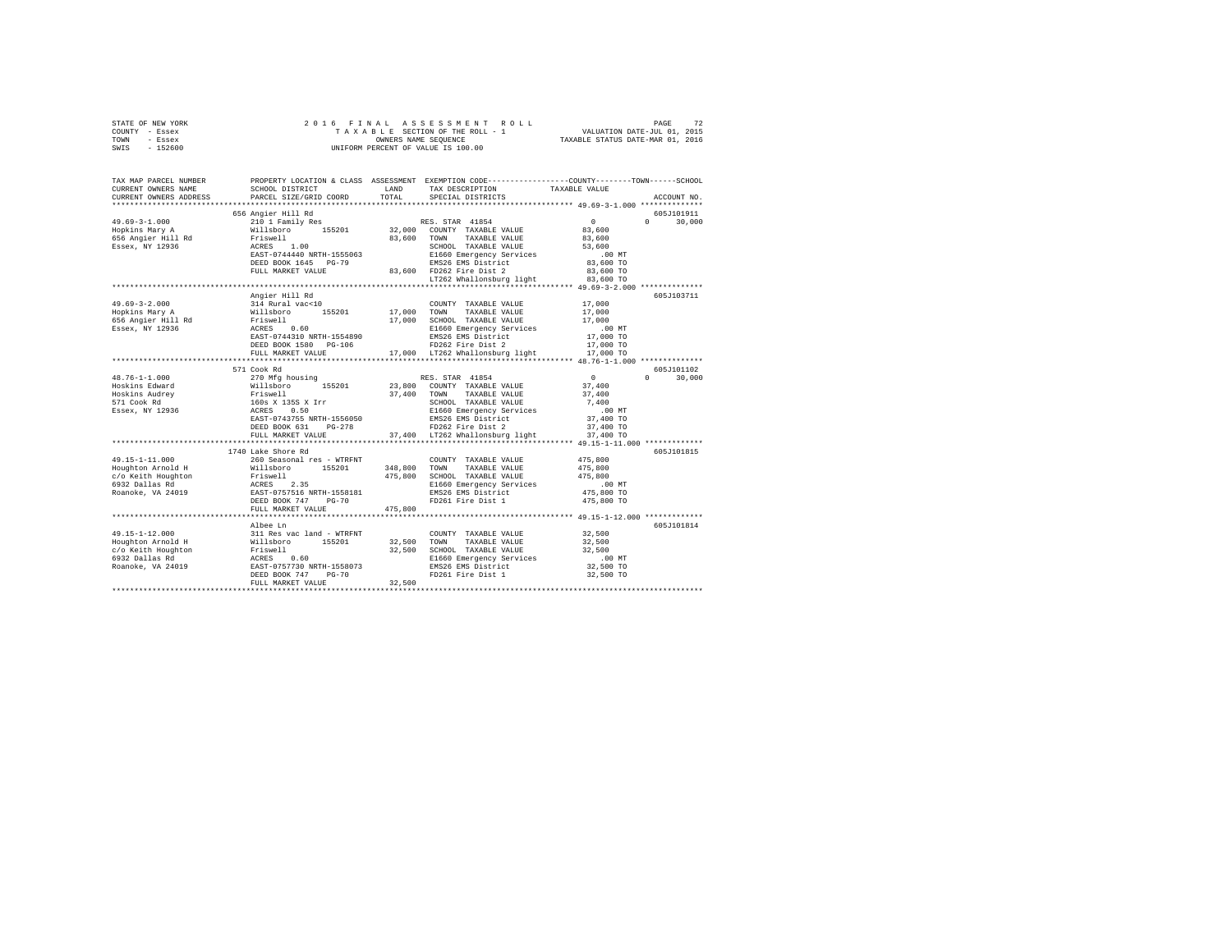STATE OF NEW YORK
COUNTY - Essex
TOWN - Essex
SWIS - 152600

2016 FINAL ASSESSMENT ROLL
TAXABLE SECTION OF THE ROLL - 1
OWNERS NAME SEQUENCE
UNIFORM PERCENT OF VALUE IS 100.00

VALUATION DATE-JUL 01, 2015
TAXABLE STATUS DATE-MAR 01, 2016

```
TAX MAP PARCEL NUMBER     PROPERTY LOCATION & CLASS  ASSESSMENT  EXEMPTION CODE-----------------COUNTY--------TOWN------SCHOOL
CURRENT OWNERS NAME       SCHOOL DISTRICT             LAND       TAX DESCRIPTION           TAXABLE VALUE
CURRENT OWNERS ADDRESS    PARCEL SIZE/GRID COORD      TOTAL      SPECIAL DISTRICTS                                   ACCOUNT NO.
******************************************************************************************* 49.69-3-1.000 **************
                          656 Angier Hill Rd                                                                      605J101911
49.69-3-1.000             210 1 Family Res                       RES. STAR 41854                 0            0      30,000
Hopkins Mary A            Willsboro      155201       32,000  COUNTY  TAXABLE VALUE          83,600
656 Angier Hill Rd        Friswell                    83,600  TOWN    TAXABLE VALUE          83,600
Essex, NY 12936           ACRES    1.00                        SCHOOL  TAXABLE VALUE          53,600
                          EAST-0744440 NRTH-1555063            E1660 Emergency Services          .00 MT
                          DEED BOOK 1645   PG-79               EMS26 EMS District             83,600 TO
                          FULL MARKET VALUE           83,600  FD262 Fire Dist 2              83,600 TO
                                                               LT262 Whallonsburg light       83,600 TO
******************************************************************************************* 49.69-3-2.000 **************
                          Angier Hill Rd                                                                          605J103711
49.69-3-2.000             314 Rural vac<10                     COUNTY  TAXABLE VALUE          17,000
Hopkins Mary A            Willsboro      155201       17,000  TOWN    TAXABLE VALUE          17,000
656 Angier Hill Rd        Friswell                    17,000  SCHOOL  TAXABLE VALUE          17,000
Essex, NY 12936           ACRES    0.60                        E1660 Emergency Services          .00 MT
                          EAST-0744310 NRTH-1554890            EMS26 EMS District             17,000 TO
                          DEED BOOK 1580   PG-106              FD262 Fire Dist 2              17,000 TO
                          FULL MARKET VALUE           17,000  LT262 Whallonsburg light       17,000 TO
******************************************************************************************* 48.76-1-1.000 **************
                          571 Cook Rd                                                                             605J101102
48.76-1-1.000             270 Mfg housing                      RES. STAR 41854                 0            0      30,000
Hoskins Edward            Willsboro      155201       23,800  COUNTY  TAXABLE VALUE          37,400
Hoskins Audrey            Friswell                    37,400  TOWN    TAXABLE VALUE          37,400
571 Cook Rd               160s X 135S X Irr                    SCHOOL  TAXABLE VALUE           7,400
Essex, NY 12936           ACRES    0.50                        E1660 Emergency Services          .00 MT
                          EAST-0743755 NRTH-1556050            EMS26 EMS District             37,400 TO
                          DEED BOOK 631    PG-278              FD262 Fire Dist 2              37,400 TO
                          FULL MARKET VALUE           37,400  LT262 Whallonsburg light       37,400 TO
******************************************************************************************* 49.15-1-11.000 *************
                          1740 Lake Shore Rd                                                                      605J101815
49.15-1-11.000            260 Seasonal res - WTRFNT            COUNTY  TAXABLE VALUE         475,800
Houghton Arnold H         Willsboro      155201      348,800  TOWN    TAXABLE VALUE         475,800
c/o Keith Houghton        Friswell                   475,800  SCHOOL  TAXABLE VALUE         475,800
6932 Dallas Rd            ACRES    2.35                        E1660 Emergency Services          .00 MT
Roanoke, VA 24019         EAST-0757516 NRTH-1558181            EMS26 EMS District            475,800 TO
                          DEED BOOK 747    PG-70               FD261 Fire Dist 1             475,800 TO
                          FULL MARKET VALUE          475,800
******************************************************************************************* 49.15-1-12.000 *************
                          Albee Ln                                                                                605J101814
49.15-1-12.000            311 Res vac land - WTRFNT            COUNTY  TAXABLE VALUE          32,500
Houghton Arnold H         Willsboro      155201       32,500  TOWN    TAXABLE VALUE          32,500
c/o Keith Houghton        Friswell                    32,500  SCHOOL  TAXABLE VALUE          32,500
6932 Dallas Rd            ACRES    0.60                        E1660 Emergency Services          .00 MT
Roanoke, VA 24019         EAST-0757730 NRTH-1558073            EMS26 EMS District             32,500 TO
                          DEED BOOK 747    PG-70               FD261 Fire Dist 1              32,500 TO
                          FULL MARKET VALUE           32,500
************************************************************************************************************************
```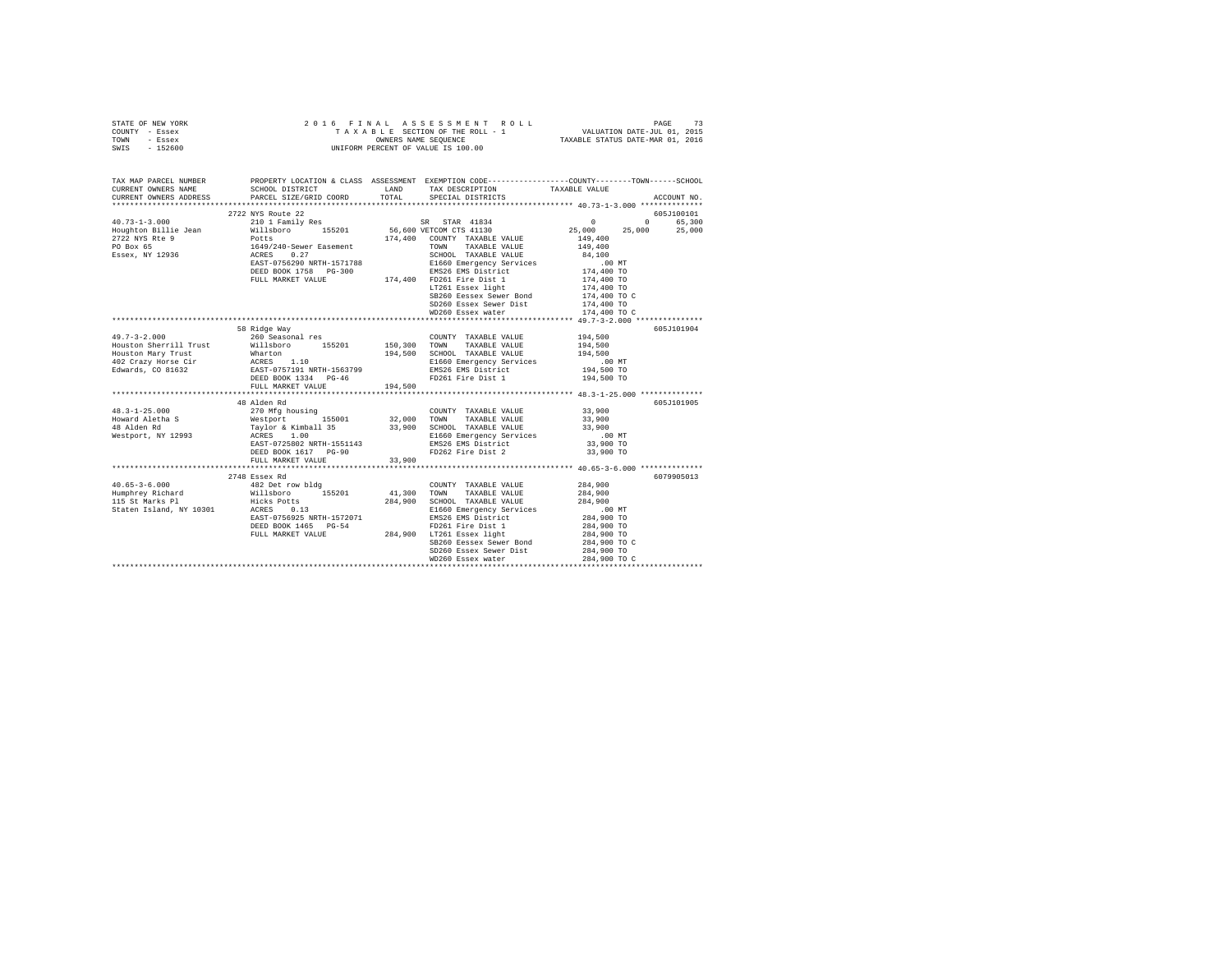```
STATE OF NEW YORK                2 0 1 6   F I N A L   A S S E S S M E N T   R O L L                                  PAGE    73
COUNTY  - Essex                          T A X A B L E SECTION OF THE ROLL - 1                         VALUATION DATE-JUL 01, 2015
TOWN    - Essex                                 OWNERS NAME SEQUENCE                              TAXABLE STATUS DATE-MAR 01, 2016
SWIS    - 152600                          UNIFORM PERCENT OF VALUE IS 100.00


TAX MAP PARCEL NUMBER          PROPERTY LOCATION & CLASS  ASSESSMENT  EXEMPTION CODE-----------------COUNTY--------TOWN------SCHOOL
CURRENT OWNERS NAME            SCHOOL DISTRICT              LAND      TAX DESCRIPTION            TAXABLE VALUE
CURRENT OWNERS ADDRESS         PARCEL SIZE/GRID COORD      TOTAL      SPECIAL DISTRICTS                                    ACCOUNT NO.
******************************************************************************************************* 40.73-1-3.000 **************
                               2722 NYS Route 22                                                                        605J100101
40.73-1-3.000                  210 1 Family Res                       SR  STAR 41834                  0           0      65,300
Houghton Billie Jean           Willsboro      155201       56,600 VETCOM CTS 41130               25,000      25,000      25,000
2722 NYS Rte 9                 Potts                      174,400   COUNTY  TAXABLE VALUE           149,400
PO Box 65                      1649/240-Sewer Easement               TOWN    TAXABLE VALUE           149,400
Essex, NY 12936                ACRES    0.27                         SCHOOL  TAXABLE VALUE            84,100
                               EAST-0756290 NRTH-1571788             E1660 Emergency Services            .00 MT
                               DEED BOOK 1758   PG-300               EMS26 EMS District              174,400 TO
                               FULL MARKET VALUE          174,400   FD261 Fire Dist 1               174,400 TO
                                                                     LT261 Essex light               174,400 TO
                                                                     SB260 Eessex Sewer Bond         174,400 TO C
                                                                     SD260 Essex Sewer Dist          174,400 TO
                                                                     WD260 Essex water               174,400 TO C
******************************************************************************************************* 49.7-3-2.000 ***************
                               58 Ridge Way                                                                             605J101904
49.7-3-2.000                   260 Seasonal res                      COUNTY  TAXABLE VALUE           194,500
Houston Sherrill Trust         Willsboro      155201      150,300   TOWN    TAXABLE VALUE           194,500
Houston Mary Trust             Wharton                    194,500   SCHOOL  TAXABLE VALUE           194,500
402 Crazy Horse Cir            ACRES    1.10                         E1660 Emergency Services            .00 MT
Edwards, CO 81632              EAST-0757191 NRTH-1563799             EMS26 EMS District              194,500 TO
                               DEED BOOK 1334   PG-46                FD261 Fire Dist 1               194,500 TO
                               FULL MARKET VALUE          194,500
******************************************************************************************************* 48.3-1-25.000 **************
                               48 Alden Rd                                                                              605J101905
48.3-1-25.000                  270 Mfg housing                       COUNTY  TAXABLE VALUE            33,900
Howard Aletha S                Westport       155001       32,000   TOWN    TAXABLE VALUE            33,900
48 Alden Rd                    Taylor & Kimball 35         33,900   SCHOOL  TAXABLE VALUE            33,900
Westport, NY 12993             ACRES    1.00                         E1660 Emergency Services            .00 MT
                               EAST-0725802 NRTH-1551143             EMS26 EMS District               33,900 TO
                               DEED BOOK 1617   PG-90                FD262 Fire Dist 2                33,900 TO
                               FULL MARKET VALUE           33,900
******************************************************************************************************* 40.65-3-6.000 **************
                               2748 Essex Rd                                                                            6079905013
40.65-3-6.000                  482 Det row bldg                      COUNTY  TAXABLE VALUE           284,900
Humphrey Richard               Willsboro      155201       41,300   TOWN    TAXABLE VALUE           284,900
115 St Marks Pl                Hicks Potts                284,900   SCHOOL  TAXABLE VALUE           284,900
Staten Island, NY 10301        ACRES    0.13                         E1660 Emergency Services            .00 MT
                               EAST-0756925 NRTH-1572071             EMS26 EMS District              284,900 TO
                               DEED BOOK 1465   PG-54                FD261 Fire Dist 1               284,900 TO
                               FULL MARKET VALUE          284,900   LT261 Essex light               284,900 TO
                                                                     SB260 Eessex Sewer Bond         284,900 TO C
                                                                     SD260 Essex Sewer Dist          284,900 TO
                                                                     WD260 Essex water               284,900 TO C
************************************************************************************************************************************
```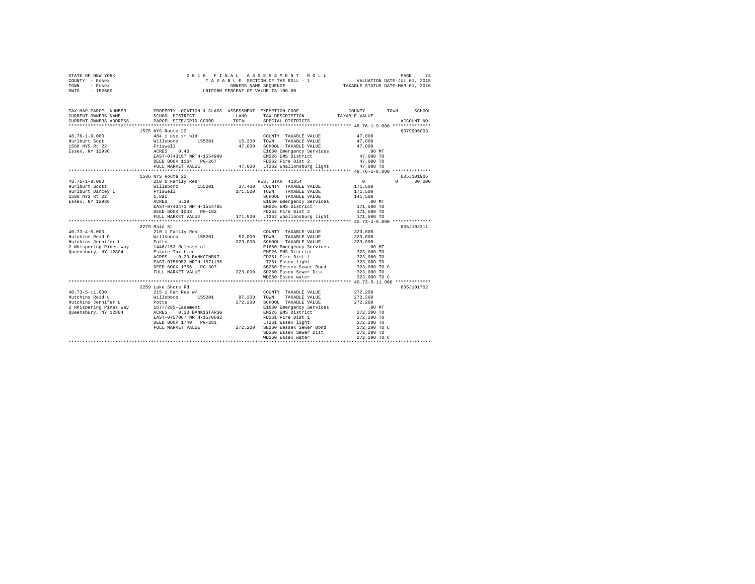STATE OF NEW YORK　　　　　　　2 0 1 6　F I N A L　A S S E S S M E N T　R O L L
COUNTY - Essex　　　　　　　　T A X A B L E SECTION OF THE ROLL - 1　　　　VALUATION DATE-JUL 01, 2015
TOWN - Essex　　　　　　　　　OWNERS NAME SEQUENCE　　　　　　　　TAXABLE STATUS DATE-MAR 01, 2016
SWIS - 152600　　　　　　　　UNIFORM PERCENT OF VALUE IS 100.00

```
TAX MAP PARCEL NUMBER     PROPERTY LOCATION & CLASS  ASSESSMENT  EXEMPTION CODE-----------------COUNTY--------TOWN------SCHOOL
CURRENT OWNERS NAME       SCHOOL DISTRICT             LAND       TAX DESCRIPTION             TAXABLE VALUE
CURRENT OWNERS ADDRESS    PARCEL SIZE/GRID COORD      TOTAL      SPECIAL DISTRICTS                                   ACCOUNT NO.
********************************************************************************************* 48.76-1-9.000 **************
                          1575 NYS Route 22                                                                      6079905003
48.76-1-9.000             484 1 use sm bld                       COUNTY  TAXABLE VALUE          47,000
Hurlburt Scot             Willsboro      155201       15,300     TOWN    TAXABLE VALUE          47,000
1586 NYS Rt 22            Friswell                    47,000     SCHOOL  TAXABLE VALUE          47,000
Essex, NY 12936           ACRES    0.40                          E1660 Emergency Services          .00 MT
                          EAST-0743197 NRTH-1554909              EMS26 EMS District             47,000 TO
                          DEED BOOK 1164   PG-267                FD262 Fire Dist 2              47,000 TO
                          FULL MARKET VALUE           47,000     LT262 Whallonsburg light       47,000 TO
********************************************************************************************* 48.76-1-8.000 **************
                          1586 NYS Route 22                                                                      605J101906
48.76-1-8.000             210 1 Family Res                       RES. STAR  41854                    0            0      30,000
Hurlburt Scott            Willsboro      155201       37,400     COUNTY  TAXABLE VALUE         171,500
Hurlburt Darcey L         Friswell                    171,500    TOWN    TAXABLE VALUE         171,500
1586 NYS Rt 22            1.8ac                                  SCHOOL  TAXABLE VALUE         141,500
Essex, NY 12936           ACRES    6.38                          E1660 Emergency Services          .00 MT
                          EAST-0743471 NRTH-1554785              EMS26 EMS District            171,500 TO
                          DEED BOOK 1048   PG-182                FD262 Fire Dist 2             171,500 TO
                          FULL MARKET VALUE           171,500    LT262 Whallonsburg light      171,500 TO
********************************************************************************************* 40.73-4-5.000 **************
                          2279 Main St                                                                           605J102311
40.73-4-5.000             210 1 Family Res                       COUNTY  TAXABLE VALUE         323,000
Hutchins Reid C           Willsboro      155201       52,000     TOWN    TAXABLE VALUE         323,000
Hutchins Jennifer L       Potts                       323,000    SCHOOL  TAXABLE VALUE         323,000
2 Whispering Pines Way    1446/153 Release of                    E1660 Emergency Services          .00 MT
Queensbury, NY 12804      Estate Tax Lien                        EMS26 EMS District            323,000 TO
                          ACRES    0.20 BANKGFNB&T               FD261 Fire Dist 1             323,000 TO
                          EAST-0756952 NRTH-1571195              LT261 Essex light             323,000 TO
                          DEED BOOK 1756   PG-307                SB260 Eessex Sewer Bond       323,000 TO C
                          FULL MARKET VALUE           323,000    SD260 Essex Sewer Dist        323,000 TO
                                                                 WD260 Essex water             323,000 TO C
********************************************************************************************* 40.73-5-11.000 *************
                          2259 Lake Shore Rd                                                                     605J101702
40.73-5-11.000            215 1 Fam Res w/                       COUNTY  TAXABLE VALUE         272,200
Hutchins Reid L           Willsboro      155201       97,300     TOWN    TAXABLE VALUE         272,200
Hutchins Jennifer L       Potts                       272,200    SCHOOL  TAXABLE VALUE         272,200
2 Whispering Pines Way    1677/285-Easement                      E1660 Emergency Services          .00 MT
Queensbury, NY 12804      ACRES    0.30 BANK1STARSG              EMS26 EMS District            272,200 TO
                          EAST-0757067 NRTH-1570682              FD261 Fire Dist 1             272,200 TO
                          DEED BOOK 1740   PG-281                LT261 Essex light             272,200 TO
                          FULL MARKET VALUE           272,200    SB260 Eessex Sewer Bond       272,200 TO C
                                                                 SD260 Essex Sewer Dist        272,200 TO
                                                                 WD260 Essex water             272,200 TO C
****************************************************************************************************************************
```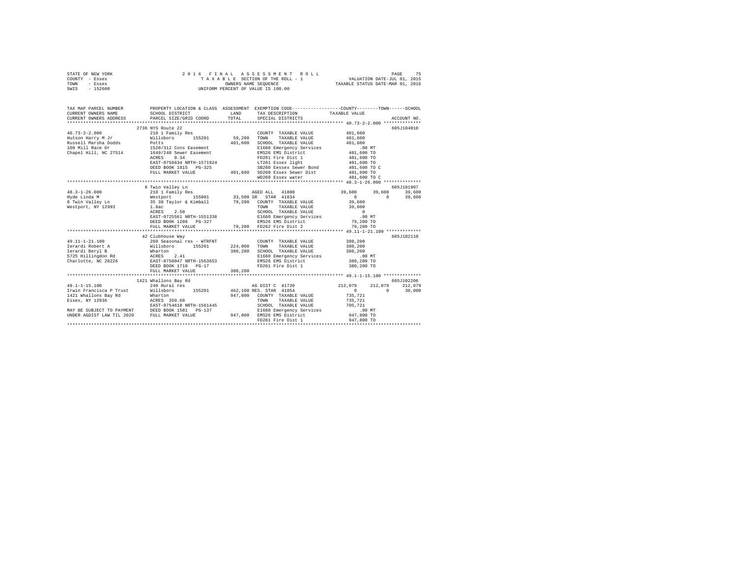STATE OF NEW YORK                    2 0 1 6   F I N A L   A S S E S S M E N T   R O L L
COUNTY - Essex                       T A X A B L E  SECTION OF THE ROLL - 1              VALUATION DATE-JUL 01, 2015
TOWN   - Essex                       OWNERS NAME SEQUENCE                                TAXABLE STATUS DATE-MAR 01, 2016
SWIS   - 152600                      UNIFORM PERCENT OF VALUE IS 100.00

```
TAX MAP PARCEL NUMBER         PROPERTY LOCATION & CLASS  ASSESSMENT  EXEMPTION CODE-----------------COUNTY--------TOWN------SCHOOL
CURRENT OWNERS NAME           SCHOOL DISTRICT             LAND        TAX DESCRIPTION              TAXABLE VALUE
CURRENT OWNERS ADDRESS        PARCEL SIZE/GRID COORD      TOTAL       SPECIAL DISTRICTS                                        ACCOUNT NO.
*********************************************************************************************** 40.73-2-2.000 **************
                              2736 NYS Route 22                                                                             605J104010
40.73-2-2.000                 210 1 Family Res                        COUNTY  TAXABLE VALUE           401,600
Hutson Harry M Jr             Willsboro      155201       59,200      TOWN    TAXABLE VALUE           401,600
Russell Marsha Dodds          Potts                       401,600     SCHOOL  TAXABLE VALUE           401,600
100 Mill Race Dr              1520/312 Cons Easement                  E1660 Emergency Services           .00 MT
Chapel Hill, NC 27514         1649/248 Sewer Easement                 EMS26 EMS District              401,600 TO
                              ACRES    0.34                           FD261 Fire Dist 1               401,600 TO
                              EAST-0756634 NRTH-1571924               LT261 Essex light               401,600 TO
                              DEED BOOK 1815   PG-325                 SB260 Eessex Sewer Bond         401,600 TO C
                              FULL MARKET VALUE           401,600     SD260 Essex Sewer Dist          401,600 TO
                                                                      WD260 Essex water               401,600 TO C
*********************************************************************************************** 48.3-1-26.000 **************
                              8 Twin Valley Ln                                                                              605J101907
48.3-1-26.000                 210 1 Family Res                        AGED ALL  41800               39,600     39,600     39,600
Hyde Linda M                  Westport       155001       33,500 SR   STAR  41834                       0          0      39,600
8 Twin Valley Ln              35 38 Taylor & Kimball      79,200      COUNTY  TAXABLE VALUE            39,600
Westport, NY 12993            1.8ac                                   TOWN    TAXABLE VALUE            39,600
                              ACRES    2.50                           SCHOOL  TAXABLE VALUE                 0
                              EAST-0725561 NRTH-1551338               E1660 Emergency Services           .00 MT
                              DEED BOOK 1208   PG-327                 EMS26 EMS District               79,200 TO
                              FULL MARKET VALUE           79,200      FD262 Fire Dist 2                79,200 TO
*********************************************************************************************** 49.11-1-21.100 *************
                              42 Clubhouse Way                                                                              605J102110
49.11-1-21.100                260 Seasonal res - WTRFNT               COUNTY  TAXABLE VALUE           380,200
Ierardi Robert A              Willsboro      155201       224,900     TOWN    TAXABLE VALUE           380,200
Ierardi Beryl B               Wharton                     380,200     SCHOOL  TAXABLE VALUE           380,200
5725 Hillingdon Rd            ACRES    2.41                           E1660 Emergency Services           .00 MT
Charlotte, NC 28226           EAST-0758047 NRTH-1563653               EMS26 EMS District              380,200 TO
                              DEED BOOK 1710   PG-17                  FD261 Fire Dist 1               380,200 TO
                              FULL MARKET VALUE           380,200
*********************************************************************************************** 49.1-1-15.100 **************
                              1421 Whallons Bay Rd                                                                          605J102206
49.1-1-15.100                 240 Rural res                           AG DIST C  41720             212,079    212,079    212,079
Irwin Francisca P Trust       Willsboro      155201       462,100 RES. STAR  41854                      0          0      30,000
1421 Whallons Bay Rd          Wharton                     947,800     COUNTY  TAXABLE VALUE           735,721
Essex, NY 12936               ACRES  359.68                           TOWN    TAXABLE VALUE           735,721
                              EAST-0754618 NRTH-1561445               SCHOOL  TAXABLE VALUE           705,721
MAY BE SUBJECT TO PAYMENT     DEED BOOK 1581   PG-137                 E1660 Emergency Services           .00 MT
UNDER AGDIST LAW TIL 2020     FULL MARKET VALUE           947,800     EMS26 EMS District              947,800 TO
                                                                      FD261 Fire Dist 1               947,800 TO
****************************************************************************************************************************
```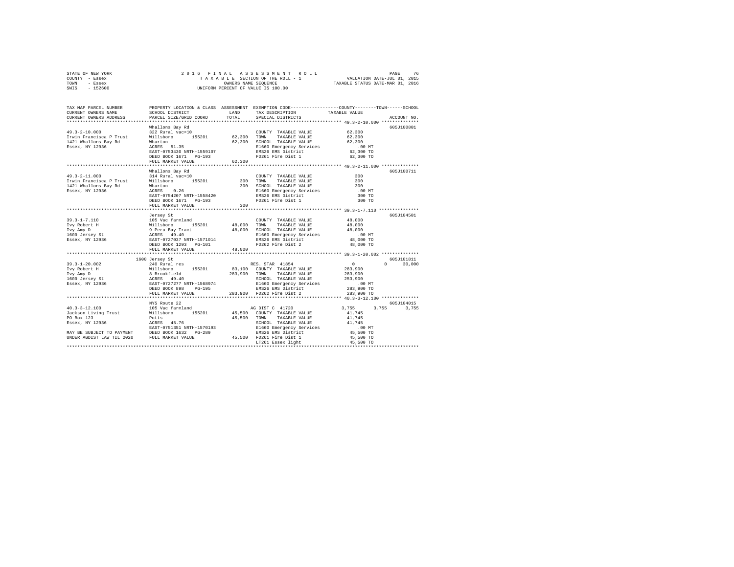STATE OF NEW YORK
COUNTY - Essex
TOWN - Essex
SWIS - 152600

2016 FINAL ASSESSMENT ROLL
TAXABLE SECTION OF THE ROLL - 1
OWNERS NAME SEQUENCE
UNIFORM PERCENT OF VALUE IS 100.00

VALUATION DATE-JUL 01, 2015
TAXABLE STATUS DATE-MAR 01, 2016

```
TAX MAP PARCEL NUMBER     PROPERTY LOCATION & CLASS  ASSESSMENT  EXEMPTION CODE-----------------COUNTY--------TOWN------SCHOOL
CURRENT OWNERS NAME       SCHOOL DISTRICT               LAND      TAX DESCRIPTION            TAXABLE VALUE
CURRENT OWNERS ADDRESS    PARCEL SIZE/GRID COORD        TOTAL     SPECIAL DISTRICTS                                  ACCOUNT NO.
******************************************************************************************** 49.3-2-10.000 **************
                          Whallons Bay Rd                                                                         605J100801
49.3-2-10.000             322 Rural vac>10                        COUNTY  TAXABLE VALUE          62,300
Irwin Francisca P Trust   Willsboro      155201       62,300     TOWN    TAXABLE VALUE          62,300
1421 Whallons Bay Rd      Wharton                      62,300     SCHOOL  TAXABLE VALUE          62,300
Essex, NY 12936           ACRES   51.35                           E1660 Emergency Services         .00 MT
                          EAST-0753430 NRTH-1559107               EMS26 EMS District             62,300 TO
                          DEED BOOK 1671   PG-193                 FD261 Fire Dist 1              62,300 TO
                          FULL MARKET VALUE            62,300
******************************************************************************************** 49.3-2-11.000 **************
                          Whallons Bay Rd                                                                         605J100711
49.3-2-11.000             314 Rural vac<10                        COUNTY  TAXABLE VALUE             300
Irwin Francisca P Trust   Willsboro      155201          300     TOWN    TAXABLE VALUE             300
1421 Whallons Bay Rd      Wharton                         300     SCHOOL  TAXABLE VALUE             300
Essex, NY 12936           ACRES    0.26                           E1660 Emergency Services         .00 MT
                          EAST-0754207 NRTH-1558420               EMS26 EMS District                300 TO
                          DEED BOOK 1671   PG-193                 FD261 Fire Dist 1                 300 TO
                          FULL MARKET VALUE               300
******************************************************************************************** 39.3-1-7.110 ***************
                          Jersey St                                                                               605J104501
39.3-1-7.110              105 Vac farmland                        COUNTY  TAXABLE VALUE          48,000
Ivy Robert H              Willsboro      155201       48,000     TOWN    TAXABLE VALUE          48,000
Ivy Amy D                 9 Peru Bay Tract             48,000     SCHOOL  TAXABLE VALUE          48,000
1600 Jersey St            ACRES   49.40                           E1660 Emergency Services         .00 MT
Essex, NY 12936           EAST-0727037 NRTH-1571014               EMS26 EMS District             48,000 TO
                          DEED BOOK 1293   PG-101                 FD262 Fire Dist 2              48,000 TO
                          FULL MARKET VALUE            48,000
******************************************************************************************** 39.3-1-20.002 **************
                     1600 Jersey St                                                                               605J101811
39.3-1-20.002             240 Rural res                           RES. STAR 41854                     0          0     30,000
Ivy Robert H              Willsboro      155201       83,100     COUNTY  TAXABLE VALUE         283,900
Ivy Amy D                 8 Brookfield                283,900     TOWN    TAXABLE VALUE         283,900
1600 Jersey St            ACRES   49.40                           SCHOOL  TAXABLE VALUE         253,900
Essex, NY 12936           EAST-0727277 NRTH-1568974               E1660 Emergency Services         .00 MT
                          DEED BOOK 898    PG-195                 EMS26 EMS District            283,900 TO
                          FULL MARKET VALUE           283,900     FD262 Fire Dist 2             283,900 TO
******************************************************************************************** 40.3-3-12.100 **************
                          NYS Route 22                                                                            605J104015
40.3-3-12.100             105 Vac farmland                        AG DIST C 41720                 3,755      3,755      3,755
Jackson Living Trust      Willsboro      155201       45,500     COUNTY  TAXABLE VALUE          41,745
PO Box 123                Potts                        45,500     TOWN    TAXABLE VALUE          41,745
Essex, NY 12936           ACRES   45.76                           SCHOOL  TAXABLE VALUE          41,745
                          EAST-0751351 NRTH-1570193               E1660 Emergency Services         .00 MT
MAY BE SUBJECT TO PAYMENT DEED BOOK 1632   PG-289                 EMS26 EMS District             45,500 TO
UNDER AGDIST LAW TIL 2020 FULL MARKET VALUE            45,500     FD261 Fire Dist 1              45,500 TO
                                                                  LT261 Essex light              45,500 TO
*************************************************************************************************************************
```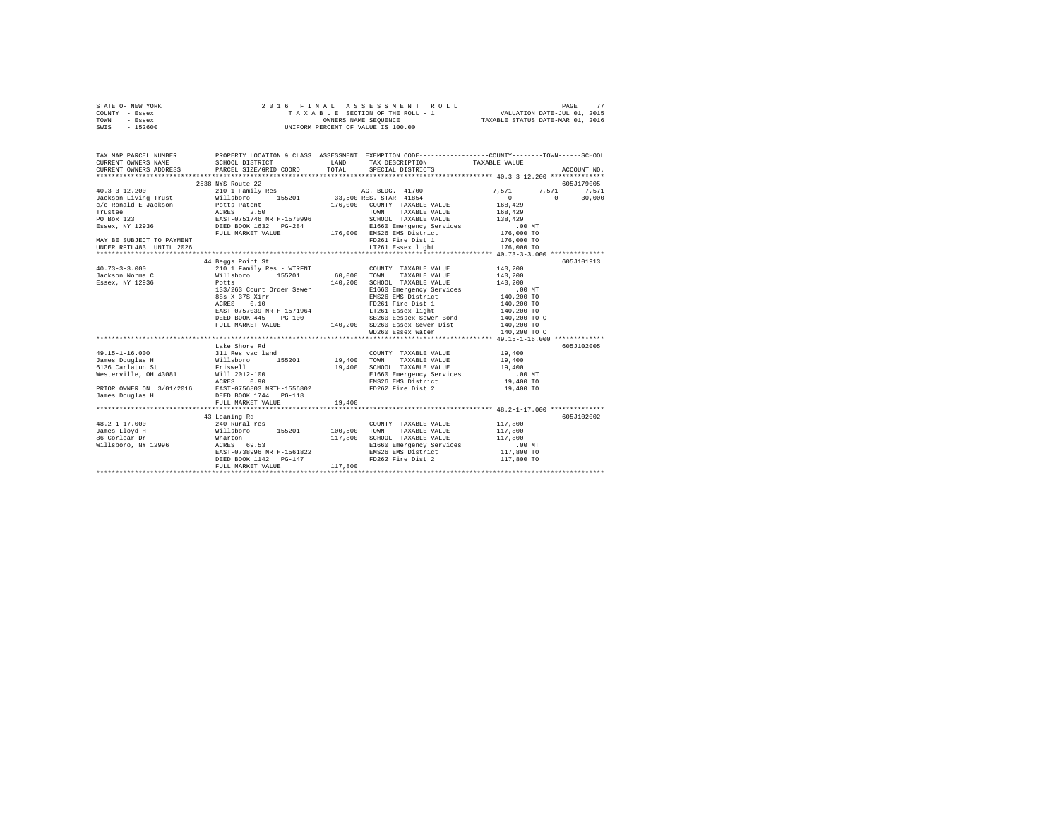STATE OF NEW YORK
COUNTY - Essex
TOWN - Essex
SWIS - 152600

2016 FINAL ASSESSMENT ROLL
TAXABLE SECTION OF THE ROLL - 1
OWNERS NAME SEQUENCE
UNIFORM PERCENT OF VALUE IS 100.00

VALUATION DATE-JUL 01, 2015
TAXABLE STATUS DATE-MAR 01, 2016

```
TAX MAP PARCEL NUMBER          PROPERTY LOCATION & CLASS  ASSESSMENT  EXEMPTION CODE-----------------COUNTY--------TOWN------SCHOOL
CURRENT OWNERS NAME            SCHOOL DISTRICT              LAND      TAX DESCRIPTION              TAXABLE VALUE
CURRENT OWNERS ADDRESS         PARCEL SIZE/GRID COORD       TOTAL     SPECIAL DISTRICTS                                      ACCOUNT NO.
************************************************************************************************************ 40.3-3-12.200 **************
                               2538 NYS Route 22                                                                              605J179005
40.3-3-12.200                  210 1 Family Res                      AG. BLDG. 41700                7,571       7,571       7,571
Jackson Living Trust           Willsboro      155201       33,500 RES. STAR 41854                      0           0      30,000
c/o Ronald E Jackson           Potts Patent               176,000    COUNTY  TAXABLE VALUE           168,429
Trustee                        ACRES    2.50                         TOWN    TAXABLE VALUE           168,429
PO Box 123                     EAST-0751746 NRTH-1570996             SCHOOL  TAXABLE VALUE           138,429
Essex, NY 12936                DEED BOOK 1632   PG-284               E1660 Emergency Services            .00 MT
                               FULL MARKET VALUE          176,000    EMS26 EMS District              176,000 TO
MAY BE SUBJECT TO PAYMENT                                            FD261 Fire Dist 1               176,000 TO
UNDER RPTL483  UNTIL 2026                                            LT261 Essex light               176,000 TO
************************************************************************************************************ 40.73-3-3.000 **************
                               44 Beggs Point St                                                                              605J101913
40.73-3-3.000                  210 1 Family Res - WTRFNT             COUNTY  TAXABLE VALUE           140,200
Jackson Norma C                Willsboro      155201       60,000    TOWN    TAXABLE VALUE           140,200
Essex, NY 12936                Potts                      140,200    SCHOOL  TAXABLE VALUE           140,200
                               133/263 Court Order Sewer             E1660 Emergency Services            .00 MT
                               88s X 37S Xirr                        EMS26 EMS District              140,200 TO
                               ACRES    0.10                         FD261 Fire Dist 1               140,200 TO
                               EAST-0757039 NRTH-1571964             LT261 Essex light               140,200 TO
                               DEED BOOK 445    PG-100               SB260 Eessex Sewer Bond         140,200 TO C
                               FULL MARKET VALUE          140,200    SD260 Essex Sewer Dist          140,200 TO
                                                                     WD260 Essex water               140,200 TO C
************************************************************************************************************ 49.15-1-16.000 *************
                               Lake Shore Rd                                                                                  605J102005
49.15-1-16.000                 311 Res vac land                      COUNTY  TAXABLE VALUE            19,400
James Douglas H                Willsboro      155201       19,400    TOWN    TAXABLE VALUE            19,400
6136 Carlatun St               Friswell                    19,400    SCHOOL  TAXABLE VALUE            19,400
Westerville, OH 43081          Will 2012-100                         E1660 Emergency Services            .00 MT
                               ACRES    0.90                         EMS26 EMS District               19,400 TO
PRIOR OWNER ON 3/01/2016       EAST-0756803 NRTH-1556802             FD262 Fire Dist 2                19,400 TO
James Douglas H                DEED BOOK 1744   PG-118
                               FULL MARKET VALUE           19,400
************************************************************************************************************ 48.2-1-17.000 **************
                               43 Leaning Rd                                                                                  605J102002
48.2-1-17.000                  240 Rural res                         COUNTY  TAXABLE VALUE           117,800
James Lloyd H                  Willsboro      155201      100,500    TOWN    TAXABLE VALUE           117,800
86 Corlear Dr                  Wharton                    117,800    SCHOOL  TAXABLE VALUE           117,800
Willsboro, NY 12996            ACRES   69.53                         E1660 Emergency Services            .00 MT
                               EAST-0738996 NRTH-1561822             EMS26 EMS District              117,800 TO
                               DEED BOOK 1142   PG-147               FD262 Fire Dist 2               117,800 TO
                               FULL MARKET VALUE          117,800
****************************************************************************************************************************************
```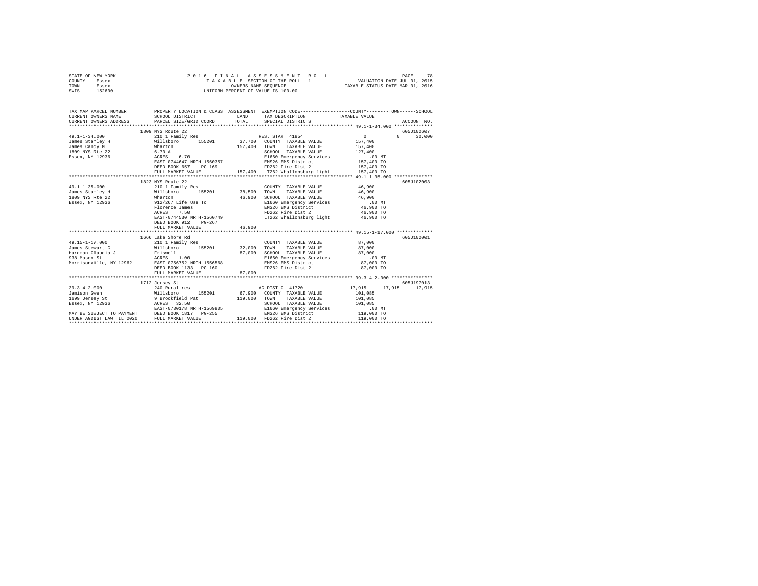STATE OF NEW YORK — 2016 FINAL ASSESSMENT ROLL
COUNTY - Essex — TAXABLE SECTION OF THE ROLL - 1 — VALUATION DATE-JUL 01, 2015
TOWN - Essex — OWNERS NAME SEQUENCE — TAXABLE STATUS DATE-MAR 01, 2016
SWIS - 152600 — UNIFORM PERCENT OF VALUE IS 100.00

```
TAX MAP PARCEL NUMBER          PROPERTY LOCATION & CLASS  ASSESSMENT  EXEMPTION CODE-----------------COUNTY--------TOWN------SCHOOL
CURRENT OWNERS NAME            SCHOOL DISTRICT               LAND      TAX DESCRIPTION            TAXABLE VALUE
CURRENT OWNERS ADDRESS         PARCEL SIZE/GRID COORD        TOTAL     SPECIAL DISTRICTS                                    ACCOUNT NO.
*********************************************************************************************** 49.1-1-34.000 **************
                               1809 NYS Route 22                                                                           605J102607
49.1-1-34.000                  210 1 Family Res                      RES. STAR  41854                  0            0       30,000
James Stanley H                Willsboro      155201        37,700   COUNTY  TAXABLE VALUE        157,400
James Candy M                  Wharton                     157,400   TOWN    TAXABLE VALUE        157,400
1809 NYS Rte 22                6.70 A                                SCHOOL  TAXABLE VALUE        127,400
Essex, NY 12936                ACRES    6.70                         E1660 Emergency Services          .00 MT
                               EAST-0744647 NRTH-1560357             EMS26 EMS District           157,400 TO
                               DEED BOOK 657    PG-169               FD262 Fire Dist 2            157,400 TO
                               FULL MARKET VALUE           157,400   LT262 Whallonsburg light     157,400 TO
*********************************************************************************************** 49.1-1-35.000 **************
                               1823 NYS Route 22                                                                           605J102003
49.1-1-35.000                  210 1 Family Res                      COUNTY  TAXABLE VALUE         46,900
James Stanley H                Willsboro      155201        38,500   TOWN    TAXABLE VALUE         46,900
1809 NYS Rte 22                Wharton                      46,900   SCHOOL  TAXABLE VALUE         46,900
Essex, NY 12936                912/267 Life Use To                   E1660 Emergency Services          .00 MT
                               Florence James                        EMS26 EMS District            46,900 TO
                               ACRES    7.50                         FD262 Fire Dist 2             46,900 TO
                               EAST-0744530 NRTH-1560749             LT262 Whallonsburg light      46,900 TO
                               DEED BOOK 912    PG-267
                               FULL MARKET VALUE            46,900
*********************************************************************************************** 49.15-1-17.000 *************
                               1666 Lake Shore Rd                                                                          605J102001
49.15-1-17.000                 210 1 Family Res                      COUNTY  TAXABLE VALUE         87,000
James Stewart G                Willsboro      155201        32,000   TOWN    TAXABLE VALUE         87,000
Hardman Claudia J              Friswell                     87,000   SCHOOL  TAXABLE VALUE         87,000
938 Mason St                   ACRES    1.00                         E1660 Emergency Services          .00 MT
Morrisonville, NY 12962        EAST-0756752 NRTH-1556568             EMS26 EMS District            87,000 TO
                               DEED BOOK 1133   PG-160               FD262 Fire Dist 2             87,000 TO
                               FULL MARKET VALUE            87,000
*********************************************************************************************** 39.3-4-2.000 ***************
                               1712 Jersey St                                                                              605J197013
39.3-4-2.000                   240 Rural res                         AG DIST C  41720              17,915       17,915      17,915
Jamison Gwen                   Willsboro      155201        67,900   COUNTY  TAXABLE VALUE        101,085
1699 Jersey St                 9 Brookfield Pat            119,000   TOWN    TAXABLE VALUE        101,085
Essex, NY 12936                ACRES   32.50                         SCHOOL  TAXABLE VALUE        101,085
                               EAST-0730178 NRTH-1569805             E1660 Emergency Services          .00 MT
MAY BE SUBJECT TO PAYMENT      DEED BOOK 1817   PG-255               EMS26 EMS District           119,000 TO
UNDER AGDIST LAW TIL 2020      FULL MARKET VALUE           119,000   FD262 Fire Dist 2            119,000 TO
****************************************************************************************************************************
```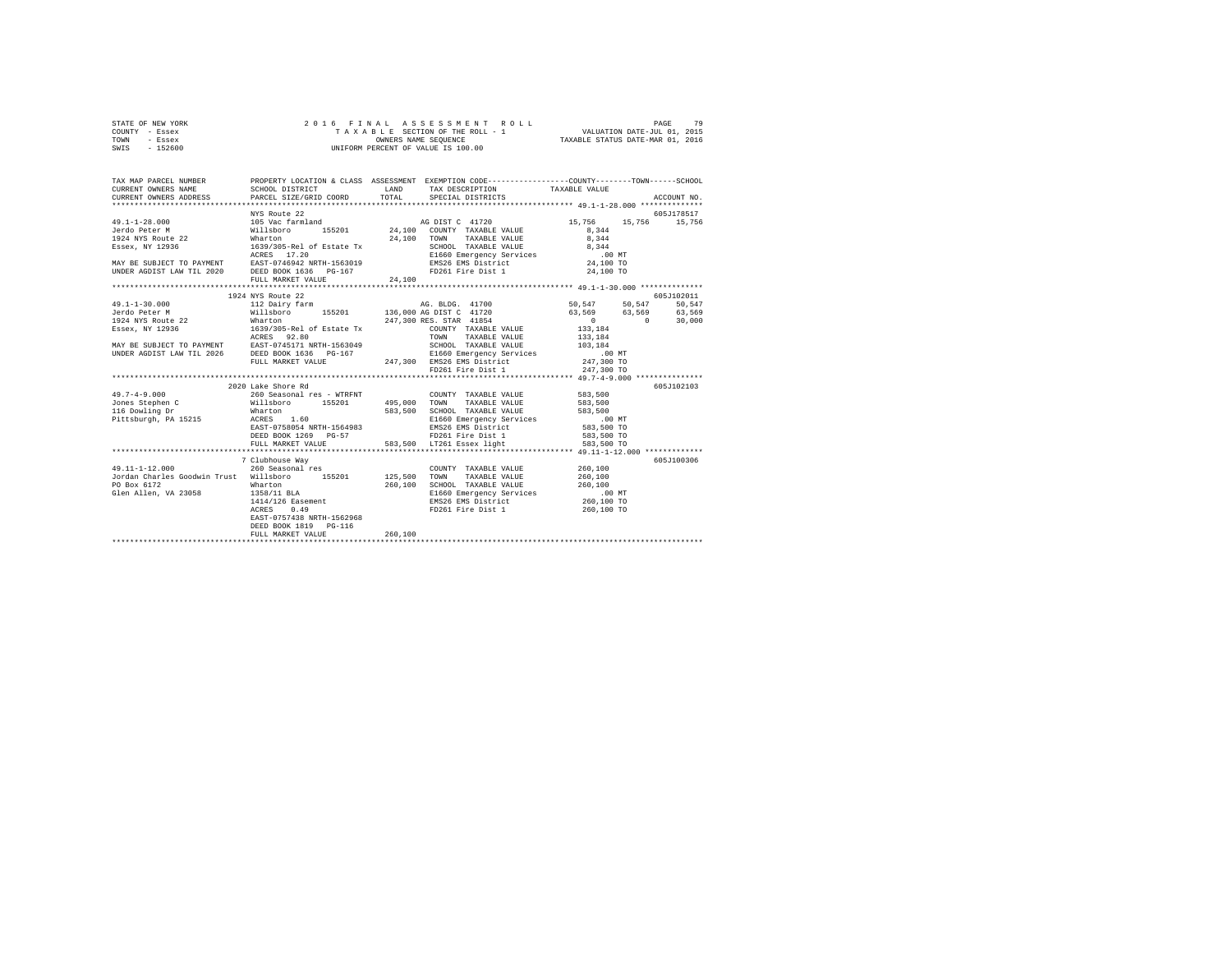STATE OF NEW YORK
COUNTY - Essex
TOWN - Essex
SWIS - 152600

2 0 1 6 F I N A L A S S E S S M E N T R O L L
T A X A B L E SECTION OF THE ROLL - 1
OWNERS NAME SEQUENCE
UNIFORM PERCENT OF VALUE IS 100.00

VALUATION DATE-JUL 01, 2015
TAXABLE STATUS DATE-MAR 01, 2016

```
TAX MAP PARCEL NUMBER          PROPERTY LOCATION & CLASS  ASSESSMENT  EXEMPTION CODE-----------------COUNTY--------TOWN------SCHOOL
CURRENT OWNERS NAME            SCHOOL DISTRICT               LAND      TAX DESCRIPTION            TAXABLE VALUE
CURRENT OWNERS ADDRESS         PARCEL SIZE/GRID COORD        TOTAL     SPECIAL DISTRICTS                                   ACCOUNT NO.
******************************************************************************************************* 49.1-1-28.000 **************
                               NYS Route 22                                                                            605J178517
49.1-1-28.000                  105 Vac farmland                         AG DIST C 41720          15,756    15,756    15,756
Jerdo Peter M                  Willsboro       155201         24,100    COUNTY  TAXABLE VALUE          8,344
1924 NYS Route 22              Wharton                        24,100    TOWN    TAXABLE VALUE          8,344
Essex, NY 12936                1639/305-Rel of Estate Tx                SCHOOL  TAXABLE VALUE          8,344
                               ACRES   17.20                            E1660 Emergency Services         .00 MT
MAY BE SUBJECT TO PAYMENT      EAST-0746942 NRTH-1563019                EMS26 EMS District            24,100 TO
UNDER AGDIST LAW TIL 2020      DEED BOOK 1636   PG-167                  FD261 Fire Dist 1             24,100 TO
                               FULL MARKET VALUE              24,100
******************************************************************************************************* 49.1-1-30.000 **************
                               1924 NYS Route 22                                                                       605J102011
49.1-1-30.000                  112 Dairy farm                           AG. BLDG. 41700          50,547    50,547    50,547
Jerdo Peter M                  Willsboro       155201        136,000 AG DIST C 41720             63,569    63,569    63,569
1924 NYS Route 22              Wharton                       247,300 RES. STAR 41854                  0         0    30,000
Essex, NY 12936                1639/305-Rel of Estate Tx                COUNTY  TAXABLE VALUE        133,184
                               ACRES   92.80                            TOWN    TAXABLE VALUE        133,184
MAY BE SUBJECT TO PAYMENT      EAST-0745171 NRTH-1563049                SCHOOL  TAXABLE VALUE        103,184
UNDER AGDIST LAW TIL 2026      DEED BOOK 1636   PG-167                  E1660 Emergency Services         .00 MT
                               FULL MARKET VALUE             247,300    EMS26 EMS District           247,300 TO
                                                                        FD261 Fire Dist 1            247,300 TO
******************************************************************************************************* 49.7-4-9.000 ***************
                               2020 Lake Shore Rd                                                                      605J102103
49.7-4-9.000                   260 Seasonal res - WTRFNT                COUNTY  TAXABLE VALUE        583,500
Jones Stephen C                Willsboro       155201        495,000    TOWN    TAXABLE VALUE        583,500
116 Dowling Dr                 Wharton                       583,500    SCHOOL  TAXABLE VALUE        583,500
Pittsburgh, PA 15215           ACRES    1.60                            E1660 Emergency Services         .00 MT
                               EAST-0758054 NRTH-1564983                EMS26 EMS District           583,500 TO
                               DEED BOOK 1269   PG-57                   FD261 Fire Dist 1            583,500 TO
                               FULL MARKET VALUE             583,500    LT261 Essex light            583,500 TO
******************************************************************************************************* 49.11-1-12.000 *************
                               7 Clubhouse Way                                                                         605J100306
49.11-1-12.000                 260 Seasonal res                         COUNTY  TAXABLE VALUE        260,100
Jordan Charles Goodwin Trust   Willsboro       155201        125,500    TOWN    TAXABLE VALUE        260,100
PO Box 6172                    Wharton                       260,100    SCHOOL  TAXABLE VALUE        260,100
Glen Allen, VA 23058           1358/11 BLA                              E1660 Emergency Services         .00 MT
                               1414/126 Easement                        EMS26 EMS District           260,100 TO
                               ACRES    0.49                            FD261 Fire Dist 1            260,100 TO
                               EAST-0757438 NRTH-1562968
                               DEED BOOK 1819   PG-116
                               FULL MARKET VALUE             260,100
************************************************************************************************************************************
```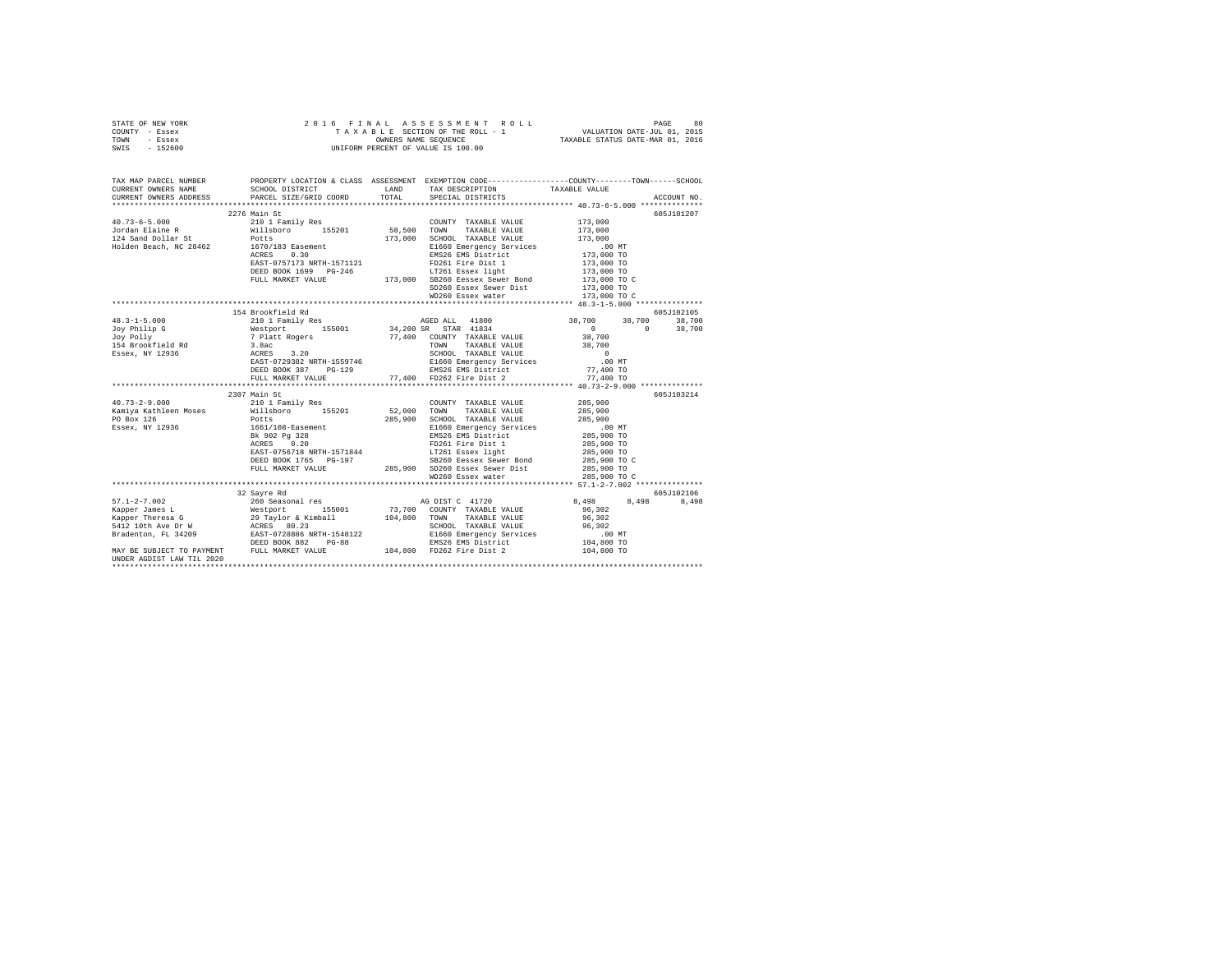STATE OF NEW YORK
COUNTY - Essex
TOWN - Essex
SWIS - 152600

2 0 1 6 F I N A L A S S E S S M E N T R O L L
T A X A B L E SECTION OF THE ROLL - 1
OWNERS NAME SEQUENCE
UNIFORM PERCENT OF VALUE IS 100.00

VALUATION DATE-JUL 01, 2015
TAXABLE STATUS DATE-MAR 01, 2016

```
TAX MAP PARCEL NUMBER          PROPERTY LOCATION & CLASS  ASSESSMENT  EXEMPTION CODE-----------------COUNTY--------TOWN------SCHOOL
CURRENT OWNERS NAME            SCHOOL DISTRICT            LAND        TAX DESCRIPTION            TAXABLE VALUE
CURRENT OWNERS ADDRESS         PARCEL SIZE/GRID COORD     TOTAL       SPECIAL DISTRICTS                                     ACCOUNT NO.
******************************************************************************************************* 40.73-6-5.000 **************
                          2276 Main St                                                                                  605J101207
40.73-6-5.000             210 1 Family Res                       COUNTY  TAXABLE VALUE           173,000
Jordan Elaine R           Willsboro      155201       58,500     TOWN    TAXABLE VALUE           173,000
124 Sand Dollar St        Potts                      173,000     SCHOOL  TAXABLE VALUE           173,000
Holden Beach, NC 28462    1670/183 Easement                      E1660 Emergency Services            .00 MT
                          ACRES    0.30                          EMS26 EMS District              173,000 TO
                          EAST-0757173 NRTH-1571121              FD261 Fire Dist 1               173,000 TO
                          DEED BOOK 1699   PG-246                LT261 Essex light               173,000 TO
                          FULL MARKET VALUE          173,000     SB260 Eessex Sewer Bond         173,000 TO C
                                                                 SD260 Essex Sewer Dist          173,000 TO
                                                                 WD260 Essex water               173,000 TO C
******************************************************************************************************* 48.3-1-5.000 ***************
                          154 Brookfield Rd                                                                             605J102105
48.3-1-5.000              210 1 Family Res                       AGED ALL  41800                  38,700     38,700     38,700
Joy Philip G              Westport       155001       34,200 SR  STAR  41834                          0          0      38,700
Joy Polly                 7 Platt Rogers              77,400     COUNTY  TAXABLE VALUE            38,700
154 Brookfield Rd         3.8ac                                  TOWN    TAXABLE VALUE            38,700
Essex, NY 12936           ACRES    3.20                          SCHOOL  TAXABLE VALUE                 0
                          EAST-0729382 NRTH-1559746              E1660 Emergency Services            .00 MT
                          DEED BOOK 387    PG-129                EMS26 EMS District               77,400 TO
                          FULL MARKET VALUE           77,400     FD262 Fire Dist 2                77,400 TO
******************************************************************************************************* 40.73-2-9.000 **************
                          2307 Main St                                                                                  605J103214
40.73-2-9.000             210 1 Family Res                       COUNTY  TAXABLE VALUE           285,900
Kamiya Kathleen Moses     Willsboro      155201       52,000     TOWN    TAXABLE VALUE           285,900
PO Box 126                Potts                      285,900     SCHOOL  TAXABLE VALUE           285,900
Essex, NY 12936           1661/108-Easement                      E1660 Emergency Services            .00 MT
                          Bk 902 Pg 328                          EMS26 EMS District              285,900 TO
                          ACRES    0.20                          FD261 Fire Dist 1               285,900 TO
                          EAST-0756718 NRTH-1571844              LT261 Essex light               285,900 TO
                          DEED BOOK 1765   PG-197                SB260 Eessex Sewer Bond         285,900 TO C
                          FULL MARKET VALUE          285,900     SD260 Essex Sewer Dist          285,900 TO
                                                                 WD260 Essex water               285,900 TO C
******************************************************************************************************* 57.1-2-7.002 ***************
                          32 Sayre Rd                                                                                   605J102106
57.1-2-7.002              260 Seasonal res                       AG DIST C 41720                   8,498      8,498      8,498
Kapper James L            Westport       155001       73,700     COUNTY  TAXABLE VALUE            96,302
Kapper Theresa G          29 Taylor & Kimball        104,800     TOWN    TAXABLE VALUE            96,302
5412 10th Ave Dr W        ACRES   80.23                          SCHOOL  TAXABLE VALUE            96,302
Bradenton, FL 34209       EAST-0728886 NRTH-1548122              E1660 Emergency Services            .00 MT
                          DEED BOOK 882    PG-88                 EMS26 EMS District              104,800 TO
MAY BE SUBJECT TO PAYMENT FULL MARKET VALUE          104,800     FD262 Fire Dist 2               104,800 TO
UNDER AGDIST LAW TIL 2020
************************************************************************************************************************************
```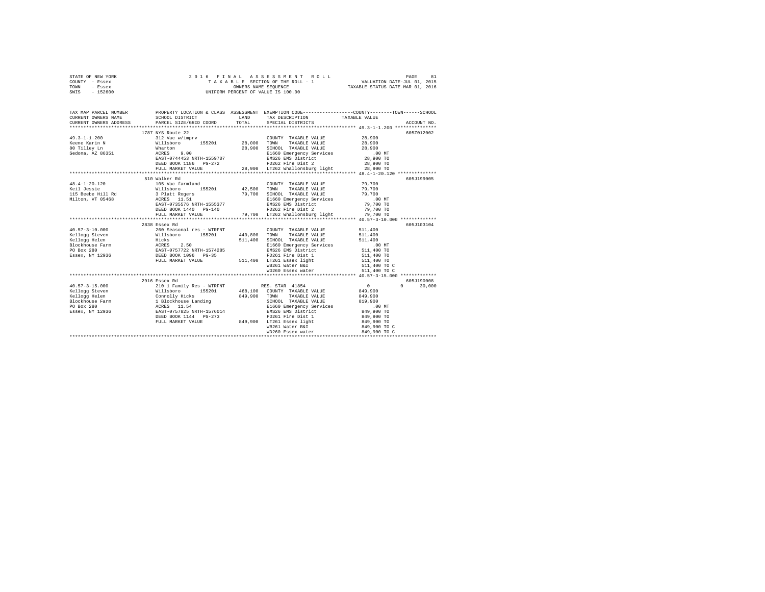```
STATE OF NEW YORK              2 0 1 6  F I N A L  A S S E S S M E N T  R O L L                    PAGE    81
COUNTY  - Essex                  T A X A B L E  SECTION OF THE ROLL - 1              VALUATION DATE-JUL 01, 2015
TOWN    - Essex                            OWNERS NAME SEQUENCE                    TAXABLE STATUS DATE-MAR 01, 2016
SWIS    - 152600                     UNIFORM PERCENT OF VALUE IS 100.00

TAX MAP PARCEL NUMBER          PROPERTY LOCATION & CLASS  ASSESSMENT  EXEMPTION CODE------------------COUNTY--------TOWN------SCHOOL
CURRENT OWNERS NAME            SCHOOL DISTRICT              LAND      TAX DESCRIPTION              TAXABLE VALUE
CURRENT OWNERS ADDRESS         PARCEL SIZE/GRID COORD       TOTAL     SPECIAL DISTRICTS                                    ACCOUNT NO.
******************************************************************************************************* 49.3-1-1.200 ***************
                           1787 NYS Route 22                                                                            605Z012002
49.3-1-1.200               312 Vac w/imprv                        COUNTY  TAXABLE VALUE            28,900
Keene Karin N              Willsboro      155201        28,000    TOWN    TAXABLE VALUE            28,900
80 Tilley Ln               Wharton                      28,900    SCHOOL  TAXABLE VALUE            28,900
Sedona, AZ 86351           ACRES    9.00                          E1660 Emergency Services            .00 MT
                           EAST-0744453 NRTH-1559707              EMS26 EMS District               28,900 TO
                           DEED BOOK 1186   PG-272                FD262 Fire Dist 2                28,900 TO
                           FULL MARKET VALUE            28,900    LT262 Whallonsburg light         28,900 TO
******************************************************************************************************* 48.4-1-20.120 **************
                           510 Walker Rd                                                                                605J199005
48.4-1-20.120              105 Vac farmland                       COUNTY  TAXABLE VALUE            79,700
Keil Jessie                Willsboro      155201        42,500    TOWN    TAXABLE VALUE            79,700
115 Beebe Hill Rd          3 Platt Rogers               79,700    SCHOOL  TAXABLE VALUE            79,700
Milton, VT 05468           ACRES   11.51                          E1660 Emergency Services            .00 MT
                           EAST-0735576 NRTH-1555377              EMS26 EMS District               79,700 TO
                           DEED BOOK 1440   PG-140                FD262 Fire Dist 2                79,700 TO
                           FULL MARKET VALUE            79,700    LT262 Whallonsburg light         79,700 TO
******************************************************************************************************* 40.57-3-10.000 *************
                           2838 Essex Rd                                                                                605J103104
40.57-3-10.000             260 Seasonal res - WTRFNT              COUNTY  TAXABLE VALUE           511,400
Kellogg Steven             Willsboro      155201       440,800    TOWN    TAXABLE VALUE           511,400
Kellogg Helen              Hicks                       511,400    SCHOOL  TAXABLE VALUE           511,400
Blockhouse Farm            ACRES    2.50                          E1660 Emergency Services            .00 MT
PO Box 280                 EAST-0757722 NRTH-1574285              EMS26 EMS District              511,400 TO
Essex, NY 12936            DEED BOOK 1096   PG-35                 FD261 Fire Dist 1               511,400 TO
                           FULL MARKET VALUE           511,400    LT261 Essex light               511,400 TO
                                                                  WB261 Water B&I                 511,400 TO C
                                                                  WD260 Essex water               511,400 TO C
******************************************************************************************************* 40.57-3-15.000 *************
                           2916 Essex Rd                                                                                605J190008
40.57-3-15.000             210 1 Family Res - WTRFNT              RES. STAR  41854                      0            0      30,000
Kellogg Steven             Willsboro      155201       468,100    COUNTY  TAXABLE VALUE           849,900
Kellogg Helen              Connolly Hicks              849,900    TOWN    TAXABLE VALUE           849,900
Blockhouse Farm            1 Blockhouse Landing                   SCHOOL  TAXABLE VALUE           819,900
PO Box 280                 ACRES   11.54                          E1660 Emergency Services            .00 MT
Essex, NY 12936            EAST-0757825 NRTH-1576014              EMS26 EMS District              849,900 TO
                           DEED BOOK 1144   PG-273                FD261 Fire Dist 1               849,900 TO
                           FULL MARKET VALUE           849,900    LT261 Essex light               849,900 TO
                                                                  WB261 Water B&I                 849,900 TO C
                                                                  WD260 Essex water               849,900 TO C
************************************************************************************************************************************
```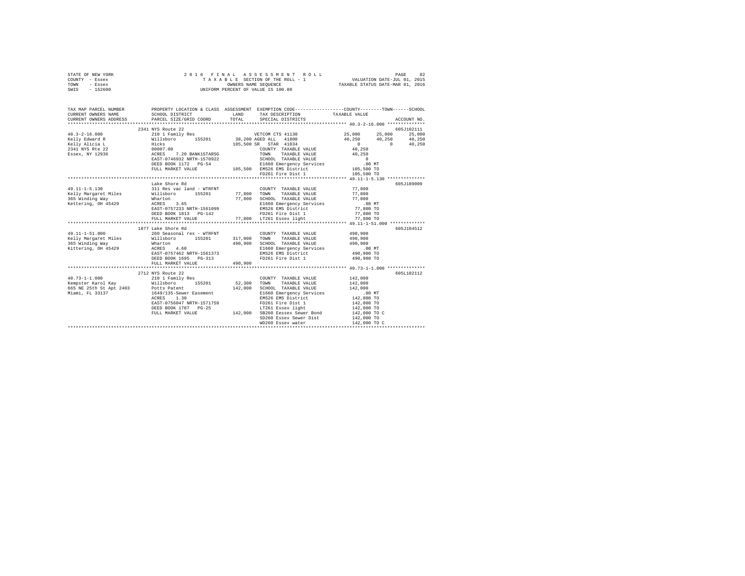STATE OF NEW YORK                    2 0 1 6   F I N A L   A S S E S S M E N T   R O L L
COUNTY - Essex                       T A X A B L E  SECTION OF THE ROLL - 1          VALUATION DATE-JUL 01, 2015
TOWN   - Essex                       OWNERS NAME SEQUENCE                   TAXABLE STATUS DATE-MAR 01, 2016
SWIS   - 152600                      UNIFORM PERCENT OF VALUE IS 100.00

| TAX MAP PARCEL NUMBER / CURRENT OWNERS NAME / CURRENT OWNERS ADDRESS | PROPERTY LOCATION & CLASS / SCHOOL DISTRICT / PARCEL SIZE/GRID COORD | ASSESSMENT LAND / TOTAL | EXEMPTION CODE / TAX DESCRIPTION / SPECIAL DISTRICTS | COUNTY | TOWN | SCHOOL / ACCOUNT NO. |
|---|---|---|---|---|---|---|
| **40.3-2-16.000** | 2341 NYS Route 22 | | | | | 605J102111 |
| 40.3-2-16.000 | 210 1 Family Res | | VETCOM CTS 41130 | 25,000 | 25,000 | 25,000 |
| Kelly Edward R | Willsboro 155201 | 38,200 | AGED ALL 41800 | 40,250 | 40,250 | 40,250 |
| Kelly Alicia L | Hicks | 105,500 | SR STAR 41834 | 0 | 0 | 40,250 |
| 2341 NYS Rte 22 | 00007.00 | | COUNTY TAXABLE VALUE | 40,250 | | |
| Essex, NY 12936 | ACRES 7.20 BANK1STARSG | | TOWN TAXABLE VALUE | 40,250 | | |
| | EAST-0746932 NRTH-1570922 | | SCHOOL TAXABLE VALUE | 0 | | |
| | DEED BOOK 1172 PG-54 | | E1660 Emergency Services | .00 MT | | |
| | FULL MARKET VALUE | 105,500 | EMS26 EMS District | 105,500 TO | | |
| | | | FD261 Fire Dist 1 | 105,500 TO | | |
| **49.11-1-5.130** | Lake Shore Rd | | | | | 605J189009 |
| 49.11-1-5.130 | 311 Res vac land - WTRFNT | | COUNTY TAXABLE VALUE | 77,800 | | |
| Kelly Margaret Miles | Willsboro 155201 | 77,800 | TOWN TAXABLE VALUE | 77,800 | | |
| 365 Winding Way | Wharton | 77,800 | SCHOOL TAXABLE VALUE | 77,800 | | |
| Kettering, OH 45429 | ACRES 3.65 | | E1660 Emergency Services | .00 MT | | |
| | EAST-0757233 NRTH-1561099 | | EMS26 EMS District | 77,800 TO | | |
| | DEED BOOK 1813 PG-142 | | FD261 Fire Dist 1 | 77,800 TO | | |
| | FULL MARKET VALUE | 77,800 | LT261 Essex light | 77,800 TO | | |
| **49.11-1-51.000** | 1877 Lake Shore Rd | | | | | 605J104512 |
| 49.11-1-51.000 | 260 Seasonal res - WTRFNT | | COUNTY TAXABLE VALUE | 490,900 | | |
| Kelly Margaret Miles | Willsboro 155201 | 317,000 | TOWN TAXABLE VALUE | 490,900 | | |
| 365 Winding Way | Wharton | 490,900 | SCHOOL TAXABLE VALUE | 490,900 | | |
| Kittering, OH 45429 | ACRES 4.60 | | E1660 Emergency Services | .00 MT | | |
| | EAST-0757462 NRTH-1561373 | | EMS26 EMS District | 490,900 TO | | |
| | DEED BOOK 1695 PG-313 | | FD261 Fire Dist 1 | 490,900 TO | | |
| | FULL MARKET VALUE | 490,900 | | | | |
| **40.73-1-1.000** | 2712 NYS Route 22 | | | | | 605L102112 |
| 40.73-1-1.000 | 210 1 Family Res | | COUNTY TAXABLE VALUE | 142,000 | | |
| Kempster Karol Kay | Willsboro 155201 | 52,300 | TOWN TAXABLE VALUE | 142,000 | | |
| 665 NE 25th St Apt 2403 | Potts Patent | 142,000 | SCHOOL TAXABLE VALUE | 142,000 | | |
| Miami, FL 33137 | 1649/135-Sewer Easement | | E1660 Emergency Services | .00 MT | | |
| | ACRES 1.30 | | EMS26 EMS District | 142,000 TO | | |
| | EAST-0756047 NRTH-1571759 | | FD261 Fire Dist 1 | 142,000 TO | | |
| | DEED BOOK 1707 PG-25 | | LT261 Essex light | 142,000 TO | | |
| | FULL MARKET VALUE | 142,000 | SB260 Eessex Sewer Bond | 142,000 TO C | | |
| | | | SD260 Essex Sewer Dist | 142,000 TO | | |
| | | | WD260 Essex water | 142,000 TO C | | |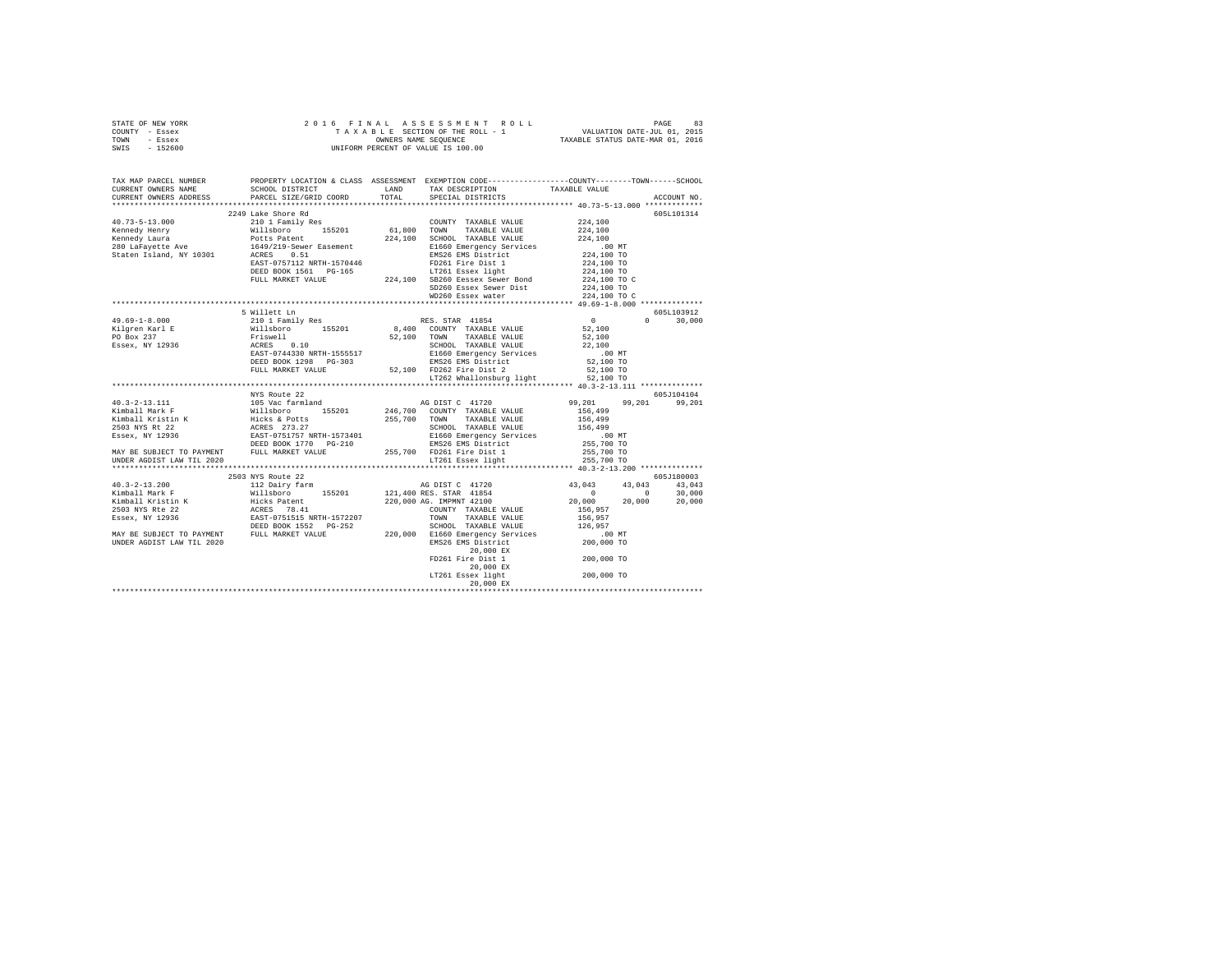STATE OF NEW YORK — 2016 FINAL ASSESSMENT ROLL
COUNTY - Essex — TAXABLE SECTION OF THE ROLL - 1 — VALUATION DATE-JUL 01, 2015
TOWN - Essex — OWNERS NAME SEQUENCE — TAXABLE STATUS DATE-MAR 01, 2016
SWIS - 152600 — UNIFORM PERCENT OF VALUE IS 100.00

| TAX MAP PARCEL NUMBER / CURRENT OWNERS NAME / CURRENT OWNERS ADDRESS | PROPERTY LOCATION & CLASS / SCHOOL DISTRICT / PARCEL SIZE/GRID COORD | ASSESSMENT LAND / TOTAL | EXEMPTION CODE / TAX DESCRIPTION / SPECIAL DISTRICTS | COUNTY | TOWN | SCHOOL / TAXABLE VALUE | ACCOUNT NO. |
|---|---|---|---|---|---|---|---|
| **40.73-5-13.000** | 2249 Lake Shore Rd | | | | | | 605L101314 |
| Kennedy Henry | 210 1 Family Res | | COUNTY TAXABLE VALUE | 224,100 | | | |
| Kennedy Laura | Willsboro 155201 | 61,800 | TOWN TAXABLE VALUE | 224,100 | | | |
| 280 LaFayette Ave | Potts Patent | 224,100 | SCHOOL TAXABLE VALUE | 224,100 | | | |
| Staten Island, NY 10301 | 1649/219-Sewer Easement | | E1660 Emergency Services | .00 MT | | | |
| | ACRES 0.51 | | EMS26 EMS District | 224,100 TO | | | |
| | EAST-0757112 NRTH-1570446 | | FD261 Fire Dist 1 | 224,100 TO | | | |
| | DEED BOOK 1561 PG-165 | | LT261 Essex light | 224,100 TO | | | |
| | FULL MARKET VALUE | 224,100 | SB260 Eessex Sewer Bond | 224,100 TO C | | | |
| | | | SD260 Essex Sewer Dist | 224,100 TO | | | |
| | | | WD260 Essex water | 224,100 TO C | | | |
| **49.69-1-8.000** | 5 Willett Ln | | | | | | 605L103912 |
| Kilgren Karl E | 210 1 Family Res | | RES. STAR 41854 | 0 | 0 | 30,000 | |
| PO Box 237 | Willsboro 155201 | 8,400 | COUNTY TAXABLE VALUE | 52,100 | | | |
| Essex, NY 12936 | Friswell | 52,100 | TOWN TAXABLE VALUE | 52,100 | | | |
| | ACRES 0.10 | | SCHOOL TAXABLE VALUE | 22,100 | | | |
| | EAST-0744330 NRTH-1555517 | | E1660 Emergency Services | .00 MT | | | |
| | DEED BOOK 1298 PG-303 | | EMS26 EMS District | 52,100 TO | | | |
| | FULL MARKET VALUE | 52,100 | FD262 Fire Dist 2 | 52,100 TO | | | |
| | | | LT262 Whallonsburg light | 52,100 TO | | | |
| **40.3-2-13.111** | NYS Route 22 | | | | | | 605J104104 |
| Kimball Mark F | 105 Vac farmland | | AG DIST C 41720 | 99,201 | 99,201 | 99,201 | |
| Kimball Kristin K | Willsboro 155201 | 246,700 | COUNTY TAXABLE VALUE | 156,499 | | | |
| 2503 NYS Rt 22 | Hicks & Potts | 255,700 | TOWN TAXABLE VALUE | 156,499 | | | |
| Essex, NY 12936 | ACRES 273.27 | | SCHOOL TAXABLE VALUE | 156,499 | | | |
| | EAST-0751757 NRTH-1573401 | | E1660 Emergency Services | .00 MT | | | |
| | DEED BOOK 1770 PG-210 | | EMS26 EMS District | 255,700 TO | | | |
| MAY BE SUBJECT TO PAYMENT | FULL MARKET VALUE | 255,700 | FD261 Fire Dist 1 | 255,700 TO | | | |
| UNDER AGDIST LAW TIL 2020 | | | LT261 Essex light | 255,700 TO | | | |
| **40.3-2-13.200** | 2503 NYS Route 22 | | | | | | 605J180003 |
| Kimball Mark F | 112 Dairy farm | | AG DIST C 41720 | 43,043 | 43,043 | 43,043 | |
| Kimball Kristin K | Willsboro 155201 | 121,400 | RES. STAR 41854 | 0 | 0 | 30,000 | |
| 2503 NYS Rte 22 | Hicks Patent | 220,000 | AG. IMPMNT 42100 | 20,000 | 20,000 | 20,000 | |
| Essex, NY 12936 | ACRES 78.41 | | COUNTY TAXABLE VALUE | 156,957 | | | |
| | EAST-0751515 NRTH-1572207 | | TOWN TAXABLE VALUE | 156,957 | | | |
| | DEED BOOK 1552 PG-252 | | SCHOOL TAXABLE VALUE | 126,957 | | | |
| MAY BE SUBJECT TO PAYMENT | FULL MARKET VALUE | 220,000 | E1660 Emergency Services | .00 MT | | | |
| UNDER AGDIST LAW TIL 2020 | | | EMS26 EMS District | 200,000 TO | | | |
| | | | 20,000 EX | | | | |
| | | | FD261 Fire Dist 1 | 200,000 TO | | | |
| | | | 20,000 EX | | | | |
| | | | LT261 Essex light | 200,000 TO | | | |
| | | | 20,000 EX | | | | |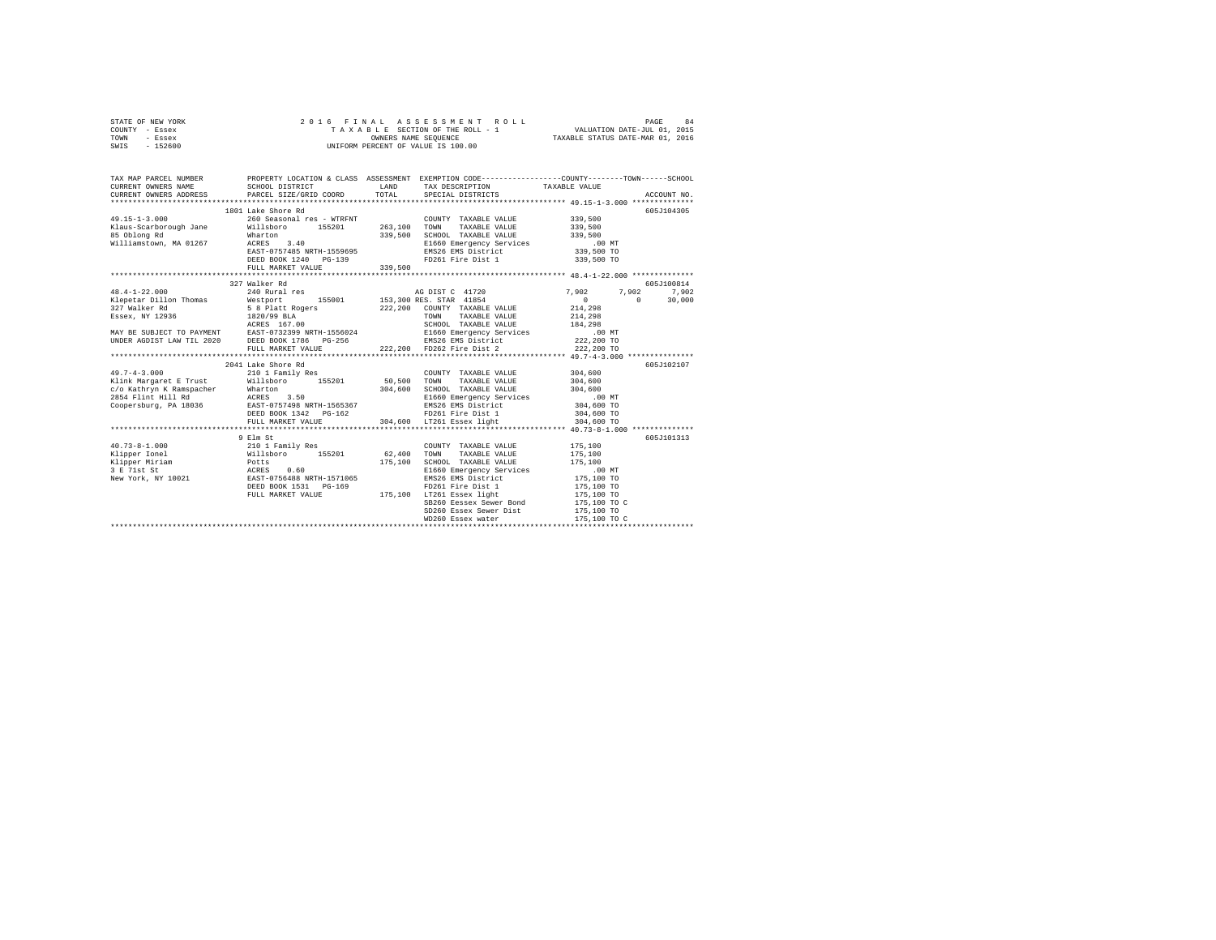STATE OF NEW YORK                    2 0 1 6   F I N A L   A S S E S S M E N T   R O L L                    PAGE    84
COUNTY  - Essex                          T A X A B L E SECTION OF THE ROLL - 1                    VALUATION DATE-JUL 01, 2015
TOWN    - Essex                               OWNERS NAME SEQUENCE                        TAXABLE STATUS DATE-MAR 01, 2016
SWIS    - 152600                        UNIFORM PERCENT OF VALUE IS 100.00

```
TAX MAP PARCEL NUMBER          PROPERTY LOCATION & CLASS  ASSESSMENT  EXEMPTION CODE-----------------COUNTY--------TOWN------SCHOOL
CURRENT OWNERS NAME            SCHOOL DISTRICT             LAND       TAX DESCRIPTION           TAXABLE VALUE
CURRENT OWNERS ADDRESS         PARCEL SIZE/GRID COORD      TOTAL      SPECIAL DISTRICTS                                   ACCOUNT NO.
*************************************************************************************************** 49.15-1-3.000 **************
                        1801 Lake Shore Rd                                                                           605J104305
49.15-1-3.000                  260 Seasonal res - WTRFNT             COUNTY  TAXABLE VALUE          339,500
Klaus-Scarborough Jane         Willsboro      155201      263,100    TOWN    TAXABLE VALUE          339,500
85 Oblong Rd                   Wharton                    339,500    SCHOOL  TAXABLE VALUE          339,500
Williamstown, MA 01267         ACRES    3.40                         E1660 Emergency Services           .00 MT
                               EAST-0757485 NRTH-1559695             EMS26 EMS District             339,500 TO
                               DEED BOOK 1240   PG-139               FD261 Fire Dist 1              339,500 TO
                               FULL MARKET VALUE          339,500
*************************************************************************************************** 48.4-1-22.000 **************
                        327 Walker Rd                                                                                605J100814
48.4-1-22.000                  240 Rural res                         AG DIST C 41720           7,902       7,902       7,902
Klepetar Dillon Thomas         Westport       155001      153,300 RES. STAR  41854                 0           0      30,000
327 Walker Rd                  5 8 Platt Rogers           222,200    COUNTY  TAXABLE VALUE          214,298
Essex, NY 12936                1820/99 BLA                           TOWN    TAXABLE VALUE          214,298
                               ACRES  167.00                         SCHOOL  TAXABLE VALUE          184,298
MAY BE SUBJECT TO PAYMENT      EAST-0732399 NRTH-1556024             E1660 Emergency Services           .00 MT
UNDER AGDIST LAW TIL 2020      DEED BOOK 1786   PG-256               EMS26 EMS District             222,200 TO
                               FULL MARKET VALUE          222,200    FD262 Fire Dist 2              222,200 TO
*************************************************************************************************** 49.7-4-3.000 ***************
                        2041 Lake Shore Rd                                                                           605J102107
49.7-4-3.000                   210 1 Family Res                      COUNTY  TAXABLE VALUE          304,600
Klink Margaret E Trust         Willsboro      155201       50,500    TOWN    TAXABLE VALUE          304,600
c/o Kathryn K Ramspacher       Wharton                    304,600    SCHOOL  TAXABLE VALUE          304,600
2854 Flint Hill Rd             ACRES    3.50                         E1660 Emergency Services           .00 MT
Coopersburg, PA 18036          EAST-0757498 NRTH-1565367             EMS26 EMS District             304,600 TO
                               DEED BOOK 1342   PG-162               FD261 Fire Dist 1              304,600 TO
                               FULL MARKET VALUE          304,600    LT261 Essex light              304,600 TO
*************************************************************************************************** 40.73-8-1.000 **************
                        9 Elm St                                                                                     605J101313
40.73-8-1.000                  210 1 Family Res                      COUNTY  TAXABLE VALUE          175,100
Klipper Ionel                  Willsboro      155201       62,400    TOWN    TAXABLE VALUE          175,100
Klipper Miriam                 Potts                      175,100    SCHOOL  TAXABLE VALUE          175,100
3 E 71st St                    ACRES    0.60                         E1660 Emergency Services           .00 MT
New York, NY 10021             EAST-0756488 NRTH-1571065             EMS26 EMS District             175,100 TO
                               DEED BOOK 1531   PG-169               FD261 Fire Dist 1              175,100 TO
                               FULL MARKET VALUE          175,100    LT261 Essex light              175,100 TO
                                                                     SB260 Eessex Sewer Bond        175,100 TO C
                                                                     SD260 Essex Sewer Dist         175,100 TO
                                                                     WD260 Essex water              175,100 TO C
********************************************************************************************************************************
```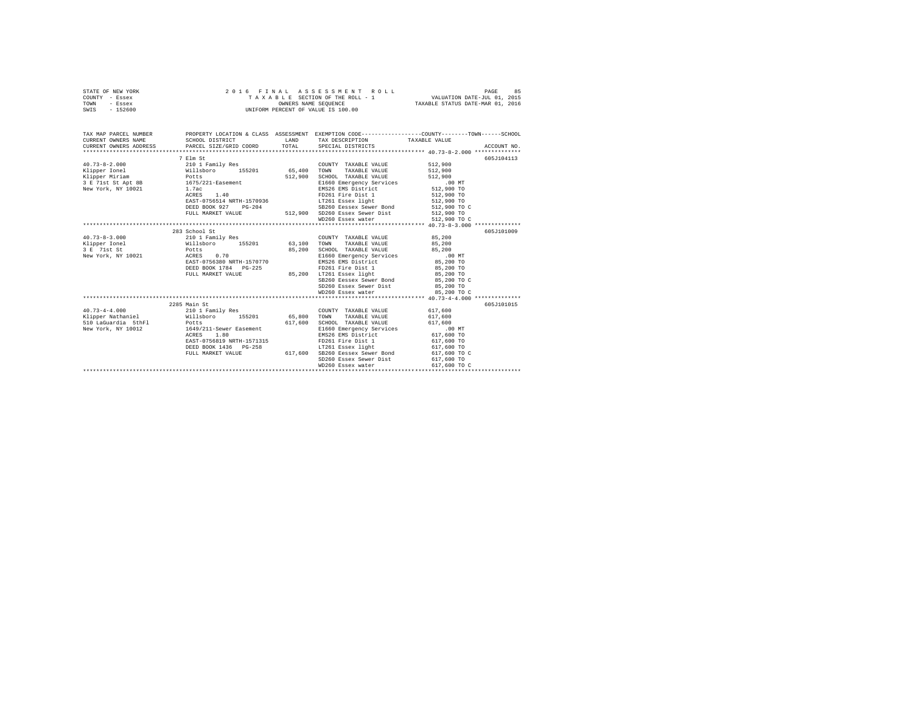STATE OF NEW YORK
COUNTY - Essex
TOWN - Essex
SWIS - 152600

2016 FINAL ASSESSMENT ROLL
TAXABLE SECTION OF THE ROLL - 1
OWNERS NAME SEQUENCE
UNIFORM PERCENT OF VALUE IS 100.00

VALUATION DATE-JUL 01, 2015
TAXABLE STATUS DATE-MAR 01, 2016

| TAX MAP PARCEL NUMBER / CURRENT OWNERS NAME / CURRENT OWNERS ADDRESS | PROPERTY LOCATION & CLASS / SCHOOL DISTRICT / PARCEL SIZE/GRID COORD | ASSESSMENT LAND / TOTAL | EXEMPTION CODE / TAX DESCRIPTION / SPECIAL DISTRICTS | TAXABLE VALUE (COUNTY / TOWN / SCHOOL) | ACCOUNT NO. |
|---|---|---|---|---|---|
| **40.73-8-2.000** | 7 Elm St | | | | 605J104113 |
| 40.73-8-2.000 | 210 1 Family Res | | COUNTY TAXABLE VALUE | 512,900 | |
| Klipper Ionel | Willsboro 155201 | 65,400 | TOWN TAXABLE VALUE | 512,900 | |
| Klipper Miriam | Potts | 512,900 | SCHOOL TAXABLE VALUE | 512,900 | |
| 3 E 71st St Apt 8B | 1675/221-Easement | | E1660 Emergency Services | .00 MT | |
| New York, NY 10021 | 1.7ac | | EMS26 EMS District | 512,900 TO | |
| | ACRES 1.40 | | FD261 Fire Dist 1 | 512,900 TO | |
| | EAST-0756514 NRTH-1570936 | | LT261 Essex light | 512,900 TO | |
| | DEED BOOK 927 PG-204 | | SB260 Eessex Sewer Bond | 512,900 TO C | |
| | FULL MARKET VALUE | 512,900 | SD260 Essex Sewer Dist | 512,900 TO | |
| | | | WD260 Essex water | 512,900 TO C | |
| **40.73-8-3.000** | 283 School St | | | | 605J101009 |
| 40.73-8-3.000 | 210 1 Family Res | | COUNTY TAXABLE VALUE | 85,200 | |
| Klipper Ionel | Willsboro 155201 | 63,100 | TOWN TAXABLE VALUE | 85,200 | |
| 3 E 71st St | Potts | 85,200 | SCHOOL TAXABLE VALUE | 85,200 | |
| New York, NY 10021 | ACRES 0.70 | | E1660 Emergency Services | .00 MT | |
| | EAST-0756380 NRTH-1570770 | | EMS26 EMS District | 85,200 TO | |
| | DEED BOOK 1784 PG-225 | | FD261 Fire Dist 1 | 85,200 TO | |
| | FULL MARKET VALUE | 85,200 | LT261 Essex light | 85,200 TO | |
| | | | SB260 Eessex Sewer Bond | 85,200 TO C | |
| | | | SD260 Essex Sewer Dist | 85,200 TO | |
| | | | WD260 Essex water | 85,200 TO C | |
| **40.73-4-4.000** | 2285 Main St | | | | 605J101015 |
| 40.73-4-4.000 | 210 1 Family Res | | COUNTY TAXABLE VALUE | 617,600 | |
| Klipper Nathaniel | Willsboro 155201 | 65,800 | TOWN TAXABLE VALUE | 617,600 | |
| 510 LaGuardia 5thFl | Potts | 617,600 | SCHOOL TAXABLE VALUE | 617,600 | |
| New York, NY 10012 | 1649/211-Sewer Easement | | E1660 Emergency Services | .00 MT | |
| | ACRES 1.80 | | EMS26 EMS District | 617,600 TO | |
| | EAST-0756819 NRTH-1571315 | | FD261 Fire Dist 1 | 617,600 TO | |
| | DEED BOOK 1436 PG-258 | | LT261 Essex light | 617,600 TO | |
| | FULL MARKET VALUE | 617,600 | SB260 Eessex Sewer Bond | 617,600 TO C | |
| | | | SD260 Essex Sewer Dist | 617,600 TO | |
| | | | WD260 Essex water | 617,600 TO C | |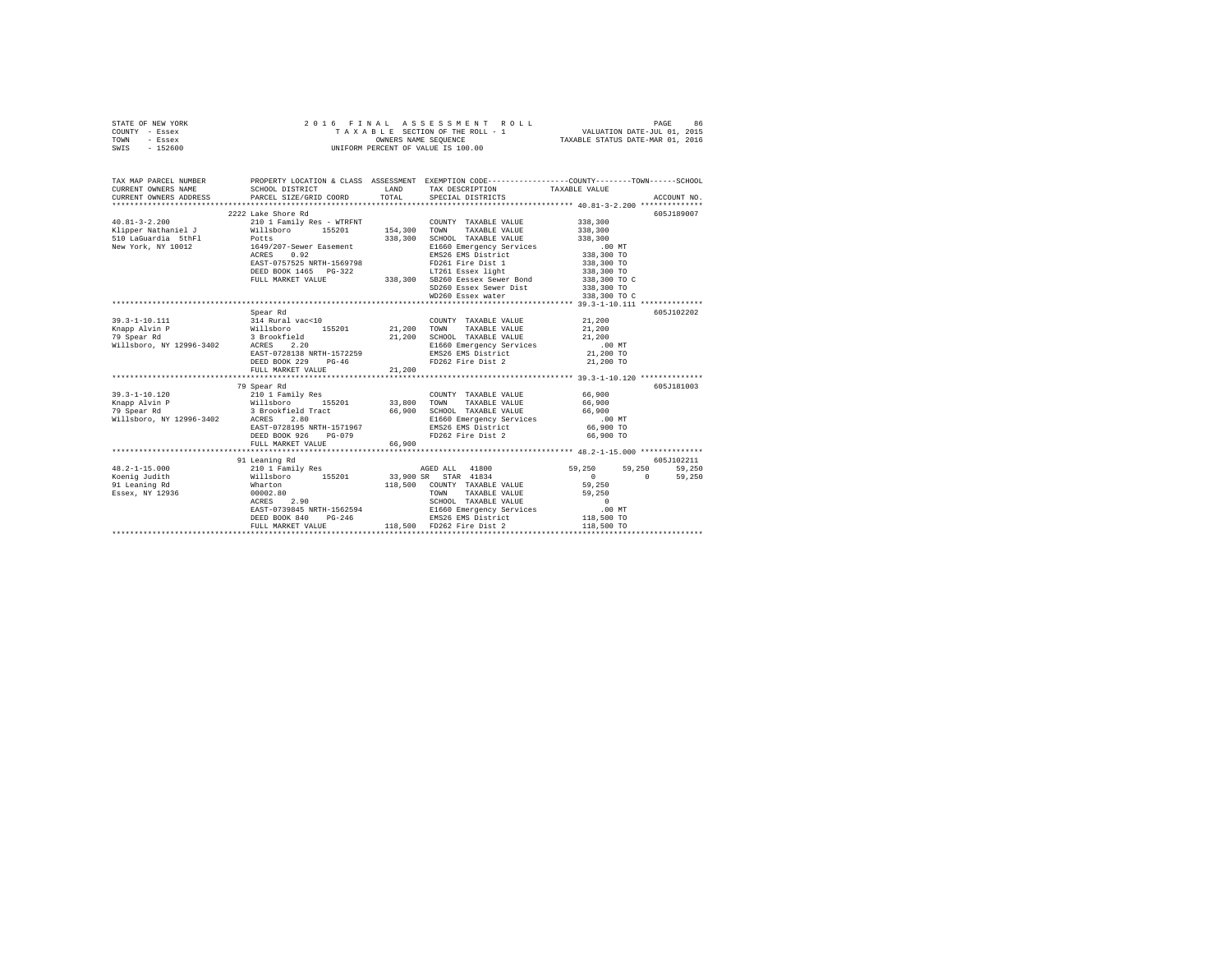STATE OF NEW YORK                    2 0 1 6   F I N A L   A S S E S S M E N T   R O L L                    PAGE    86
COUNTY  - Essex                           T A X A B L E  SECTION OF THE ROLL - 1              VALUATION DATE-JUL 01, 2015
TOWN    - Essex                                 OWNERS NAME SEQUENCE                     TAXABLE STATUS DATE-MAR 01, 2016
SWIS    - 152600                          UNIFORM PERCENT OF VALUE IS 100.00

```
TAX MAP PARCEL NUMBER          PROPERTY LOCATION & CLASS  ASSESSMENT  EXEMPTION CODE------------------COUNTY--------TOWN------SCHOOL
CURRENT OWNERS NAME            SCHOOL DISTRICT              LAND      TAX DESCRIPTION           TAXABLE VALUE
CURRENT OWNERS ADDRESS         PARCEL SIZE/GRID COORD       TOTAL     SPECIAL DISTRICTS                                   ACCOUNT NO.
******************************************************************************************************* 40.81-3-2.200 **************
                               2222 Lake Shore Rd                                                                          605J189007
40.81-3-2.200                  210 1 Family Res - WTRFNT              COUNTY  TAXABLE VALUE          338,300
Klipper Nathaniel J            Willsboro      155201       154,300    TOWN    TAXABLE VALUE          338,300
510 LaGuardia  5thFl           Potts                       338,300    SCHOOL  TAXABLE VALUE          338,300
New York, NY 10012             1649/207-Sewer Easement                E1660 Emergency Services           .00 MT
                               ACRES    0.92                          EMS26 EMS District             338,300 TO
                               EAST-0757525 NRTH-1569798              FD261 Fire Dist 1              338,300 TO
                               DEED BOOK 1465   PG-322                LT261 Essex light              338,300 TO
                               FULL MARKET VALUE           338,300    SB260 Eessex Sewer Bond        338,300 TO C
                                                                      SD260 Essex Sewer Dist         338,300 TO
                                                                      WD260 Essex water              338,300 TO C
******************************************************************************************************* 39.3-1-10.111 **************
                               Spear Rd                                                                                    605J102202
39.3-1-10.111                  314 Rural vac<10                       COUNTY  TAXABLE VALUE           21,200
Knapp Alvin P                  Willsboro      155201        21,200    TOWN    TAXABLE VALUE           21,200
79 Spear Rd                    3 Brookfield                 21,200    SCHOOL  TAXABLE VALUE           21,200
Willsboro, NY 12996-3402       ACRES    2.20                          E1660 Emergency Services           .00 MT
                               EAST-0728138 NRTH-1572259              EMS26 EMS District              21,200 TO
                               DEED BOOK 229    PG-46                 FD262 Fire Dist 2               21,200 TO
                               FULL MARKET VALUE            21,200
******************************************************************************************************* 39.3-1-10.120 **************
                               79 Spear Rd                                                                                 605J181003
39.3-1-10.120                  210 1 Family Res                       COUNTY  TAXABLE VALUE           66,900
Knapp Alvin P                  Willsboro      155201        33,800    TOWN    TAXABLE VALUE           66,900
79 Spear Rd                    3 Brookfield Tract           66,900    SCHOOL  TAXABLE VALUE           66,900
Willsboro, NY 12996-3402       ACRES    2.80                          E1660 Emergency Services           .00 MT
                               EAST-0728195 NRTH-1571967              EMS26 EMS District              66,900 TO
                               DEED BOOK 926    PG-079                FD262 Fire Dist 2               66,900 TO
                               FULL MARKET VALUE            66,900
******************************************************************************************************* 48.2-1-15.000 **************
                               91 Leaning Rd                                                                               605J102211
48.2-1-15.000                  210 1 Family Res                       AGED ALL   41800               59,250      59,250      59,250
Koenig Judith                  Willsboro      155201        33,900 SR  STAR  41834                    0           0      59,250
91 Leaning Rd                  Wharton                     118,500    COUNTY  TAXABLE VALUE           59,250
Essex, NY 12936                00002.80                               TOWN    TAXABLE VALUE           59,250
                               ACRES    2.90                          SCHOOL  TAXABLE VALUE                0
                               EAST-0739845 NRTH-1562594              E1660 Emergency Services           .00 MT
                               DEED BOOK 840    PG-246                EMS26 EMS District             118,500 TO
                               FULL MARKET VALUE           118,500    FD262 Fire Dist 2              118,500 TO
************************************************************************************************************************************
```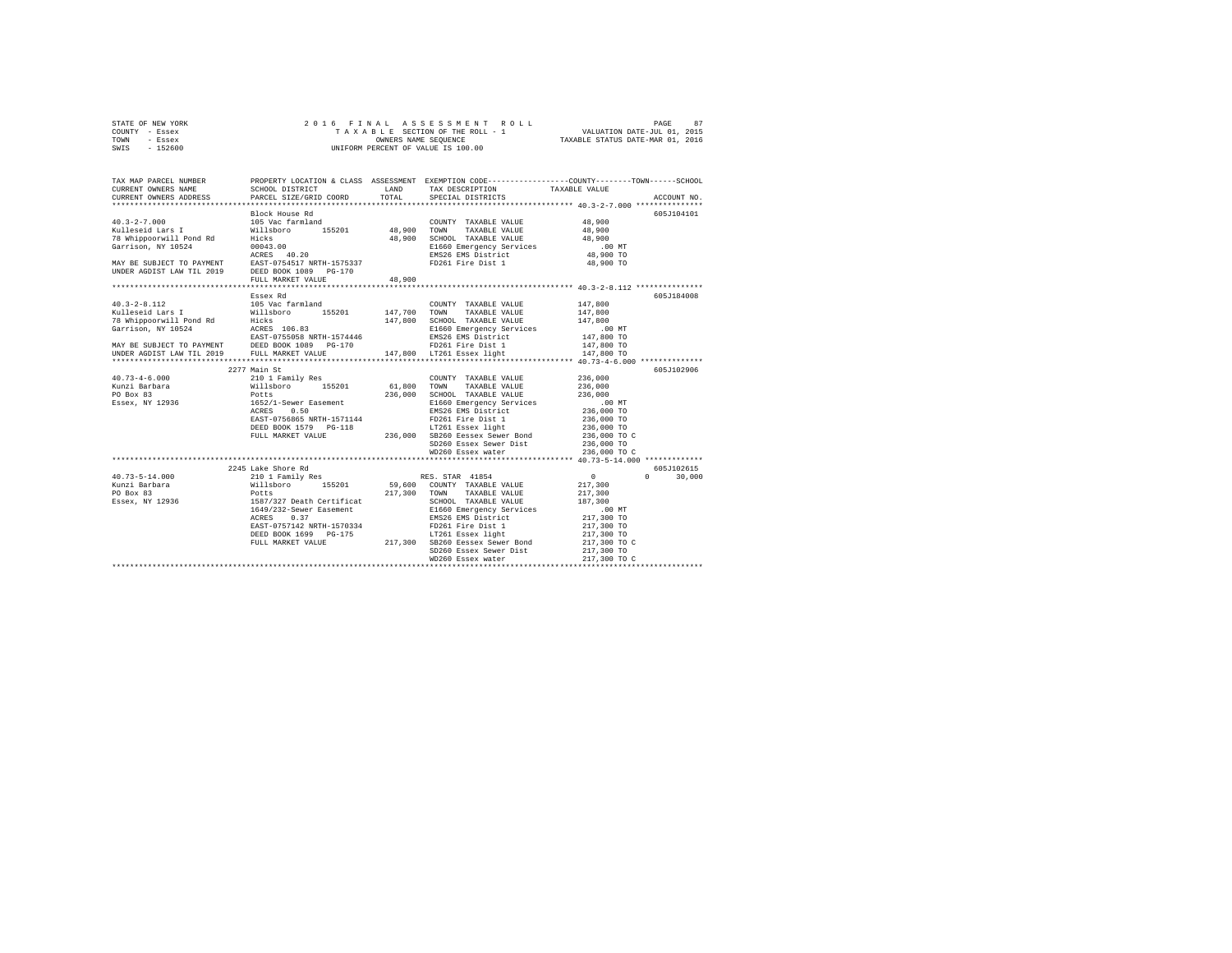STATE OF NEW YORK
COUNTY - Essex
TOWN - Essex
SWIS - 152600

2016 FINAL ASSESSMENT ROLL
TAXABLE SECTION OF THE ROLL - 1
OWNERS NAME SEQUENCE
UNIFORM PERCENT OF VALUE IS 100.00

VALUATION DATE-JUL 01, 2015
TAXABLE STATUS DATE-MAR 01, 2016

```
TAX MAP PARCEL NUMBER      PROPERTY LOCATION & CLASS  ASSESSMENT  EXEMPTION CODE-----------------COUNTY--------TOWN------SCHOOL
CURRENT OWNERS NAME        SCHOOL DISTRICT             LAND       TAX DESCRIPTION            TAXABLE VALUE
CURRENT OWNERS ADDRESS     PARCEL SIZE/GRID COORD      TOTAL      SPECIAL DISTRICTS                                    ACCOUNT NO.
************************************************************************************************** 40.3-2-7.000 ***************
                           Block House Rd                                                                            605J104101
40.3-2-7.000               105 Vac farmland                       COUNTY  TAXABLE VALUE          48,900
Kulleseid Lars I           Willsboro      155201      48,900   TOWN    TAXABLE VALUE          48,900
78 Whippoorwill Pond Rd    Hicks                      48,900   SCHOOL  TAXABLE VALUE          48,900
Garrison, NY 10524         00043.00                               E1660 Emergency Services         .00 MT
                           ACRES   40.20                          EMS26 EMS District            48,900 TO
MAY BE SUBJECT TO PAYMENT  EAST-0754517 NRTH-1575337              FD261 Fire Dist 1             48,900 TO
UNDER AGDIST LAW TIL 2019  DEED BOOK 1089   PG-170
                           FULL MARKET VALUE          48,900
************************************************************************************************** 40.3-2-8.112 ***************
                           Essex Rd                                                                                  605J184008
40.3-2-8.112               105 Vac farmland                       COUNTY  TAXABLE VALUE         147,800
Kulleseid Lars I           Willsboro      155201     147,700   TOWN    TAXABLE VALUE         147,800
78 Whippoorwill Pond Rd    Hicks                     147,800   SCHOOL  TAXABLE VALUE         147,800
Garrison, NY 10524         ACRES  106.83                          E1660 Emergency Services         .00 MT
                           EAST-0755058 NRTH-1574446              EMS26 EMS District           147,800 TO
MAY BE SUBJECT TO PAYMENT  DEED BOOK 1089   PG-170                FD261 Fire Dist 1            147,800 TO
UNDER AGDIST LAW TIL 2019  FULL MARKET VALUE         147,800   LT261 Essex light            147,800 TO
************************************************************************************************** 40.73-4-6.000 **************
                           2277 Main St                                                                              605J102906
40.73-4-6.000              210 1 Family Res                       COUNTY  TAXABLE VALUE         236,000
Kunzi Barbara              Willsboro      155201      61,800   TOWN    TAXABLE VALUE         236,000
PO Box 83                  Potts                     236,000   SCHOOL  TAXABLE VALUE         236,000
Essex, NY 12936            1652/1-Sewer Easement                  E1660 Emergency Services         .00 MT
                           ACRES    0.50                          EMS26 EMS District           236,000 TO
                           EAST-0756865 NRTH-1571144              FD261 Fire Dist 1            236,000 TO
                           DEED BOOK 1579   PG-118                LT261 Essex light            236,000 TO
                           FULL MARKET VALUE         236,000   SB260 Eessex Sewer Bond      236,000 TO C
                                                                  SD260 Essex Sewer Dist       236,000 TO
                                                                  WD260 Essex water            236,000 TO C
************************************************************************************************** 40.73-5-14.000 *************
                           2245 Lake Shore Rd                                                                        605J102615
40.73-5-14.000             210 1 Family Res                       RES. STAR 41854                     0          0      30,000
Kunzi Barbara              Willsboro      155201      59,600   COUNTY  TAXABLE VALUE         217,300
PO Box 83                  Potts                     217,300   TOWN    TAXABLE VALUE         217,300
Essex, NY 12936            1587/327 Death Certificat              SCHOOL  TAXABLE VALUE         187,300
                           1649/232-Sewer Easement                E1660 Emergency Services         .00 MT
                           ACRES    0.37                          EMS26 EMS District           217,300 TO
                           EAST-0757142 NRTH-1570334              FD261 Fire Dist 1            217,300 TO
                           DEED BOOK 1699   PG-175                LT261 Essex light            217,300 TO
                           FULL MARKET VALUE         217,300   SB260 Eessex Sewer Bond      217,300 TO C
                                                                  SD260 Essex Sewer Dist       217,300 TO
                                                                  WD260 Essex water            217,300 TO C
********************************************************************************************************************************
```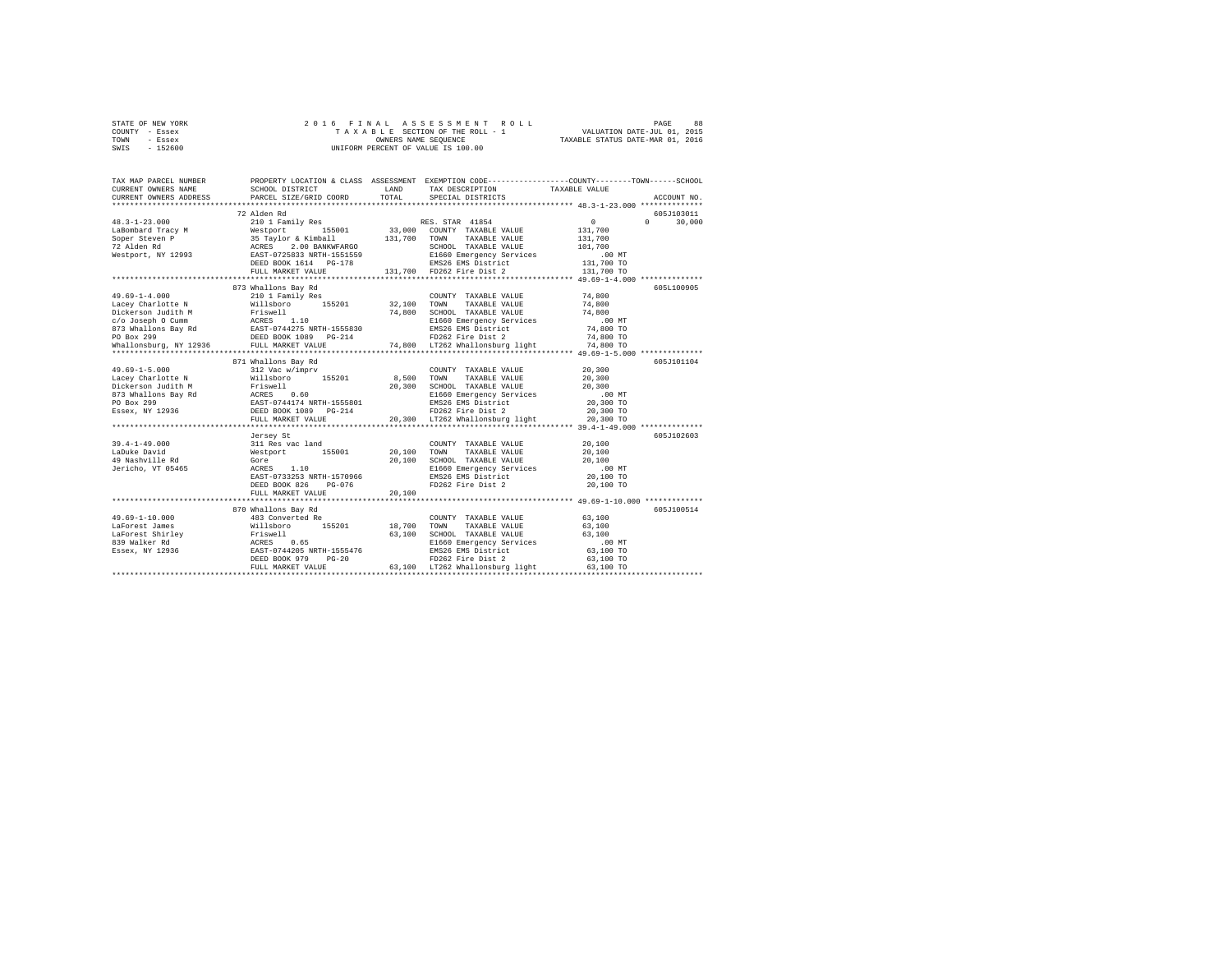STATE OF NEW YORK
COUNTY - Essex
TOWN - Essex
SWIS - 152600

2016 FINAL ASSESSMENT ROLL
TAXABLE SECTION OF THE ROLL - 1
OWNERS NAME SEQUENCE
UNIFORM PERCENT OF VALUE IS 100.00

VALUATION DATE-JUL 01, 2015
TAXABLE STATUS DATE-MAR 01, 2016

```
TAX MAP PARCEL NUMBER          PROPERTY LOCATION & CLASS  ASSESSMENT  EXEMPTION CODE-----------------COUNTY--------TOWN------SCHOOL
CURRENT OWNERS NAME            SCHOOL DISTRICT              LAND      TAX DESCRIPTION            TAXABLE VALUE
CURRENT OWNERS ADDRESS         PARCEL SIZE/GRID COORD       TOTAL     SPECIAL DISTRICTS                                    ACCOUNT NO.
************************************************************************************************** 48.3-1-23.000 **************
                               72 Alden Rd                                                                               605J103011
48.3-1-23.000                  210 1 Family Res                       RES. STAR  41854                  0           0     30,000
LaBombard Tracy M              Westport      155001        33,000     COUNTY  TAXABLE VALUE        131,700
Soper Steven P                 35 Taylor & Kimball        131,700     TOWN    TAXABLE VALUE        131,700
72 Alden Rd                    ACRES    2.00 BANKWFARGO               SCHOOL  TAXABLE VALUE        101,700
Westport, NY 12993             EAST-0725833 NRTH-1551559              E1660 Emergency Services           .00 MT
                               DEED BOOK 1614   PG-178                EMS26 EMS District            131,700 TO
                               FULL MARKET VALUE          131,700     FD262 Fire Dist 2             131,700 TO
************************************************************************************************** 49.69-1-4.000 **************
                               873 Whallons Bay Rd                                                                       605L100905
49.69-1-4.000                  210 1 Family Res                       COUNTY  TAXABLE VALUE         74,800
Lacey Charlotte N              Willsboro     155201        32,100     TOWN    TAXABLE VALUE         74,800
Dickerson Judith M             Friswell                    74,800     SCHOOL  TAXABLE VALUE         74,800
c/o Joseph O Cumm              ACRES    1.10                          E1660 Emergency Services           .00 MT
873 Whallons Bay Rd            EAST-0744275 NRTH-1555830              EMS26 EMS District             74,800 TO
PO Box 299                     DEED BOOK 1089   PG-214                FD262 Fire Dist 2              74,800 TO
Whallonsburg, NY 12936         FULL MARKET VALUE           74,800     LT262 Whallonsburg light       74,800 TO
************************************************************************************************** 49.69-1-5.000 **************
                               871 Whallons Bay Rd                                                                       605J101104
49.69-1-5.000                  312 Vac w/imprv                        COUNTY  TAXABLE VALUE         20,300
Lacey Charlotte N              Willsboro     155201         8,500     TOWN    TAXABLE VALUE         20,300
Dickerson Judith M             Friswell                    20,300     SCHOOL  TAXABLE VALUE         20,300
873 Whallons Bay Rd            ACRES    0.60                          E1660 Emergency Services           .00 MT
PO Box 299                     EAST-0744174 NRTH-1555801              EMS26 EMS District             20,300 TO
Essex, NY 12936                DEED BOOK 1089   PG-214                FD262 Fire Dist 2              20,300 TO
                               FULL MARKET VALUE           20,300     LT262 Whallonsburg light       20,300 TO
************************************************************************************************** 39.4-1-49.000 **************
                               Jersey St                                                                                 605J102603
39.4-1-49.000                  311 Res vac land                       COUNTY  TAXABLE VALUE         20,100
LaDuke David                   Westport      155001        20,100     TOWN    TAXABLE VALUE         20,100
49 Nashville Rd                Gore                        20,100     SCHOOL  TAXABLE VALUE         20,100
Jericho, VT 05465              ACRES    1.10                          E1660 Emergency Services           .00 MT
                               EAST-0733253 NRTH-1570966              EMS26 EMS District             20,100 TO
                               DEED BOOK 826    PG-076                FD262 Fire Dist 2              20,100 TO
                               FULL MARKET VALUE           20,100
************************************************************************************************** 49.69-1-10.000 *************
                               870 Whallons Bay Rd                                                                       605J100514
49.69-1-10.000                 483 Converted Re                       COUNTY  TAXABLE VALUE         63,100
LaForest James                 Willsboro     155201        18,700     TOWN    TAXABLE VALUE         63,100
LaForest Shirley               Friswell                    63,100     SCHOOL  TAXABLE VALUE         63,100
839 Walker Rd                  ACRES    0.65                          E1660 Emergency Services           .00 MT
Essex, NY 12936                EAST-0744205 NRTH-1555476              EMS26 EMS District             63,100 TO
                               DEED BOOK 979    PG-20                 FD262 Fire Dist 2              63,100 TO
                               FULL MARKET VALUE           63,100     LT262 Whallonsburg light       63,100 TO
********************************************************************************************************************************
```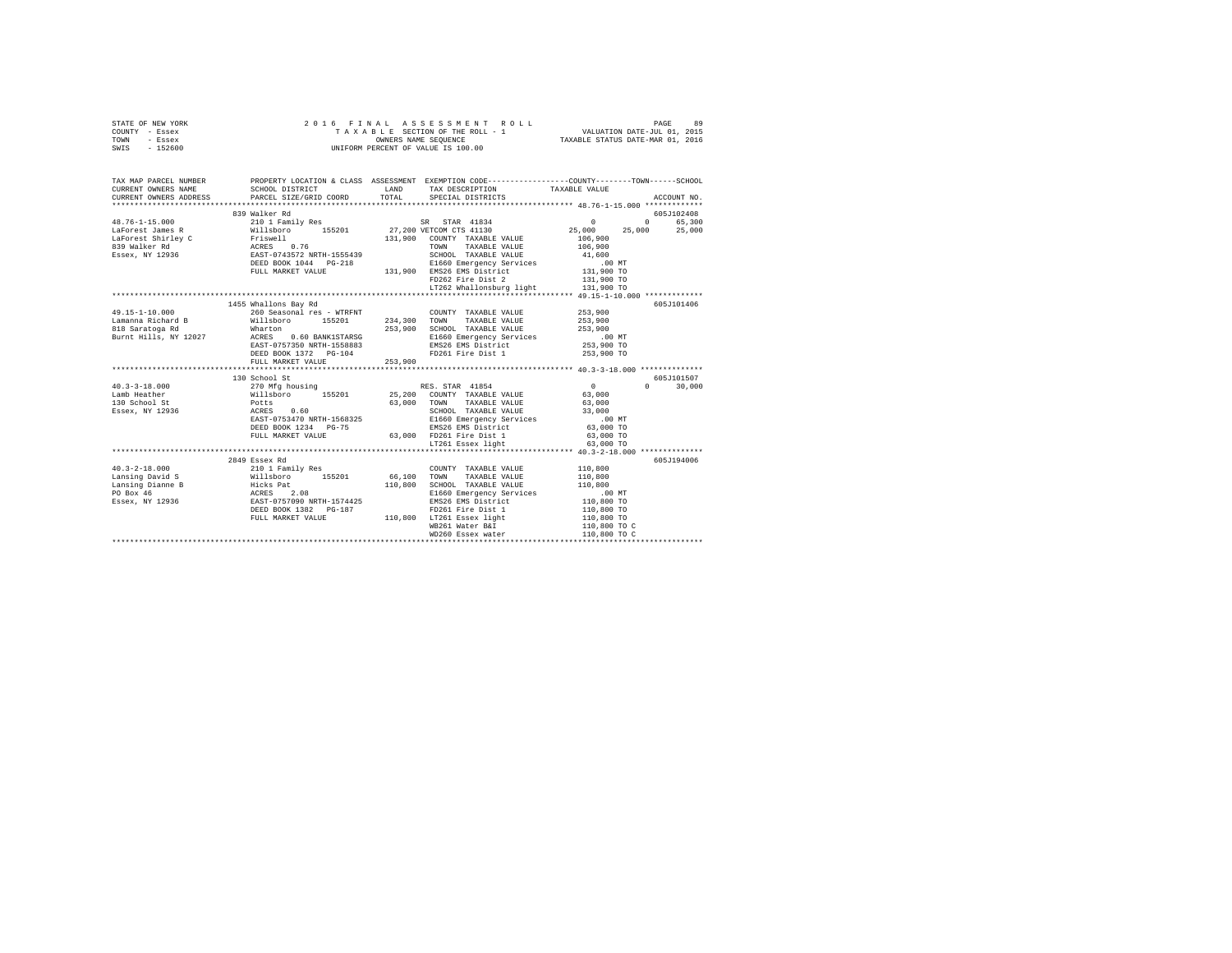STATE OF NEW YORK
COUNTY - Essex
TOWN - Essex
SWIS - 152600

2016 FINAL ASSESSMENT ROLL
TAXABLE SECTION OF THE ROLL - 1
OWNERS NAME SEQUENCE
UNIFORM PERCENT OF VALUE IS 100.00

VALUATION DATE-JUL 01, 2015
TAXABLE STATUS DATE-MAR 01, 2016

```
TAX MAP PARCEL NUMBER          PROPERTY LOCATION & CLASS  ASSESSMENT  EXEMPTION CODE-----------------COUNTY--------TOWN------SCHOOL
CURRENT OWNERS NAME            SCHOOL DISTRICT              LAND      TAX DESCRIPTION            TAXABLE VALUE
CURRENT OWNERS ADDRESS         PARCEL SIZE/GRID COORD       TOTAL     SPECIAL DISTRICTS                                    ACCOUNT NO.
******************************************************************************************************* 48.76-1-15.000 *************
                               839 Walker Rd                                                                          605J102408
48.76-1-15.000                 210 1 Family Res                        SR  STAR 41834                 0          0      65,300
LaForest James R               Willsboro     155201       27,200 VETCOM CTS 41130             25,000     25,000      25,000
LaForest Shirley C             Friswell                  131,900   COUNTY  TAXABLE VALUE        106,900
839 Walker Rd                  ACRES    0.76                       TOWN    TAXABLE VALUE        106,900
Essex, NY 12936                EAST-0743572 NRTH-1555439           SCHOOL  TAXABLE VALUE         41,600
                               DEED BOOK 1044   PG-218             E1660 Emergency Services         .00 MT
                               FULL MARKET VALUE         131,900   EMS26 EMS District           131,900 TO
                                                                   FD262 Fire Dist 2            131,900 TO
                                                                   LT262 Whallonsburg light     131,900 TO
******************************************************************************************************* 49.15-1-10.000 *************
                               1455 Whallons Bay Rd                                                                   605J101406
49.15-1-10.000                 260 Seasonal res - WTRFNT               COUNTY  TAXABLE VALUE        253,900
Lamanna Richard B              Willsboro     155201      234,300   TOWN    TAXABLE VALUE        253,900
818 Saratoga Rd                Wharton                   253,900   SCHOOL  TAXABLE VALUE        253,900
Burnt Hills, NY 12027          ACRES    0.60 BANK1STARSG           E1660 Emergency Services         .00 MT
                               EAST-0757350 NRTH-1558883           EMS26 EMS District           253,900 TO
                               DEED BOOK 1372   PG-104             FD261 Fire Dist 1            253,900 TO
                               FULL MARKET VALUE         253,900
******************************************************************************************************* 40.3-3-18.000 **************
                               130 School St                                                                          605J101507
40.3-3-18.000                  270 Mfg housing                         RES. STAR 41854                0          0      30,000
Lamb Heather                   Willsboro     155201       25,200   COUNTY  TAXABLE VALUE         63,000
130 School St                  Potts                      63,000   TOWN    TAXABLE VALUE         63,000
Essex, NY 12936                ACRES    0.60                       SCHOOL  TAXABLE VALUE         33,000
                               EAST-0753470 NRTH-1568325           E1660 Emergency Services         .00 MT
                               DEED BOOK 1234   PG-75              EMS26 EMS District            63,000 TO
                               FULL MARKET VALUE          63,000   FD261 Fire Dist 1             63,000 TO
                                                                   LT261 Essex light             63,000 TO
******************************************************************************************************* 40.3-2-18.000 **************
                               2849 Essex Rd                                                                          605J194006
40.3-2-18.000                  210 1 Family Res                        COUNTY  TAXABLE VALUE        110,800
Lansing David S                Willsboro     155201       66,100   TOWN    TAXABLE VALUE        110,800
Lansing Dianne B               Hicks Pat                 110,800   SCHOOL  TAXABLE VALUE        110,800
PO Box 46                      ACRES    2.08                       E1660 Emergency Services         .00 MT
Essex, NY 12936                EAST-0757090 NRTH-1574425           EMS26 EMS District           110,800 TO
                               DEED BOOK 1382   PG-187             FD261 Fire Dist 1            110,800 TO
                               FULL MARKET VALUE         110,800   LT261 Essex light            110,800 TO
                                                                   WB261 Water B&I              110,800 TO C
                                                                   WD260 Essex water            110,800 TO C
************************************************************************************************************************************
```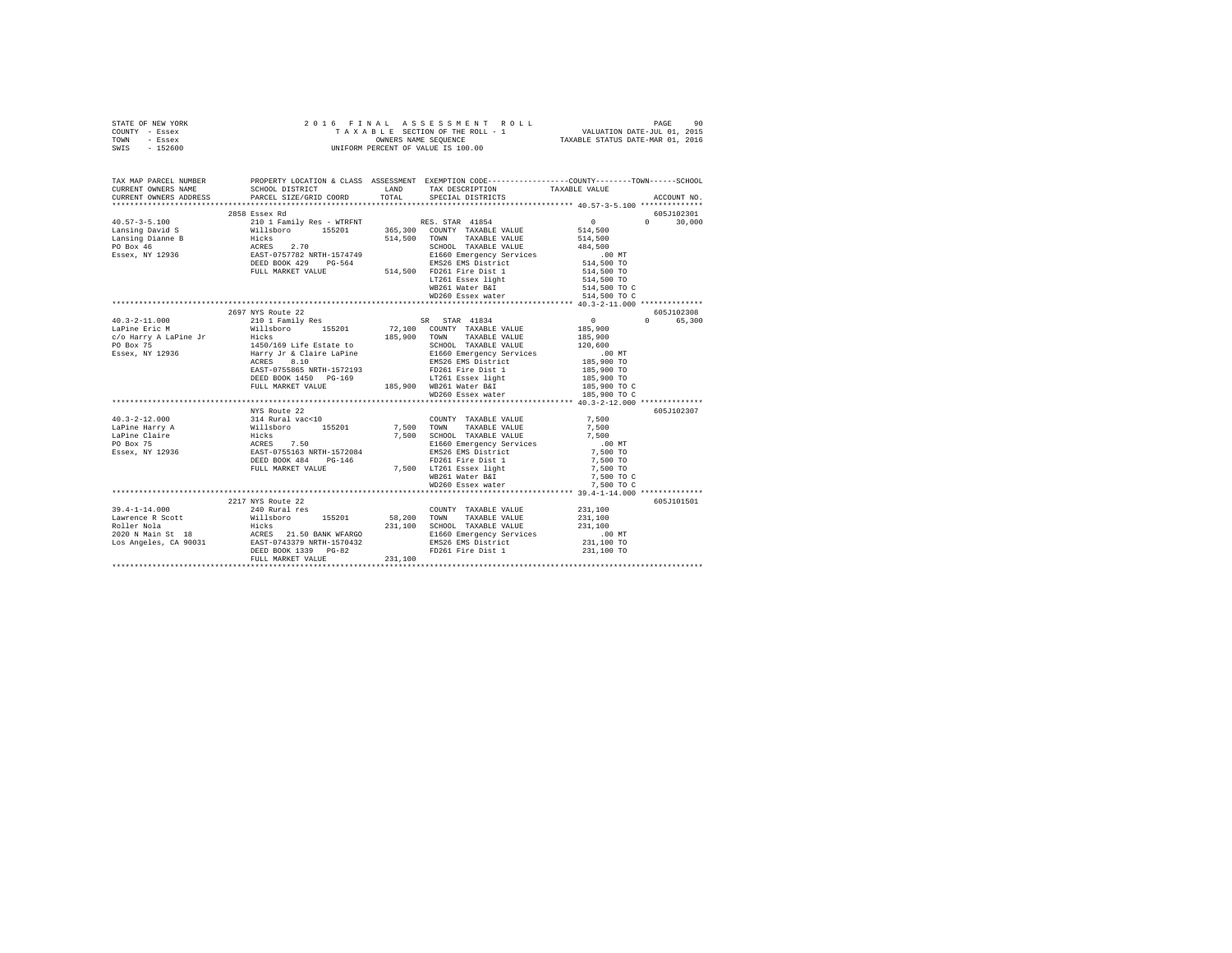STATE OF NEW YORK
COUNTY - Essex
TOWN - Essex
SWIS - 152600

2016 FINAL ASSESSMENT ROLL
TAXABLE SECTION OF THE ROLL - 1
OWNERS NAME SEQUENCE
UNIFORM PERCENT OF VALUE IS 100.00

VALUATION DATE-JUL 01, 2015
TAXABLE STATUS DATE-MAR 01, 2016

```
TAX MAP PARCEL NUMBER      PROPERTY LOCATION & CLASS  ASSESSMENT  EXEMPTION CODE-----------------COUNTY--------TOWN------SCHOOL
CURRENT OWNERS NAME        SCHOOL DISTRICT              LAND      TAX DESCRIPTION           TAXABLE VALUE
CURRENT OWNERS ADDRESS     PARCEL SIZE/GRID COORD       TOTAL     SPECIAL DISTRICTS                                    ACCOUNT NO.
******************************************************************************************** 40.57-3-5.100 **************
                           2858 Essex Rd                                                                              605J102301
40.57-3-5.100              210 1 Family Res - WTRFNT             RES. STAR 41854                 0            0       30,000
Lansing David S            Willsboro      155201      365,300   COUNTY  TAXABLE VALUE         514,500
Lansing Dianne B           Hicks                      514,500   TOWN    TAXABLE VALUE         514,500
PO Box 46                  ACRES    2.70                        SCHOOL  TAXABLE VALUE         484,500
Essex, NY 12936            EAST-0757782 NRTH-1574749            E1660 Emergency Services          .00 MT
                           DEED BOOK 429    PG-564              EMS26 EMS District            514,500 TO
                           FULL MARKET VALUE          514,500   FD261 Fire Dist 1             514,500 TO
                                                                LT261 Essex light             514,500 TO
                                                                WB261 Water B&I               514,500 TO C
                                                                WD260 Essex water             514,500 TO C
******************************************************************************************** 40.3-2-11.000 **************
                           2697 NYS Route 22                                                                          605J102308
40.3-2-11.000              210 1 Family Res                      SR   STAR 41834                 0            0       65,300
LaPine Eric M              Willsboro      155201       72,100   COUNTY  TAXABLE VALUE         185,900
c/o Harry A LaPine Jr      Hicks                      185,900   TOWN    TAXABLE VALUE         185,900
PO Box 75                  1450/169 Life Estate to              SCHOOL  TAXABLE VALUE         120,600
Essex, NY 12936            Harry Jr & Claire LaPine             E1660 Emergency Services          .00 MT
                           ACRES    8.10                        EMS26 EMS District            185,900 TO
                           EAST-0755865 NRTH-1572193            FD261 Fire Dist 1             185,900 TO
                           DEED BOOK 1450   PG-169              LT261 Essex light             185,900 TO
                           FULL MARKET VALUE          185,900   WB261 Water B&I               185,900 TO C
                                                                WD260 Essex water             185,900 TO C
******************************************************************************************** 40.3-2-12.000 **************
                           NYS Route 22                                                                               605J102307
40.3-2-12.000              314 Rural vac<10                      COUNTY  TAXABLE VALUE           7,500
LaPine Harry A             Willsboro      155201        7,500   TOWN    TAXABLE VALUE           7,500
LaPine Claire              Hicks                        7,500   SCHOOL  TAXABLE VALUE           7,500
PO Box 75                  ACRES    7.50                        E1660 Emergency Services          .00 MT
Essex, NY 12936            EAST-0755163 NRTH-1572084            EMS26 EMS District              7,500 TO
                           DEED BOOK 484    PG-146              FD261 Fire Dist 1               7,500 TO
                           FULL MARKET VALUE            7,500   LT261 Essex light               7,500 TO
                                                                WB261 Water B&I                 7,500 TO C
                                                                WD260 Essex water               7,500 TO C
******************************************************************************************** 39.4-1-14.000 **************
                           2217 NYS Route 22                                                                          605J101501
39.4-1-14.000              240 Rural res                         COUNTY  TAXABLE VALUE         231,100
Lawrence R Scott           Willsboro      155201       58,200   TOWN    TAXABLE VALUE         231,100
Roller Nola                Hicks                      231,100   SCHOOL  TAXABLE VALUE         231,100
2020 N Main St 18          ACRES   21.50 BANK WFARGO            E1660 Emergency Services          .00 MT
Los Angeles, CA 90031      EAST-0743379 NRTH-1570432            EMS26 EMS District            231,100 TO
                           DEED BOOK 1339   PG-82               FD261 Fire Dist 1             231,100 TO
                           FULL MARKET VALUE          231,100
****************************************************************************************************************************
```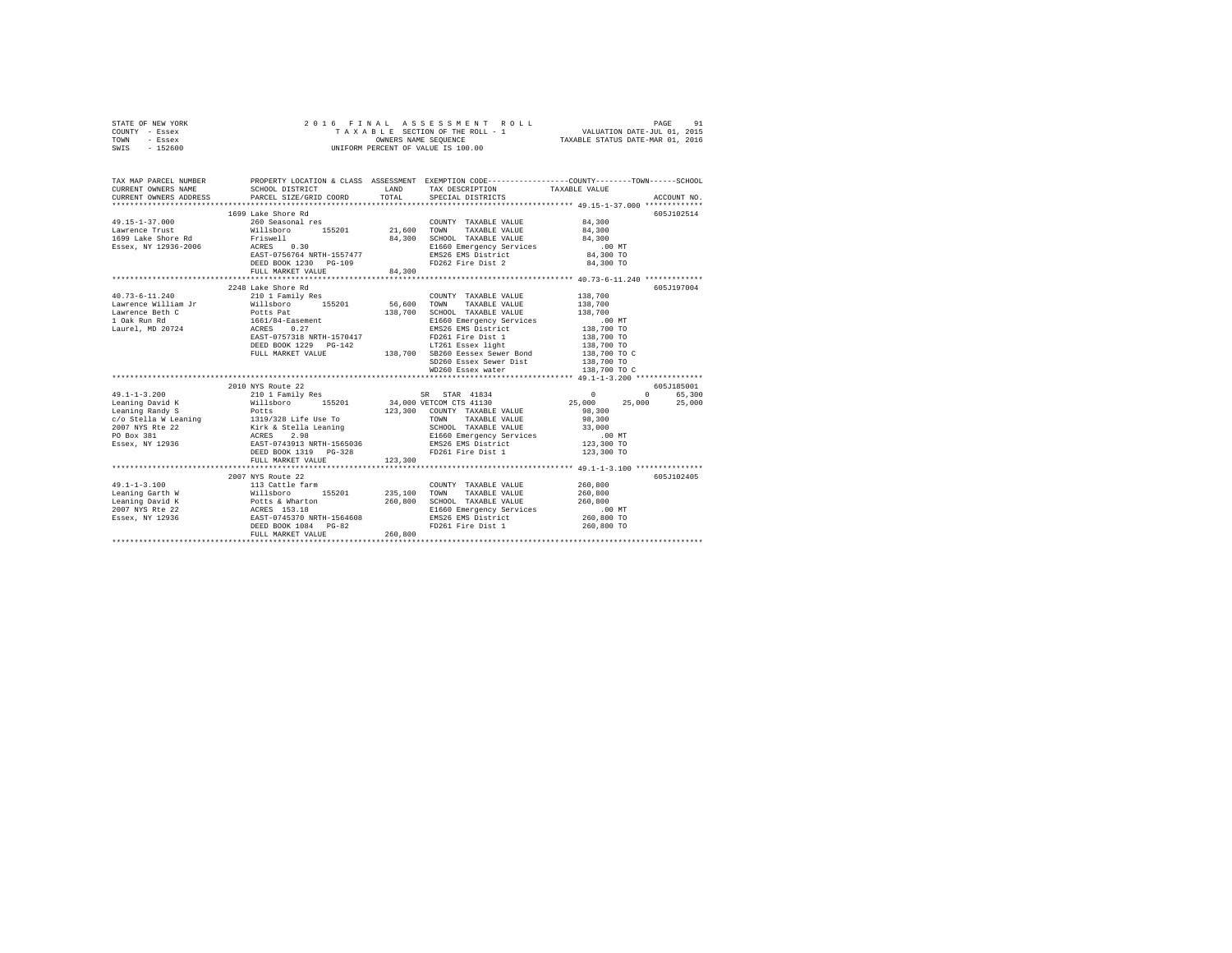STATE OF NEW YORK
COUNTY - Essex
TOWN - Essex
SWIS - 152600

2 0 1 6 F I N A L A S S E S S M E N T R O L L
T A X A B L E SECTION OF THE ROLL - 1
OWNERS NAME SEQUENCE
UNIFORM PERCENT OF VALUE IS 100.00

VALUATION DATE-JUL 01, 2015
TAXABLE STATUS DATE-MAR 01, 2016

```
TAX MAP PARCEL NUMBER          PROPERTY LOCATION & CLASS  ASSESSMENT  EXEMPTION CODE-----------------COUNTY--------TOWN------SCHOOL
CURRENT OWNERS NAME            SCHOOL DISTRICT               LAND      TAX DESCRIPTION            TAXABLE VALUE
CURRENT OWNERS ADDRESS         PARCEL SIZE/GRID COORD        TOTAL     SPECIAL DISTRICTS                                     ACCOUNT NO.
*********************************************************************************************** 49.15-1-37.000 *************
                   1699 Lake Shore Rd                                                                                   605J102514
49.15-1-37.000                 260 Seasonal res                        COUNTY  TAXABLE VALUE            84,300
Lawrence Trust                 Willsboro     155201        21,600      TOWN    TAXABLE VALUE            84,300
1699 Lake Shore Rd             Friswell                    84,300      SCHOOL  TAXABLE VALUE            84,300
Essex, NY 12936-2006           ACRES    0.30                           E1660 Emergency Services             .00 MT
                               EAST-0756764 NRTH-1557477               EMS26 EMS District               84,300 TO
                               DEED BOOK 1230   PG-109                 FD262 Fire Dist 2                84,300 TO
                               FULL MARKET VALUE           84,300
*********************************************************************************************** 40.73-6-11.240 *************
                   2248 Lake Shore Rd                                                                                   605J197004
40.73-6-11.240                 210 1 Family Res                        COUNTY  TAXABLE VALUE           138,700
Lawrence William Jr            Willsboro     155201        56,600      TOWN    TAXABLE VALUE           138,700
Lawrence Beth C                Potts Pat                  138,700      SCHOOL  TAXABLE VALUE           138,700
1 Oak Run Rd                   1661/84-Easement                        E1660 Emergency Services             .00 MT
Laurel, MD 20724               ACRES    0.27                           EMS26 EMS District              138,700 TO
                               EAST-0757318 NRTH-1570417               FD261 Fire Dist 1               138,700 TO
                               DEED BOOK 1229   PG-142                 LT261 Essex light               138,700 TO
                               FULL MARKET VALUE          138,700      SB260 Eessex Sewer Bond         138,700 TO C
                                                                       SD260 Essex Sewer Dist          138,700 TO
                                                                       WD260 Essex water               138,700 TO C
*********************************************************************************************** 49.1-1-3.200 ***************
                   2010 NYS Route 22                                                                                    605J185001
49.1-1-3.200                   210 1 Family Res                   SR  STAR 41834                  0            0        65,300
Leaning David K                Willsboro     155201        34,000 VETCOM CTS 41130            25,000       25,000       25,000
Leaning Randy S                Potts                      123,300      COUNTY  TAXABLE VALUE            98,300
c/o Stella W Leaning           1319/328 Life Use To                    TOWN    TAXABLE VALUE            98,300
2007 NYS Rte 22                Kirk & Stella Leaning                   SCHOOL  TAXABLE VALUE            33,000
PO Box 381                     ACRES    2.98                           E1660 Emergency Services             .00 MT
Essex, NY 12936                EAST-0743913 NRTH-1565036               EMS26 EMS District              123,300 TO
                               DEED BOOK 1319   PG-328                 FD261 Fire Dist 1               123,300 TO
                               FULL MARKET VALUE          123,300
*********************************************************************************************** 49.1-1-3.100 ***************
                   2007 NYS Route 22                                                                                    605J102405
49.1-1-3.100                   113 Cattle farm                         COUNTY  TAXABLE VALUE           260,800
Leaning Garth W                Willsboro     155201       235,100      TOWN    TAXABLE VALUE           260,800
Leaning David K                Potts & Wharton            260,800      SCHOOL  TAXABLE VALUE           260,800
2007 NYS Rte 22                ACRES  153.18                           E1660 Emergency Services             .00 MT
Essex, NY 12936                EAST-0745370 NRTH-1564608               EMS26 EMS District              260,800 TO
                               DEED BOOK 1084   PG-82                  FD261 Fire Dist 1               260,800 TO
                               FULL MARKET VALUE          260,800
****************************************************************************************************************************
```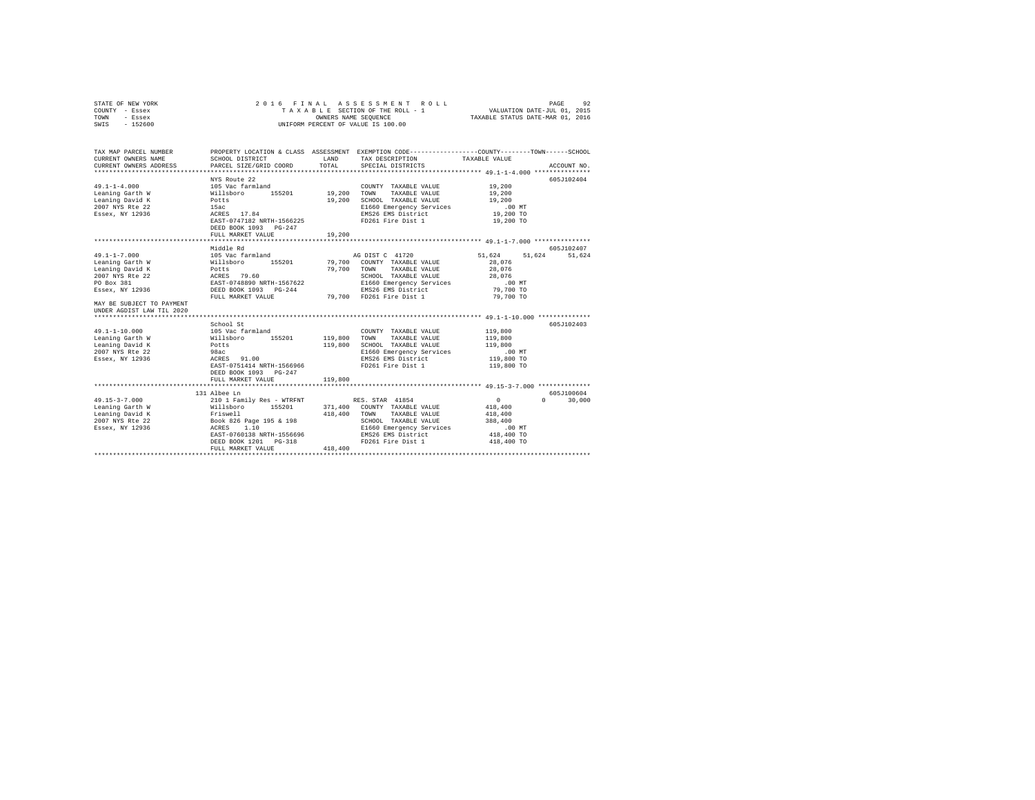STATE OF NEW YORK — 2016 FINAL ASSESSMENT ROLL — TAXABLE SECTION OF THE ROLL - 1
COUNTY - Essex — OWNERS NAME SEQUENCE — VALUATION DATE-JUL 01, 2015
TOWN - Essex — UNIFORM PERCENT OF VALUE IS 100.00 — TAXABLE STATUS DATE-MAR 01, 2016
SWIS - 152600

| TAX MAP PARCEL NUMBER / CURRENT OWNERS NAME / CURRENT OWNERS ADDRESS | PROPERTY LOCATION & CLASS / SCHOOL DISTRICT / PARCEL SIZE/GRID COORD | ASSESSMENT LAND / TOTAL | EXEMPTION CODE / TAX DESCRIPTION / SPECIAL DISTRICTS | COUNTY TAXABLE VALUE | TOWN | SCHOOL | ACCOUNT NO. |
|---|---|---|---|---|---|---|---|
| **49.1-1-4.000** | NYS Route 22 | | | | | | 605J102404 |
| 49.1-1-4.000 | 105 Vac farmland | | COUNTY TAXABLE VALUE | 19,200 | | | |
| Leaning Garth W | Willsboro 155201 | 19,200 | TOWN TAXABLE VALUE | 19,200 | | | |
| Leaning David K | Potts | 19,200 | SCHOOL TAXABLE VALUE | 19,200 | | | |
| 2007 NYS Rte 22 | 15ac | | E1660 Emergency Services | .00 MT | | | |
| Essex, NY 12936 | ACRES 17.84 | | EMS26 EMS District | 19,200 TO | | | |
| | EAST-0747182 NRTH-1566225 | | FD261 Fire Dist 1 | 19,200 TO | | | |
| | DEED BOOK 1093 PG-247 | | | | | | |
| | FULL MARKET VALUE | 19,200 | | | | | |
| **49.1-1-7.000** | Middle Rd | | | | | | 605J102407 |
| 49.1-1-7.000 | 105 Vac farmland | | AG DIST C 41720 | 51,624 | 51,624 | 51,624 | |
| Leaning Garth W | Willsboro 155201 | 79,700 | COUNTY TAXABLE VALUE | 28,076 | | | |
| Leaning David K | Potts | 79,700 | TOWN TAXABLE VALUE | 28,076 | | | |
| 2007 NYS Rte 22 | ACRES 79.60 | | SCHOOL TAXABLE VALUE | 28,076 | | | |
| PO Box 381 | EAST-0748890 NRTH-1567622 | | E1660 Emergency Services | .00 MT | | | |
| Essex, NY 12936 | DEED BOOK 1093 PG-244 | | EMS26 EMS District | 79,700 TO | | | |
| | FULL MARKET VALUE | 79,700 | FD261 Fire Dist 1 | 79,700 TO | | | |
| MAY BE SUBJECT TO PAYMENT UNDER AGDIST LAW TIL 2020 | | | | | | | |
| **49.1-1-10.000** | School St | | | | | | 605J102403 |
| 49.1-1-10.000 | 105 Vac farmland | | COUNTY TAXABLE VALUE | 119,800 | | | |
| Leaning Garth W | Willsboro 155201 | 119,800 | TOWN TAXABLE VALUE | 119,800 | | | |
| Leaning David K | Potts | 119,800 | SCHOOL TAXABLE VALUE | 119,800 | | | |
| 2007 NYS Rte 22 | 98ac | | E1660 Emergency Services | .00 MT | | | |
| Essex, NY 12936 | ACRES 91.00 | | EMS26 EMS District | 119,800 TO | | | |
| | EAST-0751414 NRTH-1566966 | | FD261 Fire Dist 1 | 119,800 TO | | | |
| | DEED BOOK 1093 PG-247 | | | | | | |
| | FULL MARKET VALUE | 119,800 | | | | | |
| **49.15-3-7.000** | 131 Albee Ln | | | | | | 605J100604 |
| 49.15-3-7.000 | 210 1 Family Res - WTRFNT | | RES. STAR 41854 | 0 | 0 | 30,000 | |
| Leaning Garth W | Willsboro 155201 | 371,400 | COUNTY TAXABLE VALUE | 418,400 | | | |
| Leaning David K | Friswell | 418,400 | TOWN TAXABLE VALUE | 418,400 | | | |
| 2007 NYS Rte 22 | Book 826 Page 195 & 198 | | SCHOOL TAXABLE VALUE | 388,400 | | | |
| Essex, NY 12936 | ACRES 1.10 | | E1660 Emergency Services | .00 MT | | | |
| | EAST-0760138 NRTH-1556696 | | EMS26 EMS District | 418,400 TO | | | |
| | DEED BOOK 1201 PG-318 | | FD261 Fire Dist 1 | 418,400 TO | | | |
| | FULL MARKET VALUE | 418,400 | | | | | |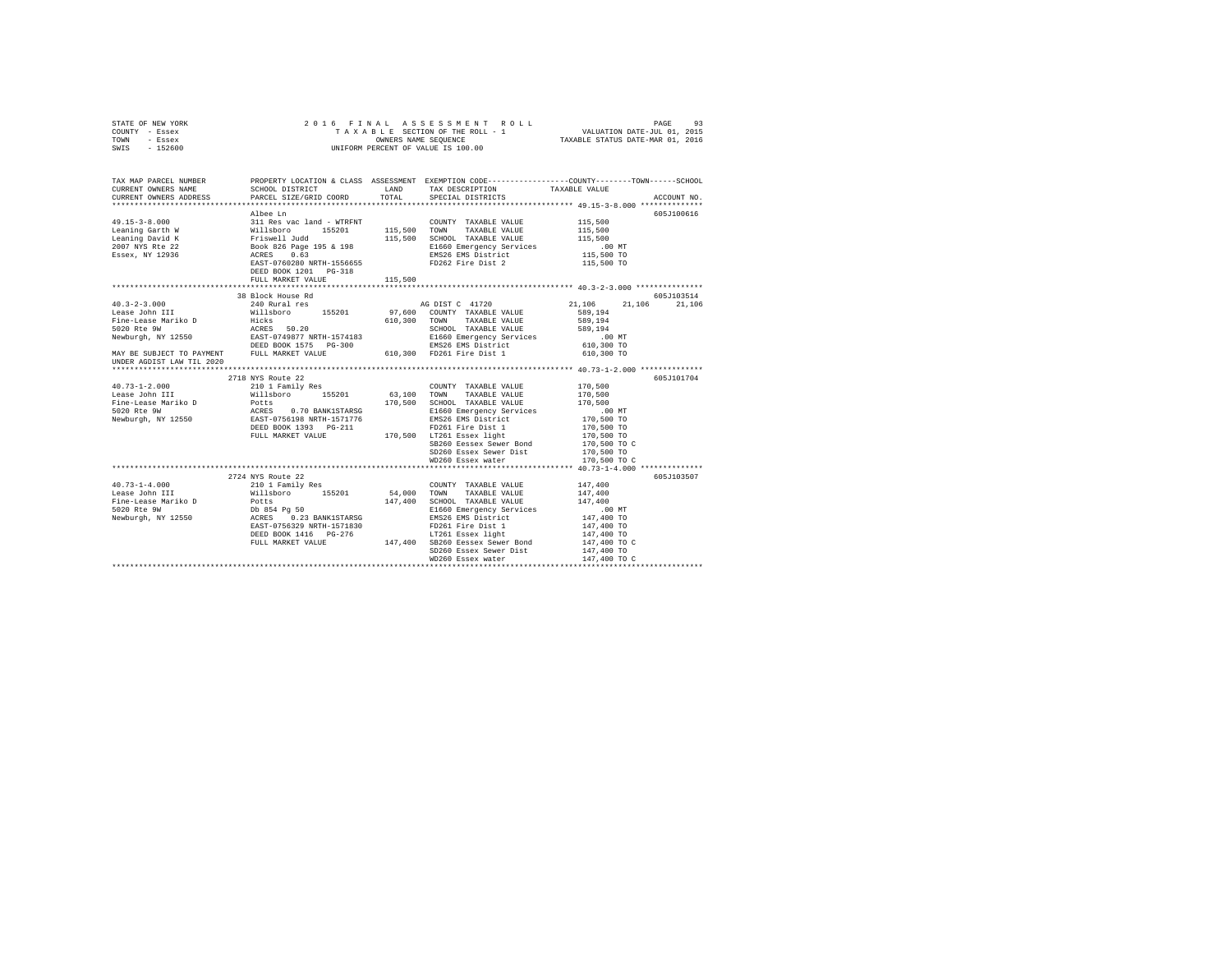STATE OF NEW YORK
COUNTY - Essex
TOWN - Essex
SWIS - 152600

2016 FINAL ASSESSMENT ROLL
TAXABLE SECTION OF THE ROLL - 1
OWNERS NAME SEQUENCE
UNIFORM PERCENT OF VALUE IS 100.00

VALUATION DATE-JUL 01, 2015
TAXABLE STATUS DATE-MAR 01, 2016

```
TAX MAP PARCEL NUMBER         PROPERTY LOCATION & CLASS  ASSESSMENT  EXEMPTION CODE-----------------COUNTY--------TOWN------SCHOOL
CURRENT OWNERS NAME           SCHOOL DISTRICT            LAND        TAX DESCRIPTION            TAXABLE VALUE
CURRENT OWNERS ADDRESS        PARCEL SIZE/GRID COORD     TOTAL       SPECIAL DISTRICTS                                   ACCOUNT NO.
******************************************************************************************************* 49.15-3-8.000 **************
                              Albee Ln                                                                              605J100616
49.15-3-8.000                 311 Res vac land - WTRFNT              COUNTY  TAXABLE VALUE          115,500
Leaning Garth W               Willsboro      155201      115,500     TOWN    TAXABLE VALUE          115,500
Leaning David K               Friswell Judd              115,500     SCHOOL  TAXABLE VALUE          115,500
2007 NYS Rte 22               Book 826 Page 195 & 198                E1660 Emergency Services           .00 MT
Essex, NY 12936               ACRES    0.63                          EMS26 EMS District             115,500 TO
                              EAST-0760280 NRTH-1556655              FD262 Fire Dist 2              115,500 TO
                              DEED BOOK 1201   PG-318
                              FULL MARKET VALUE          115,500
******************************************************************************************************* 40.3-2-3.000 ***************
                              38 Block House Rd                                                                     605J103514
40.3-2-3.000                  240 Rural res                          AG DIST C  41720            21,106      21,106      21,106
Lease John III                Willsboro      155201       97,600     COUNTY  TAXABLE VALUE          589,194
Fine-Lease Mariko D           Hicks                      610,300     TOWN    TAXABLE VALUE          589,194
5020 Rte 9W                   ACRES   50.20                          SCHOOL  TAXABLE VALUE          589,194
Newburgh, NY 12550            EAST-0749877 NRTH-1574183              E1660 Emergency Services           .00 MT
                              DEED BOOK 1575   PG-300                EMS26 EMS District             610,300 TO
MAY BE SUBJECT TO PAYMENT     FULL MARKET VALUE          610,300     FD261 Fire Dist 1              610,300 TO
UNDER AGDIST LAW TIL 2020
******************************************************************************************************* 40.73-1-2.000 **************
                              2718 NYS Route 22                                                                     605J101704
40.73-1-2.000                 210 1 Family Res                       COUNTY  TAXABLE VALUE          170,500
Lease John III                Willsboro      155201       63,100     TOWN    TAXABLE VALUE          170,500
Fine-Lease Mariko D           Potts                      170,500     SCHOOL  TAXABLE VALUE          170,500
5020 Rte 9W                   ACRES    0.70 BANK1STARSG              E1660 Emergency Services           .00 MT
Newburgh, NY 12550            EAST-0756198 NRTH-1571776              EMS26 EMS District             170,500 TO
                              DEED BOOK 1393   PG-211                FD261 Fire Dist 1              170,500 TO
                              FULL MARKET VALUE          170,500     LT261 Essex light              170,500 TO
                                                                     SB260 Eessex Sewer Bond        170,500 TO C
                                                                     SD260 Essex Sewer Dist         170,500 TO
                                                                     WD260 Essex water              170,500 TO C
******************************************************************************************************* 40.73-1-4.000 **************
                              2724 NYS Route 22                                                                     605J103507
40.73-1-4.000                 210 1 Family Res                       COUNTY  TAXABLE VALUE          147,400
Lease John III                Willsboro      155201       54,000     TOWN    TAXABLE VALUE          147,400
Fine-Lease Mariko D           Potts                      147,400     SCHOOL  TAXABLE VALUE          147,400
5020 Rte 9W                   Db 854 Pg 50                           E1660 Emergency Services           .00 MT
Newburgh, NY 12550            ACRES    0.23 BANK1STARSG              EMS26 EMS District             147,400 TO
                              EAST-0756329 NRTH-1571830              FD261 Fire Dist 1              147,400 TO
                              DEED BOOK 1416   PG-276                LT261 Essex light              147,400 TO
                              FULL MARKET VALUE          147,400     SB260 Eessex Sewer Bond        147,400 TO C
                                                                     SD260 Essex Sewer Dist         147,400 TO
                                                                     WD260 Essex water              147,400 TO C
************************************************************************************************************************************
```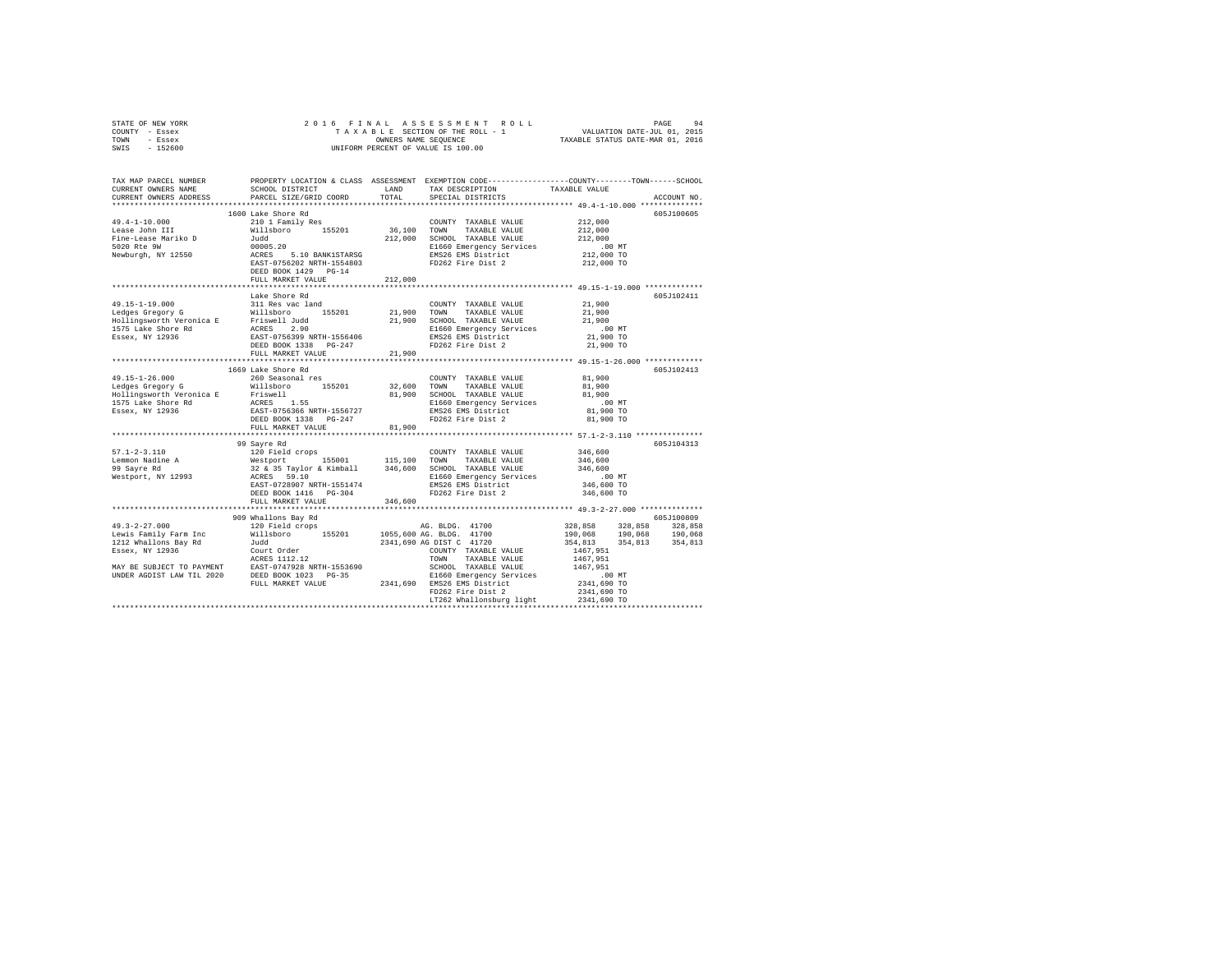STATE OF NEW YORK | COUNTY - Essex | TOWN - Essex | SWIS - 152600

2016 FINAL ASSESSMENT ROLL
TAXABLE SECTION OF THE ROLL - 1
OWNERS NAME SEQUENCE
UNIFORM PERCENT OF VALUE IS 100.00

VALUATION DATE-JUL 01, 2015
TAXABLE STATUS DATE-MAR 01, 2016

```
TAX MAP PARCEL NUMBER      PROPERTY LOCATION & CLASS  ASSESSMENT  EXEMPTION CODE-----------------COUNTY--------TOWN------SCHOOL
CURRENT OWNERS NAME        SCHOOL DISTRICT            LAND        TAX DESCRIPTION            TAXABLE VALUE
CURRENT OWNERS ADDRESS     PARCEL SIZE/GRID COORD     TOTAL       SPECIAL DISTRICTS                                    ACCOUNT NO.
************************************************************************************************* 49.4-1-10.000 **************
                           1600 Lake Shore Rd                                                                         605J100605
49.4-1-10.000              210 1 Family Res                       COUNTY  TAXABLE VALUE          212,000
Lease John III             Willsboro      155201      36,100      TOWN    TAXABLE VALUE          212,000
Fine-Lease Mariko D        Judd                      212,000      SCHOOL  TAXABLE VALUE          212,000
5020 Rte 9W                00005.20                               E1660 Emergency Services            .00 MT
Newburgh, NY 12550         ACRES    5.10 BANK1STARSG              EMS26 EMS District             212,000 TO
                           EAST-0756202 NRTH-1554803              FD262 Fire Dist 2              212,000 TO
                           DEED BOOK 1429   PG-14
                           FULL MARKET VALUE         212,000
************************************************************************************************* 49.15-1-19.000 *************
                           Lake Shore Rd                                                                              605J102411
49.15-1-19.000             311 Res vac land                       COUNTY  TAXABLE VALUE           21,900
Ledges Gregory G           Willsboro      155201      21,900      TOWN    TAXABLE VALUE           21,900
Hollingsworth Veronica E   Friswell Judd              21,900      SCHOOL  TAXABLE VALUE           21,900
1575 Lake Shore Rd         ACRES    2.90                          E1660 Emergency Services            .00 MT
Essex, NY 12936            EAST-0756399 NRTH-1556406              EMS26 EMS District              21,900 TO
                           DEED BOOK 1338   PG-247                FD262 Fire Dist 2               21,900 TO
                           FULL MARKET VALUE          21,900
************************************************************************************************* 49.15-1-26.000 *************
                           1669 Lake Shore Rd                                                                         605J102413
49.15-1-26.000             260 Seasonal res                       COUNTY  TAXABLE VALUE           81,900
Ledges Gregory G           Willsboro      155201      32,600      TOWN    TAXABLE VALUE           81,900
Hollingsworth Veronica E   Friswell                   81,900      SCHOOL  TAXABLE VALUE           81,900
1575 Lake Shore Rd         ACRES    1.55                          E1660 Emergency Services            .00 MT
Essex, NY 12936            EAST-0756366 NRTH-1556727              EMS26 EMS District              81,900 TO
                           DEED BOOK 1338   PG-247                FD262 Fire Dist 2               81,900 TO
                           FULL MARKET VALUE          81,900
************************************************************************************************* 57.1-2-3.110 ***************
                           99 Sayre Rd                                                                                605J104313
57.1-2-3.110               120 Field crops                        COUNTY  TAXABLE VALUE          346,600
Lemmon Nadine A            Westport       155001     115,100      TOWN    TAXABLE VALUE          346,600
99 Sayre Rd                32 & 35 Taylor & Kimball  346,600      SCHOOL  TAXABLE VALUE          346,600
Westport, NY 12993         ACRES   59.10                          E1660 Emergency Services            .00 MT
                           EAST-0728907 NRTH-1551474              EMS26 EMS District             346,600 TO
                           DEED BOOK 1416   PG-304                FD262 Fire Dist 2              346,600 TO
                           FULL MARKET VALUE         346,600
************************************************************************************************* 49.3-2-27.000 **************
                           909 Whallons Bay Rd                                                                        605J100809
49.3-2-27.000              120 Field crops                        AG. BLDG. 41700             328,858    328,858    328,858
Lewis Family Farm Inc      Willsboro      155201    1055,600      AG. BLDG. 41700             190,068    190,068    190,068
1212 Whallons Bay Rd       Judd                     2341,690      AG DIST C 41720             354,813    354,813    354,813
Essex, NY 12936            Court Order                            COUNTY  TAXABLE VALUE         1467,951
                           ACRES 1112.12                          TOWN    TAXABLE VALUE         1467,951
MAY BE SUBJECT TO PAYMENT  EAST-0747928 NRTH-1553690              SCHOOL  TAXABLE VALUE         1467,951
UNDER AGDIST LAW TIL 2020  DEED BOOK 1023   PG-35                 E1660 Emergency Services            .00 MT
                           FULL MARKET VALUE        2341,690      EMS26 EMS District            2341,690 TO
                                                                  FD262 Fire Dist 2             2341,690 TO
                                                                  LT262 Whallonsburg light      2341,690 TO
******************************************************************************************************************************
```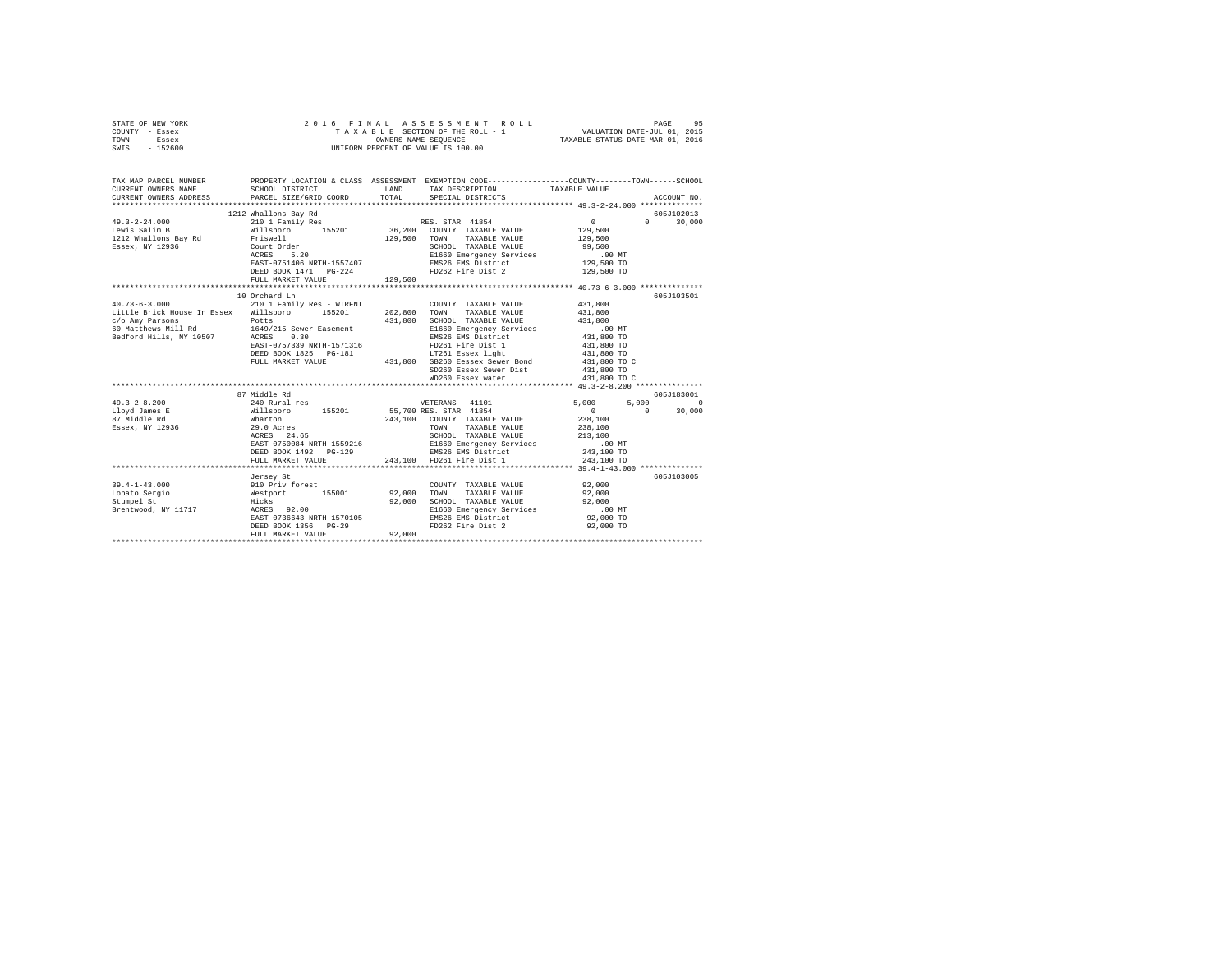```
STATE OF NEW YORK                    2 0 1 6   F I N A L   A S S E S S M E N T   R O L L                    PAGE    95
COUNTY  - Essex                          T A X A B L E  SECTION OF THE ROLL - 1               VALUATION DATE-JUL 01, 2015
TOWN    - Essex                                  OWNERS NAME SEQUENCE                      TAXABLE STATUS DATE-MAR 01, 2016
SWIS    - 152600                          UNIFORM PERCENT OF VALUE IS 100.00

TAX MAP PARCEL NUMBER          PROPERTY LOCATION & CLASS  ASSESSMENT  EXEMPTION CODE-----------------COUNTY--------TOWN------SCHOOL
CURRENT OWNERS NAME            SCHOOL DISTRICT               LAND      TAX DESCRIPTION            TAXABLE VALUE
CURRENT OWNERS ADDRESS         PARCEL SIZE/GRID COORD        TOTAL     SPECIAL DISTRICTS                                 ACCOUNT NO.
****************************************************************************************************** 49.3-2-24.000 **************
                               1212 Whallons Bay Rd                                                                  605J102013
49.3-2-24.000                  210 1 Family Res                     RES. STAR 41854                    0            0     30,000
Lewis Salim B                  Willsboro       155201       36,200   COUNTY  TAXABLE VALUE         129,500
1212 Whallons Bay Rd           Friswell                    129,500   TOWN    TAXABLE VALUE         129,500
Essex, NY 12936                Court Order                           SCHOOL  TAXABLE VALUE          99,500
                               ACRES     5.20                        E1660 Emergency Services          .00 MT
                               EAST-0751406 NRTH-1557407             EMS26 EMS District            129,500 TO
                               DEED BOOK 1471   PG-224               FD262 Fire Dist 2             129,500 TO
                               FULL MARKET VALUE           129,500
****************************************************************************************************** 40.73-6-3.000 **************
                               10 Orchard Ln                                                                         605J103501
40.73-6-3.000                  210 1 Family Res - WTRFNT             COUNTY  TAXABLE VALUE         431,800
Little Brick House In Essex    Willsboro       155201      202,800   TOWN    TAXABLE VALUE         431,800
c/o Amy Parsons                Potts                       431,800   SCHOOL  TAXABLE VALUE         431,800
60 Matthews Mill Rd            1649/215-Sewer Easement               E1660 Emergency Services          .00 MT
Bedford Hills, NY 10507        ACRES     0.30                        EMS26 EMS District            431,800 TO
                               EAST-0757339 NRTH-1571316             FD261 Fire Dist 1             431,800 TO
                               DEED BOOK 1825   PG-181               LT261 Essex light             431,800 TO
                               FULL MARKET VALUE           431,800   SB260 Eessex Sewer Bond       431,800 TO C
                                                                     SD260 Essex Sewer Dist        431,800 TO
                                                                     WD260 Essex water             431,800 TO C
****************************************************************************************************** 49.3-2-8.200 ***************
                               87 Middle Rd                                                                          605J183001
49.3-2-8.200                   240 Rural res                        VETERANS  41101                5,000        5,000          0
Lloyd James E                  Willsboro       155201       55,700 RES. STAR 41854                     0            0     30,000
87 Middle Rd                   Wharton                     243,100   COUNTY  TAXABLE VALUE         238,100
Essex, NY 12936                29.0 Acres                            TOWN    TAXABLE VALUE         238,100
                               ACRES    24.65                        SCHOOL  TAXABLE VALUE         213,100
                               EAST-0750084 NRTH-1559216             E1660 Emergency Services          .00 MT
                               DEED BOOK 1492   PG-129               EMS26 EMS District            243,100 TO
                               FULL MARKET VALUE           243,100   FD261 Fire Dist 1             243,100 TO
****************************************************************************************************** 39.4-1-43.000 **************
                               Jersey St                                                                             605J103005
39.4-1-43.000                  910 Priv forest                       COUNTY  TAXABLE VALUE          92,000
Lobato Sergio                  Westport        155001       92,000   TOWN    TAXABLE VALUE          92,000
Stumpel St                     Hicks                        92,000   SCHOOL  TAXABLE VALUE          92,000
Brentwood, NY 11717            ACRES    92.00                        E1660 Emergency Services          .00 MT
                               EAST-0736643 NRTH-1570105             EMS26 EMS District             92,000 TO
                               DEED BOOK 1356   PG-29                FD262 Fire Dist 2              92,000 TO
                               FULL MARKET VALUE            92,000
************************************************************************************************************************************
```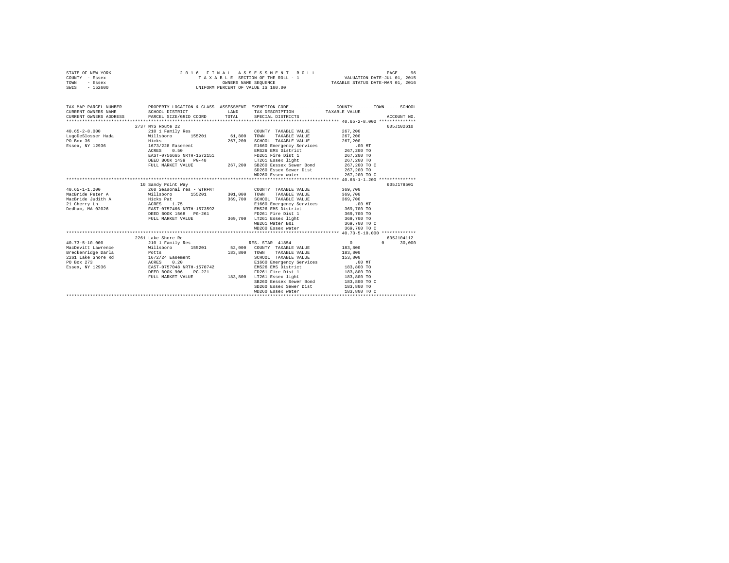STATE OF NEW YORK
COUNTY - Essex
TOWN - Essex
SWIS - 152600

2 0 1 6 F I N A L A S S E S S M E N T R O L L
T A X A B L E SECTION OF THE ROLL - 1
OWNERS NAME SEQUENCE
UNIFORM PERCENT OF VALUE IS 100.00

VALUATION DATE-JUL 01, 2015
TAXABLE STATUS DATE-MAR 01, 2016

```
TAX MAP PARCEL NUMBER         PROPERTY LOCATION & CLASS  ASSESSMENT  EXEMPTION CODE-----------------COUNTY--------TOWN------SCHOOL
CURRENT OWNERS NAME           SCHOOL DISTRICT             LAND       TAX DESCRIPTION            TAXABLE VALUE
CURRENT OWNERS ADDRESS        PARCEL SIZE/GRID COORD      TOTAL      SPECIAL DISTRICTS                                    ACCOUNT NO.
******************************************************************************************************* 40.65-2-8.000 **************
                         2737 NYS Route 22                                                                              605J102610
40.65-2-8.000                 210 1 Family Res                       COUNTY  TAXABLE VALUE          267,200
LugoDeSlosser Hada            Willsboro      155201        61,800    TOWN    TAXABLE VALUE          267,200
PO Box 36                     Hicks                       267,200    SCHOOL  TAXABLE VALUE          267,200
Essex, NY 12936               1673/228 Easement                      E1660 Emergency Services            .00 MT
                              ACRES    0.50                          EMS26 EMS District              267,200 TO
                              EAST-0756665 NRTH-1572151              FD261 Fire Dist 1               267,200 TO
                              DEED BOOK 1439   PG-48                 LT261 Essex light               267,200 TO
                              FULL MARKET VALUE           267,200    SB260 Eessex Sewer Bond         267,200 TO C
                                                                     SD260 Essex Sewer Dist          267,200 TO
                                                                     WD260 Essex water               267,200 TO C
******************************************************************************************************* 40.65-1-1.200 **************
                         10 Sandy Point Way                                                                             605J178501
40.65-1-1.200                 260 Seasonal res - WTRFNT              COUNTY  TAXABLE VALUE          369,700
MacBride Peter A              Willsboro      155201       301,000    TOWN    TAXABLE VALUE          369,700
MacBride Judith A             Hicks Pat                   369,700    SCHOOL  TAXABLE VALUE          369,700
21 Cherry Ln                  ACRES    1.75                          E1660 Emergency Services            .00 MT
Dedham, MA 02026              EAST-0757466 NRTH-1573592              EMS26 EMS District              369,700 TO
                              DEED BOOK 1568   PG-261                FD261 Fire Dist 1               369,700 TO
                              FULL MARKET VALUE           369,700    LT261 Essex light               369,700 TO
                                                                     WB261 Water B&I                 369,700 TO C
                                                                     WD260 Essex water               369,700 TO C
******************************************************************************************************* 40.73-5-10.000 *************
                         2261 Lake Shore Rd                                                                             605J104112
40.73-5-10.000                210 1 Family Res                       RES. STAR 41854                      0            0      30,000
MacDevitt Lawrence            Willsboro      155201        52,000    COUNTY  TAXABLE VALUE          183,800
Breckenridge Darla            Potts                       183,800    TOWN    TAXABLE VALUE          183,800
2261 Lake Shore Rd            1672/24 Easement                       SCHOOL  TAXABLE VALUE          153,800
PO Box 273                    ACRES    0.20                          E1660 Emergency Services            .00 MT
Essex, NY 12936               EAST-0757048 NRTH-1570742              EMS26 EMS District              183,800 TO
                              DEED BOOK 906    PG-221                FD261 Fire Dist 1               183,800 TO
                              FULL MARKET VALUE           183,800    LT261 Essex light               183,800 TO
                                                                     SB260 Eessex Sewer Bond         183,800 TO C
                                                                     SD260 Essex Sewer Dist          183,800 TO
                                                                     WD260 Essex water               183,800 TO C
************************************************************************************************************************************
```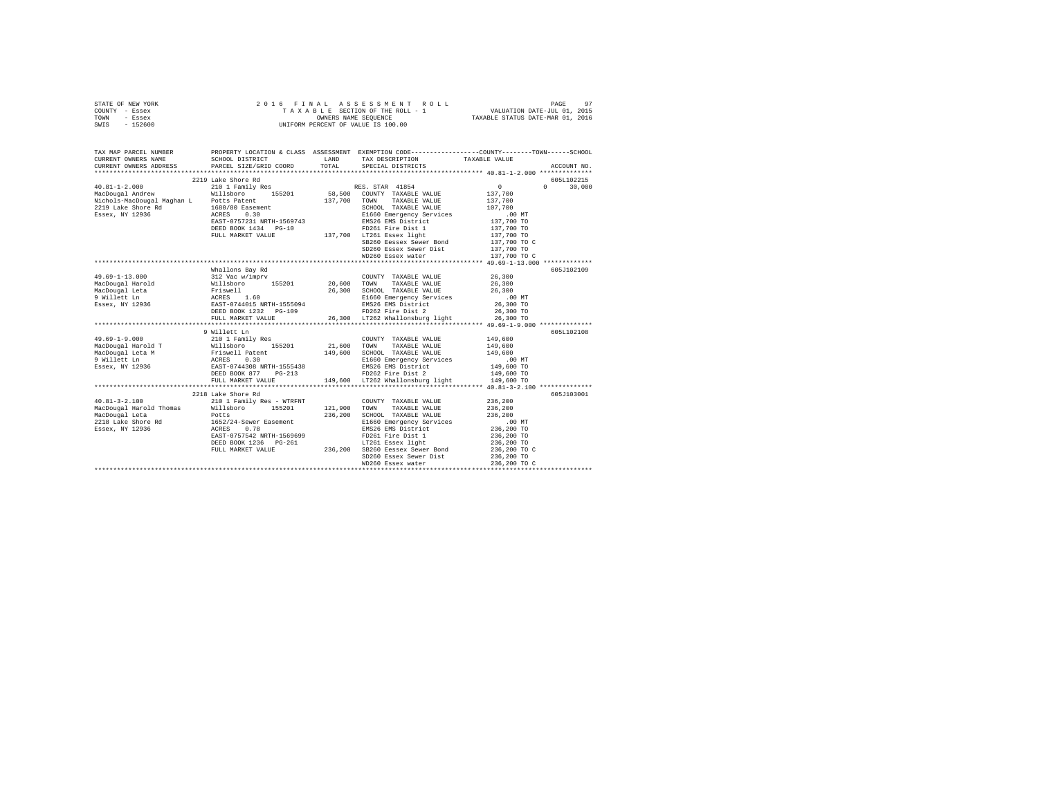STATE OF NEW YORK
COUNTY - Essex
TOWN - Essex
SWIS - 152600

2 0 1 6 F I N A L A S S E S S M E N T R O L L
T A X A B L E SECTION OF THE ROLL - 1
OWNERS NAME SEQUENCE
UNIFORM PERCENT OF VALUE IS 100.00

VALUATION DATE-JUL 01, 2015
TAXABLE STATUS DATE-MAR 01, 2016

```
TAX MAP PARCEL NUMBER          PROPERTY LOCATION & CLASS  ASSESSMENT  EXEMPTION CODE------------------COUNTY--------TOWN------SCHOOL
CURRENT OWNERS NAME            SCHOOL DISTRICT               LAND      TAX DESCRIPTION            TAXABLE VALUE
CURRENT OWNERS ADDRESS         PARCEL SIZE/GRID COORD        TOTAL     SPECIAL DISTRICTS                                       ACCOUNT NO.
********************************************************************************************* 40.81-1-2.000 **************
                               2219 Lake Shore Rd                                                                           605L102215
40.81-1-2.000                  210 1 Family Res                       RES. STAR 41854                 0          0      30,000
MacDougal Andrew               Willsboro      155201        58,500    COUNTY  TAXABLE VALUE          137,700
Nichols-MacDougal Maghan L     Potts Patent                137,700    TOWN    TAXABLE VALUE          137,700
2219 Lake Shore Rd             1680/80 Easement                       SCHOOL  TAXABLE VALUE          107,700
Essex, NY 12936                ACRES    0.30                          E1660 Emergency Services           .00 MT
                               EAST-0757231 NRTH-1569743              EMS26 EMS District             137,700 TO
                               DEED BOOK 1434   PG-10                 FD261 Fire Dist 1              137,700 TO
                               FULL MARKET VALUE           137,700    LT261 Essex light              137,700 TO
                                                                      SB260 Eessex Sewer Bond        137,700 TO C
                                                                      SD260 Essex Sewer Dist         137,700 TO
                                                                      WD260 Essex water              137,700 TO C
********************************************************************************************* 49.69-1-13.000 *************
                               Whallons Bay Rd                                                                              605J102109
49.69-1-13.000                 312 Vac w/imprv                        COUNTY  TAXABLE VALUE           26,300
MacDougal Harold               Willsboro      155201        20,600    TOWN    TAXABLE VALUE           26,300
MacDougal Leta                 Friswell                     26,300    SCHOOL  TAXABLE VALUE           26,300
9 Willett Ln                   ACRES    1.60                          E1660 Emergency Services           .00 MT
Essex, NY 12936                EAST-0744015 NRTH-1555094              EMS26 EMS District              26,300 TO
                               DEED BOOK 1232   PG-109                FD262 Fire Dist 2               26,300 TO
                               FULL MARKET VALUE            26,300    LT262 Whallonsburg light        26,300 TO
********************************************************************************************* 49.69-1-9.000 **************
                               9 Willett Ln                                                                                 605L102108
49.69-1-9.000                  210 1 Family Res                       COUNTY  TAXABLE VALUE          149,600
MacDougal Harold T             Willsboro      155201        21,600    TOWN    TAXABLE VALUE          149,600
MacDougal Leta M               Friswell Patent             149,600    SCHOOL  TAXABLE VALUE          149,600
9 Willett Ln                   ACRES    0.30                          E1660 Emergency Services           .00 MT
Essex, NY 12936                EAST-0744308 NRTH-1555438              EMS26 EMS District             149,600 TO
                               DEED BOOK 877    PG-213                FD262 Fire Dist 2              149,600 TO
                               FULL MARKET VALUE           149,600    LT262 Whallonsburg light       149,600 TO
********************************************************************************************* 40.81-3-2.100 **************
                               2218 Lake Shore Rd                                                                           605J103001
40.81-3-2.100                  210 1 Family Res - WTRFNT              COUNTY  TAXABLE VALUE          236,200
MacDougal Harold Thomas        Willsboro      155201       121,900    TOWN    TAXABLE VALUE          236,200
MacDougal Leta                 Potts                       236,200    SCHOOL  TAXABLE VALUE          236,200
2218 Lake Shore Rd             1652/24-Sewer Easement                 E1660 Emergency Services           .00 MT
Essex, NY 12936                ACRES    0.78                          EMS26 EMS District             236,200 TO
                               EAST-0757542 NRTH-1569699              FD261 Fire Dist 1              236,200 TO
                               DEED BOOK 1236   PG-261                LT261 Essex light              236,200 TO
                               FULL MARKET VALUE           236,200    SB260 Eessex Sewer Bond        236,200 TO C
                                                                      SD260 Essex Sewer Dist         236,200 TO
                                                                      WD260 Essex water              236,200 TO C
****************************************************************************************************************************
```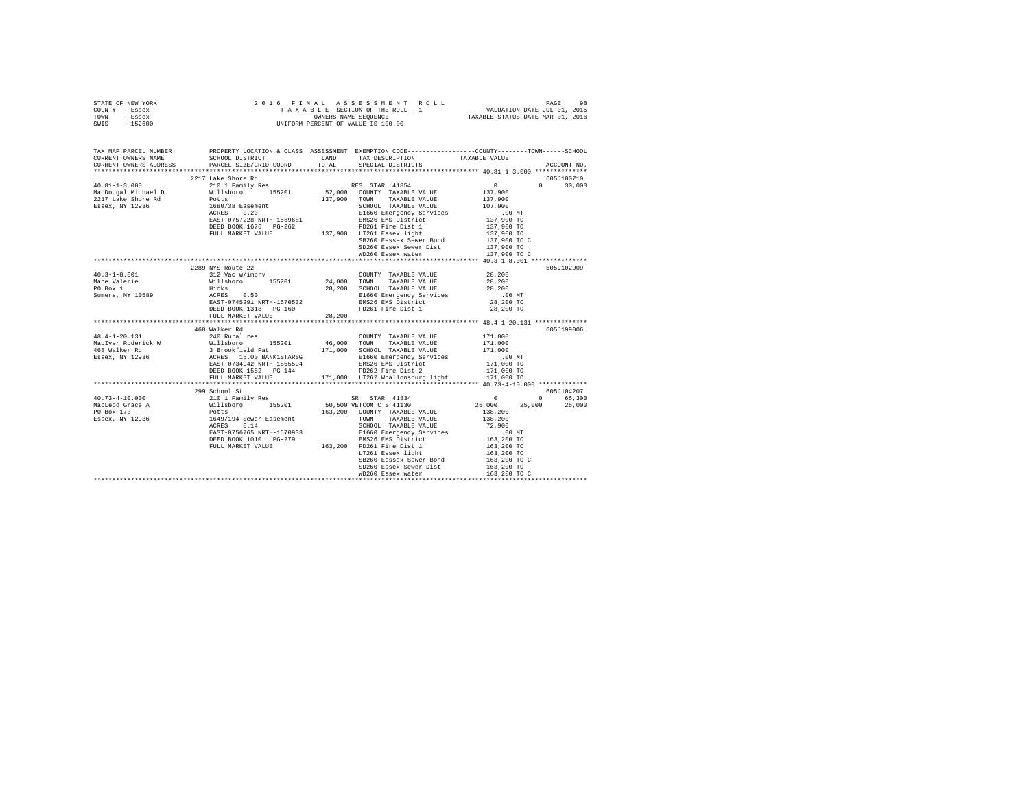STATE OF NEW YORK — 2016 FINAL ASSESSMENT ROLL — PAGE 98
COUNTY - Essex — TAXABLE SECTION OF THE ROLL - 1 — VALUATION DATE-JUL 01, 2015
TOWN - Essex — OWNERS NAME SEQUENCE — TAXABLE STATUS DATE-MAR 01, 2016
SWIS - 152600 — UNIFORM PERCENT OF VALUE IS 100.00

| TAX MAP PARCEL NUMBER / CURRENT OWNERS NAME / CURRENT OWNERS ADDRESS | PROPERTY LOCATION & CLASS / SCHOOL DISTRICT / PARCEL SIZE/GRID COORD | ASSESSMENT LAND / TOTAL | EXEMPTION CODE / TAX DESCRIPTION / SPECIAL DISTRICTS | COUNTY | TOWN | SCHOOL | ACCOUNT NO. |
|---|---|---|---|---|---|---|---|
| **40.81-1-3.000** | 2217 Lake Shore Rd | | | | | | 605J100710 |
| 40.81-1-3.000 | 210 1 Family Res | | RES. STAR 41854 | 0 | 0 | 30,000 | |
| MacDougal Michael D | Willsboro 155201 | 52,000 | COUNTY TAXABLE VALUE | 137,900 | | | |
| 2217 Lake Shore Rd | Potts | 137,900 | TOWN TAXABLE VALUE | 137,900 | | | |
| Essex, NY 12936 | 1680/38 Easement | | SCHOOL TAXABLE VALUE | 107,900 | | | |
| | ACRES 0.20 | | E1660 Emergency Services | .00 MT | | | |
| | EAST-0757228 NRTH-1569681 | | EMS26 EMS District | 137,900 TO | | | |
| | DEED BOOK 1676 PG-262 | | FD261 Fire Dist 1 | 137,900 TO | | | |
| | FULL MARKET VALUE | 137,900 | LT261 Essex light | 137,900 TO | | | |
| | | | SB260 Eessex Sewer Bond | 137,900 TO C | | | |
| | | | SD260 Essex Sewer Dist | 137,900 TO | | | |
| | | | WD260 Essex water | 137,900 TO C | | | |
| **40.3-1-8.001** | 2289 NYS Route 22 | | | | | | 605J102909 |
| 40.3-1-8.001 | 312 Vac w/imprv | | COUNTY TAXABLE VALUE | 28,200 | | | |
| Mace Valerie | Willsboro 155201 | 24,000 | TOWN TAXABLE VALUE | 28,200 | | | |
| PO Box 1 | Hicks | 28,200 | SCHOOL TAXABLE VALUE | 28,200 | | | |
| Somers, NY 10589 | ACRES 0.50 | | E1660 Emergency Services | .00 MT | | | |
| | EAST-0745291 NRTH-1570532 | | EMS26 EMS District | 28,200 TO | | | |
| | DEED BOOK 1318 PG-160 | | FD261 Fire Dist 1 | 28,200 TO | | | |
| | FULL MARKET VALUE | 28,200 | | | | | |
| **48.4-1-20.131** | 468 Walker Rd | | | | | | 605J199006 |
| 48.4-1-20.131 | 240 Rural res | | COUNTY TAXABLE VALUE | 171,000 | | | |
| MacIver Roderick W | Willsboro 155201 | 46,000 | TOWN TAXABLE VALUE | 171,000 | | | |
| 468 Walker Rd | 3 Brookfield Pat | 171,000 | SCHOOL TAXABLE VALUE | 171,000 | | | |
| Essex, NY 12936 | ACRES 15.00 BANK1STARSG | | E1660 Emergency Services | .00 MT | | | |
| | EAST-0734942 NRTH-1555594 | | EMS26 EMS District | 171,000 TO | | | |
| | DEED BOOK 1552 PG-144 | | FD262 Fire Dist 2 | 171,000 TO | | | |
| | FULL MARKET VALUE | 171,000 | LT262 Whallonsburg light | 171,000 TO | | | |
| **40.73-4-10.000** | 299 School St | | | | | | 605J104207 |
| 40.73-4-10.000 | 210 1 Family Res | | SR STAR 41834 | 0 | 0 | 65,300 | |
| MacLeod Grace A | Willsboro 155201 | 50,500 | VETCOM CTS 41130 | 25,000 | 25,000 | 25,000 | |
| PO Box 173 | Potts | 163,200 | COUNTY TAXABLE VALUE | 138,200 | | | |
| Essex, NY 12936 | 1649/194 Sewer Easement | | TOWN TAXABLE VALUE | 138,200 | | | |
| | ACRES 0.14 | | SCHOOL TAXABLE VALUE | 72,900 | | | |
| | EAST-0756765 NRTH-1570933 | | E1660 Emergency Services | .00 MT | | | |
| | DEED BOOK 1010 PG-279 | | EMS26 EMS District | 163,200 TO | | | |
| | FULL MARKET VALUE | 163,200 | FD261 Fire Dist 1 | 163,200 TO | | | |
| | | | LT261 Essex light | 163,200 TO | | | |
| | | | SB260 Eessex Sewer Bond | 163,200 TO C | | | |
| | | | SD260 Essex Sewer Dist | 163,200 TO | | | |
| | | | WD260 Essex water | 163,200 TO C | | | |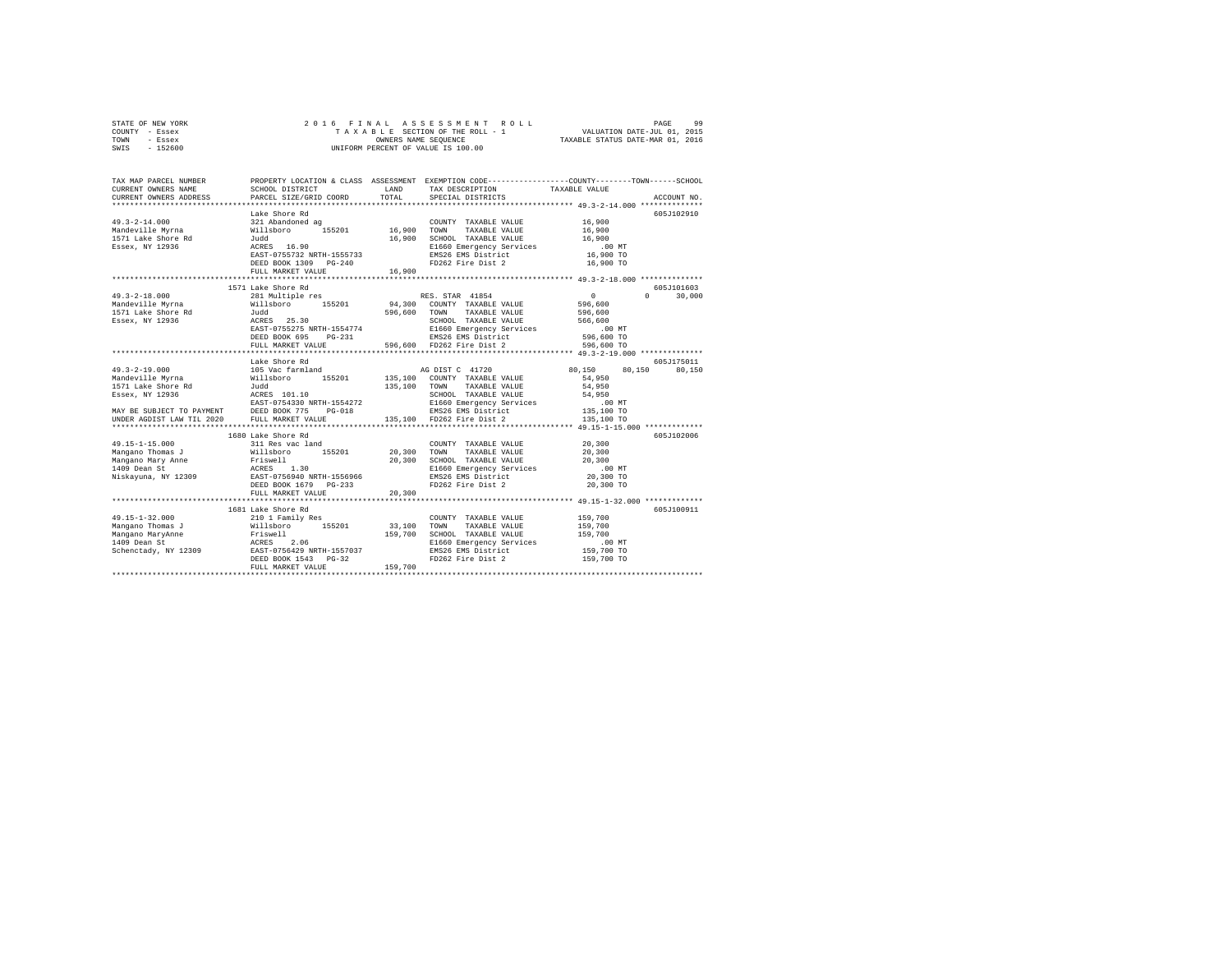STATE OF NEW YORK — 2016 FINAL ASSESSMENT ROLL
COUNTY - Essex — TAXABLE SECTION OF THE ROLL - 1 — VALUATION DATE-JUL 01, 2015
TOWN - Essex — OWNERS NAME SEQUENCE — TAXABLE STATUS DATE-MAR 01, 2016
SWIS - 152600 — UNIFORM PERCENT OF VALUE IS 100.00

| TAX MAP PARCEL NUMBER / CURRENT OWNERS NAME / CURRENT OWNERS ADDRESS | PROPERTY LOCATION & CLASS / SCHOOL DISTRICT / PARCEL SIZE/GRID COORD | ASSESSMENT LAND / TOTAL | EXEMPTION CODE / TAX DESCRIPTION / SPECIAL DISTRICTS | COUNTY | TOWN | SCHOOL | ACCOUNT NO. |
|---|---|---|---|---|---|---|---|
| **49.3-2-14.000** | Lake Shore Rd | | | | | | 605J102910 |
| Mandeville Myrna | 321 Abandoned ag | | COUNTY TAXABLE VALUE | 16,900 | | | |
| 1571 Lake Shore Rd | Willsboro 155201 | 16,900 | TOWN TAXABLE VALUE | | 16,900 | | |
| Essex, NY 12936 | Judd | 16,900 | SCHOOL TAXABLE VALUE | | | 16,900 | |
| | ACRES 16.90 | | E1660 Emergency Services | .00 MT | | | |
| | EAST-0755732 NRTH-1555733 | | EMS26 EMS District | 16,900 TO | | | |
| | DEED BOOK 1309 PG-240 | | FD262 Fire Dist 2 | 16,900 TO | | | |
| | FULL MARKET VALUE | 16,900 | | | | | |
| **49.3-2-18.000** | 1571 Lake Shore Rd | | | | | | 605J101603 |
| Mandeville Myrna | 281 Multiple res | | RES. STAR 41854 | 0 | 0 | 30,000 | |
| 1571 Lake Shore Rd | Willsboro 155201 | 94,300 | COUNTY TAXABLE VALUE | 596,600 | | | |
| Essex, NY 12936 | Judd | 596,600 | TOWN TAXABLE VALUE | | 596,600 | | |
| | ACRES 25.30 | | SCHOOL TAXABLE VALUE | | | 566,600 | |
| | EAST-0755275 NRTH-1554774 | | E1660 Emergency Services | .00 MT | | | |
| | DEED BOOK 695 PG-231 | | EMS26 EMS District | 596,600 TO | | | |
| | FULL MARKET VALUE | 596,600 | FD262 Fire Dist 2 | 596,600 TO | | | |
| **49.3-2-19.000** | Lake Shore Rd | | | | | | 605J175011 |
| Mandeville Myrna | 105 Vac farmland | | AG DIST C 41720 | 80,150 | 80,150 | 80,150 | |
| 1571 Lake Shore Rd | Willsboro 155201 | 135,100 | COUNTY TAXABLE VALUE | 54,950 | | | |
| Essex, NY 12936 | Judd | 135,100 | TOWN TAXABLE VALUE | | 54,950 | | |
| | ACRES 101.10 | | SCHOOL TAXABLE VALUE | | | 54,950 | |
| | EAST-0754330 NRTH-1554272 | | E1660 Emergency Services | .00 MT | | | |
| MAY BE SUBJECT TO PAYMENT | DEED BOOK 775 PG-018 | | EMS26 EMS District | 135,100 TO | | | |
| UNDER AGDIST LAW TIL 2020 | FULL MARKET VALUE | 135,100 | FD262 Fire Dist 2 | 135,100 TO | | | |
| **49.15-1-15.000** | 1680 Lake Shore Rd | | | | | | 605J102006 |
| Mangano Thomas J | 311 Res vac land | | COUNTY TAXABLE VALUE | 20,300 | | | |
| Mangano Mary Anne | Willsboro 155201 | 20,300 | TOWN TAXABLE VALUE | | 20,300 | | |
| 1409 Dean St | Friswell | 20,300 | SCHOOL TAXABLE VALUE | | | 20,300 | |
| Niskayuna, NY 12309 | ACRES 1.30 | | E1660 Emergency Services | .00 MT | | | |
| | EAST-0756940 NRTH-1556966 | | EMS26 EMS District | 20,300 TO | | | |
| | DEED BOOK 1679 PG-233 | | FD262 Fire Dist 2 | 20,300 TO | | | |
| | FULL MARKET VALUE | 20,300 | | | | | |
| **49.15-1-32.000** | 1681 Lake Shore Rd | | | | | | 605J100911 |
| Mangano Thomas J | 210 1 Family Res | | COUNTY TAXABLE VALUE | 159,700 | | | |
| Mangano MaryAnne | Willsboro 155201 | 33,100 | TOWN TAXABLE VALUE | | 159,700 | | |
| 1409 Dean St | Friswell | 159,700 | SCHOOL TAXABLE VALUE | | | 159,700 | |
| Schenctady, NY 12309 | ACRES 2.06 | | E1660 Emergency Services | .00 MT | | | |
| | EAST-0756429 NRTH-1557037 | | EMS26 EMS District | 159,700 TO | | | |
| | DEED BOOK 1543 PG-32 | | FD262 Fire Dist 2 | 159,700 TO | | | |
| | FULL MARKET VALUE | 159,700 | | | | | |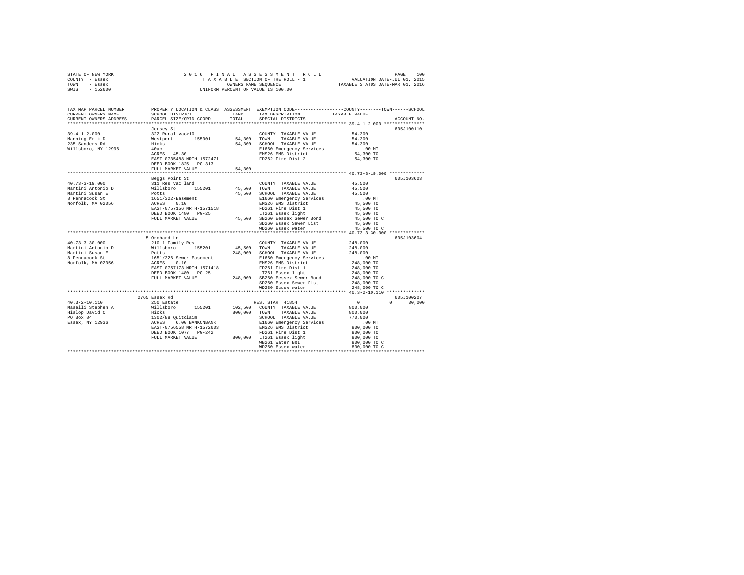STATE OF NEW YORK — 2016 FINAL ASSESSMENT ROLL
COUNTY - Essex — TAXABLE SECTION OF THE ROLL - 1 — VALUATION DATE-JUL 01, 2015
TOWN - Essex — OWNERS NAME SEQUENCE — TAXABLE STATUS DATE-MAR 01, 2016
SWIS - 152600 — UNIFORM PERCENT OF VALUE IS 100.00

| TAX MAP PARCEL NUMBER / CURRENT OWNERS NAME / CURRENT OWNERS ADDRESS | PROPERTY LOCATION & CLASS / SCHOOL DISTRICT / PARCEL SIZE/GRID COORD | ASSESSMENT LAND / TOTAL | EXEMPTION CODE / TAX DESCRIPTION / SPECIAL DISTRICTS | COUNTY / TOWN / SCHOOL TAXABLE VALUE | ACCOUNT NO. |
|---|---|---|---|---|---|
| **39.4-1-2.000** | Jersey St | | | | 605J100110 |
| Manning Erik D | 322 Rural vac>10 | | COUNTY TAXABLE VALUE | 54,300 | |
| 235 Sanders Rd | Westport 155001 | 54,300 | TOWN TAXABLE VALUE | 54,300 | |
| Willsboro, NY 12996 | Hicks | 54,300 | SCHOOL TAXABLE VALUE | 54,300 | |
| | 40ac | | E1660 Emergency Services | .00 MT | |
| | ACRES 45.30 | | EMS26 EMS District | 54,300 TO | |
| | EAST-0735488 NRTH-1572471 | | FD262 Fire Dist 2 | 54,300 TO | |
| | DEED BOOK 1825 PG-313 | | | | |
| | FULL MARKET VALUE | 54,300 | | | |
| **40.73-3-19.000** | Beggs Point St | | | | 605J103603 |
| Martini Antonio D | 311 Res vac land | | COUNTY TAXABLE VALUE | 45,500 | |
| Martini Susan E | Willsboro 155201 | 45,500 | TOWN TAXABLE VALUE | 45,500 | |
| 8 Pennacook St | Potts | 45,500 | SCHOOL TAXABLE VALUE | 45,500 | |
| Norfolk, MA 02056 | 1651/322-Easement | | E1660 Emergency Services | .00 MT | |
| | ACRES 0.10 | | EMS26 EMS District | 45,500 TO | |
| | EAST-0757156 NRTH-1571518 | | FD261 Fire Dist 1 | 45,500 TO | |
| | DEED BOOK 1480 PG-25 | | LT261 Essex light | 45,500 TO | |
| | FULL MARKET VALUE | 45,500 | SB260 Eessex Sewer Bond | 45,500 TO C | |
| | | | SD260 Essex Sewer Dist | 45,500 TO | |
| | | | WD260 Essex water | 45,500 TO C | |
| **40.73-3-30.000** | 5 Orchard Ln | | | | 605J103604 |
| Martini Antonio D | 210 1 Family Res | | COUNTY TAXABLE VALUE | 248,000 | |
| Martini Susan E | Willsboro 155201 | 45,500 | TOWN TAXABLE VALUE | 248,000 | |
| Potts | Potts | 248,000 | SCHOOL TAXABLE VALUE | 248,000 | |
| 8 Pennacook St | 1651/326-Sewer Easement | | E1660 Emergency Services | .00 MT | |
| Norfolk, MA 02056 | ACRES 0.10 | | EMS26 EMS District | 248,000 TO | |
| | EAST-0757173 NRTH-1571418 | | FD261 Fire Dist 1 | 248,000 TO | |
| | DEED BOOK 1480 PG-25 | | LT261 Essex light | 248,000 TO | |
| | FULL MARKET VALUE | 248,000 | SB260 Eessex Sewer Bond | 248,000 TO C | |
| | | | SD260 Essex Sewer Dist | 248,000 TO | |
| | | | WD260 Essex water | 248,000 TO C | |
| **40.3-2-10.110** | 2765 Essex Rd | | | | 605J100207 |
| Maselli Stephen A | 250 Estate | | RES. STAR 41854 | 0 0 30,000 | |
| Hislop David C | Willsboro 155201 | 102,500 | COUNTY TAXABLE VALUE | 800,000 | |
| PO Box 84 | Hicks | 800,000 | TOWN TAXABLE VALUE | 800,000 | |
| Essex, NY 12936 | 1302/88 Quitclaim | | SCHOOL TAXABLE VALUE | 770,000 | |
| | ACRES 6.00 BANKCNBANK | | E1660 Emergency Services | .00 MT | |
| | EAST-0756558 NRTH-1572603 | | EMS26 EMS District | 800,000 TO | |
| | DEED BOOK 1077 PG-242 | | FD261 Fire Dist 1 | 800,000 TO | |
| | FULL MARKET VALUE | 800,000 | LT261 Essex light | 800,000 TO | |
| | | | WB261 Water B&I | 800,000 TO C | |
| | | | WD260 Essex water | 800,000 TO C | |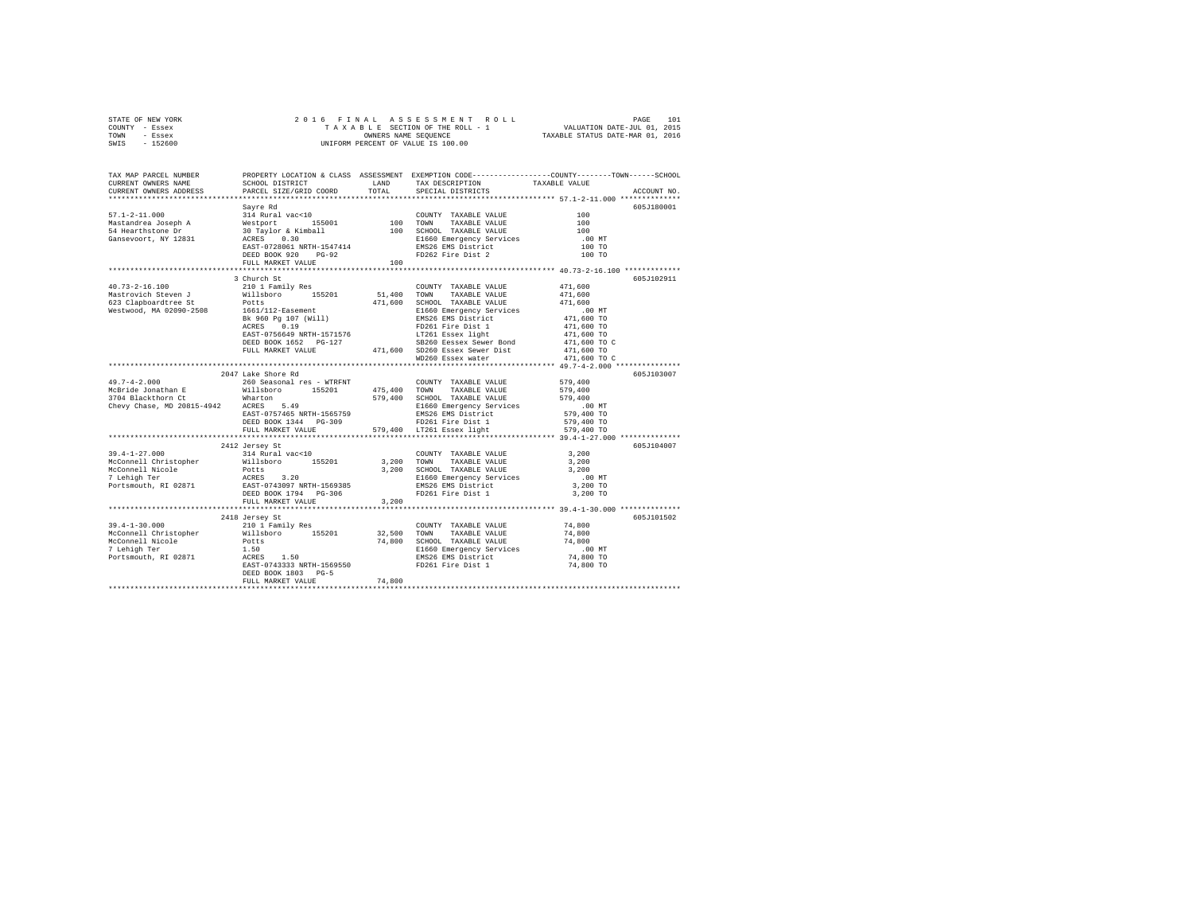STATE OF NEW YORK — 2016 FINAL ASSESSMENT ROLL — PAGE 101
COUNTY - Essex — TAXABLE SECTION OF THE ROLL - 1 — VALUATION DATE-JUL 01, 2015
TOWN - Essex — OWNERS NAME SEQUENCE — TAXABLE STATUS DATE-MAR 01, 2016
SWIS - 152600 — UNIFORM PERCENT OF VALUE IS 100.00

| TAX MAP PARCEL NUMBER / CURRENT OWNERS NAME / CURRENT OWNERS ADDRESS | PROPERTY LOCATION & CLASS / SCHOOL DISTRICT / PARCEL SIZE/GRID COORD | ASSESSMENT LAND | ASSESSMENT TOTAL | EXEMPTION CODE / TAX DESCRIPTION / SPECIAL DISTRICTS | COUNTY--------TOWN------SCHOOL TAXABLE VALUE | ACCOUNT NO. |
|---|---|---|---|---|---|---|
| 57.1-2-11.000 | Sayre Rd | | | | | 605J180001 |
| Mastandrea Joseph A | 314 Rural vac<10 | | | COUNTY TAXABLE VALUE | 100 | |
| 54 Hearthstone Dr | Westport 155001 | 100 | | TOWN TAXABLE VALUE | 100 | |
| Gansevoort, NY 12831 | 30 Taylor & Kimball | | 100 | SCHOOL TAXABLE VALUE | 100 | |
| | ACRES 0.30 | | | E1660 Emergency Services | .00 MT | |
| | EAST-0728061 NRTH-1547414 | | | EMS26 EMS District | 100 TO | |
| | DEED BOOK 920 PG-92 | | | FD262 Fire Dist 2 | 100 TO | |
| | FULL MARKET VALUE | | 100 | | | |
| 40.73-2-16.100 | 3 Church St | | | | | 605J102911 |
| Mastrovich Steven J | 210 1 Family Res | | | COUNTY TAXABLE VALUE | 471,600 | |
| 623 Clapboardtree St | Willsboro 155201 | 51,400 | | TOWN TAXABLE VALUE | 471,600 | |
| Westwood, MA 02090-2508 | Potts | | 471,600 | SCHOOL TAXABLE VALUE | 471,600 | |
| | 1661/112-Easement | | | E1660 Emergency Services | .00 MT | |
| | Bk 960 Pg 107 (Will) | | | EMS26 EMS District | 471,600 TO | |
| | ACRES 0.19 | | | FD261 Fire Dist 1 | 471,600 TO | |
| | EAST-0756649 NRTH-1571576 | | | LT261 Essex light | 471,600 TO | |
| | DEED BOOK 1652 PG-127 | | | SB260 Eessex Sewer Bond | 471,600 TO C | |
| | FULL MARKET VALUE | | 471,600 | SD260 Essex Sewer Dist | 471,600 TO | |
| | | | | WD260 Essex water | 471,600 TO C | |
| 49.7-4-2.000 | 2047 Lake Shore Rd | | | | | 605J103007 |
| McBride Jonathan E | 260 Seasonal res - WTRFNT | | | COUNTY TAXABLE VALUE | 579,400 | |
| 3704 Blackthorn Ct | Willsboro 155201 | 475,400 | | TOWN TAXABLE VALUE | 579,400 | |
| Chevy Chase, MD 20815-4942 | Wharton | | 579,400 | SCHOOL TAXABLE VALUE | 579,400 | |
| | ACRES 5.49 | | | E1660 Emergency Services | .00 MT | |
| | EAST-0757465 NRTH-1565759 | | | EMS26 EMS District | 579,400 TO | |
| | DEED BOOK 1344 PG-309 | | | FD261 Fire Dist 1 | 579,400 TO | |
| | FULL MARKET VALUE | | 579,400 | LT261 Essex light | 579,400 TO | |
| 39.4-1-27.000 | 2412 Jersey St | | | | | 605J104007 |
| McConnell Christopher | 314 Rural vac<10 | | | COUNTY TAXABLE VALUE | 3,200 | |
| McConnell Nicole | Willsboro 155201 | 3,200 | | TOWN TAXABLE VALUE | 3,200 | |
| 7 Lehigh Ter | Potts | | 3,200 | SCHOOL TAXABLE VALUE | 3,200 | |
| Portsmouth, RI 02871 | ACRES 3.20 | | | E1660 Emergency Services | .00 MT | |
| | EAST-0743097 NRTH-1569385 | | | EMS26 EMS District | 3,200 TO | |
| | DEED BOOK 1794 PG-306 | | | FD261 Fire Dist 1 | 3,200 TO | |
| | FULL MARKET VALUE | | 3,200 | | | |
| 39.4-1-30.000 | 2418 Jersey St | | | | | 605J101502 |
| McConnell Christopher | 210 1 Family Res | | | COUNTY TAXABLE VALUE | 74,800 | |
| McConnell Nicole | Willsboro 155201 | 32,500 | | TOWN TAXABLE VALUE | 74,800 | |
| 7 Lehigh Ter | Potts | | 74,800 | SCHOOL TAXABLE VALUE | 74,800 | |
| Portsmouth, RI 02871 | 1.50 | | | E1660 Emergency Services | .00 MT | |
| | ACRES 1.50 | | | EMS26 EMS District | 74,800 TO | |
| | EAST-0743333 NRTH-1569550 | | | FD261 Fire Dist 1 | 74,800 TO | |
| | DEED BOOK 1803 PG-5 | | | | | |
| | FULL MARKET VALUE | | 74,800 | | | |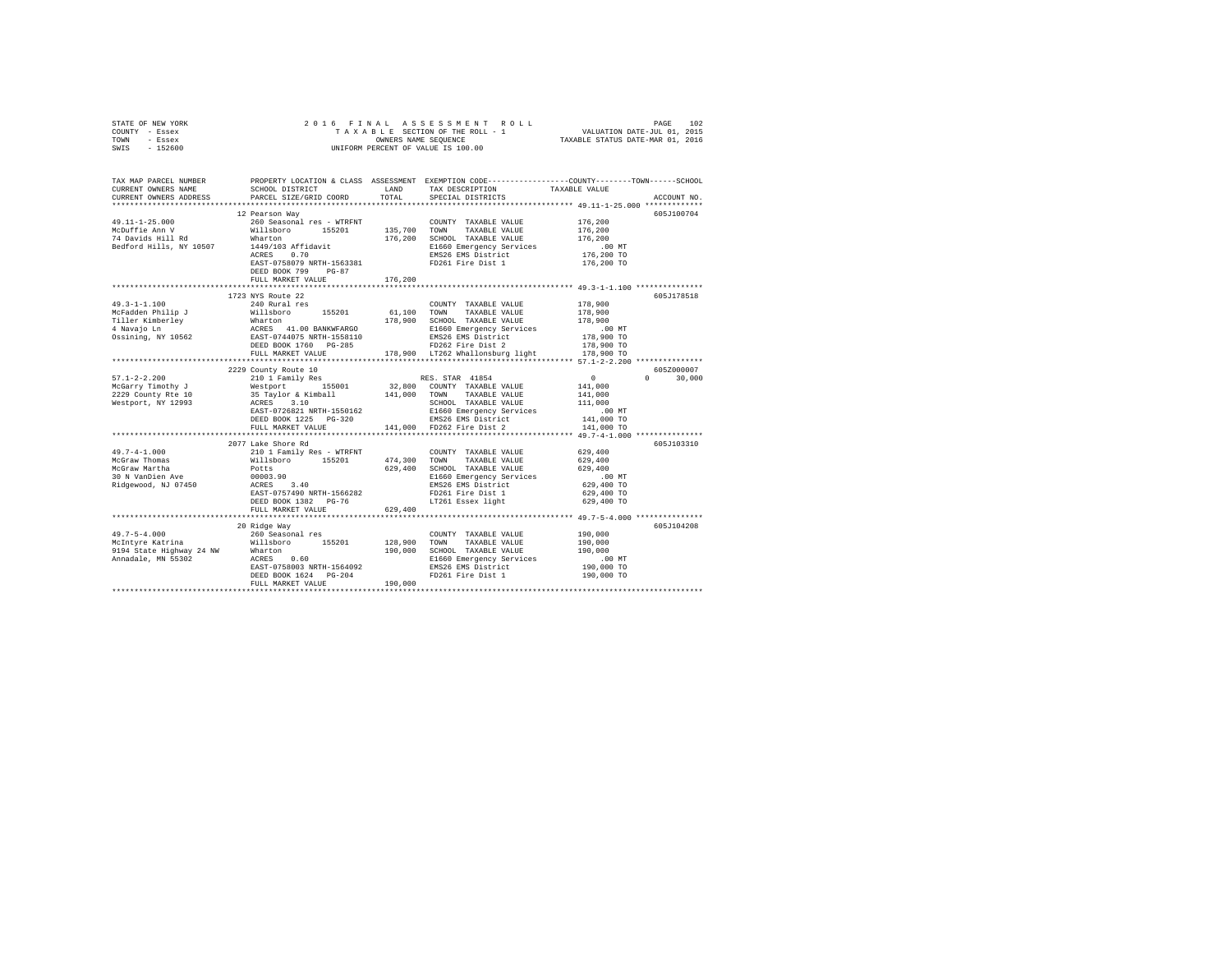STATE OF NEW YORK
COUNTY - Essex
TOWN - Essex
SWIS - 152600

2016 FINAL ASSESSMENT ROLL
TAXABLE SECTION OF THE ROLL - 1
OWNERS NAME SEQUENCE
UNIFORM PERCENT OF VALUE IS 100.00

VALUATION DATE-JUL 01, 2015
TAXABLE STATUS DATE-MAR 01, 2016

| TAX MAP PARCEL NUMBER / CURRENT OWNERS NAME / CURRENT OWNERS ADDRESS | PROPERTY LOCATION & CLASS / SCHOOL DISTRICT / PARCEL SIZE/GRID COORD | ASSESSMENT LAND / TOTAL | EXEMPTION CODE / TAX DESCRIPTION / SPECIAL DISTRICTS | COUNTY / TOWN / SCHOOL TAXABLE VALUE | ACCOUNT NO. |
|---|---|---|---|---|---|
| 49.11-1-25.000 | 12 Pearson Way | | | | 605J100704 |
| McDuffie Ann V | 260 Seasonal res - WTRFNT | | COUNTY TAXABLE VALUE | 176,200 | |
| 74 Davids Hill Rd | Willsboro 155201 | 135,700 | TOWN TAXABLE VALUE | 176,200 | |
| Bedford Hills, NY 10507 | Wharton | 176,200 | SCHOOL TAXABLE VALUE | 176,200 | |
| | 1449/103 Affidavit | | E1660 Emergency Services | .00 MT | |
| | ACRES 0.70 | | EMS26 EMS District | 176,200 TO | |
| | EAST-0758079 NRTH-1563381 | | FD261 Fire Dist 1 | 176,200 TO | |
| | DEED BOOK 799 PG-87 | | | | |
| | FULL MARKET VALUE | 176,200 | | | |
| 49.3-1-1.100 | 1723 NYS Route 22 | | | | 605J178518 |
| McFadden Philip J | 240 Rural res | | COUNTY TAXABLE VALUE | 178,900 | |
| Tiller Kimberley | Willsboro 155201 | 61,100 | TOWN TAXABLE VALUE | 178,900 | |
| 4 Navajo Ln | Wharton | 178,900 | SCHOOL TAXABLE VALUE | 178,900 | |
| Ossining, NY 10562 | ACRES 41.00 BANKWFARGO | | E1660 Emergency Services | .00 MT | |
| | EAST-0744075 NRTH-1558110 | | EMS26 EMS District | 178,900 TO | |
| | DEED BOOK 1760 PG-285 | | FD262 Fire Dist 2 | 178,900 TO | |
| | FULL MARKET VALUE | 178,900 | LT262 Whallonsburg light | 178,900 TO | |
| 57.1-2-2.200 | 2229 County Route 10 | | | | 605Z000007 |
| McGarry Timothy J | 210 1 Family Res | | RES. STAR 41854 | 0 0 30,000 | |
| 2229 County Rte 10 | Westport 155001 | 32,800 | COUNTY TAXABLE VALUE | 141,000 | |
| Westport, NY 12993 | 35 Taylor & Kimball | 141,000 | TOWN TAXABLE VALUE | 141,000 | |
| | ACRES 3.10 | | SCHOOL TAXABLE VALUE | 111,000 | |
| | EAST-0726821 NRTH-1550162 | | E1660 Emergency Services | .00 MT | |
| | DEED BOOK 1225 PG-320 | | EMS26 EMS District | 141,000 TO | |
| | FULL MARKET VALUE | 141,000 | FD262 Fire Dist 2 | 141,000 TO | |
| 49.7-4-1.000 | 2077 Lake Shore Rd | | | | 605J103310 |
| McGraw Thomas | 210 1 Family Res - WTRFNT | | COUNTY TAXABLE VALUE | 629,400 | |
| McGraw Martha | Willsboro 155201 | 474,300 | TOWN TAXABLE VALUE | 629,400 | |
| 30 N VanDien Ave | Potts | 629,400 | SCHOOL TAXABLE VALUE | 629,400 | |
| Ridgewood, NJ 07450 | 00003.90 | | E1660 Emergency Services | .00 MT | |
| | ACRES 3.40 | | EMS26 EMS District | 629,400 TO | |
| | EAST-0757490 NRTH-1566282 | | FD261 Fire Dist 1 | 629,400 TO | |
| | DEED BOOK 1382 PG-76 | | LT261 Essex light | 629,400 TO | |
| | FULL MARKET VALUE | 629,400 | | | |
| 49.7-5-4.000 | 20 Ridge Way | | | | 605J104208 |
| McIntyre Katrina | 260 Seasonal res | | COUNTY TAXABLE VALUE | 190,000 | |
| 9194 State Highway 24 NW | Willsboro 155201 | 128,900 | TOWN TAXABLE VALUE | 190,000 | |
| Annadale, MN 55302 | Wharton | 190,000 | SCHOOL TAXABLE VALUE | 190,000 | |
| | ACRES 0.60 | | E1660 Emergency Services | .00 MT | |
| | EAST-0758003 NRTH-1564092 | | EMS26 EMS District | 190,000 TO | |
| | DEED BOOK 1624 PG-204 | | FD261 Fire Dist 1 | 190,000 TO | |
| | FULL MARKET VALUE | 190,000 | | | |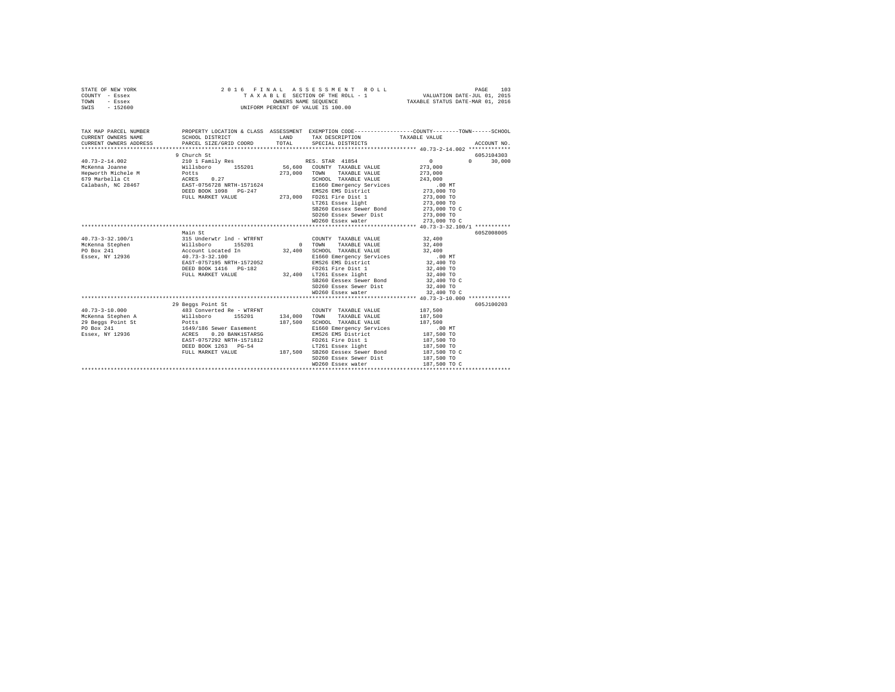STATE OF NEW YORK
COUNTY - Essex
TOWN - Essex
SWIS - 152600

2016 FINAL ASSESSMENT ROLL
TAXABLE SECTION OF THE ROLL - 1
OWNERS NAME SEQUENCE
UNIFORM PERCENT OF VALUE IS 100.00

VALUATION DATE-JUL 01, 2015
TAXABLE STATUS DATE-MAR 01, 2016

| TAX MAP PARCEL NUMBER / CURRENT OWNERS NAME / CURRENT OWNERS ADDRESS | PROPERTY LOCATION & CLASS / SCHOOL DISTRICT / PARCEL SIZE/GRID COORD | ASSESSMENT LAND / TOTAL | EXEMPTION CODE / TAX DESCRIPTION / SPECIAL DISTRICTS | COUNTY / TOWN / SCHOOL TAXABLE VALUE | ACCOUNT NO. |
|---|---|---|---|---|---|
| **40.73-2-14.002** | 9 Church St | | | | 605J104303 |
| 40.73-2-14.002 | 210 1 Family Res | | RES. STAR 41854 | 0 / 0 / 30,000 | |
| McKenna Joanne | Willsboro 155201 | 56,600 | COUNTY TAXABLE VALUE | 273,000 | |
| Hepworth Michele M | Potts | 273,000 | TOWN TAXABLE VALUE | 273,000 | |
| 679 Marbella Ct | ACRES 0.27 | | SCHOOL TAXABLE VALUE | 243,000 | |
| Calabash, NC 28467 | EAST-0756728 NRTH-1571624 | | E1660 Emergency Services | .00 MT | |
| | DEED BOOK 1098 PG-247 | | EMS26 EMS District | 273,000 TO | |
| | FULL MARKET VALUE | 273,000 | FD261 Fire Dist 1 | 273,000 TO | |
| | | | LT261 Essex light | 273,000 TO | |
| | | | SB260 Eessex Sewer Bond | 273,000 TO C | |
| | | | SD260 Essex Sewer Dist | 273,000 TO | |
| | | | WD260 Essex water | 273,000 TO C | |
| **40.73-3-32.100/1** | Main St | | | | 605Z008005 |
| 40.73-3-32.100/1 | 315 Underwtr lnd - WTRFNT | | COUNTY TAXABLE VALUE | 32,400 | |
| McKenna Stephen | Willsboro 155201 | 0 | TOWN TAXABLE VALUE | 32,400 | |
| PO Box 241 | Account Located In | 32,400 | SCHOOL TAXABLE VALUE | 32,400 | |
| Essex, NY 12936 | 40.73-3-32.100 | | E1660 Emergency Services | .00 MT | |
| | EAST-0757195 NRTH-1572052 | | EMS26 EMS District | 32,400 TO | |
| | DEED BOOK 1416 PG-182 | | FD261 Fire Dist 1 | 32,400 TO | |
| | FULL MARKET VALUE | 32,400 | LT261 Essex light | 32,400 TO | |
| | | | SB260 Eessex Sewer Bond | 32,400 TO C | |
| | | | SD260 Essex Sewer Dist | 32,400 TO | |
| | | | WD260 Essex water | 32,400 TO C | |
| **40.73-3-10.000** | 29 Beggs Point St | | | | 605J100203 |
| 40.73-3-10.000 | 483 Converted Re - WTRFNT | | COUNTY TAXABLE VALUE | 187,500 | |
| McKenna Stephen A | Willsboro 155201 | 134,000 | TOWN TAXABLE VALUE | 187,500 | |
| 29 Beggs Point St | Potts | 187,500 | SCHOOL TAXABLE VALUE | 187,500 | |
| PO Box 241 | 1649/186 Sewer Easement | | E1660 Emergency Services | .00 MT | |
| Essex, NY 12936 | ACRES 0.20 BANK1STARSG | | EMS26 EMS District | 187,500 TO | |
| | EAST-0757292 NRTH-1571812 | | FD261 Fire Dist 1 | 187,500 TO | |
| | DEED BOOK 1263 PG-54 | | LT261 Essex light | 187,500 TO | |
| | FULL MARKET VALUE | 187,500 | SB260 Eessex Sewer Bond | 187,500 TO C | |
| | | | SD260 Essex Sewer Dist | 187,500 TO | |
| | | | WD260 Essex water | 187,500 TO C | |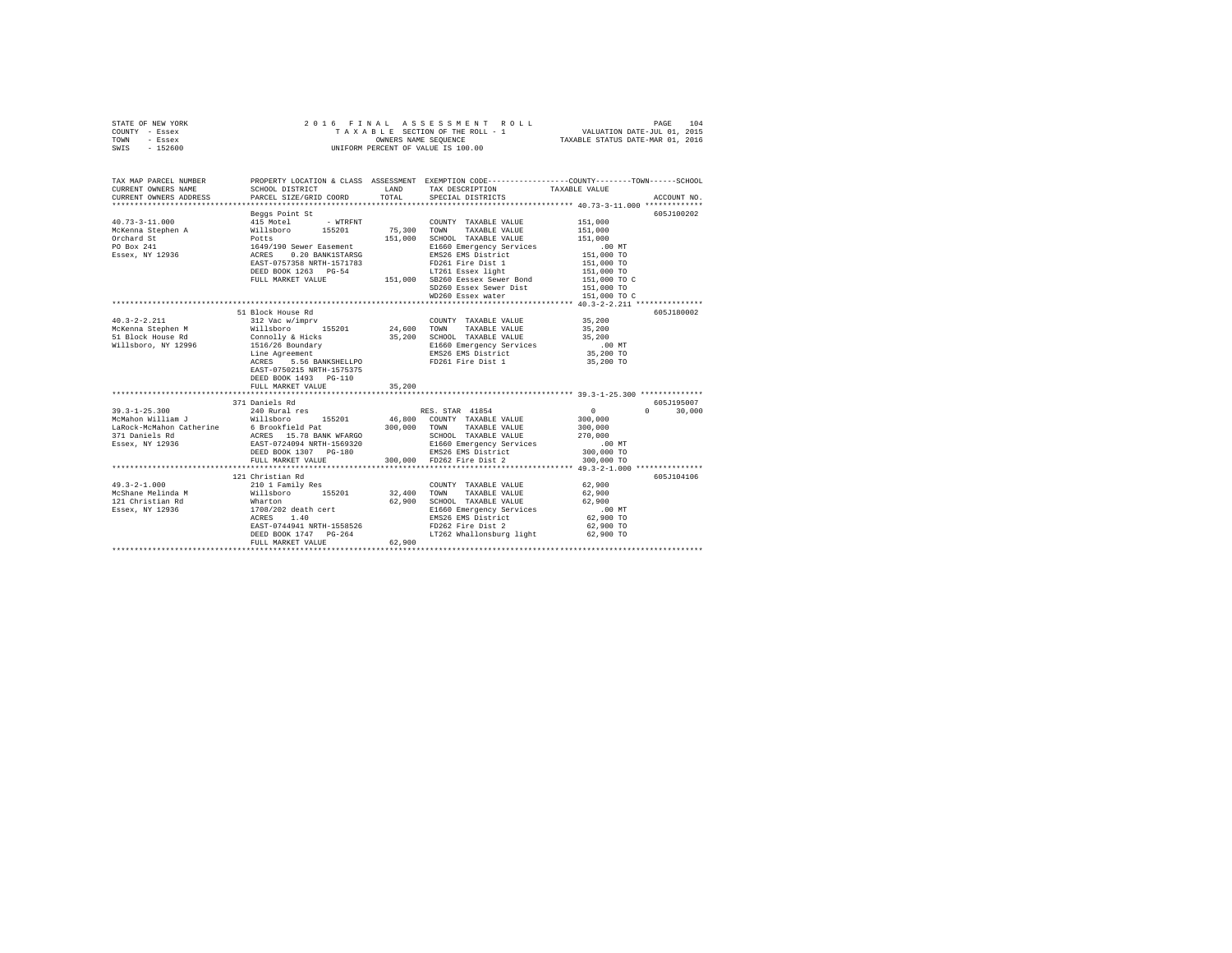STATE OF NEW YORK — 2016 FINAL ASSESSMENT ROLL
COUNTY - Essex — TAXABLE SECTION OF THE ROLL - 1 — VALUATION DATE-JUL 01, 2015
TOWN - Essex — OWNERS NAME SEQUENCE — TAXABLE STATUS DATE-MAR 01, 2016
SWIS - 152600 — UNIFORM PERCENT OF VALUE IS 100.00

```
TAX MAP PARCEL NUMBER       PROPERTY LOCATION & CLASS  ASSESSMENT  EXEMPTION CODE-----------------COUNTY--------TOWN------SCHOOL
CURRENT OWNERS NAME         SCHOOL DISTRICT            LAND        TAX DESCRIPTION             TAXABLE VALUE
CURRENT OWNERS ADDRESS      PARCEL SIZE/GRID COORD     TOTAL       SPECIAL DISTRICTS                                   ACCOUNT NO.
******************************************************************************************** 40.73-3-11.000 *************
                            Beggs Point St                                                                          605J100202
40.73-3-11.000              415 Motel       - WTRFNT                COUNTY  TAXABLE VALUE          151,000
McKenna Stephen A           Willsboro      155201        75,300     TOWN    TAXABLE VALUE          151,000
Orchard St                  Potts                       151,000     SCHOOL  TAXABLE VALUE          151,000
PO Box 241                  1649/190 Sewer Easement                 E1660 Emergency Services          .00 MT
Essex, NY 12936             ACRES    0.20 BANK1STARSG               EMS26 EMS District             151,000 TO
                            EAST-0757358 NRTH-1571783               FD261 Fire Dist 1              151,000 TO
                            DEED BOOK 1263   PG-54                  LT261 Essex light              151,000 TO
                            FULL MARKET VALUE           151,000     SB260 Eessex Sewer Bond        151,000 TO C
                                                                    SD260 Essex Sewer Dist         151,000 TO
                                                                    WD260 Essex water              151,000 TO C
******************************************************************************************** 40.3-2-2.211 ***************
                            51 Block House Rd                                                                       605J180002
40.3-2-2.211                312 Vac w/imprv                         COUNTY  TAXABLE VALUE           35,200
McKenna Stephen M           Willsboro      155201        24,600     TOWN    TAXABLE VALUE           35,200
51 Block House Rd           Connolly & Hicks             35,200     SCHOOL  TAXABLE VALUE           35,200
Willsboro, NY 12996         1516/26 Boundary                        E1660 Emergency Services          .00 MT
                            Line Agreement                          EMS26 EMS District              35,200 TO
                            ACRES    5.56 BANKSHELLPO               FD261 Fire Dist 1               35,200 TO
                            EAST-0750215 NRTH-1575375
                            DEED BOOK 1493   PG-110
                            FULL MARKET VALUE            35,200
******************************************************************************************** 39.3-1-25.300 **************
                            371 Daniels Rd                                                                          605J195007
39.3-1-25.300               240 Rural res                           RES. STAR 41854                       0           0     30,000
McMahon William J           Willsboro      155201        46,800     COUNTY  TAXABLE VALUE          300,000
LaRock-McMahon Catherine    6 Brookfield Pat            300,000     TOWN    TAXABLE VALUE          300,000
371 Daniels Rd              ACRES   15.78 BANK WFARGO               SCHOOL  TAXABLE VALUE          270,000
Essex, NY 12936             EAST-0724094 NRTH-1569320               E1660 Emergency Services          .00 MT
                            DEED BOOK 1307   PG-180                 EMS26 EMS District             300,000 TO
                            FULL MARKET VALUE           300,000     FD262 Fire Dist 2              300,000 TO
******************************************************************************************** 49.3-2-1.000 ***************
                            121 Christian Rd                                                                        605J104106
49.3-2-1.000                210 1 Family Res                        COUNTY  TAXABLE VALUE           62,900
McShane Melinda M           Willsboro      155201        32,400     TOWN    TAXABLE VALUE           62,900
121 Christian Rd            Wharton                      62,900     SCHOOL  TAXABLE VALUE           62,900
Essex, NY 12936             1708/202 death cert                     E1660 Emergency Services          .00 MT
                            ACRES    1.40                           EMS26 EMS District              62,900 TO
                            EAST-0744941 NRTH-1558526               FD262 Fire Dist 2               62,900 TO
                            DEED BOOK 1747   PG-264                 LT262 Whallonsburg light        62,900 TO
                            FULL MARKET VALUE            62,900
****************************************************************************************************************************
```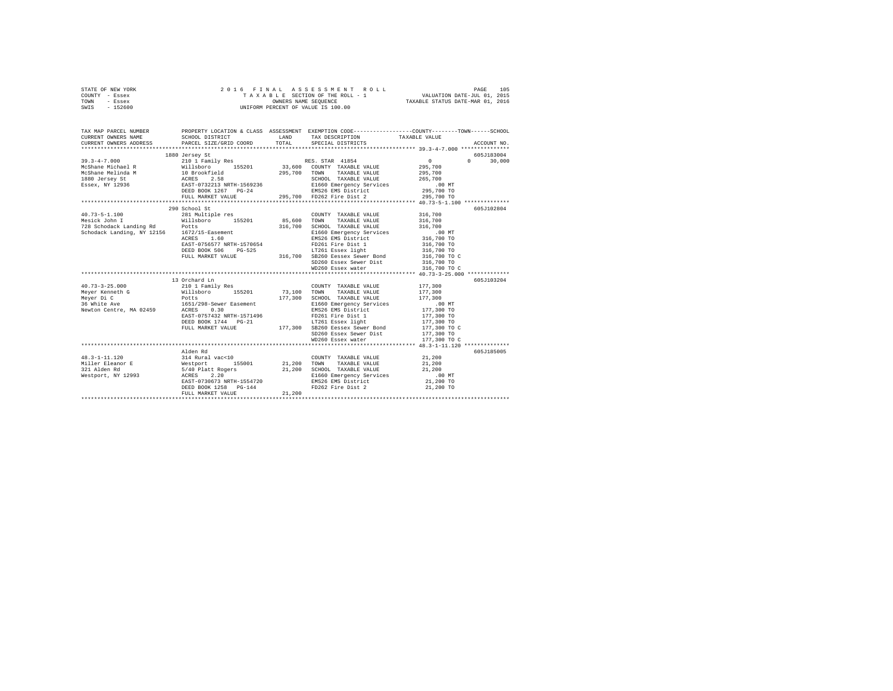STATE OF NEW YORK
COUNTY - Essex
TOWN - Essex
SWIS - 152600

2016 FINAL ASSESSMENT ROLL
TAXABLE SECTION OF THE ROLL - 1
OWNERS NAME SEQUENCE
UNIFORM PERCENT OF VALUE IS 100.00

VALUATION DATE-JUL 01, 2015
TAXABLE STATUS DATE-MAR 01, 2016

```
TAX MAP PARCEL NUMBER      PROPERTY LOCATION & CLASS  ASSESSMENT  EXEMPTION CODE-----------------COUNTY--------TOWN------SCHOOL
CURRENT OWNERS NAME        SCHOOL DISTRICT               LAND     TAX DESCRIPTION            TAXABLE VALUE
CURRENT OWNERS ADDRESS     PARCEL SIZE/GRID COORD        TOTAL    SPECIAL DISTRICTS                                   ACCOUNT NO.
******************************************************************************************************* 39.3-4-7.000 ***************
                        1880 Jersey St                                                                               605J183004
39.3-4-7.000               210 1 Family Res                       RES. STAR 41854             0             0        30,000
McShane Michael R          Willsboro     155201        33,600   COUNTY  TAXABLE VALUE       295,700
McShane Melinda M          10 Brookfield              295,700   TOWN    TAXABLE VALUE       295,700
1880 Jersey St             ACRES    2.58                        SCHOOL  TAXABLE VALUE       265,700
Essex, NY 12936            EAST-0732213 NRTH-1569236            E1660 Emergency Services       .00 MT
                           DEED BOOK 1267   PG-24               EMS26 EMS District          295,700 TO
                           FULL MARKET VALUE          295,700   FD262 Fire Dist 2           295,700 TO
******************************************************************************************************* 40.73-5-1.100 **************
                        290 School St                                                                                605J102804
40.73-5-1.100              281 Multiple res                       COUNTY  TAXABLE VALUE       316,700
Mesick John I              Willsboro     155201        85,600   TOWN    TAXABLE VALUE       316,700
728 Schodack Landing Rd    Potts                      316,700   SCHOOL  TAXABLE VALUE       316,700
Schodack Landing, NY 12156 1672/15-Easement                     E1660 Emergency Services       .00 MT
                           ACRES    1.60                        EMS26 EMS District          316,700 TO
                           EAST-0756577 NRTH-1570654            FD261 Fire Dist 1           316,700 TO
                           DEED BOOK 506    PG-525              LT261 Essex light           316,700 TO
                           FULL MARKET VALUE          316,700   SB260 Eessex Sewer Bond     316,700 TO C
                                                                SD260 Essex Sewer Dist      316,700 TO
                                                                WD260 Essex water           316,700 TO C
******************************************************************************************************* 40.73-3-25.000 *************
                        13 Orchard Ln                                                                                605J103204
40.73-3-25.000             210 1 Family Res                       COUNTY  TAXABLE VALUE       177,300
Meyer Kenneth G            Willsboro     155201        73,100   TOWN    TAXABLE VALUE       177,300
Meyer Di C                 Potts                      177,300   SCHOOL  TAXABLE VALUE       177,300
36 White Ave               1651/298-Sewer Easement              E1660 Emergency Services       .00 MT
Newton Centre, MA 02459    ACRES    0.30                        EMS26 EMS District          177,300 TO
                           EAST-0757432 NRTH-1571496            FD261 Fire Dist 1           177,300 TO
                           DEED BOOK 1744   PG-21               LT261 Essex light           177,300 TO
                           FULL MARKET VALUE          177,300   SB260 Eessex Sewer Bond     177,300 TO C
                                                                SD260 Essex Sewer Dist      177,300 TO
                                                                WD260 Essex water           177,300 TO C
******************************************************************************************************* 48.3-1-11.120 **************
                           Alden Rd                                                                                  605J185005
48.3-1-11.120              314 Rural vac<10                       COUNTY  TAXABLE VALUE        21,200
Miller Eleanor E           Westport      155001        21,200   TOWN    TAXABLE VALUE        21,200
321 Alden Rd               5/40 Platt Rogers           21,200   SCHOOL  TAXABLE VALUE        21,200
Westport, NY 12993         ACRES    2.20                        E1660 Emergency Services       .00 MT
                           EAST-0730673 NRTH-1554720            EMS26 EMS District           21,200 TO
                           DEED BOOK 1258   PG-144              FD262 Fire Dist 2            21,200 TO
                           FULL MARKET VALUE           21,200
************************************************************************************************************************************
```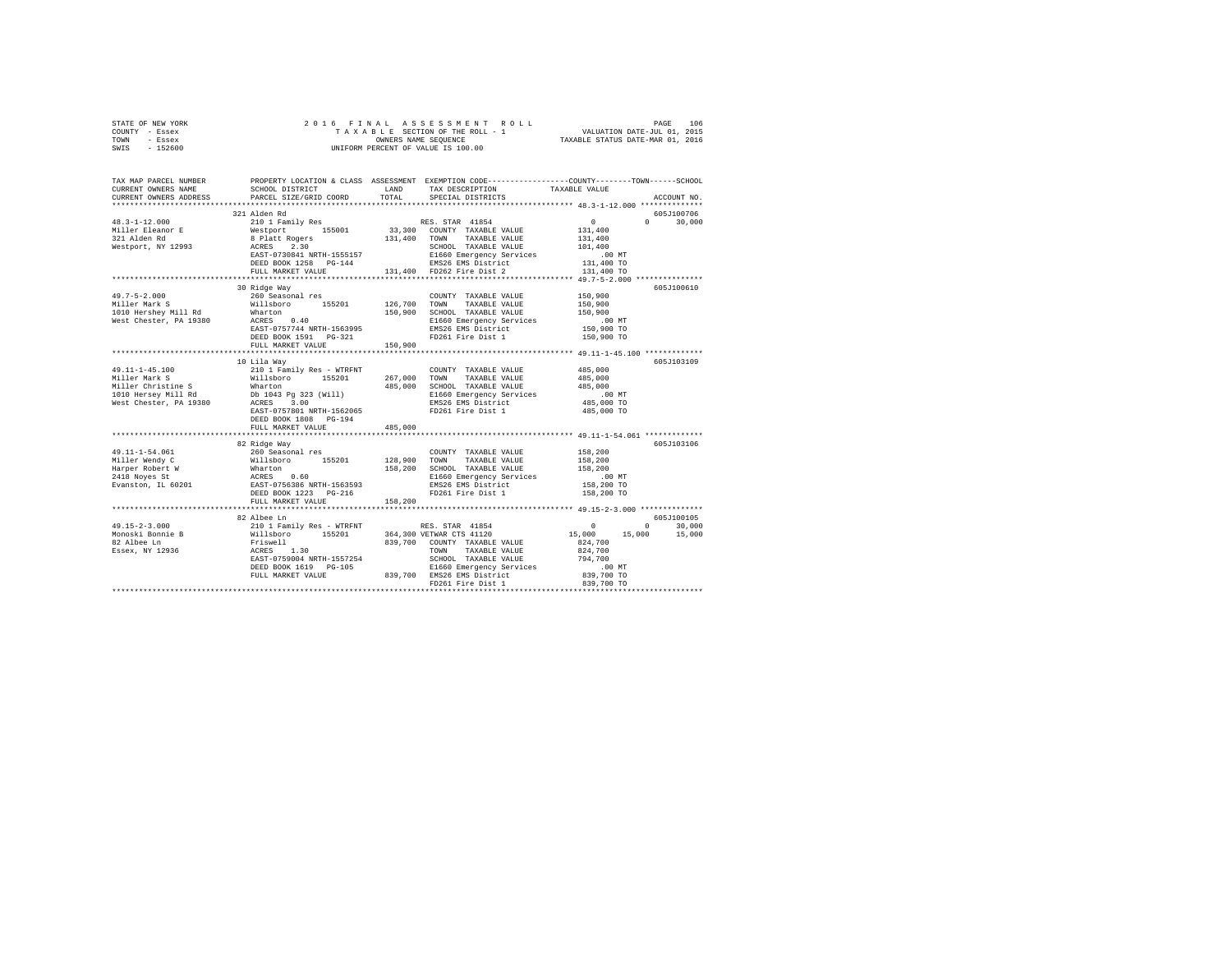STATE OF NEW YORK — 2016 FINAL ASSESSMENT ROLL — PAGE 106
COUNTY - Essex — TAXABLE SECTION OF THE ROLL - 1 — VALUATION DATE-JUL 01, 2015
TOWN - Essex — OWNERS NAME SEQUENCE — TAXABLE STATUS DATE-MAR 01, 2016
SWIS - 152600 — UNIFORM PERCENT OF VALUE IS 100.00

```
TAX MAP PARCEL NUMBER          PROPERTY LOCATION & CLASS  ASSESSMENT  EXEMPTION CODE------------------COUNTY--------TOWN------SCHOOL
CURRENT OWNERS NAME            SCHOOL DISTRICT             LAND       TAX DESCRIPTION            TAXABLE VALUE
CURRENT OWNERS ADDRESS         PARCEL SIZE/GRID COORD      TOTAL      SPECIAL DISTRICTS                                    ACCOUNT NO.
******************************************************************************************************* 48.3-1-12.000 **************
                               321 Alden Rd                                                                                605J100706
48.3-1-12.000                  210 1 Family Res                       RES. STAR 41854                  0            0       30,000
Miller Eleanor E               Westport       155001        33,300    COUNTY  TAXABLE VALUE       131,400
321 Alden Rd                   8 Platt Rogers              131,400    TOWN    TAXABLE VALUE       131,400
Westport, NY 12993             ACRES    2.30                          SCHOOL  TAXABLE VALUE       101,400
                               EAST-0730841 NRTH-1555157              E1660 Emergency Services           .00 MT
                               DEED BOOK 1258   PG-144                EMS26 EMS District           131,400 TO
                               FULL MARKET VALUE           131,400    FD262 Fire Dist 2            131,400 TO
******************************************************************************************************* 49.7-5-2.000 ***************
                               30 Ridge Way                                                                                605J100610
49.7-5-2.000                   260 Seasonal res                       COUNTY  TAXABLE VALUE       150,900
Miller Mark S                  Willsboro      155201       126,700    TOWN    TAXABLE VALUE       150,900
1010 Hershey Mill Rd           Wharton                     150,900    SCHOOL  TAXABLE VALUE       150,900
West Chester, PA 19380         ACRES    0.40                          E1660 Emergency Services           .00 MT
                               EAST-0757744 NRTH-1563995              EMS26 EMS District           150,900 TO
                               DEED BOOK 1591   PG-321                FD261 Fire Dist 1            150,900 TO
                               FULL MARKET VALUE           150,900
******************************************************************************************************* 49.11-1-45.100 *************
                               10 Lila Way                                                                                 605J103109
49.11-1-45.100                 210 1 Family Res - WTRFNT              COUNTY  TAXABLE VALUE       485,000
Miller Mark S                  Willsboro      155201       267,000    TOWN    TAXABLE VALUE       485,000
Miller Christine S             Wharton                     485,000    SCHOOL  TAXABLE VALUE       485,000
1010 Hersey Mill Rd            Db 1043 Pg 323 (Will)                  E1660 Emergency Services           .00 MT
West Chester, PA 19380         ACRES    3.00                          EMS26 EMS District           485,000 TO
                               EAST-0757801 NRTH-1562065              FD261 Fire Dist 1            485,000 TO
                               DEED BOOK 1808   PG-194
                               FULL MARKET VALUE           485,000
******************************************************************************************************* 49.11-1-54.061 *************
                               82 Ridge Way                                                                                605J103106
49.11-1-54.061                 260 Seasonal res                       COUNTY  TAXABLE VALUE       158,200
Miller Wendy C                 Willsboro      155201       128,900    TOWN    TAXABLE VALUE       158,200
Harper Robert W                Wharton                     158,200    SCHOOL  TAXABLE VALUE       158,200
2418 Noyes St                  ACRES    0.60                          E1660 Emergency Services           .00 MT
Evanston, IL 60201             EAST-0756386 NRTH-1563593              EMS26 EMS District           158,200 TO
                               DEED BOOK 1223   PG-216                FD261 Fire Dist 1            158,200 TO
                               FULL MARKET VALUE           158,200
******************************************************************************************************* 49.15-2-3.000 **************
                               82 Albee Ln                                                                                 605J100105
49.15-2-3.000                  210 1 Family Res - WTRFNT              RES. STAR 41854                  0            0       30,000
Monoski Bonnie B               Willsboro      155201       364,300    VETWAR CTS 41120            15,000       15,000       15,000
82 Albee Ln                    Friswell                    839,700    COUNTY  TAXABLE VALUE       824,700
Essex, NY 12936                ACRES    1.30                          TOWN    TAXABLE VALUE       824,700
                               EAST-0759004 NRTH-1557254              SCHOOL  TAXABLE VALUE       794,700
                               DEED BOOK 1619   PG-105                E1660 Emergency Services           .00 MT
                               FULL MARKET VALUE           839,700    EMS26 EMS District           839,700 TO
                                                                      FD261 Fire Dist 1            839,700 TO
************************************************************************************************************************************
```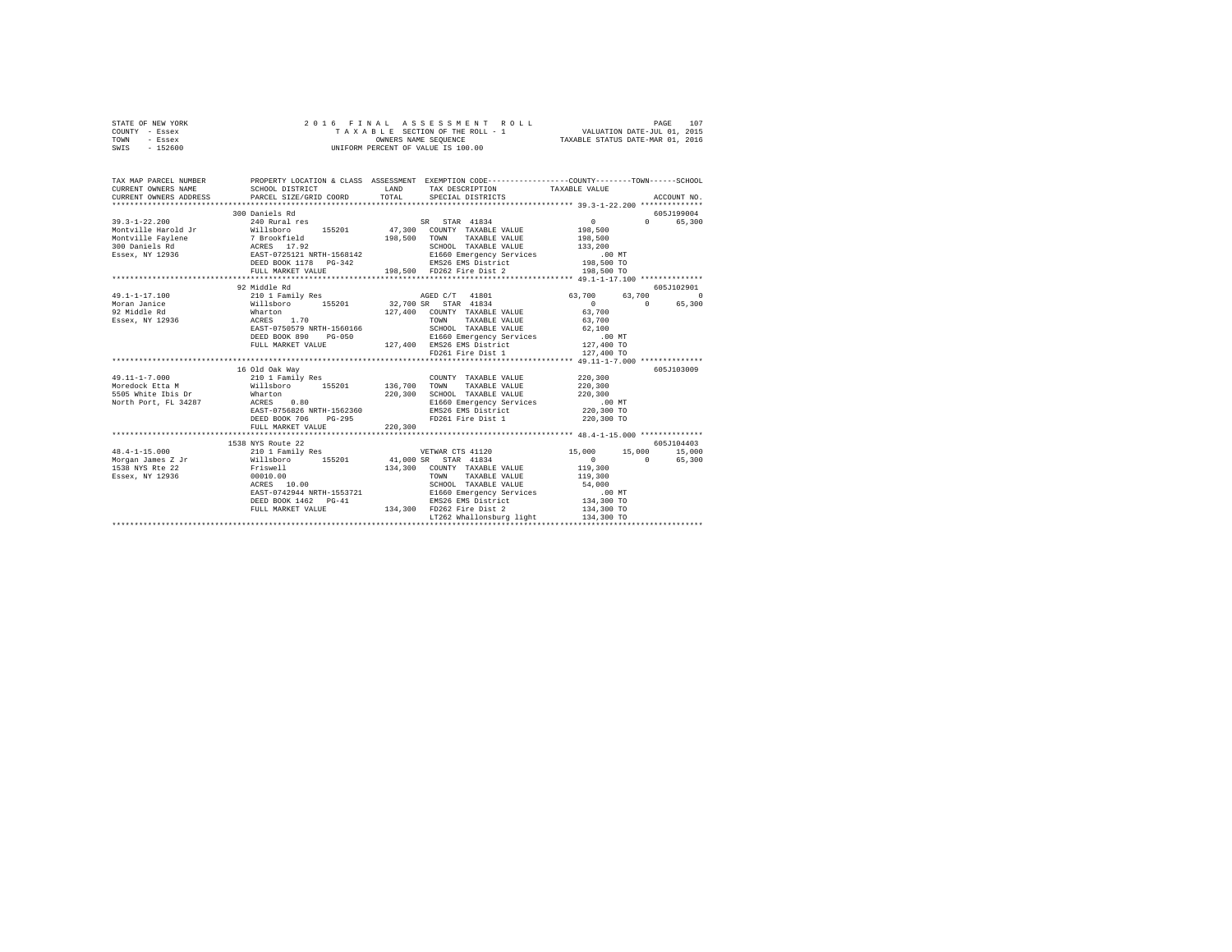STATE OF NEW YORK
COUNTY - Essex
TOWN - Essex
SWIS - 152600

2 0 1 6 F I N A L A S S E S S M E N T R O L L
T A X A B L E SECTION OF THE ROLL - 1
OWNERS NAME SEQUENCE
UNIFORM PERCENT OF VALUE IS 100.00

VALUATION DATE-JUL 01, 2015
TAXABLE STATUS DATE-MAR 01, 2016

```
TAX MAP PARCEL NUMBER    PROPERTY LOCATION & CLASS  ASSESSMENT  EXEMPTION CODE-----------------COUNTY--------TOWN------SCHOOL
CURRENT OWNERS NAME      SCHOOL DISTRICT             LAND       TAX DESCRIPTION            TAXABLE VALUE
CURRENT OWNERS ADDRESS   PARCEL SIZE/GRID COORD      TOTAL      SPECIAL DISTRICTS                                    ACCOUNT NO.
******************************************************************************************* 39.3-1-22.200 **************
                         300 Daniels Rd                                                                          605J199004
39.3-1-22.200            240 Rural res                          SR  STAR 41834                0         0      65,300
Montville Harold Jr      Willsboro      155201       47,300   COUNTY  TAXABLE VALUE       198,500
Montville Faylene        7 Brookfield               198,500   TOWN    TAXABLE VALUE       198,500
300 Daniels Rd           ACRES   17.92                        SCHOOL  TAXABLE VALUE       133,200
Essex, NY 12936          EAST-0725121 NRTH-1568142            E1660 Emergency Services        .00 MT
                         DEED BOOK 1178   PG-342              EMS26 EMS District          198,500 TO
                         FULL MARKET VALUE          198,500   FD262 Fire Dist 2           198,500 TO
******************************************************************************************* 49.1-1-17.100 **************
                         92 Middle Rd                                                                            605J102901
49.1-1-17.100            210 1 Family Res                       AGED C/T  41801           63,700    63,700          0
Moran Janice             Willsboro      155201       32,700 SR  STAR 41834                    0         0      65,300
92 Middle Rd             Wharton                    127,400   COUNTY  TAXABLE VALUE        63,700
Essex, NY 12936          ACRES    1.70                        TOWN    TAXABLE VALUE        63,700
                         EAST-0750579 NRTH-1560166            SCHOOL  TAXABLE VALUE        62,100
                         DEED BOOK 890    PG-050              E1660 Emergency Services        .00 MT
                         FULL MARKET VALUE          127,400   EMS26 EMS District          127,400 TO
                                                              FD261 Fire Dist 1           127,400 TO
******************************************************************************************* 49.11-1-7.000 **************
                         16 Old Oak Way                                                                          605J103009
49.11-1-7.000            210 1 Family Res                       COUNTY  TAXABLE VALUE       220,300
Moredock Etta M          Willsboro      155201      136,700   TOWN    TAXABLE VALUE       220,300
5505 White Ibis Dr       Wharton                    220,300   SCHOOL  TAXABLE VALUE       220,300
North Port, FL 34287     ACRES    0.80                        E1660 Emergency Services        .00 MT
                         EAST-0756826 NRTH-1562360            EMS26 EMS District          220,300 TO
                         DEED BOOK 706    PG-295              FD261 Fire Dist 1           220,300 TO
                         FULL MARKET VALUE          220,300
******************************************************************************************* 48.4-1-15.000 **************
                         1538 NYS Route 22                                                                       605J104403
48.4-1-15.000            210 1 Family Res                       VETWAR CTS 41120          15,000    15,000     15,000
Morgan James Z Jr        Willsboro      155201       41,000 SR  STAR 41834                    0         0      65,300
1538 NYS Rte 22          Friswell                   134,300   COUNTY  TAXABLE VALUE       119,300
Essex, NY 12936          00010.00                             TOWN    TAXABLE VALUE       119,300
                         ACRES   10.00                        SCHOOL  TAXABLE VALUE        54,000
                         EAST-0742944 NRTH-1553721            E1660 Emergency Services        .00 MT
                         DEED BOOK 1462   PG-41               EMS26 EMS District          134,300 TO
                         FULL MARKET VALUE          134,300   FD262 Fire Dist 2           134,300 TO
                                                              LT262 Whallonsburg light    134,300 TO
*************************************************************************************************************************
```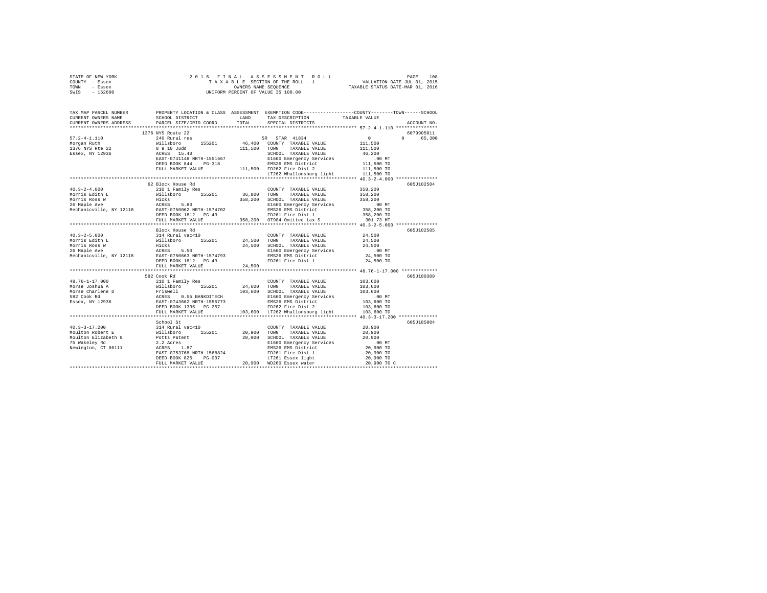STATE OF NEW YORK
COUNTY - Essex
TOWN - Essex
SWIS - 152600

2 0 1 6 F I N A L A S S E S S M E N T R O L L
T A X A B L E SECTION OF THE ROLL - 1
OWNERS NAME SEQUENCE
UNIFORM PERCENT OF VALUE IS 100.00

VALUATION DATE-JUL 01, 2015
TAXABLE STATUS DATE-MAR 01, 2016

```
TAX MAP PARCEL NUMBER          PROPERTY LOCATION & CLASS  ASSESSMENT  EXEMPTION CODE-----------------COUNTY--------TOWN------SCHOOL
CURRENT OWNERS NAME            SCHOOL DISTRICT             LAND       TAX DESCRIPTION          TAXABLE VALUE
CURRENT OWNERS ADDRESS         PARCEL SIZE/GRID COORD      TOTAL      SPECIAL DISTRICTS                                   ACCOUNT NO.
************************************************************************************************ 57.2-4-1.110 ***************
                               1376 NYS Route 22                                                                          6079905011
57.2-4-1.110                   240 Rural res                          SR  STAR 41834                0          0       65,300
Morgan Ruth                    Willsboro      155201       46,400    COUNTY  TAXABLE VALUE       111,500
1376 NYS Rte 22                8 9 10 Judd                111,500    TOWN    TAXABLE VALUE       111,500
Essex, NY 12936                ACRES  15.40                          SCHOOL  TAXABLE VALUE        46,200
                               EAST-0741148 NRTH-1551667             E1660 Emergency Services         .00 MT
                               DEED BOOK 844   PG-318                EMS26 EMS District           111,500 TO
                               FULL MARKET VALUE          111,500    FD262 Fire Dist 2            111,500 TO
                                                                     LT262 Whallonsburg light     111,500 TO
************************************************************************************************ 40.3-2-4.000 ***************
                               62 Block House Rd                                                                          605J102504
40.3-2-4.000                   210 1 Family Res                      COUNTY  TAXABLE VALUE       358,200
Morris Edith L                 Willsboro      155201       36,800    TOWN    TAXABLE VALUE       358,200
Morris Ross W                  Hicks                      358,200    SCHOOL  TAXABLE VALUE       358,200
26 Maple Ave                   ACRES   5.80                          E1660 Emergency Services         .00 MT
Mechanicville, NY 12118        EAST-0750062 NRTH-1574702             EMS26 EMS District           358,200 TO
                               DEED BOOK 1812   PG-43                FD261 Fire Dist 1            358,200 TO
                               FULL MARKET VALUE          358,200    OT904 Omitted tax S           301.73 MT
************************************************************************************************ 40.3-2-5.000 ***************
                               Block House Rd                                                                             605J102505
40.3-2-5.000                   314 Rural vac<10                      COUNTY  TAXABLE VALUE        24,500
Morris Edith L                 Willsboro      155201       24,500    TOWN    TAXABLE VALUE        24,500
Morris Ross W                  Hicks                       24,500    SCHOOL  TAXABLE VALUE        24,500
26 Maple Ave                   ACRES   5.50                          E1660 Emergency Services         .00 MT
Mechanicville, NY 12118        EAST-0750663 NRTH-1574793             EMS26 EMS District            24,500 TO
                               DEED BOOK 1812   PG-43                FD261 Fire Dist 1             24,500 TO
                               FULL MARKET VALUE           24,500
************************************************************************************************ 48.76-1-17.000 *************
                               582 Cook Rd                                                                                605J100309
48.76-1-17.000                 210 1 Family Res                      COUNTY  TAXABLE VALUE       103,600
Morse Joshua A                 Willsboro      155201       24,600    TOWN    TAXABLE VALUE       103,600
Morse Charlene D               Friswell                   103,600    SCHOOL  TAXABLE VALUE       103,600
582 Cook Rd                    ACRES   0.55 BANKDITECH               E1660 Emergency Services         .00 MT
Essex, NY 12936                EAST-0743662 NRTH-1555773             EMS26 EMS District           103,600 TO
                               DEED BOOK 1335   PG-257               FD262 Fire Dist 2            103,600 TO
                               FULL MARKET VALUE          103,600    LT262 Whallonsburg light     103,600 TO
************************************************************************************************ 40.3-3-17.200 **************
                               School St                                                                                  605J185004
40.3-3-17.200                  314 Rural vac<10                      COUNTY  TAXABLE VALUE        20,900
Moulton Robert E               Willsboro      155201       20,900    TOWN    TAXABLE VALUE        20,900
Moulton Elizabeth G            Potts Patent                20,900    SCHOOL  TAXABLE VALUE        20,900
75 Wakeley Rd                  2.2 Acres                             E1660 Emergency Services         .00 MT
Newington, CT 06111            ACRES   1.87                          EMS26 EMS District            20,900 TO
                               EAST-0753768 NRTH-1568824             FD261 Fire Dist 1             20,900 TO
                               DEED BOOK 825   PG-007                LT261 Essex light             20,900 TO
                               FULL MARKET VALUE           20,900    WD260 Essex water             20,900 TO C
******************************************************************************************************************************
```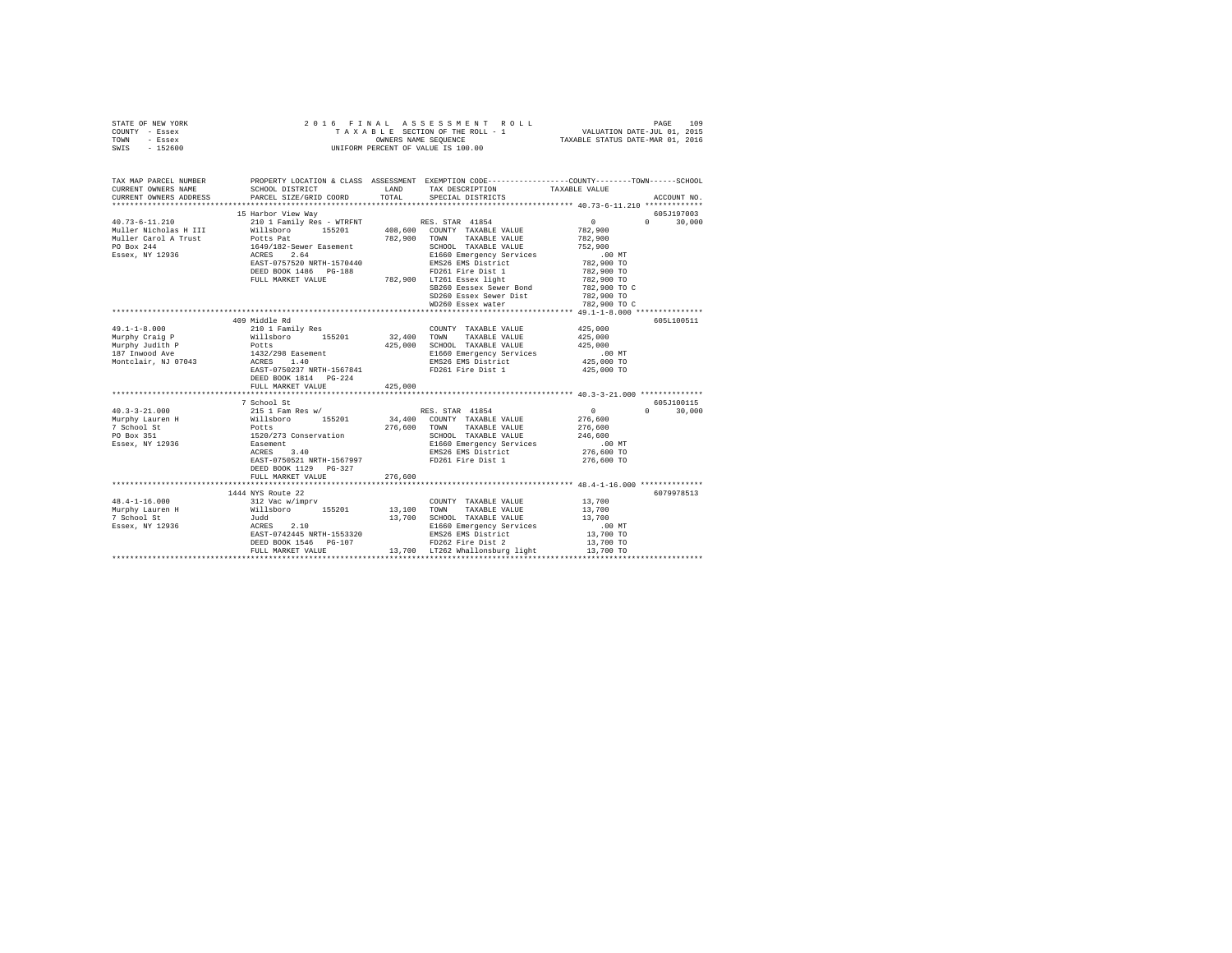STATE OF NEW YORK 2016 FINAL ASSESSMENT ROLL
COUNTY - Essex TAXABLE SECTION OF THE ROLL - 1 VALUATION DATE-JUL 01, 2015
TOWN - Essex OWNERS NAME SEQUENCE TAXABLE STATUS DATE-MAR 01, 2016
SWIS - 152600 UNIFORM PERCENT OF VALUE IS 100.00

```
TAX MAP PARCEL NUMBER          PROPERTY LOCATION & CLASS  ASSESSMENT  EXEMPTION CODE-----------------COUNTY--------TOWN------SCHOOL
CURRENT OWNERS NAME            SCHOOL DISTRICT              LAND      TAX DESCRIPTION            TAXABLE VALUE
CURRENT OWNERS ADDRESS         PARCEL SIZE/GRID COORD       TOTAL     SPECIAL DISTRICTS                                  ACCOUNT NO.
************************************************************************************************* 40.73-6-11.210 *************
                               15 Harbor View Way                                                                     605J197003
40.73-6-11.210                 210 1 Family Res - WTRFNT            RES. STAR 41854              0            0        30,000
Muller Nicholas H III          Willsboro      155201      408,600   COUNTY  TAXABLE VALUE        782,900
Muller Carol A Trust           Potts Pat                  782,900   TOWN    TAXABLE VALUE        782,900
PO Box 244                     1649/182-Sewer Easement              SCHOOL  TAXABLE VALUE        752,900
Essex, NY 12936                ACRES    2.64                        E1660 Emergency Services         .00 MT
                               EAST-0757520 NRTH-1570440            EMS26 EMS District           782,900 TO
                               DEED BOOK 1486   PG-188              FD261 Fire Dist 1            782,900 TO
                               FULL MARKET VALUE          782,900   LT261 Essex light            782,900 TO
                                                                    SB260 Eessex Sewer Bond      782,900 TO C
                                                                    SD260 Essex Sewer Dist       782,900 TO
                                                                    WD260 Essex water            782,900 TO C
************************************************************************************************* 49.1-1-8.000 ***************
                               409 Middle Rd                                                                          605L100511
49.1-1-8.000                   210 1 Family Res                     COUNTY  TAXABLE VALUE        425,000
Murphy Craig P                 Willsboro      155201       32,400   TOWN    TAXABLE VALUE        425,000
Murphy Judith P                Potts                      425,000   SCHOOL  TAXABLE VALUE        425,000
187 Inwood Ave                 1432/298 Easement                    E1660 Emergency Services         .00 MT
Montclair, NJ 07043            ACRES    1.40                        EMS26 EMS District           425,000 TO
                               EAST-0750237 NRTH-1567841            FD261 Fire Dist 1            425,000 TO
                               DEED BOOK 1814   PG-224
                               FULL MARKET VALUE          425,000
************************************************************************************************* 40.3-3-21.000 **************
                               7 School St                                                                            605J100115
40.3-3-21.000                  215 1 Fam Res w/                     RES. STAR 41854              0            0        30,000
Murphy Lauren H                Willsboro      155201       34,400   COUNTY  TAXABLE VALUE        276,600
7 School St                    Potts                      276,600   TOWN    TAXABLE VALUE        276,600
PO Box 351                     1520/273 Conservation                SCHOOL  TAXABLE VALUE        246,600
Essex, NY 12936                Easement                             E1660 Emergency Services         .00 MT
                               ACRES    3.40                        EMS26 EMS District           276,600 TO
                               EAST-0750521 NRTH-1567997            FD261 Fire Dist 1            276,600 TO
                               DEED BOOK 1129   PG-327
                               FULL MARKET VALUE          276,600
************************************************************************************************* 48.4-1-16.000 **************
                               1444 NYS Route 22                                                                      6079978513
48.4-1-16.000                  312 Vac w/imprv                      COUNTY  TAXABLE VALUE         13,700
Murphy Lauren H                Willsboro      155201       13,100   TOWN    TAXABLE VALUE         13,700
7 School St                    Judd                        13,700   SCHOOL  TAXABLE VALUE         13,700
Essex, NY 12936                ACRES    2.10                        E1660 Emergency Services         .00 MT
                               EAST-0742445 NRTH-1553320            EMS26 EMS District            13,700 TO
                               DEED BOOK 1546   PG-107              FD262 Fire Dist 2             13,700 TO
                               FULL MARKET VALUE           13,700   LT262 Whallonsburg light      13,700 TO
********************************************************************************************************************************
```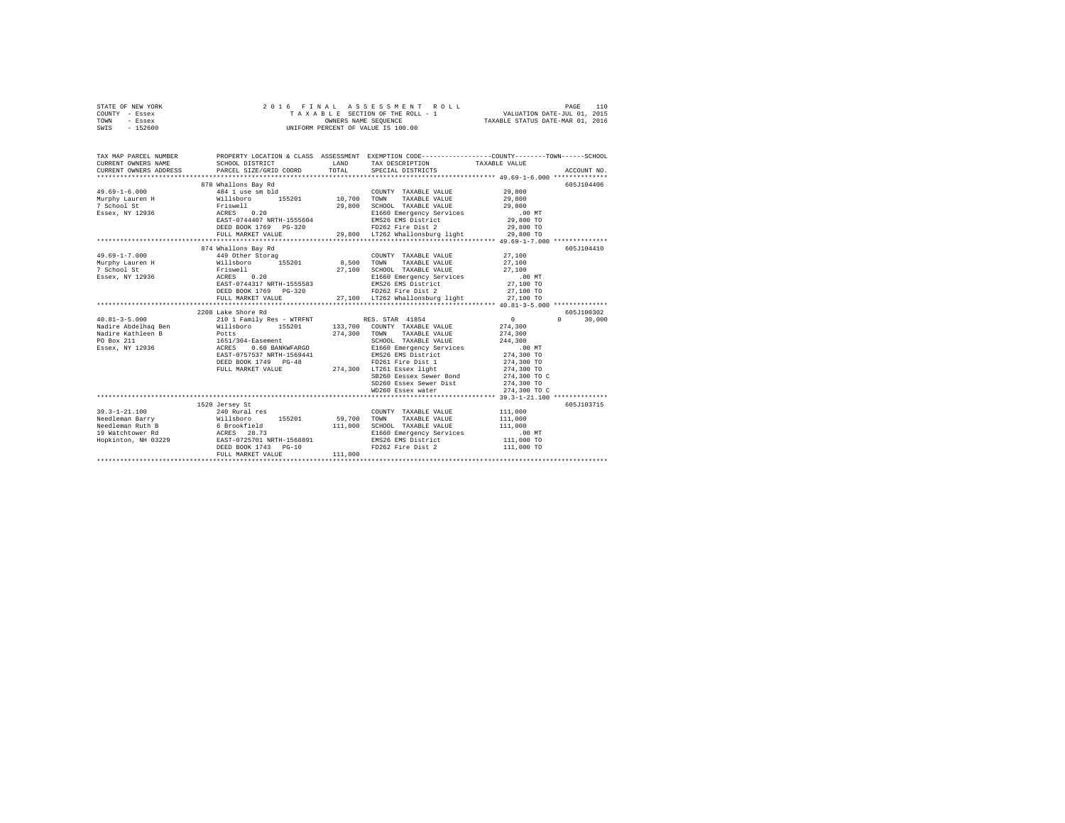STATE OF NEW YORK — 2016 FINAL ASSESSMENT ROLL
COUNTY - Essex — TAXABLE SECTION OF THE ROLL - 1 — VALUATION DATE-JUL 01, 2015
TOWN - Essex — OWNERS NAME SEQUENCE — TAXABLE STATUS DATE-MAR 01, 2016
SWIS - 152600 — UNIFORM PERCENT OF VALUE IS 100.00

```
TAX MAP PARCEL NUMBER    PROPERTY LOCATION & CLASS  ASSESSMENT  EXEMPTION CODE-----------------COUNTY--------TOWN------SCHOOL
CURRENT OWNERS NAME      SCHOOL DISTRICT              LAND      TAX DESCRIPTION            TAXABLE VALUE
CURRENT OWNERS ADDRESS   PARCEL SIZE/GRID COORD       TOTAL     SPECIAL DISTRICTS                                    ACCOUNT NO.
******************************************************************************************* 49.69-1-6.000 **************
                         878 Whallons Bay Rd                                                                          605J104406
49.69-1-6.000            484 1 use sm bld                        COUNTY  TAXABLE VALUE           29,800
Murphy Lauren H          Willsboro      155201       10,700      TOWN    TAXABLE VALUE           29,800
7 School St              Friswell                    29,800      SCHOOL  TAXABLE VALUE           29,800
Essex, NY 12936          ACRES    0.20                           E1660 Emergency Services           .00 MT
                         EAST-0744407 NRTH-1555604               EMS26 EMS District              29,800 TO
                         DEED BOOK 1769   PG-320                 FD262 Fire Dist 2               29,800 TO
                         FULL MARKET VALUE           29,800      LT262 Whallonsburg light        29,800 TO
******************************************************************************************* 49.69-1-7.000 **************
                         874 Whallons Bay Rd                                                                          605J104410
49.69-1-7.000            449 Other Storag                        COUNTY  TAXABLE VALUE           27,100
Murphy Lauren H          Willsboro      155201        8,500      TOWN    TAXABLE VALUE           27,100
7 School St              Friswell                    27,100      SCHOOL  TAXABLE VALUE           27,100
Essex, NY 12936          ACRES    0.20                           E1660 Emergency Services           .00 MT
                         EAST-0744317 NRTH-1555583               EMS26 EMS District              27,100 TO
                         DEED BOOK 1769   PG-320                 FD262 Fire Dist 2               27,100 TO
                         FULL MARKET VALUE           27,100      LT262 Whallonsburg light        27,100 TO
******************************************************************************************* 40.81-3-5.000 **************
                         2208 Lake Shore Rd                                                                           605J100302
40.81-3-5.000            210 1 Family Res - WTRFNT               RES. STAR 41854                      0          0      30,000
Nadire Abdelhaq Ben      Willsboro      155201      133,700      COUNTY  TAXABLE VALUE          274,300
Nadire Kathleen B        Potts                      274,300      TOWN    TAXABLE VALUE          274,300
PO Box 211               1651/304-Easement                       SCHOOL  TAXABLE VALUE          244,300
Essex, NY 12936          ACRES    0.60 BANKWFARGO                E1660 Emergency Services           .00 MT
                         EAST-0757537 NRTH-1569441               EMS26 EMS District             274,300 TO
                         DEED BOOK 1749   PG-48                  FD261 Fire Dist 1              274,300 TO
                         FULL MARKET VALUE          274,300      LT261 Essex light              274,300 TO
                                                                 SB260 Eessex Sewer Bond        274,300 TO C
                                                                 SD260 Essex Sewer Dist         274,300 TO
                                                                 WD260 Essex water              274,300 TO C
******************************************************************************************* 39.3-1-21.100 **************
                         1520 Jersey St                                                                               605J103715
39.3-1-21.100            240 Rural res                           COUNTY  TAXABLE VALUE          111,000
Needleman Barry          Willsboro      155201       59,700      TOWN    TAXABLE VALUE          111,000
Needleman Ruth B         6 Brookfield               111,000      SCHOOL  TAXABLE VALUE          111,000
19 Watchtower Rd         ACRES   28.73                           E1660 Emergency Services           .00 MT
Hopkinton, NH 03229      EAST-0725701 NRTH-1568891               EMS26 EMS District             111,000 TO
                         DEED BOOK 1743   PG-10                  FD262 Fire Dist 2              111,000 TO
                         FULL MARKET VALUE          111,000
************************************************************************************************************************
```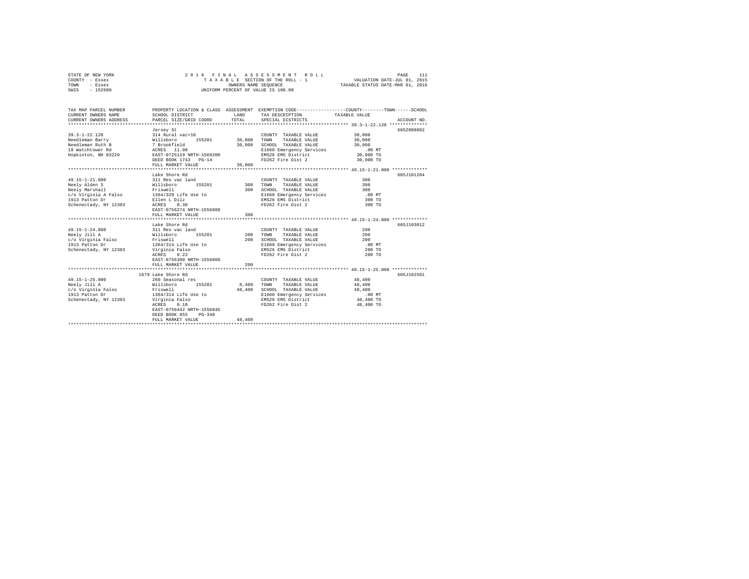STATE OF NEW YORK
COUNTY - Essex
TOWN - Essex
SWIS - 152600

2 0 1 6 F I N A L A S S E S S M E N T R O L L
T A X A B L E SECTION OF THE ROLL - 1
OWNERS NAME SEQUENCE
UNIFORM PERCENT OF VALUE IS 100.00

VALUATION DATE-JUL 01, 2015
TAXABLE STATUS DATE-MAR 01, 2016

| TAX MAP PARCEL NUMBER / CURRENT OWNERS NAME / CURRENT OWNERS ADDRESS | PROPERTY LOCATION & CLASS / SCHOOL DISTRICT / PARCEL SIZE/GRID COORD | ASSESSMENT LAND / TOTAL | EXEMPTION CODE / TAX DESCRIPTION / SPECIAL DISTRICTS | COUNTY--------TOWN------SCHOOL TAXABLE VALUE | ACCOUNT NO. |
|---|---|---|---|---|---|
| 39.3-1-22.120 | Jersey St | | | | 605Z008002 |
| | 314 Rural vac<10 | | COUNTY TAXABLE VALUE | 30,000 | |
| Needleman Barry | Willsboro 155201 | 30,000 | TOWN TAXABLE VALUE | 30,000 | |
| Needleman Ruth B | 7 Brookfield | 30,000 | SCHOOL TAXABLE VALUE | 30,000 | |
| 19 Watchtower Rd | ACRES 11.00 | | E1660 Emergency Services | .00 MT | |
| Hopkinton, NH 03229 | EAST-0725119 NRTH-1569200 | | EMS26 EMS District | 30,000 TO | |
| | DEED BOOK 1743 PG-14 | | FD262 Fire Dist 2 | 30,000 TO | |
| | FULL MARKET VALUE | 30,000 | | | |
| 49.15-1-21.000 | Lake Shore Rd | | | | 605J101204 |
| | 311 Res vac land | | COUNTY TAXABLE VALUE | 300 | |
| Neely Alden S | Willsboro 155201 | 300 | TOWN TAXABLE VALUE | 300 | |
| Neely Marshall | Friswell | 300 | SCHOOL TAXABLE VALUE | 300 | |
| c/o Virginia A Falso | 1364/320 Life Use to | | E1660 Emergency Services | .00 MT | |
| 1913 Patton Dr | Ellen L Dilz | | EMS26 EMS District | 300 TO | |
| Schenectady, NY 12303 | ACRES 0.30 | | FD262 Fire Dist 2 | 300 TO | |
| | EAST-0756274 NRTH-1556868 | | | | |
| | FULL MARKET VALUE | 300 | | | |
| 49.15-1-24.000 | Lake Shore Rd | | | | 605J103012 |
| | 311 Res vac land | | COUNTY TAXABLE VALUE | 200 | |
| Neely Jill A | Willsboro 155201 | 200 | TOWN TAXABLE VALUE | 200 | |
| c/o Virginia Falso | Friswell | 200 | SCHOOL TAXABLE VALUE | 200 | |
| 1913 Patton Dr | 1364/314 Life Use to | | E1660 Emergency Services | .00 MT | |
| Schenectady, NY 12303 | Virginia Falso | | EMS26 EMS District | 200 TO | |
| | ACRES 0.22 | | FD262 Fire Dist 2 | 200 TO | |
| | EAST-0756390 NRTH-1556860 | | | | |
| | FULL MARKET VALUE | 200 | | | |
| 49.15-1-25.000 | 1679 Lake Shore Rd | | | | 605J102501 |
| | 260 Seasonal res | | COUNTY TAXABLE VALUE | 48,400 | |
| Neely Jill A | Willsboro 155201 | 8,400 | TOWN TAXABLE VALUE | 48,400 | |
| c/o Virginia Falso | Friswell | 48,400 | SCHOOL TAXABLE VALUE | 48,400 | |
| 1913 Patton Dr | 1364/314 Life Use to | | E1660 Emergency Services | .00 MT | |
| Schenectady, NY 12303 | Virginia Falso | | EMS26 EMS District | 48,400 TO | |
| | ACRES 0.10 | | FD262 Fire Dist 2 | 48,400 TO | |
| | EAST-0756442 NRTH-1556845 | | | | |
| | DEED BOOK 855 PG-348 | | | | |
| | FULL MARKET VALUE | 48,400 | | | |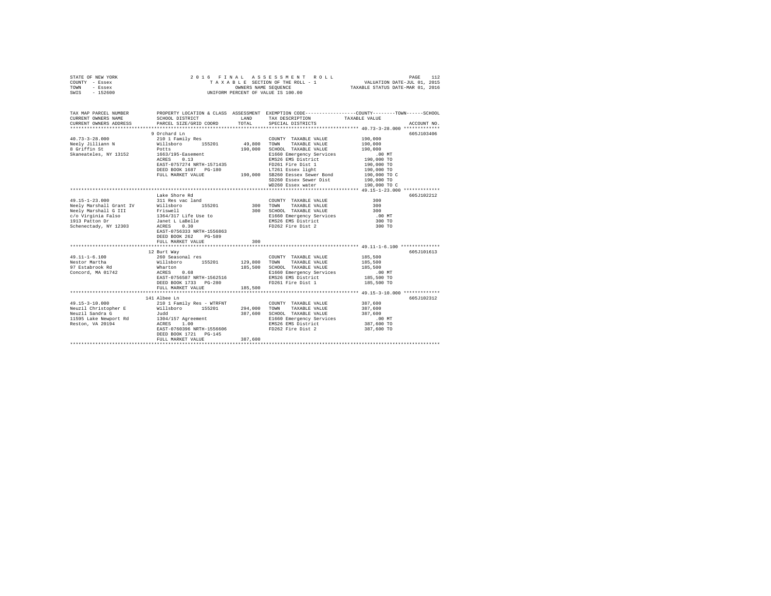STATE OF NEW YORK — 2016 FINAL ASSESSMENT ROLL — PAGE 112
COUNTY - Essex — TAXABLE SECTION OF THE ROLL - 1 — VALUATION DATE-JUL 01, 2015
TOWN - Essex — OWNERS NAME SEQUENCE — TAXABLE STATUS DATE-MAR 01, 2016
SWIS - 152600 — UNIFORM PERCENT OF VALUE IS 100.00

| TAX MAP PARCEL NUMBER / CURRENT OWNERS NAME / CURRENT OWNERS ADDRESS | PROPERTY LOCATION & CLASS / SCHOOL DISTRICT / PARCEL SIZE/GRID COORD | ASSESSMENT LAND / TOTAL | EXEMPTION CODE / TAX DESCRIPTION / SPECIAL DISTRICTS | TAXABLE VALUE (COUNTY / TOWN / SCHOOL) | ACCOUNT NO. |
|---|---|---|---|---|---|
| **40.73-3-28.000** | 9 Orchard Ln | | | | 605J103406 |
| 40.73-3-28.000 | 210 1 Family Res | | COUNTY TAXABLE VALUE | 190,000 | |
| Neely Jilliann N | Willsboro 155201 | 49,800 | TOWN TAXABLE VALUE | 190,000 | |
| 8 Griffin St | Potts | 190,000 | SCHOOL TAXABLE VALUE | 190,000 | |
| Skaneateles, NY 13152 | 1663/195-Easement | | E1660 Emergency Services | .00 MT | |
| | ACRES 0.13 | | EMS26 EMS District | 190,000 TO | |
| | EAST-0757274 NRTH-1571435 | | FD261 Fire Dist 1 | 190,000 TO | |
| | DEED BOOK 1687 PG-180 | | LT261 Essex light | 190,000 TO | |
| | FULL MARKET VALUE | 190,000 | SB260 Eessex Sewer Bond | 190,000 TO C | |
| | | | SD260 Essex Sewer Dist | 190,000 TO | |
| | | | WD260 Essex water | 190,000 TO C | |
| **49.15-1-23.000** | Lake Shore Rd | | | | 605J102212 |
| 49.15-1-23.000 | 311 Res vac land | | COUNTY TAXABLE VALUE | 300 | |
| Neely Marshall Grant IV | Willsboro 155201 | 300 | TOWN TAXABLE VALUE | 300 | |
| Neely Marshall G III | Friswell | 300 | SCHOOL TAXABLE VALUE | 300 | |
| c/o Virginia Falso | 1364/317 Life Use to | | E1660 Emergency Services | .00 MT | |
| 1913 Patton Dr | Janet L LaBelle | | EMS26 EMS District | 300 TO | |
| Schenectady, NY 12303 | ACRES 0.30 | | FD262 Fire Dist 2 | 300 TO | |
| | EAST-0756333 NRTH-1556863 | | | | |
| | DEED BOOK 262 PG-589 | | | | |
| | FULL MARKET VALUE | 300 | | | |
| **49.11-1-6.100** | 12 Burt Way | | | | 605J101613 |
| 49.11-1-6.100 | 260 Seasonal res | | COUNTY TAXABLE VALUE | 185,500 | |
| Nestor Martha | Willsboro 155201 | 129,800 | TOWN TAXABLE VALUE | 185,500 | |
| 97 Estabrook Rd | Wharton | 185,500 | SCHOOL TAXABLE VALUE | 185,500 | |
| Concord, MA 01742 | ACRES 0.68 | | E1660 Emergency Services | .00 MT | |
| | EAST-0756587 NRTH-1562516 | | EMS26 EMS District | 185,500 TO | |
| | DEED BOOK 1733 PG-280 | | FD261 Fire Dist 1 | 185,500 TO | |
| | FULL MARKET VALUE | 185,500 | | | |
| **49.15-3-10.000** | 141 Albee Ln | | | | 605J102312 |
| 49.15-3-10.000 | 210 1 Family Res - WTRFNT | | COUNTY TAXABLE VALUE | 387,600 | |
| Neuzil Christopher E | Willsboro 155201 | 294,000 | TOWN TAXABLE VALUE | 387,600 | |
| Neuzil Sandra G | Judd | 387,600 | SCHOOL TAXABLE VALUE | 387,600 | |
| 11595 Lake Newport Rd | 1304/157 Agreement | | E1660 Emergency Services | .00 MT | |
| Reston, VA 20194 | ACRES 1.00 | | EMS26 EMS District | 387,600 TO | |
| | EAST-0760396 NRTH-1556606 | | FD262 Fire Dist 2 | 387,600 TO | |
| | DEED BOOK 1721 PG-145 | | | | |
| | FULL MARKET VALUE | 387,600 | | | |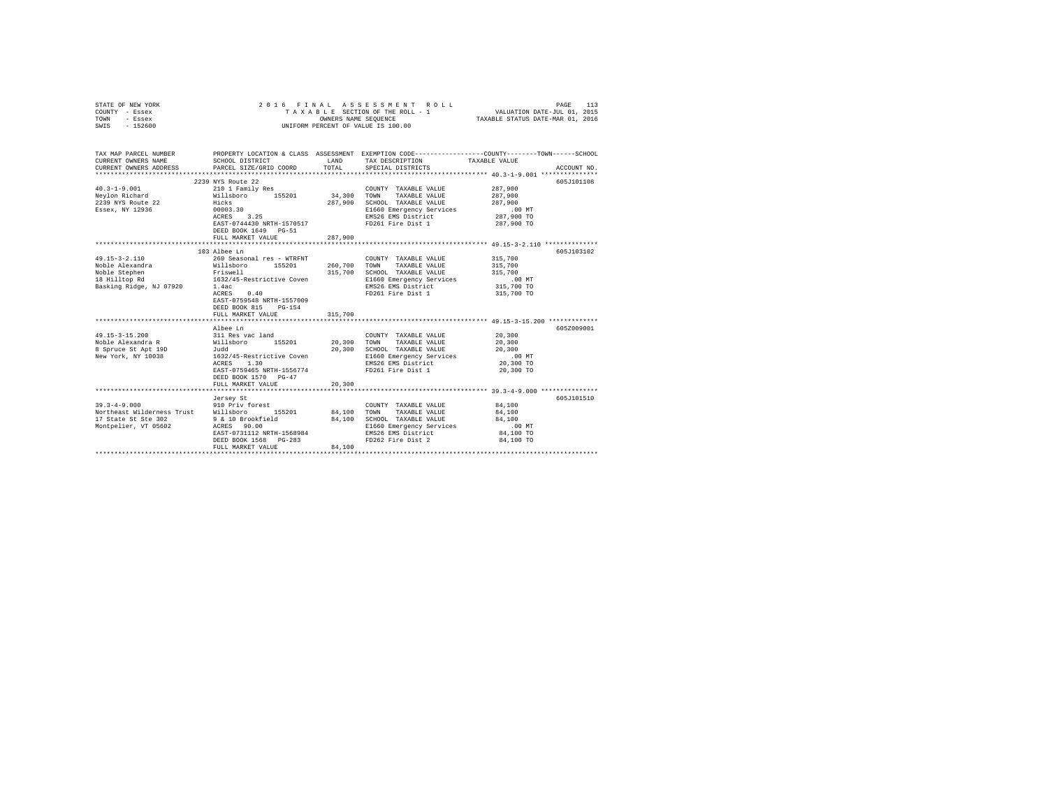STATE OF NEW YORK　　　　　2 0 1 6　F I N A L　A S S E S S M E N T　R O L L　　　　　PAGE 113
COUNTY - Essex　　　　　T A X A B L E SECTION OF THE ROLL - 1　　　　　VALUATION DATE-JUL 01, 2015
TOWN - Essex　　　　　OWNERS NAME SEQUENCE　　　　　TAXABLE STATUS DATE-MAR 01, 2016
SWIS - 152600　　　　　UNIFORM PERCENT OF VALUE IS 100.00

```
TAX MAP PARCEL NUMBER          PROPERTY LOCATION & CLASS  ASSESSMENT  EXEMPTION CODE-----------------COUNTY--------TOWN------SCHOOL
CURRENT OWNERS NAME            SCHOOL DISTRICT               LAND      TAX DESCRIPTION              TAXABLE VALUE
CURRENT OWNERS ADDRESS         PARCEL SIZE/GRID COORD        TOTAL     SPECIAL DISTRICTS                                    ACCOUNT NO.
******************************************************************************************************* 40.3-1-9.001 ***************
                               2239 NYS Route 22                                                                           605J101108
40.3-1-9.001                   210 1 Family Res                        COUNTY  TAXABLE VALUE            287,900
Neylon Richard                 Willsboro      155201       34,300      TOWN    TAXABLE VALUE            287,900
2239 NYS Route 22              Hicks                      287,900      SCHOOL  TAXABLE VALUE            287,900
Essex, NY 12936                00003.30                                E1660 Emergency Services              .00 MT
                               ACRES    3.25                           EMS26 EMS District               287,900 TO
                               EAST-0744430 NRTH-1570517               FD261 Fire Dist 1                287,900 TO
                               DEED BOOK 1649   PG-51
                               FULL MARKET VALUE          287,900
******************************************************************************************************* 49.15-3-2.110 *************
                               103 Albee Ln                                                                                605J103102
49.15-3-2.110                  260 Seasonal res - WTRFNT               COUNTY  TAXABLE VALUE            315,700
Noble Alexandra                Willsboro      155201      260,700      TOWN    TAXABLE VALUE            315,700
Noble Stephen                  Friswell                   315,700      SCHOOL  TAXABLE VALUE            315,700
18 Hilltop Rd                  1632/45-Restrictive Coven               E1660 Emergency Services              .00 MT
Basking Ridge, NJ 07920        1.4ac                                   EMS26 EMS District               315,700 TO
                               ACRES    0.40                           FD261 Fire Dist 1                315,700 TO
                               EAST-0759548 NRTH-1557009
                               DEED BOOK 815    PG-154
                               FULL MARKET VALUE          315,700
******************************************************************************************************* 49.15-3-15.200 ************
                               Albee Ln                                                                                    605Z009001
49.15-3-15.200                 311 Res vac land                        COUNTY  TAXABLE VALUE             20,300
Noble Alexandra R              Willsboro      155201       20,300      TOWN    TAXABLE VALUE             20,300
8 Spruce St Apt 19D            Judd                        20,300      SCHOOL  TAXABLE VALUE             20,300
New York, NY 10038             1632/45-Restrictive Coven               E1660 Emergency Services              .00 MT
                               ACRES    1.30                           EMS26 EMS District                20,300 TO
                               EAST-0759465 NRTH-1556774               FD261 Fire Dist 1                 20,300 TO
                               DEED BOOK 1570   PG-47
                               FULL MARKET VALUE           20,300
******************************************************************************************************* 39.3-4-9.000 ***************
                               Jersey St                                                                                   605J101510
39.3-4-9.000                   910 Priv forest                         COUNTY  TAXABLE VALUE             84,100
Northeast Wilderness Trust     Willsboro      155201       84,100      TOWN    TAXABLE VALUE             84,100
17 State St Ste 302            9 & 10 Brookfield           84,100      SCHOOL  TAXABLE VALUE             84,100
Montpelier, VT 05602           ACRES   90.00                           E1660 Emergency Services              .00 MT
                               EAST-0731112 NRTH-1568984               EMS26 EMS District                84,100 TO
                               DEED BOOK 1568   PG-283                 FD262 Fire Dist 2                 84,100 TO
                               FULL MARKET VALUE           84,100
************************************************************************************************************************************
```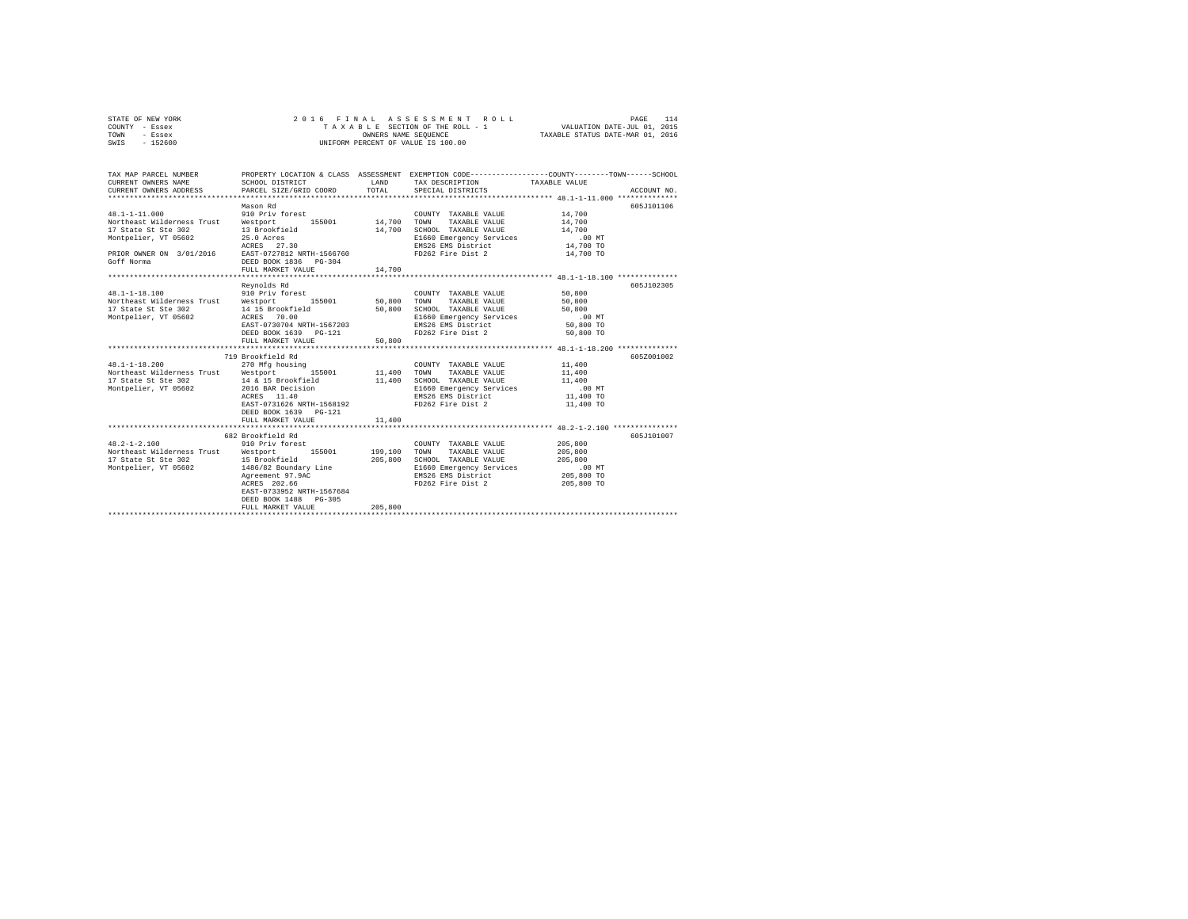STATE OF NEW YORK
COUNTY - Essex
TOWN - Essex
SWIS - 152600

2016 FINAL ASSESSMENT ROLL
TAXABLE SECTION OF THE ROLL - 1
OWNERS NAME SEQUENCE
UNIFORM PERCENT OF VALUE IS 100.00

VALUATION DATE-JUL 01, 2015
TAXABLE STATUS DATE-MAR 01, 2016

| TAX MAP PARCEL NUMBER / CURRENT OWNERS NAME / CURRENT OWNERS ADDRESS | PROPERTY LOCATION & CLASS / SCHOOL DISTRICT / PARCEL SIZE/GRID COORD | ASSESSMENT LAND | TOTAL | EXEMPTION CODE / TAX DESCRIPTION / SPECIAL DISTRICTS | TAXABLE VALUE (COUNTY / TOWN / SCHOOL) | ACCOUNT NO. |
|---|---|---|---|---|---|---|
| 48.1-1-11.000 | Mason Rd | | | | | 605J101106 |
| Northeast Wilderness Trust | 910 Priv forest | | | COUNTY TAXABLE VALUE | 14,700 | |
| 17 State St Ste 302 | Westport 155001 | 14,700 | | TOWN TAXABLE VALUE | 14,700 | |
| Montpelier, VT 05602 | 13 Brookfield | | 14,700 | SCHOOL TAXABLE VALUE | 14,700 | |
| | 25.0 Acres | | | E1660 Emergency Services | .00 MT | |
| | ACRES 27.30 | | | EMS26 EMS District | 14,700 TO | |
| PRIOR OWNER ON 3/01/2016 | EAST-0727812 NRTH-1566760 | | | FD262 Fire Dist 2 | 14,700 TO | |
| Goff Norma | DEED BOOK 1836 PG-304 | | | | | |
| | FULL MARKET VALUE | | 14,700 | | | |
| 48.1-1-18.100 | Reynolds Rd | | | | | 605J102305 |
| Northeast Wilderness Trust | 910 Priv forest | | | COUNTY TAXABLE VALUE | 50,800 | |
| 17 State St Ste 302 | Westport 155001 | 50,800 | | TOWN TAXABLE VALUE | 50,800 | |
| Montpelier, VT 05602 | 14 15 Brookfield | | 50,800 | SCHOOL TAXABLE VALUE | 50,800 | |
| | ACRES 70.00 | | | E1660 Emergency Services | .00 MT | |
| | EAST-0730704 NRTH-1567203 | | | EMS26 EMS District | 50,800 TO | |
| | DEED BOOK 1639 PG-121 | | | FD262 Fire Dist 2 | 50,800 TO | |
| | FULL MARKET VALUE | | 50,800 | | | |
| 48.1-1-18.200 | 719 Brookfield Rd | | | | | 605Z001002 |
| Northeast Wilderness Trust | 270 Mfg housing | | | COUNTY TAXABLE VALUE | 11,400 | |
| 17 State St Ste 302 | Westport 155001 | 11,400 | | TOWN TAXABLE VALUE | 11,400 | |
| Montpelier, VT 05602 | 14 & 15 Brookfield | | 11,400 | SCHOOL TAXABLE VALUE | 11,400 | |
| | 2016 BAR Decision | | | E1660 Emergency Services | .00 MT | |
| | ACRES 11.40 | | | EMS26 EMS District | 11,400 TO | |
| | EAST-0731626 NRTH-1568192 | | | FD262 Fire Dist 2 | 11,400 TO | |
| | DEED BOOK 1639 PG-121 | | | | | |
| | FULL MARKET VALUE | | 11,400 | | | |
| 48.2-1-2.100 | 682 Brookfield Rd | | | | | 605J101007 |
| Northeast Wilderness Trust | 910 Priv forest | | | COUNTY TAXABLE VALUE | 205,800 | |
| 17 State St Ste 302 | Westport 155001 | 199,100 | | TOWN TAXABLE VALUE | 205,800 | |
| Montpelier, VT 05602 | 15 Brookfield | | 205,800 | SCHOOL TAXABLE VALUE | 205,800 | |
| | 1486/82 Boundary Line | | | E1660 Emergency Services | .00 MT | |
| | Agreement 97.9AC | | | EMS26 EMS District | 205,800 TO | |
| | ACRES 202.66 | | | FD262 Fire Dist 2 | 205,800 TO | |
| | EAST-0733952 NRTH-1567684 | | | | | |
| | DEED BOOK 1488 PG-305 | | | | | |
| | FULL MARKET VALUE | | 205,800 | | | |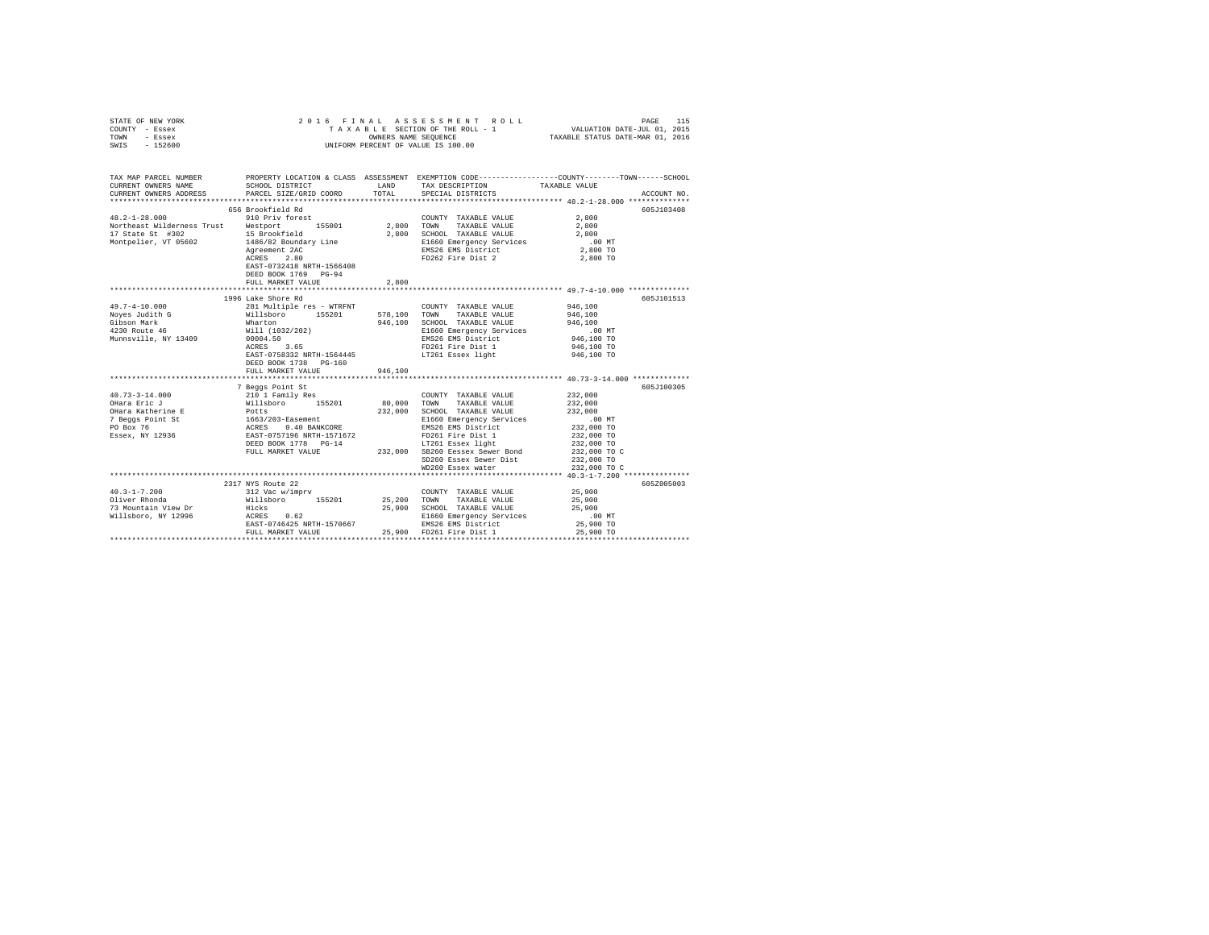STATE OF NEW YORK
COUNTY - Essex
TOWN - Essex
SWIS - 152600

2016 FINAL ASSESSMENT ROLL
TAXABLE SECTION OF THE ROLL - 1
OWNERS NAME SEQUENCE
UNIFORM PERCENT OF VALUE IS 100.00

VALUATION DATE-JUL 01, 2015
TAXABLE STATUS DATE-MAR 01, 2016

| TAX MAP PARCEL NUMBER / CURRENT OWNERS NAME / CURRENT OWNERS ADDRESS | PROPERTY LOCATION & CLASS / SCHOOL DISTRICT / PARCEL SIZE/GRID COORD | ASSESSMENT LAND / TOTAL | EXEMPTION CODE / TAX DESCRIPTION / SPECIAL DISTRICTS | TAXABLE VALUE (COUNTY / TOWN / SCHOOL) | ACCOUNT NO. |
|---|---|---|---|---|---|
| **48.2-1-28.000** | 656 Brookfield Rd | | | | 605J103408 |
| 48.2-1-28.000 | 910 Priv forest | | COUNTY TAXABLE VALUE | 2,800 | |
| Northeast Wilderness Trust | Westport 155001 | 2,800 | TOWN TAXABLE VALUE | 2,800 | |
| 17 State St #302 | 15 Brookfield | 2,800 | SCHOOL TAXABLE VALUE | 2,800 | |
| Montpelier, VT 05602 | 1486/82 Boundary Line | | E1660 Emergency Services | .00 MT | |
| | Agreement 2AC | | EMS26 EMS District | 2,800 TO | |
| | ACRES 2.80 | | FD262 Fire Dist 2 | 2,800 TO | |
| | EAST-0732418 NRTH-1566408 | | | | |
| | DEED BOOK 1769 PG-94 | | | | |
| | FULL MARKET VALUE | 2,800 | | | |
| **49.7-4-10.000** | 1996 Lake Shore Rd | | | | 605J101513 |
| 49.7-4-10.000 | 281 Multiple res - WTRFNT | | COUNTY TAXABLE VALUE | 946,100 | |
| Noyes Judith G | Willsboro 155201 | 578,100 | TOWN TAXABLE VALUE | 946,100 | |
| Gibson Mark | Wharton | 946,100 | SCHOOL TAXABLE VALUE | 946,100 | |
| 4230 Route 46 | Will (1032/202) | | E1660 Emergency Services | .00 MT | |
| Munnsville, NY 13409 | 00004.50 | | EMS26 EMS District | 946,100 TO | |
| | ACRES 3.65 | | FD261 Fire Dist 1 | 946,100 TO | |
| | EAST-0758332 NRTH-1564445 | | LT261 Essex light | 946,100 TO | |
| | DEED BOOK 1738 PG-160 | | | | |
| | FULL MARKET VALUE | 946,100 | | | |
| **40.73-3-14.000** | 7 Beggs Point St | | | | 605J100305 |
| 40.73-3-14.000 | 210 1 Family Res | | COUNTY TAXABLE VALUE | 232,000 | |
| OHara Eric J | Willsboro 155201 | 80,000 | TOWN TAXABLE VALUE | 232,000 | |
| OHara Katherine E | Potts | 232,000 | SCHOOL TAXABLE VALUE | 232,000 | |
| 7 Beggs Point St | 1663/203-Easement | | E1660 Emergency Services | .00 MT | |
| PO Box 76 | ACRES 0.40 BANKCORE | | EMS26 EMS District | 232,000 TO | |
| Essex, NY 12936 | EAST-0757196 NRTH-1571672 | | FD261 Fire Dist 1 | 232,000 TO | |
| | DEED BOOK 1778 PG-14 | | LT261 Essex light | 232,000 TO | |
| | FULL MARKET VALUE | 232,000 | SB260 Eessex Sewer Bond | 232,000 TO C | |
| | | | SD260 Essex Sewer Dist | 232,000 TO | |
| | | | WD260 Essex water | 232,000 TO C | |
| **40.3-1-7.200** | 2317 NYS Route 22 | | | | 605Z005003 |
| 40.3-1-7.200 | 312 Vac w/imprv | | COUNTY TAXABLE VALUE | 25,900 | |
| Oliver Rhonda | Willsboro 155201 | 25,200 | TOWN TAXABLE VALUE | 25,900 | |
| 73 Mountain View Dr | Hicks | 25,900 | SCHOOL TAXABLE VALUE | 25,900 | |
| Willsboro, NY 12996 | ACRES 0.62 | | E1660 Emergency Services | .00 MT | |
| | EAST-0746425 NRTH-1570667 | | EMS26 EMS District | 25,900 TO | |
| | FULL MARKET VALUE | 25,900 | FD261 Fire Dist 1 | 25,900 TO | |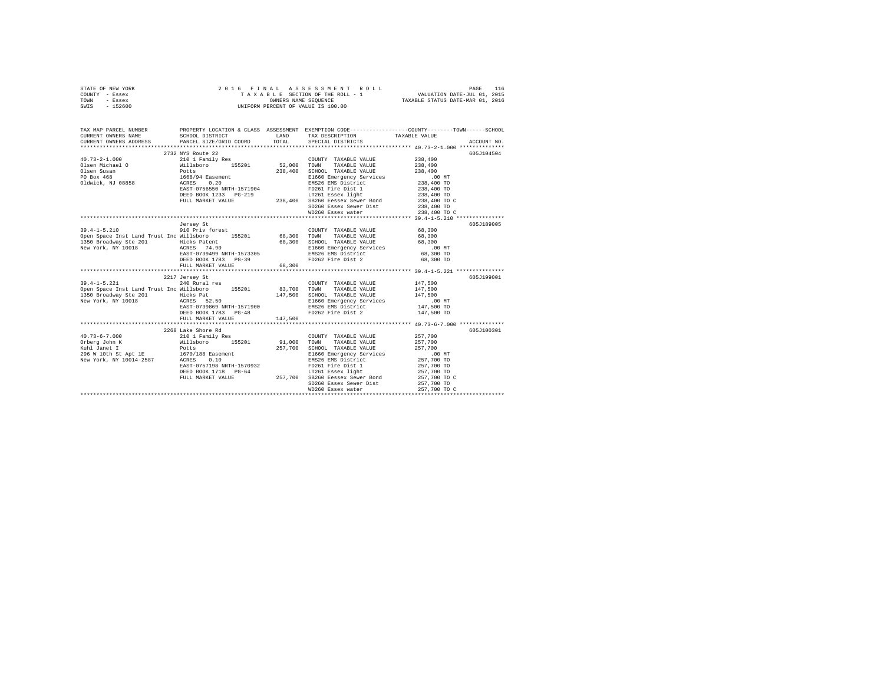STATE OF NEW YORK — 2016 FINAL ASSESSMENT ROLL — PAGE 116
COUNTY - Essex — TAXABLE SECTION OF THE ROLL - 1 — VALUATION DATE-JUL 01, 2015
TOWN - Essex — OWNERS NAME SEQUENCE — TAXABLE STATUS DATE-MAR 01, 2016
SWIS - 152600 — UNIFORM PERCENT OF VALUE IS 100.00

```
TAX MAP PARCEL NUMBER          PROPERTY LOCATION & CLASS  ASSESSMENT  EXEMPTION CODE-----------------COUNTY--------TOWN------SCHOOL
CURRENT OWNERS NAME            SCHOOL DISTRICT              LAND      TAX DESCRIPTION             TAXABLE VALUE
CURRENT OWNERS ADDRESS         PARCEL SIZE/GRID COORD       TOTAL     SPECIAL DISTRICTS                                  ACCOUNT NO.
*********************************************************************************************** 40.73-2-1.000 **************
                               2732 NYS Route 22                                                                       605J104504
40.73-2-1.000                  210 1 Family Res                        COUNTY  TAXABLE VALUE          238,400
Olsen Michael O                Willsboro      155201      52,000       TOWN    TAXABLE VALUE          238,400
Olsen Susan                    Potts                     238,400       SCHOOL  TAXABLE VALUE          238,400
PO Box 468                     1668/94 Easement                        E1660 Emergency Services            .00 MT
Oldwick, NJ 08858              ACRES    0.20                           EMS26 EMS District              238,400 TO
                               EAST-0756550 NRTH-1571904               FD261 Fire Dist 1               238,400 TO
                               DEED BOOK 1233   PG-219                 LT261 Essex light               238,400 TO
                               FULL MARKET VALUE         238,400       SB260 Eessex Sewer Bond         238,400 TO C
                                                                       SD260 Essex Sewer Dist          238,400 TO
                                                                       WD260 Essex water               238,400 TO C
*********************************************************************************************** 39.4-1-5.210 ***************
                               Jersey St                                                                               605J189005
39.4-1-5.210                   910 Priv forest                         COUNTY  TAXABLE VALUE           68,300
Open Space Inst Land Trust Inc Willsboro      155201      68,300       TOWN    TAXABLE VALUE           68,300
1350 Broadway Ste 201          Hicks Patent               68,300       SCHOOL  TAXABLE VALUE           68,300
New York, NY 10018             ACRES   74.90                           E1660 Emergency Services            .00 MT
                               EAST-0739499 NRTH-1573305               EMS26 EMS District               68,300 TO
                               DEED BOOK 1783   PG-39                  FD262 Fire Dist 2                68,300 TO
                               FULL MARKET VALUE          68,300
*********************************************************************************************** 39.4-1-5.221 ***************
                               2217 Jersey St                                                                          605J199001
39.4-1-5.221                   240 Rural res                           COUNTY  TAXABLE VALUE          147,500
Open Space Inst Land Trust Inc Willsboro      155201      83,700       TOWN    TAXABLE VALUE          147,500
1350 Broadway Ste 201          Hicks Pat                 147,500       SCHOOL  TAXABLE VALUE          147,500
New York, NY 10018             ACRES   52.50                           E1660 Emergency Services            .00 MT
                               EAST-0739869 NRTH-1571900               EMS26 EMS District              147,500 TO
                               DEED BOOK 1783   PG-48                  FD262 Fire Dist 2               147,500 TO
                               FULL MARKET VALUE         147,500
*********************************************************************************************** 40.73-6-7.000 **************
                               2268 Lake Shore Rd                                                                      605J100301
40.73-6-7.000                  210 1 Family Res                        COUNTY  TAXABLE VALUE          257,700
Orberg John K                  Willsboro      155201      91,000       TOWN    TAXABLE VALUE          257,700
Kuhl Janet I                   Potts                     257,700       SCHOOL  TAXABLE VALUE          257,700
296 W 10th St Apt 1E           1670/188 Easement                       E1660 Emergency Services            .00 MT
New York, NY 10014-2587        ACRES    0.10                           EMS26 EMS District              257,700 TO
                               EAST-0757198 NRTH-1570932               FD261 Fire Dist 1               257,700 TO
                               DEED BOOK 1718   PG-64                  LT261 Essex light               257,700 TO
                               FULL MARKET VALUE         257,700       SB260 Eessex Sewer Bond         257,700 TO C
                                                                       SD260 Essex Sewer Dist          257,700 TO
                                                                       WD260 Essex water               257,700 TO C
****************************************************************************************************************************
```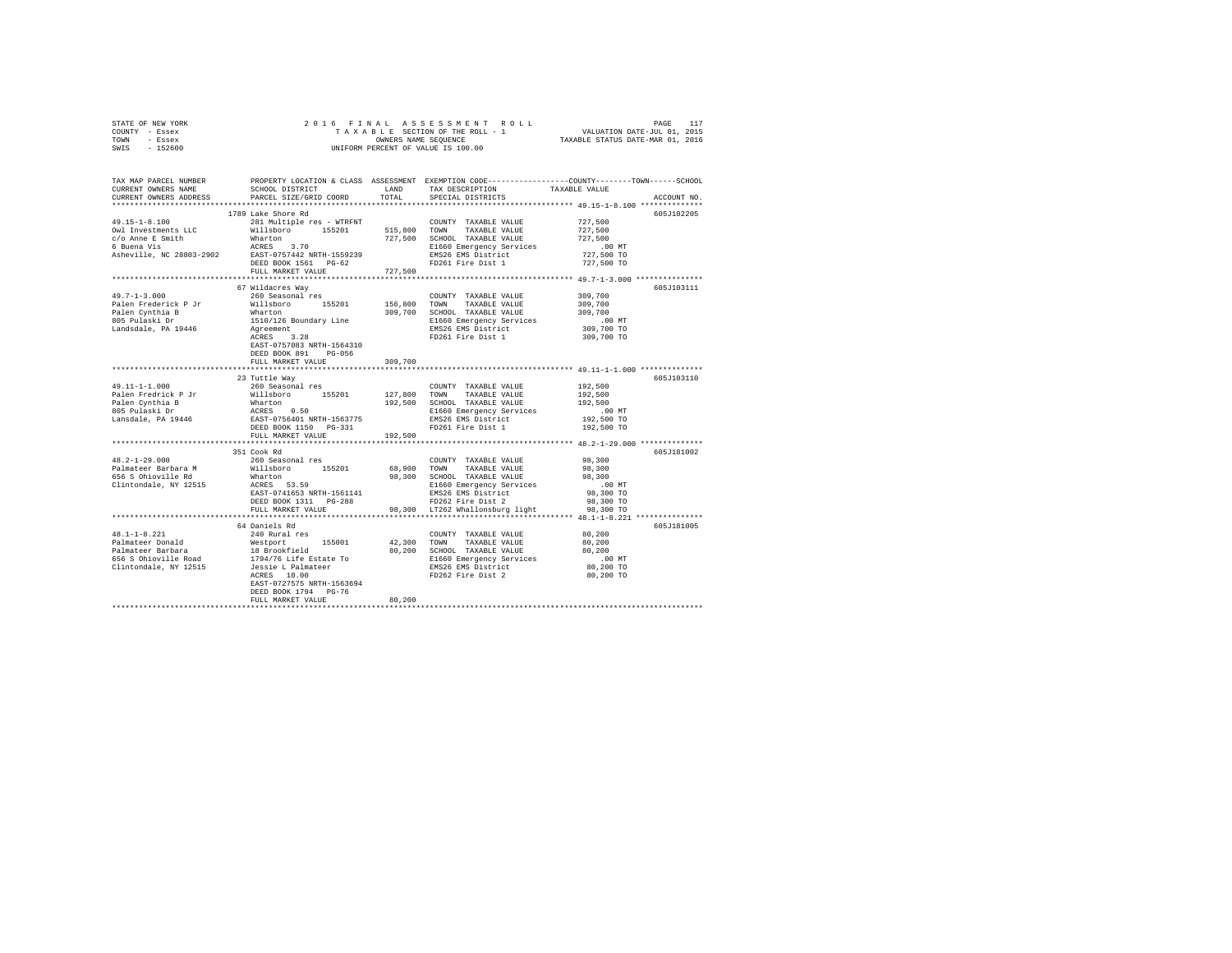STATE OF NEW YORK
COUNTY - Essex
TOWN - Essex
SWIS - 152600

2 0 1 6 F I N A L A S S E S S M E N T R O L L
T A X A B L E SECTION OF THE ROLL - 1
OWNERS NAME SEQUENCE
UNIFORM PERCENT OF VALUE IS 100.00

VALUATION DATE-JUL 01, 2015
TAXABLE STATUS DATE-MAR 01, 2016

```
TAX MAP PARCEL NUMBER          PROPERTY LOCATION & CLASS  ASSESSMENT  EXEMPTION CODE-----------------COUNTY--------TOWN------SCHOOL
CURRENT OWNERS NAME            SCHOOL DISTRICT              LAND      TAX DESCRIPTION             TAXABLE VALUE
CURRENT OWNERS ADDRESS         PARCEL SIZE/GRID COORD       TOTAL     SPECIAL DISTRICTS                                    ACCOUNT NO.
******************************************************************************************************* 49.15-1-8.100 **************
                               1789 Lake Shore Rd                                                                          605J102205
49.15-1-8.100                  281 Multiple res - WTRFNT             COUNTY  TAXABLE VALUE          727,500
Owl Investments LLC            Willsboro      155201      515,800   TOWN    TAXABLE VALUE          727,500
c/o Anne E Smith               Wharton                    727,500   SCHOOL  TAXABLE VALUE          727,500
6 Buena Vis                    ACRES    3.70                         E1660 Emergency Services          .00 MT
Asheville, NC 28803-2902       EAST-0757442 NRTH-1559239             EMS26 EMS District             727,500 TO
                               DEED BOOK 1561   PG-62                FD261 Fire Dist 1              727,500 TO
                               FULL MARKET VALUE          727,500
******************************************************************************************************* 49.7-1-3.000 ***************
                               67 Wildacres Way                                                                            605J103111
49.7-1-3.000                   260 Seasonal res                      COUNTY  TAXABLE VALUE          309,700
Palen Frederick P Jr           Willsboro      155201      156,800   TOWN    TAXABLE VALUE          309,700
Palen Cynthia B                Wharton                    309,700   SCHOOL  TAXABLE VALUE          309,700
805 Pulaski Dr                 1510/126 Boundary Line                E1660 Emergency Services          .00 MT
Landsdale, PA 19446            Agreement                             EMS26 EMS District             309,700 TO
                               ACRES    3.28                         FD261 Fire Dist 1              309,700 TO
                               EAST-0757083 NRTH-1564310
                               DEED BOOK 891    PG-056
                               FULL MARKET VALUE          309,700
******************************************************************************************************* 49.11-1-1.000 **************
                               23 Tuttle Way                                                                               605J103110
49.11-1-1.000                  260 Seasonal res                      COUNTY  TAXABLE VALUE          192,500
Palen Fredrick P Jr            Willsboro      155201      127,800   TOWN    TAXABLE VALUE          192,500
Palen Cynthia B                Wharton                    192,500   SCHOOL  TAXABLE VALUE          192,500
805 Pulaski Dr                 ACRES    0.50                         E1660 Emergency Services          .00 MT
Lansdale, PA 19446             EAST-0756401 NRTH-1563775             EMS26 EMS District             192,500 TO
                               DEED BOOK 1150   PG-331               FD261 Fire Dist 1              192,500 TO
                               FULL MARKET VALUE          192,500
******************************************************************************************************* 48.2-1-29.000 **************
                               351 Cook Rd                                                                                 605J181002
48.2-1-29.000                  260 Seasonal res                      COUNTY  TAXABLE VALUE           98,300
Palmateer Barbara M            Willsboro      155201       68,900   TOWN    TAXABLE VALUE           98,300
656 S Ohioville Rd             Wharton                     98,300   SCHOOL  TAXABLE VALUE           98,300
Clintondale, NY 12515          ACRES   53.59                         E1660 Emergency Services          .00 MT
                               EAST-0741653 NRTH-1561141             EMS26 EMS District              98,300 TO
                               DEED BOOK 1311   PG-288               FD262 Fire Dist 2               98,300 TO
                               FULL MARKET VALUE           98,300   LT262 Whallonsburg light        98,300 TO
******************************************************************************************************* 48.1-1-8.221 ***************
                               64 Daniels Rd                                                                               605J181005
48.1-1-8.221                   240 Rural res                         COUNTY  TAXABLE VALUE           80,200
Palmateer Donald               Westport       155001       42,300   TOWN    TAXABLE VALUE           80,200
Palmateer Barbara              18 Brookfield               80,200   SCHOOL  TAXABLE VALUE           80,200
656 S Ohioville Road           1794/76 Life Estate To                E1660 Emergency Services          .00 MT
Clintondale, NY 12515          Jessie L Palmateer                    EMS26 EMS District              80,200 TO
                               ACRES   10.00                         FD262 Fire Dist 2               80,200 TO
                               EAST-0727575 NRTH-1563694
                               DEED BOOK 1794   PG-76
                               FULL MARKET VALUE           80,200
************************************************************************************************************************************
```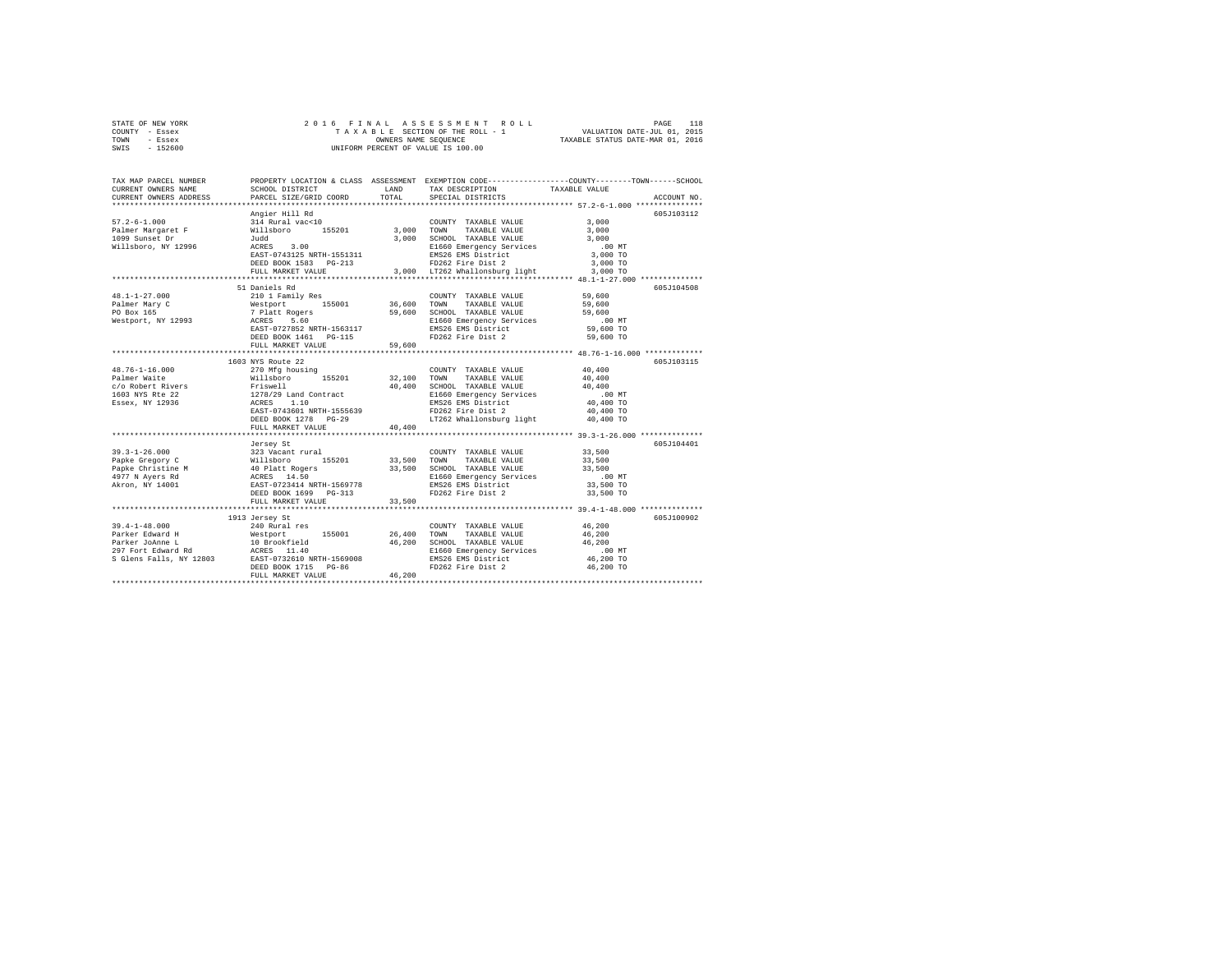STATE OF NEW YORK
COUNTY - Essex
TOWN - Essex
SWIS - 152600

2016 FINAL ASSESSMENT ROLL
TAXABLE SECTION OF THE ROLL - 1
OWNERS NAME SEQUENCE
UNIFORM PERCENT OF VALUE IS 100.00

VALUATION DATE-JUL 01, 2015
TAXABLE STATUS DATE-MAR 01, 2016

| TAX MAP PARCEL NUMBER / CURRENT OWNERS NAME / CURRENT OWNERS ADDRESS | PROPERTY LOCATION & CLASS / SCHOOL DISTRICT / PARCEL SIZE/GRID COORD | ASSESSMENT LAND / TOTAL | EXEMPTION CODE / TAX DESCRIPTION / SPECIAL DISTRICTS | COUNTY--------TOWN------SCHOOL TAXABLE VALUE | ACCOUNT NO. |
|---|---|---|---|---|---|
| 57.2-6-1.000 | Angier Hill Rd | | | | 605J103112 |
| Palmer Margaret F | 314 Rural vac<10 | | COUNTY TAXABLE VALUE | 3,000 | |
| 1099 Sunset Dr | Willsboro 155201 | 3,000 | TOWN TAXABLE VALUE | 3,000 | |
| Willsboro, NY 12996 | Judd | 3,000 | SCHOOL TAXABLE VALUE | 3,000 | |
| | ACRES 3.00 | | E1660 Emergency Services | .00 MT | |
| | EAST-0743125 NRTH-1551311 | | EMS26 EMS District | 3,000 TO | |
| | DEED BOOK 1583 PG-213 | | FD262 Fire Dist 2 | 3,000 TO | |
| | FULL MARKET VALUE | 3,000 | LT262 Whallonsburg light | 3,000 TO | |
| 48.1-1-27.000 | 51 Daniels Rd | | | | 605J104508 |
| Palmer Mary C | 210 1 Family Res | | COUNTY TAXABLE VALUE | 59,600 | |
| PO Box 165 | Westport 155001 | 36,600 | TOWN TAXABLE VALUE | 59,600 | |
| Westport, NY 12993 | 7 Platt Rogers | 59,600 | SCHOOL TAXABLE VALUE | 59,600 | |
| | ACRES 5.60 | | E1660 Emergency Services | .00 MT | |
| | EAST-0727852 NRTH-1563117 | | EMS26 EMS District | 59,600 TO | |
| | DEED BOOK 1461 PG-115 | | FD262 Fire Dist 2 | 59,600 TO | |
| | FULL MARKET VALUE | 59,600 | | | |
| 48.76-1-16.000 | 1603 NYS Route 22 | | | | 605J103115 |
| Palmer Waite | 270 Mfg housing | | COUNTY TAXABLE VALUE | 40,400 | |
| c/o Robert Rivers | Willsboro 155201 | 32,100 | TOWN TAXABLE VALUE | 40,400 | |
| 1603 NYS Rte 22 | Friswell | 40,400 | SCHOOL TAXABLE VALUE | 40,400 | |
| Essex, NY 12936 | 1278/29 Land Contract | | E1660 Emergency Services | .00 MT | |
| | ACRES 1.10 | | EMS26 EMS District | 40,400 TO | |
| | EAST-0743601 NRTH-1555639 | | FD262 Fire Dist 2 | 40,400 TO | |
| | DEED BOOK 1278 PG-29 | | LT262 Whallonsburg light | 40,400 TO | |
| | FULL MARKET VALUE | 40,400 | | | |
| 39.3-1-26.000 | Jersey St | | | | 605J104401 |
| Papke Gregory C | 323 Vacant rural | | COUNTY TAXABLE VALUE | 33,500 | |
| Papke Christine M | Willsboro 155201 | 33,500 | TOWN TAXABLE VALUE | 33,500 | |
| 4977 N Ayers Rd | 40 Platt Rogers | 33,500 | SCHOOL TAXABLE VALUE | 33,500 | |
| Akron, NY 14001 | ACRES 14.50 | | E1660 Emergency Services | .00 MT | |
| | EAST-0723414 NRTH-1569778 | | EMS26 EMS District | 33,500 TO | |
| | DEED BOOK 1699 PG-313 | | FD262 Fire Dist 2 | 33,500 TO | |
| | FULL MARKET VALUE | 33,500 | | | |
| 39.4-1-48.000 | 1913 Jersey St | | | | 605J100902 |
| Parker Edward H | 240 Rural res | | COUNTY TAXABLE VALUE | 46,200 | |
| Parker JoAnne L | Westport 155001 | 26,400 | TOWN TAXABLE VALUE | 46,200 | |
| 297 Fort Edward Rd | 10 Brookfield | 46,200 | SCHOOL TAXABLE VALUE | 46,200 | |
| S Glens Falls, NY 12803 | ACRES 11.40 | | E1660 Emergency Services | .00 MT | |
| | EAST-0732610 NRTH-1569008 | | EMS26 EMS District | 46,200 TO | |
| | DEED BOOK 1715 PG-86 | | FD262 Fire Dist 2 | 46,200 TO | |
| | FULL MARKET VALUE | 46,200 | | | |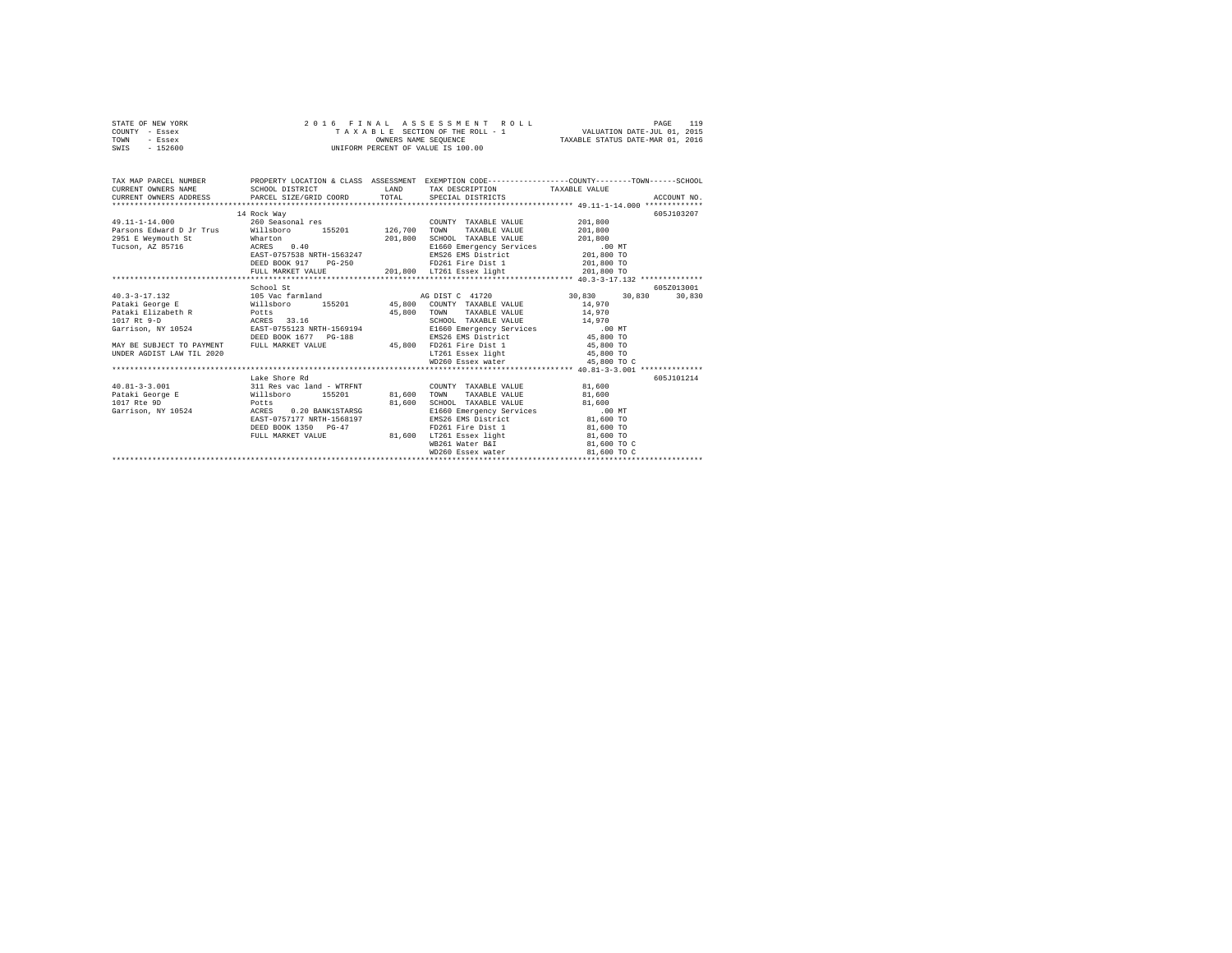STATE OF NEW YORK
COUNTY - Essex
TOWN - Essex
SWIS - 152600

2 0 1 6 F I N A L A S S E S S M E N T R O L L
T A X A B L E SECTION OF THE ROLL - 1
OWNERS NAME SEQUENCE
UNIFORM PERCENT OF VALUE IS 100.00

VALUATION DATE-JUL 01, 2015
TAXABLE STATUS DATE-MAR 01, 2016

```
TAX MAP PARCEL NUMBER          PROPERTY LOCATION & CLASS  ASSESSMENT  EXEMPTION CODE-----------------COUNTY--------TOWN------SCHOOL
CURRENT OWNERS NAME            SCHOOL DISTRICT              LAND      TAX DESCRIPTION            TAXABLE VALUE
CURRENT OWNERS ADDRESS         PARCEL SIZE/GRID COORD       TOTAL     SPECIAL DISTRICTS                                     ACCOUNT NO.
*********************************************************************************************** 49.11-1-14.000 *************
                               14 Rock Way                                                                              605J103207
49.11-1-14.000                 260 Seasonal res                        COUNTY  TAXABLE VALUE          201,800
Parsons Edward D Jr Trus       Willsboro      155201       126,700    TOWN    TAXABLE VALUE          201,800
2951 E Weymouth St             Wharton                     201,800    SCHOOL  TAXABLE VALUE          201,800
Tucson, AZ 85716               ACRES    0.40                          E1660 Emergency Services           .00 MT
                               EAST-0757538 NRTH-1563247              EMS26 EMS District             201,800 TO
                               DEED BOOK 917    PG-250                FD261 Fire Dist 1              201,800 TO
                               FULL MARKET VALUE           201,800    LT261 Essex light              201,800 TO
*********************************************************************************************** 40.3-3-17.132 **************
                               School St                                                                                605Z013001
40.3-3-17.132                  105 Vac farmland                       AG DIST C  41720          30,830     30,830     30,830
Pataki George E                Willsboro      155201        45,800    COUNTY  TAXABLE VALUE           14,970
Pataki Elizabeth R             Potts                        45,800    TOWN    TAXABLE VALUE           14,970
1017 Rt 9-D                    ACRES   33.16                          SCHOOL  TAXABLE VALUE           14,970
Garrison, NY 10524             EAST-0755123 NRTH-1569194              E1660 Emergency Services           .00 MT
                               DEED BOOK 1677   PG-188                EMS26 EMS District              45,800 TO
MAY BE SUBJECT TO PAYMENT      FULL MARKET VALUE            45,800    FD261 Fire Dist 1               45,800 TO
UNDER AGDIST LAW TIL 2020                                             LT261 Essex light               45,800 TO
                                                                      WD260 Essex water               45,800 TO C
*********************************************************************************************** 40.81-3-3.001 **************
                               Lake Shore Rd                                                                            605J101214
40.81-3-3.001                  311 Res vac land - WTRFNT               COUNTY  TAXABLE VALUE           81,600
Pataki George E                Willsboro      155201        81,600    TOWN    TAXABLE VALUE           81,600
1017 Rte 9D                    Potts                        81,600    SCHOOL  TAXABLE VALUE           81,600
Garrison, NY 10524             ACRES    0.20 BANK1STARSG              E1660 Emergency Services           .00 MT
                               EAST-0757177 NRTH-1568197              EMS26 EMS District              81,600 TO
                               DEED BOOK 1350   PG-47                 FD261 Fire Dist 1               81,600 TO
                               FULL MARKET VALUE            81,600    LT261 Essex light               81,600 TO
                                                                      WB261 Water B&I                 81,600 TO C
                                                                      WD260 Essex water               81,600 TO C
****************************************************************************************************************************
```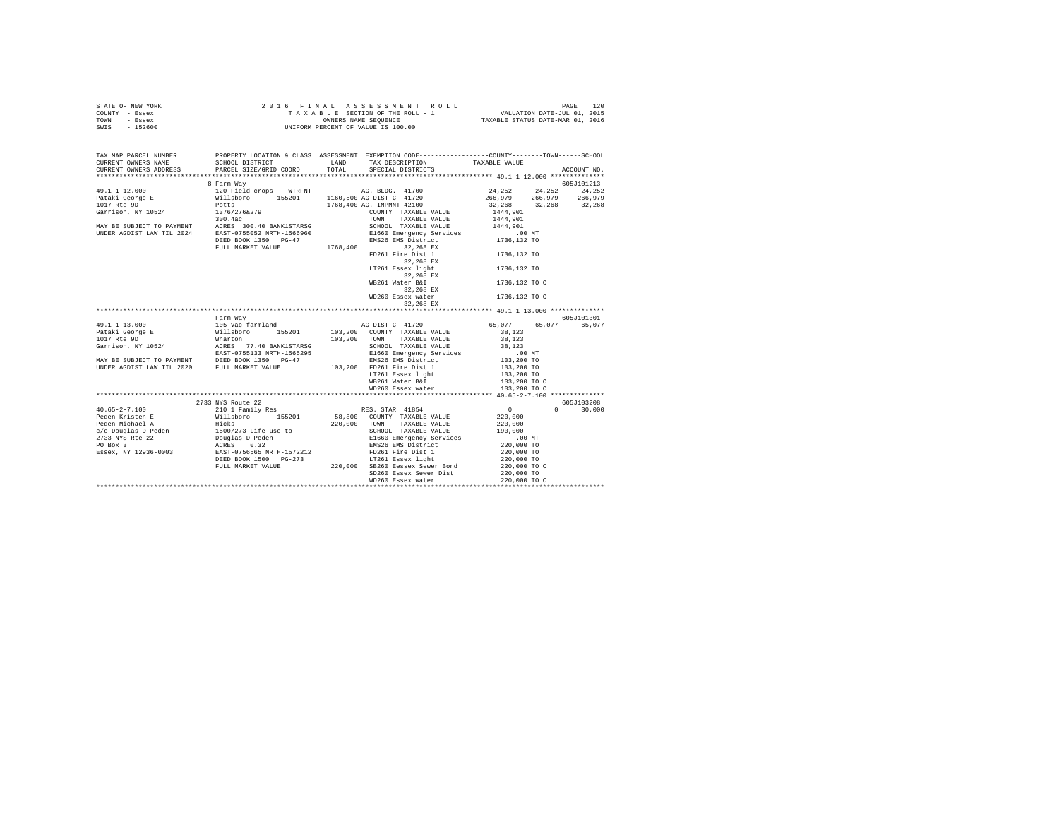STATE OF NEW YORK
COUNTY - Essex
TOWN - Essex
SWIS - 152600

2016 FINAL ASSESSMENT ROLL
TAXABLE SECTION OF THE ROLL - 1
OWNERS NAME SEQUENCE
UNIFORM PERCENT OF VALUE IS 100.00

VALUATION DATE-JUL 01, 2015
TAXABLE STATUS DATE-MAR 01, 2016

| TAX MAP PARCEL NUMBER / CURRENT OWNERS NAME / CURRENT OWNERS ADDRESS | PROPERTY LOCATION & CLASS / SCHOOL DISTRICT / PARCEL SIZE/GRID COORD | ASSESSMENT LAND / TOTAL | EXEMPTION CODE / TAX DESCRIPTION / SPECIAL DISTRICTS | COUNTY | TOWN | SCHOOL | ACCOUNT NO. |
|---|---|---|---|---|---|---|---|
| **49.1-1-12.000** | 8 Farm Way | | | | | | 605J101213 |
| 49.1-1-12.000 | 120 Field crops - WTRFNT | | AG. BLDG. 41700 | 24,252 | 24,252 | 24,252 | |
| Pataki George E | Willsboro 155201 | 1160,500 | AG DIST C 41720 | 266,979 | 266,979 | 266,979 | |
| 1017 Rte 9D | Potts | 1768,400 | AG. IMPMNT 42100 | 32,268 | 32,268 | 32,268 | |
| Garrison, NY 10524 | 1376/276&279 | | COUNTY TAXABLE VALUE | 1444,901 | | | |
| | 300.4ac | | TOWN TAXABLE VALUE | 1444,901 | | | |
| MAY BE SUBJECT TO PAYMENT | ACRES 300.40 BANK1STARSG | | SCHOOL TAXABLE VALUE | 1444,901 | | | |
| UNDER AGDIST LAW TIL 2024 | EAST-0755052 NRTH-1566960 | | E1660 Emergency Services | .00 MT | | | |
| | DEED BOOK 1350 PG-47 | | EMS26 EMS District | 1736,132 TO | | | |
| | FULL MARKET VALUE | 1768,400 | 32,268 EX | | | | |
| | | | FD261 Fire Dist 1 | 1736,132 TO | | | |
| | | | 32,268 EX | | | | |
| | | | LT261 Essex light | 1736,132 TO | | | |
| | | | 32,268 EX | | | | |
| | | | WB261 Water B&I | 1736,132 TO C | | | |
| | | | 32,268 EX | | | | |
| | | | WD260 Essex water | 1736,132 TO C | | | |
| | | | 32,268 EX | | | | |
| **49.1-1-13.000** | Farm Way | | | | | | 605J101301 |
| 49.1-1-13.000 | 105 Vac farmland | | AG DIST C 41720 | 65,077 | 65,077 | 65,077 | |
| Pataki George E | Willsboro 155201 | 103,200 | COUNTY TAXABLE VALUE | 38,123 | | | |
| 1017 Rte 9D | Wharton | 103,200 | TOWN TAXABLE VALUE | 38,123 | | | |
| Garrison, NY 10524 | ACRES 77.40 BANK1STARSG | | SCHOOL TAXABLE VALUE | 38,123 | | | |
| | EAST-0755133 NRTH-1565295 | | E1660 Emergency Services | .00 MT | | | |
| MAY BE SUBJECT TO PAYMENT | DEED BOOK 1350 PG-47 | | EMS26 EMS District | 103,200 TO | | | |
| UNDER AGDIST LAW TIL 2020 | FULL MARKET VALUE | 103,200 | FD261 Fire Dist 1 | 103,200 TO | | | |
| | | | LT261 Essex light | 103,200 TO | | | |
| | | | WB261 Water B&I | 103,200 TO C | | | |
| | | | WD260 Essex water | 103,200 TO C | | | |
| **40.65-2-7.100** | 2733 NYS Route 22 | | | | | | 605J103208 |
| 40.65-2-7.100 | 210 1 Family Res | | RES. STAR 41854 | 0 | 0 | 30,000 | |
| Peden Kristen E | Willsboro 155201 | 58,800 | COUNTY TAXABLE VALUE | 220,000 | | | |
| Peden Michael A | Hicks | 220,000 | TOWN TAXABLE VALUE | 220,000 | | | |
| c/o Douglas D Peden | 1500/273 Life use to | | SCHOOL TAXABLE VALUE | 190,000 | | | |
| 2733 NYS Rte 22 | Douglas D Peden | | E1660 Emergency Services | .00 MT | | | |
| PO Box 3 | ACRES 0.32 | | EMS26 EMS District | 220,000 TO | | | |
| Essex, NY 12936-0003 | EAST-0756565 NRTH-1572212 | | FD261 Fire Dist 1 | 220,000 TO | | | |
| | DEED BOOK 1500 PG-273 | | LT261 Essex light | 220,000 TO | | | |
| | FULL MARKET VALUE | 220,000 | SB260 Eessex Sewer Bond | 220,000 TO C | | | |
| | | | SD260 Essex Sewer Dist | 220,000 TO | | | |
| | | | WD260 Essex water | 220,000 TO C | | | |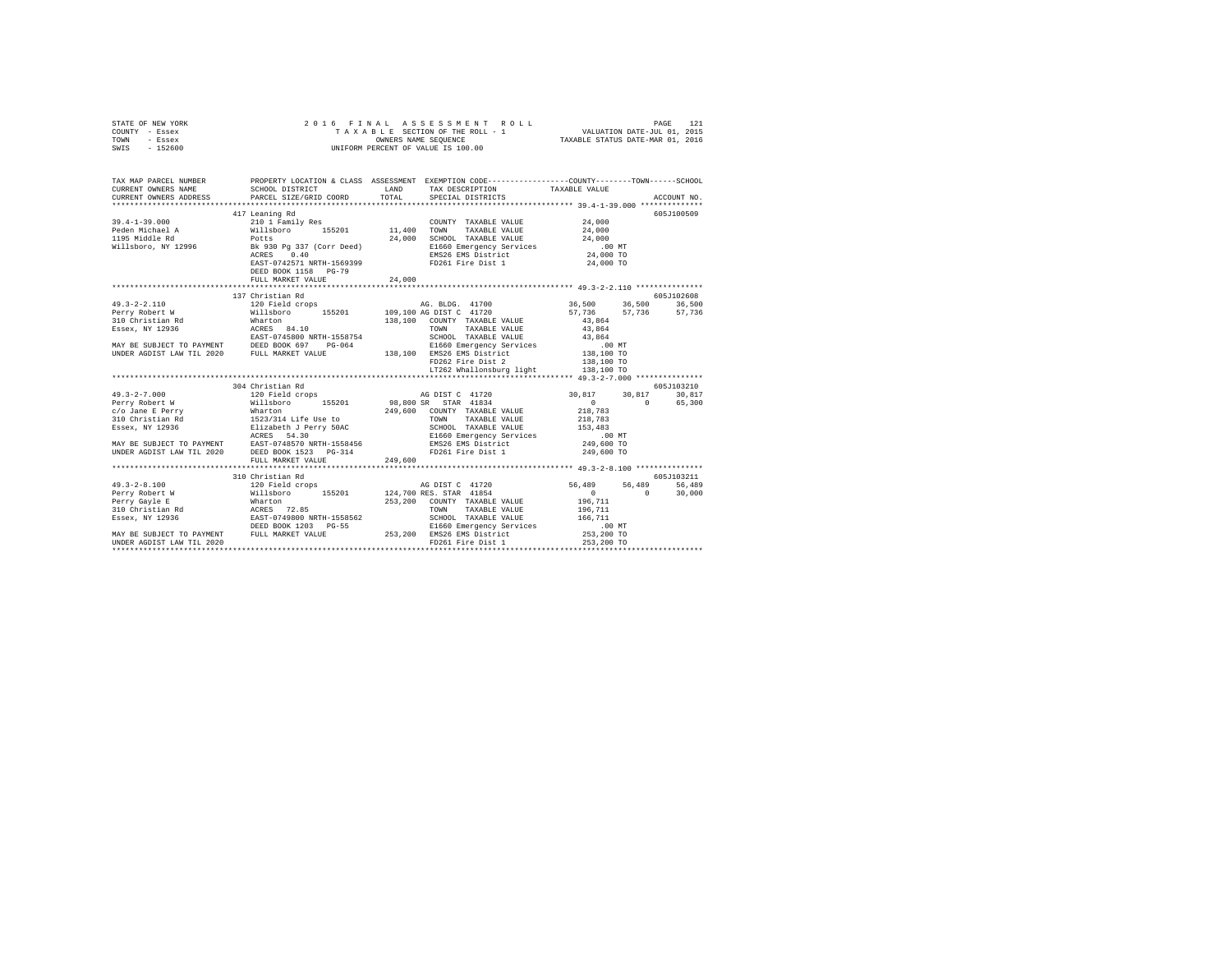STATE OF NEW YORK                    2016 FINAL ASSESSMENT ROLL
COUNTY - Essex                       TAXABLE SECTION OF THE ROLL - 1                VALUATION DATE-JUL 01, 2015
TOWN - Essex                         OWNERS NAME SEQUENCE                         TAXABLE STATUS DATE-MAR 01, 2016
SWIS - 152600                        UNIFORM PERCENT OF VALUE IS 100.00

```
TAX MAP PARCEL NUMBER        PROPERTY LOCATION & CLASS  ASSESSMENT  EXEMPTION CODE-----------------COUNTY--------TOWN------SCHOOL
CURRENT OWNERS NAME          SCHOOL DISTRICT             LAND       TAX DESCRIPTION            TAXABLE VALUE
CURRENT OWNERS ADDRESS       PARCEL SIZE/GRID COORD      TOTAL      SPECIAL DISTRICTS                                       ACCOUNT NO.
*********************************************************************************************** 39.4-1-39.000 **************
                             417 Leaning Rd                                                                               605J100509
39.4-1-39.000                210 1 Family Res                       COUNTY  TAXABLE VALUE          24,000
Peden Michael A              Willsboro      155201      11,400      TOWN    TAXABLE VALUE          24,000
1195 Middle Rd               Potts                      24,000      SCHOOL  TAXABLE VALUE          24,000
Willsboro, NY 12996          Bk 930 Pg 337 (Corr Deed)              E1660 Emergency Services          .00 MT
                             ACRES    0.40                          EMS26 EMS District             24,000 TO
                             EAST-0742571 NRTH-1569399              FD261 Fire Dist 1              24,000 TO
                             DEED BOOK 1158   PG-79
                             FULL MARKET VALUE          24,000
*********************************************************************************************** 49.3-2-2.110 ***************
                             137 Christian Rd                                                                             605J102608
49.3-2-2.110                 120 Field crops                        AG. BLDG. 41700                36,500     36,500     36,500
Perry Robert W               Willsboro      155201     109,100 AG DIST C  41720                    57,736     57,736     57,736
310 Christian Rd             Wharton                   138,100      COUNTY  TAXABLE VALUE          43,864
Essex, NY 12936              ACRES   84.10                          TOWN    TAXABLE VALUE          43,864
                             EAST-0745800 NRTH-1558754              SCHOOL  TAXABLE VALUE          43,864
MAY BE SUBJECT TO PAYMENT    DEED BOOK 697    PG-064                E1660 Emergency Services          .00 MT
UNDER AGDIST LAW TIL 2020    FULL MARKET VALUE         138,100      EMS26 EMS District            138,100 TO
                                                                    FD262 Fire Dist 2             138,100 TO
                                                                    LT262 Whallonsburg light      138,100 TO
*********************************************************************************************** 49.3-2-7.000 ***************
                             304 Christian Rd                                                                             605J103210
49.3-2-7.000                 120 Field crops                        AG DIST C  41720               30,817     30,817     30,817
Perry Robert W               Willsboro      155201      98,800 SR   STAR 41834                          0          0     65,300
c/o Jane E Perry             Wharton                   249,600      COUNTY  TAXABLE VALUE         218,783
310 Christian Rd             1523/314 Life Use to                   TOWN    TAXABLE VALUE         218,783
Essex, NY 12936              Elizabeth J Perry 50AC                 SCHOOL  TAXABLE VALUE         153,483
                             ACRES   54.30                          E1660 Emergency Services          .00 MT
MAY BE SUBJECT TO PAYMENT    EAST-0748570 NRTH-1558456              EMS26 EMS District            249,600 TO
UNDER AGDIST LAW TIL 2020    DEED BOOK 1523   PG-314                FD261 Fire Dist 1             249,600 TO
                             FULL MARKET VALUE         249,600
*********************************************************************************************** 49.3-2-8.100 ***************
                             310 Christian Rd                                                                             605J103211
49.3-2-8.100                 120 Field crops                        AG DIST C  41720               56,489     56,489     56,489
Perry Robert W               Willsboro      155201     124,700 RES. STAR 41854                          0          0     30,000
Perry Gayle E                Wharton                   253,200      COUNTY  TAXABLE VALUE         196,711
310 Christian Rd             ACRES   72.85                          TOWN    TAXABLE VALUE         196,711
Essex, NY 12936              EAST-0749800 NRTH-1558562              SCHOOL  TAXABLE VALUE         166,711
                             DEED BOOK 1203   PG-55                 E1660 Emergency Services          .00 MT
MAY BE SUBJECT TO PAYMENT    FULL MARKET VALUE         253,200      EMS26 EMS District            253,200 TO
UNDER AGDIST LAW TIL 2020                                           FD261 Fire Dist 1             253,200 TO
****************************************************************************************************************************
```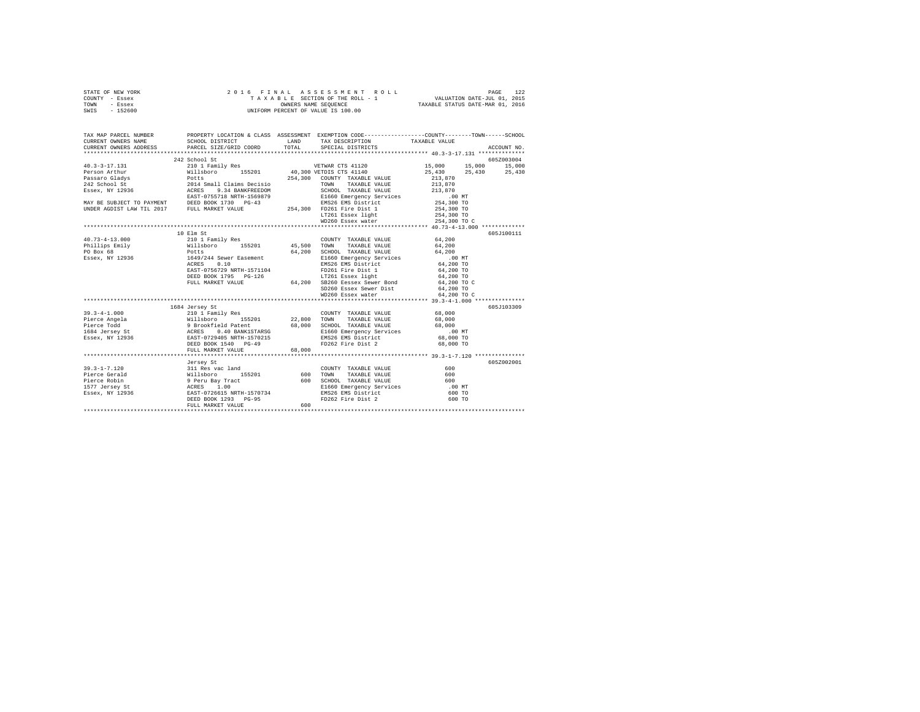STATE OF NEW YORK — 2016 FINAL ASSESSMENT ROLL
COUNTY - Essex — TAXABLE SECTION OF THE ROLL - 1 — VALUATION DATE-JUL 01, 2015
TOWN - Essex — OWNERS NAME SEQUENCE — TAXABLE STATUS DATE-MAR 01, 2016
SWIS - 152600 — UNIFORM PERCENT OF VALUE IS 100.00

| TAX MAP PARCEL NUMBER / CURRENT OWNERS NAME / CURRENT OWNERS ADDRESS | PROPERTY LOCATION & CLASS / SCHOOL DISTRICT / PARCEL SIZE/GRID COORD | ASSESSMENT LAND / TOTAL | EXEMPTION CODE / TAX DESCRIPTION / SPECIAL DISTRICTS | COUNTY | TOWN | SCHOOL | ACCOUNT NO. |
|---|---|---|---|---|---|---|---|
| **40.3-3-17.131** | 242 School St | | | | | | 605Z003004 |
| 40.3-3-17.131 | 210 1 Family Res | | VETWAR CTS 41120 | 15,000 | 15,000 | 15,000 | |
| Person Arthur | Willsboro 155201 | 40,300 | VETDIS CTS 41140 | 25,430 | 25,430 | 25,430 | |
| Passaro Gladys | Potts | 254,300 | COUNTY TAXABLE VALUE | 213,870 | | | |
| 242 School St | 2014 Small Claims Decisio | | TOWN TAXABLE VALUE | 213,870 | | | |
| Essex, NY 12936 | ACRES 9.34 BANKFREEDOM | | SCHOOL TAXABLE VALUE | 213,870 | | | |
| | EAST-0755718 NRTH-1569879 | | E1660 Emergency Services | .00 MT | | | |
| MAY BE SUBJECT TO PAYMENT | DEED BOOK 1730 PG-43 | | EMS26 EMS District | 254,300 TO | | | |
| UNDER AGDIST LAW TIL 2017 | FULL MARKET VALUE | 254,300 | FD261 Fire Dist 1 | 254,300 TO | | | |
| | | | LT261 Essex light | 254,300 TO | | | |
| | | | WD260 Essex water | 254,300 TO C | | | |
| **40.73-4-13.000** | 10 Elm St | | | | | | 605J100111 |
| 40.73-4-13.000 | 210 1 Family Res | | COUNTY TAXABLE VALUE | 64,200 | | | |
| Phillips Emily | Willsboro 155201 | 45,500 | TOWN TAXABLE VALUE | 64,200 | | | |
| PO Box 68 | Potts | 64,200 | SCHOOL TAXABLE VALUE | 64,200 | | | |
| Essex, NY 12936 | 1649/244 Sewer Easement | | E1660 Emergency Services | .00 MT | | | |
| | ACRES 0.10 | | EMS26 EMS District | 64,200 TO | | | |
| | EAST-0756729 NRTH-1571104 | | FD261 Fire Dist 1 | 64,200 TO | | | |
| | DEED BOOK 1795 PG-126 | | LT261 Essex light | 64,200 TO | | | |
| | FULL MARKET VALUE | 64,200 | SB260 Eessex Sewer Bond | 64,200 TO C | | | |
| | | | SD260 Essex Sewer Dist | 64,200 TO | | | |
| | | | WD260 Essex water | 64,200 TO C | | | |
| **39.3-4-1.000** | 1684 Jersey St | | | | | | 605J103309 |
| 39.3-4-1.000 | 210 1 Family Res | | COUNTY TAXABLE VALUE | 68,000 | | | |
| Pierce Angela | Willsboro 155201 | 22,800 | TOWN TAXABLE VALUE | 68,000 | | | |
| Pierce Todd | 9 Brookfield Patent | 68,000 | SCHOOL TAXABLE VALUE | 68,000 | | | |
| 1684 Jersey St | ACRES 0.40 BANK1STARSG | | E1660 Emergency Services | .00 MT | | | |
| Essex, NY 12936 | EAST-0729405 NRTH-1570215 | | EMS26 EMS District | 68,000 TO | | | |
| | DEED BOOK 1540 PG-49 | | FD262 Fire Dist 2 | 68,000 TO | | | |
| | FULL MARKET VALUE | 68,000 | | | | | |
| **39.3-1-7.120** | Jersey St | | | | | | 605Z002001 |
| 39.3-1-7.120 | 311 Res vac land | | COUNTY TAXABLE VALUE | 600 | | | |
| Pierce Gerald | Willsboro 155201 | 600 | TOWN TAXABLE VALUE | 600 | | | |
| Pierce Robin | 9 Peru Bay Tract | 600 | SCHOOL TAXABLE VALUE | 600 | | | |
| 1577 Jersey St | ACRES 1.00 | | E1660 Emergency Services | .00 MT | | | |
| Essex, NY 12936 | EAST-0726615 NRTH-1570734 | | EMS26 EMS District | 600 TO | | | |
| | DEED BOOK 1293 PG-95 | | FD262 Fire Dist 2 | 600 TO | | | |
| | FULL MARKET VALUE | 600 | | | | | |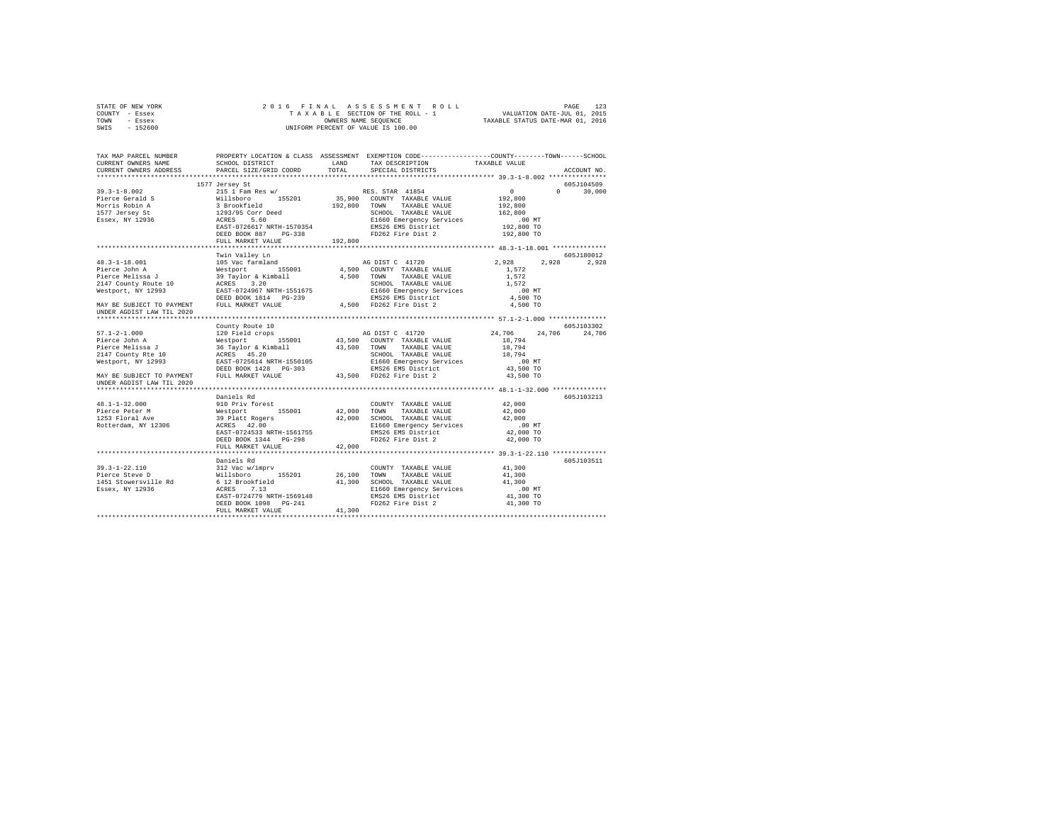STATE OF NEW YORK | COUNTY - Essex | TOWN - Essex | SWIS - 152600

2 0 1 6 F I N A L A S S E S S M E N T R O L L
T A X A B L E SECTION OF THE ROLL - 1
OWNERS NAME SEQUENCE
UNIFORM PERCENT OF VALUE IS 100.00

VALUATION DATE-JUL 01, 2015
TAXABLE STATUS DATE-MAR 01, 2016

```
TAX MAP PARCEL NUMBER     PROPERTY LOCATION & CLASS  ASSESSMENT  EXEMPTION CODE-----------------COUNTY--------TOWN------SCHOOL
CURRENT OWNERS NAME       SCHOOL DISTRICT             LAND      TAX DESCRIPTION           TAXABLE VALUE
CURRENT OWNERS ADDRESS    PARCEL SIZE/GRID COORD      TOTAL     SPECIAL DISTRICTS                                    ACCOUNT NO.
******************************************************************************************** 39.3-1-8.002 ***************
                          1577 Jersey St                                                                          605J104509
39.3-1-8.002              215 1 Fam Res w/                      RES. STAR 41854                   0          0      30,000
Pierce Gerald S           Willsboro      155201       35,900    COUNTY  TAXABLE VALUE        192,800
Morris Robin A            3 Brookfield               192,800    TOWN    TAXABLE VALUE        192,800
1577 Jersey St            1293/95 Corr Deed                     SCHOOL  TAXABLE VALUE        162,800
Essex, NY 12936           ACRES    5.60                         E1660 Emergency Services         .00 MT
                          EAST-0726617 NRTH-1570354             EMS26 EMS District           192,800 TO
                          DEED BOOK 887    PG-338               FD262 Fire Dist 2            192,800 TO
                          FULL MARKET VALUE          192,800
******************************************************************************************** 48.3-1-18.001 **************
                          Twin Valley Ln                                                                          605J180012
48.3-1-18.001             105 Vac farmland                      AG DIST C  41720              2,928      2,928       2,928
Pierce John A             Westport       155001        4,500    COUNTY  TAXABLE VALUE          1,572
Pierce Melissa J          39 Taylor & Kimball          4,500    TOWN    TAXABLE VALUE          1,572
2147 County Route 10      ACRES    3.20                         SCHOOL  TAXABLE VALUE          1,572
Westport, NY 12993        EAST-0724967 NRTH-1551675             E1660 Emergency Services         .00 MT
                          DEED BOOK 1814   PG-239               EMS26 EMS District             4,500 TO
MAY BE SUBJECT TO PAYMENT FULL MARKET VALUE            4,500    FD262 Fire Dist 2              4,500 TO
UNDER AGDIST LAW TIL 2020
******************************************************************************************** 57.1-2-1.000 ***************
                          County Route 10                                                                         605J103302
57.1-2-1.000              120 Field crops                       AG DIST C  41720             24,706     24,706      24,706
Pierce John A             Westport       155001       43,500    COUNTY  TAXABLE VALUE         18,794
Pierce Melissa J          36 Taylor & Kimball         43,500    TOWN    TAXABLE VALUE         18,794
2147 County Rte 10        ACRES   45.20                         SCHOOL  TAXABLE VALUE         18,794
Westport, NY 12993        EAST-0725614 NRTH-1550105             E1660 Emergency Services         .00 MT
                          DEED BOOK 1428   PG-303               EMS26 EMS District            43,500 TO
MAY BE SUBJECT TO PAYMENT FULL MARKET VALUE           43,500    FD262 Fire Dist 2             43,500 TO
UNDER AGDIST LAW TIL 2020
******************************************************************************************** 48.1-1-32.000 **************
                          Daniels Rd                                                                              605J103213
48.1-1-32.000             910 Priv forest                       COUNTY  TAXABLE VALUE         42,000
Pierce Peter M            Westport       155001       42,000    TOWN    TAXABLE VALUE         42,000
1253 Floral Ave           39 Platt Rogers             42,000    SCHOOL  TAXABLE VALUE         42,000
Rotterdam, NY 12306       ACRES   42.00                         E1660 Emergency Services         .00 MT
                          EAST-0724533 NRTH-1561755             EMS26 EMS District            42,000 TO
                          DEED BOOK 1344   PG-298               FD262 Fire Dist 2             42,000 TO
                          FULL MARKET VALUE           42,000
******************************************************************************************** 39.3-1-22.110 **************
                          Daniels Rd                                                                              605J103511
39.3-1-22.110             312 Vac w/imprv                       COUNTY  TAXABLE VALUE         41,300
Pierce Steve D            Willsboro      155201       26,100    TOWN    TAXABLE VALUE         41,300
1451 Stowersville Rd      6 12 Brookfield             41,300    SCHOOL  TAXABLE VALUE         41,300
Essex, NY 12936           ACRES    7.13                         E1660 Emergency Services         .00 MT
                          EAST-0724779 NRTH-1569148             EMS26 EMS District            41,300 TO
                          DEED BOOK 1098   PG-241               FD262 Fire Dist 2             41,300 TO
                          FULL MARKET VALUE           41,300
************************************************************************************************************************
```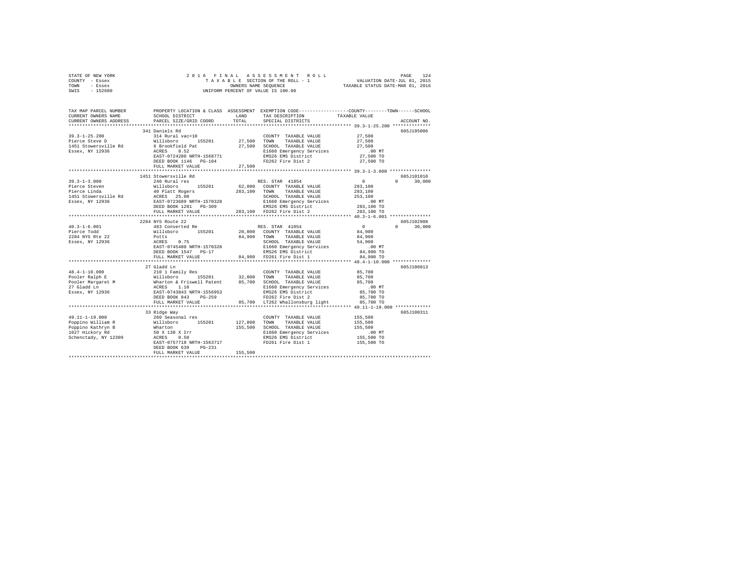STATE OF NEW YORK — COUNTY - Essex — TOWN - Essex — SWIS - 152600

2016 FINAL ASSESSMENT ROLL
TAXABLE SECTION OF THE ROLL - 1
OWNERS NAME SEQUENCE
UNIFORM PERCENT OF VALUE IS 100.00

VALUATION DATE-JUL 01, 2015
TAXABLE STATUS DATE-MAR 01, 2016

```
TAX MAP PARCEL NUMBER          PROPERTY LOCATION & CLASS  ASSESSMENT  EXEMPTION CODE-----------------COUNTY--------TOWN------SCHOOL
CURRENT OWNERS NAME            SCHOOL DISTRICT             LAND       TAX DESCRIPTION             TAXABLE VALUE
CURRENT OWNERS ADDRESS         PARCEL SIZE/GRID COORD      TOTAL      SPECIAL DISTRICTS                                     ACCOUNT NO.
************************************************************************************************ 39.3-1-25.200 **************
                               341 Daniels Rd                                                                           605J195006
39.3-1-25.200                  314 Rural vac<10                       COUNTY  TAXABLE VALUE          27,500
Pierce Steve D                 Willsboro     155201        27,500     TOWN    TAXABLE VALUE          27,500
1451 Stowersville Rd           6 Brookfield Pat            27,500     SCHOOL  TAXABLE VALUE          27,500
Essex, NY 12936                ACRES    8.52                          E1660 Emergency Services          .00 MT
                               EAST-0724280 NRTH-1568771              EMS26 EMS District             27,500 TO
                               DEED BOOK 1146   PG-104                FD262 Fire Dist 2              27,500 TO
                               FULL MARKET VALUE           27,500
************************************************************************************************ 39.3-1-3.000 ***************
                               1451 Stowersville Rd                                                                     605J101010
39.3-1-3.000                   240 Rural res                          RES. STAR  41854                    0            0      30,000
Pierce Steven                  Willsboro     155201        62,000     COUNTY  TAXABLE VALUE         283,100
Pierce Linda                   40 Platt Rogers            283,100     TOWN    TAXABLE VALUE         283,100
1451 Stowersville Rd           ACRES   25.00                          SCHOOL  TAXABLE VALUE         253,100
Essex, NY 12936                EAST-0723689 NRTH-1570328              E1660 Emergency Services          .00 MT
                               DEED BOOK 1281   PG-309                EMS26 EMS District            283,100 TO
                               FULL MARKET VALUE          283,100     FD262 Fire Dist 2             283,100 TO
************************************************************************************************ 40.3-1-6.001 ***************
                               2284 NYS Route 22                                                                        605J102908
40.3-1-6.001                   483 Converted Re                       RES. STAR  41854                    0            0      30,000
Pierce Todd                    Willsboro     155201        20,000     COUNTY  TAXABLE VALUE          84,900
2284 NYS Rte 22                Potts                       84,900     TOWN    TAXABLE VALUE          84,900
Essex, NY 12936                ACRES    0.75                          SCHOOL  TAXABLE VALUE          54,900
                               EAST-0745480 NRTH-1570328              E1660 Emergency Services          .00 MT
                               DEED BOOK 1547   PG-17                 EMS26 EMS District             84,900 TO
                               FULL MARKET VALUE           84,900     FD261 Fire Dist 1              84,900 TO
************************************************************************************************ 48.4-1-10.000 **************
                               27 Gladd Ln                                                                              605J100813
48.4-1-10.000                  210 1 Family Res                       COUNTY  TAXABLE VALUE          85,700
Pooler Ralph E                 Willsboro     155201        32,000     TOWN    TAXABLE VALUE          85,700
Pooler Margaret M              Wharton & Friswell Patent   85,700     SCHOOL  TAXABLE VALUE          85,700
27 Gladd Ln                    ACRES    1.10                          E1660 Emergency Services          .00 MT
Essex, NY 12936                EAST-0743843 NRTH-1556953              EMS26 EMS District             85,700 TO
                               DEED BOOK 843    PG-259                FD262 Fire Dist 2              85,700 TO
                               FULL MARKET VALUE           85,700     LT262 Whallonsburg light       85,700 TO
************************************************************************************************ 49.11-1-19.000 *************
                               33 Ridge Way                                                                             605J100311
49.11-1-19.000                 260 Seasonal res                       COUNTY  TAXABLE VALUE         155,500
Poppino William R              Willsboro     155201       127,800     TOWN    TAXABLE VALUE         155,500
Poppino Kathryn B              Wharton                    155,500     SCHOOL  TAXABLE VALUE         155,500
1027 Hickory Rd                50 X 130 X Irr                         E1660 Emergency Services          .00 MT
Schenctady, NY 12309           ACRES    0.50                          EMS26 EMS District            155,500 TO
                               EAST-0757718 NRTH-1563717              FD261 Fire Dist 1             155,500 TO
                               DEED BOOK 639    PG-231
                               FULL MARKET VALUE          155,500
******************************************************************************************************************************
```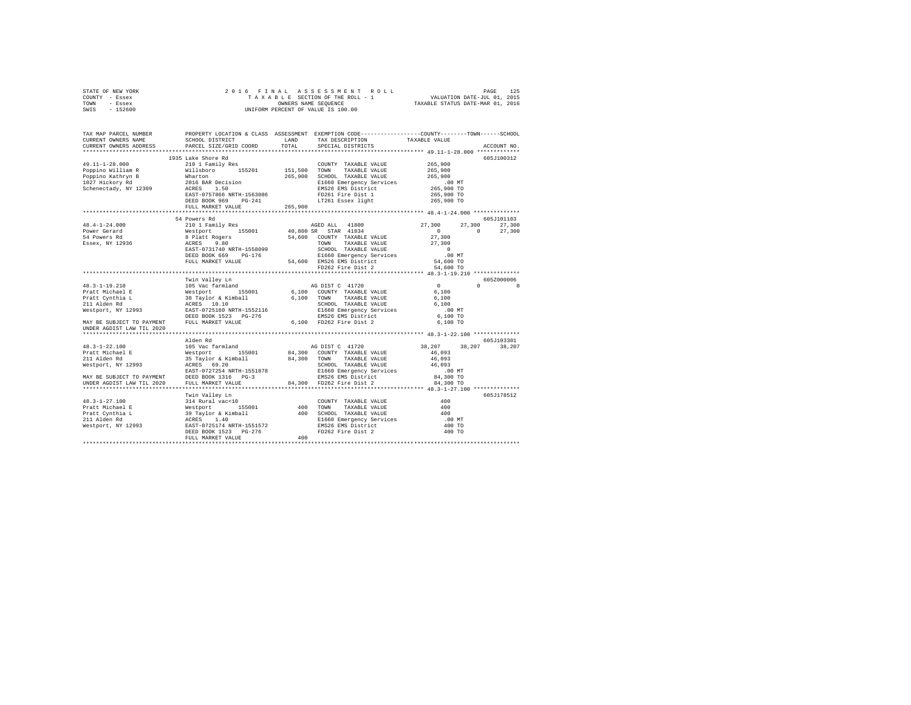STATE OF NEW YORK
COUNTY - Essex
TOWN - Essex
SWIS - 152600

2016 FINAL ASSESSMENT ROLL
TAXABLE SECTION OF THE ROLL - 1
OWNERS NAME SEQUENCE
UNIFORM PERCENT OF VALUE IS 100.00

VALUATION DATE-JUL 01, 2015
TAXABLE STATUS DATE-MAR 01, 2016

```
TAX MAP PARCEL NUMBER          PROPERTY LOCATION & CLASS  ASSESSMENT  EXEMPTION CODE-----------------COUNTY--------TOWN------SCHOOL
CURRENT OWNERS NAME            SCHOOL DISTRICT               LAND      TAX DESCRIPTION            TAXABLE VALUE
CURRENT OWNERS ADDRESS         PARCEL SIZE/GRID COORD        TOTAL     SPECIAL DISTRICTS                                       ACCOUNT NO.
*********************************************************************************************** 49.11-1-28.000 *************
                          1935 Lake Shore Rd                                                                              605J100312
49.11-1-28.000             210 1 Family Res                           COUNTY  TAXABLE VALUE           265,900
Poppino William R          Willsboro      155201      151,500        TOWN    TAXABLE VALUE           265,900
Poppino Kathryn B          Wharton                    265,900        SCHOOL  TAXABLE VALUE           265,900
1027 Hickory Rd            2016 BAR Decision                          E1660 Emergency Services            .00 MT
Schenectady, NY 12309      ACRES    1.50                              EMS26 EMS District              265,900 TO
                           EAST-0757866 NRTH-1563086                  FD261 Fire Dist 1               265,900 TO
                           DEED BOOK 969    PG-241                    LT261 Essex light               265,900 TO
                           FULL MARKET VALUE          265,900
*********************************************************************************************** 48.4-1-24.000 **************
                          54 Powers Rd                                                                                    605J101103
48.4-1-24.000              210 1 Family Res                           AGED ALL  41800             27,300     27,300     27,300
Power Gerard               Westport       155001       40,800 SR  STAR 41834                       0          0       27,300
54 Powers Rd               8 Platt Rogers              54,600         COUNTY  TAXABLE VALUE            27,300
Essex, NY 12936            ACRES    9.80                              TOWN    TAXABLE VALUE            27,300
                           EAST-0731740 NRTH-1558099                  SCHOOL  TAXABLE VALUE                 0
                           DEED BOOK 669    PG-176                    E1660 Emergency Services            .00 MT
                           FULL MARKET VALUE           54,600         EMS26 EMS District               54,600 TO
                                                                      FD262 Fire Dist 2                54,600 TO
*********************************************************************************************** 48.3-1-19.210 **************
                           Twin Valley Ln                                                                                 605Z000006
48.3-1-19.210              105 Vac farmland                           AG DIST C 41720                  0          0          0
Pratt Michael E            Westport       155001        6,100         COUNTY  TAXABLE VALUE             6,100
Pratt Cynthia L            38 Taylor & Kimball          6,100         TOWN    TAXABLE VALUE             6,100
211 Alden Rd               ACRES   10.10                              SCHOOL  TAXABLE VALUE             6,100
Westport, NY 12993         EAST-0725160 NRTH-1552116                  E1660 Emergency Services            .00 MT
                           DEED BOOK 1523   PG-276                    EMS26 EMS District                6,100 TO
MAY BE SUBJECT TO PAYMENT  FULL MARKET VALUE            6,100         FD262 Fire Dist 2                 6,100 TO
UNDER AGDIST LAW TIL 2020
*********************************************************************************************** 48.3-1-22.100 **************
                           Alden Rd                                                                                       605J103301
48.3-1-22.100              105 Vac farmland                           AG DIST C 41720             38,207     38,207     38,207
Pratt Michael E            Westport       155001       84,300         COUNTY  TAXABLE VALUE            46,093
211 Alden Rd               35 Taylor & Kimball         84,300         TOWN    TAXABLE VALUE            46,093
Westport, NY 12993         ACRES   69.20                              SCHOOL  TAXABLE VALUE            46,093
                           EAST-0727254 NRTH-1551878                  E1660 Emergency Services            .00 MT
MAY BE SUBJECT TO PAYMENT  DEED BOOK 1316   PG-3                      EMS26 EMS District               84,300 TO
UNDER AGDIST LAW TIL 2020  FULL MARKET VALUE           84,300         FD262 Fire Dist 2                84,300 TO
*********************************************************************************************** 48.3-1-27.100 **************
                           Twin Valley Ln                                                                                 605J178512
48.3-1-27.100              314 Rural vac<10                           COUNTY  TAXABLE VALUE               400
Pratt Michael E            Westport       155001          400         TOWN    TAXABLE VALUE               400
Pratt Cynthia L            39 Taylor & Kimball            400         SCHOOL  TAXABLE VALUE               400
211 Alden Rd               ACRES    1.40                              E1660 Emergency Services            .00 MT
Westport, NY 12993         EAST-0725174 NRTH-1551572                  EMS26 EMS District                  400 TO
                           DEED BOOK 1523   PG-276                    FD262 Fire Dist 2                   400 TO
                           FULL MARKET VALUE              400
****************************************************************************************************************************
```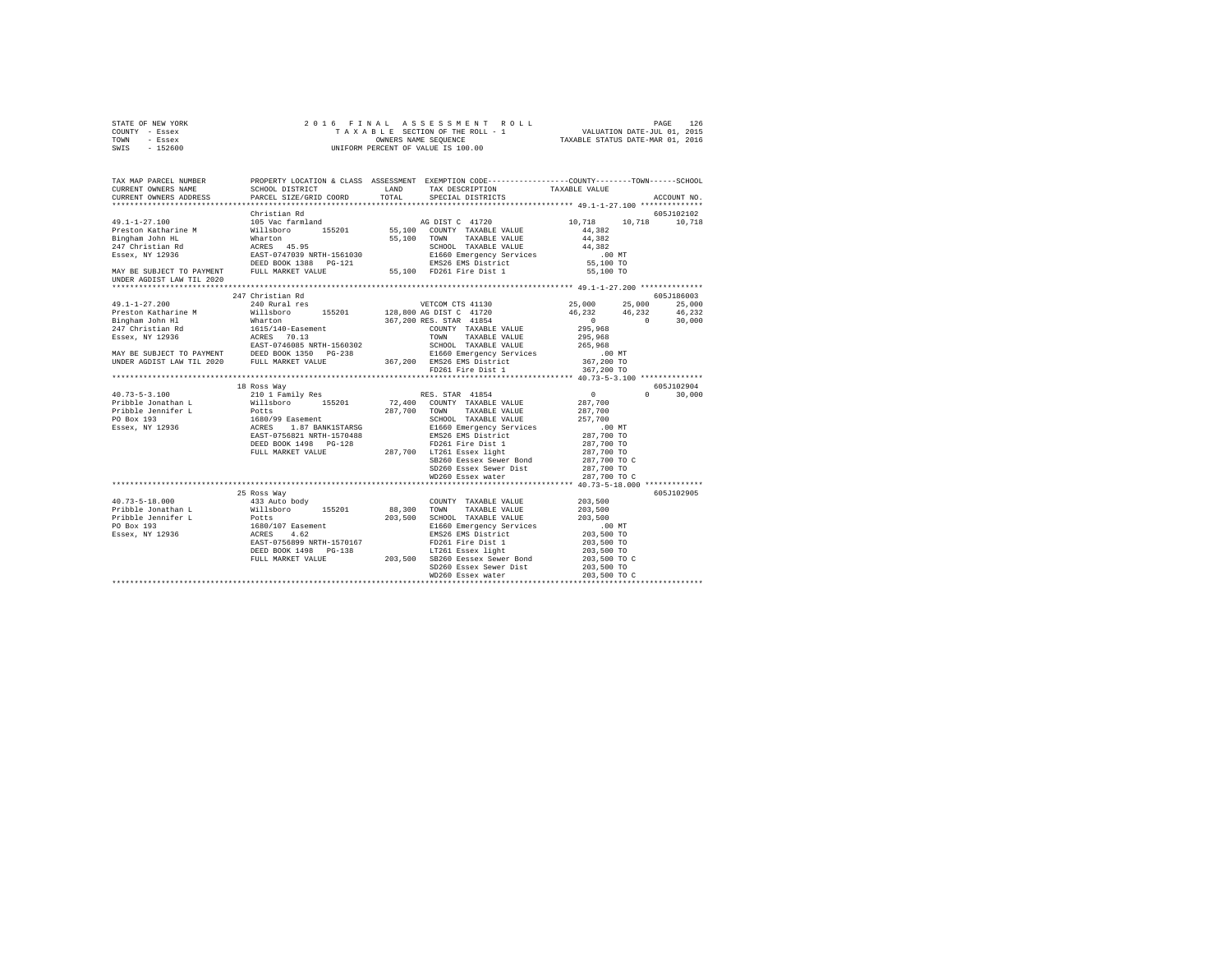STATE OF NEW YORK 2016 FINAL ASSESSMENT ROLL
COUNTY - Essex TAXABLE SECTION OF THE ROLL - 1 VALUATION DATE-JUL 01, 2015
TOWN - Essex OWNERS NAME SEQUENCE TAXABLE STATUS DATE-MAR 01, 2016
SWIS - 152600 UNIFORM PERCENT OF VALUE IS 100.00

```
TAX MAP PARCEL NUMBER          PROPERTY LOCATION & CLASS  ASSESSMENT  EXEMPTION CODE-----------------COUNTY--------TOWN------SCHOOL
CURRENT OWNERS NAME            SCHOOL DISTRICT              LAND      TAX DESCRIPTION            TAXABLE VALUE
CURRENT OWNERS ADDRESS         PARCEL SIZE/GRID COORD       TOTAL     SPECIAL DISTRICTS                                    ACCOUNT NO.
************************************************************************************************ 49.1-1-27.100 **************
                               Christian Rd                                                                              605J102102
49.1-1-27.100                  105 Vac farmland                       AG DIST C 41720            10,718     10,718     10,718
Preston Katharine M            Willsboro      155201       55,100     COUNTY  TAXABLE VALUE      44,382
Bingham John HL                Wharton                     55,100     TOWN    TAXABLE VALUE      44,382
247 Christian Rd               ACRES  45.95                           SCHOOL  TAXABLE VALUE      44,382
Essex, NY 12936                EAST-0747039 NRTH-1561030              E1660 Emergency Services          .00 MT
                               DEED BOOK 1388   PG-121                EMS26 EMS District              55,100 TO
MAY BE SUBJECT TO PAYMENT      FULL MARKET VALUE           55,100     FD261 Fire Dist 1               55,100 TO
UNDER AGDIST LAW TIL 2020
************************************************************************************************ 49.1-1-27.200 **************
                               247 Christian Rd                                                                          605J186003
49.1-1-27.200                  240 Rural res                          VETCOM CTS 41130           25,000     25,000     25,000
Preston Katharine M            Willsboro      155201      128,800     AG DIST C 41720            46,232     46,232     46,232
Bingham John Hl                Wharton                    367,200     RES. STAR 41854                 0          0     30,000
247 Christian Rd               1615/140-Easement                      COUNTY  TAXABLE VALUE     295,968
Essex, NY 12936                ACRES  70.13                           TOWN    TAXABLE VALUE     295,968
                               EAST-0746085 NRTH-1560302              SCHOOL  TAXABLE VALUE     265,968
MAY BE SUBJECT TO PAYMENT      DEED BOOK 1350   PG-238                E1660 Emergency Services          .00 MT
UNDER AGDIST LAW TIL 2020      FULL MARKET VALUE          367,200     EMS26 EMS District             367,200 TO
                                                                      FD261 Fire Dist 1              367,200 TO
************************************************************************************************ 40.73-5-3.100 **************
                               18 Ross Way                                                                               605J102904
40.73-5-3.100                  210 1 Family Res                       RES. STAR 41854                 0          0     30,000
Pribble Jonathan L             Willsboro      155201       72,400     COUNTY  TAXABLE VALUE     287,700
Pribble Jennifer L             Potts                      287,700     TOWN    TAXABLE VALUE     287,700
PO Box 193                     1680/99 Easement                       SCHOOL  TAXABLE VALUE     257,700
Essex, NY 12936                ACRES   1.87 BANK1STARSG               E1660 Emergency Services          .00 MT
                               EAST-0756821 NRTH-1570488              EMS26 EMS District             287,700 TO
                               DEED BOOK 1498   PG-128                FD261 Fire Dist 1              287,700 TO
                               FULL MARKET VALUE          287,700     LT261 Essex light              287,700 TO
                                                                      SB260 Eessex Sewer Bond        287,700 TO C
                                                                      SD260 Essex Sewer Dist         287,700 TO
                                                                      WD260 Essex water              287,700 TO C
************************************************************************************************ 40.73-5-18.000 *************
                               25 Ross Way                                                                               605J102905
40.73-5-18.000                 433 Auto body                          COUNTY  TAXABLE VALUE     203,500
Pribble Jonathan L             Willsboro      155201       88,300     TOWN    TAXABLE VALUE     203,500
Pribble Jennifer L             Potts                      203,500     SCHOOL  TAXABLE VALUE     203,500
PO Box 193                     1680/107 Easement                      E1660 Emergency Services          .00 MT
Essex, NY 12936                ACRES   4.62                           EMS26 EMS District             203,500 TO
                               EAST-0756899 NRTH-1570167              FD261 Fire Dist 1              203,500 TO
                               DEED BOOK 1498   PG-138                LT261 Essex light              203,500 TO
                               FULL MARKET VALUE          203,500     SB260 Eessex Sewer Bond        203,500 TO C
                                                                      SD260 Essex Sewer Dist         203,500 TO
                                                                      WD260 Essex water              203,500 TO C
****************************************************************************************************************************
```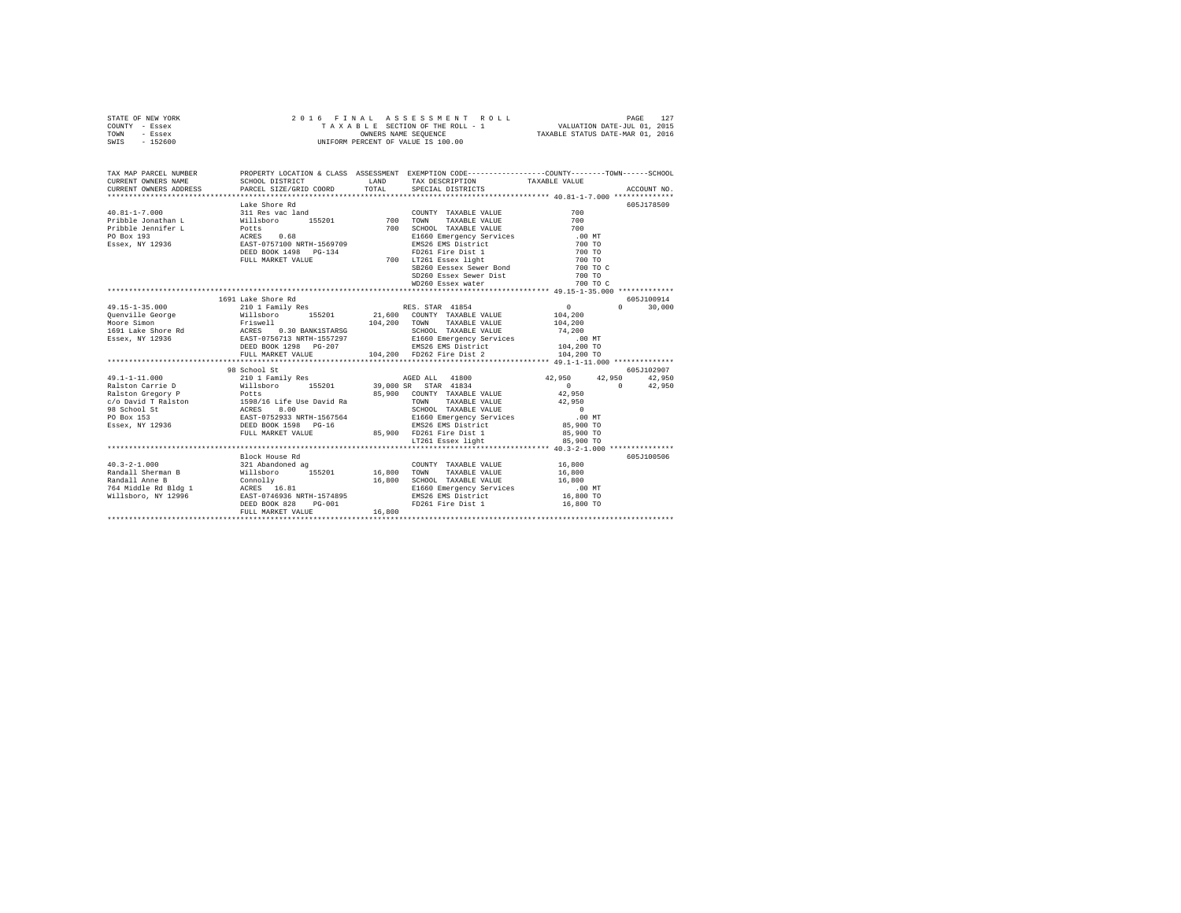STATE OF NEW YORK
COUNTY - Essex
TOWN - Essex
SWIS - 152600

2016 FINAL ASSESSMENT ROLL
TAXABLE SECTION OF THE ROLL - 1
OWNERS NAME SEQUENCE
UNIFORM PERCENT OF VALUE IS 100.00

VALUATION DATE-JUL 01, 2015
TAXABLE STATUS DATE-MAR 01, 2016

| TAX MAP PARCEL NUMBER / CURRENT OWNERS NAME / CURRENT OWNERS ADDRESS | PROPERTY LOCATION & CLASS / SCHOOL DISTRICT / PARCEL SIZE/GRID COORD | ASSESSMENT LAND / TOTAL | EXEMPTION CODE / TAX DESCRIPTION / SPECIAL DISTRICTS | COUNTY | TOWN | SCHOOL | ACCOUNT NO. |
|---|---|---|---|---|---|---|---|
| 40.81-1-7.000 | Lake Shore Rd | | | | | | 605J178509 |
| | 311 Res vac land | | COUNTY TAXABLE VALUE | 700 | | | |
| Pribble Jonathan L | Willsboro 155201 | 700 | TOWN TAXABLE VALUE | 700 | | | |
| Pribble Jennifer L | Potts | 700 | SCHOOL TAXABLE VALUE | 700 | | | |
| PO Box 193 | ACRES 0.68 | | E1660 Emergency Services | .00 MT | | | |
| Essex, NY 12936 | EAST-0757100 NRTH-1569709 | | EMS26 EMS District | 700 TO | | | |
| | DEED BOOK 1498 PG-134 | | FD261 Fire Dist 1 | 700 TO | | | |
| | FULL MARKET VALUE | 700 | LT261 Essex light | 700 TO | | | |
| | | | SB260 Eessex Sewer Bond | 700 TO C | | | |
| | | | SD260 Essex Sewer Dist | 700 TO | | | |
| | | | WD260 Essex water | 700 TO C | | | |
| 49.15-1-35.000 | 1691 Lake Shore Rd | | | | | | 605J100914 |
| | 210 1 Family Res | | RES. STAR 41854 | 0 | 0 | 30,000 | |
| Quenville George | Willsboro 155201 | 21,600 | COUNTY TAXABLE VALUE | 104,200 | | | |
| Moore Simon | Friswell | 104,200 | TOWN TAXABLE VALUE | 104,200 | | | |
| 1691 Lake Shore Rd | ACRES 0.30 BANK1STARSG | | SCHOOL TAXABLE VALUE | 74,200 | | | |
| Essex, NY 12936 | EAST-0756713 NRTH-1557297 | | E1660 Emergency Services | .00 MT | | | |
| | DEED BOOK 1298 PG-207 | | EMS26 EMS District | 104,200 TO | | | |
| | FULL MARKET VALUE | 104,200 | FD262 Fire Dist 2 | 104,200 TO | | | |
| 49.1-1-11.000 | 98 School St | | | | | | 605J102907 |
| | 210 1 Family Res | | AGED ALL 41800 | 42,950 | 42,950 | 42,950 | |
| Ralston Carrie D | Willsboro 155201 | 39,000 | SR STAR 41834 | 0 | 0 | 42,950 | |
| Ralston Gregory P | Potts | 85,900 | COUNTY TAXABLE VALUE | 42,950 | | | |
| c/o David T Ralston | 1598/16 Life Use David Ra | | TOWN TAXABLE VALUE | 42,950 | | | |
| 98 School St | ACRES 8.00 | | SCHOOL TAXABLE VALUE | 0 | | | |
| PO Box 153 | EAST-0752933 NRTH-1567564 | | E1660 Emergency Services | .00 MT | | | |
| Essex, NY 12936 | DEED BOOK 1598 PG-16 | | EMS26 EMS District | 85,900 TO | | | |
| | FULL MARKET VALUE | 85,900 | FD261 Fire Dist 1 | 85,900 TO | | | |
| | | | LT261 Essex light | 85,900 TO | | | |
| 40.3-2-1.000 | Block House Rd | | | | | | 605J100506 |
| | 321 Abandoned ag | | COUNTY TAXABLE VALUE | 16,800 | | | |
| Randall Sherman B | Willsboro 155201 | 16,800 | TOWN TAXABLE VALUE | 16,800 | | | |
| Randall Anne B | Connolly | 16,800 | SCHOOL TAXABLE VALUE | 16,800 | | | |
| 764 Middle Rd Bldg 1 | ACRES 16.81 | | E1660 Emergency Services | .00 MT | | | |
| Willsboro, NY 12996 | EAST-0746936 NRTH-1574895 | | EMS26 EMS District | 16,800 TO | | | |
| | DEED BOOK 828 PG-001 | | FD261 Fire Dist 1 | 16,800 TO | | | |
| | FULL MARKET VALUE | 16,800 | | | | | |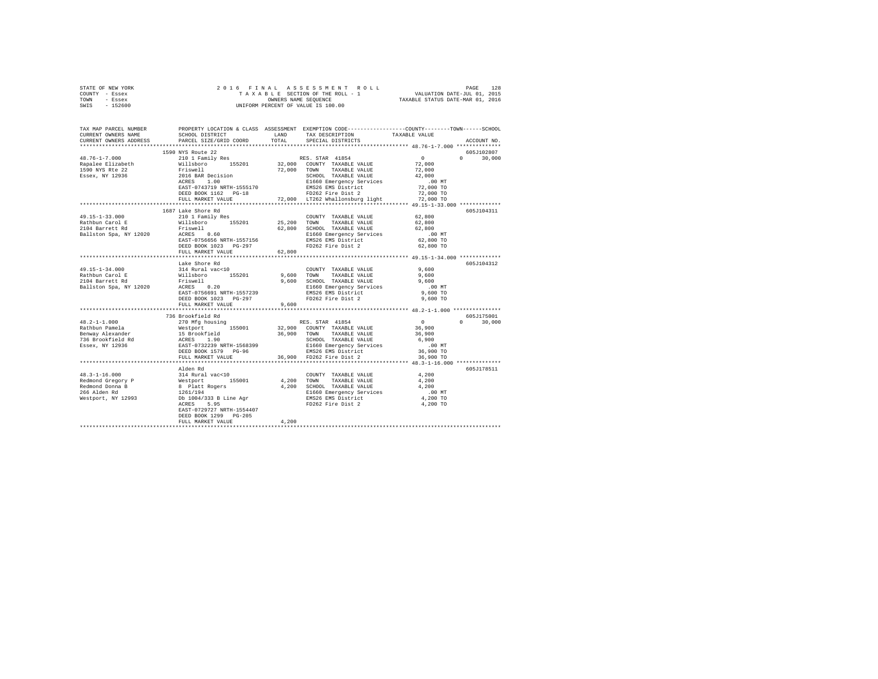STATE OF NEW YORK — COUNTY - Essex — TOWN - Essex — SWIS - 152600

2016 FINAL ASSESSMENT ROLL
TAXABLE SECTION OF THE ROLL - 1
OWNERS NAME SEQUENCE
UNIFORM PERCENT OF VALUE IS 100.00

VALUATION DATE-JUL 01, 2015
TAXABLE STATUS DATE-MAR 01, 2016

```
TAX MAP PARCEL NUMBER    PROPERTY LOCATION & CLASS  ASSESSMENT  EXEMPTION CODE-----------------COUNTY--------TOWN------SCHOOL
CURRENT OWNERS NAME      SCHOOL DISTRICT              LAND      TAX DESCRIPTION            TAXABLE VALUE
CURRENT OWNERS ADDRESS   PARCEL SIZE/GRID COORD       TOTAL     SPECIAL DISTRICTS                                   ACCOUNT NO.
*********************************************************************************************** 48.76-1-7.000 **************
                         1590 NYS Route 22                                                                          605J102807
48.76-1-7.000            210 1 Family Res                        RES. STAR 41854               0             0      30,000
Rapalee Elizabeth        Willsboro      155201       32,000   COUNTY  TAXABLE VALUE         72,000
1590 NYS Rte 22          Friswell                    72,000   TOWN    TAXABLE VALUE         72,000
Essex, NY 12936          2016 BAR Decision                    SCHOOL  TAXABLE VALUE         42,000
                         ACRES    1.00                        E1660 Emergency Services         .00 MT
                         EAST-0743719 NRTH-1555170            EMS26 EMS District            72,000 TO
                         DEED BOOK 1162   PG-18               FD262 Fire Dist 2             72,000 TO
                         FULL MARKET VALUE           72,000   LT262 Whallonsburg light      72,000 TO
*********************************************************************************************** 49.15-1-33.000 *************
                         1687 Lake Shore Rd                                                                         605J104311
49.15-1-33.000           210 1 Family Res                     COUNTY  TAXABLE VALUE         62,800
Rathbun Carol E          Willsboro      155201       25,200   TOWN    TAXABLE VALUE         62,800
2104 Barrett Rd          Friswell                    62,800   SCHOOL  TAXABLE VALUE         62,800
Ballston Spa, NY 12020   ACRES    0.60                        E1660 Emergency Services         .00 MT
                         EAST-0756656 NRTH-1557156            EMS26 EMS District            62,800 TO
                         DEED BOOK 1023   PG-297              FD262 Fire Dist 2             62,800 TO
                         FULL MARKET VALUE           62,800
*********************************************************************************************** 49.15-1-34.000 *************
                         Lake Shore Rd                                                                              605J104312
49.15-1-34.000           314 Rural vac<10                     COUNTY  TAXABLE VALUE          9,600
Rathbun Carol E          Willsboro      155201        9,600   TOWN    TAXABLE VALUE          9,600
2104 Barrett Rd          Friswell                     9,600   SCHOOL  TAXABLE VALUE          9,600
Ballston Spa, NY 12020   ACRES    0.20                        E1660 Emergency Services         .00 MT
                         EAST-0756691 NRTH-1557239            EMS26 EMS District             9,600 TO
                         DEED BOOK 1023   PG-297              FD262 Fire Dist 2              9,600 TO
                         FULL MARKET VALUE            9,600
*********************************************************************************************** 48.2-1-1.000 ***************
                         736 Brookfield Rd                                                                          605J175001
48.2-1-1.000             270 Mfg housing                         RES. STAR 41854               0             0      30,000
Rathbun Pamela           Westport       155001       32,900   COUNTY  TAXABLE VALUE         36,900
Benway Alexander         15 Brookfield               36,900   TOWN    TAXABLE VALUE         36,900
736 Brookfield Rd        ACRES    1.90                        SCHOOL  TAXABLE VALUE          6,900
Essex, NY 12936          EAST-0732239 NRTH-1568399            E1660 Emergency Services         .00 MT
                         DEED BOOK 1579   PG-96               EMS26 EMS District            36,900 TO
                         FULL MARKET VALUE           36,900   FD262 Fire Dist 2             36,900 TO
*********************************************************************************************** 48.3-1-16.000 **************
                         Alden Rd                                                                                   605J178511
48.3-1-16.000            314 Rural vac<10                     COUNTY  TAXABLE VALUE          4,200
Redmond Gregory P        Westport       155001        4,200   TOWN    TAXABLE VALUE          4,200
Redmond Donna B          8 Platt Rogers               4,200   SCHOOL  TAXABLE VALUE          4,200
266 Alden Rd             1261/194                             E1660 Emergency Services         .00 MT
Westport, NY 12993       Db 1004/333 B Line Agr               EMS26 EMS District             4,200 TO
                         ACRES    5.95                        FD262 Fire Dist 2              4,200 TO
                         EAST-0729727 NRTH-1554407
                         DEED BOOK 1299   PG-205
                         FULL MARKET VALUE            4,200
****************************************************************************************************************************
```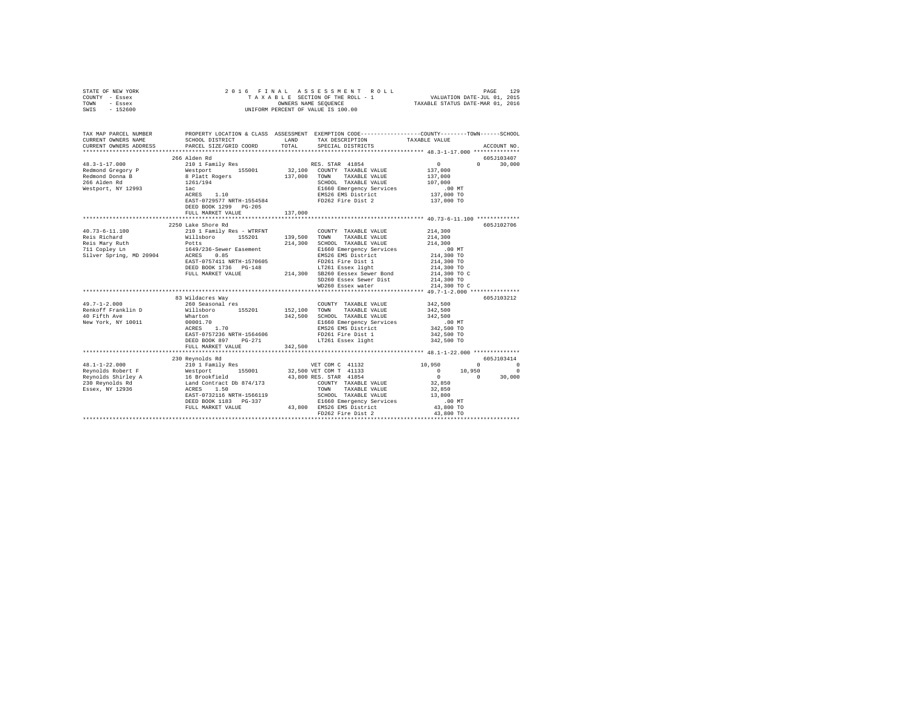STATE OF NEW YORK
COUNTY - Essex
TOWN - Essex
SWIS - 152600

2 0 1 6 F I N A L A S S E S S M E N T R O L L
T A X A B L E SECTION OF THE ROLL - 1
OWNERS NAME SEQUENCE
UNIFORM PERCENT OF VALUE IS 100.00

VALUATION DATE-JUL 01, 2015
TAXABLE STATUS DATE-MAR 01, 2016

```
TAX MAP PARCEL NUMBER      PROPERTY LOCATION & CLASS  ASSESSMENT  EXEMPTION CODE-----------------COUNTY--------TOWN------SCHOOL
CURRENT OWNERS NAME        SCHOOL DISTRICT              LAND      TAX DESCRIPTION            TAXABLE VALUE
CURRENT OWNERS ADDRESS     PARCEL SIZE/GRID COORD       TOTAL     SPECIAL DISTRICTS                                    ACCOUNT NO.
*************************************************************************************************** 48.3-1-17.000 **************
                           266 Alden Rd                                                                              605J103407
48.3-1-17.000              210 1 Family Res                     RES. STAR  41854                  0           0     30,000
Redmond Gregory P          Westport        155001      32,100   COUNTY  TAXABLE VALUE          137,000
Redmond Donna B            8 Platt Rogers             137,000   TOWN    TAXABLE VALUE          137,000
266 Alden Rd               1261/194                             SCHOOL  TAXABLE VALUE          107,000
Westport, NY 12993         1ac                                  E1660 Emergency Services          .00 MT
                           ACRES    1.10                        EMS26 EMS District              137,000 TO
                           EAST-0729577 NRTH-1554584            FD262 Fire Dist 2               137,000 TO
                           DEED BOOK 1299   PG-205
                           FULL MARKET VALUE          137,000
*************************************************************************************************** 40.73-6-11.100 *************
                           2250 Lake Shore Rd                                                                        605J102706
40.73-6-11.100             210 1 Family Res - WTRFNT            COUNTY  TAXABLE VALUE          214,300
Reis Richard               Willsboro       155201     139,500   TOWN    TAXABLE VALUE          214,300
Reis Mary Ruth             Potts                      214,300   SCHOOL  TAXABLE VALUE          214,300
711 Copley Ln              1649/236-Sewer Easement              E1660 Emergency Services          .00 MT
Silver Spring, MD 20904    ACRES    0.85                        EMS26 EMS District              214,300 TO
                           EAST-0757411 NRTH-1570605            FD261 Fire Dist 1               214,300 TO
                           DEED BOOK 1736   PG-148              LT261 Essex light               214,300 TO
                           FULL MARKET VALUE          214,300   SB260 Eessex Sewer Bond         214,300 TO C
                                                                SD260 Essex Sewer Dist          214,300 TO
                                                                WD260 Essex water               214,300 TO C
*************************************************************************************************** 49.7-1-2.000 ***************
                           83 Wildacres Way                                                                          605J103212
49.7-1-2.000               260 Seasonal res                     COUNTY  TAXABLE VALUE          342,500
Renkoff Franklin D         Willsboro       155201     152,100   TOWN    TAXABLE VALUE          342,500
40 Fifth Ave               Wharton                    342,500   SCHOOL  TAXABLE VALUE          342,500
New York, NY 10011         00001.70                             E1660 Emergency Services          .00 MT
                           ACRES    1.70                        EMS26 EMS District              342,500 TO
                           EAST-0757236 NRTH-1564606            FD261 Fire Dist 1               342,500 TO
                           DEED BOOK 897    PG-271              LT261 Essex light               342,500 TO
                           FULL MARKET VALUE          342,500
*************************************************************************************************** 48.1-1-22.000 **************
                           230 Reynolds Rd                                                                           605J103414
48.1-1-22.000              210 1 Family Res                     VET COM C  41132             10,950           0          0
Reynolds Robert F          Westport        155001      32,500   VET COM T  41133                  0      10,950          0
Reynolds Shirley A         16 Brookfield               43,800   RES. STAR  41854                  0           0     30,000
230 Reynolds Rd            Land Contract Db 874/173             COUNTY  TAXABLE VALUE           32,850
Essex, NY 12936            ACRES    1.50                        TOWN    TAXABLE VALUE           32,850
                           EAST-0732116 NRTH-1566119            SCHOOL  TAXABLE VALUE           13,800
                           DEED BOOK 1183   PG-337              E1660 Emergency Services          .00 MT
                           FULL MARKET VALUE           43,800   EMS26 EMS District               43,800 TO
                                                                FD262 Fire Dist 2                43,800 TO
********************************************************************************************************************************
```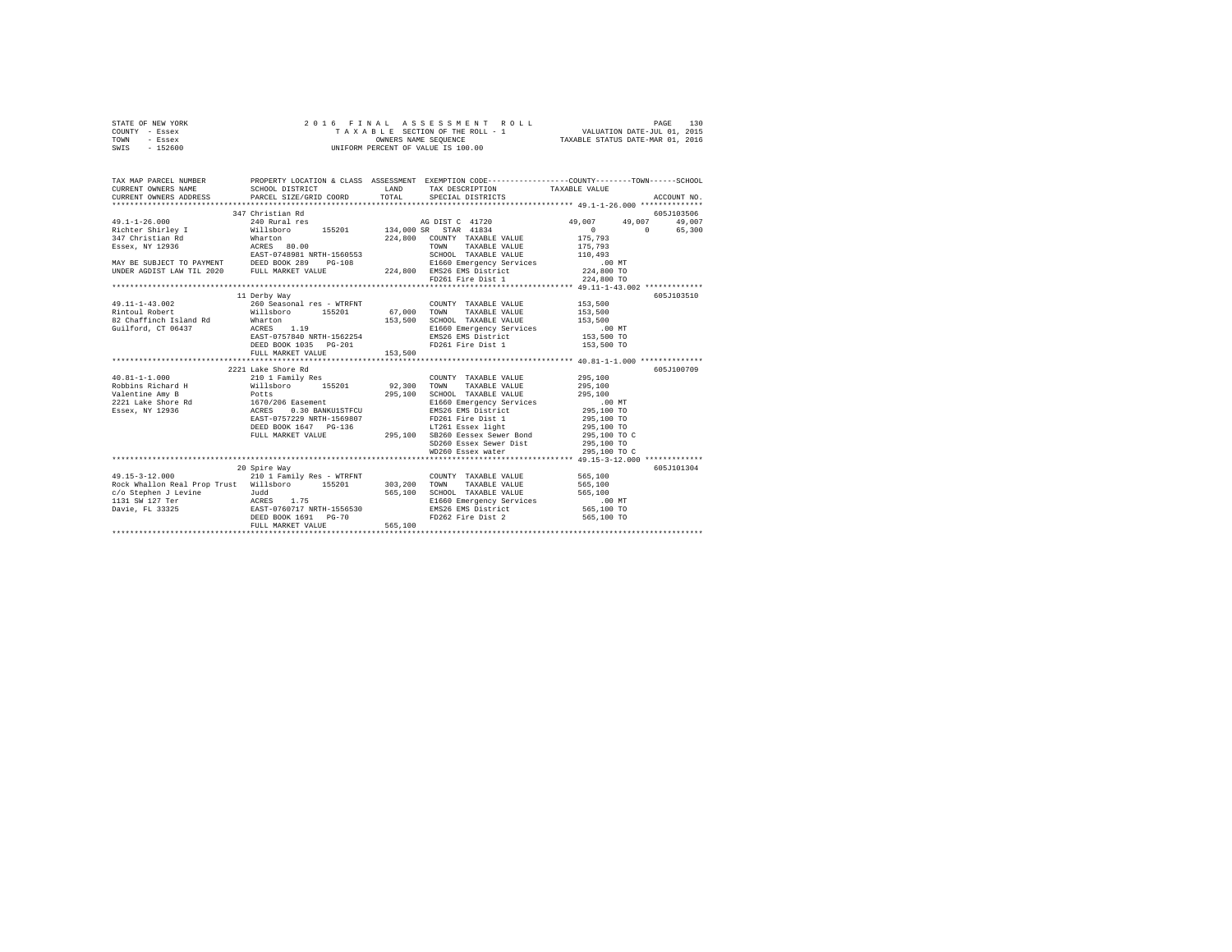STATE OF NEW YORK
COUNTY - Essex
TOWN - Essex
SWIS - 152600

2 0 1 6 F I N A L A S S E S S M E N T R O L L
T A X A B L E SECTION OF THE ROLL - 1
OWNERS NAME SEQUENCE
UNIFORM PERCENT OF VALUE IS 100.00

VALUATION DATE-JUL 01, 2015
TAXABLE STATUS DATE-MAR 01, 2016

```
TAX MAP PARCEL NUMBER          PROPERTY LOCATION & CLASS  ASSESSMENT  EXEMPTION CODE-----------------COUNTY--------TOWN------SCHOOL
CURRENT OWNERS NAME            SCHOOL DISTRICT              LAND      TAX DESCRIPTION              TAXABLE VALUE
CURRENT OWNERS ADDRESS         PARCEL SIZE/GRID COORD       TOTAL     SPECIAL DISTRICTS                                    ACCOUNT NO.
******************************************************************************************************* 49.1-1-26.000 **************
                               347 Christian Rd                                                                        605J103506
49.1-1-26.000                  240 Rural res                          AG DIST C 41720               49,007      49,007      49,007
Richter Shirley I              Willsboro       155201     134,000 SR  STAR 41834                         0           0      65,300
347 Christian Rd               Wharton                    224,800     COUNTY  TAXABLE VALUE          175,793
Essex, NY 12936                ACRES   80.00                          TOWN    TAXABLE VALUE          175,793
                               EAST-0748981 NRTH-1560553              SCHOOL  TAXABLE VALUE          110,493
MAY BE SUBJECT TO PAYMENT      DEED BOOK 289    PG-108                E1660 Emergency Services           .00 MT
UNDER AGDIST LAW TIL 2020      FULL MARKET VALUE          224,800     EMS26 EMS District             224,800 TO
                                                                      FD261 Fire Dist 1              224,800 TO
******************************************************************************************************* 49.11-1-43.002 *************
                               11 Derby Way                                                                            605J103510
49.11-1-43.002                 260 Seasonal res - WTRFNT              COUNTY  TAXABLE VALUE          153,500
Rintoul Robert                 Willsboro       155201      67,000     TOWN    TAXABLE VALUE          153,500
82 Chaffinch Island Rd         Wharton                    153,500     SCHOOL  TAXABLE VALUE          153,500
Guilford, CT 06437             ACRES    1.19                          E1660 Emergency Services           .00 MT
                               EAST-0757840 NRTH-1562254              EMS26 EMS District             153,500 TO
                               DEED BOOK 1035   PG-201                FD261 Fire Dist 1              153,500 TO
                               FULL MARKET VALUE          153,500
******************************************************************************************************* 40.81-1-1.000 **************
                               2221 Lake Shore Rd                                                                      605J100709
40.81-1-1.000                  210 1 Family Res                       COUNTY  TAXABLE VALUE          295,100
Robbins Richard H              Willsboro       155201      92,300     TOWN    TAXABLE VALUE          295,100
Valentine Amy B                Potts                      295,100     SCHOOL  TAXABLE VALUE          295,100
2221 Lake Shore Rd             1670/206 Easement                      E1660 Emergency Services           .00 MT
Essex, NY 12936                ACRES    0.30 BANKU1STFCU              EMS26 EMS District             295,100 TO
                               EAST-0757229 NRTH-1569807              FD261 Fire Dist 1              295,100 TO
                               DEED BOOK 1647   PG-136                LT261 Essex light              295,100 TO
                               FULL MARKET VALUE          295,100     SB260 Eessex Sewer Bond        295,100 TO C
                                                                      SD260 Essex Sewer Dist         295,100 TO
                                                                      WD260 Essex water              295,100 TO C
******************************************************************************************************* 49.15-3-12.000 *************
                               20 Spire Way                                                                            605J101304
49.15-3-12.000                 210 1 Family Res - WTRFNT              COUNTY  TAXABLE VALUE          565,100
Rock Whallon Real Prop Trust   Willsboro       155201     303,200     TOWN    TAXABLE VALUE          565,100
c/o Stephen J Levine           Judd                       565,100     SCHOOL  TAXABLE VALUE          565,100
1131 SW 127 Ter                ACRES    1.75                          E1660 Emergency Services           .00 MT
Davie, FL 33325                EAST-0760717 NRTH-1556530              EMS26 EMS District             565,100 TO
                               DEED BOOK 1691   PG-70                 FD262 Fire Dist 2              565,100 TO
                               FULL MARKET VALUE          565,100
************************************************************************************************************************************
```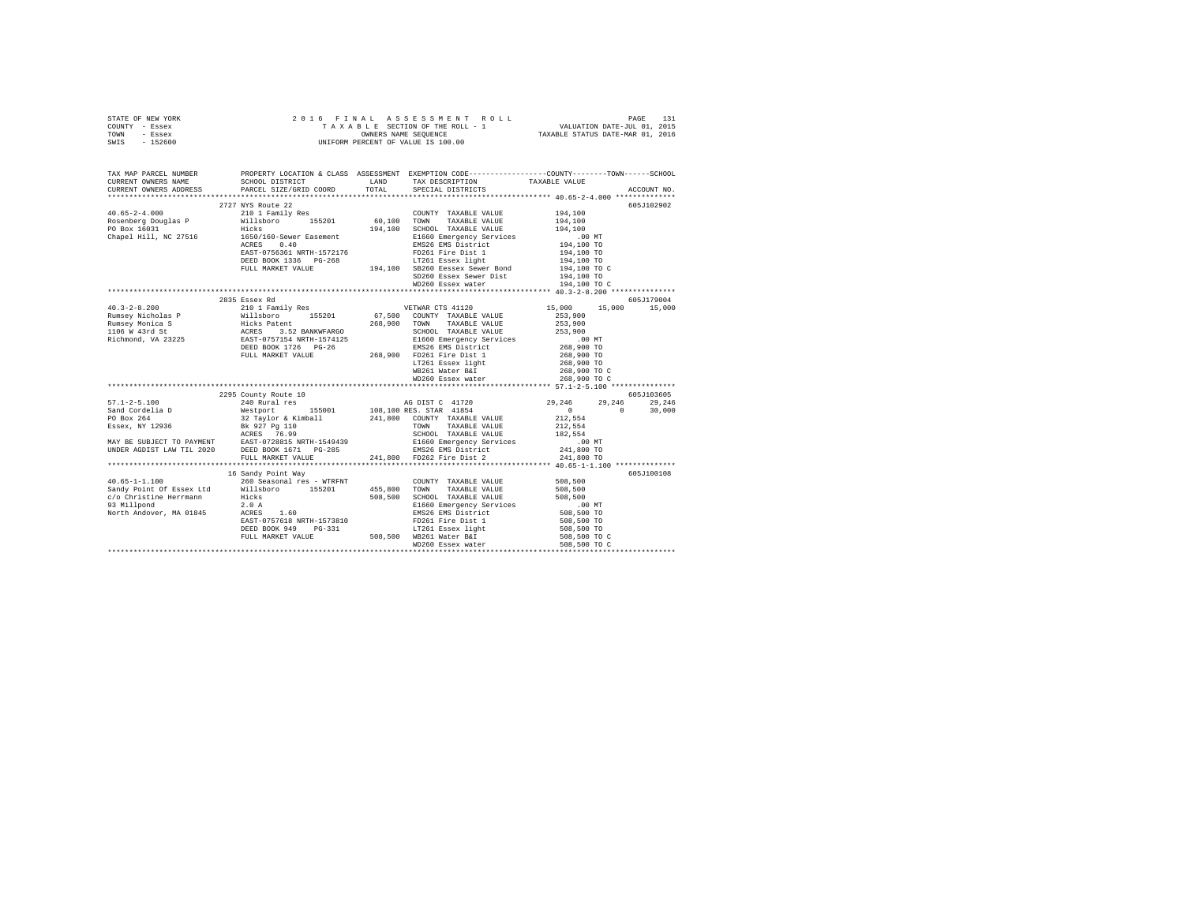STATE OF NEW YORK 2 0 1 6 F I N A L A S S E S S M E N T R O L L PAGE 131
COUNTY - Essex T A X A B L E SECTION OF THE ROLL - 1 VALUATION DATE-JUL 01, 2015
TOWN - Essex OWNERS NAME SEQUENCE TAXABLE STATUS DATE-MAR 01, 2016
SWIS - 152600 UNIFORM PERCENT OF VALUE IS 100.00

```
TAX MAP PARCEL NUMBER          PROPERTY LOCATION & CLASS  ASSESSMENT  EXEMPTION CODE-----------------COUNTY--------TOWN------SCHOOL
CURRENT OWNERS NAME            SCHOOL DISTRICT             LAND       TAX DESCRIPTION            TAXABLE VALUE
CURRENT OWNERS ADDRESS         PARCEL SIZE/GRID COORD      TOTAL      SPECIAL DISTRICTS                                    ACCOUNT NO.
******************************************************************************************************* 40.65-2-4.000 **************
                               2727 NYS Route 22                                                                          605J102902
40.65-2-4.000                  210 1 Family Res                       COUNTY  TAXABLE VALUE          194,100
Rosenberg Douglas P            Willsboro      155201       60,100     TOWN    TAXABLE VALUE          194,100
PO Box 16031                   Hicks                       194,100    SCHOOL  TAXABLE VALUE          194,100
Chapel Hill, NC 27516          1650/160-Sewer Easement                E1660 Emergency Services         .00 MT
                               ACRES    0.40                          EMS26 EMS District             194,100 TO
                               EAST-0756361 NRTH-1572176              FD261 Fire Dist 1              194,100 TO
                               DEED BOOK 1336   PG-268                LT261 Essex light              194,100 TO
                               FULL MARKET VALUE           194,100    SB260 Eessex Sewer Bond        194,100 TO C
                                                                      SD260 Essex Sewer Dist         194,100 TO
                                                                      WD260 Essex water              194,100 TO C
******************************************************************************************************* 40.3-2-8.200 ***************
                               2835 Essex Rd                                                                              605J179004
40.3-2-8.200                   210 1 Family Res                       VETWAR CTS 41120          15,000      15,000      15,000
Rumsey Nicholas P              Willsboro      155201       67,500     COUNTY  TAXABLE VALUE          253,900
Rumsey Monica S                Hicks Patent                268,900    TOWN    TAXABLE VALUE          253,900
1106 W 43rd St                 ACRES    3.52 BANKWFARGO               SCHOOL  TAXABLE VALUE          253,900
Richmond, VA 23225             EAST-0757154 NRTH-1574125              E1660 Emergency Services         .00 MT
                               DEED BOOK 1726   PG-26                 EMS26 EMS District             268,900 TO
                               FULL MARKET VALUE           268,900    FD261 Fire Dist 1              268,900 TO
                                                                      LT261 Essex light              268,900 TO
                                                                      WB261 Water B&I                268,900 TO C
                                                                      WD260 Essex water              268,900 TO C
******************************************************************************************************* 57.1-2-5.100 ***************
                               2295 County Route 10                                                                       605J103605
57.1-2-5.100                   240 Rural res                          AG DIST C  41720          29,246      29,246      29,246
Sand Cordelia D                Westport       155001       108,100 RES. STAR  41854                  0           0      30,000
PO Box 264                     32 Taylor & Kimball         241,800    COUNTY  TAXABLE VALUE          212,554
Essex, NY 12936                Bk 927 Pg 110                          TOWN    TAXABLE VALUE          212,554
                               ACRES   76.99                          SCHOOL  TAXABLE VALUE          182,554
MAY BE SUBJECT TO PAYMENT      EAST-0728815 NRTH-1549439              E1660 Emergency Services         .00 MT
UNDER AGDIST LAW TIL 2020      DEED BOOK 1671   PG-285                EMS26 EMS District             241,800 TO
                               FULL MARKET VALUE           241,800    FD262 Fire Dist 2              241,800 TO
******************************************************************************************************* 40.65-1-1.100 **************
                               16 Sandy Point Way                                                                         605J100108
40.65-1-1.100                  260 Seasonal res - WTRFNT              COUNTY  TAXABLE VALUE          508,500
Sandy Point Of Essex Ltd       Willsboro      155201       455,800    TOWN    TAXABLE VALUE          508,500
c/o Christine Herrmann         Hicks                       508,500    SCHOOL  TAXABLE VALUE          508,500
93 Millpond                    2.0 A                                  E1660 Emergency Services         .00 MT
North Andover, MA 01845        ACRES    1.60                          EMS26 EMS District             508,500 TO
                               EAST-0757618 NRTH-1573810              FD261 Fire Dist 1              508,500 TO
                               DEED BOOK 949    PG-331                LT261 Essex light              508,500 TO
                               FULL MARKET VALUE           508,500    WB261 Water B&I                508,500 TO C
                                                                      WD260 Essex water              508,500 TO C
************************************************************************************************************************************
```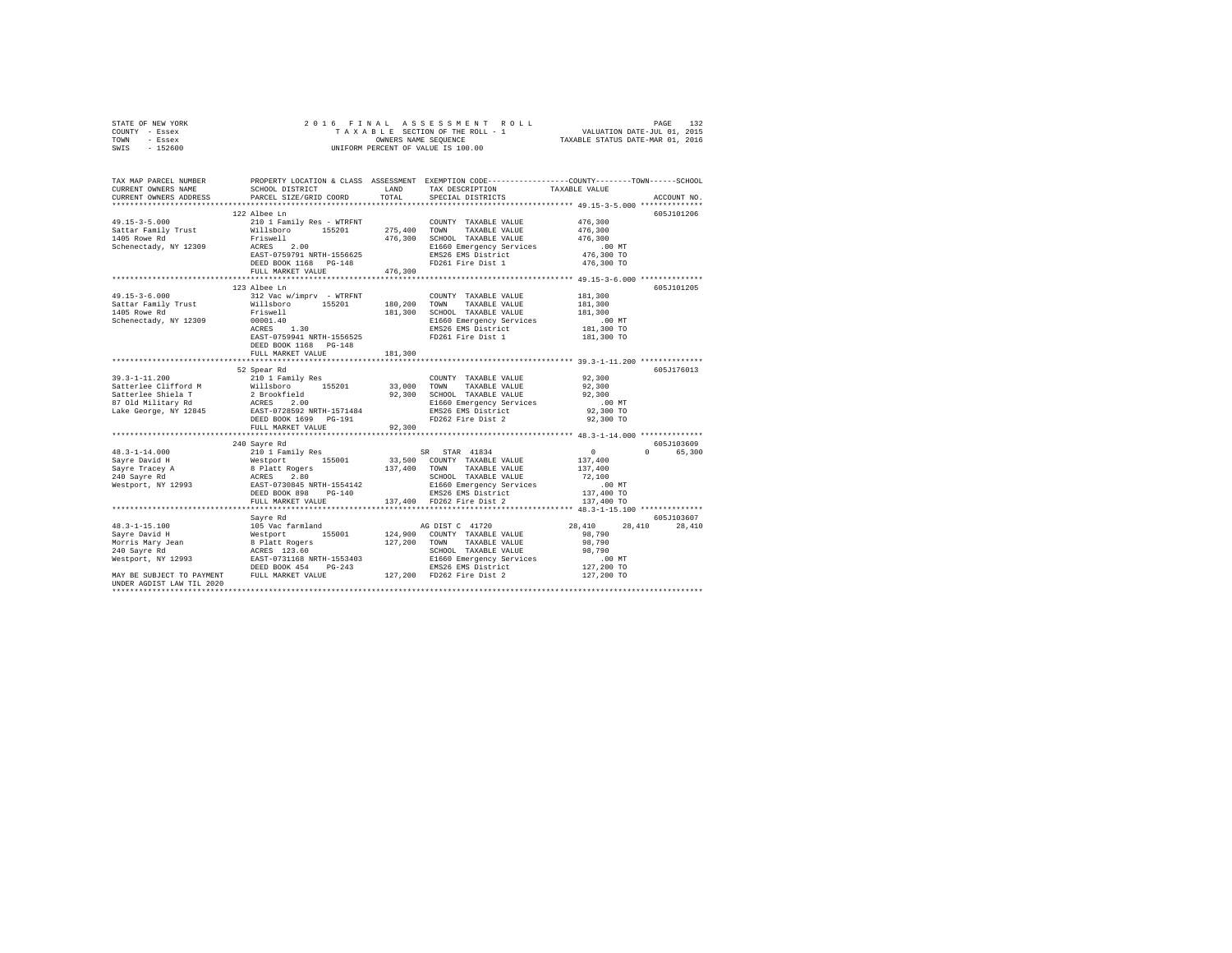STATE OF NEW YORK
COUNTY - Essex
TOWN - Essex
SWIS - 152600

2 0 1 6 F I N A L A S S E S S M E N T R O L L
T A X A B L E SECTION OF THE ROLL - 1
OWNERS NAME SEQUENCE
UNIFORM PERCENT OF VALUE IS 100.00

VALUATION DATE-JUL 01, 2015
TAXABLE STATUS DATE-MAR 01, 2016

```
TAX MAP PARCEL NUMBER          PROPERTY LOCATION & CLASS  ASSESSMENT  EXEMPTION CODE-----------------COUNTY--------TOWN------SCHOOL
CURRENT OWNERS NAME            SCHOOL DISTRICT             LAND       TAX DESCRIPTION            TAXABLE VALUE
CURRENT OWNERS ADDRESS         PARCEL SIZE/GRID COORD      TOTAL      SPECIAL DISTRICTS                                    ACCOUNT NO.
******************************************************************************************************* 49.15-3-5.000 **************
                               122 Albee Ln                                                                                605J101206
49.15-3-5.000                  210 1 Family Res - WTRFNT              COUNTY  TAXABLE VALUE            476,300
Sattar Family Trust            Willsboro      155201       275,400    TOWN    TAXABLE VALUE            476,300
1405 Rowe Rd                   Friswell                    476,300    SCHOOL  TAXABLE VALUE            476,300
Schenectady, NY 12309          ACRES    2.00                          E1660 Emergency Services             .00 MT
                               EAST-0759791 NRTH-1556625              EMS26 EMS District               476,300 TO
                               DEED BOOK 1168   PG-148                FD261 Fire Dist 1                476,300 TO
                               FULL MARKET VALUE           476,300
******************************************************************************************************* 49.15-3-6.000 **************
                               123 Albee Ln                                                                                605J101205
49.15-3-6.000                  312 Vac w/imprv  - WTRFNT              COUNTY  TAXABLE VALUE            181,300
Sattar Family Trust            Willsboro      155201       180,200    TOWN    TAXABLE VALUE            181,300
1405 Rowe Rd                   Friswell                    181,300    SCHOOL  TAXABLE VALUE            181,300
Schenectady, NY 12309          00001.40                               E1660 Emergency Services             .00 MT
                               ACRES    1.30                          EMS26 EMS District               181,300 TO
                               EAST-0759941 NRTH-1556525              FD261 Fire Dist 1                181,300 TO
                               DEED BOOK 1168   PG-148
                               FULL MARKET VALUE           181,300
******************************************************************************************************* 39.3-1-11.200 **************
                               52 Spear Rd                                                                                 605J176013
39.3-1-11.200                  210 1 Family Res                       COUNTY  TAXABLE VALUE             92,300
Satterlee Clifford M           Willsboro      155201        33,000    TOWN    TAXABLE VALUE             92,300
Satterlee Shiela T             2 Brookfield                 92,300    SCHOOL  TAXABLE VALUE             92,300
87 Old Military Rd             ACRES    2.00                          E1660 Emergency Services             .00 MT
Lake George, NY 12845          EAST-0728592 NRTH-1571484              EMS26 EMS District                92,300 TO
                               DEED BOOK 1699   PG-191                FD262 Fire Dist 2                 92,300 TO
                               FULL MARKET VALUE            92,300
******************************************************************************************************* 48.3-1-14.000 **************
                               240 Sayre Rd                                                                                605J103609
48.3-1-14.000                  210 1 Family Res                       SR  STAR  41834                       0          0      65,300
Sayre David H                  Westport       155001        33,500    COUNTY  TAXABLE VALUE            137,400
Sayre Tracey A                 8 Platt Rogers              137,400    TOWN    TAXABLE VALUE            137,400
240 Sayre Rd                   ACRES    2.80                          SCHOOL  TAXABLE VALUE             72,100
Westport, NY 12993             EAST-0730845 NRTH-1554142              E1660 Emergency Services             .00 MT
                               DEED BOOK 898    PG-140                EMS26 EMS District               137,400 TO
                               FULL MARKET VALUE           137,400    FD262 Fire Dist 2                137,400 TO
******************************************************************************************************* 48.3-1-15.100 **************
                               Sayre Rd                                                                                    605J103607
48.3-1-15.100                  105 Vac farmland                       AG DIST C  41720                 28,410     28,410      28,410
Sayre David H                  Westport       155001       124,900    COUNTY  TAXABLE VALUE             98,790
Morris Mary Jean               8 Platt Rogers              127,200    TOWN    TAXABLE VALUE             98,790
240 Sayre Rd                   ACRES  123.60                          SCHOOL  TAXABLE VALUE             98,790
Westport, NY 12993             EAST-0731168 NRTH-1553403              E1660 Emergency Services             .00 MT
                               DEED BOOK 454    PG-243                EMS26 EMS District               127,200 TO
MAY BE SUBJECT TO PAYMENT      FULL MARKET VALUE           127,200    FD262 Fire Dist 2                127,200 TO
UNDER AGDIST LAW TIL 2020
************************************************************************************************************************************
```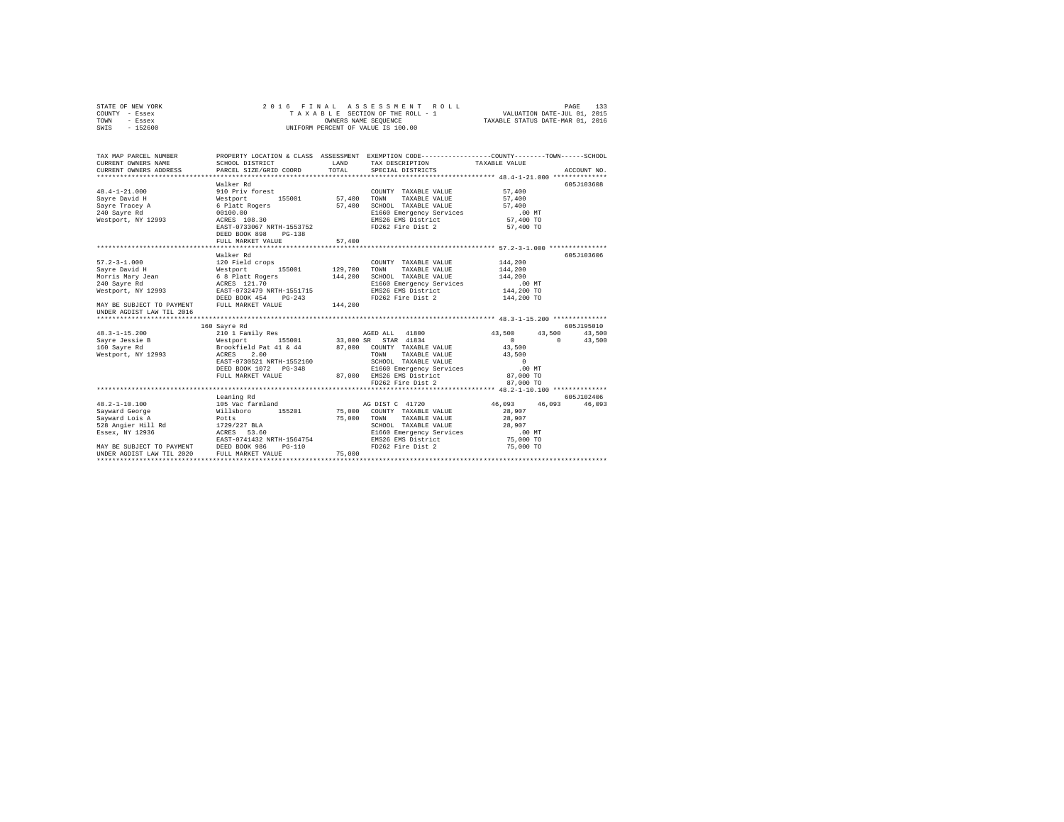STATE OF NEW YORK — COUNTY - Essex — TOWN - Essex — SWIS - 152600

# 2016 FINAL ASSESSMENT ROLL

TAXABLE SECTION OF THE ROLL - 1
OWNERS NAME SEQUENCE
UNIFORM PERCENT OF VALUE IS 100.00

VALUATION DATE-JUL 01, 2015
TAXABLE STATUS DATE-MAR 01, 2016

```
TAX MAP PARCEL NUMBER         PROPERTY LOCATION & CLASS  ASSESSMENT  EXEMPTION CODE-----------------COUNTY--------TOWN------SCHOOL
CURRENT OWNERS NAME           SCHOOL DISTRICT            LAND        TAX DESCRIPTION             TAXABLE VALUE
CURRENT OWNERS ADDRESS        PARCEL SIZE/GRID COORD     TOTAL       SPECIAL DISTRICTS                                    ACCOUNT NO.
********************************************************************************************** 48.4-1-21.000 **************
                              Walker Rd                                                                             605J103608
48.4-1-21.000                 910 Priv forest                        COUNTY  TAXABLE VALUE          57,400
Sayre David H                 Westport       155001      57,400      TOWN    TAXABLE VALUE          57,400
Sayre Tracey A                6 Platt Rogers             57,400      SCHOOL  TAXABLE VALUE          57,400
240 Sayre Rd                  00100.00                               E1660 Emergency Services          .00 MT
Westport, NY 12993            ACRES  108.30                          EMS26 EMS District             57,400 TO
                              EAST-0733067 NRTH-1553752              FD262 Fire Dist 2              57,400 TO
                              DEED BOOK 898    PG-138
                              FULL MARKET VALUE          57,400
********************************************************************************************** 57.2-3-1.000 ***************
                              Walker Rd                                                                             605J103606
57.2-3-1.000                  120 Field crops                        COUNTY  TAXABLE VALUE         144,200
Sayre David H                 Westport       155001      129,700     TOWN    TAXABLE VALUE         144,200
Morris Mary Jean              6 8 Platt Rogers           144,200     SCHOOL  TAXABLE VALUE         144,200
240 Sayre Rd                  ACRES  121.70                          E1660 Emergency Services          .00 MT
Westport, NY 12993            EAST-0732479 NRTH-1551715              EMS26 EMS District            144,200 TO
                              DEED BOOK 454    PG-243                FD262 Fire Dist 2             144,200 TO
MAY BE SUBJECT TO PAYMENT     FULL MARKET VALUE          144,200
UNDER AGDIST LAW TIL 2016
********************************************************************************************** 48.3-1-15.200 **************
                         160 Sayre Rd                                                                               605J195010
48.3-1-15.200                 210 1 Family Res                       AGED ALL   41800             43,500      43,500      43,500
Sayre Jessie B                Westport       155001      33,000 SR   STAR  41834                       0           0      43,500
160 Sayre Rd                  Brookfield Pat 41 & 44     87,000      COUNTY  TAXABLE VALUE          43,500
Westport, NY 12993            ACRES    2.00                          TOWN    TAXABLE VALUE          43,500
                              EAST-0730521 NRTH-1552160              SCHOOL  TAXABLE VALUE               0
                              DEED BOOK 1072   PG-348                E1660 Emergency Services          .00 MT
                              FULL MARKET VALUE          87,000      EMS26 EMS District             87,000 TO
                                                                     FD262 Fire Dist 2              87,000 TO
********************************************************************************************** 48.2-1-10.100 **************
                              Leaning Rd                                                                            605J102406
48.2-1-10.100                 105 Vac farmland                       AG DIST C  41720             46,093      46,093      46,093
Sayward George                Willsboro      155201      75,000      COUNTY  TAXABLE VALUE          28,907
Sayward Lois A                Potts                      75,000      TOWN    TAXABLE VALUE          28,907
528 Angier Hill Rd            1729/227 BLA                           SCHOOL  TAXABLE VALUE          28,907
Essex, NY 12936               ACRES   53.60                          E1660 Emergency Services          .00 MT
                              EAST-0741432 NRTH-1564754              EMS26 EMS District             75,000 TO
MAY BE SUBJECT TO PAYMENT     DEED BOOK 986    PG-110                FD262 Fire Dist 2              75,000 TO
UNDER AGDIST LAW TIL 2020     FULL MARKET VALUE          75,000
****************************************************************************************************************************
```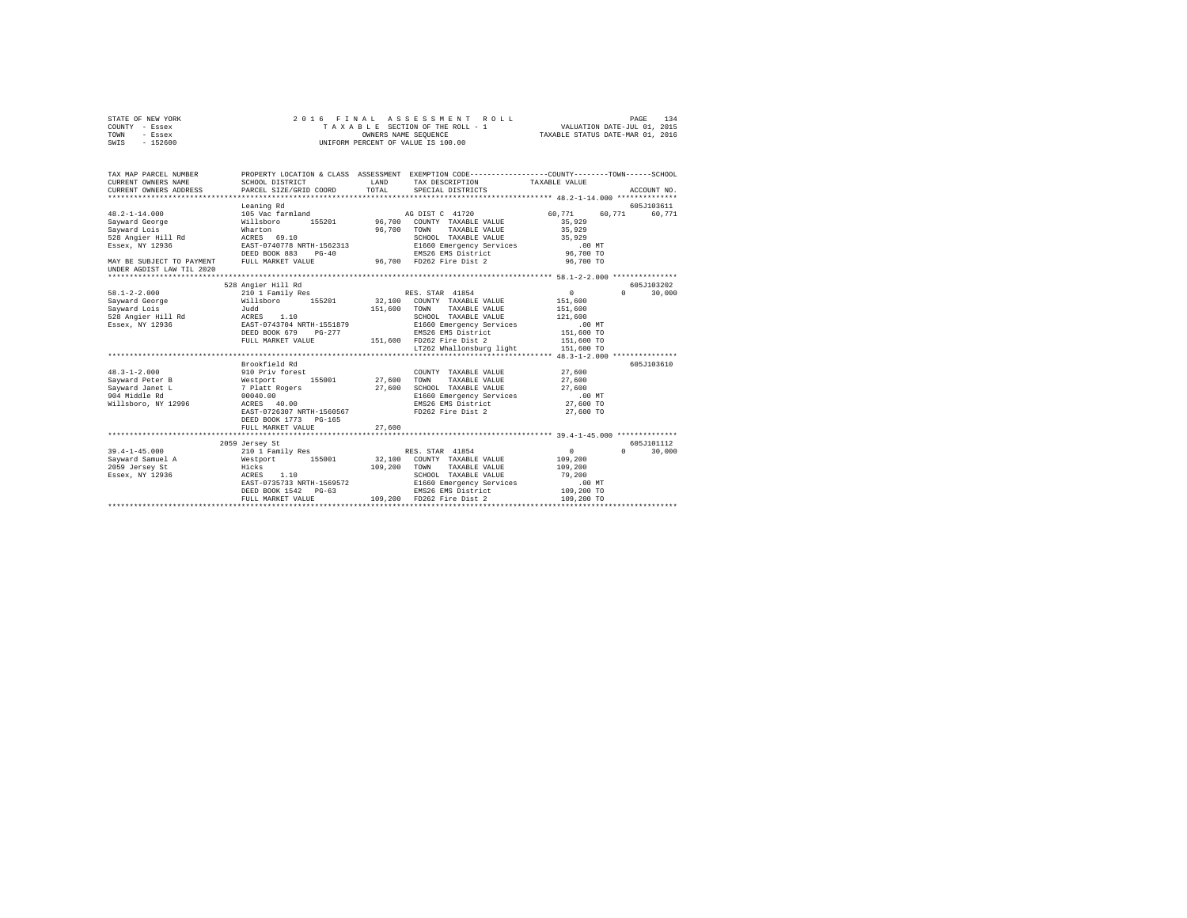STATE OF NEW YORK
COUNTY - Essex
TOWN - Essex
SWIS - 152600

2016 FINAL ASSESSMENT ROLL
TAXABLE SECTION OF THE ROLL - 1
OWNERS NAME SEQUENCE
UNIFORM PERCENT OF VALUE IS 100.00

VALUATION DATE-JUL 01, 2015
TAXABLE STATUS DATE-MAR 01, 2016

```
TAX MAP PARCEL NUMBER          PROPERTY LOCATION & CLASS  ASSESSMENT  EXEMPTION CODE-----------------COUNTY--------TOWN------SCHOOL
CURRENT OWNERS NAME            SCHOOL DISTRICT             LAND       TAX DESCRIPTION          TAXABLE VALUE
CURRENT OWNERS ADDRESS         PARCEL SIZE/GRID COORD      TOTAL      SPECIAL DISTRICTS                                    ACCOUNT NO.
******************************************************************************************************* 48.2-1-14.000 **************
                               Leaning Rd                                                                                  605J103611
48.2-1-14.000                  105 Vac farmland                       AG DIST C  41720             60,771     60,771     60,771
Sayward George                 Willsboro      155201        96,700    COUNTY  TAXABLE VALUE         35,929
Sayward Lois                   Wharton                      96,700    TOWN    TAXABLE VALUE         35,929
528 Angier Hill Rd             ACRES   69.10                          SCHOOL  TAXABLE VALUE         35,929
Essex, NY 12936                EAST-0740778 NRTH-1562313              E1660 Emergency Services          .00 MT
                               DEED BOOK 883    PG-40                 EMS26 EMS District            96,700 TO
MAY BE SUBJECT TO PAYMENT      FULL MARKET VALUE            96,700    FD262 Fire Dist 2             96,700 TO
UNDER AGDIST LAW TIL 2020
******************************************************************************************************* 58.1-2-2.000 ***************
                               528 Angier Hill Rd                                                                          605J103202
58.1-2-2.000                   210 1 Family Res                       RES. STAR  41854                   0          0     30,000
Sayward George                 Willsboro      155201        32,100    COUNTY  TAXABLE VALUE        151,600
Sayward Lois                   Judd                        151,600    TOWN    TAXABLE VALUE        151,600
528 Angier Hill Rd             ACRES    1.10                          SCHOOL  TAXABLE VALUE        121,600
Essex, NY 12936                EAST-0743704 NRTH-1551879              E1660 Emergency Services          .00 MT
                               DEED BOOK 679    PG-277                EMS26 EMS District           151,600 TO
                               FULL MARKET VALUE           151,600    FD262 Fire Dist 2            151,600 TO
                                                                      LT262 Whallonsburg light     151,600 TO
******************************************************************************************************* 48.3-1-2.000 ***************
                               Brookfield Rd                                                                               605J103610
48.3-1-2.000                   910 Priv forest                        COUNTY  TAXABLE VALUE         27,600
Sayward Peter B                Westport       155001        27,600    TOWN    TAXABLE VALUE         27,600
Sayward Janet L                7 Platt Rogers               27,600    SCHOOL  TAXABLE VALUE         27,600
904 Middle Rd                  00040.00                               E1660 Emergency Services          .00 MT
Willsboro, NY 12996            ACRES   40.00                          EMS26 EMS District            27,600 TO
                               EAST-0726307 NRTH-1560567              FD262 Fire Dist 2             27,600 TO
                               DEED BOOK 1773   PG-165
                               FULL MARKET VALUE            27,600
******************************************************************************************************* 39.4-1-45.000 **************
                               2059 Jersey St                                                                              605J101112
39.4-1-45.000                  210 1 Family Res                       RES. STAR  41854                   0          0     30,000
Sayward Samuel A               Westport       155001        32,100    COUNTY  TAXABLE VALUE        109,200
2059 Jersey St                 Hicks                       109,200    TOWN    TAXABLE VALUE        109,200
Essex, NY 12936                ACRES    1.10                          SCHOOL  TAXABLE VALUE         79,200
                               EAST-0735733 NRTH-1569572              E1660 Emergency Services          .00 MT
                               DEED BOOK 1542   PG-63                 EMS26 EMS District           109,200 TO
                               FULL MARKET VALUE           109,200    FD262 Fire Dist 2            109,200 TO
************************************************************************************************************************************
```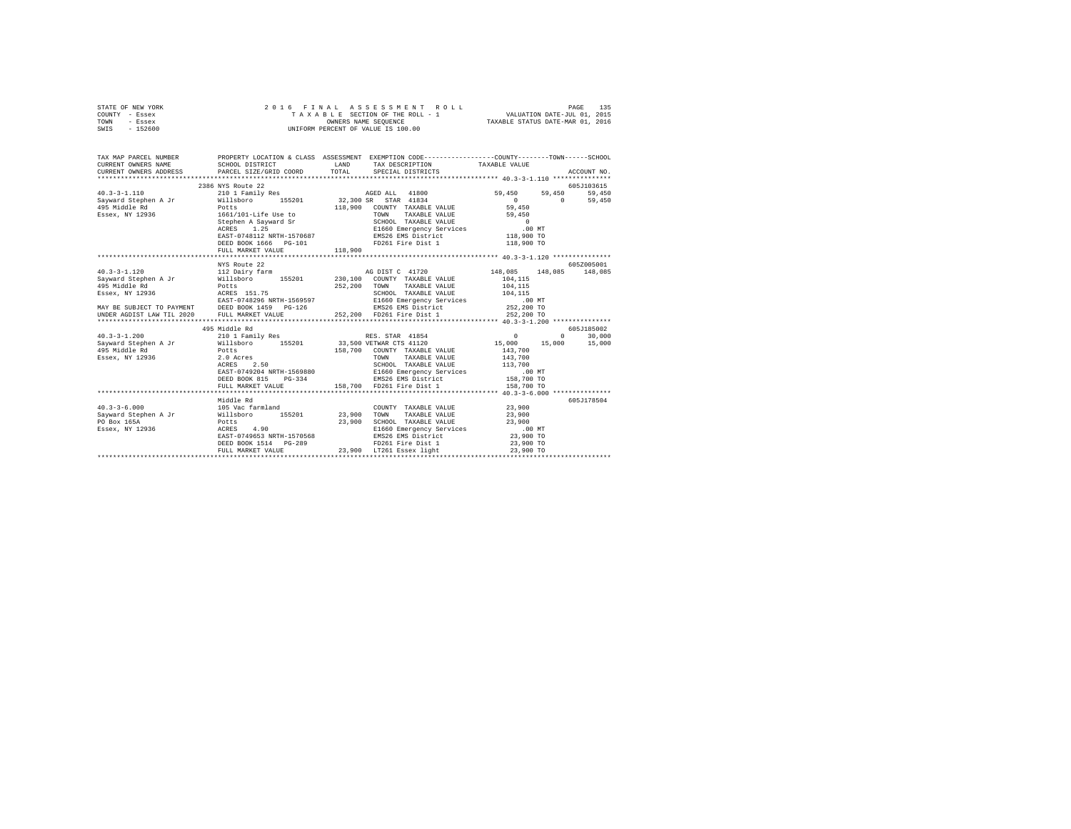STATE OF NEW YORK
COUNTY - Essex
TOWN - Essex
SWIS - 152600

2016 FINAL ASSESSMENT ROLL
TAXABLE SECTION OF THE ROLL - 1
OWNERS NAME SEQUENCE
UNIFORM PERCENT OF VALUE IS 100.00

VALUATION DATE-JUL 01, 2015
TAXABLE STATUS DATE-MAR 01, 2016

```
TAX MAP PARCEL NUMBER      PROPERTY LOCATION & CLASS  ASSESSMENT  EXEMPTION CODE-----------------COUNTY--------TOWN------SCHOOL
CURRENT OWNERS NAME        SCHOOL DISTRICT              LAND      TAX DESCRIPTION            TAXABLE VALUE
CURRENT OWNERS ADDRESS     PARCEL SIZE/GRID COORD       TOTAL     SPECIAL DISTRICTS                                      ACCOUNT NO.
******************************************************************************************************* 40.3-3-1.110 ***************
                           2386 NYS Route 22                                                                             605J103615
40.3-3-1.110               210 1 Family Res                       AGED ALL  41800               59,450     59,450     59,450
Sayward Stephen A Jr       Willsboro      155201       32,300 SR  STAR  41834                        0          0     59,450
495 Middle Rd              Potts                      118,900   COUNTY  TAXABLE VALUE            59,450
Essex, NY 12936            1661/101-Life Use to                 TOWN    TAXABLE VALUE            59,450
                           Stephen A Sayward Sr                 SCHOOL  TAXABLE VALUE                 0
                           ACRES    1.25                        E1660 Emergency Services            .00 MT
                           EAST-0748112 NRTH-1570687            EMS26 EMS District              118,900 TO
                           DEED BOOK 1666   PG-101              FD261 Fire Dist 1               118,900 TO
                           FULL MARKET VALUE          118,900
******************************************************************************************************* 40.3-3-1.120 ***************
                           NYS Route 22                                                                                  605Z005001
40.3-3-1.120               112 Dairy farm                         AG DIST C  41720             148,085    148,085    148,085
Sayward Stephen A Jr       Willsboro      155201      230,100   COUNTY  TAXABLE VALUE           104,115
495 Middle Rd              Potts                      252,200   TOWN    TAXABLE VALUE           104,115
Essex, NY 12936            ACRES  151.75                        SCHOOL  TAXABLE VALUE           104,115
                           EAST-0748296 NRTH-1569597            E1660 Emergency Services            .00 MT
MAY BE SUBJECT TO PAYMENT  DEED BOOK 1459   PG-126              EMS26 EMS District              252,200 TO
UNDER AGDIST LAW TIL 2020  FULL MARKET VALUE          252,200   FD261 Fire Dist 1               252,200 TO
******************************************************************************************************* 40.3-3-1.200 ***************
                           495 Middle Rd                                                                                 605J185002
40.3-3-1.200               210 1 Family Res                       RES. STAR  41854                   0          0     30,000
Sayward Stephen A Jr       Willsboro      155201       33,500 VETWAR CTS  41120              15,000     15,000     15,000
495 Middle Rd              Potts                      158,700   COUNTY  TAXABLE VALUE           143,700
Essex, NY 12936            2.0 Acres                            TOWN    TAXABLE VALUE           143,700
                           ACRES    2.50                        SCHOOL  TAXABLE VALUE           113,700
                           EAST-0749204 NRTH-1569880            E1660 Emergency Services            .00 MT
                           DEED BOOK 815    PG-334              EMS26 EMS District              158,700 TO
                           FULL MARKET VALUE          158,700   FD261 Fire Dist 1               158,700 TO
******************************************************************************************************* 40.3-3-6.000 ***************
                           Middle Rd                                                                                     605J178504
40.3-3-6.000               105 Vac farmland                     COUNTY  TAXABLE VALUE            23,900
Sayward Stephen A Jr       Willsboro      155201       23,900   TOWN    TAXABLE VALUE            23,900
PO Box 165A                Potts                       23,900   SCHOOL  TAXABLE VALUE            23,900
Essex, NY 12936            ACRES    4.90                        E1660 Emergency Services            .00 MT
                           EAST-0749653 NRTH-1570568            EMS26 EMS District               23,900 TO
                           DEED BOOK 1514   PG-289              FD261 Fire Dist 1                23,900 TO
                           FULL MARKET VALUE           23,900   LT261 Essex light                23,900 TO
************************************************************************************************************************************
```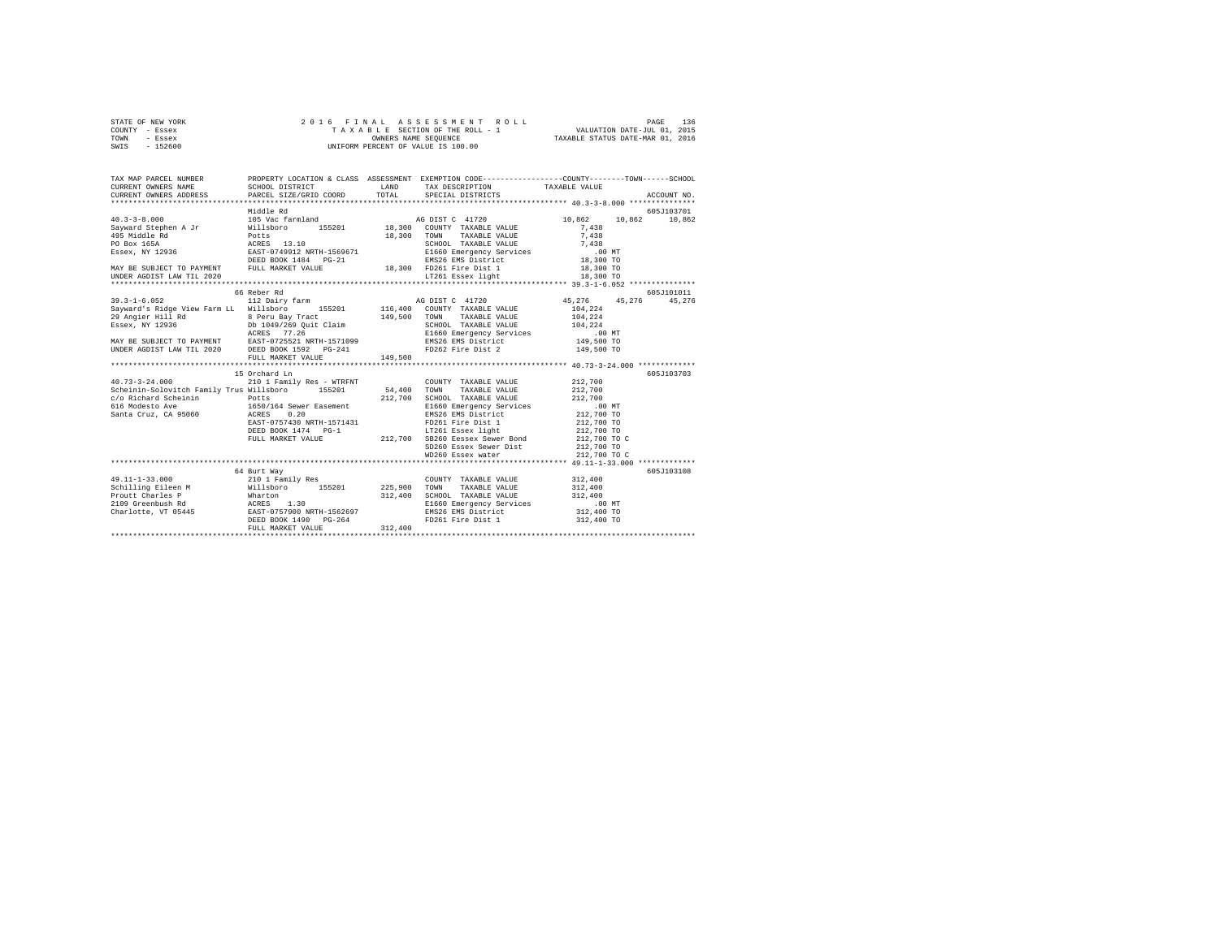STATE OF NEW YORK — 2016 FINAL ASSESSMENT ROLL
COUNTY - Essex — TAXABLE SECTION OF THE ROLL - 1 — VALUATION DATE-JUL 01, 2015
TOWN - Essex — OWNERS NAME SEQUENCE — TAXABLE STATUS DATE-MAR 01, 2016
SWIS - 152600 — UNIFORM PERCENT OF VALUE IS 100.00

```
TAX MAP PARCEL NUMBER          PROPERTY LOCATION & CLASS  ASSESSMENT  EXEMPTION CODE-----------------COUNTY--------TOWN------SCHOOL
CURRENT OWNERS NAME            SCHOOL DISTRICT              LAND      TAX DESCRIPTION              TAXABLE VALUE
CURRENT OWNERS ADDRESS         PARCEL SIZE/GRID COORD       TOTAL     SPECIAL DISTRICTS                                   ACCOUNT NO.
*********************************************************************************************** 40.3-3-8.000 ***************
                               Middle Rd                                                                              605J103701
40.3-3-8.000                   105 Vac farmland                       AG DIST C  41720               10,862     10,862     10,862
Sayward Stephen A Jr           Willsboro     155201        18,300    COUNTY  TAXABLE VALUE            7,438
495 Middle Rd                  Potts                        18,300    TOWN    TAXABLE VALUE            7,438
PO Box 165A                    ACRES  13.10                           SCHOOL  TAXABLE VALUE            7,438
Essex, NY 12936                EAST-0749912 NRTH-1569671              E1660 Emergency Services            .00 MT
                               DEED BOOK 1484   PG-21                 EMS26 EMS District              18,300 TO
MAY BE SUBJECT TO PAYMENT      FULL MARKET VALUE            18,300    FD261 Fire Dist 1               18,300 TO
UNDER AGDIST LAW TIL 2020                                             LT261 Essex light               18,300 TO
*********************************************************************************************** 39.3-1-6.052 ***************
                               66 Reber Rd                                                                            605J101011
39.3-1-6.052                   112 Dairy farm                         AG DIST C  41720               45,276     45,276     45,276
Sayward's Ridge View Farm LL   Willsboro     155201       116,400    COUNTY  TAXABLE VALUE          104,224
29 Angier Hill Rd              8 Peru Bay Tract            149,500    TOWN    TAXABLE VALUE          104,224
Essex, NY 12936                Db 1049/269 Quit Claim                 SCHOOL  TAXABLE VALUE          104,224
                               ACRES  77.26                           E1660 Emergency Services            .00 MT
MAY BE SUBJECT TO PAYMENT      EAST-0725521 NRTH-1571099              EMS26 EMS District             149,500 TO
UNDER AGDIST LAW TIL 2020      DEED BOOK 1592   PG-241                FD262 Fire Dist 2              149,500 TO
                               FULL MARKET VALUE           149,500
*********************************************************************************************** 40.73-3-24.000 *************
                               15 Orchard Ln                                                                          605J103703
40.73-3-24.000                 210 1 Family Res - WTRFNT              COUNTY  TAXABLE VALUE          212,700
Scheinin-Solovitch Family Trus Willsboro     155201        54,400    TOWN    TAXABLE VALUE          212,700
c/o Richard Scheinin           Potts                       212,700    SCHOOL  TAXABLE VALUE          212,700
616 Modesto Ave                1650/164 Sewer Easement                E1660 Emergency Services            .00 MT
Santa Cruz, CA 95060           ACRES   0.20                           EMS26 EMS District             212,700 TO
                               EAST-0757430 NRTH-1571431              FD261 Fire Dist 1              212,700 TO
                               DEED BOOK 1474   PG-1                  LT261 Essex light              212,700 TO
                               FULL MARKET VALUE           212,700    SB260 Eessex Sewer Bond        212,700 TO C
                                                                      SD260 Essex Sewer Dist         212,700 TO
                                                                      WD260 Essex water              212,700 TO C
*********************************************************************************************** 49.11-1-33.000 *************
                               64 Burt Way                                                                            605J103108
49.11-1-33.000                 210 1 Family Res                       COUNTY  TAXABLE VALUE          312,400
Schilling Eileen M             Willsboro     155201       225,900    TOWN    TAXABLE VALUE          312,400
Proutt Charles P               Wharton                     312,400    SCHOOL  TAXABLE VALUE          312,400
2109 Greenbush Rd              ACRES   1.30                           E1660 Emergency Services            .00 MT
Charlotte, VT 05445            EAST-0757900 NRTH-1562697              EMS26 EMS District             312,400 TO
                               DEED BOOK 1490   PG-264                FD261 Fire Dist 1              312,400 TO
                               FULL MARKET VALUE           312,400
****************************************************************************************************************************
```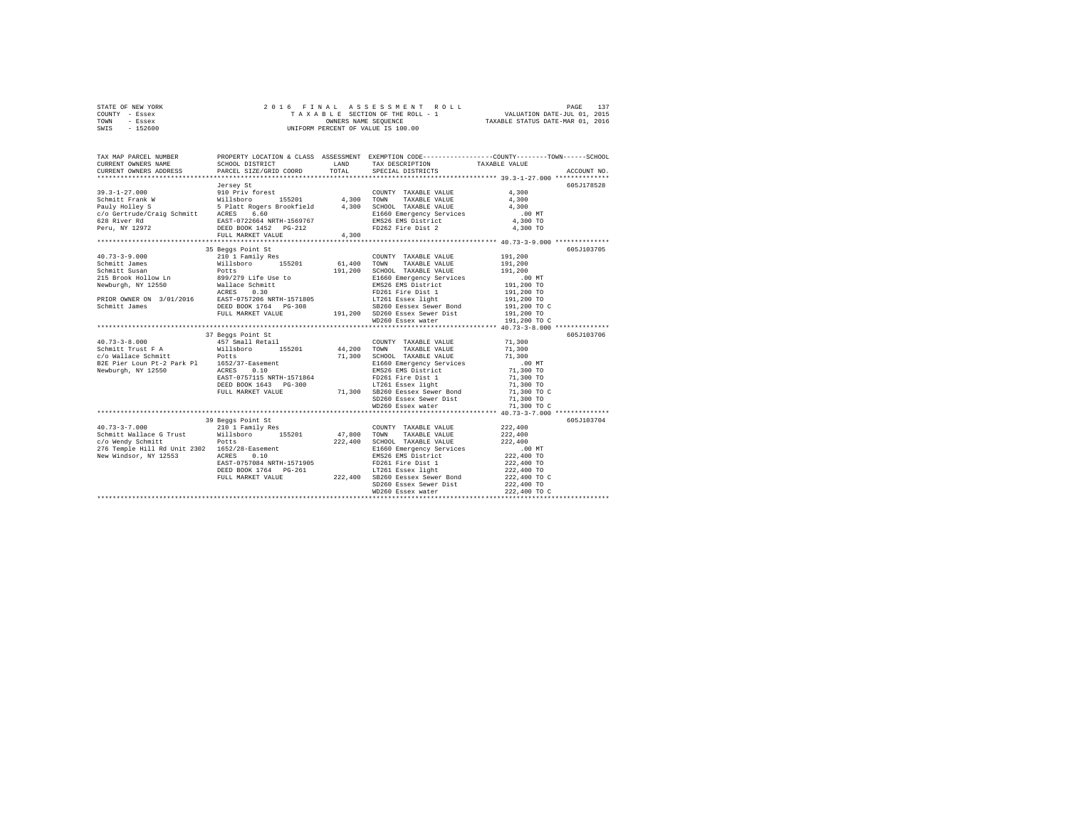STATE OF NEW YORK
COUNTY - Essex
TOWN - Essex
SWIS - 152600

2 0 1 6 F I N A L A S S E S S M E N T R O L L
T A X A B L E SECTION OF THE ROLL - 1
OWNERS NAME SEQUENCE
UNIFORM PERCENT OF VALUE IS 100.00

VALUATION DATE-JUL 01, 2015
TAXABLE STATUS DATE-MAR 01, 2016

```
TAX MAP PARCEL NUMBER          PROPERTY LOCATION & CLASS  ASSESSMENT  EXEMPTION CODE------------------COUNTY--------TOWN------SCHOOL
CURRENT OWNERS NAME            SCHOOL DISTRICT              LAND      TAX DESCRIPTION            TAXABLE VALUE
CURRENT OWNERS ADDRESS         PARCEL SIZE/GRID COORD       TOTAL     SPECIAL DISTRICTS                                    ACCOUNT NO.
******************************************************************************************************* 39.3-1-27.000 **************
                               Jersey St                                                                            605J178528
39.3-1-27.000                  910 Priv forest                          COUNTY  TAXABLE VALUE              4,300
Schmitt Frank W                Willsboro      155201        4,300   TOWN    TAXABLE VALUE              4,300
Pauly Holley S                 5 Platt Rogers Brookfield    4,300   SCHOOL  TAXABLE VALUE              4,300
c/o Gertrude/Craig Schmitt     ACRES    6.60                        E1660 Emergency Services              .00 MT
628 River Rd                   EAST-0722664 NRTH-1569767            EMS26 EMS District                 4,300 TO
Peru, NY 12972                 DEED BOOK 1452   PG-212              FD262 Fire Dist 2                  4,300 TO
                               FULL MARKET VALUE            4,300
******************************************************************************************************* 40.73-3-9.000 **************
                               35 Beggs Point St                                                                    605J103705
40.73-3-9.000                  210 1 Family Res                         COUNTY  TAXABLE VALUE            191,200
Schmitt James                  Willsboro      155201       61,400   TOWN    TAXABLE VALUE            191,200
Schmitt Susan                  Potts                      191,200   SCHOOL  TAXABLE VALUE            191,200
215 Brook Hollow Ln            899/279 Life Use to                  E1660 Emergency Services              .00 MT
Newburgh, NY 12550             Wallace Schmitt                      EMS26 EMS District               191,200 TO
                               ACRES    0.30                        FD261 Fire Dist 1                191,200 TO
PRIOR OWNER ON 3/01/2016       EAST-0757206 NRTH-1571805            LT261 Essex light                191,200 TO
Schmitt James                  DEED BOOK 1764   PG-308              SB260 Eessex Sewer Bond          191,200 TO C
                               FULL MARKET VALUE          191,200   SD260 Essex Sewer Dist           191,200 TO
                                                                    WD260 Essex water                191,200 TO C
******************************************************************************************************* 40.73-3-8.000 **************
                               37 Beggs Point St                                                                    605J103706
40.73-3-8.000                  457 Small Retail                         COUNTY  TAXABLE VALUE             71,300
Schmitt Trust F A              Willsboro      155201       44,200   TOWN    TAXABLE VALUE             71,300
c/o Wallace Schmitt            Potts                       71,300   SCHOOL  TAXABLE VALUE             71,300
B2E Pier Loun Pt-2 Park Pl     1652/37-Easement                     E1660 Emergency Services              .00 MT
Newburgh, NY 12550             ACRES    0.10                        EMS26 EMS District                71,300 TO
                               EAST-0757115 NRTH-1571864            FD261 Fire Dist 1                 71,300 TO
                               DEED BOOK 1643   PG-300              LT261 Essex light                 71,300 TO
                               FULL MARKET VALUE           71,300   SB260 Eessex Sewer Bond           71,300 TO C
                                                                    SD260 Essex Sewer Dist            71,300 TO
                                                                    WD260 Essex water                 71,300 TO C
******************************************************************************************************* 40.73-3-7.000 **************
                               39 Beggs Point St                                                                    605J103704
40.73-3-7.000                  210 1 Family Res                         COUNTY  TAXABLE VALUE            222,400
Schmitt Wallace G Trust        Willsboro      155201       47,800   TOWN    TAXABLE VALUE            222,400
c/o Wendy Schmitt              Potts                      222,400   SCHOOL  TAXABLE VALUE            222,400
276 Temple Hill Rd Unit 2302   1652/28-Easement                     E1660 Emergency Services              .00 MT
New Windsor, NY 12553          ACRES    0.10                        EMS26 EMS District               222,400 TO
                               EAST-0757084 NRTH-1571905            FD261 Fire Dist 1                222,400 TO
                               DEED BOOK 1764   PG-261              LT261 Essex light                222,400 TO
                               FULL MARKET VALUE          222,400   SB260 Eessex Sewer Bond          222,400 TO C
                                                                    SD260 Essex Sewer Dist           222,400 TO
                                                                    WD260 Essex water                222,400 TO C
************************************************************************************************************************************
```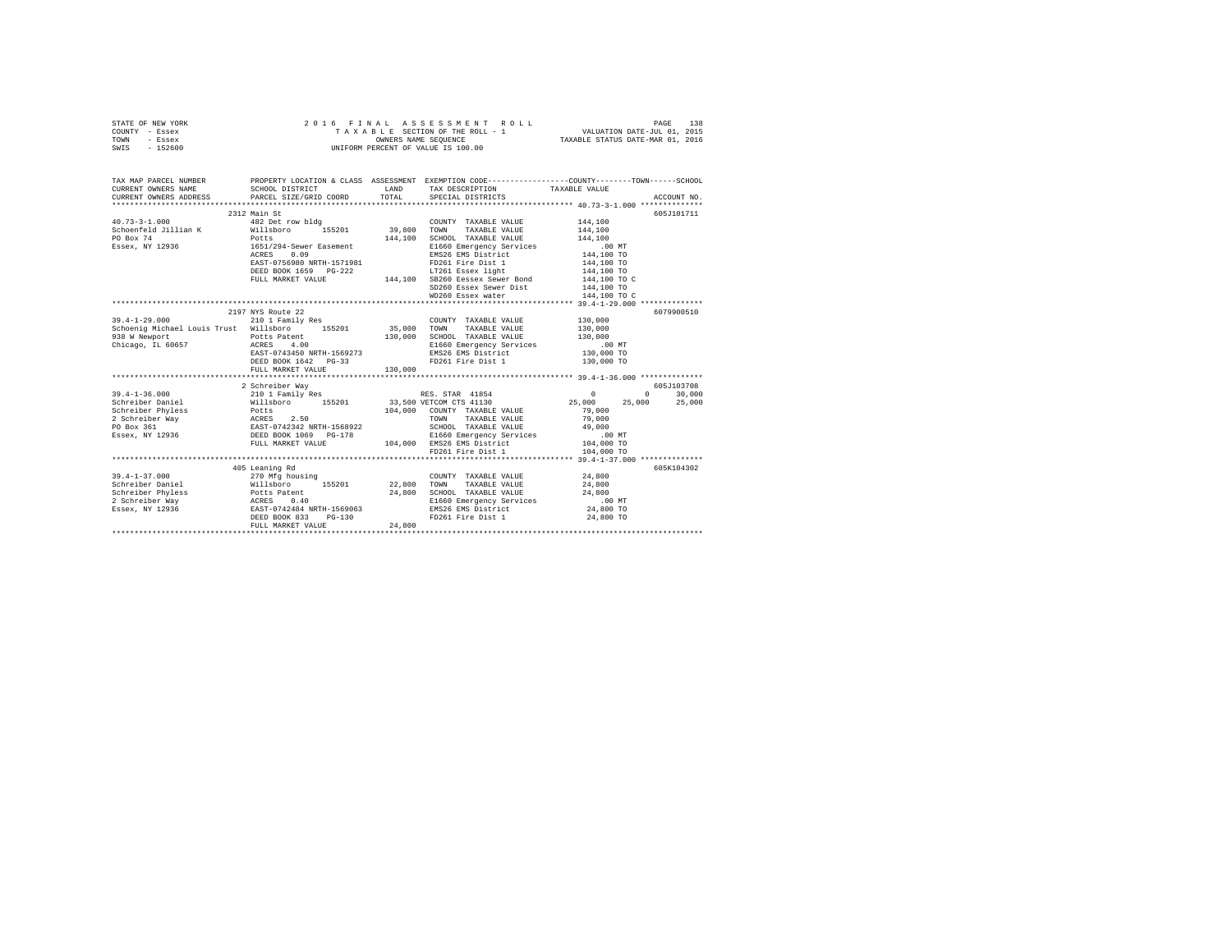STATE OF NEW YORK
COUNTY - Essex
TOWN - Essex
SWIS - 152600

2016 FINAL ASSESSMENT ROLL
TAXABLE SECTION OF THE ROLL - 1
OWNERS NAME SEQUENCE
UNIFORM PERCENT OF VALUE IS 100.00

VALUATION DATE-JUL 01, 2015
TAXABLE STATUS DATE-MAR 01, 2016

```
TAX MAP PARCEL NUMBER          PROPERTY LOCATION & CLASS  ASSESSMENT  EXEMPTION CODE-----------------COUNTY--------TOWN------SCHOOL
CURRENT OWNERS NAME            SCHOOL DISTRICT             LAND        TAX DESCRIPTION              TAXABLE VALUE
CURRENT OWNERS ADDRESS         PARCEL SIZE/GRID COORD      TOTAL       SPECIAL DISTRICTS                                          ACCOUNT NO.
******************************************************************************************************* 40.73-3-1.000 **************
                               2312 Main St                                                                                   605J101711
40.73-3-1.000                  482 Det row bldg                        COUNTY  TAXABLE VALUE           144,100
Schoenfeld Jillian K           Willsboro      155201        39,800     TOWN    TAXABLE VALUE           144,100
PO Box 74                      Potts                       144,100     SCHOOL  TAXABLE VALUE           144,100
Essex, NY 12936                1651/294-Sewer Easement                 E1660 Emergency Services             .00 MT
                               ACRES     0.09                          EMS26 EMS District              144,100 TO
                               EAST-0756980 NRTH-1571981               FD261 Fire Dist 1               144,100 TO
                               DEED BOOK 1659   PG-222                 LT261 Essex light               144,100 TO
                               FULL MARKET VALUE           144,100     SB260 Eessex Sewer Bond         144,100 TO C
                                                                       SD260 Essex Sewer Dist          144,100 TO
                                                                       WD260 Essex water               144,100 TO C
******************************************************************************************************* 39.4-1-29.000 **************
                               2197 NYS Route 22                                                                              6079900510
39.4-1-29.000                  210 1 Family Res                        COUNTY  TAXABLE VALUE           130,000
Schoenig Michael Louis Trust   Willsboro      155201        35,000     TOWN    TAXABLE VALUE           130,000
938 W Newport                  Potts Patent                130,000     SCHOOL  TAXABLE VALUE           130,000
Chicago, IL 60657              ACRES     4.00                          E1660 Emergency Services             .00 MT
                               EAST-0743450 NRTH-1569273               EMS26 EMS District              130,000 TO
                               DEED BOOK 1642   PG-33                  FD261 Fire Dist 1               130,000 TO
                               FULL MARKET VALUE           130,000
******************************************************************************************************* 39.4-1-36.000 **************
                               2 Schreiber Way                                                                                605J103708
39.4-1-36.000                  210 1 Family Res                        RES. STAR 41854                      0          0      30,000
Schreiber Daniel               Willsboro      155201        33,500 VETCOM CTS 41130                    25,000     25,000      25,000
Schreiber Phyless              Potts                       104,000     COUNTY  TAXABLE VALUE            79,000
2 Schreiber Way                ACRES     2.50                          TOWN    TAXABLE VALUE            79,000
PO Box 361                     EAST-0742342 NRTH-1568922               SCHOOL  TAXABLE VALUE            49,000
Essex, NY 12936                DEED BOOK 1069   PG-178                 E1660 Emergency Services             .00 MT
                               FULL MARKET VALUE           104,000     EMS26 EMS District              104,000 TO
                                                                       FD261 Fire Dist 1               104,000 TO
******************************************************************************************************* 39.4-1-37.000 **************
                               405 Leaning Rd                                                                                 605K104302
39.4-1-37.000                  270 Mfg housing                         COUNTY  TAXABLE VALUE            24,800
Schreiber Daniel               Willsboro      155201        22,800     TOWN    TAXABLE VALUE            24,800
Schreiber Phyless              Potts Patent                 24,800     SCHOOL  TAXABLE VALUE            24,800
2 Schreiber Way                ACRES     0.40                          E1660 Emergency Services             .00 MT
Essex, NY 12936                EAST-0742484 NRTH-1569063               EMS26 EMS District               24,800 TO
                               DEED BOOK 833    PG-130                 FD261 Fire Dist 1                24,800 TO
                               FULL MARKET VALUE            24,800
************************************************************************************************************************************
```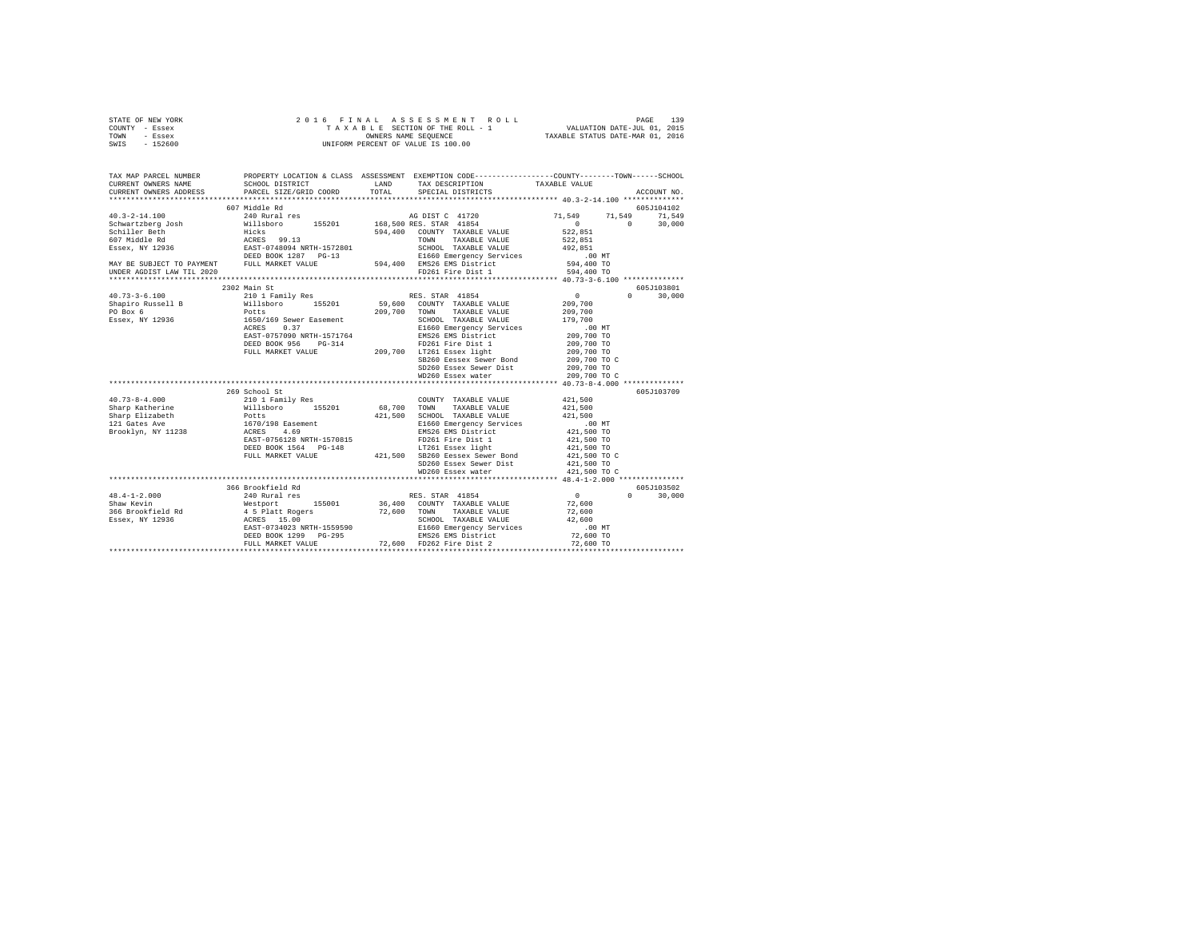```
STATE OF NEW YORK                2 0 1 6   F I N A L   A S S E S S M E N T   R O L L                 PAGE  139
COUNTY  - Essex                        T A X A B L E  SECTION OF THE ROLL - 1              VALUATION DATE-JUL 01, 2015
TOWN    - Essex                              OWNERS NAME SEQUENCE                      TAXABLE STATUS DATE-MAR 01, 2016
SWIS    - 152600                       UNIFORM PERCENT OF VALUE IS 100.00

TAX MAP PARCEL NUMBER          PROPERTY LOCATION & CLASS  ASSESSMENT  EXEMPTION CODE------------------COUNTY--------TOWN------SCHOOL
CURRENT OWNERS NAME            SCHOOL DISTRICT              LAND      TAX DESCRIPTION            TAXABLE VALUE
CURRENT OWNERS ADDRESS         PARCEL SIZE/GRID COORD       TOTAL     SPECIAL DISTRICTS                                    ACCOUNT NO.
************************************************************************************************* 40.3-2-14.100 **************
                               607 Middle Rd                                                                          605J104102
40.3-2-14.100                  240 Rural res                          AG DIST C  41720           71,549     71,549     71,549
Schwartzberg Josh              Willsboro      155201      168,500 RES. STAR  41854                 0          0        30,000
Schiller Beth                  Hicks                      594,400   COUNTY  TAXABLE VALUE         522,851
607 Middle Rd                  ACRES   99.13                        TOWN    TAXABLE VALUE         522,851
Essex, NY 12936                EAST-0748094 NRTH-1572801            SCHOOL  TAXABLE VALUE         492,851
                               DEED BOOK 1287   PG-13               E1660 Emergency Services          .00 MT
MAY BE SUBJECT TO PAYMENT      FULL MARKET VALUE          594,400   EMS26 EMS District            594,400 TO
UNDER AGDIST LAW TIL 2020                                           FD261 Fire Dist 1             594,400 TO
************************************************************************************************* 40.73-3-6.100 **************
                               2302 Main St                                                                           605J103801
40.73-3-6.100                  210 1 Family Res                       RES. STAR  41854                 0          0        30,000
Shapiro Russell B              Willsboro      155201       59,600   COUNTY  TAXABLE VALUE         209,700
PO Box 6                       Potts                      209,700   TOWN    TAXABLE VALUE         209,700
Essex, NY 12936                1650/169 Sewer Easement              SCHOOL  TAXABLE VALUE         179,700
                               ACRES    0.37                        E1660 Emergency Services          .00 MT
                               EAST-0757090 NRTH-1571764            EMS26 EMS District            209,700 TO
                               DEED BOOK 956    PG-314              FD261 Fire Dist 1             209,700 TO
                               FULL MARKET VALUE          209,700   LT261 Essex light             209,700 TO
                                                                    SB260 Eessex Sewer Bond       209,700 TO C
                                                                    SD260 Essex Sewer Dist        209,700 TO
                                                                    WD260 Essex water             209,700 TO C
************************************************************************************************* 40.73-8-4.000 **************
                               269 School St                                                                          605J103709
40.73-8-4.000                  210 1 Family Res                       COUNTY  TAXABLE VALUE         421,500
Sharp Katherine                Willsboro      155201       68,700   TOWN    TAXABLE VALUE         421,500
Sharp Elizabeth                Potts                      421,500   SCHOOL  TAXABLE VALUE         421,500
121 Gates Ave                  1670/198 Easement                    E1660 Emergency Services          .00 MT
Brooklyn, NY 11238             ACRES    4.69                        EMS26 EMS District            421,500 TO
                               EAST-0756128 NRTH-1570815            FD261 Fire Dist 1             421,500 TO
                               DEED BOOK 1564   PG-148              LT261 Essex light             421,500 TO
                               FULL MARKET VALUE          421,500   SB260 Eessex Sewer Bond       421,500 TO C
                                                                    SD260 Essex Sewer Dist        421,500 TO
                                                                    WD260 Essex water             421,500 TO C
************************************************************************************************* 48.4-1-2.000 ***************
                               366 Brookfield Rd                                                                      605J103502
48.4-1-2.000                   240 Rural res                          RES. STAR  41854                 0          0        30,000
Shaw Kevin                     Westport       155001       36,400   COUNTY  TAXABLE VALUE          72,600
366 Brookfield Rd              4 5 Platt Rogers            72,600   TOWN    TAXABLE VALUE          72,600
Essex, NY 12936                ACRES   15.00                        SCHOOL  TAXABLE VALUE          42,600
                               EAST-0734023 NRTH-1559590            E1660 Emergency Services          .00 MT
                               DEED BOOK 1299   PG-295              EMS26 EMS District             72,600 TO
                               FULL MARKET VALUE           72,600   FD262 Fire Dist 2              72,600 TO
********************************************************************************************************************************
```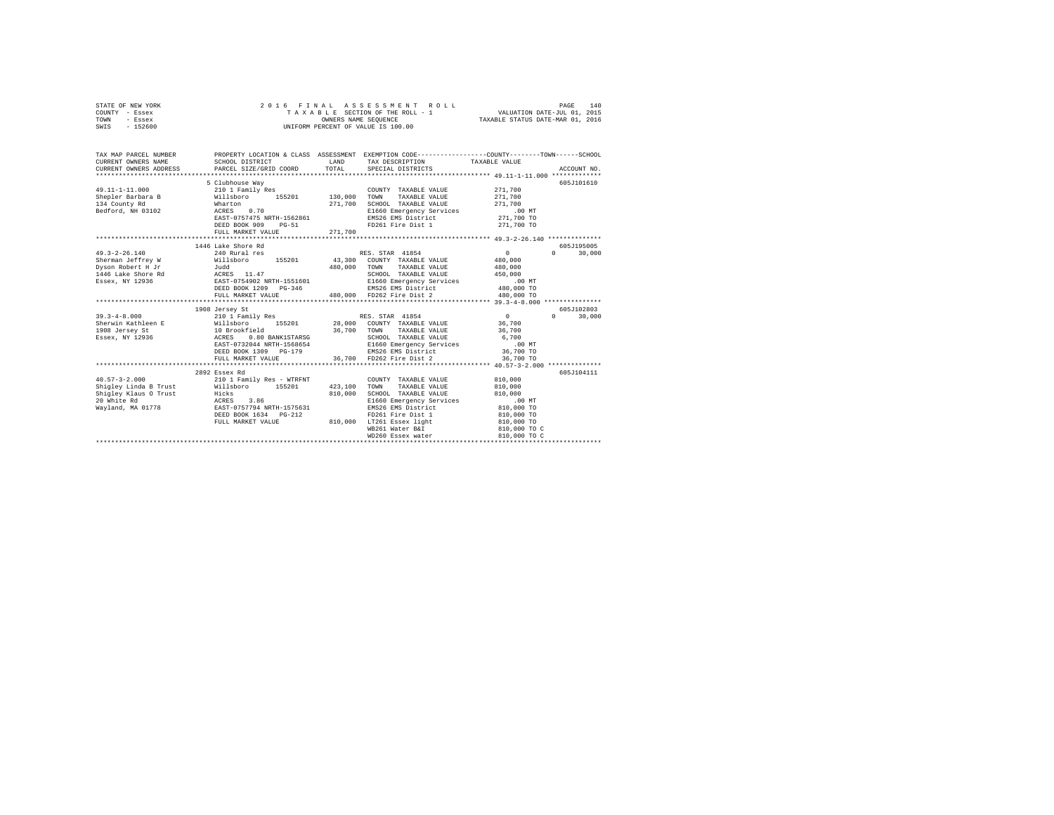STATE OF NEW YORK
COUNTY - Essex
TOWN - Essex
SWIS - 152600

2016 FINAL ASSESSMENT ROLL
TAXABLE SECTION OF THE ROLL - 1
OWNERS NAME SEQUENCE
UNIFORM PERCENT OF VALUE IS 100.00

VALUATION DATE-JUL 01, 2015
TAXABLE STATUS DATE-MAR 01, 2016

```
TAX MAP PARCEL NUMBER     PROPERTY LOCATION & CLASS  ASSESSMENT  EXEMPTION CODE-----------------COUNTY--------TOWN------SCHOOL
CURRENT OWNERS NAME       SCHOOL DISTRICT              LAND      TAX DESCRIPTION            TAXABLE VALUE
CURRENT OWNERS ADDRESS    PARCEL SIZE/GRID COORD       TOTAL     SPECIAL DISTRICTS                                    ACCOUNT NO.
************************************************************************************************* 49.11-1-11.000 *************
                          5 Clubhouse Way                                                                          605J101610
49.11-1-11.000            210 1 Family Res                        COUNTY  TAXABLE VALUE        271,700
Shepler Barbara B         Willsboro      155201     130,000      TOWN    TAXABLE VALUE        271,700
134 County Rd             Wharton                   271,700      SCHOOL  TAXABLE VALUE        271,700
Bedford, NH 03102         ACRES    0.70                          E1660 Emergency Services        .00 MT
                          EAST-0757475 NRTH-1562861              EMS26 EMS District          271,700 TO
                          DEED BOOK 909    PG-51                 FD261 Fire Dist 1           271,700 TO
                          FULL MARKET VALUE         271,700
************************************************************************************************* 49.3-2-26.140 **************
                          1446 Lake Shore Rd                                                                       605J195005
49.3-2-26.140             240 Rural res                          RES. STAR  41854                 0           0      30,000
Sherman Jeffrey W         Willsboro      155201      43,300      COUNTY  TAXABLE VALUE        480,000
Dyson Robert H Jr         Judd                      480,000      TOWN    TAXABLE VALUE        480,000
1446 Lake Shore Rd        ACRES   11.47                          SCHOOL  TAXABLE VALUE        450,000
Essex, NY 12936           EAST-0754902 NRTH-1551601              E1660 Emergency Services        .00 MT
                          DEED BOOK 1209   PG-346                EMS26 EMS District          480,000 TO
                          FULL MARKET VALUE         480,000      FD262 Fire Dist 2           480,000 TO
************************************************************************************************* 39.3-4-8.000 ***************
                          1908 Jersey St                                                                           605J102803
39.3-4-8.000              210 1 Family Res                       RES. STAR  41854                 0           0      30,000
Sherwin Kathleen E        Willsboro      155201      28,000      COUNTY  TAXABLE VALUE         36,700
1908 Jersey St            10 Brookfield              36,700      TOWN    TAXABLE VALUE         36,700
Essex, NY 12936           ACRES    0.80 BANK1STARSG              SCHOOL  TAXABLE VALUE          6,700
                          EAST-0732044 NRTH-1568654              E1660 Emergency Services        .00 MT
                          DEED BOOK 1309   PG-179                EMS26 EMS District           36,700 TO
                          FULL MARKET VALUE          36,700      FD262 Fire Dist 2            36,700 TO
************************************************************************************************* 40.57-3-2.000 **************
                          2892 Essex Rd                                                                            605J104111
40.57-3-2.000             210 1 Family Res - WTRFNT              COUNTY  TAXABLE VALUE        810,000
Shigley Linda B Trust     Willsboro      155201     423,100      TOWN    TAXABLE VALUE        810,000
Shigley Klaus O Trust     Hicks                     810,000      SCHOOL  TAXABLE VALUE        810,000
20 White Rd               ACRES    3.86                          E1660 Emergency Services        .00 MT
Wayland, MA 01778         EAST-0757794 NRTH-1575631              EMS26 EMS District          810,000 TO
                          DEED BOOK 1634   PG-212                FD261 Fire Dist 1           810,000 TO
                          FULL MARKET VALUE         810,000      LT261 Essex light           810,000 TO
                                                                 WB261 Water B&I             810,000 TO C
                                                                 WD260 Essex water           810,000 TO C
******************************************************************************************************************************
```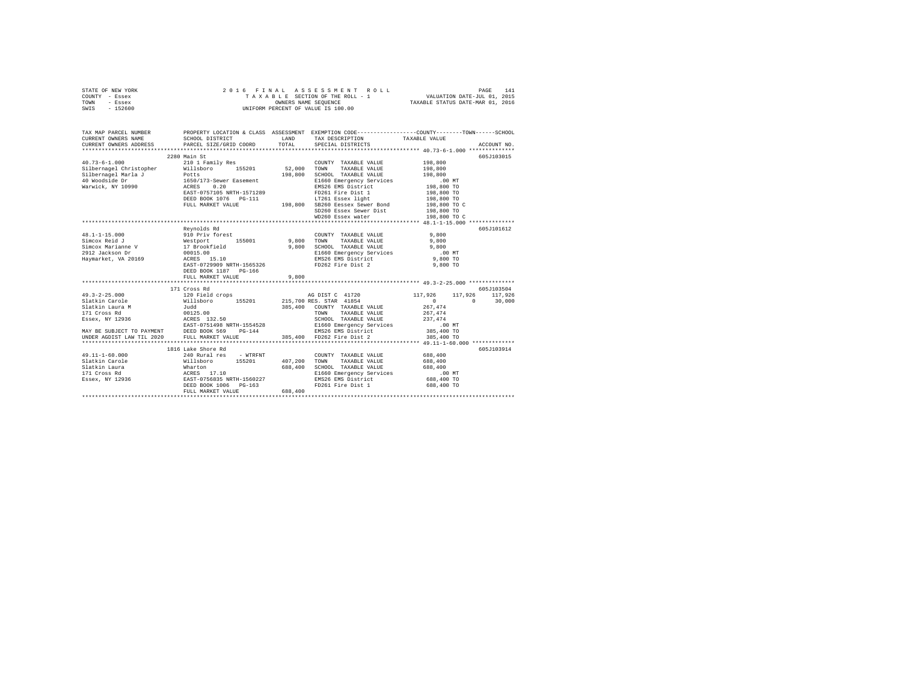STATE OF NEW YORK — 2016 FINAL ASSESSMENT ROLL
COUNTY - Essex — TAXABLE SECTION OF THE ROLL - 1 — VALUATION DATE-JUL 01, 2015
TOWN - Essex — OWNERS NAME SEQUENCE — TAXABLE STATUS DATE-MAR 01, 2016
SWIS - 152600 — UNIFORM PERCENT OF VALUE IS 100.00

```
TAX MAP PARCEL NUMBER          PROPERTY LOCATION & CLASS  ASSESSMENT  EXEMPTION CODE-----------------COUNTY--------TOWN------SCHOOL
CURRENT OWNERS NAME            SCHOOL DISTRICT             LAND       TAX DESCRIPTION           TAXABLE VALUE
CURRENT OWNERS ADDRESS         PARCEL SIZE/GRID COORD      TOTAL      SPECIAL DISTRICTS                                    ACCOUNT NO.
*********************************************************************************************** 40.73-6-1.000 **************
                               2280 Main St                                                                              605J103015
40.73-6-1.000                  210 1 Family Res                        COUNTY  TAXABLE VALUE           198,800
Silbernagel Christopher        Willsboro      155201       52,000      TOWN    TAXABLE VALUE           198,800
Silbernagel Marla J            Potts                       198,800     SCHOOL  TAXABLE VALUE           198,800
40 Woodside Dr                 1650/173-Sewer Easement                 E1660 Emergency Services            .00 MT
Warwick, NY 10990              ACRES    0.20                           EMS26 EMS District              198,800 TO
                               EAST-0757105 NRTH-1571289               FD261 Fire Dist 1               198,800 TO
                               DEED BOOK 1076   PG-111                 LT261 Essex light               198,800 TO
                               FULL MARKET VALUE          198,800      SB260 Eessex Sewer Bond         198,800 TO C
                                                                       SD260 Essex Sewer Dist          198,800 TO
                                                                       WD260 Essex water               198,800 TO C
*********************************************************************************************** 48.1-1-15.000 **************
                               Reynolds Rd                                                                               605J101612
48.1-1-15.000                  910 Priv forest                         COUNTY  TAXABLE VALUE             9,800
Simcox Reid J                  Westport       155001        9,800      TOWN    TAXABLE VALUE             9,800
Simcox Marianne V              17 Brookfield                9,800      SCHOOL  TAXABLE VALUE             9,800
2912 Jackson Dr                00015.00                                E1660 Emergency Services            .00 MT
Haymarket, VA 20169            ACRES   15.10                           EMS26 EMS District                9,800 TO
                               EAST-0729909 NRTH-1565326               FD262 Fire Dist 2                 9,800 TO
                               DEED BOOK 1187   PG-166
                               FULL MARKET VALUE            9,800
*********************************************************************************************** 49.3-2-25.000 **************
                               171 Cross Rd                                                                              605J103504
49.3-2-25.000                  120 Field crops                         AG DIST C  41720            117,926     117,926     117,926
Slatkin Carole                 Willsboro      155201      215,700 RES. STAR  41854                   0           0      30,000
Slatkin Laura M                Judd                        385,400     COUNTY  TAXABLE VALUE           267,474
171 Cross Rd                   00125.00                                TOWN    TAXABLE VALUE           267,474
Essex, NY 12936                ACRES  132.50                           SCHOOL  TAXABLE VALUE           237,474
                               EAST-0751498 NRTH-1554528               E1660 Emergency Services            .00 MT
MAY BE SUBJECT TO PAYMENT      DEED BOOK 569    PG-144                 EMS26 EMS District              385,400 TO
UNDER AGDIST LAW TIL 2020      FULL MARKET VALUE          385,400      FD262 Fire Dist 2               385,400 TO
*********************************************************************************************** 49.11-1-60.000 *************
                               1816 Lake Shore Rd                                                                        605J103914
49.11-1-60.000                 240 Rural res    - WTRFNT               COUNTY  TAXABLE VALUE           688,400
Slatkin Carole                 Willsboro      155201      407,200      TOWN    TAXABLE VALUE           688,400
Slatkin Laura                  Wharton                     688,400     SCHOOL  TAXABLE VALUE           688,400
171 Cross Rd                   ACRES   17.10                           E1660 Emergency Services            .00 MT
Essex, NY 12936                EAST-0756835 NRTH-1560227               EMS26 EMS District              688,400 TO
                               DEED BOOK 1006   PG-163                 FD261 Fire Dist 1               688,400 TO
                               FULL MARKET VALUE          688,400
****************************************************************************************************************************
```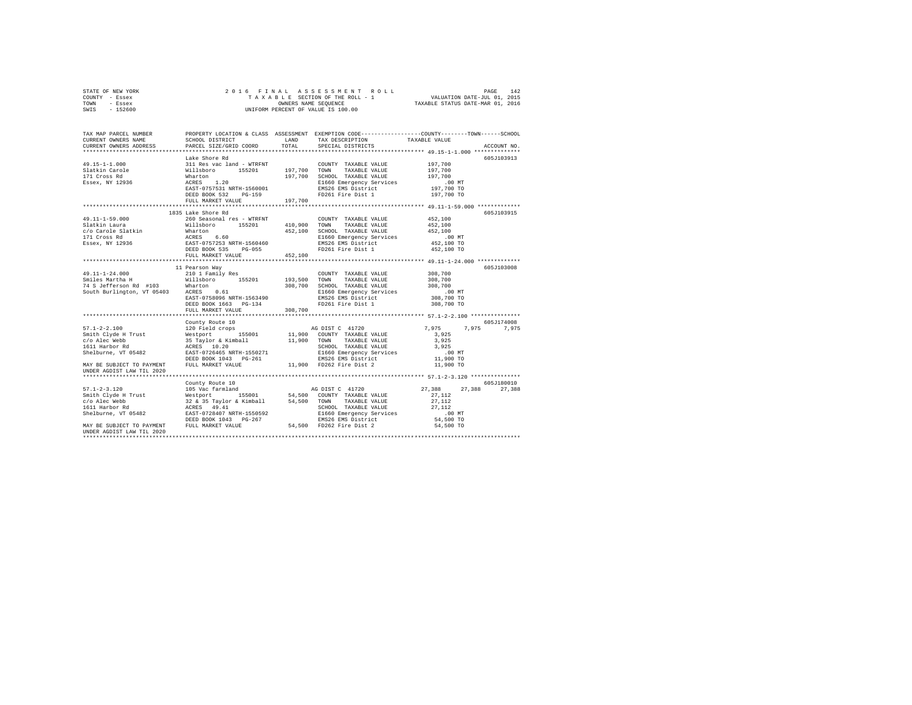STATE OF NEW YORK
COUNTY - Essex
TOWN - Essex
SWIS - 152600

2016 FINAL ASSESSMENT ROLL
TAXABLE SECTION OF THE ROLL - 1
OWNERS NAME SEQUENCE
UNIFORM PERCENT OF VALUE IS 100.00

VALUATION DATE-JUL 01, 2015
TAXABLE STATUS DATE-MAR 01, 2016

```
TAX MAP PARCEL NUMBER     PROPERTY LOCATION & CLASS  ASSESSMENT  EXEMPTION CODE-----------------COUNTY--------TOWN------SCHOOL
CURRENT OWNERS NAME       SCHOOL DISTRICT               LAND      TAX DESCRIPTION             TAXABLE VALUE
CURRENT OWNERS ADDRESS    PARCEL SIZE/GRID COORD        TOTAL     SPECIAL DISTRICTS                                       ACCOUNT NO.
******************************************************************************************************* 49.15-1-1.000 **************
                          Lake Shore Rd                                                                                605J103913
49.15-1-1.000             311 Res vac land - WTRFNT            COUNTY  TAXABLE VALUE            197,700
Slatkin Carole            Willsboro      155201      197,700   TOWN    TAXABLE VALUE            197,700
171 Cross Rd              Wharton                    197,700   SCHOOL  TAXABLE VALUE            197,700
Essex, NY 12936           ACRES    1.20                        E1660 Emergency Services             .00 MT
                          EAST-0757531 NRTH-1560001            EMS26 EMS District               197,700 TO
                          DEED BOOK 532    PG-159              FD261 Fire Dist 1                197,700 TO
                          FULL MARKET VALUE          197,700
******************************************************************************************************* 49.11-1-59.000 *************
                          1835 Lake Shore Rd                                                                           605J103915
49.11-1-59.000            260 Seasonal res - WTRFNT            COUNTY  TAXABLE VALUE            452,100
Slatkin Laura             Willsboro      155201      410,900   TOWN    TAXABLE VALUE            452,100
c/o Carole Slatkin        Wharton                    452,100   SCHOOL  TAXABLE VALUE            452,100
171 Cross Rd              ACRES    6.60                        E1660 Emergency Services             .00 MT
Essex, NY 12936           EAST-0757253 NRTH-1560460            EMS26 EMS District               452,100 TO
                          DEED BOOK 535    PG-055              FD261 Fire Dist 1                452,100 TO
                          FULL MARKET VALUE          452,100
******************************************************************************************************* 49.11-1-24.000 *************
                          11 Pearson Way                                                                               605J103008
49.11-1-24.000            210 1 Family Res                     COUNTY  TAXABLE VALUE            308,700
Smiles Martha H           Willsboro      155201      193,500   TOWN    TAXABLE VALUE            308,700
74 S Jefferson Rd  #103   Wharton                    308,700   SCHOOL  TAXABLE VALUE            308,700
South Burlington, VT 05403 ACRES    0.61                       E1660 Emergency Services             .00 MT
                          EAST-0758096 NRTH-1563490            EMS26 EMS District               308,700 TO
                          DEED BOOK 1663   PG-134              FD261 Fire Dist 1                308,700 TO
                          FULL MARKET VALUE          308,700
******************************************************************************************************* 57.1-2-2.100 ***************
                          County Route 10                                                                              605J174008
57.1-2-2.100              120 Field crops                      AG DIST C  41720              7,975       7,975       7,975
Smith Clyde H Trust       Westport       155001       11,900   COUNTY  TAXABLE VALUE              3,925
c/o Alec Webb             35 Taylor & Kimball         11,900   TOWN    TAXABLE VALUE              3,925
1611 Harbor Rd            ACRES   10.20                        SCHOOL  TAXABLE VALUE              3,925
Shelburne, VT 05482       EAST-0726465 NRTH-1550271            E1660 Emergency Services             .00 MT
                          DEED BOOK 1043   PG-261              EMS26 EMS District                11,900 TO
MAY BE SUBJECT TO PAYMENT FULL MARKET VALUE           11,900   FD262 Fire Dist 2                 11,900 TO
UNDER AGDIST LAW TIL 2020
******************************************************************************************************* 57.1-2-3.120 ***************
                          County Route 10                                                                              605J180010
57.1-2-3.120              105 Vac farmland                     AG DIST C  41720             27,388      27,388      27,388
Smith Clyde H Trust       Westport       155001       54,500   COUNTY  TAXABLE VALUE             27,112
c/o Alec Webb             32 & 35 Taylor & Kimball    54,500   TOWN    TAXABLE VALUE             27,112
1611 Harbor Rd            ACRES   49.41                        SCHOOL  TAXABLE VALUE             27,112
Shelburne, VT 05482       EAST-0728407 NRTH-1550592            E1660 Emergency Services             .00 MT
                          DEED BOOK 1043   PG-267              EMS26 EMS District                54,500 TO
MAY BE SUBJECT TO PAYMENT FULL MARKET VALUE           54,500   FD262 Fire Dist 2                 54,500 TO
UNDER AGDIST LAW TIL 2020
************************************************************************************************************************************
```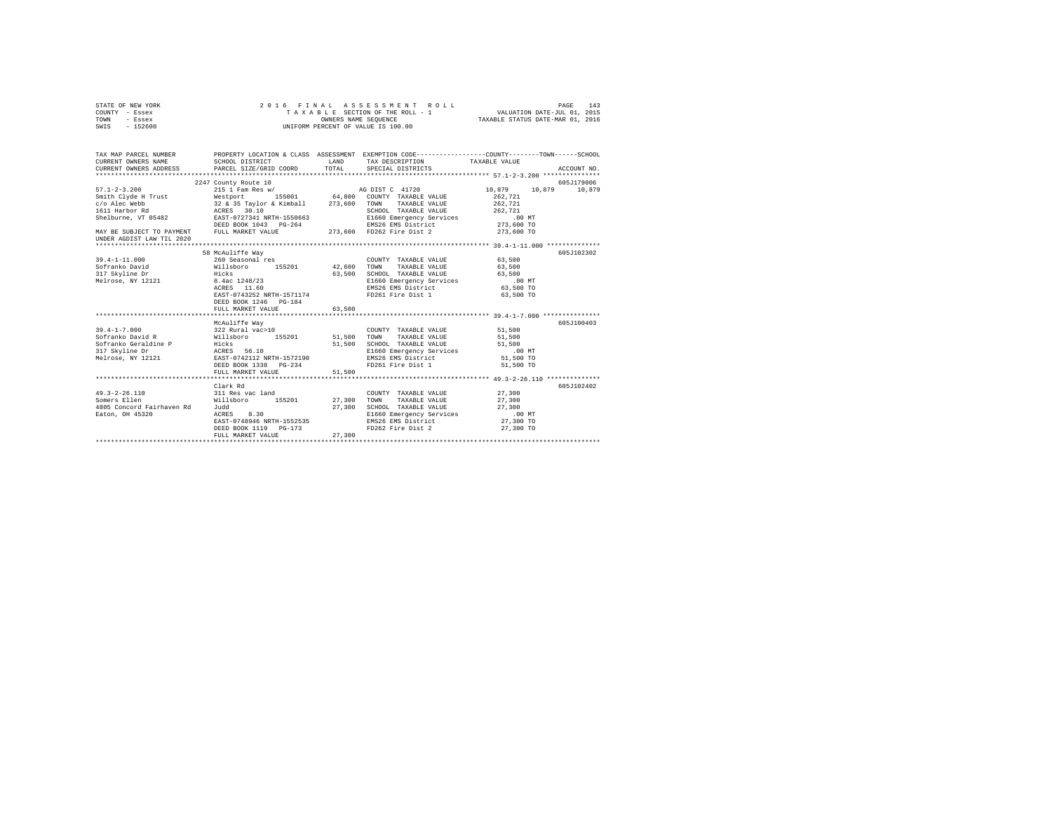STATE OF NEW YORK
COUNTY - Essex
TOWN - Essex
SWIS - 152600

2016 FINAL ASSESSMENT ROLL
TAXABLE SECTION OF THE ROLL - 1
OWNERS NAME SEQUENCE
UNIFORM PERCENT OF VALUE IS 100.00

VALUATION DATE-JUL 01, 2015
TAXABLE STATUS DATE-MAR 01, 2016

```
TAX MAP PARCEL NUMBER          PROPERTY LOCATION & CLASS  ASSESSMENT  EXEMPTION CODE------------------COUNTY--------TOWN------SCHOOL
CURRENT OWNERS NAME            SCHOOL DISTRICT             LAND       TAX DESCRIPTION              TAXABLE VALUE
CURRENT OWNERS ADDRESS         PARCEL SIZE/GRID COORD      TOTAL      SPECIAL DISTRICTS                                        ACCOUNT NO.
************************************************************************************************************ 57.1-2-3.200 ***************
                               2247 County Route 10                                                                            605J179006
57.1-2-3.200                   215 1 Fam Res w/                       AG DIST C  41720                10,879     10,879     10,879
Smith Clyde H Trust            Westport        155001       64,800    COUNTY  TAXABLE VALUE            262,721
c/o Alec Webb                  32 & 35 Taylor & Kimball    273,600    TOWN    TAXABLE VALUE            262,721
1611 Harbor Rd                 ACRES  30.10                           SCHOOL  TAXABLE VALUE            262,721
Shelburne, VT 05482            EAST-0727341 NRTH-1550663              E1660 Emergency Services             .00 MT
                               DEED BOOK 1043   PG-264                EMS26 EMS District               273,600 TO
MAY BE SUBJECT TO PAYMENT      FULL MARKET VALUE           273,600    FD262 Fire Dist 2                273,600 TO
UNDER AGDIST LAW TIL 2020
************************************************************************************************************ 39.4-1-11.000 **************
                               58 McAuliffe Way                                                                                605J102302
39.4-1-11.000                  260 Seasonal res                       COUNTY  TAXABLE VALUE             63,500
Sofranko David                 Willsboro       155201       42,600    TOWN    TAXABLE VALUE             63,500
317 Skyline Dr                 Hicks                        63,500    SCHOOL  TAXABLE VALUE             63,500
Melrose, NY 12121              8.4ac 1248/23                          E1660 Emergency Services             .00 MT
                               ACRES  11.60                           EMS26 EMS District                63,500 TO
                               EAST-0743252 NRTH-1571174              FD261 Fire Dist 1                 63,500 TO
                               DEED BOOK 1246   PG-184
                               FULL MARKET VALUE            63,500
************************************************************************************************************ 39.4-1-7.000 ***************
                               McAuliffe Way                                                                                   605J100403
39.4-1-7.000                   322 Rural vac>10                       COUNTY  TAXABLE VALUE             51,500
Sofranko David R               Willsboro       155201       51,500    TOWN    TAXABLE VALUE             51,500
Sofranko Geraldine P           Hicks                        51,500    SCHOOL  TAXABLE VALUE             51,500
317 Skyline Dr                 ACRES  56.10                           E1660 Emergency Services             .00 MT
Melrose, NY 12121              EAST-0742112 NRTH-1572190              EMS26 EMS District                51,500 TO
                               DEED BOOK 1338   PG-234                FD261 Fire Dist 1                 51,500 TO
                               FULL MARKET VALUE            51,500
************************************************************************************************************ 49.3-2-26.110 **************
                               Clark Rd                                                                                        605J102402
49.3-2-26.110                  311 Res vac land                       COUNTY  TAXABLE VALUE             27,300
Somers Ellen                   Willsboro       155201       27,300    TOWN    TAXABLE VALUE             27,300
4805 Concord Fairhaven Rd      Judd                         27,300    SCHOOL  TAXABLE VALUE             27,300
Eaton, OH 45320                ACRES   8.30                           E1660 Emergency Services             .00 MT
                               EAST-0748946 NRTH-1552535              EMS26 EMS District                27,300 TO
                               DEED BOOK 1119   PG-173                FD262 Fire Dist 2                 27,300 TO
                               FULL MARKET VALUE            27,300
******************************************************************************************************************************************
```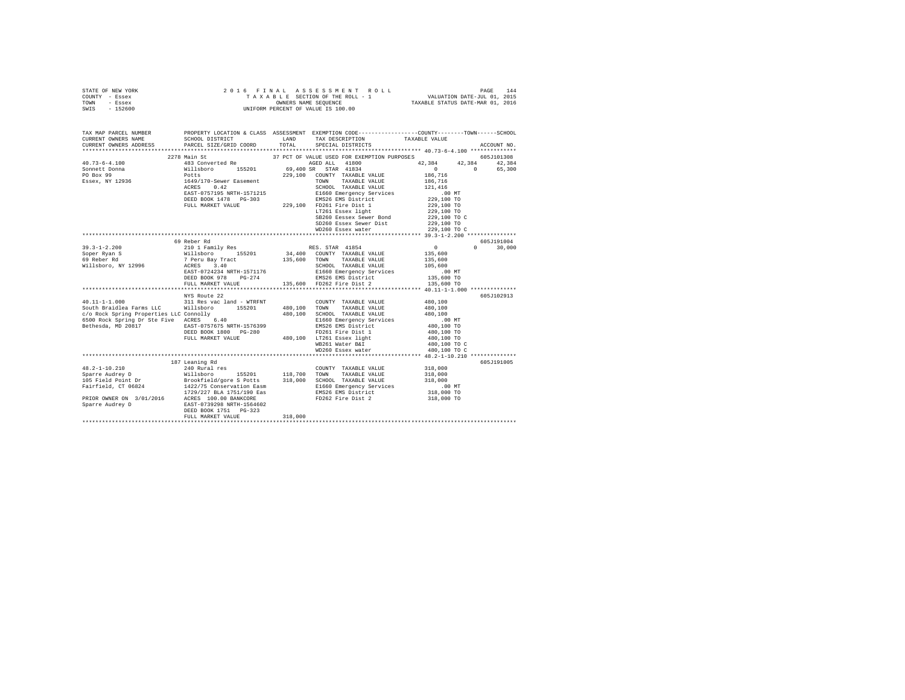STATE OF NEW YORK
COUNTY - Essex
TOWN - Essex
SWIS - 152600

2016 FINAL ASSESSMENT ROLL
TAXABLE SECTION OF THE ROLL - 1
OWNERS NAME SEQUENCE
UNIFORM PERCENT OF VALUE IS 100.00

VALUATION DATE-JUL 01, 2015
TAXABLE STATUS DATE-MAR 01, 2016

```
TAX MAP PARCEL NUMBER        PROPERTY LOCATION & CLASS  ASSESSMENT  EXEMPTION CODE-----------------COUNTY--------TOWN------SCHOOL
CURRENT OWNERS NAME          SCHOOL DISTRICT              LAND      TAX DESCRIPTION            TAXABLE VALUE
CURRENT OWNERS ADDRESS       PARCEL SIZE/GRID COORD       TOTAL     SPECIAL DISTRICTS                                    ACCOUNT NO.
******************************************************************************************************* 40.73-6-4.100 **************
                     2278 Main St                        37 PCT OF VALUE USED FOR EXEMPTION PURPOSES                    605J101308
40.73-6-4.100                483 Converted Re                         AGED ALL  41800           42,384     42,384     42,384
Sonnett Donna                Willsboro       155201      69,400 SR  STAR 41834                0          0      65,300
PO Box 99                    Potts                      229,100   COUNTY  TAXABLE VALUE        186,716
Essex, NY 12936              1649/170-Sewer Easement               TOWN    TAXABLE VALUE        186,716
                             ACRES    0.42                         SCHOOL  TAXABLE VALUE        121,416
                             EAST-0757195 NRTH-1571215             E1660 Emergency Services         .00 MT
                             DEED BOOK 1478   PG-303               EMS26 EMS District           229,100 TO
                             FULL MARKET VALUE          229,100   FD261 Fire Dist 1            229,100 TO
                                                                   LT261 Essex light            229,100 TO
                                                                   SB260 Eessex Sewer Bond      229,100 TO C
                                                                   SD260 Essex Sewer Dist       229,100 TO
                                                                   WD260 Essex water            229,100 TO C
******************************************************************************************************* 39.3-1-2.200 ***************
                     69 Reber Rd                                                                                605J191004
39.3-1-2.200                 210 1 Family Res                       RES. STAR 41854               0          0      30,000
Soper Ryan S                 Willsboro       155201      34,400   COUNTY  TAXABLE VALUE        135,600
69 Reber Rd                  7 Peru Bay Tract            135,600   TOWN    TAXABLE VALUE        135,600
Willsboro, NY 12996          ACRES    3.40                         SCHOOL  TAXABLE VALUE        105,600
                             EAST-0724234 NRTH-1571176             E1660 Emergency Services         .00 MT
                             DEED BOOK 978    PG-274               EMS26 EMS District           135,600 TO
                             FULL MARKET VALUE          135,600   FD262 Fire Dist 2            135,600 TO
******************************************************************************************************* 40.11-1-1.000 **************
                     NYS Route 22                                                                               605J102913
40.11-1-1.000                311 Res vac land - WTRFNT             COUNTY  TAXABLE VALUE        480,100
South Braidlea Farms LLC     Willsboro       155201     480,100   TOWN    TAXABLE VALUE        480,100
c/o Rock Spring Properties LLC Connolly                 480,100   SCHOOL  TAXABLE VALUE        480,100
6500 Rock Spring Dr Ste Five ACRES    6.40                         E1660 Emergency Services         .00 MT
Bethesda, MD 20817           EAST-0757675 NRTH-1576399             EMS26 EMS District           480,100 TO
                             DEED BOOK 1800   PG-280               FD261 Fire Dist 1            480,100 TO
                             FULL MARKET VALUE          480,100   LT261 Essex light            480,100 TO
                                                                   WB261 Water B&I              480,100 TO C
                                                                   WD260 Essex water            480,100 TO C
******************************************************************************************************* 48.2-1-10.210 **************
                     187 Leaning Rd                                                                             605J191005
48.2-1-10.210                240 Rural res                         COUNTY  TAXABLE VALUE        318,000
Sparre Audrey D              Willsboro       155201     118,700   TOWN    TAXABLE VALUE        318,000
105 Field Point Dr           Brookfield/gore S Potts    318,000   SCHOOL  TAXABLE VALUE        318,000
Fairfield, CT 06824          1422/75 Conservation Easm             E1660 Emergency Services         .00 MT
                             1729/227 BLA 1751/190 Eas             EMS26 EMS District           318,000 TO
PRIOR OWNER ON 3/01/2016     ACRES  100.00 BANKCORE                FD262 Fire Dist 2            318,000 TO
Sparre Audrey D              EAST-0739298 NRTH-1564602
                             DEED BOOK 1751   PG-323
                             FULL MARKET VALUE          318,000
************************************************************************************************************************************
```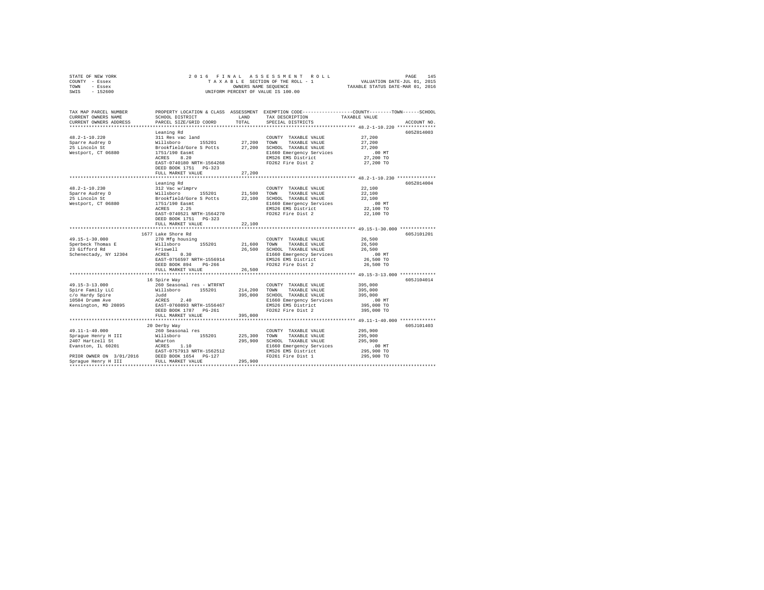STATE OF NEW YORK  
COUNTY - Essex  
TOWN - Essex  
SWIS - 152600

2016 FINAL ASSESSMENT ROLL  
TAXABLE SECTION OF THE ROLL - 1  
OWNERS NAME SEQUENCE  
UNIFORM PERCENT OF VALUE IS 100.00

VALUATION DATE-JUL 01, 2015  
TAXABLE STATUS DATE-MAR 01, 2016

| TAX MAP PARCEL NUMBER / CURRENT OWNERS NAME / CURRENT OWNERS ADDRESS | PROPERTY LOCATION & CLASS / SCHOOL DISTRICT / PARCEL SIZE/GRID COORD | ASSESSMENT LAND | TOTAL | EXEMPTION CODE / TAX DESCRIPTION / SPECIAL DISTRICTS | TAXABLE VALUE (COUNTY / TOWN / SCHOOL) | ACCOUNT NO. |
|---|---|---|---|---|---|---|
| **48.2-1-10.220** | Leaning Rd | | | | | 605Z014003 |
| 48.2-1-10.220 | 311 Res vac land | | | COUNTY TAXABLE VALUE | 27,200 | |
| Sparre Audrey D | Willsboro 155201 | 27,200 | | TOWN TAXABLE VALUE | 27,200 | |
| 25 Lincoln St | Brookfield/Gore S Potts | | 27,200 | SCHOOL TAXABLE VALUE | 27,200 | |
| Westport, CT 06880 | 1751/190 Easmt | | | E1660 Emergency Services | .00 MT | |
| | ACRES 8.20 | | | EMS26 EMS District | 27,200 TO | |
| | EAST-0740180 NRTH-1564268 | | | FD262 Fire Dist 2 | 27,200 TO | |
| | DEED BOOK 1751 PG-323 | | | | | |
| | FULL MARKET VALUE | | 27,200 | | | |
| **48.2-1-10.230** | Leaning Rd | | | | | 605Z014004 |
| 48.2-1-10.230 | 312 Vac w/imprv | | | COUNTY TAXABLE VALUE | 22,100 | |
| Sparre Audrey D | Willsboro 155201 | 21,500 | | TOWN TAXABLE VALUE | 22,100 | |
| 25 Lincoln St | Brookfield/Gore S Potts | | 22,100 | SCHOOL TAXABLE VALUE | 22,100 | |
| Westport, CT 06880 | 1751/190 Easmt | | | E1660 Emergency Services | .00 MT | |
| | ACRES 2.25 | | | EMS26 EMS District | 22,100 TO | |
| | EAST-0740521 NRTH-1564270 | | | FD262 Fire Dist 2 | 22,100 TO | |
| | DEED BOOK 1751 PG-323 | | | | | |
| | FULL MARKET VALUE | | 22,100 | | | |
| **49.15-1-30.000** | 1677 Lake Shore Rd | | | | | 605J101201 |
| 49.15-1-30.000 | 270 Mfg housing | | | COUNTY TAXABLE VALUE | 26,500 | |
| Sperbeck Thomas E | Willsboro 155201 | 21,600 | | TOWN TAXABLE VALUE | 26,500 | |
| 23 Gifford Rd | Friswell | | 26,500 | SCHOOL TAXABLE VALUE | 26,500 | |
| Schenectady, NY 12304 | ACRES 0.30 | | | E1660 Emergency Services | .00 MT | |
| | EAST-0756597 NRTH-1556914 | | | EMS26 EMS District | 26,500 TO | |
| | DEED BOOK 894 PG-266 | | | FD262 Fire Dist 2 | 26,500 TO | |
| | FULL MARKET VALUE | | 26,500 | | | |
| **49.15-3-13.000** | 16 Spire Way | | | | | 605J104014 |
| 49.15-3-13.000 | 260 Seasonal res - WTRFNT | | | COUNTY TAXABLE VALUE | 395,000 | |
| Spire Family LLC | Willsboro 155201 | 214,200 | | TOWN TAXABLE VALUE | 395,000 | |
| c/o Hardy Spire | Judd | | 395,000 | SCHOOL TAXABLE VALUE | 395,000 | |
| 10504 Drumm Ave | ACRES 2.40 | | | E1660 Emergency Services | .00 MT | |
| Kensington, MD 20895 | EAST-0760893 NRTH-1556467 | | | EMS26 EMS District | 395,000 TO | |
| | DEED BOOK 1787 PG-261 | | | FD262 Fire Dist 2 | 395,000 TO | |
| | FULL MARKET VALUE | | 395,000 | | | |
| **49.11-1-40.000** | 20 Derby Way | | | | | 605J101403 |
| 49.11-1-40.000 | 260 Seasonal res | | | COUNTY TAXABLE VALUE | 295,900 | |
| Sprague Henry H III | Willsboro 155201 | 225,300 | | TOWN TAXABLE VALUE | 295,900 | |
| 2407 Hartzell St | Wharton | | 295,900 | SCHOOL TAXABLE VALUE | 295,900 | |
| Evanston, IL 60201 | ACRES 1.10 | | | E1660 Emergency Services | .00 MT | |
| | EAST-0757913 NRTH-1562512 | | | EMS26 EMS District | 295,900 TO | |
| PRIOR OWNER ON 3/01/2016 | DEED BOOK 1654 PG-127 | | | FD261 Fire Dist 1 | 295,900 TO | |
| Sprague Henry H III | FULL MARKET VALUE | | 295,900 | | | |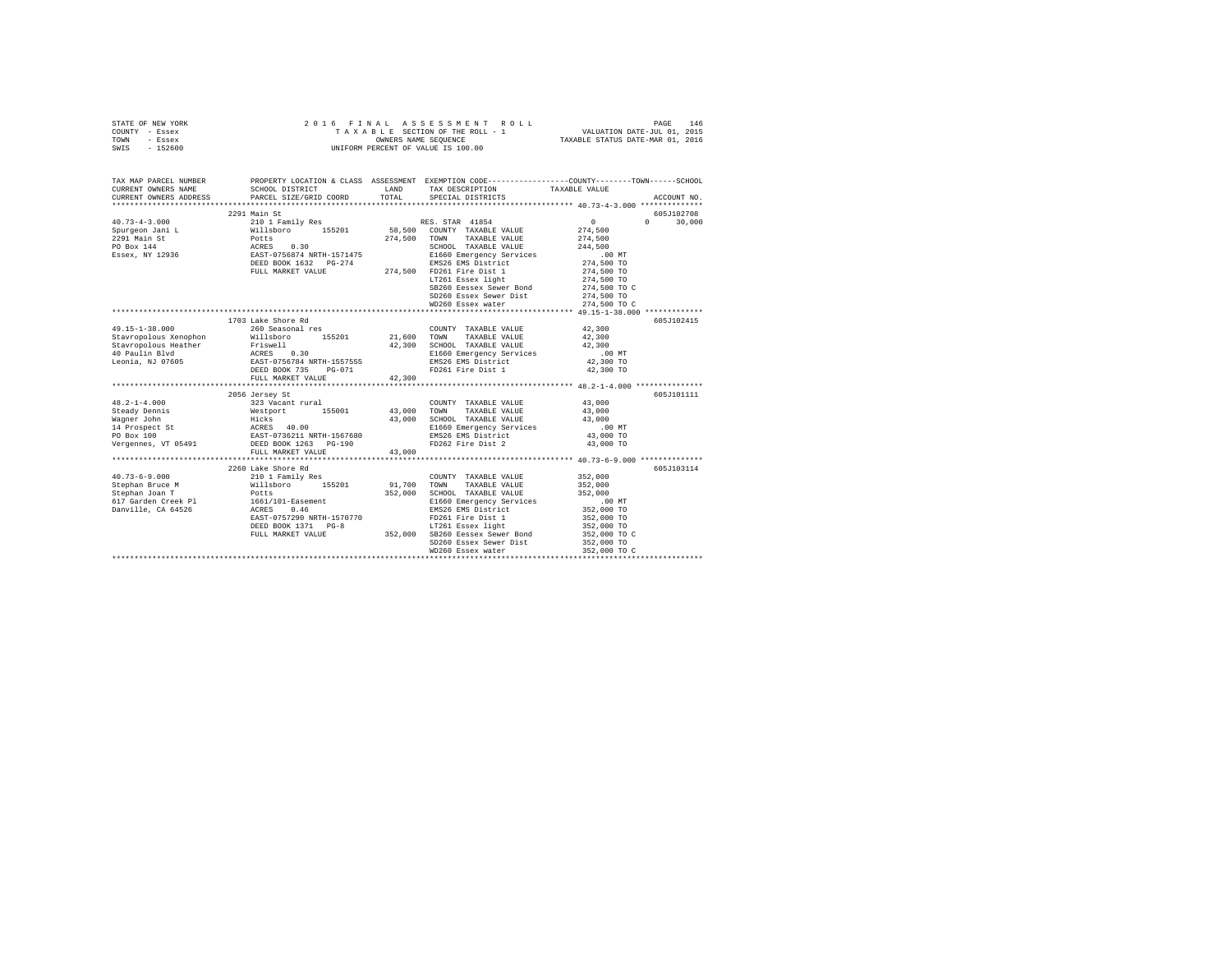STATE OF NEW YORK
COUNTY - Essex
TOWN - Essex
SWIS - 152600

2016 FINAL ASSESSMENT ROLL
TAXABLE SECTION OF THE ROLL - 1
OWNERS NAME SEQUENCE
UNIFORM PERCENT OF VALUE IS 100.00

VALUATION DATE-JUL 01, 2015
TAXABLE STATUS DATE-MAR 01, 2016

| TAX MAP PARCEL NUMBER / CURRENT OWNERS NAME / CURRENT OWNERS ADDRESS | PROPERTY LOCATION & CLASS / SCHOOL DISTRICT / PARCEL SIZE/GRID COORD | ASSESSMENT LAND / TOTAL | EXEMPTION CODE / TAX DESCRIPTION / SPECIAL DISTRICTS | COUNTY / TOWN / SCHOOL TAXABLE VALUE | ACCOUNT NO. |
|---|---|---|---|---|---|
| 40.73-4-3.000 | 2291 Main St | | | | 605J102708 |
| 40.73-4-3.000 | 210 1 Family Res | | RES. STAR 41854 | 0 0 30,000 | |
| Spurgeon Jani L | Willsboro 155201 | 58,500 | COUNTY TAXABLE VALUE | 274,500 | |
| 2291 Main St | Potts | 274,500 | TOWN TAXABLE VALUE | 274,500 | |
| PO Box 144 | ACRES 0.30 | | SCHOOL TAXABLE VALUE | 244,500 | |
| Essex, NY 12936 | EAST-0756874 NRTH-1571475 | | E1660 Emergency Services | .00 MT | |
| | DEED BOOK 1632 PG-274 | | EMS26 EMS District | 274,500 TO | |
| | FULL MARKET VALUE | 274,500 | FD261 Fire Dist 1 | 274,500 TO | |
| | | | LT261 Essex light | 274,500 TO | |
| | | | SB260 Eessex Sewer Bond | 274,500 TO C | |
| | | | SD260 Essex Sewer Dist | 274,500 TO | |
| | | | WD260 Essex water | 274,500 TO C | |
| 49.15-1-38.000 | 1703 Lake Shore Rd | | | | 605J102415 |
| 49.15-1-38.000 | 260 Seasonal res | | COUNTY TAXABLE VALUE | 42,300 | |
| Stavropolous Xenophon | Willsboro 155201 | 21,600 | TOWN TAXABLE VALUE | 42,300 | |
| Stavropolous Heather | Friswell | 42,300 | SCHOOL TAXABLE VALUE | 42,300 | |
| 40 Paulin Blvd | ACRES 0.30 | | E1660 Emergency Services | .00 MT | |
| Leonia, NJ 07605 | EAST-0756784 NRTH-1557555 | | EMS26 EMS District | 42,300 TO | |
| | DEED BOOK 735 PG-071 | | FD261 Fire Dist 1 | 42,300 TO | |
| | FULL MARKET VALUE | 42,300 | | | |
| 48.2-1-4.000 | 2056 Jersey St | | | | 605J101111 |
| 48.2-1-4.000 | 323 Vacant rural | | COUNTY TAXABLE VALUE | 43,000 | |
| Steady Dennis | Westport 155001 | 43,000 | TOWN TAXABLE VALUE | 43,000 | |
| Wagner John | Hicks | 43,000 | SCHOOL TAXABLE VALUE | 43,000 | |
| 14 Prospect St | ACRES 40.00 | | E1660 Emergency Services | .00 MT | |
| PO Box 100 | EAST-0736211 NRTH-1567680 | | EMS26 EMS District | 43,000 TO | |
| Vergennes, VT 05491 | DEED BOOK 1263 PG-190 | | FD262 Fire Dist 2 | 43,000 TO | |
| | FULL MARKET VALUE | 43,000 | | | |
| 40.73-6-9.000 | 2260 Lake Shore Rd | | | | 605J103114 |
| 40.73-6-9.000 | 210 1 Family Res | | COUNTY TAXABLE VALUE | 352,000 | |
| Stephan Bruce M | Willsboro 155201 | 91,700 | TOWN TAXABLE VALUE | 352,000 | |
| Stephan Joan T | Potts | 352,000 | SCHOOL TAXABLE VALUE | 352,000 | |
| 617 Garden Creek Pl | 1661/101-Easement | | E1660 Emergency Services | .00 MT | |
| Danville, CA 64526 | ACRES 0.46 | | EMS26 EMS District | 352,000 TO | |
| | EAST-0757290 NRTH-1570770 | | FD261 Fire Dist 1 | 352,000 TO | |
| | DEED BOOK 1371 PG-8 | | LT261 Essex light | 352,000 TO | |
| | FULL MARKET VALUE | 352,000 | SB260 Eessex Sewer Bond | 352,000 TO C | |
| | | | SD260 Essex Sewer Dist | 352,000 TO | |
| | | | WD260 Essex water | 352,000 TO C | |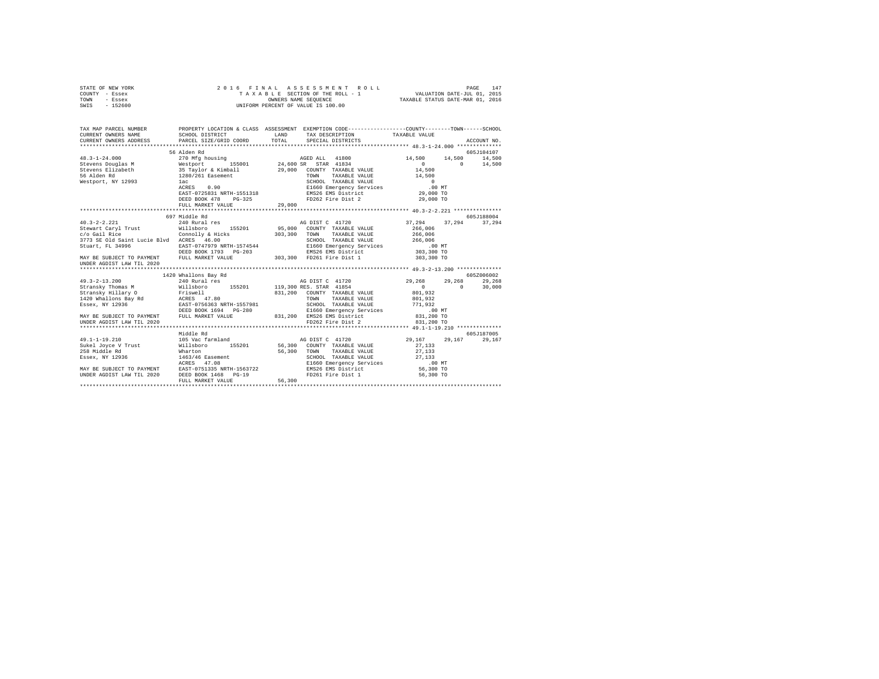STATE OF NEW YORK — 2016 FINAL ASSESSMENT ROLL — PAGE 147
COUNTY - Essex — TAXABLE SECTION OF THE ROLL - 1 — VALUATION DATE-JUL 01, 2015
TOWN - Essex — OWNERS NAME SEQUENCE — TAXABLE STATUS DATE-MAR 01, 2016
SWIS - 152600 — UNIFORM PERCENT OF VALUE IS 100.00

```
TAX MAP PARCEL NUMBER          PROPERTY LOCATION & CLASS  ASSESSMENT  EXEMPTION CODE-----------------COUNTY--------TOWN------SCHOOL
CURRENT OWNERS NAME            SCHOOL DISTRICT             LAND       TAX DESCRIPTION            TAXABLE VALUE
CURRENT OWNERS ADDRESS         PARCEL SIZE/GRID COORD      TOTAL      SPECIAL DISTRICTS                                  ACCOUNT NO.
******************************************************************************************************* 48.3-1-24.000 **************
                               56 Alden Rd                                                                               605J104107
48.3-1-24.000                  270 Mfg housing                        AGED ALL  41800             14,500     14,500     14,500
Stevens Douglas M              Westport       155001       24,600 SR  STAR 41834                      0          0      14,500
Stevens Elizabeth              35 Taylor & Kimball         29,000     COUNTY  TAXABLE VALUE          14,500
56 Alden Rd                    1280/261 Easement                      TOWN    TAXABLE VALUE          14,500
Westport, NY 12993             1ac                                    SCHOOL  TAXABLE VALUE               0
                               ACRES    0.90                          E1660 Emergency Services          .00 MT
                               EAST-0725831 NRTH-1551318              EMS26 EMS District             29,000 TO
                               DEED BOOK 478    PG-325                FD262 Fire Dist 2              29,000 TO
                               FULL MARKET VALUE           29,000
******************************************************************************************************* 40.3-2-2.221 ***************
                               697 Middle Rd                                                                             605J188004
40.3-2-2.221                   240 Rural res                          AG DIST C  41720            37,294     37,294     37,294
Stewart Caryl Trust            Willsboro      155201       95,000     COUNTY  TAXABLE VALUE         266,006
c/o Gail Rice                  Connolly & Hicks            303,300    TOWN    TAXABLE VALUE         266,006
3773 SE Old Saint Lucie Blvd   ACRES   46.00                          SCHOOL  TAXABLE VALUE         266,006
Stuart, FL 34996               EAST-0747979 NRTH-1574544              E1660 Emergency Services          .00 MT
                               DEED BOOK 1793   PG-203                EMS26 EMS District            303,300 TO
MAY BE SUBJECT TO PAYMENT      FULL MARKET VALUE          303,300     FD261 Fire Dist 1             303,300 TO
UNDER AGDIST LAW TIL 2020
******************************************************************************************************* 49.3-2-13.200 **************
                               1420 Whallons Bay Rd                                                                      605Z006002
49.3-2-13.200                  240 Rural res                          AG DIST C  41720            29,268     29,268     29,268
Stransky Thomas M              Willsboro      155201      119,300 RES. STAR 41854                     0          0      30,000
Stransky Hillary O             Friswell                   831,200     COUNTY  TAXABLE VALUE         801,932
1420 Whallons Bay Rd           ACRES   47.80                          TOWN    TAXABLE VALUE         801,932
Essex, NY 12936                EAST-0756363 NRTH-1557981              SCHOOL  TAXABLE VALUE         771,932
                               DEED BOOK 1694   PG-280                E1660 Emergency Services          .00 MT
MAY BE SUBJECT TO PAYMENT      FULL MARKET VALUE          831,200     EMS26 EMS District            831,200 TO
UNDER AGDIST LAW TIL 2020                                             FD262 Fire Dist 2             831,200 TO
******************************************************************************************************* 49.1-1-19.210 **************
                               Middle Rd                                                                                 605J187005
49.1-1-19.210                  105 Vac farmland                       AG DIST C  41720            29,167     29,167     29,167
Sukel Joyce V Trust            Willsboro      155201       56,300     COUNTY  TAXABLE VALUE          27,133
258 Middle Rd                  Wharton                     56,300     TOWN    TAXABLE VALUE          27,133
Essex, NY 12936                1463/46 Easement                       SCHOOL  TAXABLE VALUE          27,133
                               ACRES   47.08                          E1660 Emergency Services          .00 MT
MAY BE SUBJECT TO PAYMENT      EAST-0751335 NRTH-1563722              EMS26 EMS District             56,300 TO
UNDER AGDIST LAW TIL 2020      DEED BOOK 1468   PG-19                 FD261 Fire Dist 1              56,300 TO
                               FULL MARKET VALUE           56,300
************************************************************************************************************************************
```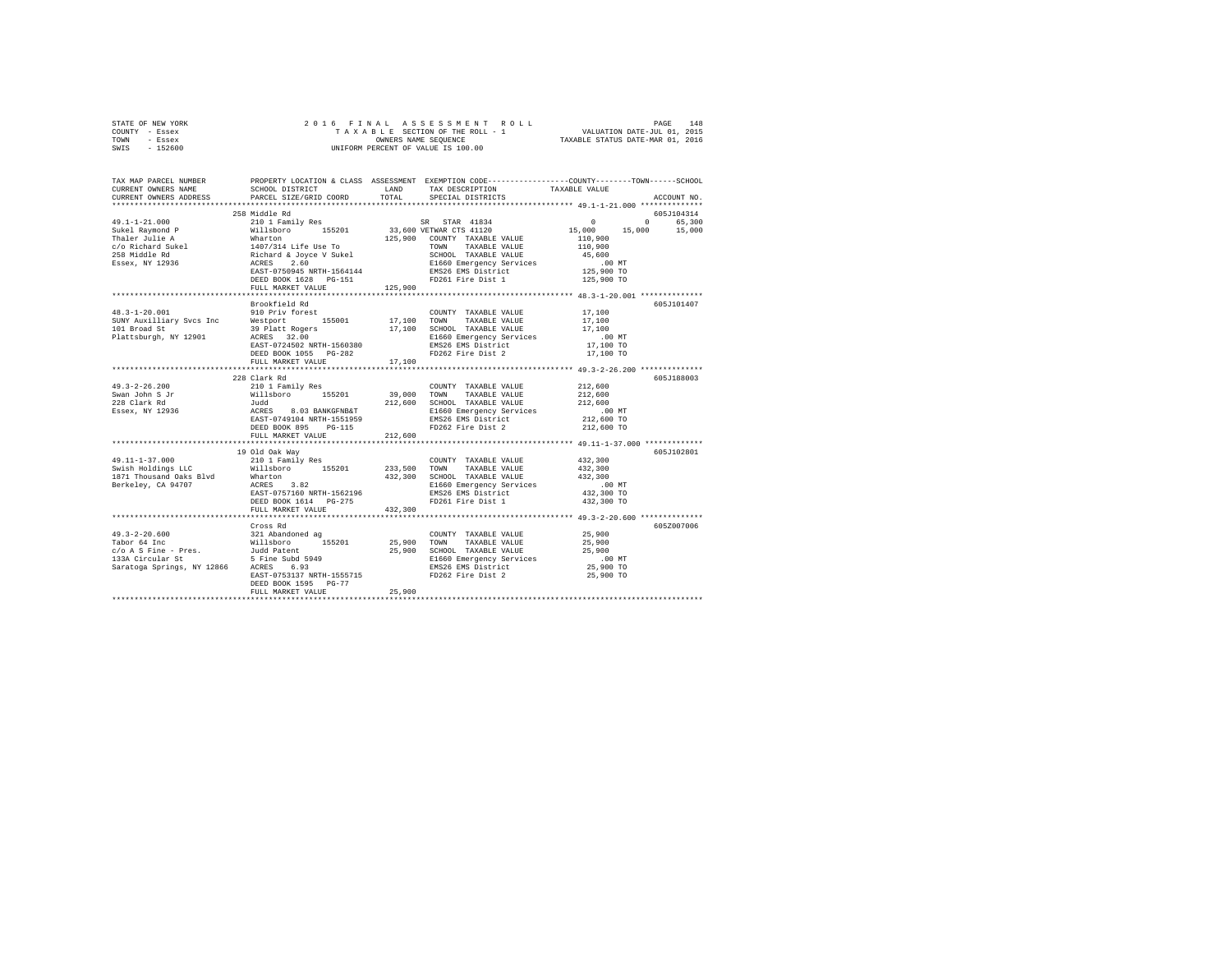STATE OF NEW YORK
COUNTY - Essex
TOWN - Essex
SWIS - 152600

2016 FINAL ASSESSMENT ROLL
TAXABLE SECTION OF THE ROLL - 1
OWNERS NAME SEQUENCE
UNIFORM PERCENT OF VALUE IS 100.00

VALUATION DATE-JUL 01, 2015
TAXABLE STATUS DATE-MAR 01, 2016

```
TAX MAP PARCEL NUMBER          PROPERTY LOCATION & CLASS  ASSESSMENT  EXEMPTION CODE-----------------COUNTY--------TOWN------SCHOOL
CURRENT OWNERS NAME            SCHOOL DISTRICT              LAND      TAX DESCRIPTION            TAXABLE VALUE
CURRENT OWNERS ADDRESS         PARCEL SIZE/GRID COORD      TOTAL      SPECIAL DISTRICTS                                   ACCOUNT NO.
******************************************************************************************************* 49.1-1-21.000 **************
                               258 Middle Rd                                                                              605J104314
49.1-1-21.000                  210 1 Family Res                        SR  STAR 41834                   0          0       65,300
Sukel Raymond P                Willsboro      155201        33,600 VETWAR CTS 41120               15,000     15,000       15,000
Thaler Julie A                 Wharton                     125,900   COUNTY  TAXABLE VALUE          110,900
c/o Richard Sukel              1407/314 Life Use To                  TOWN    TAXABLE VALUE          110,900
258 Middle Rd                  Richard & Joyce V Sukel               SCHOOL  TAXABLE VALUE           45,600
Essex, NY 12936                ACRES    2.60                         E1660 Emergency Services           .00 MT
                               EAST-0750945 NRTH-1564144             EMS26 EMS District             125,900 TO
                               DEED BOOK 1628   PG-151               FD261 Fire Dist 1              125,900 TO
                               FULL MARKET VALUE           125,900
******************************************************************************************************* 48.3-1-20.001 **************
                               Brookfield Rd                                                                              605J101407
48.3-1-20.001                  910 Priv forest                       COUNTY  TAXABLE VALUE           17,100
SUNY Auxilliary Svcs Inc       Westport       155001        17,100   TOWN    TAXABLE VALUE           17,100
101 Broad St                   39 Platt Rogers              17,100   SCHOOL  TAXABLE VALUE           17,100
Plattsburgh, NY 12901          ACRES   32.00                         E1660 Emergency Services           .00 MT
                               EAST-0724502 NRTH-1560380             EMS26 EMS District              17,100 TO
                               DEED BOOK 1055   PG-282               FD262 Fire Dist 2               17,100 TO
                               FULL MARKET VALUE            17,100
******************************************************************************************************* 49.3-2-26.200 **************
                               228 Clark Rd                                                                               605J188003
49.3-2-26.200                  210 1 Family Res                      COUNTY  TAXABLE VALUE          212,600
Swan John S Jr                 Willsboro      155201        39,000   TOWN    TAXABLE VALUE          212,600
228 Clark Rd                   Judd                        212,600   SCHOOL  TAXABLE VALUE          212,600
Essex, NY 12936                ACRES    8.03 BANKGFNB&T              E1660 Emergency Services           .00 MT
                               EAST-0749104 NRTH-1551959             EMS26 EMS District             212,600 TO
                               DEED BOOK 895    PG-115               FD262 Fire Dist 2              212,600 TO
                               FULL MARKET VALUE           212,600
******************************************************************************************************* 49.11-1-37.000 *************
                               19 Old Oak Way                                                                             605J102801
49.11-1-37.000                 210 1 Family Res                      COUNTY  TAXABLE VALUE          432,300
Swish Holdings LLC             Willsboro      155201       233,500   TOWN    TAXABLE VALUE          432,300
1871 Thousand Oaks Blvd        Wharton                     432,300   SCHOOL  TAXABLE VALUE          432,300
Berkeley, CA 94707             ACRES    3.82                         E1660 Emergency Services           .00 MT
                               EAST-0757160 NRTH-1562196             EMS26 EMS District             432,300 TO
                               DEED BOOK 1614   PG-275               FD261 Fire Dist 1              432,300 TO
                               FULL MARKET VALUE           432,300
******************************************************************************************************* 49.3-2-20.600 **************
                               Cross Rd                                                                                   605Z007006
49.3-2-20.600                  321 Abandoned ag                      COUNTY  TAXABLE VALUE           25,900
Tabor 64 Inc                   Willsboro      155201        25,900   TOWN    TAXABLE VALUE           25,900
c/o A S Fine - Pres.           Judd Patent                  25,900   SCHOOL  TAXABLE VALUE           25,900
133A Circular St               5 Fine Subd 5949                      E1660 Emergency Services           .00 MT
Saratoga Springs, NY 12866     ACRES    6.93                         EMS26 EMS District              25,900 TO
                               EAST-0753137 NRTH-1555715             FD262 Fire Dist 2               25,900 TO
                               DEED BOOK 1595   PG-77
                               FULL MARKET VALUE            25,900
************************************************************************************************************************************
```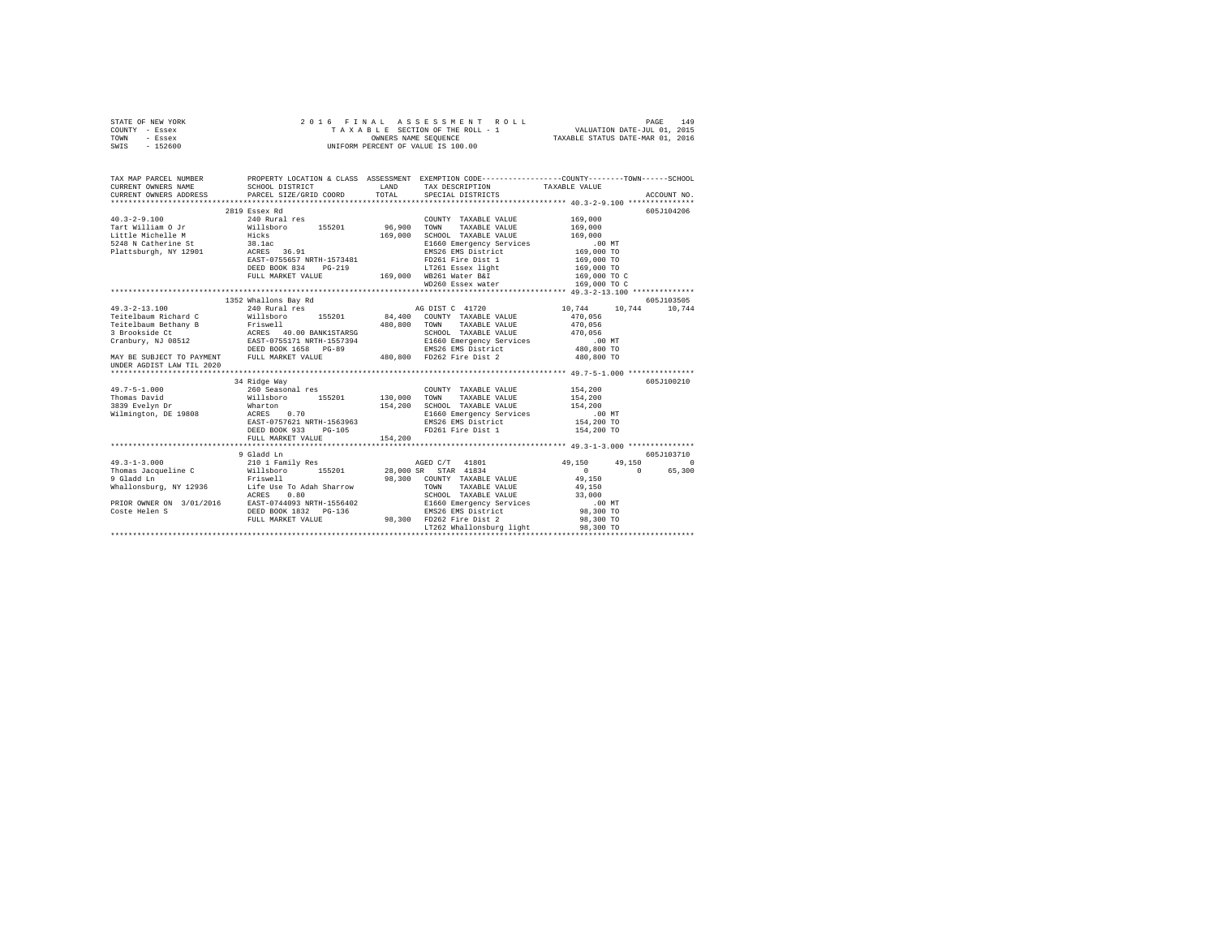STATE OF NEW YORK
COUNTY - Essex
TOWN - Essex
SWIS - 152600

2016 FINAL ASSESSMENT ROLL
TAXABLE SECTION OF THE ROLL - 1
OWNERS NAME SEQUENCE
UNIFORM PERCENT OF VALUE IS 100.00

VALUATION DATE-JUL 01, 2015
TAXABLE STATUS DATE-MAR 01, 2016

```
TAX MAP PARCEL NUMBER      PROPERTY LOCATION & CLASS  ASSESSMENT  EXEMPTION CODE-----------------COUNTY--------TOWN------SCHOOL
CURRENT OWNERS NAME        SCHOOL DISTRICT              LAND      TAX DESCRIPTION           TAXABLE VALUE
CURRENT OWNERS ADDRESS     PARCEL SIZE/GRID COORD       TOTAL     SPECIAL DISTRICTS                                      ACCOUNT NO.
****************************************************************************************************** 40.3-2-9.100 ***************
                           2819 Essex Rd                                                                                 605J104206
40.3-2-9.100               240 Rural res                          COUNTY  TAXABLE VALUE          169,000
Tart William O Jr          Willsboro      155201      96,900      TOWN    TAXABLE VALUE          169,000
Little Michelle M          Hicks                     169,000      SCHOOL  TAXABLE VALUE          169,000
5248 N Catherine St        38.1ac                                 E1660 Emergency Services          .00 MT
Plattsburgh, NY 12901      ACRES   36.91                          EMS26 EMS District             169,000 TO
                           EAST-0755657 NRTH-1573481              FD261 Fire Dist 1              169,000 TO
                           DEED BOOK 834    PG-219                LT261 Essex light              169,000 TO
                           FULL MARKET VALUE         169,000      WB261 Water B&I                169,000 TO C
                                                                  WD260 Essex water              169,000 TO C
****************************************************************************************************** 49.3-2-13.100 **************
                           1352 Whallons Bay Rd                                                                          605J103505
49.3-2-13.100              240 Rural res                          AG DIST C  41720               10,744      10,744      10,744
Teitelbaum Richard C       Willsboro      155201      84,400      COUNTY  TAXABLE VALUE          470,056
Teitelbaum Bethany B       Friswell                  480,800      TOWN    TAXABLE VALUE          470,056
3 Brookside Ct             ACRES   40.00 BANK1STARSG              SCHOOL  TAXABLE VALUE          470,056
Cranbury, NJ 08512         EAST-0755171 NRTH-1557394              E1660 Emergency Services          .00 MT
                           DEED BOOK 1658   PG-89                 EMS26 EMS District             480,800 TO
MAY BE SUBJECT TO PAYMENT  FULL MARKET VALUE         480,800      FD262 Fire Dist 2              480,800 TO
UNDER AGDIST LAW TIL 2020
****************************************************************************************************** 49.7-5-1.000 ***************
                           34 Ridge Way                                                                                  605J100210
49.7-5-1.000               260 Seasonal res                       COUNTY  TAXABLE VALUE          154,200
Thomas David               Willsboro      155201     130,000      TOWN    TAXABLE VALUE          154,200
3839 Evelyn Dr             Wharton                   154,200      SCHOOL  TAXABLE VALUE          154,200
Wilmington, DE 19808       ACRES    0.70                          E1660 Emergency Services          .00 MT
                           EAST-0757621 NRTH-1563963              EMS26 EMS District             154,200 TO
                           DEED BOOK 933    PG-105                FD261 Fire Dist 1              154,200 TO
                           FULL MARKET VALUE         154,200
****************************************************************************************************** 49.3-1-3.000 ***************
                           9 Gladd Ln                                                                                    605J103710
49.3-1-3.000               210 1 Family Res                       AGED C/T   41801               49,150      49,150           0
Thomas Jacqueline C        Willsboro      155201      28,000 SR   STAR       41834                    0           0      65,300
9 Gladd Ln                 Friswell                   98,300      COUNTY  TAXABLE VALUE           49,150
Whallonsburg, NY 12936     Life Use To Adah Sharrow               TOWN    TAXABLE VALUE           49,150
                           ACRES    0.80                          SCHOOL  TAXABLE VALUE           33,000
PRIOR OWNER ON 3/01/2016   EAST-0744093 NRTH-1556402              E1660 Emergency Services          .00 MT
Coste Helen S              DEED BOOK 1832   PG-136                EMS26 EMS District              98,300 TO
                           FULL MARKET VALUE          98,300      FD262 Fire Dist 2               98,300 TO
                                                                  LT262 Whallonsburg light        98,300 TO
************************************************************************************************************************************
```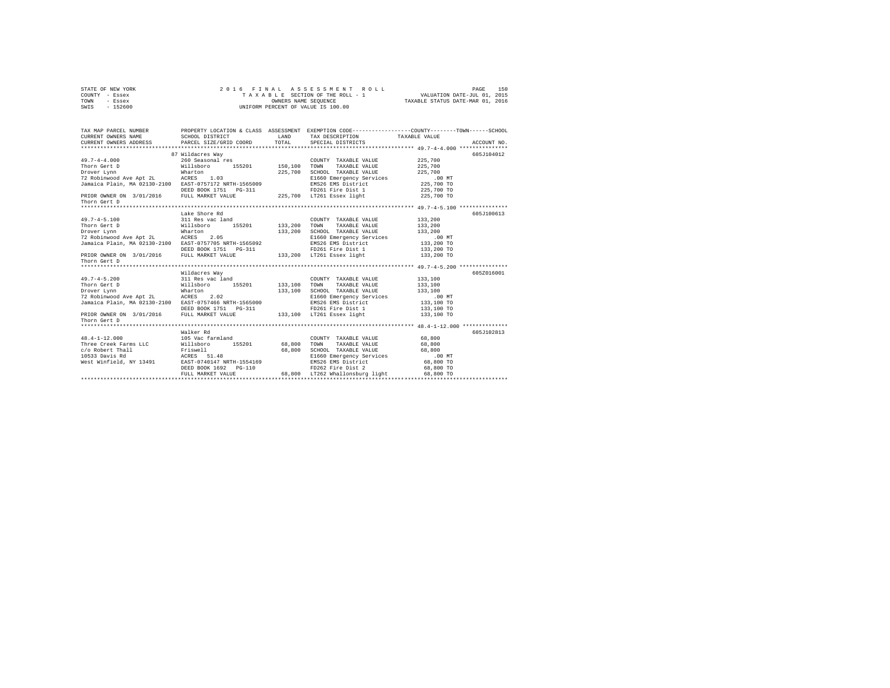STATE OF NEW YORK  
COUNTY - Essex  
TOWN - Essex  
SWIS - 152600

2016 FINAL ASSESSMENT ROLL  
TAXABLE SECTION OF THE ROLL - 1  
OWNERS NAME SEQUENCE  
UNIFORM PERCENT OF VALUE IS 100.00

VALUATION DATE-JUL 01, 2015  
TAXABLE STATUS DATE-MAR 01, 2016

| TAX MAP PARCEL NUMBER<br>CURRENT OWNERS NAME<br>CURRENT OWNERS ADDRESS | PROPERTY LOCATION & CLASS<br>SCHOOL DISTRICT<br>PARCEL SIZE/GRID COORD | ASSESSMENT<br>LAND<br>TOTAL | EXEMPTION CODE<br>TAX DESCRIPTION<br>SPECIAL DISTRICTS | COUNTY--------TOWN------SCHOOL<br>TAXABLE VALUE | ACCOUNT NO. |
|---|---|---|---|---|---|
| **49.7-4-4.000** | 87 Wildacres Way | | | | 605J104012 |
| 49.7-4-4.000 | 260 Seasonal res | | COUNTY TAXABLE VALUE | 225,700 | |
| Thorn Gert D | Willsboro 155201 | 150,100 | TOWN TAXABLE VALUE | 225,700 | |
| Drover Lynn | Wharton | 225,700 | SCHOOL TAXABLE VALUE | 225,700 | |
| 72 Robinwood Ave Apt 2L | ACRES 1.03 | | E1660 Emergency Services | .00 MT | |
| Jamaica Plain, MA 02130-2100 | EAST-0757172 NRTH-1565009 | | EMS26 EMS District | 225,700 TO | |
| | DEED BOOK 1751 PG-311 | | FD261 Fire Dist 1 | 225,700 TO | |
| PRIOR OWNER ON 3/01/2016 | FULL MARKET VALUE | 225,700 | LT261 Essex light | 225,700 TO | |
| Thorn Gert D | | | | | |
| **49.7-4-5.100** | Lake Shore Rd | | | | 605J100613 |
| 49.7-4-5.100 | 311 Res vac land | | COUNTY TAXABLE VALUE | 133,200 | |
| Thorn Gert D | Willsboro 155201 | 133,200 | TOWN TAXABLE VALUE | 133,200 | |
| Drover Lynn | Wharton | 133,200 | SCHOOL TAXABLE VALUE | 133,200 | |
| 72 Robinwood Ave Apt 2L | ACRES 2.05 | | E1660 Emergency Services | .00 MT | |
| Jamaica Plain, MA 02130-2100 | EAST-0757705 NRTH-1565092 | | EMS26 EMS District | 133,200 TO | |
| | DEED BOOK 1751 PG-311 | | FD261 Fire Dist 1 | 133,200 TO | |
| PRIOR OWNER ON 3/01/2016 | FULL MARKET VALUE | 133,200 | LT261 Essex light | 133,200 TO | |
| Thorn Gert D | | | | | |
| **49.7-4-5.200** | Wildacres Way | | | | 605Z016001 |
| 49.7-4-5.200 | 311 Res vac land | | COUNTY TAXABLE VALUE | 133,100 | |
| Thorn Gert D | Willsboro 155201 | 133,100 | TOWN TAXABLE VALUE | 133,100 | |
| Drover Lynn | Wharton | 133,100 | SCHOOL TAXABLE VALUE | 133,100 | |
| 72 Robinwood Ave Apt 2L | ACRES 2.02 | | E1660 Emergency Services | .00 MT | |
| Jamaica Plain, MA 02130-2100 | EAST-0757466 NRTH-1565000 | | EMS26 EMS District | 133,100 TO | |
| | DEED BOOK 1751 PG-311 | | FD261 Fire Dist 1 | 133,100 TO | |
| PRIOR OWNER ON 3/01/2016 | FULL MARKET VALUE | 133,100 | LT261 Essex light | 133,100 TO | |
| Thorn Gert D | | | | | |
| **48.4-1-12.000** | Walker Rd | | | | 605J102813 |
| 48.4-1-12.000 | 105 Vac farmland | | COUNTY TAXABLE VALUE | 68,800 | |
| Three Creek Farms LLC | Willsboro 155201 | 68,800 | TOWN TAXABLE VALUE | 68,800 | |
| c/o Robert Thall | Friswell | 68,800 | SCHOOL TAXABLE VALUE | 68,800 | |
| 10533 Davis Rd | ACRES 51.48 | | E1660 Emergency Services | .00 MT | |
| West Winfield, NY 13491 | EAST-0740147 NRTH-1554169 | | EMS26 EMS District | 68,800 TO | |
| | DEED BOOK 1692 PG-110 | | FD262 Fire Dist 2 | 68,800 TO | |
| | FULL MARKET VALUE | 68,800 | LT262 Whallonsburg light | 68,800 TO | |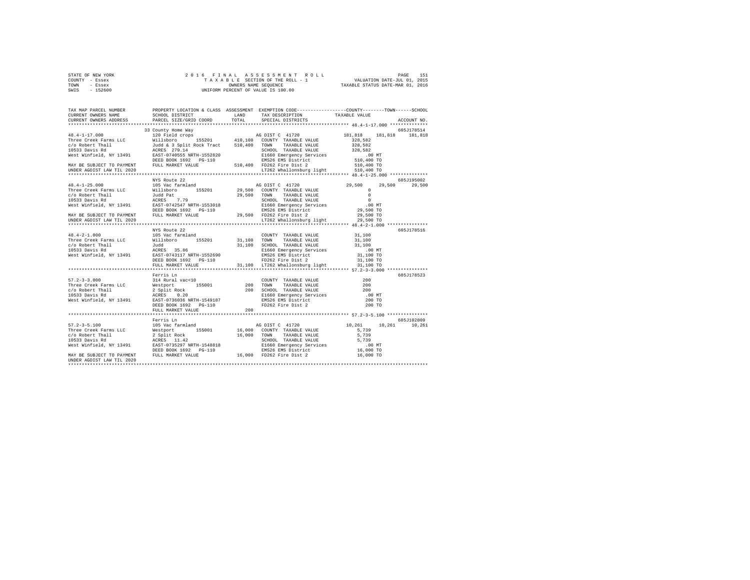```
STATE OF NEW YORK              2 0 1 6   F I N A L   A S S E S S M E N T   R O L L                    PAGE   151
COUNTY  - Essex                  T A X A B L E  SECTION OF THE ROLL - 1           VALUATION DATE-JUL 01, 2015
TOWN    - Essex                         OWNERS NAME SEQUENCE                    TAXABLE STATUS DATE-MAR 01, 2016
SWIS    - 152600                  UNIFORM PERCENT OF VALUE IS 100.00

TAX MAP PARCEL NUMBER          PROPERTY LOCATION & CLASS  ASSESSMENT  EXEMPTION CODE-----------------COUNTY--------TOWN------SCHOOL
CURRENT OWNERS NAME            SCHOOL DISTRICT              LAND      TAX DESCRIPTION              TAXABLE VALUE
CURRENT OWNERS ADDRESS         PARCEL SIZE/GRID COORD       TOTAL     SPECIAL DISTRICTS                                  ACCOUNT NO.
************************************************************************************************* 48.4-1-17.000 **************
                               33 County Home Way                                                                   605J178514
48.4-1-17.000                  120 Field crops                        AG DIST C  41720          181,818     181,818    181,818
Three Creek Farms LLC          Willsboro       155201      410,100    COUNTY  TAXABLE VALUE          328,582
c/o Robert Thall               Judd & 3 Split Rock Tract   510,400    TOWN    TAXABLE VALUE          328,582
10533 Davis Rd                 ACRES  279.14                          SCHOOL  TAXABLE VALUE          328,582
West Winfield, NY 13491        EAST-0740555 NRTH-1552820              E1660 Emergency Services            .00 MT
                               DEED BOOK 1692   PG-110                EMS26 EMS District             510,400 TO
MAY BE SUBJECT TO PAYMENT      FULL MARKET VALUE           510,400    FD262 Fire Dist 2              510,400 TO
UNDER AGDIST LAW TIL 2020                                             LT262 Whallonsburg light       510,400 TO
************************************************************************************************* 48.4-1-25.000 **************
                               NYS Route 22                                                                         605J195002
48.4-1-25.000                  105 Vac farmland                       AG DIST C  41720           29,500      29,500     29,500
Three Creek Farms LLC          Willsboro       155201       29,500    COUNTY  TAXABLE VALUE                0
c/o Robert Thall               Judd Pat                     29,500    TOWN    TAXABLE VALUE                0
10533 Davis Rd                 ACRES    7.79                          SCHOOL  TAXABLE VALUE                0
West Winfield, NY 13491        EAST-0742547 NRTH-1553018              E1660 Emergency Services            .00 MT
                               DEED BOOK 1692   PG-110                EMS26 EMS District              29,500 TO
MAY BE SUBJECT TO PAYMENT      FULL MARKET VALUE            29,500    FD262 Fire Dist 2               29,500 TO
UNDER AGDIST LAW TIL 2020                                             LT262 Whallonsburg light        29,500 TO
************************************************************************************************* 48.4-2-1.000 ***************
                               NYS Route 22                                                                         605J178516
48.4-2-1.000                   105 Vac farmland                       COUNTY  TAXABLE VALUE           31,100
Three Creek Farms LLC          Willsboro       155201       31,100    TOWN    TAXABLE VALUE           31,100
c/o Robert Thall               Judd                         31,100    SCHOOL  TAXABLE VALUE           31,100
10533 Davis Rd                 ACRES   35.86                          E1660 Emergency Services            .00 MT
West Winfield, NY 13491        EAST-0743117 NRTH-1552690              EMS26 EMS District              31,100 TO
                               DEED BOOK 1692   PG-110                FD262 Fire Dist 2               31,100 TO
                               FULL MARKET VALUE            31,100    LT262 Whallonsburg light        31,100 TO
************************************************************************************************* 57.2-3-3.000 ***************
                               Ferris Ln                                                                            605J178523
57.2-3-3.000                   314 Rural vac<10                       COUNTY  TAXABLE VALUE              200
Three Creek Farms LLC          Westport        155001          200    TOWN    TAXABLE VALUE              200
c/o Robert Thall               2 Split Rock                    200    SCHOOL  TAXABLE VALUE              200
10533 Davis Rd                 ACRES    0.20                          E1660 Emergency Services            .00 MT
West Winfield, NY 13491        EAST-0736036 NRTH-1549187              EMS26 EMS District                 200 TO
                               DEED BOOK 1692   PG-110                FD262 Fire Dist 2                  200 TO
                               FULL MARKET VALUE               200
************************************************************************************************* 57.2-3-5.100 ***************
                               Ferris Ln                                                                            605J102809
57.2-3-5.100                   105 Vac farmland                       AG DIST C  41720           10,261      10,261     10,261
Three Creek Farms LLC          Westport        155001       16,000    COUNTY  TAXABLE VALUE            5,739
c/o Robert Thall               2 Split Rock                 16,000    TOWN    TAXABLE VALUE            5,739
10533 Davis Rd                 ACRES   11.42                          SCHOOL  TAXABLE VALUE            5,739
West Winfield, NY 13491        EAST-0735297 NRTH-1548818              E1660 Emergency Services            .00 MT
                               DEED BOOK 1692   PG-110                EMS26 EMS District              16,000 TO
MAY BE SUBJECT TO PAYMENT      FULL MARKET VALUE            16,000    FD262 Fire Dist 2               16,000 TO
UNDER AGDIST LAW TIL 2020
********************************************************************************************************************************
```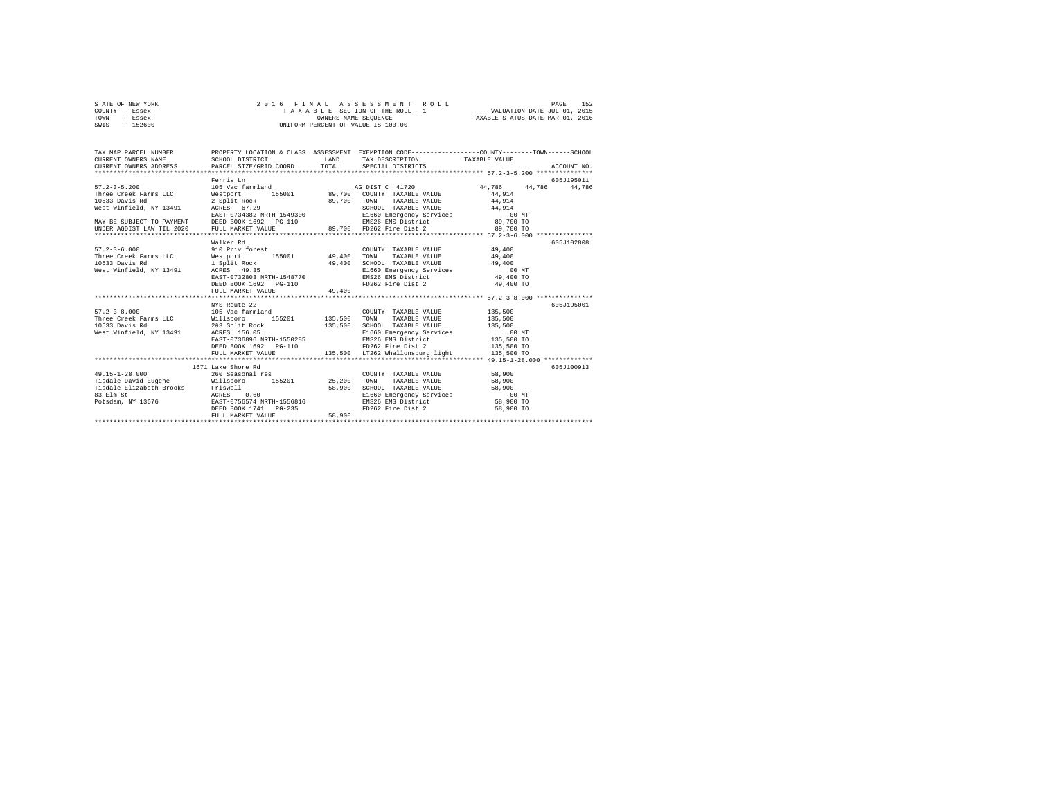STATE OF NEW YORK
COUNTY - Essex
TOWN - Essex
SWIS - 152600

2016 FINAL ASSESSMENT ROLL
TAXABLE SECTION OF THE ROLL - 1
OWNERS NAME SEQUENCE
UNIFORM PERCENT OF VALUE IS 100.00

VALUATION DATE-JUL 01, 2015
TAXABLE STATUS DATE-MAR 01, 2016

```
TAX MAP PARCEL NUMBER         PROPERTY LOCATION & CLASS  ASSESSMENT  EXEMPTION CODE------------------COUNTY--------TOWN------SCHOOL
CURRENT OWNERS NAME           SCHOOL DISTRICT              LAND      TAX DESCRIPTION            TAXABLE VALUE
CURRENT OWNERS ADDRESS        PARCEL SIZE/GRID COORD       TOTAL     SPECIAL DISTRICTS                                   ACCOUNT NO.
******************************************************************************************************* 57.2-3-5.200 ***************
                              Ferris Ln                                                                                605J195011
57.2-3-5.200                  105 Vac farmland                        AG DIST C 41720               44,786     44,786     44,786
Three Creek Farms LLC         Westport       155001        89,700    COUNTY  TAXABLE VALUE           44,914
10533 Davis Rd                2 Split Rock                 89,700    TOWN    TAXABLE VALUE           44,914
West Winfield, NY 13491       ACRES  67.29                           SCHOOL  TAXABLE VALUE           44,914
                              EAST-0734382 NRTH-1549300              E1660 Emergency Services           .00 MT
MAY BE SUBJECT TO PAYMENT     DEED BOOK 1692   PG-110                EMS26 EMS District             89,700 TO
UNDER AGDIST LAW TIL 2020     FULL MARKET VALUE            89,700    FD262 Fire Dist 2              89,700 TO
******************************************************************************************************* 57.2-3-6.000 ***************
                              Walker Rd                                                                                605J102808
57.2-3-6.000                  910 Priv forest                        COUNTY  TAXABLE VALUE           49,400
Three Creek Farms LLC         Westport       155001        49,400    TOWN    TAXABLE VALUE           49,400
10533 Davis Rd                1 Split Rock                 49,400    SCHOOL  TAXABLE VALUE           49,400
West Winfield, NY 13491       ACRES  49.35                           E1660 Emergency Services           .00 MT
                              EAST-0732803 NRTH-1548770              EMS26 EMS District             49,400 TO
                              DEED BOOK 1692   PG-110                FD262 Fire Dist 2              49,400 TO
                              FULL MARKET VALUE            49,400
******************************************************************************************************* 57.2-3-8.000 ***************
                              NYS Route 22                                                                             605J195001
57.2-3-8.000                  105 Vac farmland                       COUNTY  TAXABLE VALUE          135,500
Three Creek Farms LLC         Willsboro      155201       135,500    TOWN    TAXABLE VALUE          135,500
10533 Davis Rd                2&3 Split Rock              135,500    SCHOOL  TAXABLE VALUE          135,500
West Winfield, NY 13491       ACRES 156.05                           E1660 Emergency Services           .00 MT
                              EAST-0736896 NRTH-1550285              EMS26 EMS District            135,500 TO
                              DEED BOOK 1692   PG-110                FD262 Fire Dist 2             135,500 TO
                              FULL MARKET VALUE           135,500    LT262 Whallonsburg light      135,500 TO
******************************************************************************************************* 49.15-1-28.000 *************
                         1671 Lake Shore Rd                                                                            605J100913
49.15-1-28.000                260 Seasonal res                       COUNTY  TAXABLE VALUE           58,900
Tisdale David Eugene          Willsboro      155201        25,200    TOWN    TAXABLE VALUE           58,900
Tisdale Elizabeth Brooks      Friswell                     58,900    SCHOOL  TAXABLE VALUE           58,900
83 Elm St                     ACRES   0.60                           E1660 Emergency Services           .00 MT
Potsdam, NY 13676             EAST-0756574 NRTH-1556816              EMS26 EMS District             58,900 TO
                              DEED BOOK 1741   PG-235                FD262 Fire Dist 2              58,900 TO
                              FULL MARKET VALUE            58,900
************************************************************************************************************************************
```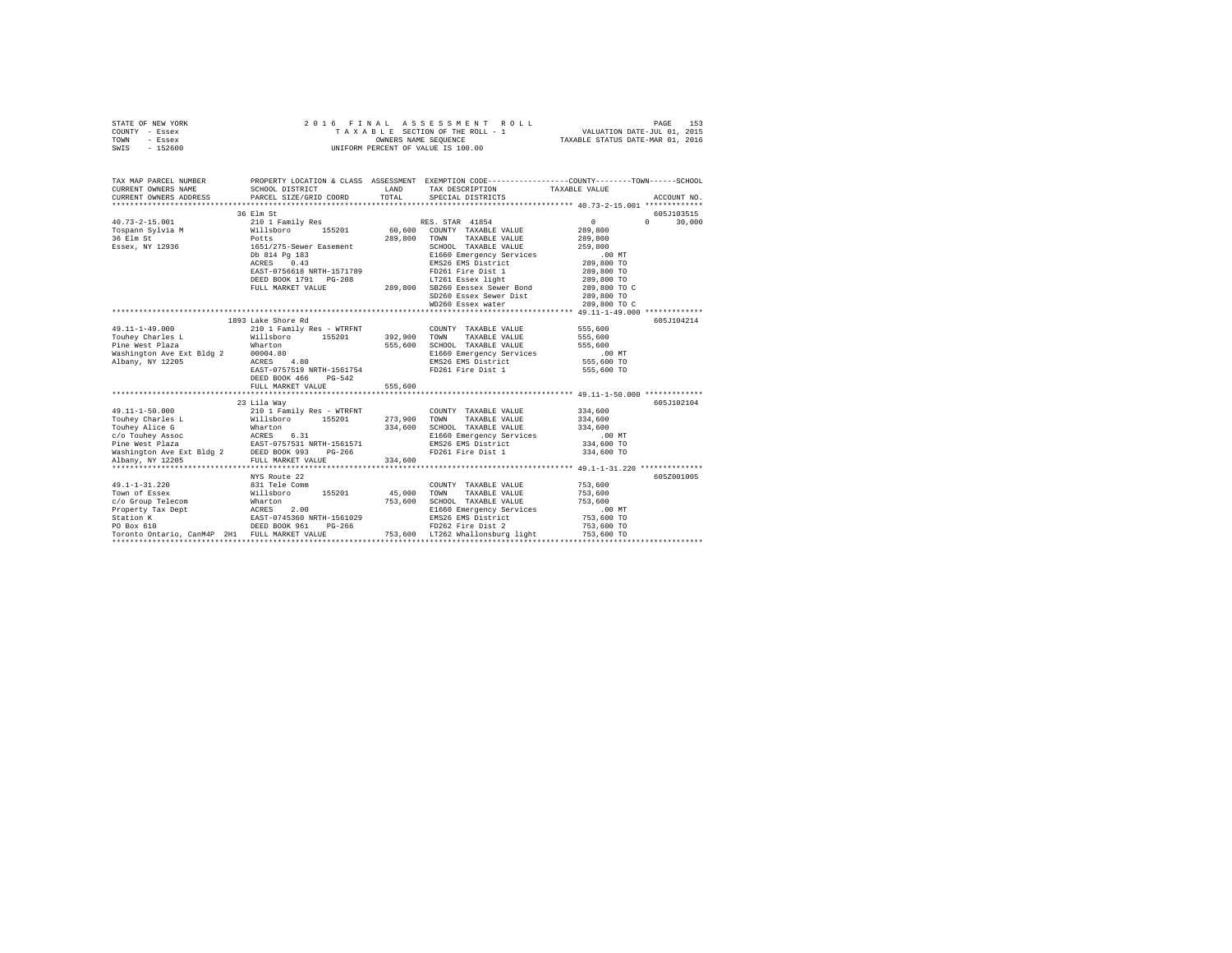STATE OF NEW YORK                    2016 FINAL ASSESSMENT ROLL
COUNTY - Essex                       TAXABLE SECTION OF THE ROLL - 1              VALUATION DATE-JUL 01, 2015
TOWN - Essex                         OWNERS NAME SEQUENCE                         TAXABLE STATUS DATE-MAR 01, 2016
SWIS - 152600                        UNIFORM PERCENT OF VALUE IS 100.00

```
TAX MAP PARCEL NUMBER          PROPERTY LOCATION & CLASS  ASSESSMENT  EXEMPTION CODE-----------------COUNTY--------TOWN------SCHOOL
CURRENT OWNERS NAME            SCHOOL DISTRICT             LAND       TAX DESCRIPTION            TAXABLE VALUE
CURRENT OWNERS ADDRESS         PARCEL SIZE/GRID COORD      TOTAL      SPECIAL DISTRICTS                                       ACCOUNT NO.
*********************************************************************************************** 40.73-2-15.001 *************
                  36 Elm St                                                                                          605J103515
40.73-2-15.001           210 1 Family Res                       RES. STAR 41854                 0            0       30,000
Tospann Sylvia M         Willsboro      155201       60,600   COUNTY  TAXABLE VALUE          289,800
36 Elm St                Potts                      289,800   TOWN    TAXABLE VALUE          289,800
Essex, NY 12936          1651/275-Sewer Easement              SCHOOL  TAXABLE VALUE          259,800
                         Db 814 Pg 183                        E1660 Emergency Services           .00 MT
                         ACRES    0.43                        EMS26 EMS District             289,800 TO
                         EAST-0756618 NRTH-1571789            FD261 Fire Dist 1              289,800 TO
                         DEED BOOK 1791   PG-208              LT261 Essex light              289,800 TO
                         FULL MARKET VALUE          289,800   SB260 Eessex Sewer Bond        289,800 TO C
                                                              SD260 Essex Sewer Dist         289,800 TO
                                                              WD260 Essex water              289,800 TO C
*********************************************************************************************** 49.11-1-49.000 *************
                  1893 Lake Shore Rd                                                                                 605J104214
49.11-1-49.000           210 1 Family Res - WTRFNT            COUNTY  TAXABLE VALUE          555,600
Touhey Charles L         Willsboro      155201      392,900   TOWN    TAXABLE VALUE          555,600
Pine West Plaza          Wharton                    555,600   SCHOOL  TAXABLE VALUE          555,600
Washington Ave Ext Bldg 2  00004.80                           E1660 Emergency Services           .00 MT
Albany, NY 12205         ACRES    4.80                        EMS26 EMS District             555,600 TO
                         EAST-0757519 NRTH-1561754            FD261 Fire Dist 1              555,600 TO
                         DEED BOOK 466    PG-542
                         FULL MARKET VALUE          555,600
*********************************************************************************************** 49.11-1-50.000 *************
                  23 Lila Way                                                                                        605J102104
49.11-1-50.000           210 1 Family Res - WTRFNT            COUNTY  TAXABLE VALUE          334,600
Touhey Charles L         Willsboro      155201      273,900   TOWN    TAXABLE VALUE          334,600
Touhey Alice G           Wharton                    334,600   SCHOOL  TAXABLE VALUE          334,600
c/o Touhey Assoc         ACRES    6.31                        E1660 Emergency Services           .00 MT
Pine West Plaza          EAST-0757531 NRTH-1561571            EMS26 EMS District             334,600 TO
Washington Ave Ext Bldg 2  DEED BOOK 993   PG-266             FD261 Fire Dist 1              334,600 TO
Albany, NY 12205         FULL MARKET VALUE          334,600
*********************************************************************************************** 49.1-1-31.220 **************
                  NYS Route 22                                                                                       605Z001005
49.1-1-31.220            831 Tele Comm                        COUNTY  TAXABLE VALUE          753,600
Town of Essex            Willsboro      155201       45,000   TOWN    TAXABLE VALUE          753,600
c/o Group Telecom        Wharton                    753,600   SCHOOL  TAXABLE VALUE          753,600
Property Tax Dept        ACRES    2.00                        E1660 Emergency Services           .00 MT
Station K                EAST-0745360 NRTH-1561029            EMS26 EMS District             753,600 TO
PO Box 610               DEED BOOK 961    PG-266              FD262 Fire Dist 2              753,600 TO
Toronto Ontario, CanM4P 2H1  FULL MARKET VALUE      753,600   LT262 Whallonsburg light       753,600 TO
******************************************************************************************************************************
```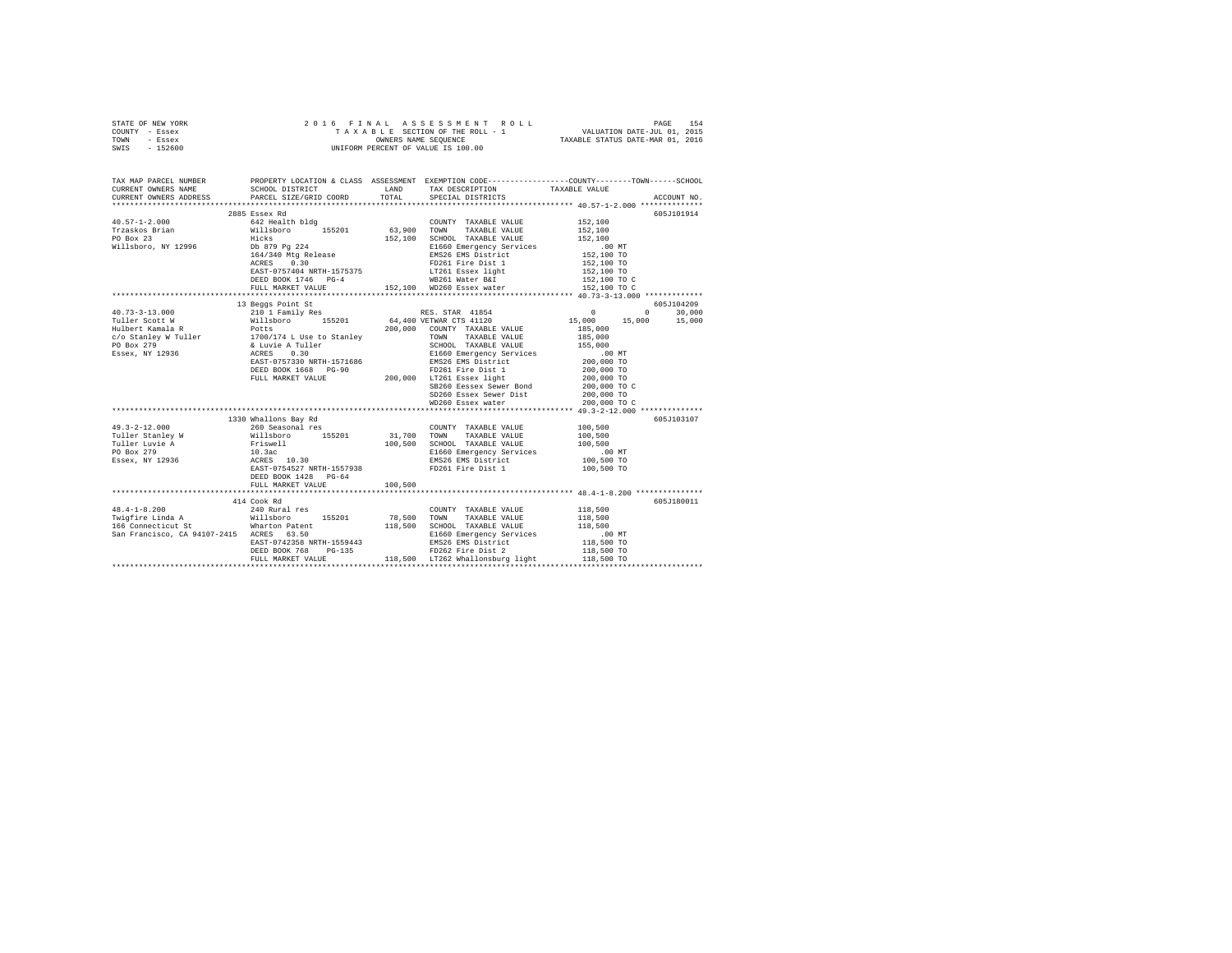STATE OF NEW YORK
COUNTY - Essex
TOWN - Essex
SWIS - 152600

2016 FINAL ASSESSMENT ROLL
TAXABLE SECTION OF THE ROLL - 1
OWNERS NAME SEQUENCE
UNIFORM PERCENT OF VALUE IS 100.00

VALUATION DATE-JUL 01, 2015
TAXABLE STATUS DATE-MAR 01, 2016

```
TAX MAP PARCEL NUMBER      PROPERTY LOCATION & CLASS  ASSESSMENT  EXEMPTION CODE-----------------COUNTY--------TOWN------SCHOOL
CURRENT OWNERS NAME        SCHOOL DISTRICT             LAND       TAX DESCRIPTION            TAXABLE VALUE
CURRENT OWNERS ADDRESS     PARCEL SIZE/GRID COORD      TOTAL      SPECIAL DISTRICTS                                      ACCOUNT NO.
******************************************************************************************** 40.57-1-2.000 **************
                           2885 Essex Rd                                                                              605J101914
40.57-1-2.000              642 Health bldg                        COUNTY  TAXABLE VALUE          152,100
Trzaskos Brian             Willsboro      155201        63,900    TOWN    TAXABLE VALUE          152,100
PO Box 23                  Hicks                        152,100   SCHOOL  TAXABLE VALUE          152,100
Willsboro, NY 12996        Db 879 Pg 224                          E1660 Emergency Services            .00 MT
                           164/340 Mtg Release                    EMS26 EMS District             152,100 TO
                           ACRES    0.30                          FD261 Fire Dist 1              152,100 TO
                           EAST-0757404 NRTH-1575375              LT261 Essex light              152,100 TO
                           DEED BOOK 1746   PG-4                  WB261 Water B&I                152,100 TO C
                           FULL MARKET VALUE           152,100    WD260 Essex water              152,100 TO C
******************************************************************************************** 40.73-3-13.000 *************
                           13 Beggs Point St                                                                          605J104209
40.73-3-13.000             210 1 Family Res                       RES. STAR 41854                      0          0     30,000
Tuller Scott W             Willsboro      155201        64,400 VETWAR CTS 41120                   15,000     15,000     15,000
Hulbert Kamala R           Potts                        200,000   COUNTY  TAXABLE VALUE          185,000
c/o Stanley W Tuller       1700/174 L Use to Stanley              TOWN    TAXABLE VALUE          185,000
PO Box 279                 & Luvie A Tuller                       SCHOOL  TAXABLE VALUE          155,000
Essex, NY 12936            ACRES    0.30                          E1660 Emergency Services            .00 MT
                           EAST-0757330 NRTH-1571686              EMS26 EMS District             200,000 TO
                           DEED BOOK 1668   PG-90                 FD261 Fire Dist 1              200,000 TO
                           FULL MARKET VALUE           200,000    LT261 Essex light              200,000 TO
                                                                  SB260 Eessex Sewer Bond        200,000 TO C
                                                                  SD260 Essex Sewer Dist         200,000 TO
                                                                  WD260 Essex water              200,000 TO C
******************************************************************************************** 49.3-2-12.000 **************
                           1330 Whallons Bay Rd                                                                       605J103107
49.3-2-12.000              260 Seasonal res                       COUNTY  TAXABLE VALUE          100,500
Tuller Stanley W           Willsboro      155201        31,700    TOWN    TAXABLE VALUE          100,500
Tuller Luvie A             Friswell                     100,500   SCHOOL  TAXABLE VALUE          100,500
PO Box 279                 10.3ac                                 E1660 Emergency Services            .00 MT
Essex, NY 12936            ACRES   10.30                          EMS26 EMS District             100,500 TO
                           EAST-0754527 NRTH-1557938              FD261 Fire Dist 1              100,500 TO
                           DEED BOOK 1428   PG-64
                           FULL MARKET VALUE           100,500
******************************************************************************************** 48.4-1-8.200 ***************
                           414 Cook Rd                                                                                605J180011
48.4-1-8.200               240 Rural res                          COUNTY  TAXABLE VALUE          118,500
Twigfire Linda A           Willsboro      155201        78,500    TOWN    TAXABLE VALUE          118,500
166 Connecticut St         Wharton Patent               118,500   SCHOOL  TAXABLE VALUE          118,500
San Francisco, CA 94107-2415  ACRES   63.50                       E1660 Emergency Services            .00 MT
                           EAST-0742358 NRTH-1559443              EMS26 EMS District             118,500 TO
                           DEED BOOK 768    PG-135                FD262 Fire Dist 2              118,500 TO
                           FULL MARKET VALUE           118,500    LT262 Whallonsburg light       118,500 TO
************************************************************************************************************************
```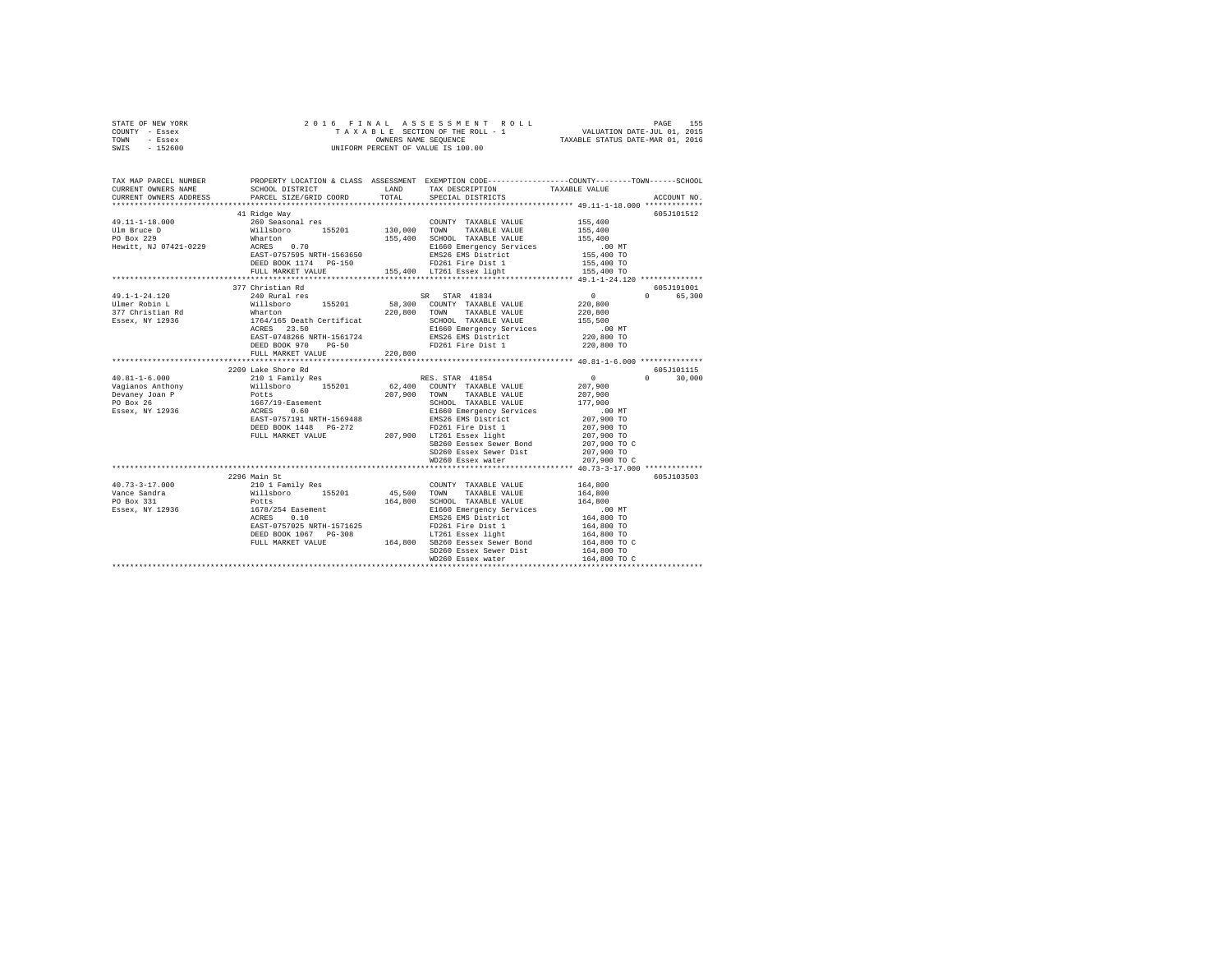STATE OF NEW YORK
COUNTY - Essex
TOWN - Essex
SWIS - 152600

2016 FINAL ASSESSMENT ROLL
TAXABLE SECTION OF THE ROLL - 1
OWNERS NAME SEQUENCE
UNIFORM PERCENT OF VALUE IS 100.00

VALUATION DATE-JUL 01, 2015
TAXABLE STATUS DATE-MAR 01, 2016

```
TAX MAP PARCEL NUMBER        PROPERTY LOCATION & CLASS  ASSESSMENT  EXEMPTION CODE-----------------COUNTY--------TOWN------SCHOOL
CURRENT OWNERS NAME          SCHOOL DISTRICT              LAND       TAX DESCRIPTION              TAXABLE VALUE
CURRENT OWNERS ADDRESS       PARCEL SIZE/GRID COORD      TOTAL       SPECIAL DISTRICTS                                  ACCOUNT NO.
*********************************************************************************************** 49.11-1-18.000 *************
                             41 Ridge Way                                                                              605J101512
49.11-1-18.000               260 Seasonal res                        COUNTY  TAXABLE VALUE           155,400
Ulm Bruce D                  Willsboro       155201     130,000      TOWN    TAXABLE VALUE           155,400
PO Box 229                   Wharton                    155,400      SCHOOL  TAXABLE VALUE           155,400
Hewitt, NJ 07421-0229        ACRES    0.70                           E1660 Emergency Services            .00 MT
                             EAST-0757595 NRTH-1563650               EMS26 EMS District              155,400 TO
                             DEED BOOK 1174   PG-150                 FD261 Fire Dist 1               155,400 TO
                             FULL MARKET VALUE          155,400      LT261 Essex light               155,400 TO
*********************************************************************************************** 49.1-1-24.120 **************
                             377 Christian Rd                                                                          605J191001
49.1-1-24.120                240 Rural res                           SR  STAR 41834                        0        0     65,300
Ulmer Robin L                Willsboro       155201      58,300      COUNTY  TAXABLE VALUE           220,800
377 Christian Rd             Wharton                    220,800      TOWN    TAXABLE VALUE           220,800
Essex, NY 12936              1764/165 Death Certificat               SCHOOL  TAXABLE VALUE           155,500
                             ACRES   23.50                           E1660 Emergency Services            .00 MT
                             EAST-0748266 NRTH-1561724               EMS26 EMS District              220,800 TO
                             DEED BOOK 970    PG-50                  FD261 Fire Dist 1               220,800 TO
                             FULL MARKET VALUE          220,800
*********************************************************************************************** 40.81-1-6.000 **************
                             2209 Lake Shore Rd                                                                        605J101115
40.81-1-6.000                210 1 Family Res                        RES. STAR 41854                       0        0     30,000
Vagianos Anthony             Willsboro       155201      62,400      COUNTY  TAXABLE VALUE           207,900
Devaney Joan P               Potts                      207,900      TOWN    TAXABLE VALUE           207,900
PO Box 26                    1667/19-Easement                        SCHOOL  TAXABLE VALUE           177,900
Essex, NY 12936              ACRES    0.60                           E1660 Emergency Services            .00 MT
                             EAST-0757191 NRTH-1569488               EMS26 EMS District              207,900 TO
                             DEED BOOK 1448   PG-272                 FD261 Fire Dist 1               207,900 TO
                             FULL MARKET VALUE          207,900      LT261 Essex light               207,900 TO
                                                                     SB260 Eessex Sewer Bond         207,900 TO C
                                                                     SD260 Essex Sewer Dist          207,900 TO
                                                                     WD260 Essex water               207,900 TO C
*********************************************************************************************** 40.73-3-17.000 *************
                             2296 Main St                                                                              605J103503
40.73-3-17.000               210 1 Family Res                        COUNTY  TAXABLE VALUE           164,800
Vance Sandra                 Willsboro       155201      45,500      TOWN    TAXABLE VALUE           164,800
PO Box 331                   Potts                      164,800      SCHOOL  TAXABLE VALUE           164,800
Essex, NY 12936              1678/254 Easement                       E1660 Emergency Services            .00 MT
                             ACRES    0.10                           EMS26 EMS District              164,800 TO
                             EAST-0757025 NRTH-1571625               FD261 Fire Dist 1               164,800 TO
                             DEED BOOK 1067   PG-308                 LT261 Essex light               164,800 TO
                             FULL MARKET VALUE          164,800      SB260 Eessex Sewer Bond         164,800 TO C
                                                                     SD260 Essex Sewer Dist          164,800 TO
                                                                     WD260 Essex water               164,800 TO C
****************************************************************************************************************************
```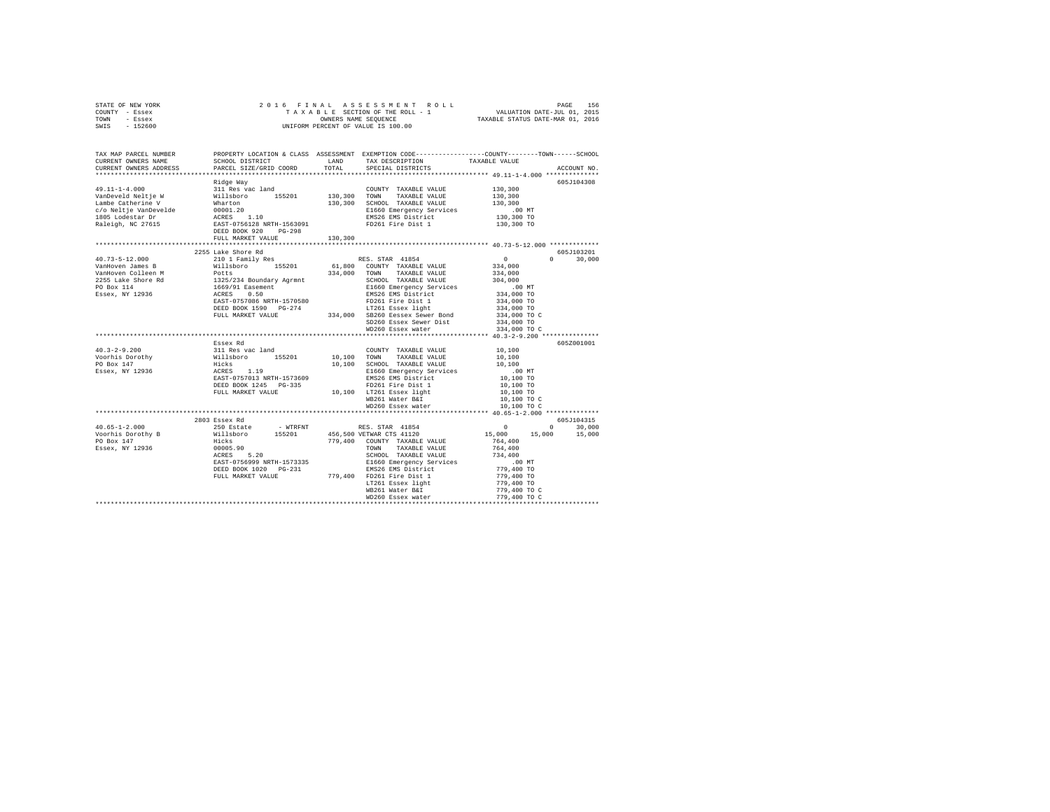STATE OF NEW YORK  
COUNTY - Essex  
TOWN - Essex  
SWIS - 152600

2 0 1 6 F I N A L A S S E S S M E N T R O L L  
T A X A B L E SECTION OF THE ROLL - 1  
OWNERS NAME SEQUENCE  
UNIFORM PERCENT OF VALUE IS 100.00

VALUATION DATE-JUL 01, 2015  
TAXABLE STATUS DATE-MAR 01, 2016

```
TAX MAP PARCEL NUMBER     PROPERTY LOCATION & CLASS  ASSESSMENT  EXEMPTION CODE-----------------COUNTY--------TOWN------SCHOOL
CURRENT OWNERS NAME       SCHOOL DISTRICT             LAND      TAX DESCRIPTION            TAXABLE VALUE
CURRENT OWNERS ADDRESS    PARCEL SIZE/GRID COORD      TOTAL     SPECIAL DISTRICTS                                        ACCOUNT NO.
******************************************************************************************* 49.11-1-4.000 **************
                          Ridge Way                                                                                 605J104308
49.11-1-4.000             311 Res vac land                      COUNTY  TAXABLE VALUE         130,300
VanDeveld Neltje W        Willsboro      155201     130,300     TOWN    TAXABLE VALUE         130,300
Lambe Catherine V         Wharton                   130,300     SCHOOL  TAXABLE VALUE         130,300
c/o Neltje VanDevelde     00001.20                              E1660 Emergency Services          .00 MT
1805 Lodestar Dr          ACRES    1.10                         EMS26 EMS District            130,300 TO
Raleigh, NC 27615         EAST-0756128 NRTH-1563091             FD261 Fire Dist 1             130,300 TO
                          DEED BOOK 920    PG-298
                          FULL MARKET VALUE         130,300
******************************************************************************************* 40.73-5-12.000 *************
                          2255 Lake Shore Rd                                                                        605J103201
40.73-5-12.000            210 1 Family Res                      RES. STAR 41854                    0          0     30,000
VanHoven James B          Willsboro      155201      61,800     COUNTY  TAXABLE VALUE         334,000
VanHoven Colleen M        Potts                     334,000     TOWN    TAXABLE VALUE         334,000
2255 Lake Shore Rd        1325/234 Boundary Agrmnt              SCHOOL  TAXABLE VALUE         304,000
PO Box 114                1669/91 Easement                      E1660 Emergency Services          .00 MT
Essex, NY 12936           ACRES    0.50                         EMS26 EMS District            334,000 TO
                          EAST-0757086 NRTH-1570580             FD261 Fire Dist 1             334,000 TO
                          DEED BOOK 1590   PG-274               LT261 Essex light             334,000 TO
                          FULL MARKET VALUE         334,000     SB260 Eessex Sewer Bond       334,000 TO C
                                                                SD260 Essex Sewer Dist        334,000 TO
                                                                WD260 Essex water             334,000 TO C
******************************************************************************************* 40.3-2-9.200 ***************
                          Essex Rd                                                                                  605Z001001
40.3-2-9.200              311 Res vac land                      COUNTY  TAXABLE VALUE          10,100
Voorhis Dorothy           Willsboro      155201      10,100     TOWN    TAXABLE VALUE          10,100
PO Box 147                Hicks                      10,100     SCHOOL  TAXABLE VALUE          10,100
Essex, NY 12936           ACRES    1.19                         E1660 Emergency Services          .00 MT
                          EAST-0757013 NRTH-1573609             EMS26 EMS District             10,100 TO
                          DEED BOOK 1245   PG-335               FD261 Fire Dist 1              10,100 TO
                          FULL MARKET VALUE          10,100     LT261 Essex light              10,100 TO
                                                                WB261 Water B&I                10,100 TO C
                                                                WD260 Essex water              10,100 TO C
******************************************************************************************* 40.65-1-2.000 **************
                          2803 Essex Rd                                                                             605J104315
40.65-1-2.000             250 Estate      - WTRFNT              RES. STAR 41854                    0          0     30,000
Voorhis Dorothy B         Willsboro      155201     456,500     VETWAR CTS 41120              15,000     15,000     15,000
PO Box 147                Hicks                     779,400     COUNTY  TAXABLE VALUE         764,400
Essex, NY 12936           00005.90                              TOWN    TAXABLE VALUE         764,400
                          ACRES    5.20                         SCHOOL  TAXABLE VALUE         734,400
                          EAST-0756999 NRTH-1573335             E1660 Emergency Services          .00 MT
                          DEED BOOK 1020   PG-231               EMS26 EMS District            779,400 TO
                          FULL MARKET VALUE         779,400     FD261 Fire Dist 1             779,400 TO
                                                                LT261 Essex light             779,400 TO
                                                                WB261 Water B&I               779,400 TO C
                                                                WD260 Essex water             779,400 TO C
************************************************************************************************************************
```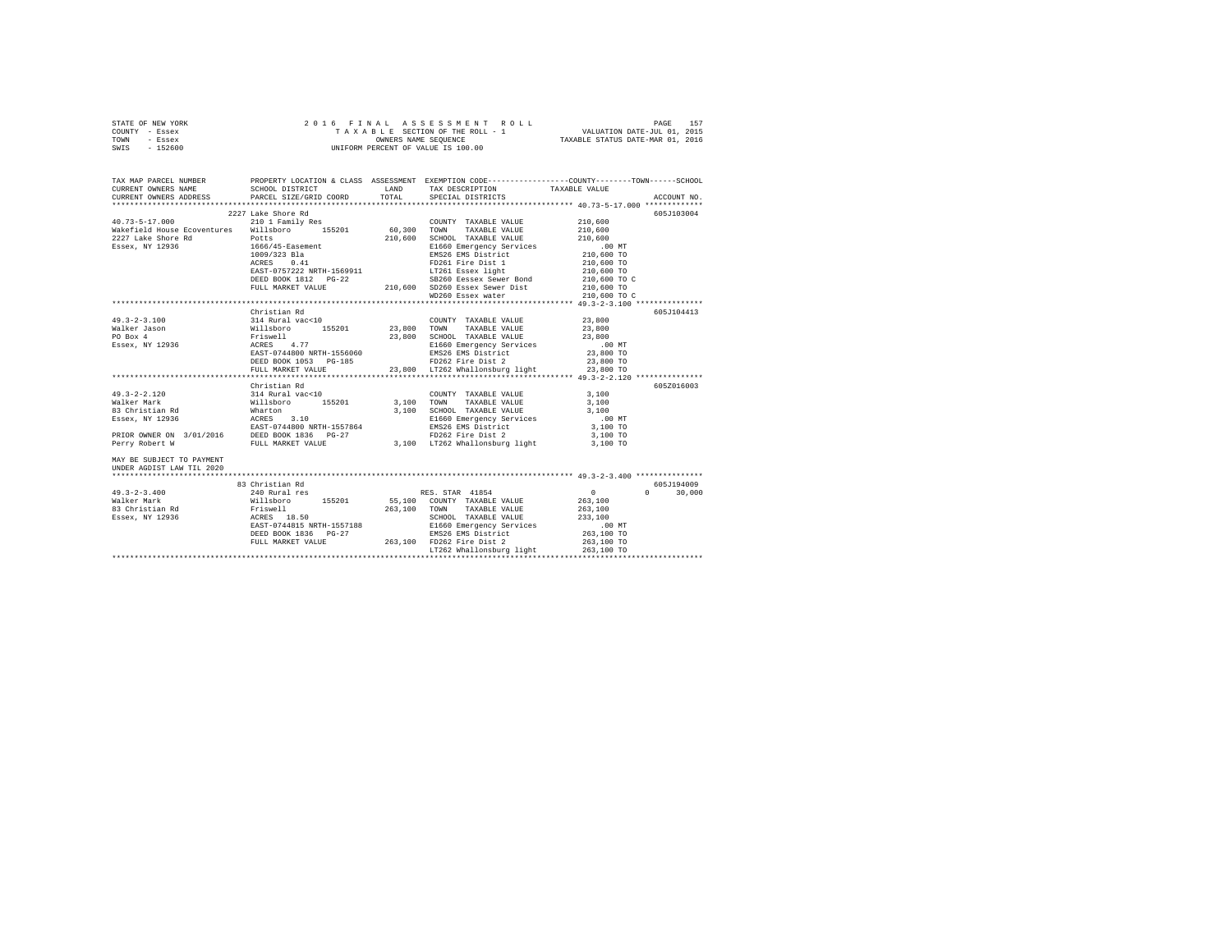STATE OF NEW YORK — 2016 FINAL ASSESSMENT ROLL — PAGE 157
COUNTY - Essex — TAXABLE SECTION OF THE ROLL - 1 — VALUATION DATE-JUL 01, 2015
TOWN - Essex — OWNERS NAME SEQUENCE — TAXABLE STATUS DATE-MAR 01, 2016
SWIS - 152600 — UNIFORM PERCENT OF VALUE IS 100.00

```
TAX MAP PARCEL NUMBER          PROPERTY LOCATION & CLASS  ASSESSMENT  EXEMPTION CODE-----------------COUNTY--------TOWN------SCHOOL
CURRENT OWNERS NAME            SCHOOL DISTRICT               LAND     TAX DESCRIPTION            TAXABLE VALUE
CURRENT OWNERS ADDRESS         PARCEL SIZE/GRID COORD        TOTAL    SPECIAL DISTRICTS                                    ACCOUNT NO.
*********************************************************************************************** 40.73-5-17.000 *************
                            2227 Lake Shore Rd                                                                      605J103004
40.73-5-17.000              210 1 Family Res                      COUNTY  TAXABLE VALUE          210,600
Wakefield House Ecoventures Willsboro      155201     60,300  TOWN    TAXABLE VALUE              210,600
2227 Lake Shore Rd          Potts                    210,600  SCHOOL  TAXABLE VALUE              210,600
Essex, NY 12936             1666/45-Easement                  E1660 Emergency Services              .00 MT
                            1009/323 Bla                      EMS26 EMS District              210,600 TO
                            ACRES    0.41                     FD261 Fire Dist 1               210,600 TO
                            EAST-0757222 NRTH-1569911         LT261 Essex light               210,600 TO
                            DEED BOOK 1812   PG-22            SB260 Eessex Sewer Bond         210,600 TO C
                            FULL MARKET VALUE        210,600  SD260 Essex Sewer Dist          210,600 TO
                                                              WD260 Essex water               210,600 TO C
*********************************************************************************************** 49.3-2-3.100 ***************
                            Christian Rd                                                                            605J104413
49.3-2-3.100                314 Rural vac<10                  COUNTY  TAXABLE VALUE           23,800
Walker Jason                Willsboro      155201     23,800  TOWN    TAXABLE VALUE               23,800
PO Box 4                    Friswell                  23,800  SCHOOL  TAXABLE VALUE               23,800
Essex, NY 12936             ACRES    4.77                     E1660 Emergency Services              .00 MT
                            EAST-0744800 NRTH-1556060         EMS26 EMS District               23,800 TO
                            DEED BOOK 1053   PG-185           FD262 Fire Dist 2                23,800 TO
                            FULL MARKET VALUE         23,800  LT262 Whallonsburg light         23,800 TO
*********************************************************************************************** 49.3-2-2.120 ***************
                            Christian Rd                                                                            605Z016003
49.3-2-2.120                314 Rural vac<10                  COUNTY  TAXABLE VALUE            3,100
Walker Mark                 Willsboro      155201      3,100  TOWN    TAXABLE VALUE                3,100
83 Christian Rd             Wharton                    3,100  SCHOOL  TAXABLE VALUE                3,100
Essex, NY 12936             ACRES    3.10                     E1660 Emergency Services              .00 MT
                            EAST-0744800 NRTH-1557864         EMS26 EMS District                3,100 TO
PRIOR OWNER ON 3/01/2016    DEED BOOK 1836   PG-27            FD262 Fire Dist 2                 3,100 TO
Perry Robert W              FULL MARKET VALUE          3,100  LT262 Whallonsburg light          3,100 TO

MAY BE SUBJECT TO PAYMENT
UNDER AGDIST LAW TIL 2020
*********************************************************************************************** 49.3-2-3.400 ***************
                            83 Christian Rd                                                                         605J194009
49.3-2-3.400                240 Rural res                     RES. STAR 41854                    0          0      30,000
Walker Mark                 Willsboro      155201     55,100  COUNTY  TAXABLE VALUE          263,100
83 Christian Rd             Friswell                 263,100  TOWN    TAXABLE VALUE              263,100
Essex, NY 12936             ACRES   18.50                     SCHOOL  TAXABLE VALUE          233,100
                            EAST-0744815 NRTH-1557188         E1660 Emergency Services              .00 MT
                            DEED BOOK 1836   PG-27            EMS26 EMS District              263,100 TO
                            FULL MARKET VALUE        263,100  FD262 Fire Dist 2               263,100 TO
                                                              LT262 Whallonsburg light        263,100 TO
****************************************************************************************************************************
```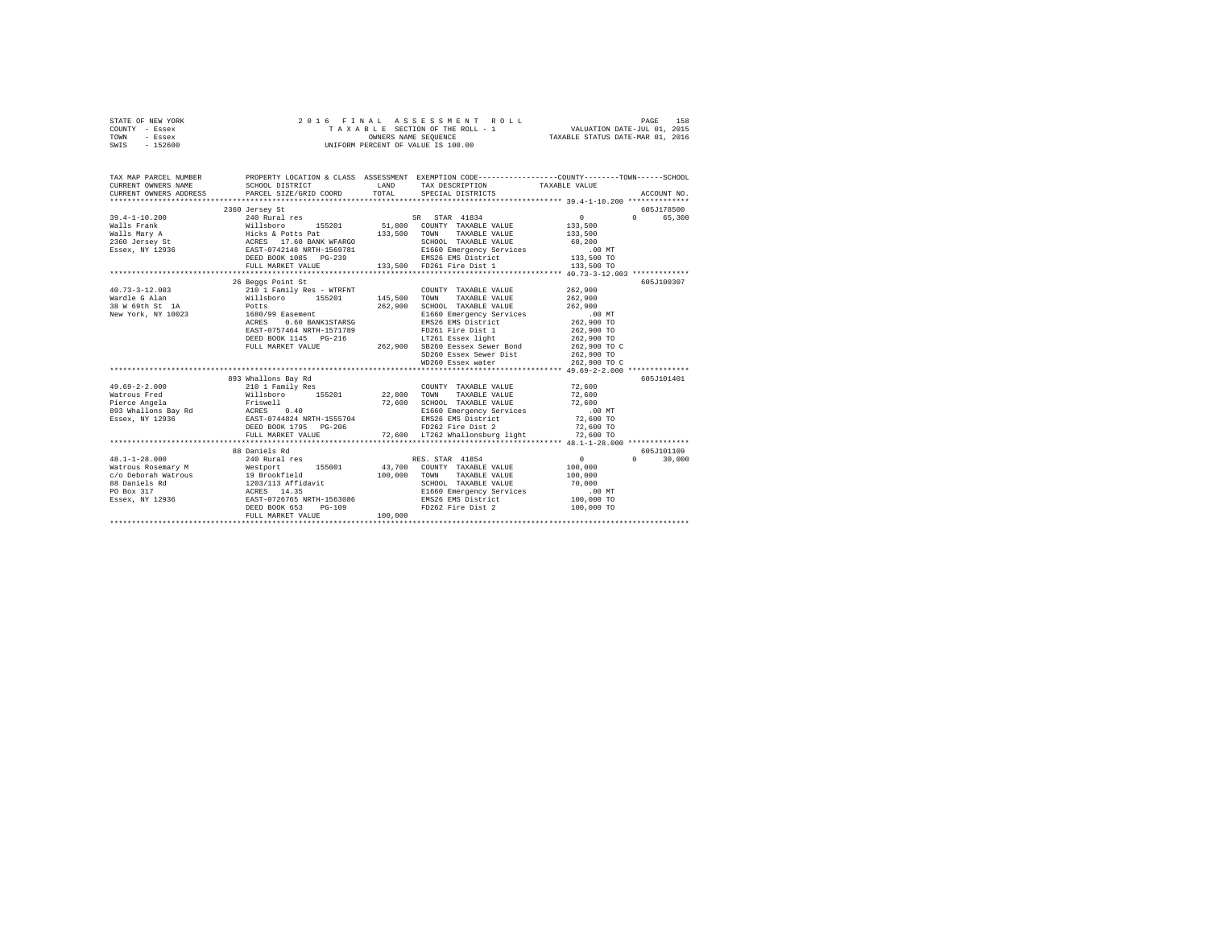STATE OF NEW YORK  
COUNTY - Essex  
TOWN - Essex  
SWIS - 152600

2 0 1 6 F I N A L A S S E S S M E N T R O L L  
T A X A B L E SECTION OF THE ROLL - 1  
OWNERS NAME SEQUENCE  
UNIFORM PERCENT OF VALUE IS 100.00

VALUATION DATE-JUL 01, 2015  
TAXABLE STATUS DATE-MAR 01, 2016

```
TAX MAP PARCEL NUMBER          PROPERTY LOCATION & CLASS  ASSESSMENT  EXEMPTION CODE-----------------COUNTY--------TOWN------SCHOOL
CURRENT OWNERS NAME            SCHOOL DISTRICT              LAND      TAX DESCRIPTION            TAXABLE VALUE
CURRENT OWNERS ADDRESS         PARCEL SIZE/GRID COORD       TOTAL     SPECIAL DISTRICTS                                    ACCOUNT NO.
******************************************************************************************************* 39.4-1-10.200 **************
                    2360 Jersey St                                                                                         605J178500
39.4-1-10.200                  240 Rural res                         SR  STAR 41834              0          0      65,300
Walls Frank                    Willsboro      155201      51,800   COUNTY  TAXABLE VALUE       133,500
Walls Mary A                   Hicks & Potts Pat          133,500   TOWN    TAXABLE VALUE       133,500
2360 Jersey St                 ACRES  17.60 BANK WFARGO              SCHOOL  TAXABLE VALUE        68,200
Essex, NY 12936                EAST-0742148 NRTH-1569781             E1660 Emergency Services        .00 MT
                               DEED BOOK 1085   PG-239               EMS26 EMS District          133,500 TO
                               FULL MARKET VALUE          133,500   FD261 Fire Dist 1           133,500 TO
******************************************************************************************************* 40.73-3-12.003 *************
                    26 Beggs Point St                                                                                      605J100307
40.73-3-12.003                 210 1 Family Res - WTRFNT             COUNTY  TAXABLE VALUE       262,900
Wardle G Alan                  Willsboro      155201     145,500   TOWN    TAXABLE VALUE       262,900
38 W 69th St  1A               Potts                      262,900   SCHOOL  TAXABLE VALUE       262,900
New York, NY 10023             1680/99 Easement                      E1660 Emergency Services        .00 MT
                               ACRES   0.60 BANK1STARSG              EMS26 EMS District          262,900 TO
                               EAST-0757464 NRTH-1571789             FD261 Fire Dist 1           262,900 TO
                               DEED BOOK 1145   PG-216               LT261 Essex light           262,900 TO
                               FULL MARKET VALUE          262,900   SB260 Eessex Sewer Bond     262,900 TO C
                                                                     SD260 Essex Sewer Dist      262,900 TO
                                                                     WD260 Essex water           262,900 TO C
******************************************************************************************************* 49.69-2-2.000 **************
                    893 Whallons Bay Rd                                                                                    605J101401
49.69-2-2.000                  210 1 Family Res                      COUNTY  TAXABLE VALUE        72,600
Watrous Fred                   Willsboro      155201      22,800   TOWN    TAXABLE VALUE        72,600
Pierce Angela                  Friswell                    72,600   SCHOOL  TAXABLE VALUE        72,600
893 Whallons Bay Rd            ACRES   0.40                          E1660 Emergency Services        .00 MT
Essex, NY 12936                EAST-0744824 NRTH-1555704             EMS26 EMS District           72,600 TO
                               DEED BOOK 1795   PG-206               FD262 Fire Dist 2            72,600 TO
                               FULL MARKET VALUE           72,600   LT262 Whallonsburg light     72,600 TO
******************************************************************************************************* 48.1-1-28.000 **************
                    88 Daniels Rd                                                                                          605J101109
48.1-1-28.000                  240 Rural res                         RES. STAR 41854             0          0      30,000
Watrous Rosemary M             Westport       155001      43,700   COUNTY  TAXABLE VALUE       100,000
c/o Deborah Watrous            19 Brookfield              100,000   TOWN    TAXABLE VALUE       100,000
88 Daniels Rd                  1203/113 Affidavit                    SCHOOL  TAXABLE VALUE        70,000
PO Box 317                     ACRES  14.35                          E1660 Emergency Services        .00 MT
Essex, NY 12936                EAST-0726765 NRTH-1563086             EMS26 EMS District          100,000 TO
                               DEED BOOK 653    PG-109               FD262 Fire Dist 2           100,000 TO
                               FULL MARKET VALUE          100,000
************************************************************************************************************************************
```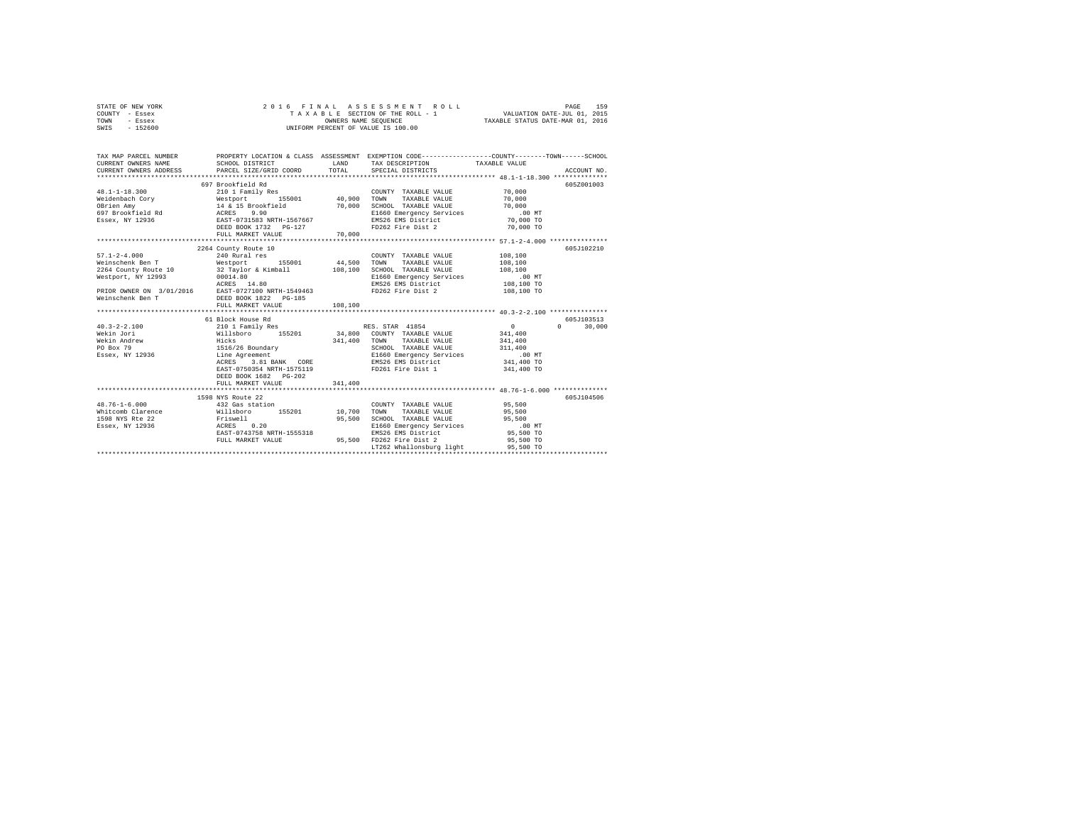STATE OF NEW YORK — 2016 FINAL ASSESSMENT ROLL
COUNTY - Essex — TAXABLE SECTION OF THE ROLL - 1 — VALUATION DATE-JUL 01, 2015
TOWN - Essex — OWNERS NAME SEQUENCE — TAXABLE STATUS DATE-MAR 01, 2016
SWIS - 152600 — UNIFORM PERCENT OF VALUE IS 100.00

| TAX MAP PARCEL NUMBER / CURRENT OWNERS NAME / CURRENT OWNERS ADDRESS | PROPERTY LOCATION & CLASS / SCHOOL DISTRICT / PARCEL SIZE/GRID COORD | ASSESSMENT LAND / TOTAL | EXEMPTION CODE / TAX DESCRIPTION / SPECIAL DISTRICTS | COUNTY / TOWN / SCHOOL TAXABLE VALUE | ACCOUNT NO. |
|---|---|---|---|---|---|
| **48.1-1-18.300** | 697 Brookfield Rd | | | | 605Z001003 |
| 48.1-1-18.300 | 210 1 Family Res | | COUNTY TAXABLE VALUE | 70,000 | |
| Weidenbach Cory | Westport 155001 | 40,900 | TOWN TAXABLE VALUE | 70,000 | |
| OBrien Amy | 14 & 15 Brookfield | 70,000 | SCHOOL TAXABLE VALUE | 70,000 | |
| 697 Brookfield Rd | ACRES 9.90 | | E1660 Emergency Services | .00 MT | |
| Essex, NY 12936 | EAST-0731583 NRTH-1567667 | | EMS26 EMS District | 70,000 TO | |
| | DEED BOOK 1732 PG-127 | | FD262 Fire Dist 2 | 70,000 TO | |
| | FULL MARKET VALUE | 70,000 | | | |
| **57.1-2-4.000** | 2264 County Route 10 | | | | 605J102210 |
| 57.1-2-4.000 | 240 Rural res | | COUNTY TAXABLE VALUE | 108,100 | |
| Weinschenk Ben T | Westport 155001 | 44,500 | TOWN TAXABLE VALUE | 108,100 | |
| 2264 County Route 10 | 32 Taylor & Kimball | 108,100 | SCHOOL TAXABLE VALUE | 108,100 | |
| Westport, NY 12993 | 00014.80 | | E1660 Emergency Services | .00 MT | |
| | ACRES 14.80 | | EMS26 EMS District | 108,100 TO | |
| PRIOR OWNER ON 3/01/2016 | EAST-0727100 NRTH-1549463 | | FD262 Fire Dist 2 | 108,100 TO | |
| Weinschenk Ben T | DEED BOOK 1822 PG-185 | | | | |
| | FULL MARKET VALUE | 108,100 | | | |
| **40.3-2-2.100** | 61 Block House Rd | | | | 605J103513 |
| 40.3-2-2.100 | 210 1 Family Res | | RES. STAR 41854 | 0 / 0 / 30,000 | |
| Wekin Jori | Willsboro 155201 | 34,800 | COUNTY TAXABLE VALUE | 341,400 | |
| Wekin Andrew | Hicks | 341,400 | TOWN TAXABLE VALUE | 341,400 | |
| PO Box 79 | 1516/26 Boundary | | SCHOOL TAXABLE VALUE | 311,400 | |
| Essex, NY 12936 | Line Agreement | | E1660 Emergency Services | .00 MT | |
| | ACRES 3.81 BANK CORE | | EMS26 EMS District | 341,400 TO | |
| | EAST-0750354 NRTH-1575119 | | FD261 Fire Dist 1 | 341,400 TO | |
| | DEED BOOK 1682 PG-202 | | | | |
| | FULL MARKET VALUE | 341,400 | | | |
| **48.76-1-6.000** | 1598 NYS Route 22 | | | | 605J104506 |
| 48.76-1-6.000 | 432 Gas station | | COUNTY TAXABLE VALUE | 95,500 | |
| Whitcomb Clarence | Willsboro 155201 | 10,700 | TOWN TAXABLE VALUE | 95,500 | |
| 1598 NYS Rte 22 | Friswell | 95,500 | SCHOOL TAXABLE VALUE | 95,500 | |
| Essex, NY 12936 | ACRES 0.20 | | E1660 Emergency Services | .00 MT | |
| | EAST-0743758 NRTH-1555318 | | EMS26 EMS District | 95,500 TO | |
| | FULL MARKET VALUE | 95,500 | FD262 Fire Dist 2 | 95,500 TO | |
| | | | LT262 Whallonsburg light | 95,500 TO | |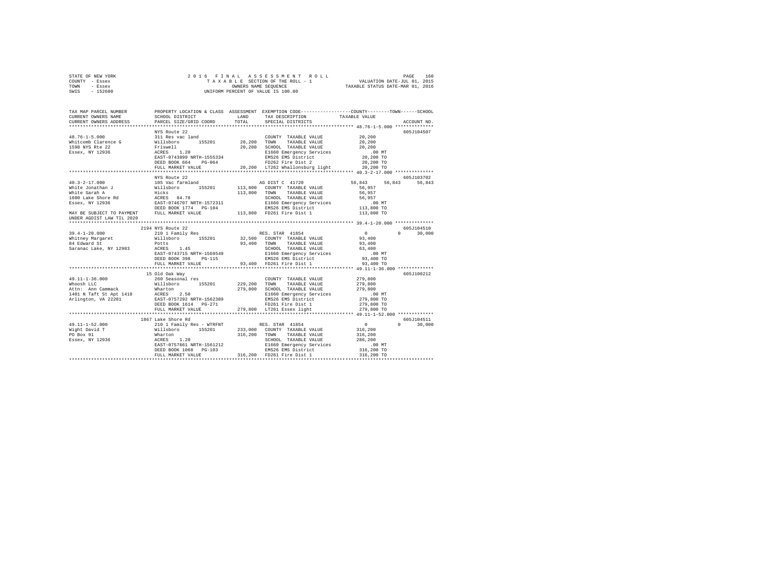STATE OF NEW YORK
COUNTY - Essex
TOWN - Essex
SWIS - 152600

# 2016 FINAL ASSESSMENT ROLL
TAXABLE SECTION OF THE ROLL - 1
OWNERS NAME SEQUENCE
UNIFORM PERCENT OF VALUE IS 100.00

VALUATION DATE-JUL 01, 2015
TAXABLE STATUS DATE-MAR 01, 2016

| TAX MAP PARCEL NUMBER / CURRENT OWNERS NAME / CURRENT OWNERS ADDRESS | PROPERTY LOCATION & CLASS / SCHOOL DISTRICT / PARCEL SIZE/GRID COORD | ASSESSMENT LAND | TOTAL | EXEMPTION CODE / TAX DESCRIPTION / SPECIAL DISTRICTS | COUNTY | TOWN | SCHOOL / TAXABLE VALUE | ACCOUNT NO. |
|---|---|---|---|---|---|---|---|---|
| 48.76-1-5.000 | NYS Route 22 | | | | | | | 605J104507 |
| 48.76-1-5.000 | 311 Res vac land | | | COUNTY TAXABLE VALUE | | | 20,200 | |
| Whitcomb Clarence G | Willsboro 155201 | 20,200 | | TOWN TAXABLE VALUE | | | 20,200 | |
| 1598 NYS Rte 22 | Friswell | | 20,200 | SCHOOL TAXABLE VALUE | | | 20,200 | |
| Essex, NY 12936 | ACRES 1.20 | | | E1660 Emergency Services | | | .00 MT | |
| | EAST-0743899 NRTH-1555334 | | | EMS26 EMS District | | | 20,200 TO | |
| | DEED BOOK 664 PG-064 | | | FD262 Fire Dist 2 | | | 20,200 TO | |
| | FULL MARKET VALUE | | 20,200 | LT262 Whallonsburg light | | | 20,200 TO | |
| 40.3-2-17.000 | NYS Route 22 | | | | | | | 605J103702 |
| 40.3-2-17.000 | 105 Vac farmland | | | AG DIST C 41720 | 56,843 | 56,843 | 56,843 | |
| White Jonathan J | Willsboro 155201 | 113,800 | | COUNTY TAXABLE VALUE | | | 56,957 | |
| White Sarah A | Hicks | | 113,800 | TOWN TAXABLE VALUE | | | 56,957 | |
| 1600 Lake Shore Rd | ACRES 84.78 | | | SCHOOL TAXABLE VALUE | | | 56,957 | |
| Essex, NY 12936 | EAST-0746707 NRTH-1572311 | | | E1660 Emergency Services | | | .00 MT | |
| | DEED BOOK 1774 PG-104 | | | EMS26 EMS District | | | 113,800 TO | |
| MAY BE SUBJECT TO PAYMENT | FULL MARKET VALUE | | 113,800 | FD261 Fire Dist 1 | | | 113,800 TO | |
| UNDER AGDIST LAW TIL 2020 | | | | | | | | |
| 39.4-1-20.000 | 2194 NYS Route 22 | | | | | | | 605J104510 |
| 39.4-1-20.000 | 210 1 Family Res | | | RES. STAR 41854 | 0 | 0 | 30,000 | |
| Whitney Margaret | Willsboro 155201 | 32,500 | | COUNTY TAXABLE VALUE | | | 93,400 | |
| 84 Edward St | Potts | | 93,400 | TOWN TAXABLE VALUE | | | 93,400 | |
| Saranac Lake, NY 12983 | ACRES 1.45 | | | SCHOOL TAXABLE VALUE | | | 63,400 | |
| | EAST-0743715 NRTH-1569549 | | | E1660 Emergency Services | | | .00 MT | |
| | DEED BOOK 398 PG-115 | | | EMS26 EMS District | | | 93,400 TO | |
| | FULL MARKET VALUE | | 93,400 | FD261 Fire Dist 1 | | | 93,400 TO | |
| 49.11-1-36.000 | 15 Old Oak Way | | | | | | | 605J100212 |
| 49.11-1-36.000 | 260 Seasonal res | | | COUNTY TAXABLE VALUE | | | 279,800 | |
| Whoosh LLC | Willsboro 155201 | 229,200 | | TOWN TAXABLE VALUE | | | 279,800 | |
| Attn: Ann Cammack | Wharton | | 279,800 | SCHOOL TAXABLE VALUE | | | 279,800 | |
| 1401 N Taft St Apt 1418 | ACRES 2.50 | | | E1660 Emergency Services | | | .00 MT | |
| Arlington, VA 22201 | EAST-0757292 NRTH-1562389 | | | EMS26 EMS District | | | 279,800 TO | |
| | DEED BOOK 1614 PG-271 | | | FD261 Fire Dist 1 | | | 279,800 TO | |
| | FULL MARKET VALUE | | 279,800 | LT261 Essex light | | | 279,800 TO | |
| 49.11-1-52.000 | 1867 Lake Shore Rd | | | | | | | 605J104511 |
| 49.11-1-52.000 | 210 1 Family Res - WTRFNT | | | RES. STAR 41854 | 0 | 0 | 30,000 | |
| Wight David T | Willsboro 155201 | 233,000 | | COUNTY TAXABLE VALUE | | | 316,200 | |
| PO Box 91 | Wharton | | 316,200 | TOWN TAXABLE VALUE | | | 316,200 | |
| Essex, NY 12936 | ACRES 1.20 | | | SCHOOL TAXABLE VALUE | | | 286,200 | |
| | EAST-0757661 NRTH-1561212 | | | E1660 Emergency Services | | | .00 MT | |
| | DEED BOOK 1068 PG-103 | | | EMS26 EMS District | | | 316,200 TO | |
| | FULL MARKET VALUE | | 316,200 | FD261 Fire Dist 1 | | | 316,200 TO | |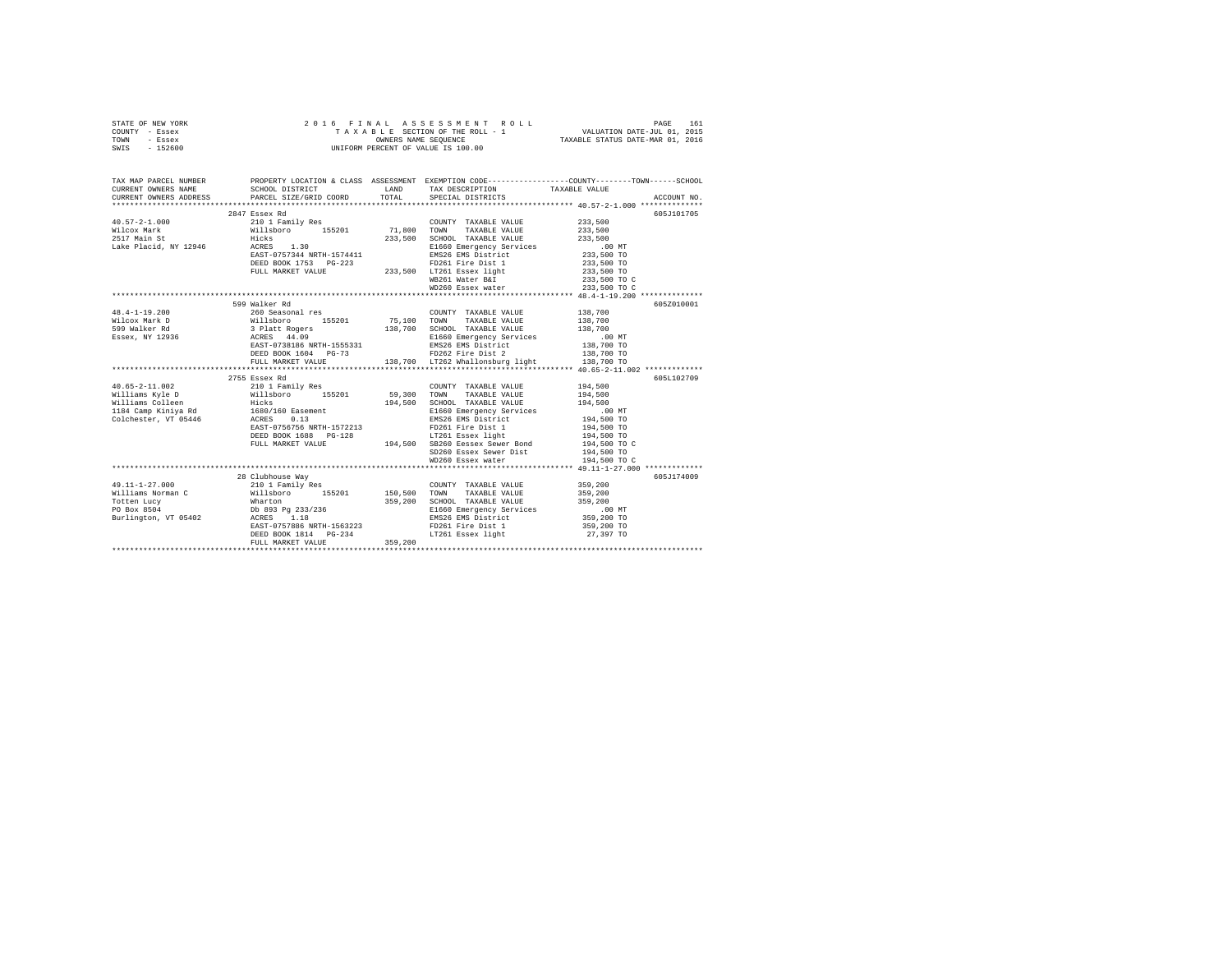STATE OF NEW YORK
COUNTY - Essex
TOWN - Essex
SWIS - 152600

2016 FINAL ASSESSMENT ROLL
TAXABLE SECTION OF THE ROLL - 1
OWNERS NAME SEQUENCE
UNIFORM PERCENT OF VALUE IS 100.00

VALUATION DATE-JUL 01, 2015
TAXABLE STATUS DATE-MAR 01, 2016

| TAX MAP PARCEL NUMBER / CURRENT OWNERS NAME / CURRENT OWNERS ADDRESS | PROPERTY LOCATION & CLASS / SCHOOL DISTRICT / PARCEL SIZE/GRID COORD | ASSESSMENT LAND / TOTAL | EXEMPTION CODE / TAX DESCRIPTION / SPECIAL DISTRICTS | TAXABLE VALUE (COUNTY--TOWN--SCHOOL) | ACCOUNT NO. |
|---|---|---|---|---|---|
| 40.57-2-1.000 | 2847 Essex Rd | | | | 605J101705 |
| | 210 1 Family Res | | COUNTY TAXABLE VALUE | 233,500 | |
| Wilcox Mark | Willsboro 155201 | 71,800 | TOWN TAXABLE VALUE | 233,500 | |
| 2517 Main St | Hicks | 233,500 | SCHOOL TAXABLE VALUE | 233,500 | |
| Lake Placid, NY 12946 | ACRES 1.30 | | E1660 Emergency Services | .00 MT | |
| | EAST-0757344 NRTH-1574411 | | EMS26 EMS District | 233,500 TO | |
| | DEED BOOK 1753 PG-223 | | FD261 Fire Dist 1 | 233,500 TO | |
| | FULL MARKET VALUE | 233,500 | LT261 Essex light | 233,500 TO | |
| | | | WB261 Water B&I | 233,500 TO C | |
| | | | WD260 Essex water | 233,500 TO C | |
| 48.4-1-19.200 | 599 Walker Rd | | | | 605Z010001 |
| | 260 Seasonal res | | COUNTY TAXABLE VALUE | 138,700 | |
| Wilcox Mark D | Willsboro 155201 | 75,100 | TOWN TAXABLE VALUE | 138,700 | |
| 599 Walker Rd | 3 Platt Rogers | 138,700 | SCHOOL TAXABLE VALUE | 138,700 | |
| Essex, NY 12936 | ACRES 44.09 | | E1660 Emergency Services | .00 MT | |
| | EAST-0738186 NRTH-1555331 | | EMS26 EMS District | 138,700 TO | |
| | DEED BOOK 1604 PG-73 | | FD262 Fire Dist 2 | 138,700 TO | |
| | FULL MARKET VALUE | 138,700 | LT262 Whallonsburg light | 138,700 TO | |
| 40.65-2-11.002 | 2755 Essex Rd | | | | 605L102709 |
| | 210 1 Family Res | | COUNTY TAXABLE VALUE | 194,500 | |
| Williams Kyle D | Willsboro 155201 | 59,300 | TOWN TAXABLE VALUE | 194,500 | |
| Williams Colleen | Hicks | 194,500 | SCHOOL TAXABLE VALUE | 194,500 | |
| 1184 Camp Kiniya Rd | 1680/160 Easement | | E1660 Emergency Services | .00 MT | |
| Colchester, VT 05446 | ACRES 0.13 | | EMS26 EMS District | 194,500 TO | |
| | EAST-0756756 NRTH-1572213 | | FD261 Fire Dist 1 | 194,500 TO | |
| | DEED BOOK 1688 PG-128 | | LT261 Essex light | 194,500 TO | |
| | FULL MARKET VALUE | 194,500 | SB260 Eessex Sewer Bond | 194,500 TO C | |
| | | | SD260 Essex Sewer Dist | 194,500 TO | |
| | | | WD260 Essex water | 194,500 TO C | |
| 49.11-1-27.000 | 28 Clubhouse Way | | | | 605J174009 |
| | 210 1 Family Res | | COUNTY TAXABLE VALUE | 359,200 | |
| Williams Norman C | Willsboro 155201 | 150,500 | TOWN TAXABLE VALUE | 359,200 | |
| Totten Lucy | Wharton | 359,200 | SCHOOL TAXABLE VALUE | 359,200 | |
| PO Box 8504 | Db 893 Pg 233/236 | | E1660 Emergency Services | .00 MT | |
| Burlington, VT 05402 | ACRES 1.18 | | EMS26 EMS District | 359,200 TO | |
| | EAST-0757886 NRTH-1563223 | | FD261 Fire Dist 1 | 359,200 TO | |
| | DEED BOOK 1814 PG-234 | | LT261 Essex light | 27,397 TO | |
| | FULL MARKET VALUE | 359,200 | | | |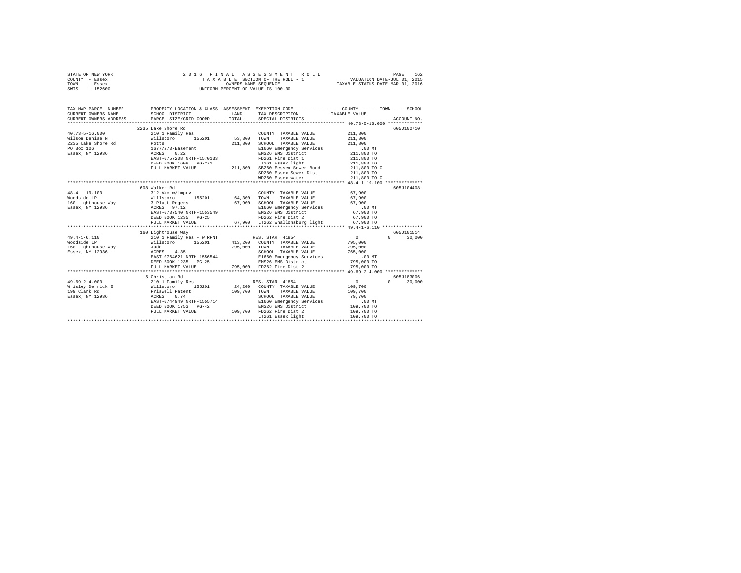STATE OF NEW YORK — 2016 FINAL ASSESSMENT ROLL
COUNTY - Essex — TAXABLE SECTION OF THE ROLL - 1 — VALUATION DATE-JUL 01, 2015
TOWN - Essex — OWNERS NAME SEQUENCE — TAXABLE STATUS DATE-MAR 01, 2016
SWIS - 152600 — UNIFORM PERCENT OF VALUE IS 100.00

| TAX MAP PARCEL NUMBER / CURRENT OWNERS NAME / CURRENT OWNERS ADDRESS | PROPERTY LOCATION & CLASS / SCHOOL DISTRICT / PARCEL SIZE/GRID COORD | ASSESSMENT LAND | TOTAL | EXEMPTION CODE / TAX DESCRIPTION / SPECIAL DISTRICTS | COUNTY / TOWN / SCHOOL TAXABLE VALUE | ACCOUNT NO. |
|---|---|---|---|---|---|---|
| 40.73-5-16.000 | 2235 Lake Shore Rd | | | | | 605J102710 |
| | 210 1 Family Res | | | COUNTY TAXABLE VALUE | 211,800 | |
| Wilson Denise N | Willsboro 155201 | 53,300 | | TOWN TAXABLE VALUE | 211,800 | |
| 2235 Lake Shore Rd | Potts | | 211,800 | SCHOOL TAXABLE VALUE | 211,800 | |
| PO Box 106 | 1677/273-Easement | | | E1660 Emergency Services | .00 MT | |
| Essex, NY 12936 | ACRES 0.22 | | | EMS26 EMS District | 211,800 TO | |
| | EAST-0757208 NRTH-1570133 | | | FD261 Fire Dist 1 | 211,800 TO | |
| | DEED BOOK 1608 PG-271 | | | LT261 Essex light | 211,800 TO | |
| | FULL MARKET VALUE | | 211,800 | SB260 Eessex Sewer Bond | 211,800 TO C | |
| | | | | SD260 Essex Sewer Dist | 211,800 TO | |
| | | | | WD260 Essex water | 211,800 TO C | |
| 48.4-1-19.100 | 608 Walker Rd | | | | | 605J104408 |
| | 312 Vac w/imprv | | | COUNTY TAXABLE VALUE | 67,900 | |
| Woodside LP | Willsboro 155201 | 64,300 | | TOWN TAXABLE VALUE | 67,900 | |
| 160 Lighthouse Way | 3 Platt Rogers | | 67,900 | SCHOOL TAXABLE VALUE | 67,900 | |
| Essex, NY 12936 | ACRES 97.12 | | | E1660 Emergency Services | .00 MT | |
| | EAST-0737540 NRTH-1553549 | | | EMS26 EMS District | 67,900 TO | |
| | DEED BOOK 1235 PG-25 | | | FD262 Fire Dist 2 | 67,900 TO | |
| | FULL MARKET VALUE | | 67,900 | LT262 Whallonsburg light | 67,900 TO | |
| 49.4-1-6.110 | 160 Lighthouse Way | | | | | 605J101514 |
| | 210 1 Family Res - WTRFNT | | | RES. STAR 41854 | 0 0 30,000 | |
| Woodside LP | Willsboro 155201 | 413,200 | | COUNTY TAXABLE VALUE | 795,000 | |
| 160 Lighthouse Way | Judd | | 795,000 | TOWN TAXABLE VALUE | 795,000 | |
| Essex, NY 12936 | ACRES 4.35 | | | SCHOOL TAXABLE VALUE | 765,000 | |
| | EAST-0764621 NRTH-1556544 | | | E1660 Emergency Services | .00 MT | |
| | DEED BOOK 1235 PG-25 | | | EMS26 EMS District | 795,000 TO | |
| | FULL MARKET VALUE | | 795,000 | FD262 Fire Dist 2 | 795,000 TO | |
| 49.69-2-4.000 | 5 Christian Rd | | | | | 605J183006 |
| | 210 1 Family Res | | | RES. STAR 41854 | 0 0 30,000 | |
| Wrisley Derrick E | Willsboro 155201 | 24,200 | | COUNTY TAXABLE VALUE | 109,700 | |
| 199 Clark Rd | Friswell Patent | | 109,700 | TOWN TAXABLE VALUE | 109,700 | |
| Essex, NY 12936 | ACRES 0.74 | | | SCHOOL TAXABLE VALUE | 79,700 | |
| | EAST-0744949 NRTH-1555714 | | | E1660 Emergency Services | .00 MT | |
| | DEED BOOK 1753 PG-42 | | | EMS26 EMS District | 109,700 TO | |
| | FULL MARKET VALUE | | 109,700 | FD262 Fire Dist 2 | 109,700 TO | |
| | | | | LT261 Essex light | 109,700 TO | |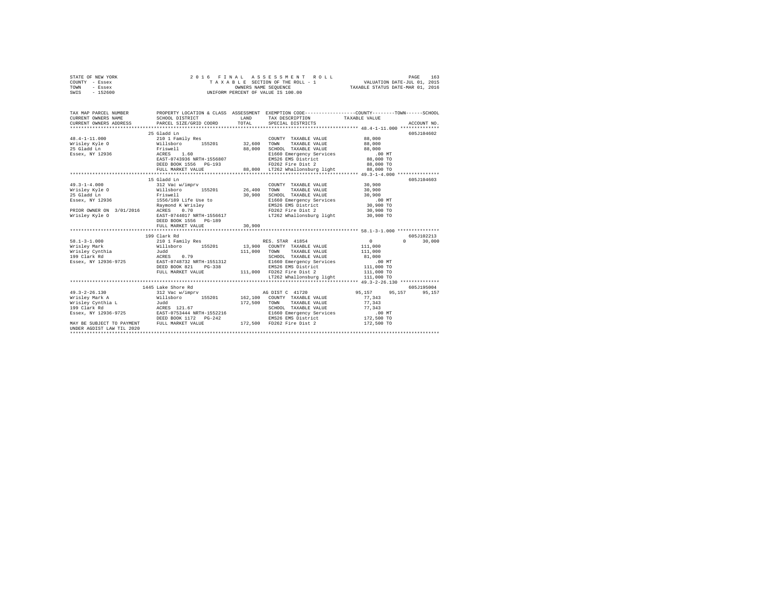STATE OF NEW YORK
COUNTY - Essex
TOWN - Essex
SWIS - 152600

2016 FINAL ASSESSMENT ROLL
TAXABLE SECTION OF THE ROLL - 1
OWNERS NAME SEQUENCE
UNIFORM PERCENT OF VALUE IS 100.00

VALUATION DATE-JUL 01, 2015
TAXABLE STATUS DATE-MAR 01, 2016

```
TAX MAP PARCEL NUMBER          PROPERTY LOCATION & CLASS  ASSESSMENT  EXEMPTION CODE-----------------COUNTY--------TOWN------SCHOOL
CURRENT OWNERS NAME            SCHOOL DISTRICT               LAND      TAX DESCRIPTION           TAXABLE VALUE
CURRENT OWNERS ADDRESS         PARCEL SIZE/GRID COORD        TOTAL     SPECIAL DISTRICTS                                    ACCOUNT NO.
******************************************************************************************************* 48.4-1-11.000 **************
                               25 Gladd Ln                                                                                  605J104602
48.4-1-11.000                  210 1 Family Res                        COUNTY  TAXABLE VALUE             88,000
Wrisley Kyle O                 Willsboro      155201        32,600     TOWN    TAXABLE VALUE             88,000
25 Gladd Ln                    Friswell                     88,000     SCHOOL  TAXABLE VALUE             88,000
Essex, NY 12936                ACRES    1.60                           E1660 Emergency Services             .00 MT
                               EAST-0743936 NRTH-1556807               EMS26 EMS District                88,000 TO
                               DEED BOOK 1556   PG-193                 FD262 Fire Dist 2                 88,000 TO
                               FULL MARKET VALUE            88,000     LT262 Whallonsburg light          88,000 TO
******************************************************************************************************* 49.3-1-4.000 ***************
                               15 Gladd Ln                                                                                  605J104603
49.3-1-4.000                   312 Vac w/imprv                         COUNTY  TAXABLE VALUE             30,900
Wrisley Kyle O                 Willsboro      155201        26,400     TOWN    TAXABLE VALUE             30,900
25 Gladd Ln                    Friswell                     30,900     SCHOOL  TAXABLE VALUE             30,900
Essex, NY 12936                1556/189 Life Use to                    E1660 Emergency Services             .00 MT
                               Raymond K Wrisley                       EMS26 EMS District                30,900 TO
PRIOR OWNER ON 3/01/2016       ACRES    0.70                           FD262 Fire Dist 2                 30,900 TO
Wrisley Kyle O                 EAST-0744017 NRTH-1556617               LT262 Whallonsburg light          30,900 TO
                               DEED BOOK 1556   PG-189
                               FULL MARKET VALUE            30,900
******************************************************************************************************* 58.1-3-1.000 ***************
                               199 Clark Rd                                                                                 605J102213
58.1-3-1.000                   210 1 Family Res                        RES. STAR 41854                       0            0     30,000
Wrisley Mark                   Willsboro      155201        13,900     COUNTY  TAXABLE VALUE            111,000
Wrisley Cynthia                Judd                        111,000     TOWN    TAXABLE VALUE            111,000
199 Clark Rd                   ACRES    0.79                           SCHOOL  TAXABLE VALUE             81,000
Essex, NY 12936-9725           EAST-0748732 NRTH-1551312               E1660 Emergency Services             .00 MT
                               DEED BOOK 821    PG-338                 EMS26 EMS District               111,000 TO
                               FULL MARKET VALUE           111,000     FD262 Fire Dist 2                111,000 TO
                                                                       LT262 Whallonsburg light         111,000 TO
******************************************************************************************************* 49.3-2-26.130 **************
                               1445 Lake Shore Rd                                                                           605J195004
49.3-2-26.130                  312 Vac w/imprv                         AG DIST C  41720                 95,157       95,157     95,157
Wrisley Mark A                 Willsboro      155201       162,100     COUNTY  TAXABLE VALUE             77,343
Wrisley Cynthia L              Judd                        172,500     TOWN    TAXABLE VALUE             77,343
199 Clark Rd                   ACRES  121.67                           SCHOOL  TAXABLE VALUE             77,343
Essex, NY 12936-9725           EAST-0753444 NRTH-1552216               E1660 Emergency Services             .00 MT
                               DEED BOOK 1172   PG-242                 EMS26 EMS District               172,500 TO
MAY BE SUBJECT TO PAYMENT      FULL MARKET VALUE           172,500     FD262 Fire Dist 2                172,500 TO
UNDER AGDIST LAW TIL 2020
************************************************************************************************************************************
```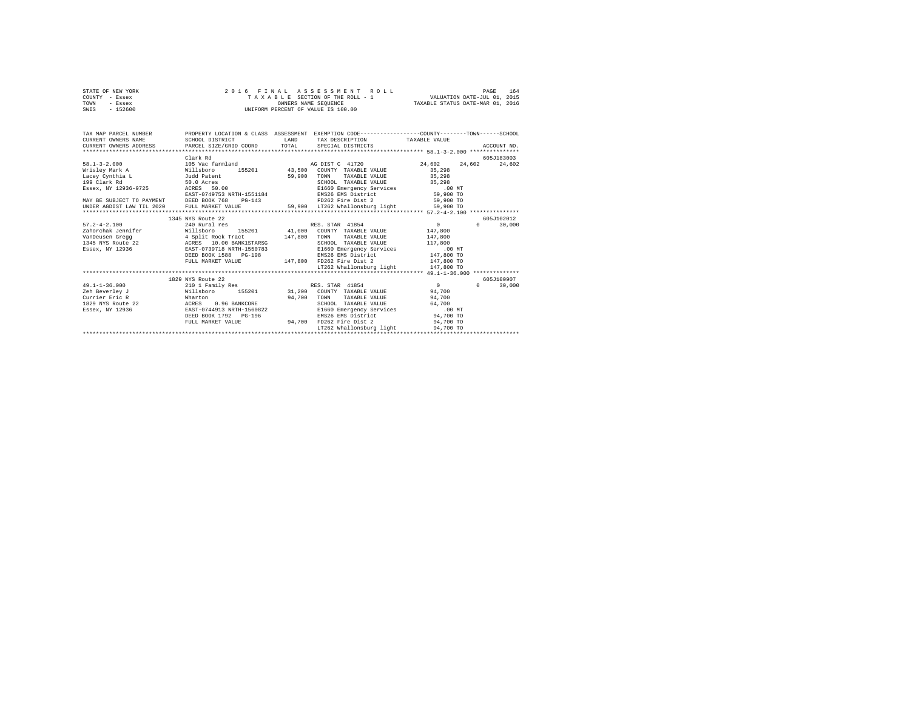STATE OF NEW YORK                2 0 1 6   F I N A L   A S S E S S M E N T   R O L L
COUNTY - Essex                   T A X A B L E SECTION OF THE ROLL - 1          VALUATION DATE-JUL 01, 2015
TOWN - Essex                     OWNERS NAME SEQUENCE                           TAXABLE STATUS DATE-MAR 01, 2016
SWIS - 152600                    UNIFORM PERCENT OF VALUE IS 100.00

```
TAX MAP PARCEL NUMBER      PROPERTY LOCATION & CLASS  ASSESSMENT  EXEMPTION CODE-----------------COUNTY--------TOWN------SCHOOL
CURRENT OWNERS NAME        SCHOOL DISTRICT             LAND       TAX DESCRIPTION            TAXABLE VALUE
CURRENT OWNERS ADDRESS     PARCEL SIZE/GRID COORD      TOTAL      SPECIAL DISTRICTS                                    ACCOUNT NO.
******************************************************************************************************* 58.1-3-2.000 ***************
                           Clark Rd                                                                                 605J183003
58.1-3-2.000               105 Vac farmland                       AG DIST C 41720              24,602     24,602     24,602
Wrisley Mark A             Willsboro     155201       43,500      COUNTY  TAXABLE VALUE          35,298
Lacey Cynthia L            Judd Patent                59,900      TOWN    TAXABLE VALUE          35,298
199 Clark Rd               50.0 Acres                             SCHOOL  TAXABLE VALUE          35,298
Essex, NY 12936-9725       ACRES  50.00                           E1660 Emergency Services          .00 MT
                           EAST-0749753 NRTH-1551184              EMS26 EMS District             59,900 TO
MAY BE SUBJECT TO PAYMENT  DEED BOOK 768   PG-143                 FD262 Fire Dist 2              59,900 TO
UNDER AGDIST LAW TIL 2020  FULL MARKET VALUE          59,900      LT262 Whallonsburg light       59,900 TO
******************************************************************************************************* 57.2-4-2.100 ***************
                           1345 NYS Route 22                                                                        605J102012
57.2-4-2.100               240 Rural res                          RES. STAR 41854                    0          0     30,000
Zahorchak Jennifer         Willsboro     155201       41,000      COUNTY  TAXABLE VALUE         147,800
VanDeusen Gregg            4 Split Rock Tract        147,800      TOWN    TAXABLE VALUE         147,800
1345 NYS Route 22          ACRES  10.00 BANK1STARSG               SCHOOL  TAXABLE VALUE         117,800
Essex, NY 12936            EAST-0739718 NRTH-1550783              E1660 Emergency Services          .00 MT
                           DEED BOOK 1588  PG-198                 EMS26 EMS District            147,800 TO
                           FULL MARKET VALUE         147,800      FD262 Fire Dist 2             147,800 TO
                                                                  LT262 Whallonsburg light      147,800 TO
******************************************************************************************************* 49.1-1-36.000 **************
                           1829 NYS Route 22                                                                        605J100907
49.1-1-36.000              210 1 Family Res                       RES. STAR 41854                    0          0     30,000
Zeh Beverley J             Willsboro     155201       31,200      COUNTY  TAXABLE VALUE          94,700
Currier Eric R             Wharton                    94,700      TOWN    TAXABLE VALUE          94,700
1829 NYS Route 22          ACRES   0.96 BANKCORE                  SCHOOL  TAXABLE VALUE          64,700
Essex, NY 12936            EAST-0744913 NRTH-1560822              E1660 Emergency Services          .00 MT
                           DEED BOOK 1792  PG-196                 EMS26 EMS District             94,700 TO
                           FULL MARKET VALUE          94,700      FD262 Fire Dist 2              94,700 TO
                                                                  LT262 Whallonsburg light       94,700 TO
************************************************************************************************************************************
```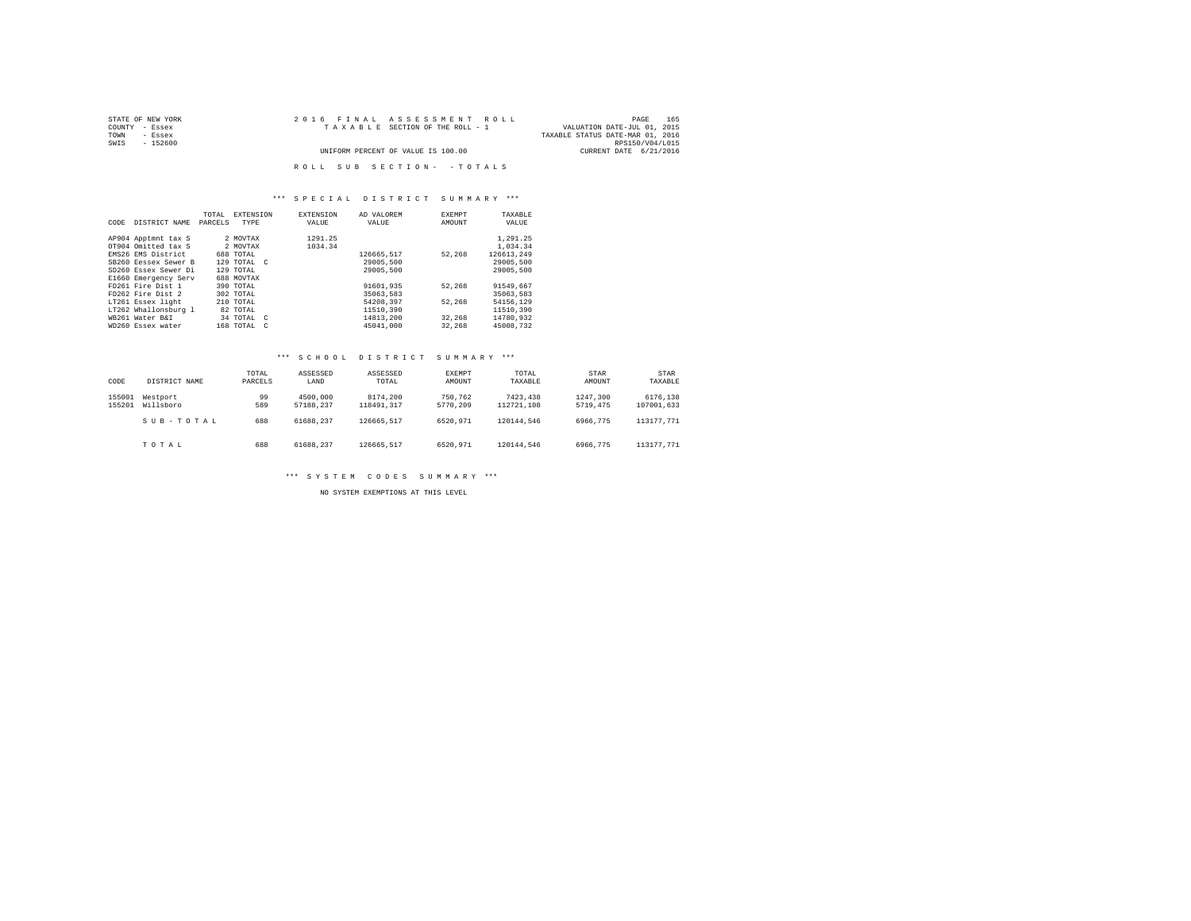STATE OF NEW YORK
COUNTY - Essex
TOWN - Essex
SWIS - 152600

2016 FINAL ASSESSMENT ROLL
TAXABLE SECTION OF THE ROLL - 1
UNIFORM PERCENT OF VALUE IS 100.00

VALUATION DATE-JUL 01, 2015
TAXABLE STATUS DATE-MAR 01, 2016
RPS150/V04/L015
CURRENT DATE 6/21/2016

ROLL SUB SECTION- - TOTALS

### *** SPECIAL DISTRICT SUMMARY ***

| CODE | DISTRICT NAME | TOTAL PARCELS | EXTENSION TYPE | EXTENSION VALUE | AD VALOREM VALUE | EXEMPT AMOUNT | TAXABLE VALUE |
|---|---|---|---|---|---|---|---|
| AP904 | Apptmnt tax S | 2 | MOVTAX | 1291.25 | | | 1,291.25 |
| OT904 | Omitted tax S | 2 | MOVTAX | 1034.34 | | | 1,034.34 |
| EMS26 | EMS District | 688 | TOTAL | | 126665,517 | 52,268 | 126613,249 |
| SB260 | Eessex Sewer B | 129 | TOTAL C | | 29005,500 | | 29005,500 |
| SD260 | Essex Sewer Di | 129 | TOTAL | | 29005,500 | | 29005,500 |
| E1660 | Emergency Serv | 688 | MOVTAX | | | | |
| FD261 | Fire Dist 1 | 390 | TOTAL | | 91601,935 | 52,268 | 91549,667 |
| FD262 | Fire Dist 2 | 302 | TOTAL | | 35063,583 | | 35063,583 |
| LT261 | Essex light | 210 | TOTAL | | 54208,397 | 52,268 | 54156,129 |
| LT262 | Whallonsburg l | 82 | TOTAL | | 11510,390 | | 11510,390 |
| WB261 | Water B&I | 34 | TOTAL C | | 14813,200 | 32,268 | 14780,932 |
| WD260 | Essex water | 168 | TOTAL C | | 45041,000 | 32,268 | 45008,732 |

### *** SCHOOL DISTRICT SUMMARY ***

| CODE | DISTRICT NAME | TOTAL PARCELS | ASSESSED LAND | ASSESSED TOTAL | EXEMPT AMOUNT | TOTAL TAXABLE | STAR AMOUNT | STAR TAXABLE |
|---|---|---|---|---|---|---|---|---|
| 155001 | Westport | 99 | 4500,000 | 8174,200 | 750,762 | 7423,438 | 1247,300 | 6176,138 |
| 155201 | Willsboro | 589 | 57188,237 | 118491,317 | 5770,209 | 112721,108 | 5719,475 | 107001,633 |
| | SUB-TOTAL | 688 | 61688,237 | 126665,517 | 6520,971 | 120144,546 | 6966,775 | 113177,771 |
| | TOTAL | 688 | 61688,237 | 126665,517 | 6520,971 | 120144,546 | 6966,775 | 113177,771 |

### *** SYSTEM CODES SUMMARY ***

NO SYSTEM EXEMPTIONS AT THIS LEVEL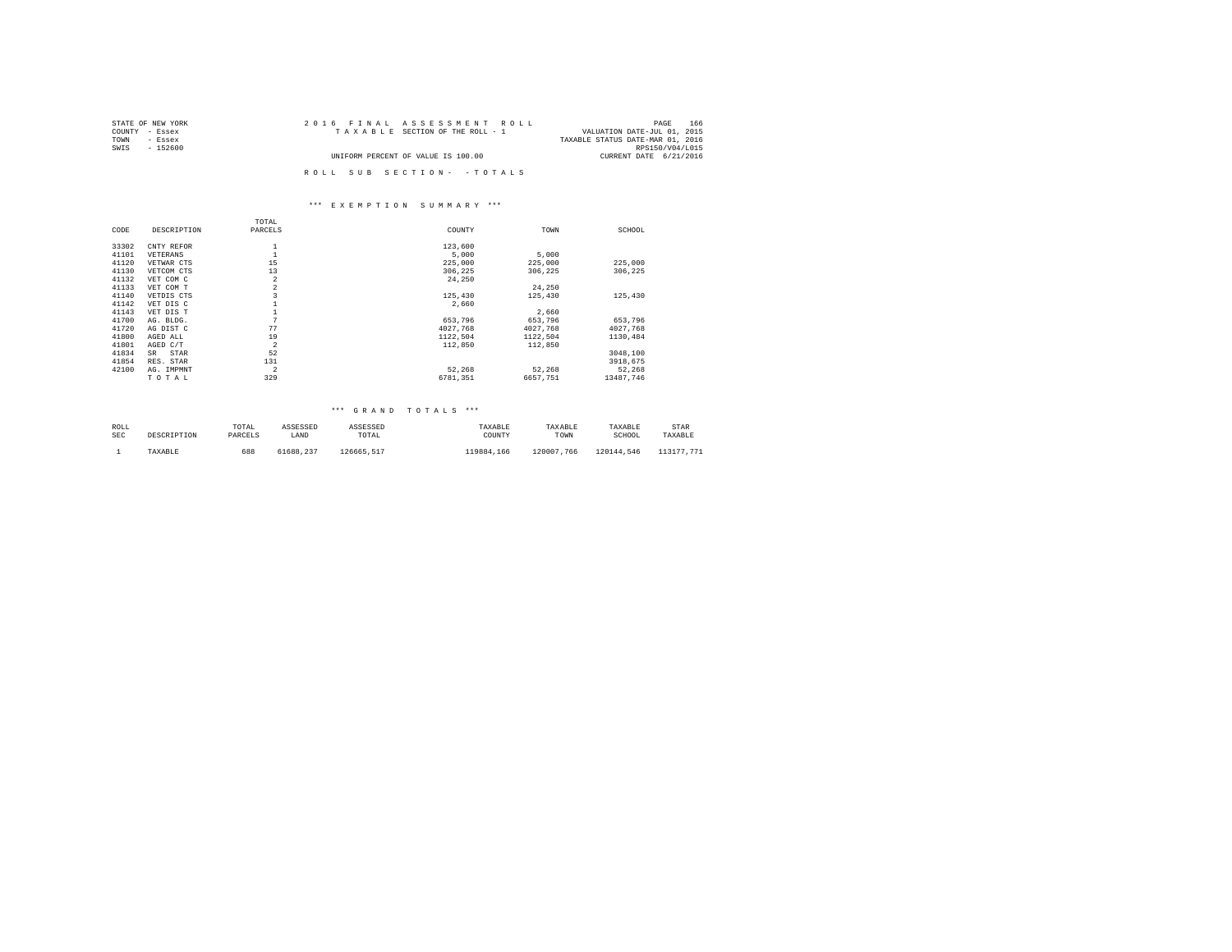STATE OF NEW YORK
COUNTY - Essex
TOWN - Essex
SWIS - 152600

2016 FINAL ASSESSMENT ROLL
TAXABLE SECTION OF THE ROLL - 1
UNIFORM PERCENT OF VALUE IS 100.00

VALUATION DATE-JUL 01, 2015
TAXABLE STATUS DATE-MAR 01, 2016
RPS150/V04/L015
CURRENT DATE 6/21/2016

ROLL SUB SECTION- - TOTALS

*** EXEMPTION SUMMARY ***

| CODE | DESCRIPTION | TOTAL PARCELS | COUNTY | TOWN | SCHOOL |
|---|---|---|---|---|---|
| 33302 | CNTY REFOR | 1 | 123,600 | | |
| 41101 | VETERANS | 1 | 5,000 | 5,000 | |
| 41120 | VETWAR CTS | 15 | 225,000 | 225,000 | 225,000 |
| 41130 | VETCOM CTS | 13 | 306,225 | 306,225 | 306,225 |
| 41132 | VET COM C | 2 | 24,250 | | |
| 41133 | VET COM T | 2 | | 24,250 | |
| 41140 | VETDIS CTS | 3 | 125,430 | 125,430 | 125,430 |
| 41142 | VET DIS C | 1 | 2,660 | | |
| 41143 | VET DIS T | 1 | | 2,660 | |
| 41700 | AG. BLDG. | 7 | 653,796 | 653,796 | 653,796 |
| 41720 | AG DIST C | 77 | 4027,768 | 4027,768 | 4027,768 |
| 41800 | AGED ALL | 19 | 1122,504 | 1122,504 | 1130,484 |
| 41801 | AGED C/T | 2 | 112,850 | 112,850 | |
| 41834 | SR STAR | 52 | | | 3048,100 |
| 41854 | RES. STAR | 131 | | | 3918,675 |
| 42100 | AG. IMPMNT | 2 | 52,268 | 52,268 | 52,268 |
| | TOTAL | 329 | 6781,351 | 6657,751 | 13487,746 |

*** GRAND TOTALS ***

| ROLL SEC | DESCRIPTION | TOTAL PARCELS | ASSESSED LAND | ASSESSED TOTAL | TAXABLE COUNTY | TAXABLE TOWN | TAXABLE SCHOOL | STAR TAXABLE |
|---|---|---|---|---|---|---|---|---|
| 1 | TAXABLE | 688 | 61688,237 | 126665,517 | 119884,166 | 120007,766 | 120144,546 | 113177,771 |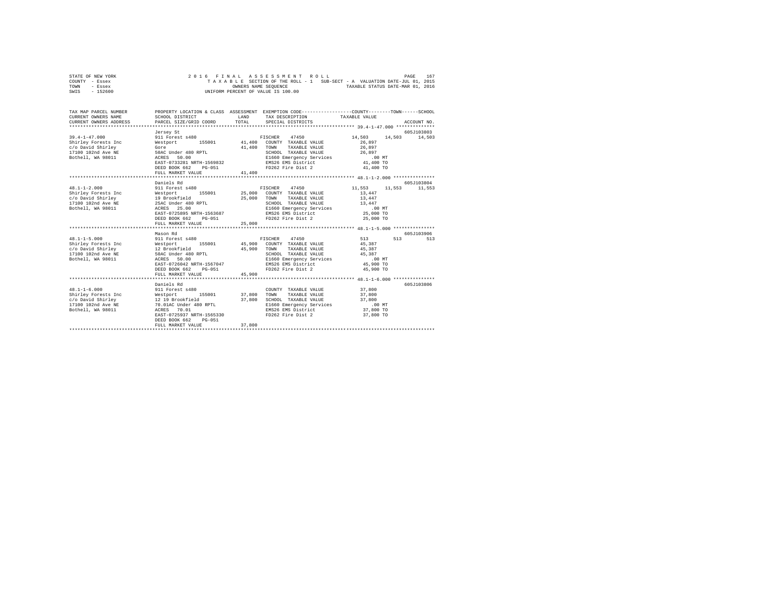STATE OF NEW YORK
COUNTY - Essex
TOWN - Essex
SWIS - 152600

2 0 1 6 F I N A L A S S E S S M E N T R O L L
T A X A B L E SECTION OF THE ROLL - 1 SUB-SECT - A VALUATION DATE-JUL 01, 2015
OWNERS NAME SEQUENCE TAXABLE STATUS DATE-MAR 01, 2016
UNIFORM PERCENT OF VALUE IS 100.00

```
TAX MAP PARCEL NUMBER    PROPERTY LOCATION & CLASS  ASSESSMENT  EXEMPTION CODE-----------------COUNTY--------TOWN------SCHOOL
CURRENT OWNERS NAME      SCHOOL DISTRICT             LAND      TAX DESCRIPTION           TAXABLE VALUE
CURRENT OWNERS ADDRESS   PARCEL SIZE/GRID COORD      TOTAL     SPECIAL DISTRICTS                                    ACCOUNT NO.
******************************************************************************************* 39.4-1-47.000 **************
                         Jersey St                                                                          605J103803
39.4-1-47.000            911 Forest s480                       FISCHER   47450              14,503     14,503     14,503
Shirley Forests Inc      Westport        155001     41,400   COUNTY  TAXABLE VALUE            26,897
c/o David Shirley        Gore                       41,400   TOWN    TAXABLE VALUE            26,897
17100 102nd Ave NE       50AC Under 480 RPTL                  SCHOOL  TAXABLE VALUE            26,897
Bothell, WA 98011        ACRES   50.00                        E1660 Emergency Services           .00 MT
                         EAST-0733281 NRTH-1569832            EMS26 EMS District              41,400 TO
                         DEED BOOK 662    PG-051              FD262 Fire Dist 2               41,400 TO
                         FULL MARKET VALUE          41,400
******************************************************************************************* 48.1-1-2.000 ***************
                         Daniels Rd                                                                         605J103804
48.1-1-2.000             911 Forest s480                       FISCHER   47450              11,553     11,553     11,553
Shirley Forests Inc      Westport        155001     25,000   COUNTY  TAXABLE VALUE            13,447
c/o David Shirley        19 Brookfield              25,000   TOWN    TAXABLE VALUE            13,447
17100 102nd Ave NE       25AC Under 480 RPTL                  SCHOOL  TAXABLE VALUE            13,447
Bothell, WA 98011        ACRES   25.00                        E1660 Emergency Services           .00 MT
                         EAST-0725895 NRTH-1563687            EMS26 EMS District              25,000 TO
                         DEED BOOK 662    PG-051              FD262 Fire Dist 2               25,000 TO
                         FULL MARKET VALUE          25,000
******************************************************************************************* 48.1-1-5.000 ***************
                         Mason Rd                                                                           605J103906
48.1-1-5.000             911 Forest s480                       FISCHER   47450                 513        513        513
Shirley Forests Inc      Westport        155001     45,900   COUNTY  TAXABLE VALUE            45,387
c/o David Shirley        12 Brookfield              45,900   TOWN    TAXABLE VALUE            45,387
17100 102nd Ave NE       50AC Under 480 RPTL                  SCHOOL  TAXABLE VALUE            45,387
Bothell, WA 98011        ACRES   50.00                        E1660 Emergency Services           .00 MT
                         EAST-0726042 NRTH-1567047            EMS26 EMS District              45,900 TO
                         DEED BOOK 662    PG-051              FD262 Fire Dist 2               45,900 TO
                         FULL MARKET VALUE          45,900
******************************************************************************************* 48.1-1-6.000 ***************
                         Daniels Rd                                                                         605J103806
48.1-1-6.000             911 Forest s480                      COUNTY  TAXABLE VALUE            37,800
Shirley Forests Inc      Westport        155001     37,800   TOWN    TAXABLE VALUE            37,800
c/o David Shirley        12 19 Brookfield           37,800   SCHOOL  TAXABLE VALUE            37,800
17100 102nd Ave NE       70.01AC Under 480 RPTL               E1660 Emergency Services           .00 MT
Bothell, WA 98011        ACRES   70.01                        EMS26 EMS District              37,800 TO
                         EAST-0725937 NRTH-1565330            FD262 Fire Dist 2               37,800 TO
                         DEED BOOK 662    PG-051
                         FULL MARKET VALUE          37,800
************************************************************************************************************************
```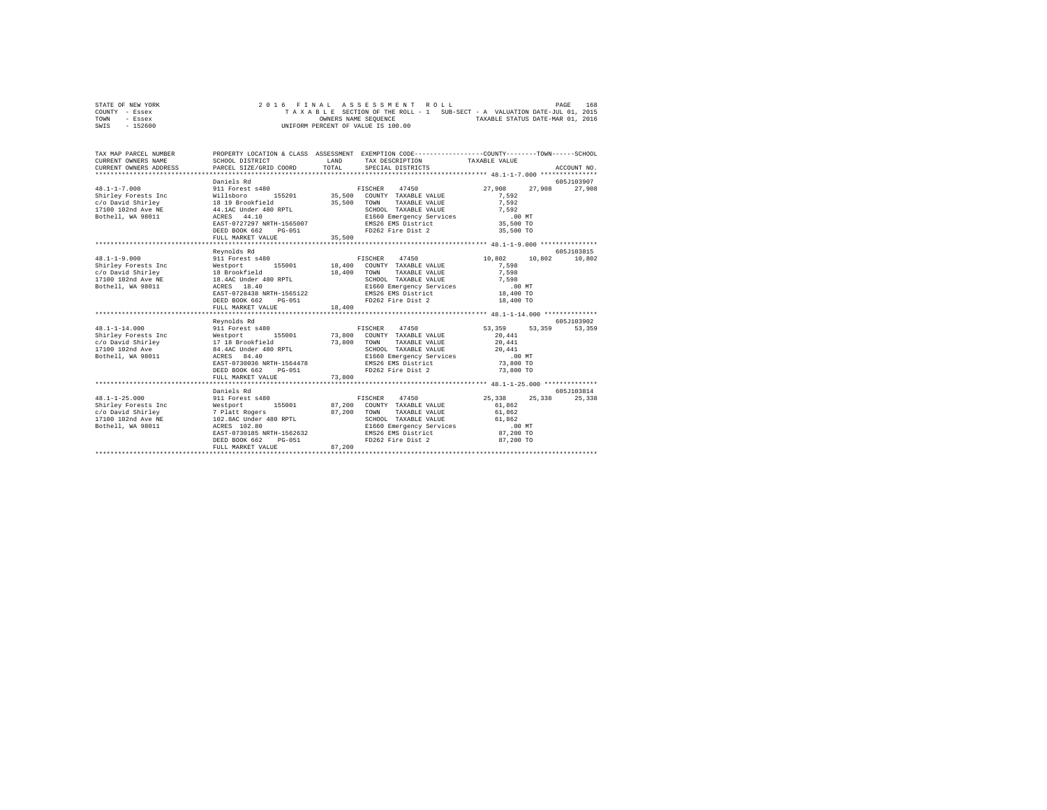```
STATE OF NEW YORK              2 0 1 6   F I N A L   A S S E S S M E N T   R O L L                   PAGE   168
COUNTY  - Essex                  T A X A B L E  SECTION OF THE ROLL - 1   SUB-SECT - A  VALUATION DATE-JUL 01, 2015
TOWN    - Essex                                  OWNERS NAME SEQUENCE              TAXABLE STATUS DATE-MAR 01, 2016
SWIS    - 152600                           UNIFORM PERCENT OF VALUE IS 100.00

TAX MAP PARCEL NUMBER      PROPERTY LOCATION & CLASS  ASSESSMENT  EXEMPTION CODE------------------COUNTY--------TOWN------SCHOOL
CURRENT OWNERS NAME        SCHOOL DISTRICT              LAND      TAX DESCRIPTION            TAXABLE VALUE
CURRENT OWNERS ADDRESS     PARCEL SIZE/GRID COORD       TOTAL     SPECIAL DISTRICTS                                    ACCOUNT NO.
******************************************************************************************************* 48.1-1-7.000 ***************
                           Daniels Rd                                                                                  605J103907
48.1-1-7.000               911 Forest s480                         FISCHER    47450              27,908     27,908     27,908
Shirley Forests Inc        Willsboro      155201        35,500   COUNTY  TAXABLE VALUE            7,592
c/o David Shirley          18 19 Brookfield             35,500   TOWN    TAXABLE VALUE            7,592
17100 102nd Ave NE         44.1AC Under 480 RPTL                 SCHOOL  TAXABLE VALUE            7,592
Bothell, WA 98011          ACRES   44.10                         E1660 Emergency Services           .00 MT
                           EAST-0727297 NRTH-1565007             EMS26 EMS District              35,500 TO
                           DEED BOOK 662    PG-051               FD262 Fire Dist 2               35,500 TO
                           FULL MARKET VALUE            35,500
******************************************************************************************************* 48.1-1-9.000 ***************
                           Reynolds Rd                                                                                 605J103815
48.1-1-9.000               911 Forest s480                         FISCHER    47450              10,802     10,802     10,802
Shirley Forests Inc        Westport       155001        18,400   COUNTY  TAXABLE VALUE            7,598
c/o David Shirley          18 Brookfield                18,400   TOWN    TAXABLE VALUE            7,598
17100 102nd Ave NE         18.4AC Under 480 RPTL                 SCHOOL  TAXABLE VALUE            7,598
Bothell, WA 98011          ACRES   18.40                         E1660 Emergency Services           .00 MT
                           EAST-0728438 NRTH-1565122             EMS26 EMS District              18,400 TO
                           DEED BOOK 662    PG-051               FD262 Fire Dist 2               18,400 TO
                           FULL MARKET VALUE            18,400
******************************************************************************************************* 48.1-1-14.000 **************
                           Reynolds Rd                                                                                 605J103902
48.1-1-14.000              911 Forest s480                         FISCHER    47450              53,359     53,359     53,359
Shirley Forests Inc        Westport       155001        73,800   COUNTY  TAXABLE VALUE           20,441
c/o David Shirley          17 18 Brookfield             73,800   TOWN    TAXABLE VALUE           20,441
17100 102nd Ave            84.4AC Under 480 RPTL                 SCHOOL  TAXABLE VALUE           20,441
Bothell, WA 98011          ACRES   84.40                         E1660 Emergency Services           .00 MT
                           EAST-0730036 NRTH-1564478             EMS26 EMS District              73,800 TO
                           DEED BOOK 662    PG-051               FD262 Fire Dist 2               73,800 TO
                           FULL MARKET VALUE            73,800
******************************************************************************************************* 48.1-1-25.000 **************
                           Daniels Rd                                                                                  605J103814
48.1-1-25.000              911 Forest s480                         FISCHER    47450              25,338     25,338     25,338
Shirley Forests Inc        Westport       155001        87,200   COUNTY  TAXABLE VALUE           61,862
c/o David Shirley          7 Platt Rogers               87,200   TOWN    TAXABLE VALUE           61,862
17100 102nd Ave NE         102.8AC Under 480 RPTL                SCHOOL  TAXABLE VALUE           61,862
Bothell, WA 98011          ACRES  102.80                         E1660 Emergency Services           .00 MT
                           EAST-0730185 NRTH-1562632             EMS26 EMS District              87,200 TO
                           DEED BOOK 662    PG-051               FD262 Fire Dist 2               87,200 TO
                           FULL MARKET VALUE            87,200
************************************************************************************************************************************
```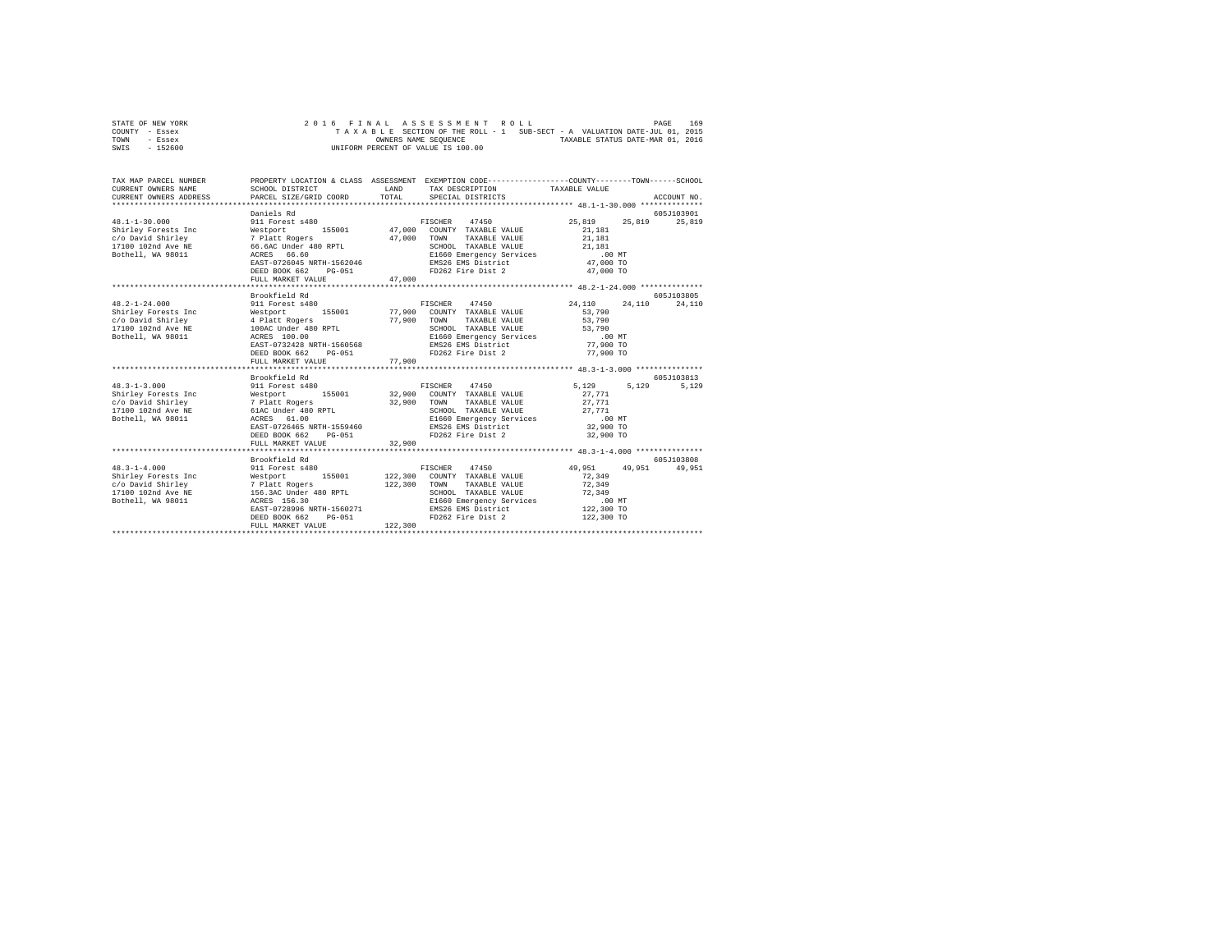STATE OF NEW YORK
COUNTY - Essex
TOWN - Essex
SWIS - 152600

2016 FINAL ASSESSMENT ROLL
TAXABLE SECTION OF THE ROLL - 1 SUB-SECT - A VALUATION DATE-JUL 01, 2015
OWNERS NAME SEQUENCE TAXABLE STATUS DATE-MAR 01, 2016
UNIFORM PERCENT OF VALUE IS 100.00

| TAX MAP PARCEL NUMBER / CURRENT OWNERS NAME / CURRENT OWNERS ADDRESS | PROPERTY LOCATION & CLASS / SCHOOL DISTRICT / PARCEL SIZE/GRID COORD | ASSESSMENT LAND / TOTAL | EXEMPTION CODE / TAX DESCRIPTION / SPECIAL DISTRICTS | COUNTY / TAXABLE VALUE | TOWN | SCHOOL / ACCOUNT NO. |
|---|---|---|---|---|---|---|
| 48.1-1-30.000 | Daniels Rd | | | | | 605J103901 |
| | 911 Forest s480 | | FISCHER 47450 | 25,819 | 25,819 | 25,819 |
| Shirley Forests Inc | Westport 155001 | 47,000 | COUNTY TAXABLE VALUE | 21,181 | | |
| c/o David Shirley | 7 Platt Rogers | 47,000 | TOWN TAXABLE VALUE | 21,181 | | |
| 17100 102nd Ave NE | 66.6AC Under 480 RPTL | | SCHOOL TAXABLE VALUE | 21,181 | | |
| Bothell, WA 98011 | ACRES 66.60 | | E1660 Emergency Services | .00 MT | | |
| | EAST-0726045 NRTH-1562046 | | EMS26 EMS District | 47,000 TO | | |
| | DEED BOOK 662 PG-051 | | FD262 Fire Dist 2 | 47,000 TO | | |
| | FULL MARKET VALUE | 47,000 | | | | |
| 48.2-1-24.000 | Brookfield Rd | | | | | 605J103805 |
| | 911 Forest s480 | | FISCHER 47450 | 24,110 | 24,110 | 24,110 |
| Shirley Forests Inc | Westport 155001 | 77,900 | COUNTY TAXABLE VALUE | 53,790 | | |
| c/o David Shirley | 4 Platt Rogers | 77,900 | TOWN TAXABLE VALUE | 53,790 | | |
| 17100 102nd Ave NE | 100AC Under 480 RPTL | | SCHOOL TAXABLE VALUE | 53,790 | | |
| Bothell, WA 98011 | ACRES 100.00 | | E1660 Emergency Services | .00 MT | | |
| | EAST-0732428 NRTH-1560568 | | EMS26 EMS District | 77,900 TO | | |
| | DEED BOOK 662 PG-051 | | FD262 Fire Dist 2 | 77,900 TO | | |
| | FULL MARKET VALUE | 77,900 | | | | |
| 48.3-1-3.000 | Brookfield Rd | | | | | 605J103813 |
| | 911 Forest s480 | | FISCHER 47450 | 5,129 | 5,129 | 5,129 |
| Shirley Forests Inc | Westport 155001 | 32,900 | COUNTY TAXABLE VALUE | 27,771 | | |
| c/o David Shirley | 7 Platt Rogers | 32,900 | TOWN TAXABLE VALUE | 27,771 | | |
| 17100 102nd Ave NE | 61AC Under 480 RPTL | | SCHOOL TAXABLE VALUE | 27,771 | | |
| Bothell, WA 98011 | ACRES 61.00 | | E1660 Emergency Services | .00 MT | | |
| | EAST-0726465 NRTH-1559460 | | EMS26 EMS District | 32,900 TO | | |
| | DEED BOOK 662 PG-051 | | FD262 Fire Dist 2 | 32,900 TO | | |
| | FULL MARKET VALUE | 32,900 | | | | |
| 48.3-1-4.000 | Brookfield Rd | | | | | 605J103808 |
| | 911 Forest s480 | | FISCHER 47450 | 49,951 | 49,951 | 49,951 |
| Shirley Forests Inc | Westport 155001 | 122,300 | COUNTY TAXABLE VALUE | 72,349 | | |
| c/o David Shirley | 7 Platt Rogers | 122,300 | TOWN TAXABLE VALUE | 72,349 | | |
| 17100 102nd Ave NE | 156.3AC Under 480 RPTL | | SCHOOL TAXABLE VALUE | 72,349 | | |
| Bothell, WA 98011 | ACRES 156.30 | | E1660 Emergency Services | .00 MT | | |
| | EAST-0728996 NRTH-1560271 | | EMS26 EMS District | 122,300 TO | | |
| | DEED BOOK 662 PG-051 | | FD262 Fire Dist 2 | 122,300 TO | | |
| | FULL MARKET VALUE | 122,300 | | | | |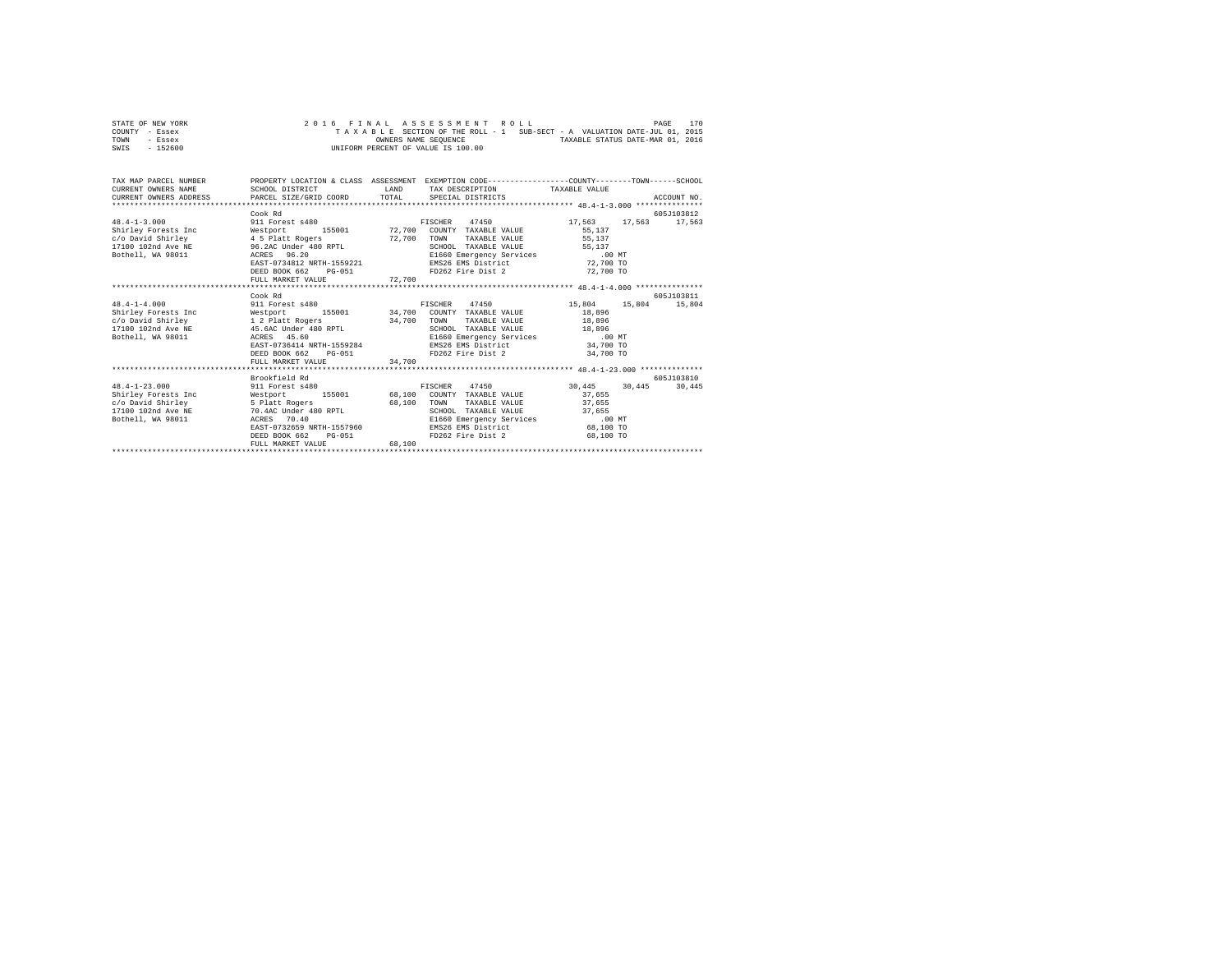STATE OF NEW YORK · COUNTY - Essex · TOWN - Essex · SWIS - 152600

2016 FINAL ASSESSMENT ROLL
TAXABLE SECTION OF THE ROLL - 1 · SUB-SECT - A · VALUATION DATE-JUL 01, 2015
OWNERS NAME SEQUENCE · TAXABLE STATUS DATE-MAR 01, 2016
UNIFORM PERCENT OF VALUE IS 100.00

| TAX MAP PARCEL NUMBER / CURRENT OWNERS NAME / CURRENT OWNERS ADDRESS | PROPERTY LOCATION & CLASS / SCHOOL DISTRICT / PARCEL SIZE/GRID COORD | ASSESSMENT LAND / TOTAL | EXEMPTION CODE / TAX DESCRIPTION / SPECIAL DISTRICTS | COUNTY TAXABLE VALUE | TOWN | SCHOOL | ACCOUNT NO. |
|---|---|---|---|---|---|---|---|
| **48.4-1-3.000** | Cook Rd | | | | | | 605J103812 |
| 48.4-1-3.000 | 911 Forest s480 | | FISCHER 47450 | 17,563 | 17,563 | 17,563 | |
| Shirley Forests Inc | Westport 155001 | 72,700 | COUNTY TAXABLE VALUE | 55,137 | | | |
| c/o David Shirley | 4 5 Platt Rogers | 72,700 | TOWN TAXABLE VALUE | 55,137 | | | |
| 17100 102nd Ave NE | 96.2AC Under 480 RPTL | | SCHOOL TAXABLE VALUE | 55,137 | | | |
| Bothell, WA 98011 | ACRES 96.20 | | E1660 Emergency Services | .00 MT | | | |
| | EAST-0734812 NRTH-1559221 | | EMS26 EMS District | 72,700 TO | | | |
| | DEED BOOK 662 PG-051 | | FD262 Fire Dist 2 | 72,700 TO | | | |
| | FULL MARKET VALUE | 72,700 | | | | | |
| **48.4-1-4.000** | Cook Rd | | | | | | 605J103811 |
| 48.4-1-4.000 | 911 Forest s480 | | FISCHER 47450 | 15,804 | 15,804 | 15,804 | |
| Shirley Forests Inc | Westport 155001 | 34,700 | COUNTY TAXABLE VALUE | 18,896 | | | |
| c/o David Shirley | 1 2 Platt Rogers | 34,700 | TOWN TAXABLE VALUE | 18,896 | | | |
| 17100 102nd Ave NE | 45.6AC Under 480 RPTL | | SCHOOL TAXABLE VALUE | 18,896 | | | |
| Bothell, WA 98011 | ACRES 45.60 | | E1660 Emergency Services | .00 MT | | | |
| | EAST-0736414 NRTH-1559284 | | EMS26 EMS District | 34,700 TO | | | |
| | DEED BOOK 662 PG-051 | | FD262 Fire Dist 2 | 34,700 TO | | | |
| | FULL MARKET VALUE | 34,700 | | | | | |
| **48.4-1-23.000** | Brookfield Rd | | | | | | 605J103810 |
| 48.4-1-23.000 | 911 Forest s480 | | FISCHER 47450 | 30,445 | 30,445 | 30,445 | |
| Shirley Forests Inc | Westport 155001 | 68,100 | COUNTY TAXABLE VALUE | 37,655 | | | |
| c/o David Shirley | 5 Platt Rogers | 68,100 | TOWN TAXABLE VALUE | 37,655 | | | |
| 17100 102nd Ave NE | 70.4AC Under 480 RPTL | | SCHOOL TAXABLE VALUE | 37,655 | | | |
| Bothell, WA 98011 | ACRES 70.40 | | E1660 Emergency Services | .00 MT | | | |
| | EAST-0732659 NRTH-1557960 | | EMS26 EMS District | 68,100 TO | | | |
| | DEED BOOK 662 PG-051 | | FD262 Fire Dist 2 | 68,100 TO | | | |
| | FULL MARKET VALUE | 68,100 | | | | | |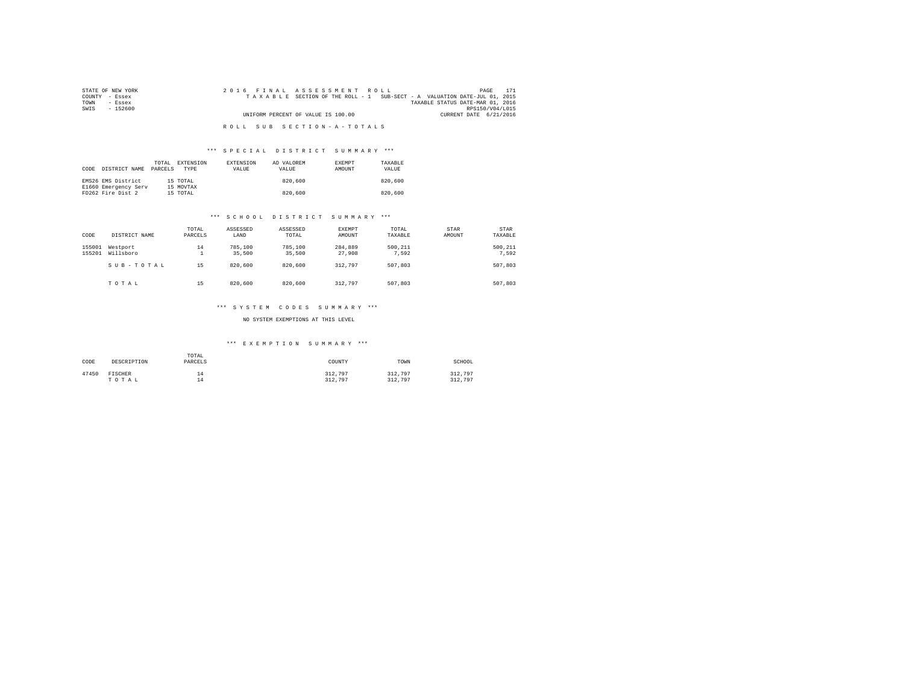STATE OF NEW YORK
COUNTY - Essex
TOWN - Essex
SWIS - 152600

2016 FINAL ASSESSMENT ROLL
TAXABLE SECTION OF THE ROLL - 1 SUB-SECT - A VALUATION DATE-JUL 01, 2015
TAXABLE STATUS DATE-MAR 01, 2016
RPS150/V04/L015
UNIFORM PERCENT OF VALUE IS 100.00
CURRENT DATE 6/21/2016

ROLL SUB SECTION-A-TOTALS

*** SPECIAL DISTRICT SUMMARY ***

| CODE | DISTRICT NAME | TOTAL PARCELS | EXTENSION TYPE | EXTENSION VALUE | AD VALOREM VALUE | EXEMPT AMOUNT | TAXABLE VALUE |
|---|---|---|---|---|---|---|---|
| EMS26 | EMS District | 15 | TOTAL | | 820,600 | | 820,600 |
| E1660 | Emergency Serv | 15 | MOVTAX | | | | |
| FD262 | Fire Dist 2 | 15 | TOTAL | | 820,600 | | 820,600 |

*** SCHOOL DISTRICT SUMMARY ***

| CODE | DISTRICT NAME | TOTAL PARCELS | ASSESSED LAND | ASSESSED TOTAL | EXEMPT AMOUNT | TOTAL TAXABLE | STAR AMOUNT | STAR TAXABLE |
|---|---|---|---|---|---|---|---|---|
| 155001 | Westport | 14 | 785,100 | 785,100 | 284,889 | 500,211 | | 500,211 |
| 155201 | Willsboro | 1 | 35,500 | 35,500 | 27,908 | 7,592 | | 7,592 |
| | SUB-TOTAL | 15 | 820,600 | 820,600 | 312,797 | 507,803 | | 507,803 |
| | TOTAL | 15 | 820,600 | 820,600 | 312,797 | 507,803 | | 507,803 |

*** SYSTEM CODES SUMMARY ***

NO SYSTEM EXEMPTIONS AT THIS LEVEL

*** EXEMPTION SUMMARY ***

| CODE | DESCRIPTION | TOTAL PARCELS | COUNTY | TOWN | SCHOOL |
|---|---|---|---|---|---|
| 47450 | FISCHER | 14 | 312,797 | 312,797 | 312,797 |
| | TOTAL | 14 | 312,797 | 312,797 | 312,797 |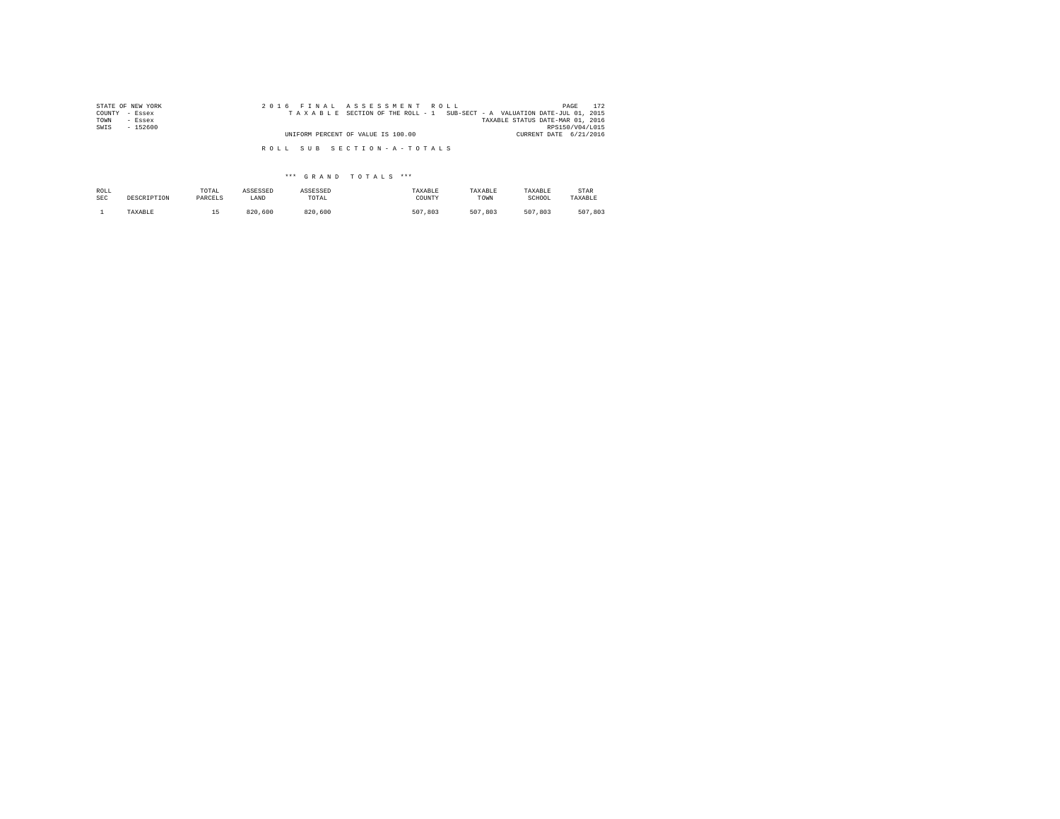STATE OF NEW YORK
COUNTY - Essex
TOWN - Essex
SWIS - 152600

2016 FINAL ASSESSMENT ROLL
TAXABLE SECTION OF THE ROLL - 1 SUB-SECT - A VALUATION DATE-JUL 01, 2015
TAXABLE STATUS DATE-MAR 01, 2016
RPS150/V04/L015
UNIFORM PERCENT OF VALUE IS 100.00
CURRENT DATE 6/21/2016

ROLL SUB SECTION-A-TOTALS

*** GRAND TOTALS ***

| ROLL SEC | DESCRIPTION | TOTAL PARCELS | ASSESSED LAND | ASSESSED TOTAL | TAXABLE COUNTY | TAXABLE TOWN | TAXABLE SCHOOL | STAR TAXABLE |
|---|---|---|---|---|---|---|---|---|
| 1 | TAXABLE | 15 | 820,600 | 820,600 | 507,803 | 507,803 | 507,803 | 507,803 |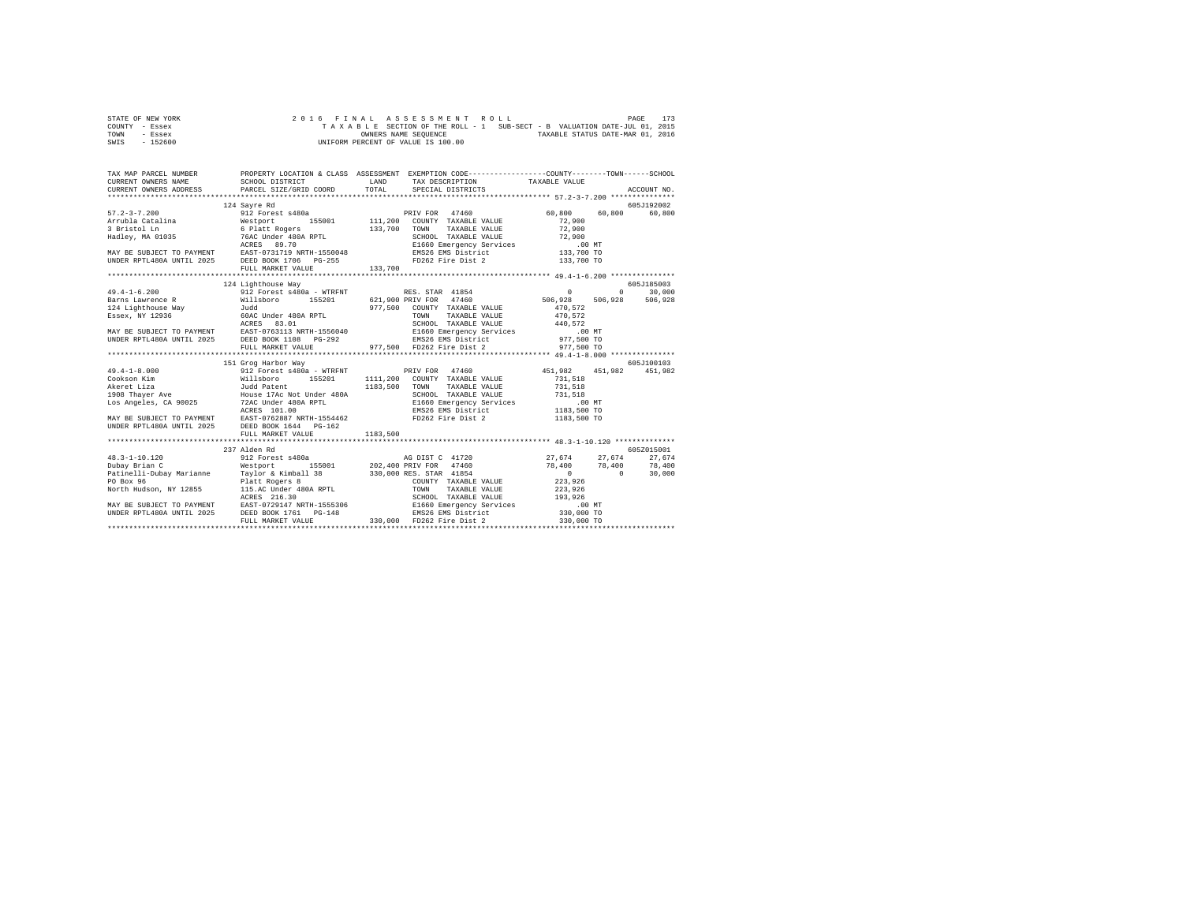STATE OF NEW YORK  
COUNTY - Essex  
TOWN - Essex  
SWIS - 152600

2 0 1 6 F I N A L A S S E S S M E N T R O L L  
T A X A B L E SECTION OF THE ROLL - 1 SUB-SECT - B VALUATION DATE-JUL 01, 2015  
OWNERS NAME SEQUENCE TAXABLE STATUS DATE-MAR 01, 2016  
UNIFORM PERCENT OF VALUE IS 100.00

```
TAX MAP PARCEL NUMBER          PROPERTY LOCATION & CLASS  ASSESSMENT  EXEMPTION CODE-----------------COUNTY--------TOWN------SCHOOL
CURRENT OWNERS NAME            SCHOOL DISTRICT              LAND      TAX DESCRIPTION           TAXABLE VALUE
CURRENT OWNERS ADDRESS         PARCEL SIZE/GRID COORD       TOTAL     SPECIAL DISTRICTS                                   ACCOUNT NO.
****************************************************************************************** 57.2-3-7.200 ***************
                               124 Sayre Rd                                                                            605J192002
57.2-3-7.200                   912 Forest s480a                        PRIV FOR  47460              60,800     60,800     60,800
Arrubla Catalina               Westport       155001       111,200    COUNTY  TAXABLE VALUE          72,900
3 Bristol Ln                   6 Platt Rogers               133,700    TOWN    TAXABLE VALUE          72,900
Hadley, MA 01035               76AC Under 480A RPTL                    SCHOOL  TAXABLE VALUE          72,900
                               ACRES   89.70                           E1660 Emergency Services          .00 MT
MAY BE SUBJECT TO PAYMENT      EAST-0731719 NRTH-1550048               EMS26 EMS District            133,700 TO
UNDER RPTL480A UNTIL 2025      DEED BOOK 1706   PG-255                 FD262 Fire Dist 2             133,700 TO
                               FULL MARKET VALUE            133,700
****************************************************************************************** 49.4-1-6.200 ***************
                               124 Lighthouse Way                                                                      605J185003
49.4-1-6.200                   912 Forest s480a - WTRFNT              RES. STAR  41854                   0          0     30,000
Barns Lawrence R               Willsboro      155201       621,900 PRIV FOR  47460             506,928    506,928    506,928
124 Lighthouse Way             Judd                         977,500    COUNTY  TAXABLE VALUE         470,572
Essex, NY 12936                60AC Under 480A RPTL                    TOWN    TAXABLE VALUE         470,572
                               ACRES   83.01                           SCHOOL  TAXABLE VALUE         440,572
MAY BE SUBJECT TO PAYMENT      EAST-0763113 NRTH-1556040               E1660 Emergency Services          .00 MT
UNDER RPTL480A UNTIL 2025      DEED BOOK 1108   PG-292                 EMS26 EMS District            977,500 TO
                               FULL MARKET VALUE            977,500    FD262 Fire Dist 2             977,500 TO
****************************************************************************************** 49.4-1-8.000 ***************
                               151 Grog Harbor Way                                                                     605J100103
49.4-1-8.000                   912 Forest s480a - WTRFNT              PRIV FOR  47460             451,982    451,982    451,982
Cookson Kim                    Willsboro      155201      1111,200    COUNTY  TAXABLE VALUE         731,518
Akeret Liza                    Judd Patent                1183,500    TOWN    TAXABLE VALUE         731,518
1908 Thayer Ave                House 17Ac Not Under 480A               SCHOOL  TAXABLE VALUE         731,518
Los Angeles, CA 90025          72AC Under 480A RPTL                    E1660 Emergency Services          .00 MT
                               ACRES  101.00                           EMS26 EMS District           1183,500 TO
MAY BE SUBJECT TO PAYMENT      EAST-0762887 NRTH-1554462               FD262 Fire Dist 2            1183,500 TO
UNDER RPTL480A UNTIL 2025      DEED BOOK 1644   PG-162
                               FULL MARKET VALUE           1183,500
****************************************************************************************** 48.3-1-10.120 **************
                               237 Alden Rd                                                                            605Z015001
48.3-1-10.120                  912 Forest s480a                        AG DIST C  41720              27,674     27,674     27,674
Dubay Brian C                  Westport       155001       202,400 PRIV FOR  47460              78,400     78,400     78,400
Patinelli-Dubay Marianne       Taylor & Kimball 38          330,000 RES. STAR  41854                   0          0     30,000
PO Box 96                      Platt Rogers 8                          COUNTY  TAXABLE VALUE         223,926
North Hudson, NY 12855         115.AC Under 480A RPTL                  TOWN    TAXABLE VALUE         223,926
                               ACRES  216.30                           SCHOOL  TAXABLE VALUE         193,926
MAY BE SUBJECT TO PAYMENT      EAST-0729147 NRTH-1555306               E1660 Emergency Services          .00 MT
UNDER RPTL480A UNTIL 2025      DEED BOOK 1761   PG-148                 EMS26 EMS District            330,000 TO
                               FULL MARKET VALUE            330,000    FD262 Fire Dist 2             330,000 TO
************************************************************************************************************************
```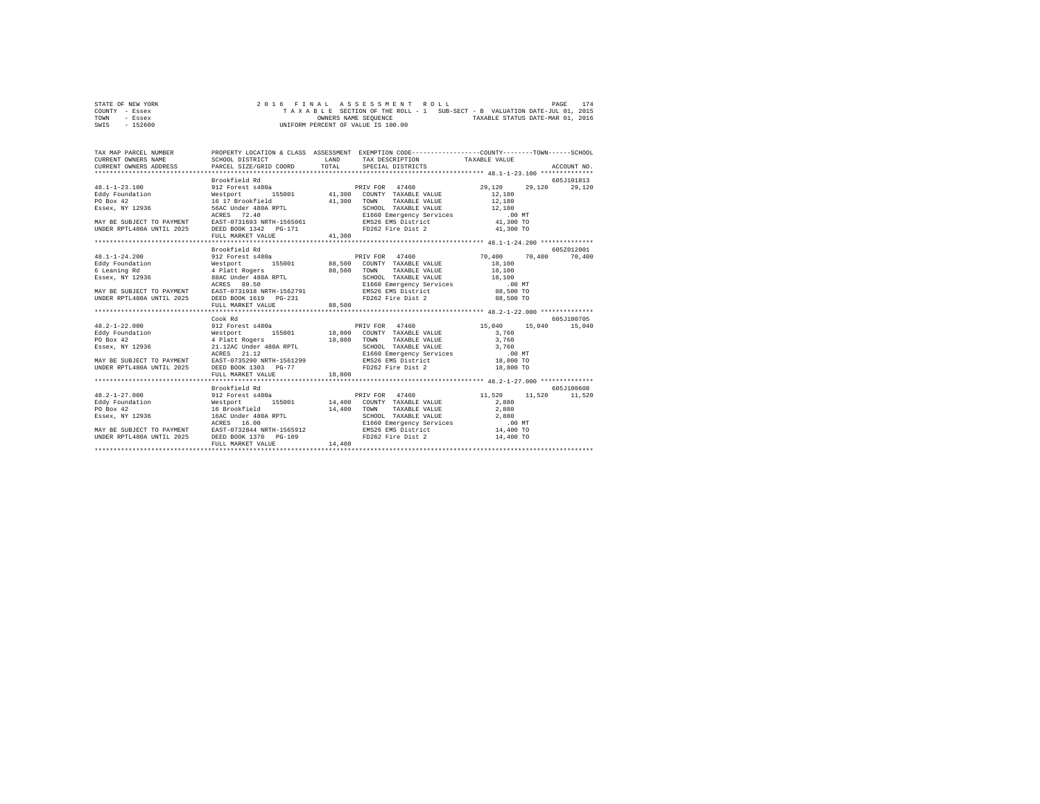STATE OF NEW YORK
COUNTY - Essex
TOWN - Essex
SWIS - 152600

2016 FINAL ASSESSMENT ROLL
TAXABLE SECTION OF THE ROLL - 1 SUB-SECT - B VALUATION DATE-JUL 01, 2015
OWNERS NAME SEQUENCE TAXABLE STATUS DATE-MAR 01, 2016
UNIFORM PERCENT OF VALUE IS 100.00

| TAX MAP PARCEL NUMBER / CURRENT OWNERS NAME / CURRENT OWNERS ADDRESS | PROPERTY LOCATION & CLASS / SCHOOL DISTRICT / PARCEL SIZE/GRID COORD | ASSESSMENT LAND / TOTAL | EXEMPTION CODE / TAX DESCRIPTION / SPECIAL DISTRICTS | COUNTY TAXABLE VALUE | TOWN | SCHOOL / ACCOUNT NO. |
|---|---|---|---|---|---|---|
| 48.1-1-23.100 | Brookfield Rd | | | | | 605J101813 |
| 48.1-1-23.100 | 912 Forest s480a | | PRIV FOR 47460 | 29,120 | 29,120 | 29,120 |
| Eddy Foundation | Westport 155001 | 41,300 | COUNTY TAXABLE VALUE | 12,180 | | |
| PO Box 42 | 16 17 Brookfield | 41,300 | TOWN TAXABLE VALUE | 12,180 | | |
| Essex, NY 12936 | 56AC Under 480A RPTL | | SCHOOL TAXABLE VALUE | 12,180 | | |
| | ACRES 72.40 | | E1660 Emergency Services | .00 MT | | |
| MAY BE SUBJECT TO PAYMENT | EAST-0731693 NRTH-1565061 | | EMS26 EMS District | 41,300 TO | | |
| UNDER RPTL480A UNTIL 2025 | DEED BOOK 1342 PG-171 | | FD262 Fire Dist 2 | 41,300 TO | | |
| | FULL MARKET VALUE | 41,300 | | | | |
| 48.1-1-24.200 | Brookfield Rd | | | | | 605Z012001 |
| 48.1-1-24.200 | 912 Forest s480a | | PRIV FOR 47460 | 70,400 | 70,400 | 70,400 |
| Eddy Foundation | Westport 155001 | 88,500 | COUNTY TAXABLE VALUE | 18,100 | | |
| 6 Leaning Rd | 4 Platt Rogers | 88,500 | TOWN TAXABLE VALUE | 18,100 | | |
| Essex, NY 12936 | 88AC Under 480A RPTL | | SCHOOL TAXABLE VALUE | 18,100 | | |
| | ACRES 89.50 | | E1660 Emergency Services | .00 MT | | |
| MAY BE SUBJECT TO PAYMENT | EAST-0731918 NRTH-1562791 | | EMS26 EMS District | 88,500 TO | | |
| UNDER RPTL480A UNTIL 2025 | DEED BOOK 1619 PG-231 | | FD262 Fire Dist 2 | 88,500 TO | | |
| | FULL MARKET VALUE | 88,500 | | | | |
| 48.2-1-22.000 | Cook Rd | | | | | 605J100705 |
| 48.2-1-22.000 | 912 Forest s480a | | PRIV FOR 47460 | 15,040 | 15,040 | 15,040 |
| Eddy Foundation | Westport 155001 | 18,800 | COUNTY TAXABLE VALUE | 3,760 | | |
| PO Box 42 | 4 Platt Rogers | 18,800 | TOWN TAXABLE VALUE | 3,760 | | |
| Essex, NY 12936 | 21.12AC Under 480A RPTL | | SCHOOL TAXABLE VALUE | 3,760 | | |
| | ACRES 21.12 | | E1660 Emergency Services | .00 MT | | |
| MAY BE SUBJECT TO PAYMENT | EAST-0735290 NRTH-1561299 | | EMS26 EMS District | 18,800 TO | | |
| UNDER RPTL480A UNTIL 2025 | DEED BOOK 1303 PG-77 | | FD262 Fire Dist 2 | 18,800 TO | | |
| | FULL MARKET VALUE | 18,800 | | | | |
| 48.2-1-27.000 | Brookfield Rd | | | | | 605J100608 |
| 48.2-1-27.000 | 912 Forest s480a | | PRIV FOR 47460 | 11,520 | 11,520 | 11,520 |
| Eddy Foundation | Westport 155001 | 14,400 | COUNTY TAXABLE VALUE | 2,880 | | |
| PO Box 42 | 16 Brookfield | 14,400 | TOWN TAXABLE VALUE | 2,880 | | |
| Essex, NY 12936 | 16AC Under 480A RPTL | | SCHOOL TAXABLE VALUE | 2,880 | | |
| | ACRES 16.00 | | E1660 Emergency Services | .00 MT | | |
| MAY BE SUBJECT TO PAYMENT | EAST-0732044 NRTH-1565912 | | EMS26 EMS District | 14,400 TO | | |
| UNDER RPTL480A UNTIL 2025 | DEED BOOK 1370 PG-109 | | FD262 Fire Dist 2 | 14,400 TO | | |
| | FULL MARKET VALUE | 14,400 | | | | |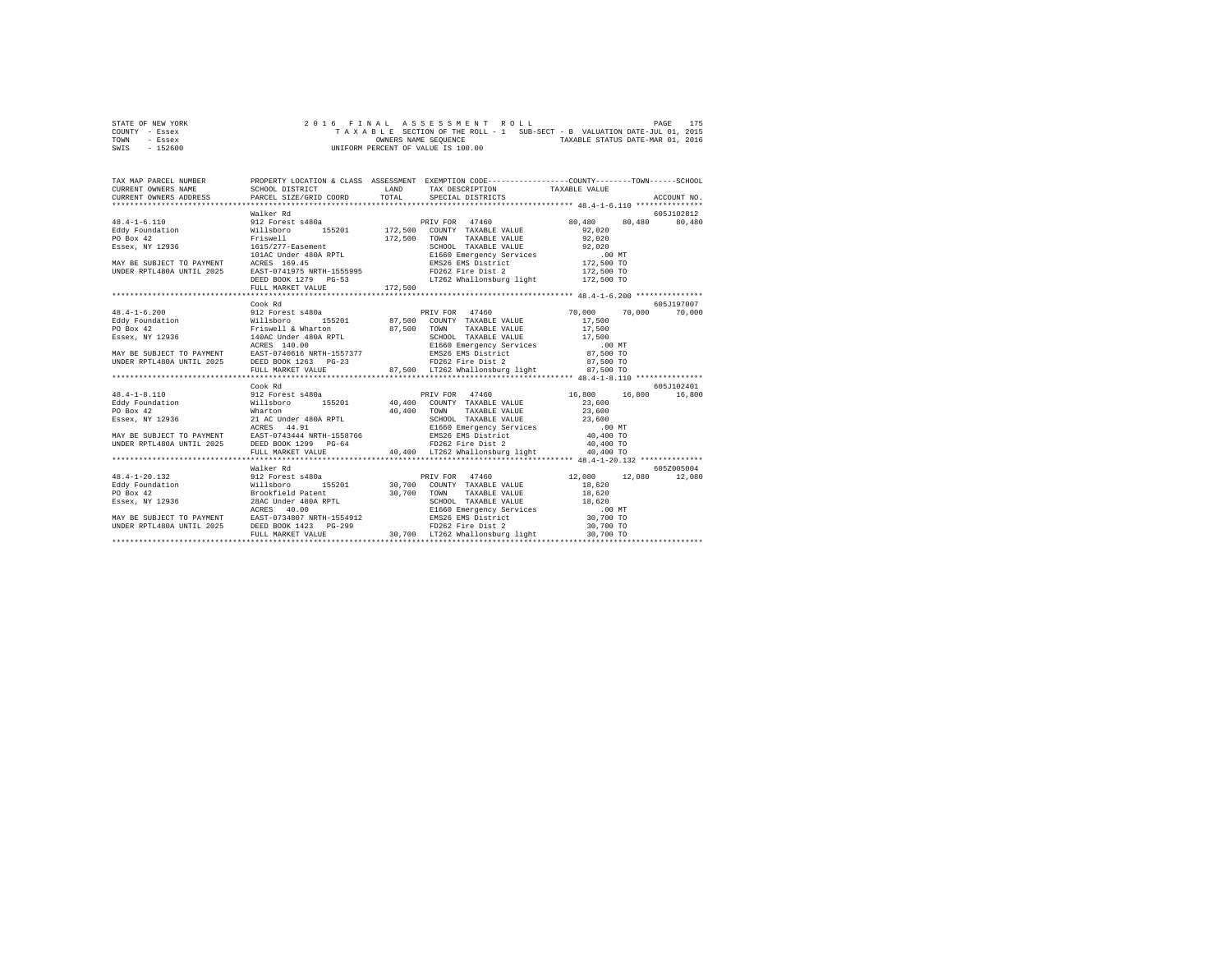STATE OF NEW YORK
COUNTY - Essex
TOWN - Essex
SWIS - 152600

2016 FINAL ASSESSMENT ROLL
TAXABLE SECTION OF THE ROLL - 1 SUB-SECT - B VALUATION DATE-JUL 01, 2015
OWNERS NAME SEQUENCE TAXABLE STATUS DATE-MAR 01, 2016
UNIFORM PERCENT OF VALUE IS 100.00

```
TAX MAP PARCEL NUMBER      PROPERTY LOCATION & CLASS  ASSESSMENT  EXEMPTION CODE-----------------COUNTY--------TOWN------SCHOOL
CURRENT OWNERS NAME        SCHOOL DISTRICT              LAND      TAX DESCRIPTION            TAXABLE VALUE
CURRENT OWNERS ADDRESS     PARCEL SIZE/GRID COORD       TOTAL     SPECIAL DISTRICTS                                  ACCOUNT NO.
*************************************************************************************************** 48.4-1-6.110 ***************
                           Walker Rd                                                                            605J102812
48.4-1-6.110               912 Forest s480a                       PRIV FOR  47460           80,480    80,480    80,480
Eddy Foundation            Willsboro      155201      172,500   COUNTY  TAXABLE VALUE        92,020
PO Box 42                  Friswell                    172,500   TOWN    TAXABLE VALUE        92,020
Essex, NY 12936            1615/277-Easement                     SCHOOL  TAXABLE VALUE        92,020
                           101AC Under 480A RPTL                 E1660 Emergency Services         .00 MT
MAY BE SUBJECT TO PAYMENT  ACRES  169.45                         EMS26 EMS District           172,500 TO
UNDER RPTL480A UNTIL 2025  EAST-0741975 NRTH-1555995             FD262 Fire Dist 2            172,500 TO
                           DEED BOOK 1279   PG-53                LT262 Whallonsburg light     172,500 TO
                           FULL MARKET VALUE           172,500
*************************************************************************************************** 48.4-1-6.200 ***************
                           Cook Rd                                                                              605J197007
48.4-1-6.200               912 Forest s480a                       PRIV FOR  47460           70,000    70,000    70,000
Eddy Foundation            Willsboro      155201       87,500   COUNTY  TAXABLE VALUE        17,500
PO Box 42                  Friswell & Wharton           87,500   TOWN    TAXABLE VALUE        17,500
Essex, NY 12936            140AC Under 480A RPTL                 SCHOOL  TAXABLE VALUE        17,500
                           ACRES  140.00                         E1660 Emergency Services         .00 MT
MAY BE SUBJECT TO PAYMENT  EAST-0740616 NRTH-1557377             EMS26 EMS District            87,500 TO
UNDER RPTL480A UNTIL 2025  DEED BOOK 1263   PG-23                FD262 Fire Dist 2             87,500 TO
                           FULL MARKET VALUE            87,500   LT262 Whallonsburg light      87,500 TO
*************************************************************************************************** 48.4-1-8.110 ***************
                           Cook Rd                                                                              605J102401
48.4-1-8.110               912 Forest s480a                       PRIV FOR  47460           16,800    16,800    16,800
Eddy Foundation            Willsboro      155201       40,400   COUNTY  TAXABLE VALUE        23,600
PO Box 42                  Wharton                      40,400   TOWN    TAXABLE VALUE        23,600
Essex, NY 12936            21 AC Under 480A RPTL                 SCHOOL  TAXABLE VALUE        23,600
                           ACRES   44.91                         E1660 Emergency Services         .00 MT
MAY BE SUBJECT TO PAYMENT  EAST-0743444 NRTH-1558766             EMS26 EMS District            40,400 TO
UNDER RPTL480A UNTIL 2025  DEED BOOK 1299   PG-64                FD262 Fire Dist 2             40,400 TO
                           FULL MARKET VALUE            40,400   LT262 Whallonsburg light      40,400 TO
*************************************************************************************************** 48.4-1-20.132 **************
                           Walker Rd                                                                            605Z005004
48.4-1-20.132              912 Forest s480a                       PRIV FOR  47460           12,080    12,080    12,080
Eddy Foundation            Willsboro      155201       30,700   COUNTY  TAXABLE VALUE        18,620
PO Box 42                  Brookfield Patent            30,700   TOWN    TAXABLE VALUE        18,620
Essex, NY 12936            28AC Under 480A RPTL                  SCHOOL  TAXABLE VALUE        18,620
                           ACRES   40.00                         E1660 Emergency Services         .00 MT
MAY BE SUBJECT TO PAYMENT  EAST-0734807 NRTH-1554912             EMS26 EMS District            30,700 TO
UNDER RPTL480A UNTIL 2025  DEED BOOK 1423   PG-299               FD262 Fire Dist 2             30,700 TO
                           FULL MARKET VALUE            30,700   LT262 Whallonsburg light      30,700 TO
********************************************************************************************************************************
```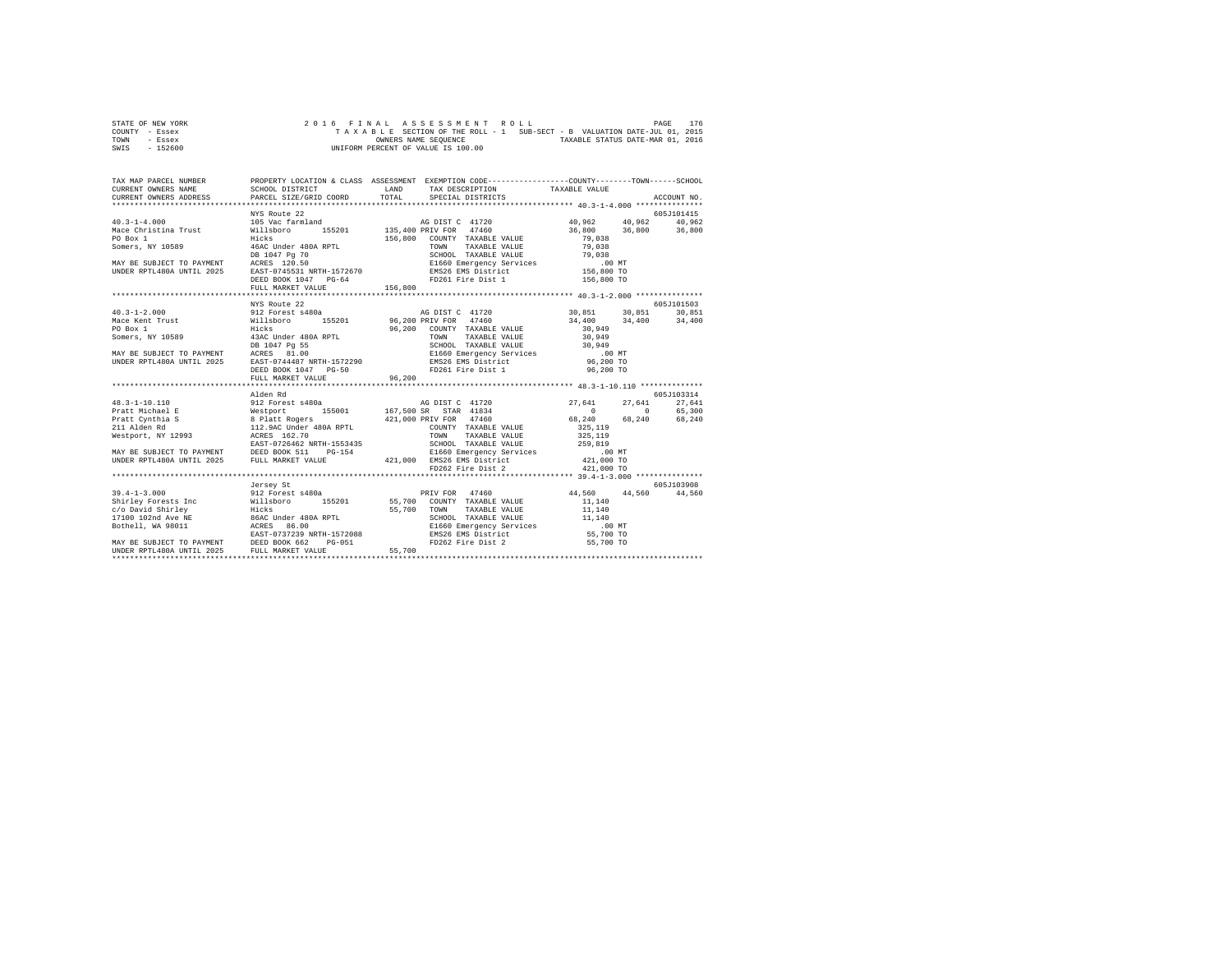STATE OF NEW YORK
COUNTY - Essex
TOWN - Essex
SWIS - 152600

2016 FINAL ASSESSMENT ROLL
TAXABLE SECTION OF THE ROLL - 1 SUB-SECT - B VALUATION DATE-JUL 01, 2015
OWNERS NAME SEQUENCE TAXABLE STATUS DATE-MAR 01, 2016
UNIFORM PERCENT OF VALUE IS 100.00

```
TAX MAP PARCEL NUMBER     PROPERTY LOCATION & CLASS  ASSESSMENT  EXEMPTION CODE-----------------COUNTY--------TOWN------SCHOOL
CURRENT OWNERS NAME       SCHOOL DISTRICT              LAND      TAX DESCRIPTION            TAXABLE VALUE
CURRENT OWNERS ADDRESS    PARCEL SIZE/GRID COORD       TOTAL     SPECIAL DISTRICTS                                    ACCOUNT NO.
****************************************************************************************** 40.3-1-4.000 ***************
                          NYS Route 22                                                                               605J101415
40.3-1-4.000              105 Vac farmland                       AG DIST C  41720            40,962     40,962     40,962
Mace Christina Trust      Willsboro      155201     135,400 PRIV FOR   47460                36,800     36,800     36,800
PO Box 1                  Hicks                     156,800  COUNTY  TAXABLE VALUE            79,038
Somers, NY 10589          46AC Under 480A RPTL               TOWN    TAXABLE VALUE            79,038
                          DB 1047 Pg 70                      SCHOOL  TAXABLE VALUE            79,038
MAY BE SUBJECT TO PAYMENT ACRES  120.50                      E1660 Emergency Services           .00 MT
UNDER RPTL480A UNTIL 2025 EAST-0745531 NRTH-1572670          EMS26 EMS District            156,800 TO
                          DEED BOOK 1047   PG-64             FD261 Fire Dist 1             156,800 TO
                          FULL MARKET VALUE         156,800
****************************************************************************************** 40.3-1-2.000 ***************
                          NYS Route 22                                                                               605J101503
40.3-1-2.000              912 Forest s480a                       AG DIST C  41720            30,851     30,851     30,851
Mace Kent Trust           Willsboro      155201      96,200 PRIV FOR   47460                34,400     34,400     34,400
PO Box 1                  Hicks                      96,200  COUNTY  TAXABLE VALUE            30,949
Somers, NY 10589          43AC Under 480A RPTL               TOWN    TAXABLE VALUE            30,949
                          DB 1047 Pg 55                      SCHOOL  TAXABLE VALUE            30,949
MAY BE SUBJECT TO PAYMENT ACRES   81.00                      E1660 Emergency Services           .00 MT
UNDER RPTL480A UNTIL 2025 EAST-0744487 NRTH-1572290          EMS26 EMS District             96,200 TO
                          DEED BOOK 1047   PG-50             FD261 Fire Dist 1              96,200 TO
                          FULL MARKET VALUE          96,200
****************************************************************************************** 48.3-1-10.110 **************
                          Alden Rd                                                                                   605J103314
48.3-1-10.110             912 Forest s480a                       AG DIST C  41720            27,641     27,641     27,641
Pratt Michael E           Westport       155001     167,500 SR   STAR  41834                     0          0     65,300
Pratt Cynthia S           8 Platt Rogers            421,000 PRIV FOR   47460                68,240     68,240     68,240
211 Alden Rd              112.9AC Under 480A RPTL            COUNTY  TAXABLE VALUE           325,119
Westport, NY 12993        ACRES  162.70                      TOWN    TAXABLE VALUE           325,119
                          EAST-0726462 NRTH-1553435          SCHOOL  TAXABLE VALUE           259,819
MAY BE SUBJECT TO PAYMENT DEED BOOK 511    PG-154            E1660 Emergency Services           .00 MT
UNDER RPTL480A UNTIL 2025 FULL MARKET VALUE         421,000  EMS26 EMS District            421,000 TO
                                                             FD262 Fire Dist 2             421,000 TO
****************************************************************************************** 39.4-1-3.000 ***************
                          Jersey St                                                                                  605J103908
39.4-1-3.000              912 Forest s480a                       PRIV FOR   47460            44,560     44,560     44,560
Shirley Forests Inc       Willsboro      155201      55,700  COUNTY  TAXABLE VALUE            11,140
c/o David Shirley         Hicks                      55,700  TOWN    TAXABLE VALUE            11,140
17100 102nd Ave NE        86AC Under 480A RPTL               SCHOOL  TAXABLE VALUE            11,140
Bothell, WA 98011         ACRES   86.00                      E1660 Emergency Services           .00 MT
                          EAST-0737239 NRTH-1572088          EMS26 EMS District             55,700 TO
MAY BE SUBJECT TO PAYMENT DEED BOOK 662    PG-051            FD262 Fire Dist 2              55,700 TO
UNDER RPTL480A UNTIL 2025 FULL MARKET VALUE          55,700
************************************************************************************************************************
```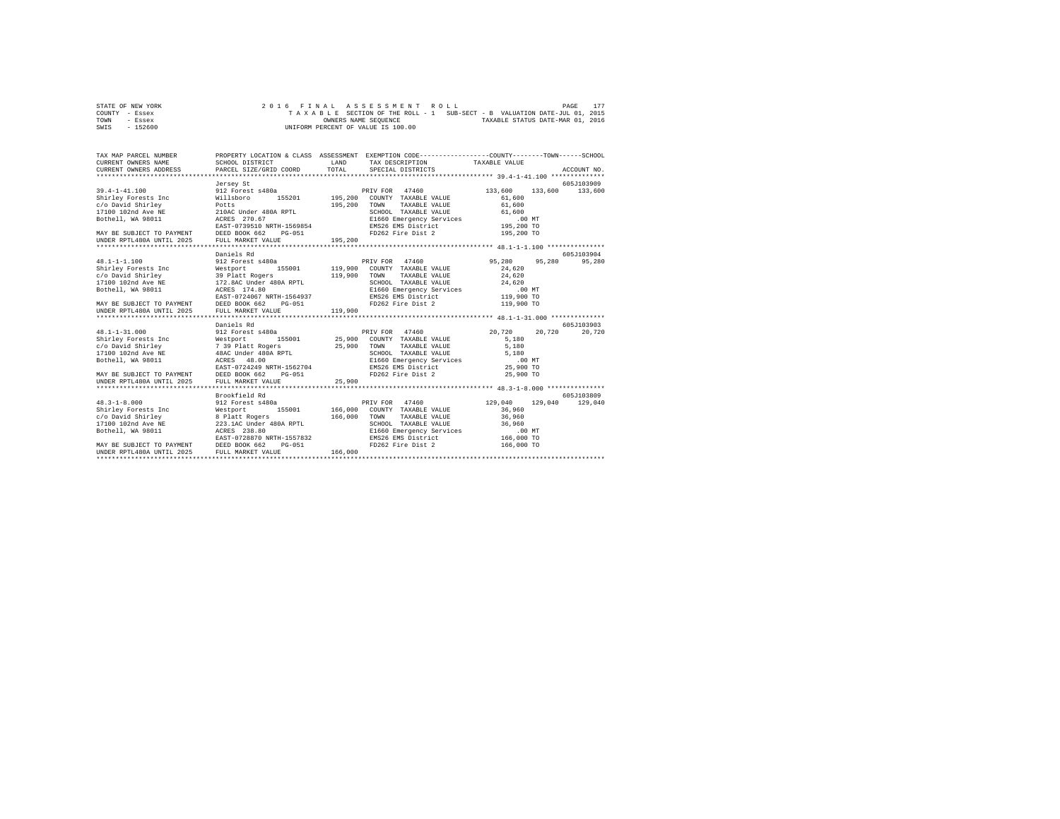STATE OF NEW YORK　　　　　2 0 1 6　F I N A L　A S S E S S M E N T　R O L L
COUNTY - Essex　　　　　T A X A B L E SECTION OF THE ROLL - 1　SUB-SECT - B　VALUATION DATE-JUL 01, 2015
TOWN - Essex　　　　　OWNERS NAME SEQUENCE　　　　　TAXABLE STATUS DATE-MAR 01, 2016
SWIS - 152600　　　　　UNIFORM PERCENT OF VALUE IS 100.00

| TAX MAP PARCEL NUMBER / CURRENT OWNERS NAME / CURRENT OWNERS ADDRESS | PROPERTY LOCATION & CLASS / SCHOOL DISTRICT / PARCEL SIZE/GRID COORD | ASSESSMENT LAND / TOTAL | EXEMPTION CODE / TAX DESCRIPTION / SPECIAL DISTRICTS | COUNTY / TAXABLE VALUE | TOWN | SCHOOL / ACCOUNT NO. |
|---|---|---|---|---|---|---|
| **39.4-1-41.100** | Jersey St | | | | | 605J103909 |
| 39.4-1-41.100 | 912 Forest s480a | | PRIV FOR 47460 | 133,600 | 133,600 | 133,600 |
| Shirley Forests Inc | Willsboro 155201 | 195,200 | COUNTY TAXABLE VALUE | 61,600 | | |
| c/o David Shirley | Potts | 195,200 | TOWN TAXABLE VALUE | 61,600 | | |
| 17100 102nd Ave NE | 210AC Under 480A RPTL | | SCHOOL TAXABLE VALUE | 61,600 | | |
| Bothell, WA 98011 | ACRES 270.67 | | E1660 Emergency Services | .00 MT | | |
| | EAST-0739510 NRTH-1569854 | | EMS26 EMS District | 195,200 TO | | |
| MAY BE SUBJECT TO PAYMENT | DEED BOOK 662 PG-051 | | FD262 Fire Dist 2 | 195,200 TO | | |
| UNDER RPTL480A UNTIL 2025 | FULL MARKET VALUE | 195,200 | | | | |
| **48.1-1-1.100** | Daniels Rd | | | | | 605J103904 |
| 48.1-1-1.100 | 912 Forest s480a | | PRIV FOR 47460 | 95,280 | 95,280 | 95,280 |
| Shirley Forests Inc | Westport 155001 | 119,900 | COUNTY TAXABLE VALUE | 24,620 | | |
| c/o David Shirley | 39 Platt Rogers | 119,900 | TOWN TAXABLE VALUE | 24,620 | | |
| 17100 102nd Ave NE | 172.8AC Under 480A RPTL | | SCHOOL TAXABLE VALUE | 24,620 | | |
| Bothell, WA 98011 | ACRES 174.80 | | E1660 Emergency Services | .00 MT | | |
| | EAST-0724067 NRTH-1564937 | | EMS26 EMS District | 119,900 TO | | |
| MAY BE SUBJECT TO PAYMENT | DEED BOOK 662 PG-051 | | FD262 Fire Dist 2 | 119,900 TO | | |
| UNDER RPTL480A UNTIL 2025 | FULL MARKET VALUE | 119,900 | | | | |
| **48.1-1-31.000** | Daniels Rd | | | | | 605J103903 |
| 48.1-1-31.000 | 912 Forest s480a | | PRIV FOR 47460 | 20,720 | 20,720 | 20,720 |
| Shirley Forests Inc | Westport 155001 | 25,900 | COUNTY TAXABLE VALUE | 5,180 | | |
| c/o David Shirley | 7 39 Platt Rogers | 25,900 | TOWN TAXABLE VALUE | 5,180 | | |
| 17100 102nd Ave NE | 48AC Under 480A RPTL | | SCHOOL TAXABLE VALUE | 5,180 | | |
| Bothell, WA 98011 | ACRES 48.00 | | E1660 Emergency Services | .00 MT | | |
| | EAST-0724249 NRTH-1562704 | | EMS26 EMS District | 25,900 TO | | |
| MAY BE SUBJECT TO PAYMENT | DEED BOOK 662 PG-051 | | FD262 Fire Dist 2 | 25,900 TO | | |
| UNDER RPTL480A UNTIL 2025 | FULL MARKET VALUE | 25,900 | | | | |
| **48.3-1-8.000** | Brookfield Rd | | | | | 605J103809 |
| 48.3-1-8.000 | 912 Forest s480a | | PRIV FOR 47460 | 129,040 | 129,040 | 129,040 |
| Shirley Forests Inc | Westport 155001 | 166,000 | COUNTY TAXABLE VALUE | 36,960 | | |
| c/o David Shirley | 8 Platt Rogers | 166,000 | TOWN TAXABLE VALUE | 36,960 | | |
| 17100 102nd Ave NE | 223.1AC Under 480A RPTL | | SCHOOL TAXABLE VALUE | 36,960 | | |
| Bothell, WA 98011 | ACRES 238.80 | | E1660 Emergency Services | .00 MT | | |
| | EAST-0728870 NRTH-1557832 | | EMS26 EMS District | 166,000 TO | | |
| MAY BE SUBJECT TO PAYMENT | DEED BOOK 662 PG-051 | | FD262 Fire Dist 2 | 166,000 TO | | |
| UNDER RPTL480A UNTIL 2025 | FULL MARKET VALUE | 166,000 | | | | |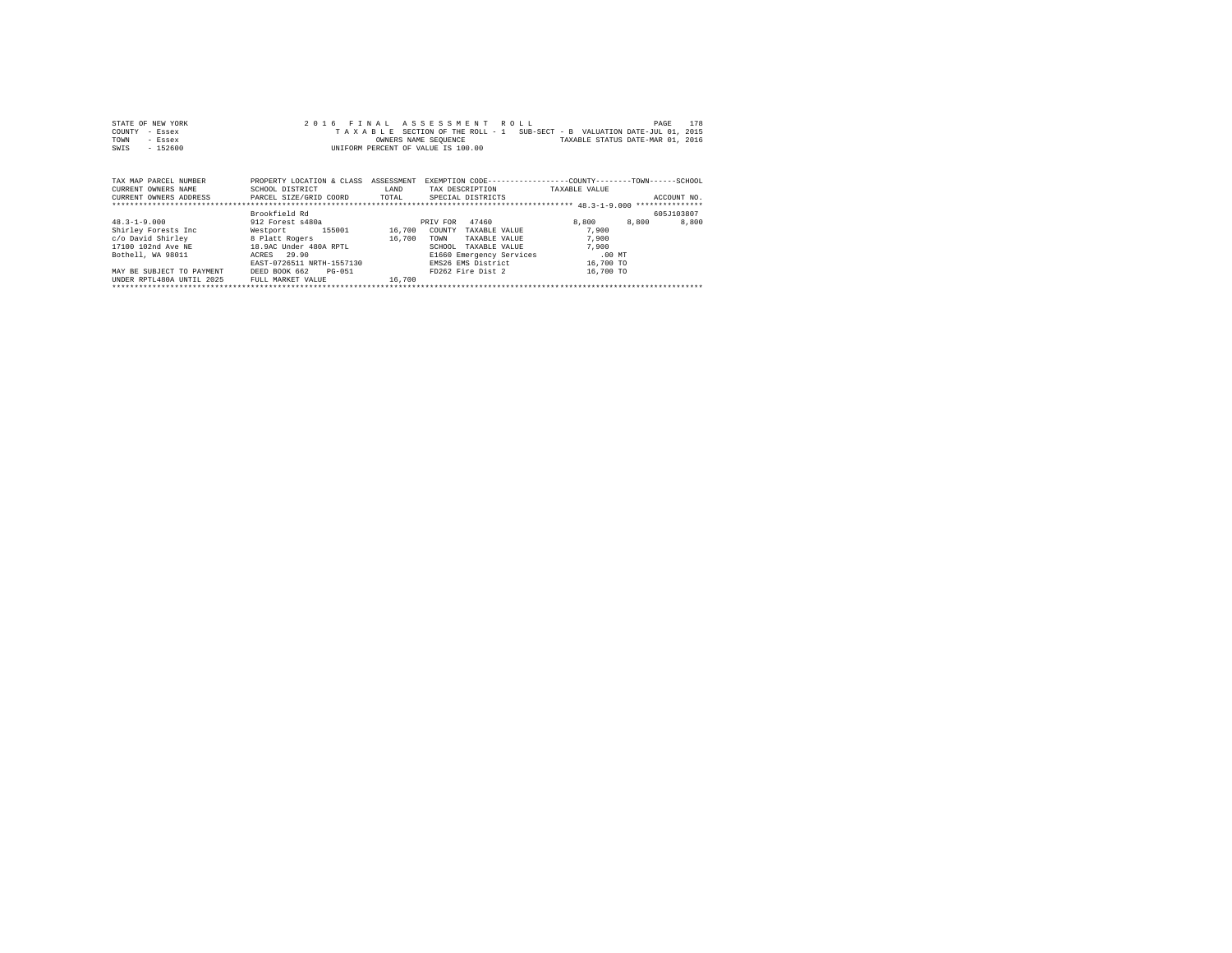STATE OF NEW YORK
COUNTY - Essex
TOWN - Essex
SWIS - 152600

2016 FINAL ASSESSMENT ROLL
TAXABLE SECTION OF THE ROLL - 1 SUB-SECT - B VALUATION DATE-JUL 01, 2015
OWNERS NAME SEQUENCE TAXABLE STATUS DATE-MAR 01, 2016
UNIFORM PERCENT OF VALUE IS 100.00

| TAX MAP PARCEL NUMBER / CURRENT OWNERS NAME / CURRENT OWNERS ADDRESS | PROPERTY LOCATION & CLASS / SCHOOL DISTRICT / PARCEL SIZE/GRID COORD | ASSESSMENT LAND / TOTAL | EXEMPTION CODE / TAX DESCRIPTION / SPECIAL DISTRICTS | COUNTY TAXABLE VALUE | TOWN | SCHOOL / ACCOUNT NO. |
|---|---|---|---|---|---|---|
| 48.3-1-9.000 | Brookfield Rd | | | | | 605J103807 |
| 48.3-1-9.000 | 912 Forest s480a | | PRIV FOR 47460 | 8,800 | 8,800 | 8,800 |
| Shirley Forests Inc | Westport 155001 | 16,700 | COUNTY TAXABLE VALUE | 7,900 | | |
| c/o David Shirley | 8 Platt Rogers | 16,700 | TOWN TAXABLE VALUE | 7,900 | | |
| 17100 102nd Ave NE | 18.9AC Under 480A RPTL | | SCHOOL TAXABLE VALUE | 7,900 | | |
| Bothell, WA 98011 | ACRES 29.90 | | E1660 Emergency Services | .00 MT | | |
| | EAST-0726511 NRTH-1557130 | | EMS26 EMS District | 16,700 TO | | |
| MAY BE SUBJECT TO PAYMENT | DEED BOOK 662 PG-051 | | FD262 Fire Dist 2 | 16,700 TO | | |
| UNDER RPTL480A UNTIL 2025 | FULL MARKET VALUE | 16,700 | | | | |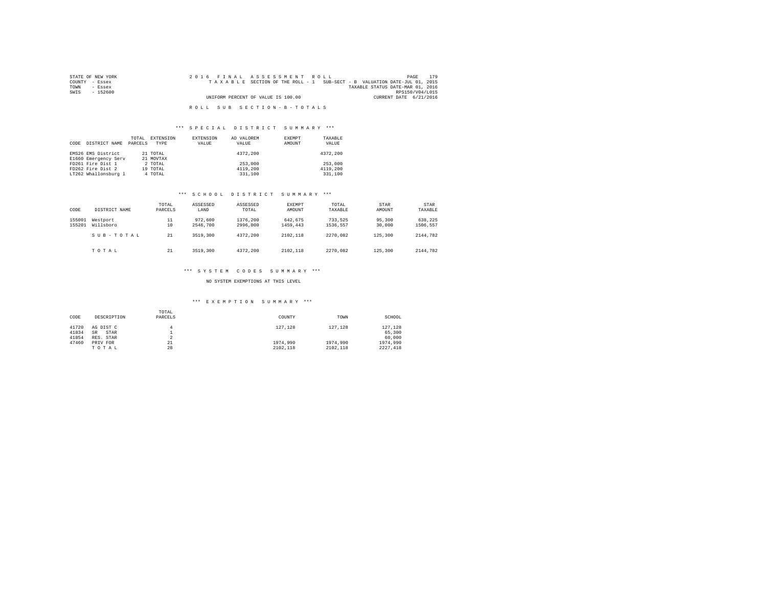STATE OF NEW YORK
COUNTY - Essex
TOWN - Essex
SWIS - 152600

2016 FINAL ASSESSMENT ROLL
TAXABLE SECTION OF THE ROLL - 1 SUB-SECT - B VALUATION DATE-JUL 01, 2015
TAXABLE STATUS DATE-MAR 01, 2016
RPS150/V04/L015
UNIFORM PERCENT OF VALUE IS 100.00
CURRENT DATE 6/21/2016

## ROLL SUB SECTION-B-TOTALS

### *** SPECIAL DISTRICT SUMMARY ***

| CODE | DISTRICT NAME | TOTAL PARCELS | EXTENSION TYPE | EXTENSION VALUE | AD VALOREM VALUE | EXEMPT AMOUNT | TAXABLE VALUE |
|---|---|---|---|---|---|---|---|
| EMS26 | EMS District | 21 | TOTAL | | 4372,200 | | 4372,200 |
| E1660 | Emergency Serv | 21 | MOVTAX | | | | |
| FD261 | Fire Dist 1 | 2 | TOTAL | | 253,000 | | 253,000 |
| FD262 | Fire Dist 2 | 19 | TOTAL | | 4119,200 | | 4119,200 |
| LT262 | Whallonsburg l | 4 | TOTAL | | 331,100 | | 331,100 |

### *** SCHOOL DISTRICT SUMMARY ***

| CODE | DISTRICT NAME | TOTAL PARCELS | ASSESSED LAND | ASSESSED TOTAL | EXEMPT AMOUNT | TOTAL TAXABLE | STAR AMOUNT | STAR TAXABLE |
|---|---|---|---|---|---|---|---|---|
| 155001 | Westport | 11 | 972,600 | 1376,200 | 642,675 | 733,525 | 95,300 | 638,225 |
| 155201 | Willsboro | 10 | 2546,700 | 2996,000 | 1459,443 | 1536,557 | 30,000 | 1506,557 |
| | SUB-TOTAL | 21 | 3519,300 | 4372,200 | 2102,118 | 2270,082 | 125,300 | 2144,782 |
| | TOTAL | 21 | 3519,300 | 4372,200 | 2102,118 | 2270,082 | 125,300 | 2144,782 |

### *** SYSTEM CODES SUMMARY ***

NO SYSTEM EXEMPTIONS AT THIS LEVEL

### *** EXEMPTION SUMMARY ***

| CODE | DESCRIPTION | TOTAL PARCELS | COUNTY | TOWN | SCHOOL |
|---|---|---|---|---|---|
| 41720 | AG DIST C | 4 | 127,128 | 127,128 | 127,128 |
| 41834 | SR STAR | 1 | | | 65,300 |
| 41854 | RES. STAR | 2 | | | 60,000 |
| 47460 | PRIV FOR | 21 | 1974,990 | 1974,990 | 1974,990 |
| | TOTAL | 28 | 2102,118 | 2102,118 | 2227,418 |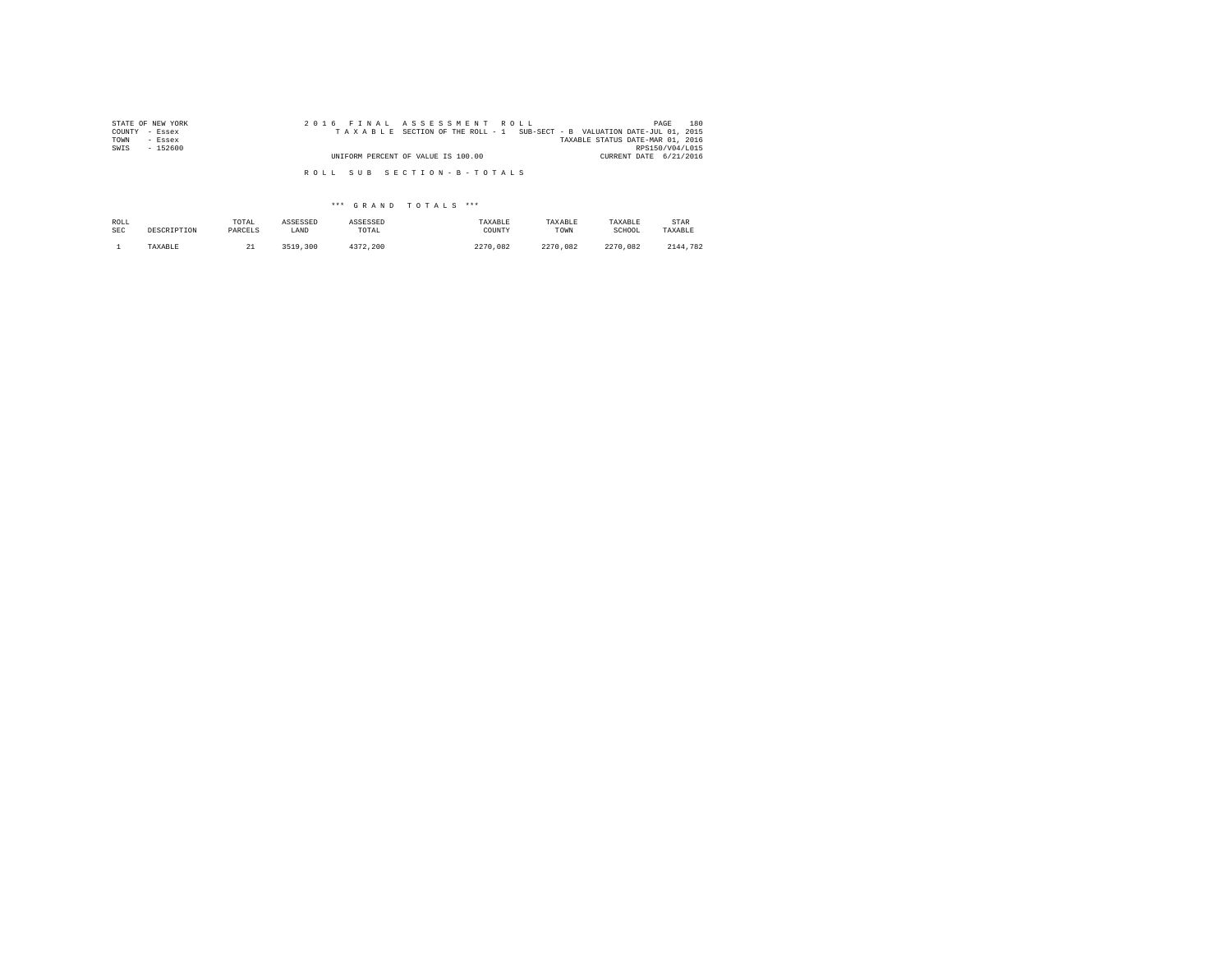STATE OF NEW YORK
COUNTY - Essex
TOWN - Essex
SWIS - 152600

2 0 1 6 F I N A L A S S E S S M E N T R O L L
T A X A B L E SECTION OF THE ROLL - 1 SUB-SECT - B VALUATION DATE-JUL 01, 2015
TAXABLE STATUS DATE-MAR 01, 2016
RPS150/V04/L015
UNIFORM PERCENT OF VALUE IS 100.00
CURRENT DATE 6/21/2016

R O L L S U B S E C T I O N - B - T O T A L S

\*\*\* G R A N D T O T A L S \*\*\*

| ROLL SEC | DESCRIPTION | TOTAL PARCELS | ASSESSED LAND | ASSESSED TOTAL | TAXABLE COUNTY | TAXABLE TOWN | TAXABLE SCHOOL | STAR TAXABLE |
|---|---|---|---|---|---|---|---|---|
| 1 | TAXABLE | 21 | 3519,300 | 4372,200 | 2270,082 | 2270,082 | 2270,082 | 2144,782 |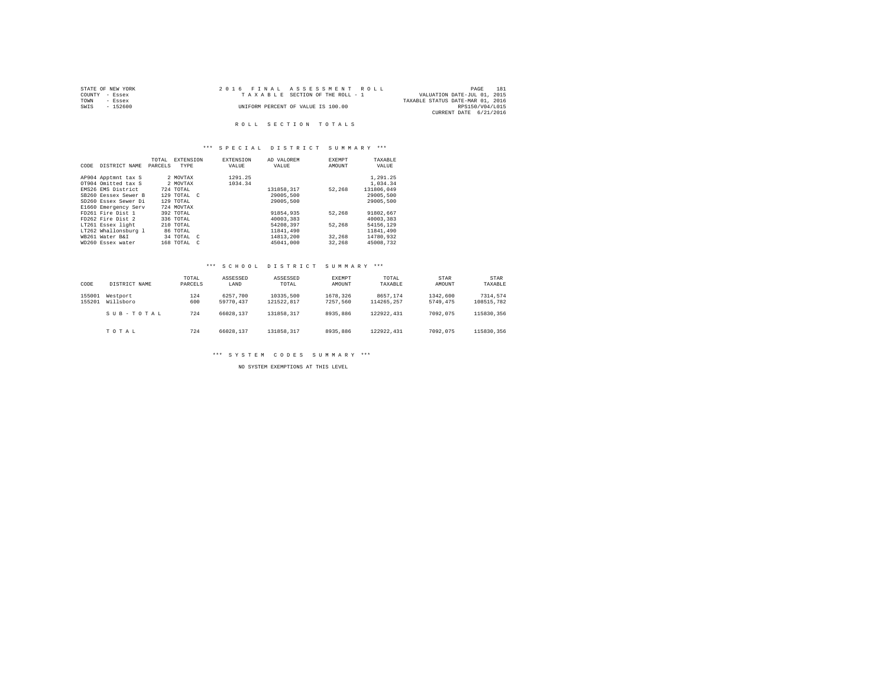STATE OF NEW YORK
COUNTY - Essex
TOWN - Essex
SWIS - 152600

2016 FINAL ASSESSMENT ROLL
TAXABLE SECTION OF THE ROLL - 1
UNIFORM PERCENT OF VALUE IS 100.00

VALUATION DATE-JUL 01, 2015
TAXABLE STATUS DATE-MAR 01, 2016
RPS150/V04/L015
CURRENT DATE 6/21/2016

## ROLL SECTION TOTALS

### *** SPECIAL DISTRICT SUMMARY ***

| CODE | DISTRICT NAME | TOTAL PARCELS | EXTENSION TYPE | EXTENSION VALUE | AD VALOREM VALUE | EXEMPT AMOUNT | TAXABLE VALUE |
|---|---|---|---|---|---|---|---|
| AP904 | Apptmnt tax S | 2 | MOVTAX | 1291.25 | | | 1,291.25 |
| OT904 | Omitted tax S | 2 | MOVTAX | 1034.34 | | | 1,034.34 |
| EMS26 | EMS District | 724 | TOTAL | | 131858,317 | 52,268 | 131806,049 |
| SB260 | Eessex Sewer B | 129 | TOTAL C | | 29005,500 | | 29005,500 |
| SD260 | Essex Sewer Di | 129 | TOTAL | | 29005,500 | | 29005,500 |
| E1660 | Emergency Serv | 724 | MOVTAX | | | | |
| FD261 | Fire Dist 1 | 392 | TOTAL | | 91854,935 | 52,268 | 91802,667 |
| FD262 | Fire Dist 2 | 336 | TOTAL | | 40003,383 | | 40003,383 |
| LT261 | Essex light | 210 | TOTAL | | 54208,397 | 52,268 | 54156,129 |
| LT262 | Whallonsburg l | 86 | TOTAL | | 11841,490 | | 11841,490 |
| WB261 | Water B&I | 34 | TOTAL C | | 14813,200 | 32,268 | 14780,932 |
| WD260 | Essex water | 168 | TOTAL C | | 45041,000 | 32,268 | 45008,732 |

### *** SCHOOL DISTRICT SUMMARY ***

| CODE | DISTRICT NAME | TOTAL PARCELS | ASSESSED LAND | ASSESSED TOTAL | EXEMPT AMOUNT | TOTAL TAXABLE | STAR AMOUNT | STAR TAXABLE |
|---|---|---|---|---|---|---|---|---|
| 155001 | Westport | 124 | 6257,700 | 10335,500 | 1678,326 | 8657,174 | 1342,600 | 7314,574 |
| 155201 | Willsboro | 600 | 59770,437 | 121522,817 | 7257,560 | 114265,257 | 5749,475 | 108515,782 |
| | SUB-TOTAL | 724 | 66028,137 | 131858,317 | 8935,886 | 122922,431 | 7092,075 | 115830,356 |
| | TOTAL | 724 | 66028,137 | 131858,317 | 8935,886 | 122922,431 | 7092,075 | 115830,356 |

### *** SYSTEM CODES SUMMARY ***

NO SYSTEM EXEMPTIONS AT THIS LEVEL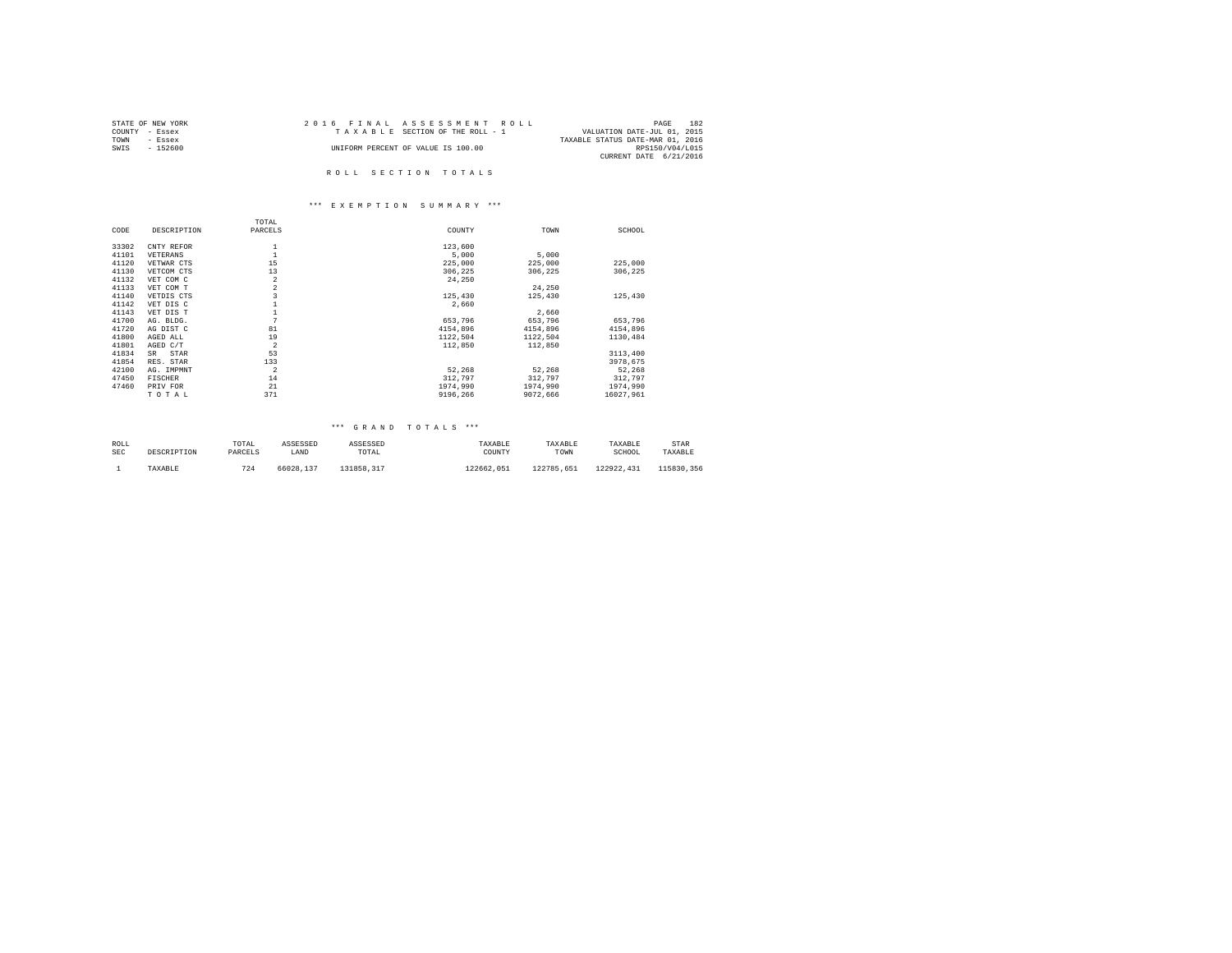STATE OF NEW YORK
COUNTY - Essex
TOWN - Essex
SWIS - 152600

2016 FINAL ASSESSMENT ROLL
TAXABLE SECTION OF THE ROLL - 1
UNIFORM PERCENT OF VALUE IS 100.00

VALUATION DATE-JUL 01, 2015
TAXABLE STATUS DATE-MAR 01, 2016
RPS150/V04/L015
CURRENT DATE 6/21/2016

## ROLL SECTION TOTALS

### *** EXEMPTION SUMMARY ***

| CODE | DESCRIPTION | TOTAL PARCELS | COUNTY | TOWN | SCHOOL |
|---|---|---|---|---|---|
| 33302 | CNTY REFOR | 1 | 123,600 | | |
| 41101 | VETERANS | 1 | 5,000 | 5,000 | |
| 41120 | VETWAR CTS | 15 | 225,000 | 225,000 | 225,000 |
| 41130 | VETCOM CTS | 13 | 306,225 | 306,225 | 306,225 |
| 41132 | VET COM C | 2 | 24,250 | | |
| 41133 | VET COM T | 2 | | 24,250 | |
| 41140 | VETDIS CTS | 3 | 125,430 | 125,430 | 125,430 |
| 41142 | VET DIS C | 1 | 2,660 | | |
| 41143 | VET DIS T | 1 | | 2,660 | |
| 41700 | AG. BLDG. | 7 | 653,796 | 653,796 | 653,796 |
| 41720 | AG DIST C | 81 | 4154,896 | 4154,896 | 4154,896 |
| 41800 | AGED ALL | 19 | 1122,504 | 1122,504 | 1130,484 |
| 41801 | AGED C/T | 2 | 112,850 | 112,850 | |
| 41834 | SR STAR | 53 | | | 3113,400 |
| 41854 | RES. STAR | 133 | | | 3978,675 |
| 42100 | AG. IMPMNT | 2 | 52,268 | 52,268 | 52,268 |
| 47450 | FISCHER | 14 | 312,797 | 312,797 | 312,797 |
| 47460 | PRIV FOR | 21 | 1974,990 | 1974,990 | 1974,990 |
| | T O T A L | 371 | 9196,266 | 9072,666 | 16027,961 |

### *** GRAND TOTALS ***

| ROLL SEC | DESCRIPTION | TOTAL PARCELS | ASSESSED LAND | ASSESSED TOTAL | TAXABLE COUNTY | TAXABLE TOWN | TAXABLE SCHOOL | STAR TAXABLE |
|---|---|---|---|---|---|---|---|---|
| 1 | TAXABLE | 724 | 66028,137 | 131858,317 | 122662,051 | 122785,651 | 122922,431 | 115830,356 |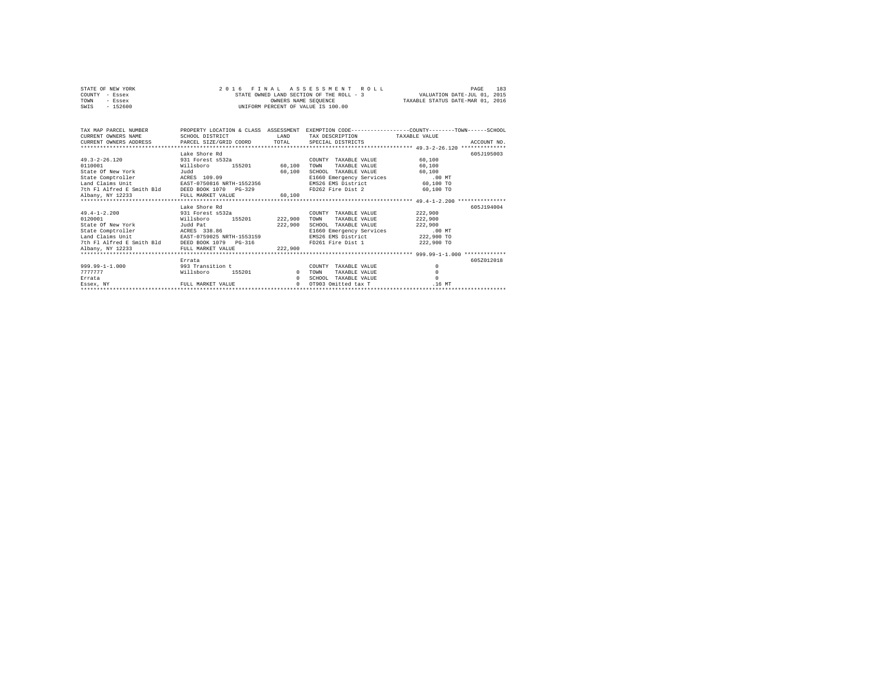STATE OF NEW YORK
COUNTY - Essex
TOWN - Essex
SWIS - 152600

2016 FINAL ASSESSMENT ROLL
STATE OWNED LAND SECTION OF THE ROLL - 3
OWNERS NAME SEQUENCE
UNIFORM PERCENT OF VALUE IS 100.00

VALUATION DATE-JUL 01, 2015
TAXABLE STATUS DATE-MAR 01, 2016

| TAX MAP PARCEL NUMBER / CURRENT OWNERS NAME / CURRENT OWNERS ADDRESS | PROPERTY LOCATION & CLASS / SCHOOL DISTRICT / PARCEL SIZE/GRID COORD | ASSESSMENT LAND / TOTAL | EXEMPTION CODE / TAX DESCRIPTION / SPECIAL DISTRICTS | COUNTY / TOWN / SCHOOL TAXABLE VALUE | ACCOUNT NO. |
|---|---|---|---|---|---|
| 49.3-2-26.120 | Lake Shore Rd | | | | 605J195003 |
| | 931 Forest s532a | | COUNTY TAXABLE VALUE | 60,100 | |
| 0110001 | Willsboro 155201 | 60,100 | TOWN TAXABLE VALUE | 60,100 | |
| State Of New York | Judd | 60,100 | SCHOOL TAXABLE VALUE | 60,100 | |
| State Comptroller | ACRES 109.09 | | E1660 Emergency Services | .00 MT | |
| Land Claims Unit | EAST-0750816 NRTH-1552356 | | EMS26 EMS District | 60,100 TO | |
| 7th Fl Alfred E Smith Bld | DEED BOOK 1070 PG-329 | | FD262 Fire Dist 2 | 60,100 TO | |
| Albany, NY 12233 | FULL MARKET VALUE | 60,100 | | | |
| 49.4-1-2.200 | Lake Shore Rd | | | | 605J194004 |
| | 931 Forest s532a | | COUNTY TAXABLE VALUE | 222,900 | |
| 0120001 | Willsboro 155201 | 222,900 | TOWN TAXABLE VALUE | 222,900 | |
| State Of New York | Judd Pat | 222,900 | SCHOOL TAXABLE VALUE | 222,900 | |
| State Comptroller | ACRES 338.86 | | E1660 Emergency Services | .00 MT | |
| Land Claims Unit | EAST-0759025 NRTH-1553159 | | EMS26 EMS District | 222,900 TO | |
| 7th Fl Alfred E Smith Bld | DEED BOOK 1079 PG-316 | | FD261 Fire Dist 1 | 222,900 TO | |
| Albany, NY 12233 | FULL MARKET VALUE | 222,900 | | | |
| 999.99-1-1.000 | Errata | | | | 605Z012018 |
| | 993 Transition t | | COUNTY TAXABLE VALUE | 0 | |
| 7777777 | Willsboro 155201 | 0 | TOWN TAXABLE VALUE | 0 | |
| Errata | | 0 | SCHOOL TAXABLE VALUE | 0 | |
| Essex, NY | FULL MARKET VALUE | 0 | OT903 Omitted tax T | .16 MT | |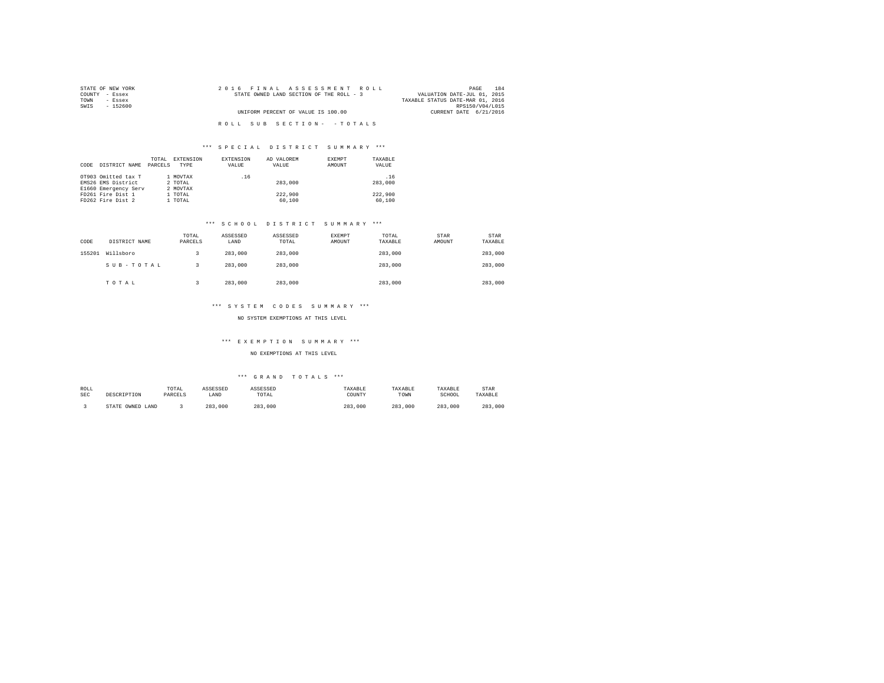STATE OF NEW YORK
COUNTY - Essex
TOWN - Essex
SWIS - 152600

2016 FINAL ASSESSMENT ROLL
STATE OWNED LAND SECTION OF THE ROLL - 3
UNIFORM PERCENT OF VALUE IS 100.00

VALUATION DATE-JUL 01, 2015
TAXABLE STATUS DATE-MAR 01, 2016
RPS150/V04/L015
CURRENT DATE 6/21/2016

ROLL SUB SECTION- - TOTALS

### *** SPECIAL DISTRICT SUMMARY ***

| CODE | DISTRICT NAME | TOTAL PARCELS | EXTENSION TYPE | EXTENSION VALUE | AD VALOREM VALUE | EXEMPT AMOUNT | TAXABLE VALUE |
|---|---|---|---|---|---|---|---|
| OT903 | Omitted tax T | 1 | MOVTAX | .16 | | | .16 |
| EMS26 | EMS District | 2 | TOTAL | | 283,000 | | 283,000 |
| E1660 | Emergency Serv | 2 | MOVTAX | | | | |
| FD261 | Fire Dist 1 | 1 | TOTAL | | 222,900 | | 222,900 |
| FD262 | Fire Dist 2 | 1 | TOTAL | | 60,100 | | 60,100 |

### *** SCHOOL DISTRICT SUMMARY ***

| CODE | DISTRICT NAME | TOTAL PARCELS | ASSESSED LAND | ASSESSED TOTAL | EXEMPT AMOUNT | TOTAL TAXABLE | STAR AMOUNT | STAR TAXABLE |
|---|---|---|---|---|---|---|---|---|
| 155201 | Willsboro | 3 | 283,000 | 283,000 | | 283,000 | | 283,000 |
| | SUB-TOTAL | 3 | 283,000 | 283,000 | | 283,000 | | 283,000 |
| | TOTAL | 3 | 283,000 | 283,000 | | 283,000 | | 283,000 |

### *** SYSTEM CODES SUMMARY ***

NO SYSTEM EXEMPTIONS AT THIS LEVEL

### *** EXEMPTION SUMMARY ***

NO EXEMPTIONS AT THIS LEVEL

### *** GRAND TOTALS ***

| ROLL SEC | DESCRIPTION | TOTAL PARCELS | ASSESSED LAND | ASSESSED TOTAL | TAXABLE COUNTY | TAXABLE TOWN | TAXABLE SCHOOL | STAR TAXABLE |
|---|---|---|---|---|---|---|---|---|
| 3 | STATE OWNED LAND | 3 | 283,000 | 283,000 | 283,000 | 283,000 | 283,000 | 283,000 |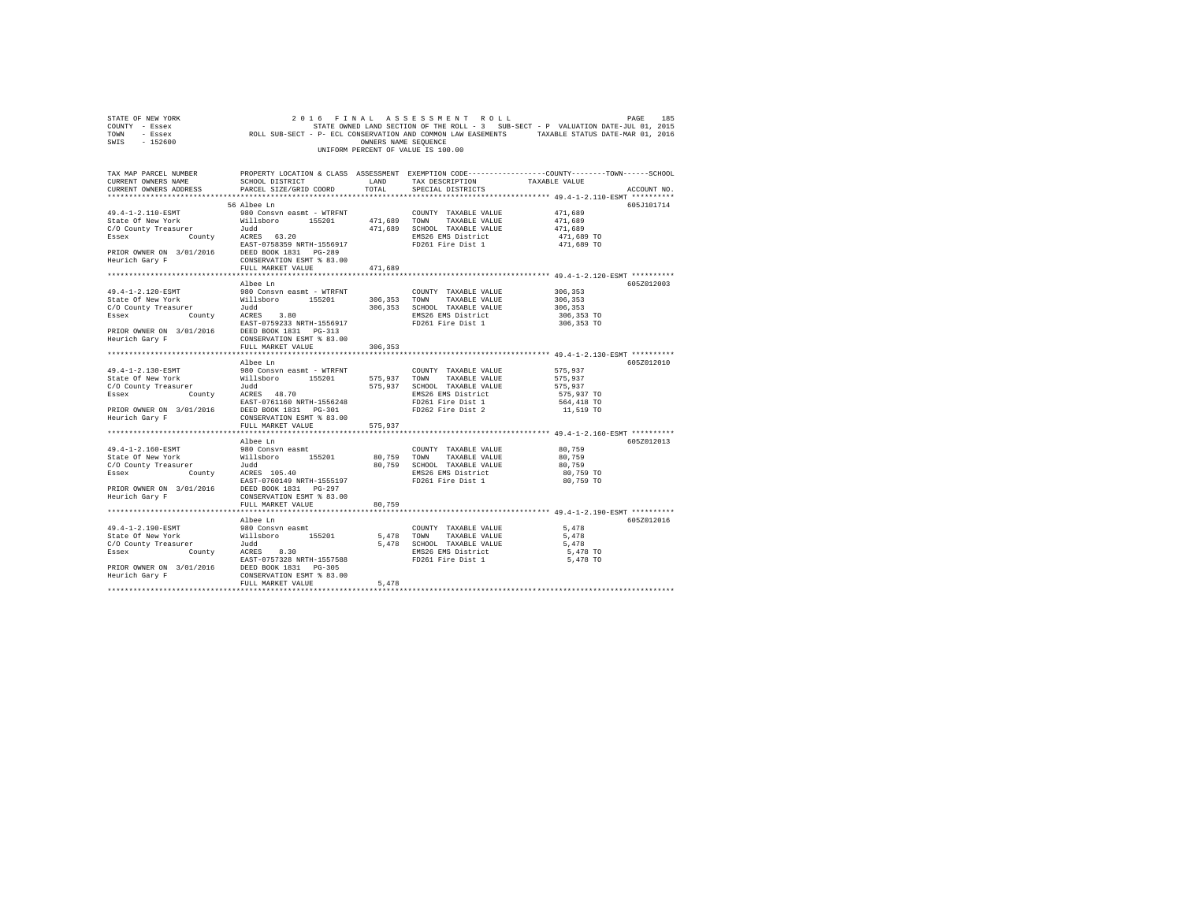STATE OF NEW YORK                    2 0 1 6   F I N A L   A S S E S S M E N T   R O L L                    PAGE 185
COUNTY - Essex                         STATE OWNED LAND SECTION OF THE ROLL - 3   SUB-SECT - P  VALUATION DATE-JUL 01, 2015
TOWN   - Essex             ROLL SUB-SECT - P- ECL CONSERVATION AND COMMON LAW EASEMENTS    TAXABLE STATUS DATE-MAR 01, 2016
SWIS   - 152600                                     OWNERS NAME SEQUENCE
                                              UNIFORM PERCENT OF VALUE IS 100.00

| TAX MAP PARCEL NUMBER / CURRENT OWNERS NAME / CURRENT OWNERS ADDRESS | PROPERTY LOCATION & CLASS / SCHOOL DISTRICT / PARCEL SIZE/GRID COORD | ASSESSMENT LAND / TOTAL | EXEMPTION CODE / TAX DESCRIPTION / SPECIAL DISTRICTS | COUNTY / TOWN / SCHOOL TAXABLE VALUE | ACCOUNT NO. |
|---|---|---|---|---|---|
| **49.4-1-2.110-ESMT** | 56 Albee Ln | | | | 605J101714 |
| 49.4-1-2.110-ESMT | 980 Consvn easmt - WTRFNT | | COUNTY TAXABLE VALUE | 471,689 | |
| State Of New York | Willsboro 155201 | 471,689 | TOWN TAXABLE VALUE | 471,689 | |
| C/O County Treasurer | Judd | 471,689 | SCHOOL TAXABLE VALUE | 471,689 | |
| Essex County | ACRES 63.20 | | EMS26 EMS District | 471,689 TO | |
| | EAST-0758359 NRTH-1556917 | | FD261 Fire Dist 1 | 471,689 TO | |
| PRIOR OWNER ON 3/01/2016 | DEED BOOK 1831 PG-289 | | | | |
| Heurich Gary F | CONSERVATION ESMT % 83.00 | | | | |
| | FULL MARKET VALUE | 471,689 | | | |
| **49.4-1-2.120-ESMT** | Albee Ln | | | | 605Z012003 |
| 49.4-1-2.120-ESMT | 980 Consvn easmt - WTRFNT | | COUNTY TAXABLE VALUE | 306,353 | |
| State Of New York | Willsboro 155201 | 306,353 | TOWN TAXABLE VALUE | 306,353 | |
| C/O County Treasurer | Judd | 306,353 | SCHOOL TAXABLE VALUE | 306,353 | |
| Essex County | ACRES 3.80 | | EMS26 EMS District | 306,353 TO | |
| | EAST-0759233 NRTH-1556917 | | FD261 Fire Dist 1 | 306,353 TO | |
| PRIOR OWNER ON 3/01/2016 | DEED BOOK 1831 PG-313 | | | | |
| Heurich Gary F | CONSERVATION ESMT % 83.00 | | | | |
| | FULL MARKET VALUE | 306,353 | | | |
| **49.4-1-2.130-ESMT** | Albee Ln | | | | 605Z012010 |
| 49.4-1-2.130-ESMT | 980 Consvn easmt - WTRFNT | | COUNTY TAXABLE VALUE | 575,937 | |
| State Of New York | Willsboro 155201 | 575,937 | TOWN TAXABLE VALUE | 575,937 | |
| C/O County Treasurer | Judd | 575,937 | SCHOOL TAXABLE VALUE | 575,937 | |
| Essex County | ACRES 48.70 | | EMS26 EMS District | 575,937 TO | |
| | EAST-0761160 NRTH-1556248 | | FD261 Fire Dist 1 | 564,418 TO | |
| PRIOR OWNER ON 3/01/2016 | DEED BOOK 1831 PG-301 | | FD262 Fire Dist 2 | 11,519 TO | |
| Heurich Gary F | CONSERVATION ESMT % 83.00 | | | | |
| | FULL MARKET VALUE | 575,937 | | | |
| **49.4-1-2.160-ESMT** | Albee Ln | | | | 605Z012013 |
| 49.4-1-2.160-ESMT | 980 Consvn easmt | | COUNTY TAXABLE VALUE | 80,759 | |
| State Of New York | Willsboro 155201 | 80,759 | TOWN TAXABLE VALUE | 80,759 | |
| C/O County Treasurer | Judd | 80,759 | SCHOOL TAXABLE VALUE | 80,759 | |
| Essex County | ACRES 105.40 | | EMS26 EMS District | 80,759 TO | |
| | EAST-0760149 NRTH-1555197 | | FD261 Fire Dist 1 | 80,759 TO | |
| PRIOR OWNER ON 3/01/2016 | DEED BOOK 1831 PG-297 | | | | |
| Heurich Gary F | CONSERVATION ESMT % 83.00 | | | | |
| | FULL MARKET VALUE | 80,759 | | | |
| **49.4-1-2.190-ESMT** | Albee Ln | | | | 605Z012016 |
| 49.4-1-2.190-ESMT | 980 Consvn easmt | | COUNTY TAXABLE VALUE | 5,478 | |
| State Of New York | Willsboro 155201 | 5,478 | TOWN TAXABLE VALUE | 5,478 | |
| C/O County Treasurer | Judd | 5,478 | SCHOOL TAXABLE VALUE | 5,478 | |
| Essex County | ACRES 8.30 | | EMS26 EMS District | 5,478 TO | |
| | EAST-0757328 NRTH-1557588 | | FD261 Fire Dist 1 | 5,478 TO | |
| PRIOR OWNER ON 3/01/2016 | DEED BOOK 1831 PG-305 | | | | |
| Heurich Gary F | CONSERVATION ESMT % 83.00 | | | | |
| | FULL MARKET VALUE | 5,478 | | | |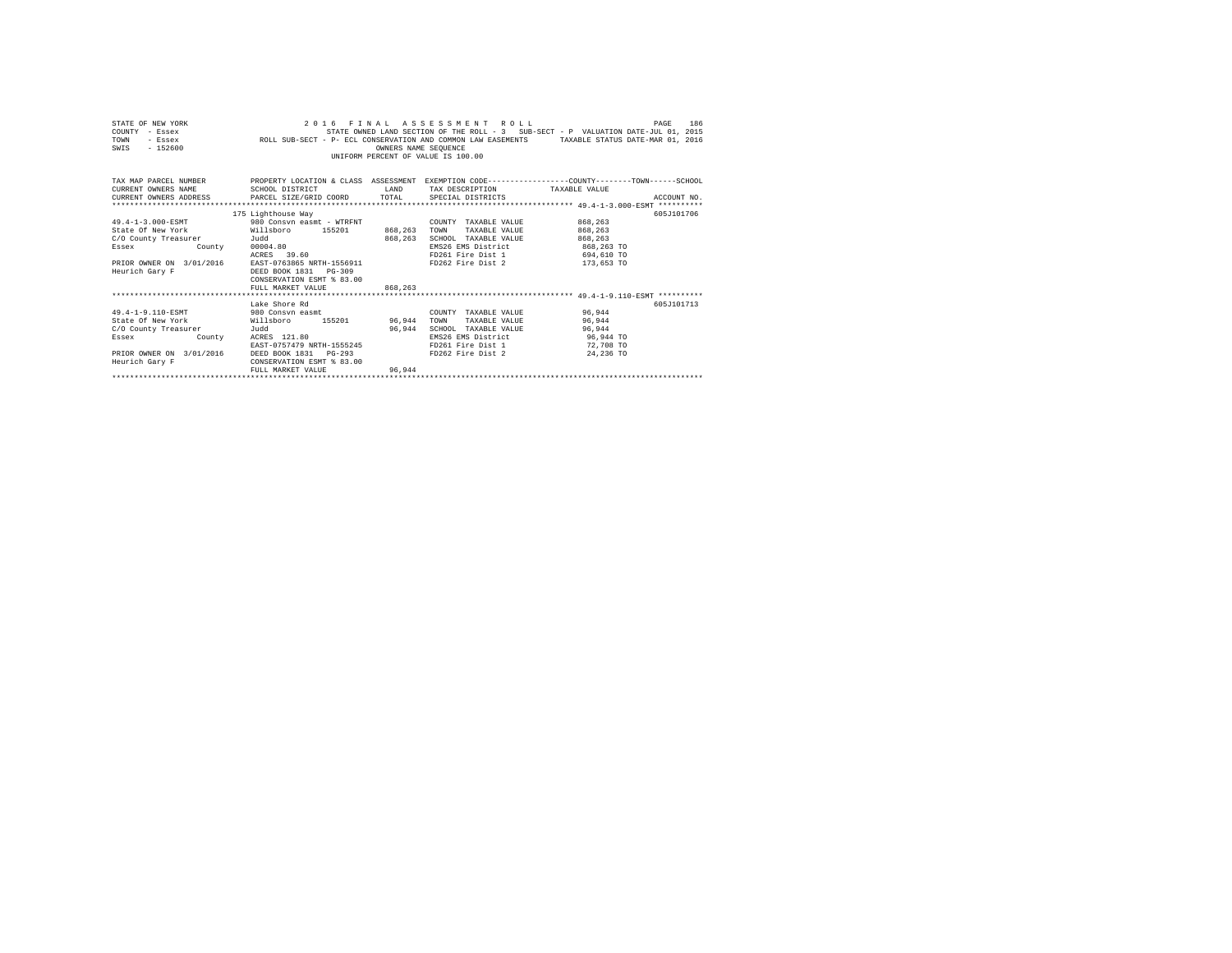STATE OF NEW YORK
COUNTY - Essex
TOWN - Essex
SWIS - 152600

2016 FINAL ASSESSMENT ROLL
STATE OWNED LAND SECTION OF THE ROLL - 3 SUB-SECT - P VALUATION DATE-JUL 01, 2015
ROLL SUB-SECT - P- ECL CONSERVATION AND COMMON LAW EASEMENTS TAXABLE STATUS DATE-MAR 01, 2016
OWNERS NAME SEQUENCE
UNIFORM PERCENT OF VALUE IS 100.00

| TAX MAP PARCEL NUMBER / CURRENT OWNERS NAME / CURRENT OWNERS ADDRESS | PROPERTY LOCATION & CLASS / SCHOOL DISTRICT / PARCEL SIZE/GRID COORD | ASSESSMENT LAND / TOTAL | EXEMPTION CODE / TAX DESCRIPTION / SPECIAL DISTRICTS | COUNTY / TOWN / SCHOOL TAXABLE VALUE | ACCOUNT NO. |
|---|---|---|---|---|---|
| **49.4-1-3.000-ESMT** | 175 Lighthouse Way | | | | 605J101706 |
| 49.4-1-3.000-ESMT | 980 Consvn easmt - WTRFNT | | COUNTY TAXABLE VALUE | 868,263 | |
| State Of New York | Willsboro 155201 | 868,263 | TOWN TAXABLE VALUE | 868,263 | |
| C/O County Treasurer | Judd | 868,263 | SCHOOL TAXABLE VALUE | 868,263 | |
| Essex County | 00004.80 | | EMS26 EMS District | 868,263 TO | |
| | ACRES 39.60 | | FD261 Fire Dist 1 | 694,610 TO | |
| PRIOR OWNER ON 3/01/2016 | EAST-0763865 NRTH-1556911 | | FD262 Fire Dist 2 | 173,653 TO | |
| Heurich Gary F | DEED BOOK 1831 PG-309 | | | | |
| | CONSERVATION ESMT % 83.00 | | | | |
| | FULL MARKET VALUE | 868,263 | | | |
| **49.4-1-9.110-ESMT** | Lake Shore Rd | | | | 605J101713 |
| 49.4-1-9.110-ESMT | 980 Consvn easmt | | COUNTY TAXABLE VALUE | 96,944 | |
| State Of New York | Willsboro 155201 | 96,944 | TOWN TAXABLE VALUE | 96,944 | |
| C/O County Treasurer | Judd | 96,944 | SCHOOL TAXABLE VALUE | 96,944 | |
| Essex County | ACRES 121.80 | | EMS26 EMS District | 96,944 TO | |
| | EAST-0757479 NRTH-1555245 | | FD261 Fire Dist 1 | 72,708 TO | |
| PRIOR OWNER ON 3/01/2016 | DEED BOOK 1831 PG-293 | | FD262 Fire Dist 2 | 24,236 TO | |
| Heurich Gary F | CONSERVATION ESMT % 83.00 | | | | |
| | FULL MARKET VALUE | 96,944 | | | |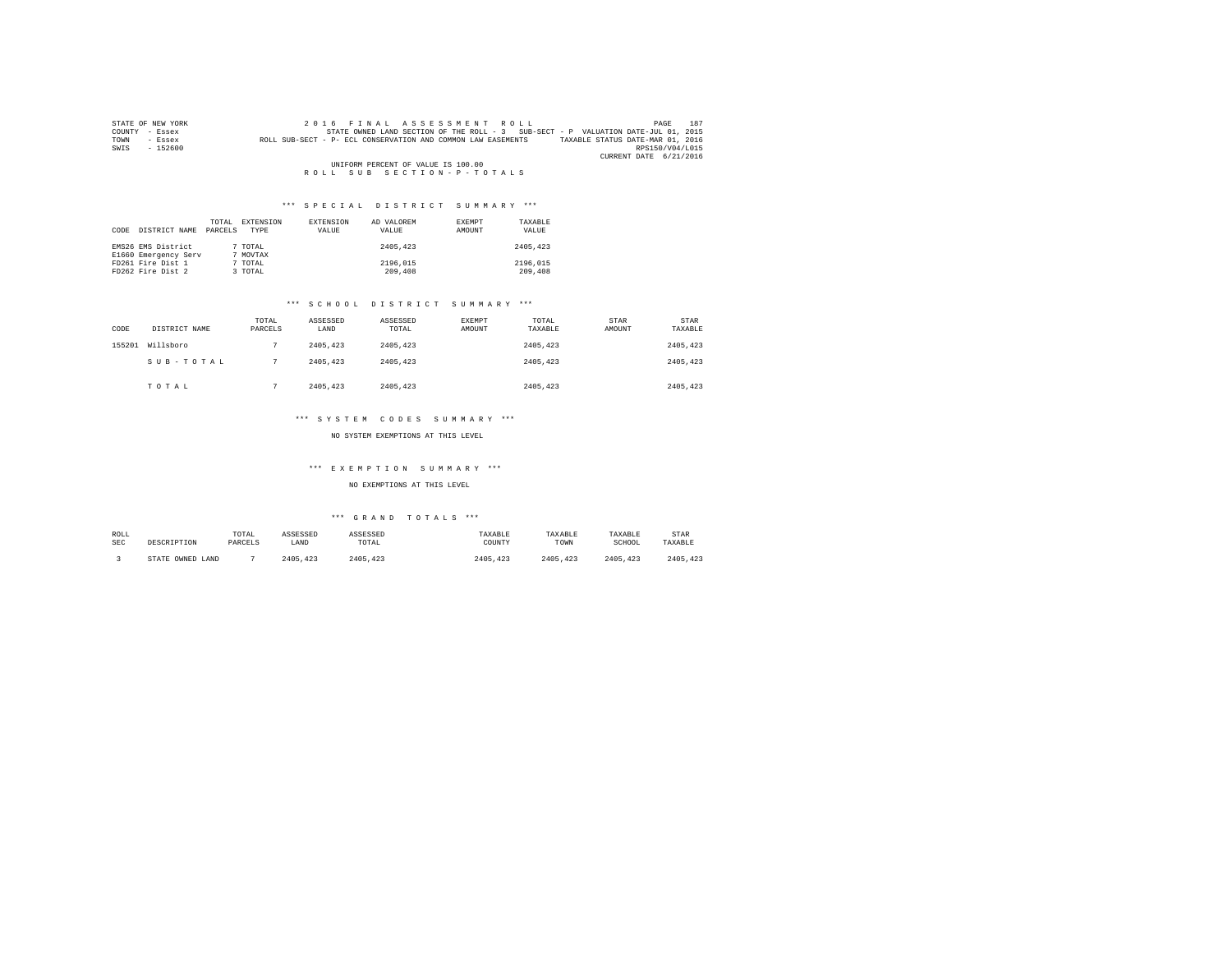STATE OF NEW YORK
COUNTY - Essex
TOWN - Essex
SWIS - 152600

2 0 1 6 F I N A L A S S E S S M E N T R O L L

STATE OWNED LAND SECTION OF THE ROLL - 3 SUB-SECT - P VALUATION DATE-JUL 01, 2015

ROLL SUB-SECT - P- ECL CONSERVATION AND COMMON LAW EASEMENTS TAXABLE STATUS DATE-MAR 01, 2016

RPS150/V04/L015

CURRENT DATE 6/21/2016

UNIFORM PERCENT OF VALUE IS 100.00

R O L L S U B S E C T I O N - P - T O T A L S

### *** S P E C I A L D I S T R I C T S U M M A R Y ***

| CODE | DISTRICT NAME | TOTAL PARCELS | EXTENSION TYPE | EXTENSION VALUE | AD VALOREM VALUE | EXEMPT AMOUNT | TAXABLE VALUE |
|---|---|---|---|---|---|---|---|
| EMS26 | EMS District | 7 | TOTAL | | 2405,423 | | 2405,423 |
| E1660 | Emergency Serv | 7 | MOVTAX | | | | |
| FD261 | Fire Dist 1 | 7 | TOTAL | | 2196,015 | | 2196,015 |
| FD262 | Fire Dist 2 | 3 | TOTAL | | 209,408 | | 209,408 |

### *** S C H O O L D I S T R I C T S U M M A R Y ***

| CODE | DISTRICT NAME | TOTAL PARCELS | ASSESSED LAND | ASSESSED TOTAL | EXEMPT AMOUNT | TOTAL TAXABLE | STAR AMOUNT | STAR TAXABLE |
|---|---|---|---|---|---|---|---|---|
| 155201 | Willsboro | 7 | 2405,423 | 2405,423 | | 2405,423 | | 2405,423 |
| | S U B - T O T A L | 7 | 2405,423 | 2405,423 | | 2405,423 | | 2405,423 |
| | T O T A L | 7 | 2405,423 | 2405,423 | | 2405,423 | | 2405,423 |

### *** S Y S T E M C O D E S S U M M A R Y ***

NO SYSTEM EXEMPTIONS AT THIS LEVEL

### *** E X E M P T I O N S U M M A R Y ***

NO EXEMPTIONS AT THIS LEVEL

### *** G R A N D T O T A L S ***

| ROLL SEC | DESCRIPTION | TOTAL PARCELS | ASSESSED LAND | ASSESSED TOTAL | TAXABLE COUNTY | TAXABLE TOWN | TAXABLE SCHOOL | STAR TAXABLE |
|---|---|---|---|---|---|---|---|---|
| 3 | STATE OWNED LAND | 7 | 2405,423 | 2405,423 | 2405,423 | 2405,423 | 2405,423 | 2405,423 |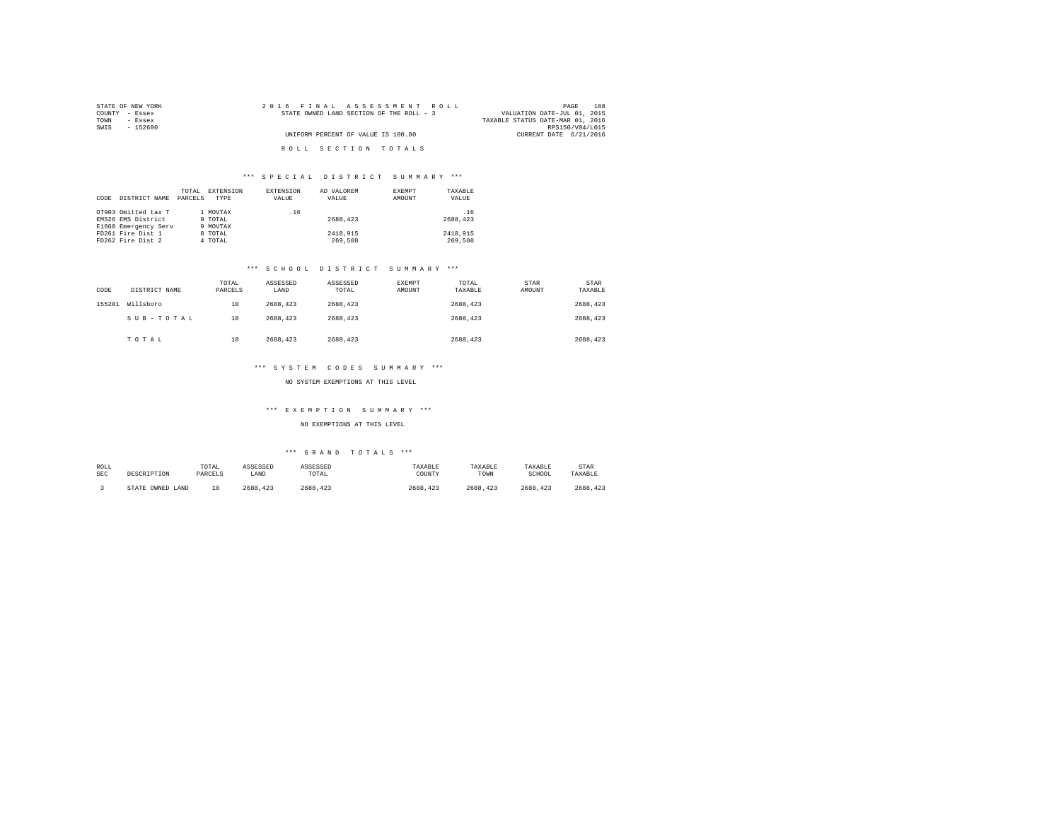STATE OF NEW YORK
COUNTY - Essex
TOWN - Essex
SWIS - 152600

2016 FINAL ASSESSMENT ROLL
STATE OWNED LAND SECTION OF THE ROLL - 3
UNIFORM PERCENT OF VALUE IS 100.00

VALUATION DATE-JUL 01, 2015
TAXABLE STATUS DATE-MAR 01, 2016
RPS150/V04/L015
CURRENT DATE 6/21/2016

ROLL SECTION TOTALS

*** SPECIAL DISTRICT SUMMARY ***

| CODE | DISTRICT NAME | TOTAL PARCELS | EXTENSION TYPE | EXTENSION VALUE | AD VALOREM VALUE | EXEMPT AMOUNT | TAXABLE VALUE |
|---|---|---|---|---|---|---|---|
| OT903 | Omitted tax T | 1 | MOVTAX | .16 | | | .16 |
| EMS26 | EMS District | 9 | TOTAL | | 2688,423 | | 2688,423 |
| E1660 | Emergency Serv | 9 | MOVTAX | | | | |
| FD261 | Fire Dist 1 | 8 | TOTAL | | 2418,915 | | 2418,915 |
| FD262 | Fire Dist 2 | 4 | TOTAL | | 269,508 | | 269,508 |

*** SCHOOL DISTRICT SUMMARY ***

| CODE | DISTRICT NAME | TOTAL PARCELS | ASSESSED LAND | ASSESSED TOTAL | EXEMPT AMOUNT | TOTAL TAXABLE | STAR AMOUNT | STAR TAXABLE |
|---|---|---|---|---|---|---|---|---|
| 155201 | Willsboro | 10 | 2688,423 | 2688,423 | | 2688,423 | | 2688,423 |
| | SUB-TOTAL | 10 | 2688,423 | 2688,423 | | 2688,423 | | 2688,423 |
| | TOTAL | 10 | 2688,423 | 2688,423 | | 2688,423 | | 2688,423 |

*** SYSTEM CODES SUMMARY ***

NO SYSTEM EXEMPTIONS AT THIS LEVEL

*** EXEMPTION SUMMARY ***

NO EXEMPTIONS AT THIS LEVEL

*** GRAND TOTALS ***

| ROLL SEC | DESCRIPTION | TOTAL PARCELS | ASSESSED LAND | ASSESSED TOTAL | TAXABLE COUNTY | TAXABLE TOWN | TAXABLE SCHOOL | STAR TAXABLE |
|---|---|---|---|---|---|---|---|---|
| 3 | STATE OWNED LAND | 10 | 2688,423 | 2688,423 | 2688,423 | 2688,423 | 2688,423 | 2688,423 |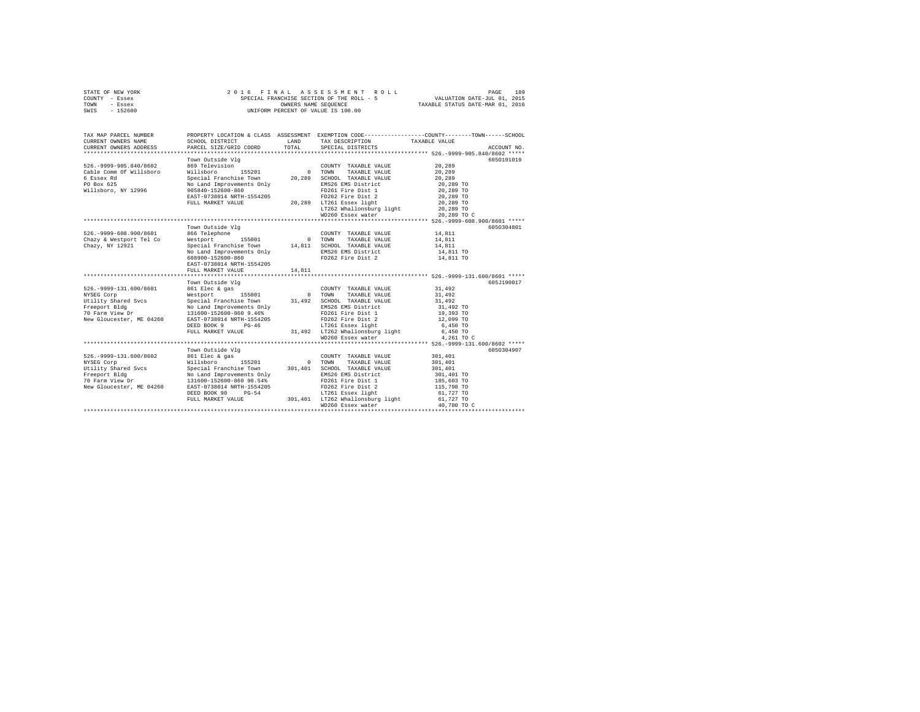STATE OF NEW YORK 2 0 1 6 F I N A L A S S E S S M E N T R O L L
COUNTY - Essex SPECIAL FRANCHISE SECTION OF THE ROLL - 5 VALUATION DATE-JUL 01, 2015
TOWN - Essex OWNERS NAME SEQUENCE TAXABLE STATUS DATE-MAR 01, 2016
SWIS - 152600 UNIFORM PERCENT OF VALUE IS 100.00

```
TAX MAP PARCEL NUMBER      PROPERTY LOCATION & CLASS  ASSESSMENT  EXEMPTION CODE-----------------COUNTY--------TOWN------SCHOOL
CURRENT OWNERS NAME        SCHOOL DISTRICT              LAND      TAX DESCRIPTION            TAXABLE VALUE
CURRENT OWNERS ADDRESS     PARCEL SIZE/GRID COORD       TOTAL     SPECIAL DISTRICTS                                   ACCOUNT NO.
******************************************************************************************** 526.-9999-905.840/8602 *****
                           Town Outside Vlg                                                                 6050191019
526.-9999-905.840/8602     869 Television                          COUNTY  TAXABLE VALUE          20,289
Cable Comm Of Willsboro    Willsboro      155201           0       TOWN    TAXABLE VALUE          20,289
6 Essex Rd                 Special Franchise Town      20,289      SCHOOL  TAXABLE VALUE          20,289
PO Box 625                 No Land Improvements Only               EMS26 EMS District              20,289 TO
Willsboro, NY 12996        905840-152600-860                       FD261 Fire Dist 1               20,289 TO
                           EAST-0738014 NRTH-1554205               FD262 Fire Dist 2               20,289 TO
                           FULL MARKET VALUE           20,289      LT261 Essex light               20,289 TO
                                                                   LT262 Whallonsburg light        20,289 TO
                                                                   WD260 Essex water               20,289 TO C
******************************************************************************************** 526.-9999-608.900/8601 *****
                           Town Outside Vlg                                                                 6050304801
526.-9999-608.900/8601     866 Telephone                           COUNTY  TAXABLE VALUE          14,811
Chazy & Westport Tel Co    Westport       155001           0       TOWN    TAXABLE VALUE          14,811
Chazy, NY 12921            Special Franchise Town      14,811      SCHOOL  TAXABLE VALUE          14,811
                           No Land Improvements Only               EMS26 EMS District              14,811 TO
                           608900-152600-860                       FD262 Fire Dist 2               14,811 TO
                           EAST-0738014 NRTH-1554205
                           FULL MARKET VALUE           14,811
******************************************************************************************** 526.-9999-131.600/8601 *****
                           Town Outside Vlg                                                                 605J190017
526.-9999-131.600/8601     861 Elec & gas                          COUNTY  TAXABLE VALUE          31,492
NYSEG Corp                 Westport       155001           0       TOWN    TAXABLE VALUE          31,492
Utility Shared Svcs        Special Franchise Town      31,492      SCHOOL  TAXABLE VALUE          31,492
Freeport Bldg              No Land Improvements Only               EMS26 EMS District              31,492 TO
70 Farm View Dr            131600-152600-860 9.46%                 FD261 Fire Dist 1               19,393 TO
New Gloucester, ME 04260   EAST-0738014 NRTH-1554205               FD262 Fire Dist 2               12,099 TO
                           DEED BOOK 9      PG-46                  LT261 Essex light                6,450 TO
                           FULL MARKET VALUE           31,492      LT262 Whallonsburg light         6,450 TO
                                                                   WD260 Essex water                4,261 TO C
******************************************************************************************** 526.-9999-131.600/8602 *****
                           Town Outside Vlg                                                                 6050304907
526.-9999-131.600/8602     861 Elec & gas                          COUNTY  TAXABLE VALUE         301,401
NYSEG Corp                 Willsboro      155201           0       TOWN    TAXABLE VALUE         301,401
Utility Shared Svcs        Special Franchise Town     301,401      SCHOOL  TAXABLE VALUE         301,401
Freeport Bldg              No Land Improvements Only               EMS26 EMS District             301,401 TO
70 Farm View Dr            131600-152600-860 90.54%                FD261 Fire Dist 1              185,603 TO
New Gloucester, ME 04260   EAST-0738014 NRTH-1554205               FD262 Fire Dist 2              115,798 TO
                           DEED BOOK 90     PG-54                  LT261 Essex light               61,727 TO
                           FULL MARKET VALUE          301,401      LT262 Whallonsburg light        61,727 TO
                                                                   WD260 Essex water               40,780 TO C
*****************************************************************************************************************************
```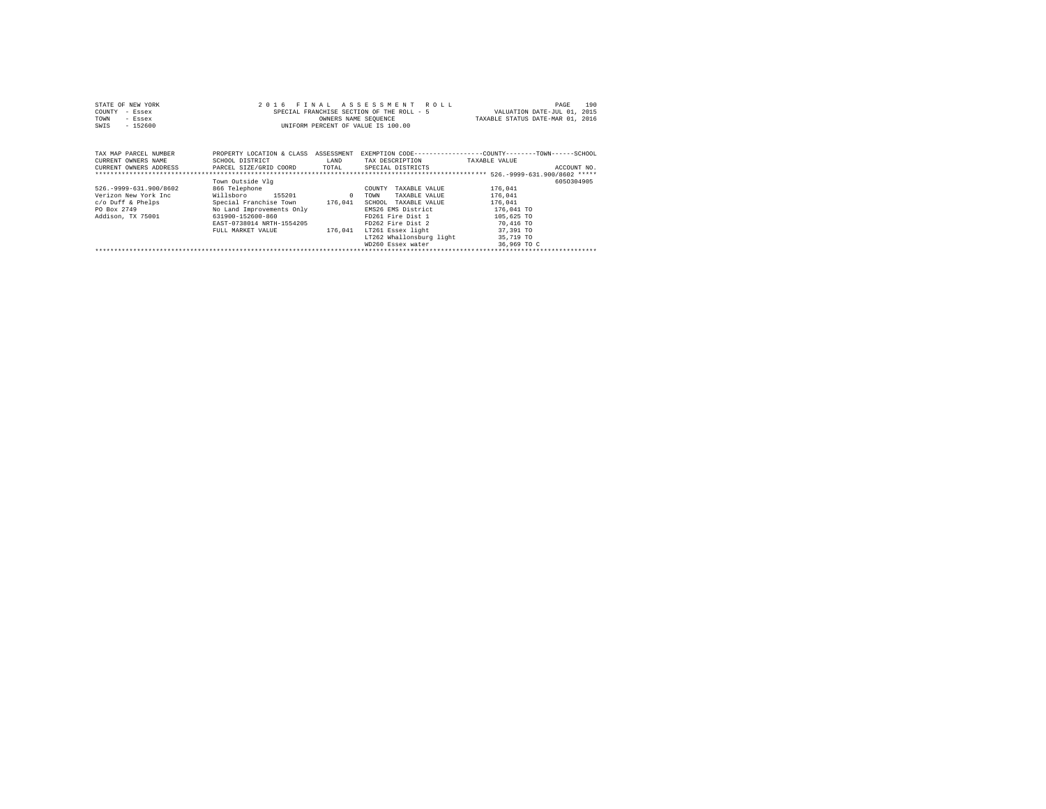STATE OF NEW YORK — COUNTY - Essex — TOWN - Essex — SWIS - 152600

# 2016 FINAL ASSESSMENT ROLL

SPECIAL FRANCHISE SECTION OF THE ROLL - 5
OWNERS NAME SEQUENCE
UNIFORM PERCENT OF VALUE IS 100.00

VALUATION DATE-JUL 01, 2015
TAXABLE STATUS DATE-MAR 01, 2016

| TAX MAP PARCEL NUMBER / CURRENT OWNERS NAME / CURRENT OWNERS ADDRESS | PROPERTY LOCATION & CLASS / SCHOOL DISTRICT / PARCEL SIZE/GRID COORD | ASSESSMENT LAND / TOTAL | EXEMPTION CODE / TAX DESCRIPTION / SPECIAL DISTRICTS | TAXABLE VALUE (COUNTY / TOWN / SCHOOL) | ACCOUNT NO. |
|---|---|---|---|---|---|
| 526.-9999-631.900/8602 | Town Outside Vlg | | | | 6050304905 |
| 526.-9999-631.900/8602 | 866 Telephone | | COUNTY TAXABLE VALUE | 176,041 | |
| Verizon New York Inc | Willsboro 155201 | 0 | TOWN TAXABLE VALUE | 176,041 | |
| c/o Duff & Phelps | Special Franchise Town | 176,041 | SCHOOL TAXABLE VALUE | 176,041 | |
| PO Box 2749 | No Land Improvements Only | | EMS26 EMS District | 176,041 TO | |
| Addison, TX 75001 | 631900-152600-860 | | FD261 Fire Dist 1 | 105,625 TO | |
| | EAST-0738014 NRTH-1554205 | | FD262 Fire Dist 2 | 70,416 TO | |
| | FULL MARKET VALUE | 176,041 | LT261 Essex light | 37,391 TO | |
| | | | LT262 Whallonsburg light | 35,719 TO | |
| | | | WD260 Essex water | 36,969 TO C | |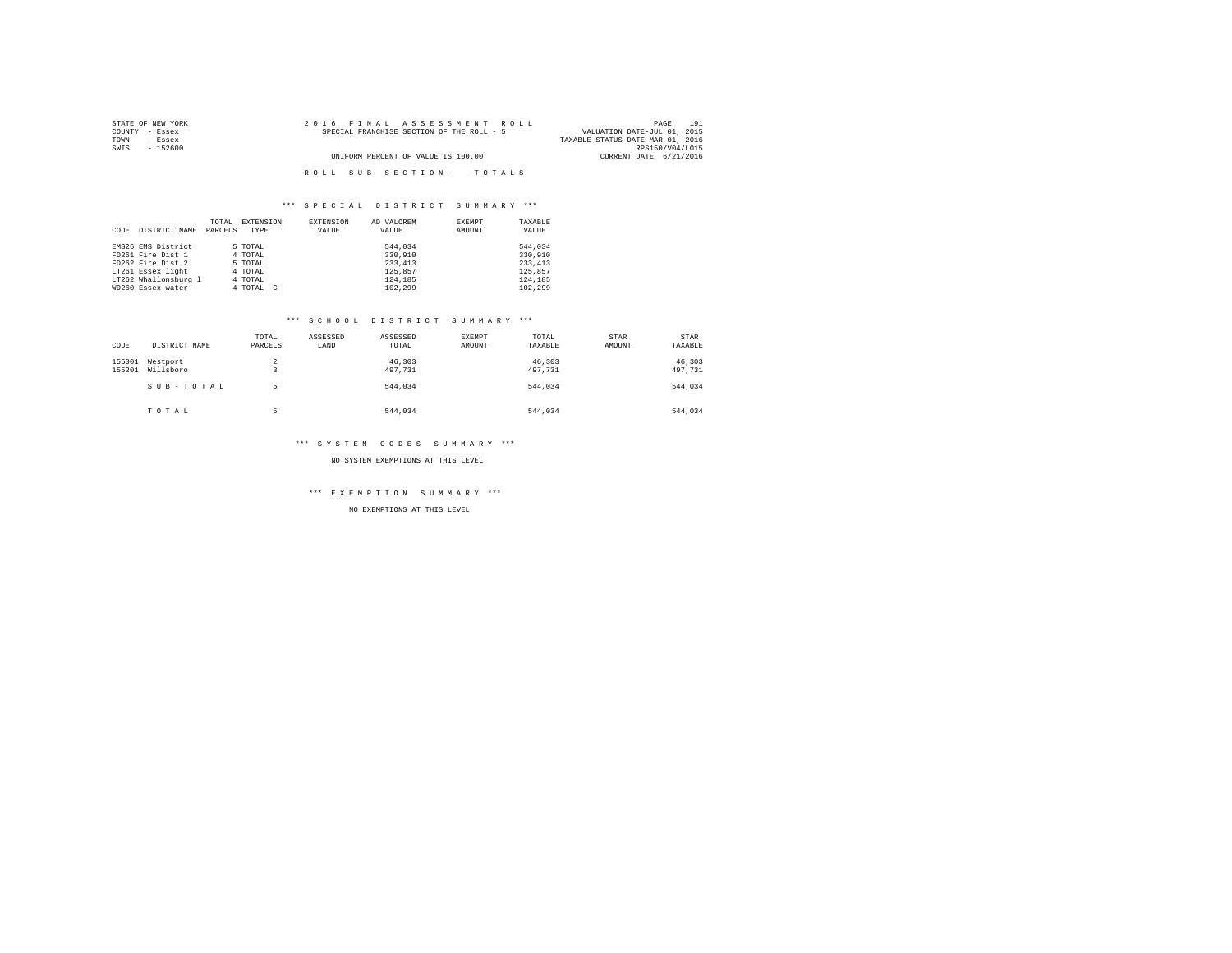STATE OF NEW YORK
COUNTY - Essex
TOWN - Essex
SWIS - 152600

2016 FINAL ASSESSMENT ROLL
SPECIAL FRANCHISE SECTION OF THE ROLL - 5

UNIFORM PERCENT OF VALUE IS 100.00

VALUATION DATE-JUL 01, 2015
TAXABLE STATUS DATE-MAR 01, 2016
RPS150/V04/L015
CURRENT DATE 6/21/2016

ROLL SUB SECTION- - TOTALS

### *** SPECIAL DISTRICT SUMMARY ***

| CODE | DISTRICT NAME | TOTAL PARCELS | EXTENSION TYPE | EXTENSION VALUE | AD VALOREM VALUE | EXEMPT AMOUNT | TAXABLE VALUE |
|---|---|---|---|---|---|---|---|
| EMS26 | EMS District | 5 | TOTAL | | 544,034 | | 544,034 |
| FD261 | Fire Dist 1 | 4 | TOTAL | | 330,910 | | 330,910 |
| FD262 | Fire Dist 2 | 5 | TOTAL | | 233,413 | | 233,413 |
| LT261 | Essex light | 4 | TOTAL | | 125,857 | | 125,857 |
| LT262 | Whallonsburg l | 4 | TOTAL | | 124,185 | | 124,185 |
| WD260 | Essex water | 4 | TOTAL C | | 102,299 | | 102,299 |

### *** SCHOOL DISTRICT SUMMARY ***

| CODE | DISTRICT NAME | TOTAL PARCELS | ASSESSED LAND | ASSESSED TOTAL | EXEMPT AMOUNT | TOTAL TAXABLE | STAR AMOUNT | STAR TAXABLE |
|---|---|---|---|---|---|---|---|---|
| 155001 | Westport | 2 | | 46,303 | | 46,303 | | 46,303 |
| 155201 | Willsboro | 3 | | 497,731 | | 497,731 | | 497,731 |
| | SUB-TOTAL | 5 | | 544,034 | | 544,034 | | 544,034 |
| | TOTAL | 5 | | 544,034 | | 544,034 | | 544,034 |

### *** SYSTEM CODES SUMMARY ***

NO SYSTEM EXEMPTIONS AT THIS LEVEL

### *** EXEMPTION SUMMARY ***

NO EXEMPTIONS AT THIS LEVEL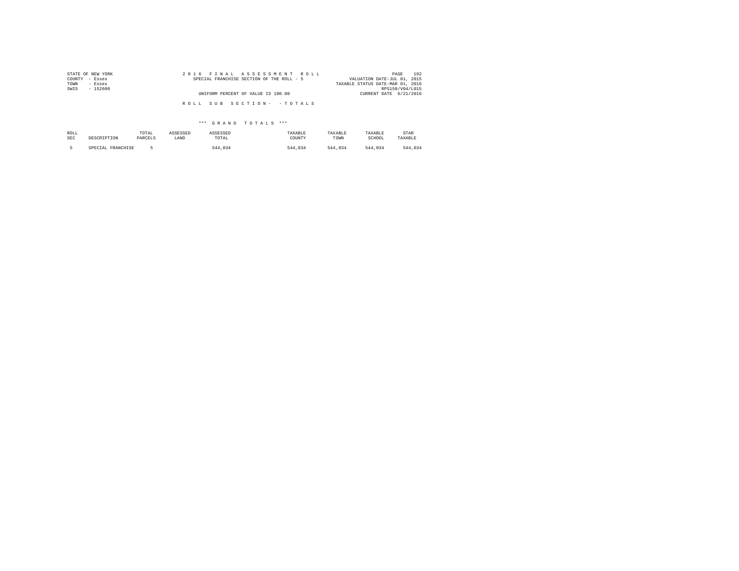STATE OF NEW YORK
COUNTY - Essex
TOWN - Essex
SWIS - 152600

2016 FINAL ASSESSMENT ROLL
SPECIAL FRANCHISE SECTION OF THE ROLL - 5

UNIFORM PERCENT OF VALUE IS 100.00

VALUATION DATE-JUL 01, 2015
TAXABLE STATUS DATE-MAR 01, 2016
RPS150/V04/L015
CURRENT DATE 6/21/2016

ROLL SUB SECTION- - TOTALS

*** GRAND TOTALS ***

| ROLL SEC | DESCRIPTION | TOTAL PARCELS | ASSESSED LAND | ASSESSED TOTAL | TAXABLE COUNTY | TAXABLE TOWN | TAXABLE SCHOOL | STAR TAXABLE |
|---|---|---|---|---|---|---|---|---|
| 5 | SPECIAL FRANCHISE | 5 | | 544,034 | 544,034 | 544,034 | 544,034 | 544,034 |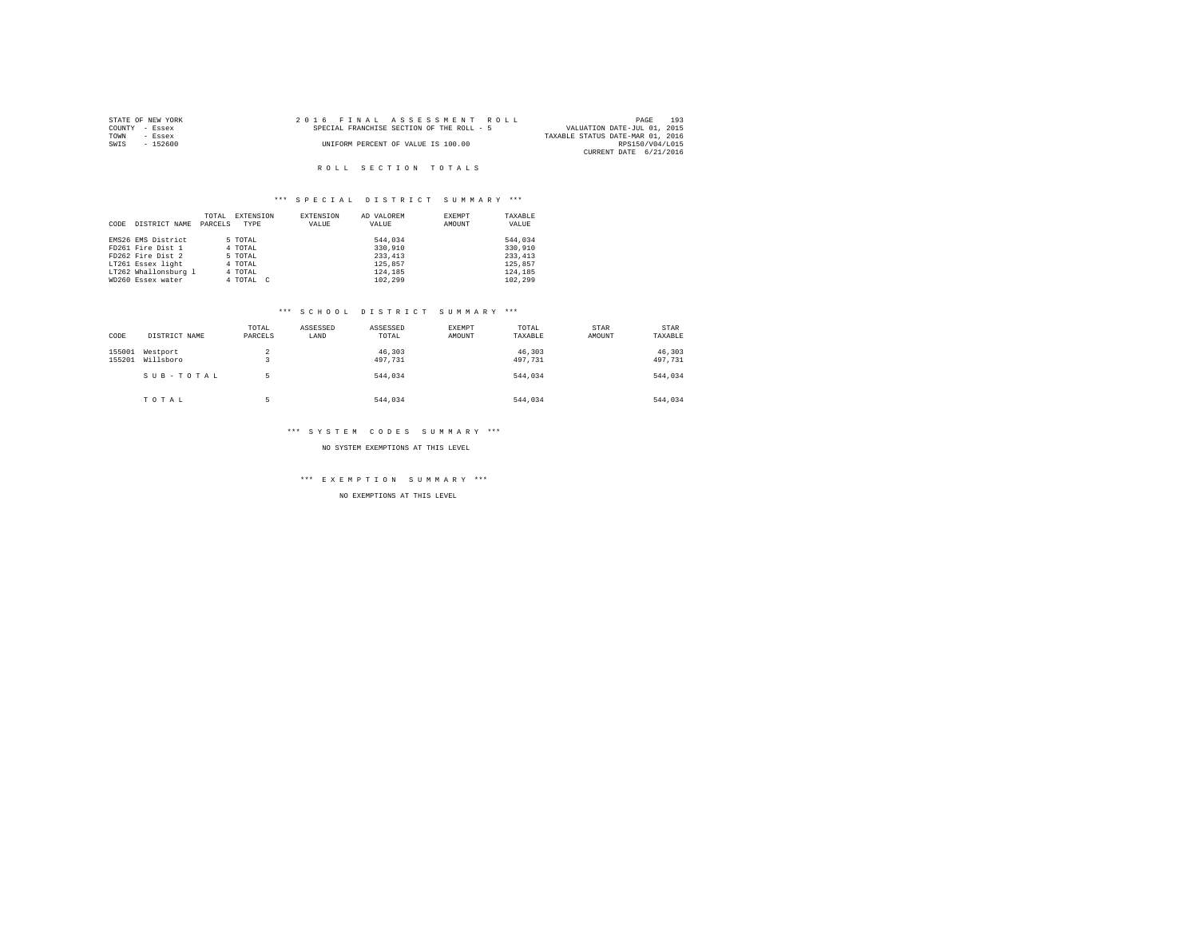STATE OF NEW YORK
COUNTY - Essex
TOWN - Essex
SWIS - 152600

2016 FINAL ASSESSMENT ROLL
SPECIAL FRANCHISE SECTION OF THE ROLL - 5
UNIFORM PERCENT OF VALUE IS 100.00

VALUATION DATE-JUL 01, 2015
TAXABLE STATUS DATE-MAR 01, 2016
RPS150/V04/L015
CURRENT DATE 6/21/2016

## ROLL SECTION TOTALS

### *** SPECIAL DISTRICT SUMMARY ***

| CODE | DISTRICT NAME | TOTAL PARCELS | EXTENSION TYPE | EXTENSION VALUE | AD VALOREM VALUE | EXEMPT AMOUNT | TAXABLE VALUE |
|---|---|---|---|---|---|---|---|
| EMS26 | EMS District | 5 | TOTAL | | 544,034 | | 544,034 |
| FD261 | Fire Dist 1 | 4 | TOTAL | | 330,910 | | 330,910 |
| FD262 | Fire Dist 2 | 5 | TOTAL | | 233,413 | | 233,413 |
| LT261 | Essex light | 4 | TOTAL | | 125,857 | | 125,857 |
| LT262 | Whallonsburg l | 4 | TOTAL | | 124,185 | | 124,185 |
| WD260 | Essex water | 4 | TOTAL C | | 102,299 | | 102,299 |

### *** SCHOOL DISTRICT SUMMARY ***

| CODE | DISTRICT NAME | TOTAL PARCELS | ASSESSED LAND | ASSESSED TOTAL | EXEMPT AMOUNT | TOTAL TAXABLE | STAR AMOUNT | STAR TAXABLE |
|---|---|---|---|---|---|---|---|---|
| 155001 | Westport | 2 | | 46,303 | | 46,303 | | 46,303 |
| 155201 | Willsboro | 3 | | 497,731 | | 497,731 | | 497,731 |
| | SUB-TOTAL | 5 | | 544,034 | | 544,034 | | 544,034 |
| | TOTAL | 5 | | 544,034 | | 544,034 | | 544,034 |

### *** SYSTEM CODES SUMMARY ***

NO SYSTEM EXEMPTIONS AT THIS LEVEL

### *** EXEMPTION SUMMARY ***

NO EXEMPTIONS AT THIS LEVEL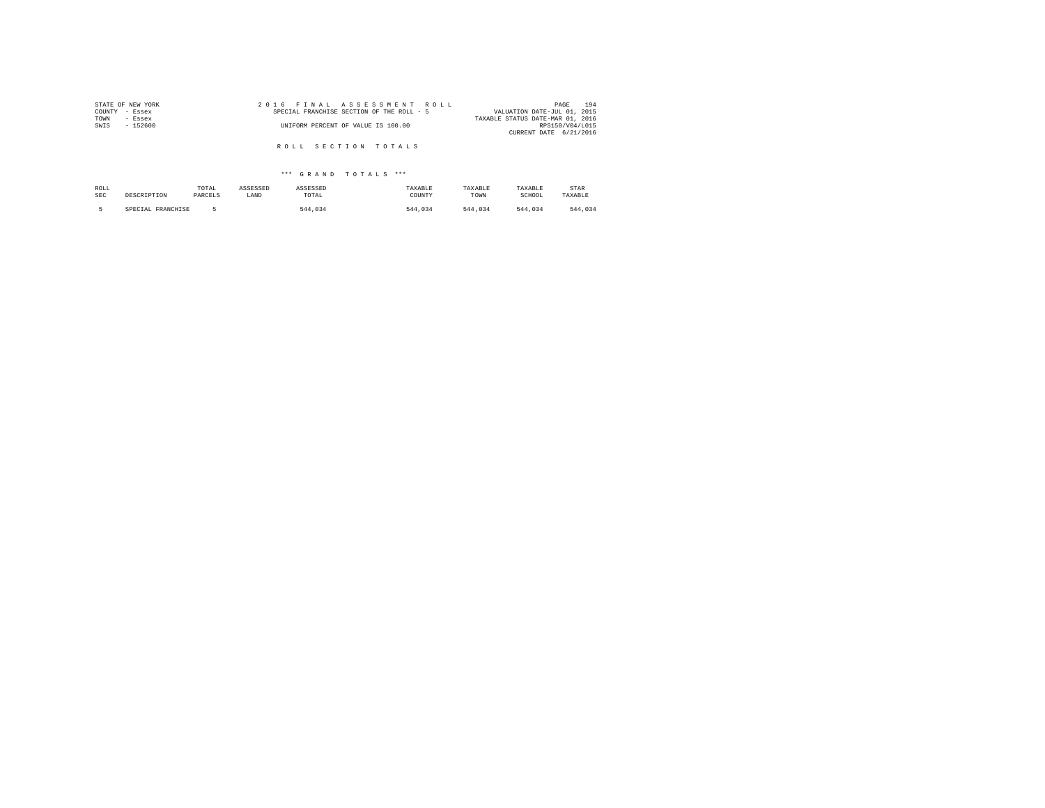STATE OF NEW YORK
COUNTY - Essex
TOWN - Essex
SWIS - 152600

2 0 1 6 F I N A L A S S E S S M E N T R O L L
SPECIAL FRANCHISE SECTION OF THE ROLL - 5
UNIFORM PERCENT OF VALUE IS 100.00

VALUATION DATE-JUL 01, 2015
TAXABLE STATUS DATE-MAR 01, 2016
RPS150/V04/L015
CURRENT DATE 6/21/2016

R O L L S E C T I O N T O T A L S

\*\*\* G R A N D T O T A L S \*\*\*

| ROLL SEC | DESCRIPTION | TOTAL PARCELS | ASSESSED LAND | ASSESSED TOTAL | TAXABLE COUNTY | TAXABLE TOWN | TAXABLE SCHOOL | STAR TAXABLE |
|---|---|---|---|---|---|---|---|---|
| 5 | SPECIAL FRANCHISE | 5 | | 544,034 | 544,034 | 544,034 | 544,034 | 544,034 |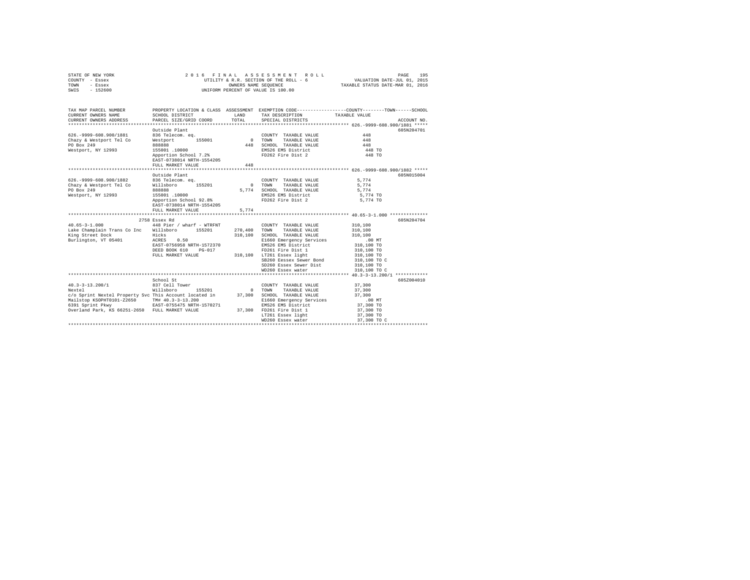STATE OF NEW YORK
COUNTY - Essex
TOWN - Essex
SWIS - 152600

2016 FINAL ASSESSMENT ROLL
UTILITY & R.R. SECTION OF THE ROLL - 6
OWNERS NAME SEQUENCE
UNIFORM PERCENT OF VALUE IS 100.00

VALUATION DATE-JUL 01, 2015
TAXABLE STATUS DATE-MAR 01, 2016

```
TAX MAP PARCEL NUMBER          PROPERTY LOCATION & CLASS  ASSESSMENT  EXEMPTION CODE-----------------COUNTY--------TOWN------SCHOOL
CURRENT OWNERS NAME            SCHOOL DISTRICT             LAND        TAX DESCRIPTION              TAXABLE VALUE
CURRENT OWNERS ADDRESS         PARCEL SIZE/GRID COORD      TOTAL       SPECIAL DISTRICTS                                      ACCOUNT NO.
******************************************************************************************************* 626.-9999-608.900/1881 *****
                               Outside Plant                                                                              605N204701
626.-9999-608.900/1881         836 Telecom. eq.                        COUNTY  TAXABLE VALUE              448
Chazy & Westport Tel Co        Westport      155001            0       TOWN    TAXABLE VALUE              448
PO Box 249                     888888                        448       SCHOOL  TAXABLE VALUE              448
Westport, NY 12993             155001 .10000                           EMS26 EMS District                 448 TO
                               Apportion School 7.2%                   FD262 Fire Dist 2                  448 TO
                               EAST-0738014 NRTH-1554205
                               FULL MARKET VALUE             448
******************************************************************************************************* 626.-9999-608.900/1882 *****
                               Outside Plant                                                                              605N015004
626.-9999-608.900/1882         836 Telecom. eq.                        COUNTY  TAXABLE VALUE            5,774
Chazy & Westport Tel Co        Willsboro     155201            0       TOWN    TAXABLE VALUE            5,774
PO Box 249                     888888                      5,774       SCHOOL  TAXABLE VALUE            5,774
Westport, NY 12993             155001 .10000                           EMS26 EMS District               5,774 TO
                               Apportion School 92.8%                  FD262 Fire Dist 2                5,774 TO
                               EAST-0738014 NRTH-1554205
                               FULL MARKET VALUE           5,774
******************************************************************************************************* 40.65-3-1.000 **************
                          2758 Essex Rd                                                                                   605N204704
40.65-3-1.000                  448 Pier / wharf - WTRFNT               COUNTY  TAXABLE VALUE          310,100
Lake Champlain Trans Co Inc    Willsboro     155201      270,400       TOWN    TAXABLE VALUE          310,100
King Street Dock               Hicks                     310,100       SCHOOL  TAXABLE VALUE          310,100
Burlington, VT 05401           ACRES    0.50                           E1660 Emergency Services            .00 MT
                               EAST-0756958 NRTH-1572370               EMS26 EMS District             310,100 TO
                               DEED BOOK 610    PG-017                 FD261 Fire Dist 1              310,100 TO
                               FULL MARKET VALUE         310,100       LT261 Essex light              310,100 TO
                                                                       SB260 Eessex Sewer Bond        310,100 TO C
                                                                       SD260 Essex Sewer Dist         310,100 TO
                                                                       WD260 Essex water              310,100 TO C
******************************************************************************************************* 40.3-3-13.200/1 ************
                               School St                                                                                  605Z004010
40.3-3-13.200/1                837 Cell Tower                          COUNTY  TAXABLE VALUE           37,300
Nextel                         Willsboro     155201            0       TOWN    TAXABLE VALUE           37,300
c/o Sprint Nextel Property Svc This Account located in    37,300       SCHOOL  TAXABLE VALUE           37,300
Mailstop KSOPHT0101-Z2650      TM# 40.3-3-13.200                       E1660 Emergency Services            .00 MT
6391 Sprint Pkwy               EAST-0755475 NRTH-1570271               EMS26 EMS District              37,300 TO
Overland Park, KS 66251-2650   FULL MARKET VALUE          37,300       FD261 Fire Dist 1               37,300 TO
                                                                       LT261 Essex light               37,300 TO
                                                                       WD260 Essex water               37,300 TO C
************************************************************************************************************************************
```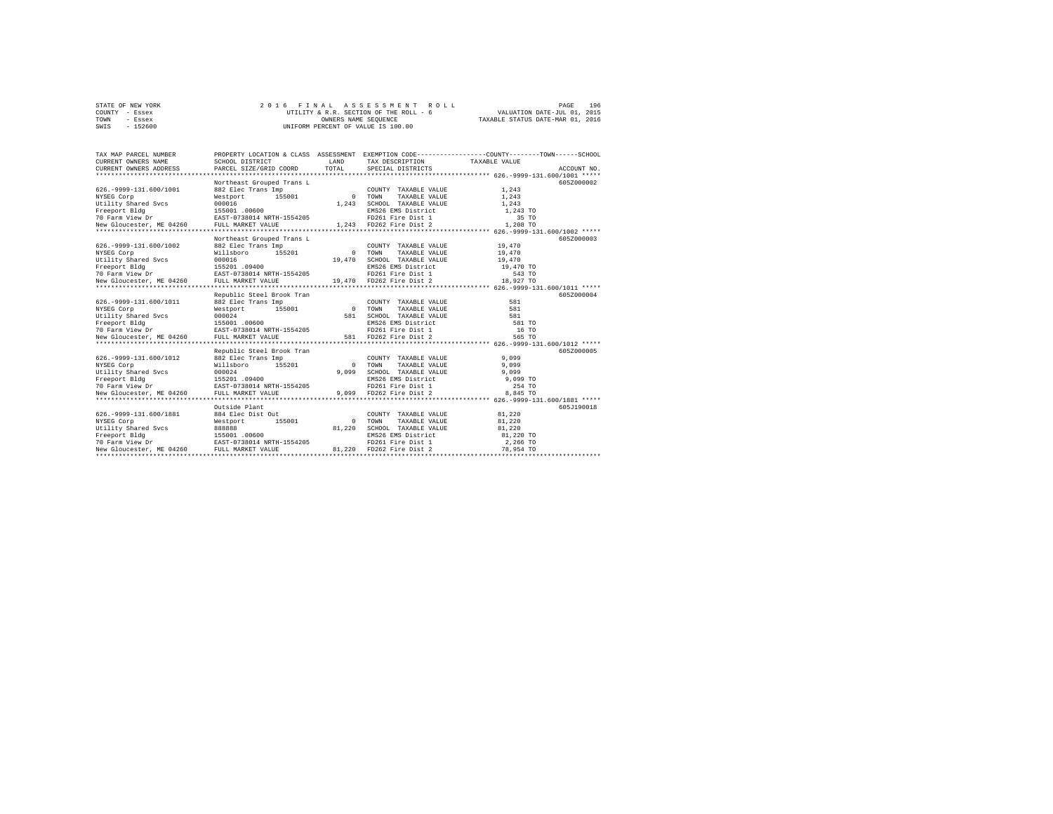STATE OF NEW YORK | COUNTY - Essex | TOWN - Essex | SWIS - 152600

2 0 1 6 F I N A L A S S E S S M E N T R O L L
UTILITY & R.R. SECTION OF THE ROLL - 6
OWNERS NAME SEQUENCE
UNIFORM PERCENT OF VALUE IS 100.00

VALUATION DATE-JUL 01, 2015
TAXABLE STATUS DATE-MAR 01, 2016

| TAX MAP PARCEL NUMBER / CURRENT OWNERS NAME / CURRENT OWNERS ADDRESS | PROPERTY LOCATION & CLASS / SCHOOL DISTRICT / PARCEL SIZE/GRID COORD | ASSESSMENT LAND / TOTAL | EXEMPTION CODE / TAX DESCRIPTION / SPECIAL DISTRICTS | TAXABLE VALUE (COUNTY / TOWN / SCHOOL) | ACCOUNT NO. |
|---|---|---|---|---|---|
| 626.-9999-131.600/1001 | Northeast Grouped Trans L | | | | 605Z000002 |
| | 882 Elec Trans Imp | | COUNTY TAXABLE VALUE | 1,243 | |
| NYSEG Corp | Westport 155001 | 0 | TOWN TAXABLE VALUE | 1,243 | |
| Utility Shared Svcs | 000016 | 1,243 | SCHOOL TAXABLE VALUE | 1,243 | |
| Freeport Bldg | 155001 .00600 | | EMS26 EMS District | 1,243 TO | |
| 70 Farm View Dr | EAST-0738014 NRTH-1554205 | | FD261 Fire Dist 1 | 35 TO | |
| New Gloucester, ME 04260 | FULL MARKET VALUE | 1,243 | FD262 Fire Dist 2 | 1,208 TO | |
| 626.-9999-131.600/1002 | Northeast Grouped Trans L | | | | 605Z000003 |
| | 882 Elec Trans Imp | | COUNTY TAXABLE VALUE | 19,470 | |
| NYSEG Corp | Willsboro 155201 | 0 | TOWN TAXABLE VALUE | 19,470 | |
| Utility Shared Svcs | 000016 | 19,470 | SCHOOL TAXABLE VALUE | 19,470 | |
| Freeport Bldg | 155201 .09400 | | EMS26 EMS District | 19,470 TO | |
| 70 Farm View Dr | EAST-0738014 NRTH-1554205 | | FD261 Fire Dist 1 | 543 TO | |
| New Gloucester, ME 04260 | FULL MARKET VALUE | 19,470 | FD262 Fire Dist 2 | 18,927 TO | |
| 626.-9999-131.600/1011 | Republic Steel Brook Tran | | | | 605Z000004 |
| | 882 Elec Trans Imp | | COUNTY TAXABLE VALUE | 581 | |
| NYSEG Corp | Westport 155001 | 0 | TOWN TAXABLE VALUE | 581 | |
| Utility Shared Svcs | 000024 | 581 | SCHOOL TAXABLE VALUE | 581 | |
| Freeport Bldg | 155001 .00600 | | EMS26 EMS District | 581 TO | |
| 70 Farm View Dr | EAST-0738014 NRTH-1554205 | | FD261 Fire Dist 1 | 16 TO | |
| New Gloucester, ME 04260 | FULL MARKET VALUE | 581 | FD262 Fire Dist 2 | 565 TO | |
| 626.-9999-131.600/1012 | Republic Steel Brook Tran | | | | 605Z000005 |
| | 882 Elec Trans Imp | | COUNTY TAXABLE VALUE | 9,099 | |
| NYSEG Corp | Willsboro 155201 | 0 | TOWN TAXABLE VALUE | 9,099 | |
| Utility Shared Svcs | 000024 | 9,099 | SCHOOL TAXABLE VALUE | 9,099 | |
| Freeport Bldg | 155201 .09400 | | EMS26 EMS District | 9,099 TO | |
| 70 Farm View Dr | EAST-0738014 NRTH-1554205 | | FD261 Fire Dist 1 | 254 TO | |
| New Gloucester, ME 04260 | FULL MARKET VALUE | 9,099 | FD262 Fire Dist 2 | 8,845 TO | |
| 626.-9999-131.600/1881 | Outside Plant | | | | 605J190018 |
| | 884 Elec Dist Out | | COUNTY TAXABLE VALUE | 81,220 | |
| NYSEG Corp | Westport 155001 | 0 | TOWN TAXABLE VALUE | 81,220 | |
| Utility Shared Svcs | 888888 | 81,220 | SCHOOL TAXABLE VALUE | 81,220 | |
| Freeport Bldg | 155001 .00600 | | EMS26 EMS District | 81,220 TO | |
| 70 Farm View Dr | EAST-0738014 NRTH-1554205 | | FD261 Fire Dist 1 | 2,266 TO | |
| New Gloucester, ME 04260 | FULL MARKET VALUE | 81,220 | FD262 Fire Dist 2 | 78,954 TO | |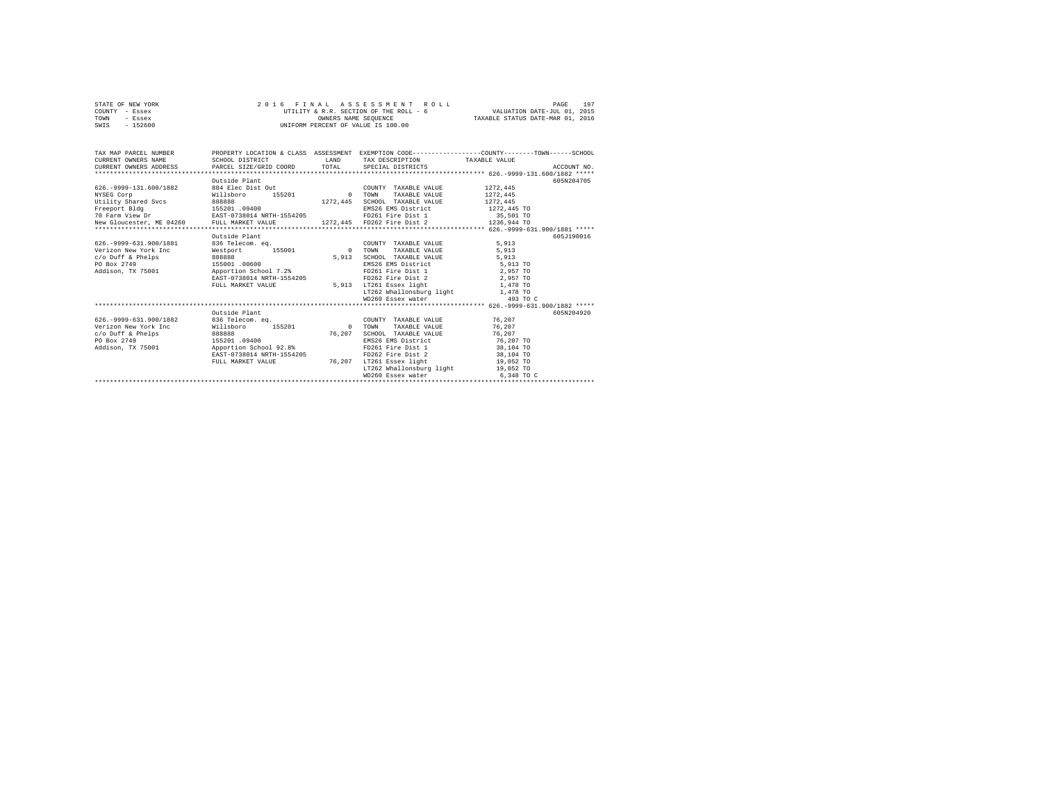STATE OF NEW YORK
COUNTY - Essex
TOWN - Essex
SWIS - 152600

2 0 1 6 F I N A L A S S E S S M E N T R O L L
UTILITY & R.R. SECTION OF THE ROLL - 6
OWNERS NAME SEQUENCE
UNIFORM PERCENT OF VALUE IS 100.00

VALUATION DATE-JUL 01, 2015
TAXABLE STATUS DATE-MAR 01, 2016

| TAX MAP PARCEL NUMBER / CURRENT OWNERS NAME / CURRENT OWNERS ADDRESS | PROPERTY LOCATION & CLASS / SCHOOL DISTRICT / PARCEL SIZE/GRID COORD | ASSESSMENT LAND / TOTAL | EXEMPTION CODE / TAX DESCRIPTION / SPECIAL DISTRICTS | COUNTY--------TOWN------SCHOOL TAXABLE VALUE | ACCOUNT NO. |
|---|---|---|---|---|---|
| 626.-9999-131.600/1882 | | | | | |
| | Outside Plant | | | | 605N204705 |
| 626.-9999-131.600/1882 | 884 Elec Dist Out | | COUNTY TAXABLE VALUE | 1272,445 | |
| NYSEG Corp | Willsboro 155201 | 0 | TOWN TAXABLE VALUE | 1272,445 | |
| Utility Shared Svcs | 888888 | 1272,445 | SCHOOL TAXABLE VALUE | 1272,445 | |
| Freeport Bldg | 155201 .09400 | | EMS26 EMS District | 1272,445 TO | |
| 70 Farm View Dr | EAST-0738014 NRTH-1554205 | | FD261 Fire Dist 1 | 35,501 TO | |
| New Gloucester, ME 04260 | FULL MARKET VALUE | 1272,445 | FD262 Fire Dist 2 | 1236,944 TO | |
| 626.-9999-631.900/1881 | | | | | |
| | Outside Plant | | | | 605J190016 |
| 626.-9999-631.900/1881 | 836 Telecom. eq. | | COUNTY TAXABLE VALUE | 5,913 | |
| Verizon New York Inc | Westport 155001 | 0 | TOWN TAXABLE VALUE | 5,913 | |
| c/o Duff & Phelps | 888888 | 5,913 | SCHOOL TAXABLE VALUE | 5,913 | |
| PO Box 2749 | 155001 .00600 | | EMS26 EMS District | 5,913 TO | |
| Addison, TX 75001 | Apportion School 7.2% | | FD261 Fire Dist 1 | 2,957 TO | |
| | EAST-0738014 NRTH-1554205 | | FD262 Fire Dist 2 | 2,957 TO | |
| | FULL MARKET VALUE | 5,913 | LT261 Essex light | 1,478 TO | |
| | | | LT262 Whallonsburg light | 1,478 TO | |
| | | | WD260 Essex water | 493 TO C | |
| 626.-9999-631.900/1882 | | | | | |
| | Outside Plant | | | | 605N204920 |
| 626.-9999-631.900/1882 | 836 Telecom. eq. | | COUNTY TAXABLE VALUE | 76,207 | |
| Verizon New York Inc | Willsboro 155201 | 0 | TOWN TAXABLE VALUE | 76,207 | |
| c/o Duff & Phelps | 888888 | 76,207 | SCHOOL TAXABLE VALUE | 76,207 | |
| PO Box 2749 | 155201 .09400 | | EMS26 EMS District | 76,207 TO | |
| Addison, TX 75001 | Apportion School 92.8% | | FD261 Fire Dist 1 | 38,104 TO | |
| | EAST-0738014 NRTH-1554205 | | FD262 Fire Dist 2 | 38,104 TO | |
| | FULL MARKET VALUE | 76,207 | LT261 Essex light | 19,052 TO | |
| | | | LT262 Whallonsburg light | 19,052 TO | |
| | | | WD260 Essex water | 6,348 TO C | |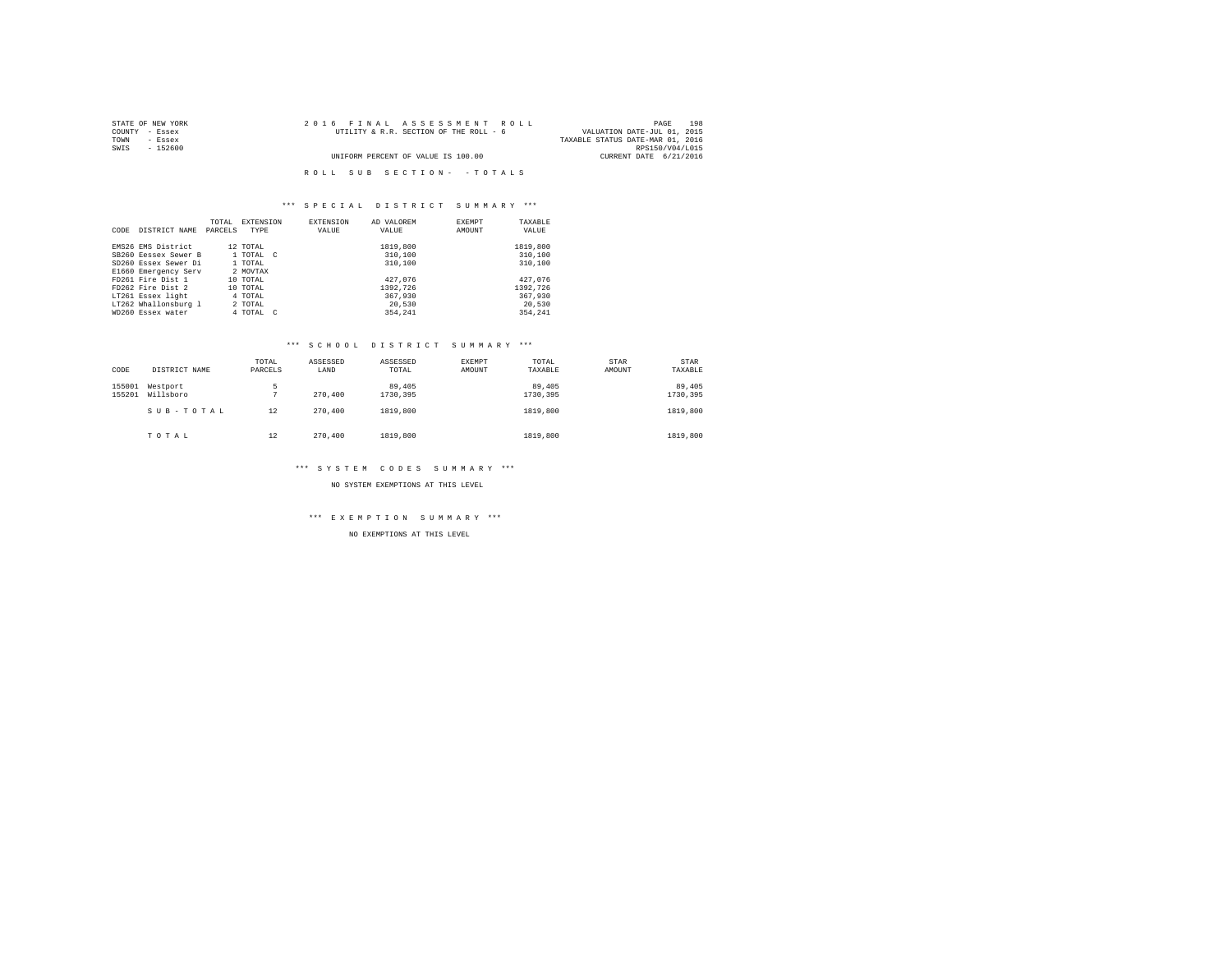STATE OF NEW YORK
COUNTY - Essex
TOWN - Essex
SWIS - 152600

2016 FINAL ASSESSMENT ROLL
UTILITY & R.R. SECTION OF THE ROLL - 6
UNIFORM PERCENT OF VALUE IS 100.00

PAGE 198
VALUATION DATE-JUL 01, 2015
TAXABLE STATUS DATE-MAR 01, 2016
RPS150/V04/L015
CURRENT DATE 6/21/2016

ROLL SUB SECTION- - TOTALS

*** SPECIAL DISTRICT SUMMARY ***

| CODE | DISTRICT NAME | TOTAL PARCELS | EXTENSION TYPE | EXTENSION VALUE | AD VALOREM VALUE | EXEMPT AMOUNT | TAXABLE VALUE |
|---|---|---|---|---|---|---|---|
| EMS26 | EMS District | 12 | TOTAL | | 1819,800 | | 1819,800 |
| SB260 | Eessex Sewer B | 1 | TOTAL C | | 310,100 | | 310,100 |
| SD260 | Essex Sewer Di | 1 | TOTAL | | 310,100 | | 310,100 |
| E1660 | Emergency Serv | 2 | MOVTAX | | | | |
| FD261 | Fire Dist 1 | 10 | TOTAL | | 427,076 | | 427,076 |
| FD262 | Fire Dist 2 | 10 | TOTAL | | 1392,726 | | 1392,726 |
| LT261 | Essex light | 4 | TOTAL | | 367,930 | | 367,930 |
| LT262 | Whallonsburg l | 2 | TOTAL | | 20,530 | | 20,530 |
| WD260 | Essex water | 4 | TOTAL C | | 354,241 | | 354,241 |

*** SCHOOL DISTRICT SUMMARY ***

| CODE | DISTRICT NAME | TOTAL PARCELS | ASSESSED LAND | ASSESSED TOTAL | EXEMPT AMOUNT | TOTAL TAXABLE | STAR AMOUNT | STAR TAXABLE |
|---|---|---|---|---|---|---|---|---|
| 155001 | Westport | 5 | | 89,405 | | 89,405 | | 89,405 |
| 155201 | Willsboro | 7 | 270,400 | 1730,395 | | 1730,395 | | 1730,395 |
| | SUB-TOTAL | 12 | 270,400 | 1819,800 | | 1819,800 | | 1819,800 |
| | TOTAL | 12 | 270,400 | 1819,800 | | 1819,800 | | 1819,800 |

*** SYSTEM CODES SUMMARY ***

NO SYSTEM EXEMPTIONS AT THIS LEVEL

*** EXEMPTION SUMMARY ***

NO EXEMPTIONS AT THIS LEVEL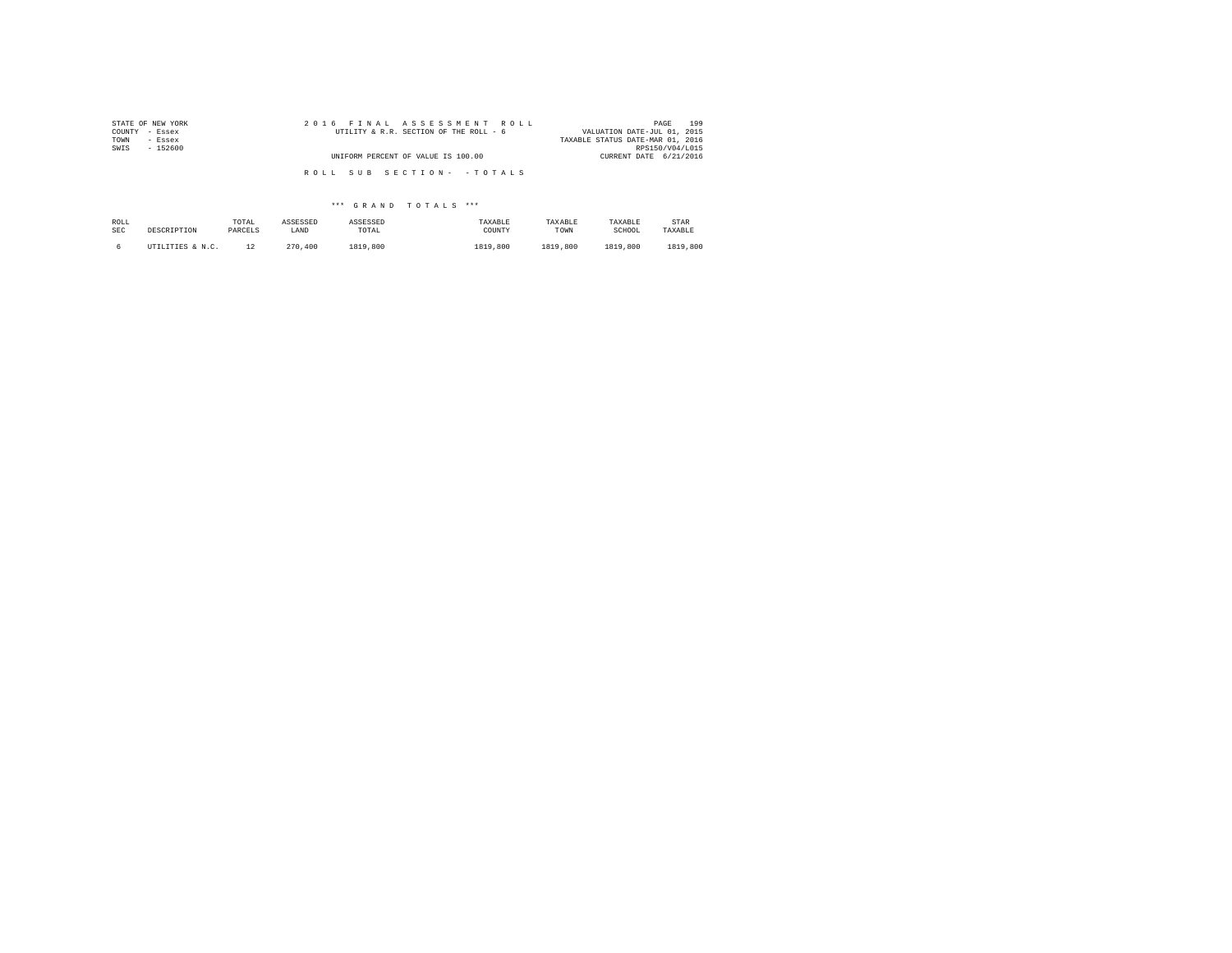STATE OF NEW YORK
COUNTY - Essex
TOWN - Essex
SWIS - 152600

2016 FINAL ASSESSMENT ROLL
UTILITY & R.R. SECTION OF THE ROLL - 6

UNIFORM PERCENT OF VALUE IS 100.00

VALUATION DATE-JUL 01, 2015
TAXABLE STATUS DATE-MAR 01, 2016
RPS150/V04/L015
CURRENT DATE 6/21/2016

ROLL SUB SECTION- - TOTALS

*** GRAND TOTALS ***

| ROLL SEC | DESCRIPTION | TOTAL PARCELS | ASSESSED LAND | ASSESSED TOTAL | TAXABLE COUNTY | TAXABLE TOWN | TAXABLE SCHOOL | STAR TAXABLE |
|---|---|---|---|---|---|---|---|---|
| 6 | UTILITIES & N.C. | 12 | 270,400 | 1819,800 | 1819,800 | 1819,800 | 1819,800 | 1819,800 |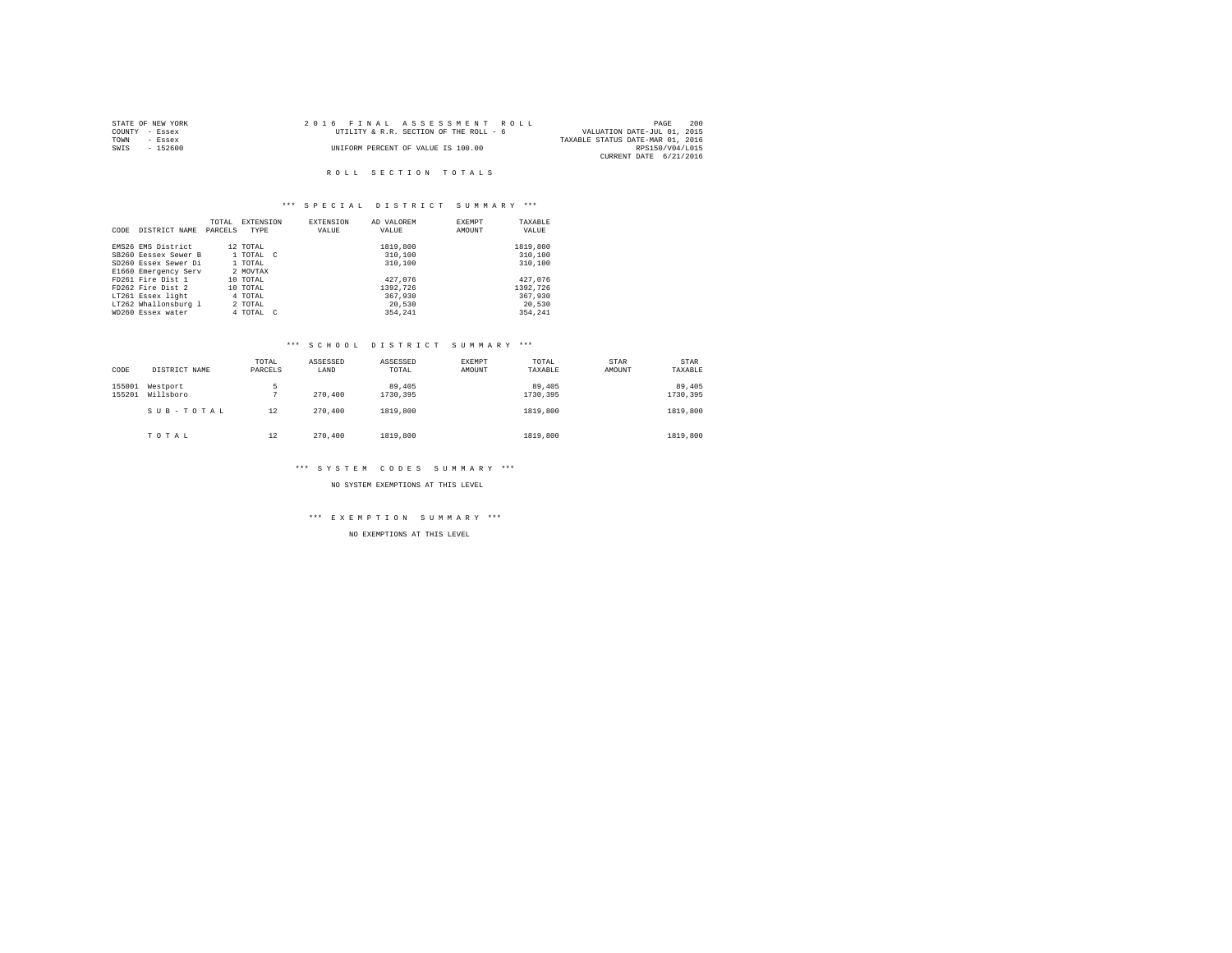STATE OF NEW YORK
COUNTY - Essex
TOWN - Essex
SWIS - 152600

2016 FINAL ASSESSMENT ROLL
UTILITY & R.R. SECTION OF THE ROLL - 6
UNIFORM PERCENT OF VALUE IS 100.00

VALUATION DATE-JUL 01, 2015
TAXABLE STATUS DATE-MAR 01, 2016
RPS150/V04/L015
CURRENT DATE 6/21/2016

## ROLL SECTION TOTALS

### *** SPECIAL DISTRICT SUMMARY ***

| CODE | DISTRICT NAME | TOTAL PARCELS | EXTENSION TYPE | EXTENSION VALUE | AD VALOREM VALUE | EXEMPT AMOUNT | TAXABLE VALUE |
|---|---|---|---|---|---|---|---|
| EMS26 | EMS District | 12 | TOTAL | | 1819,800 | | 1819,800 |
| SB260 | Eessex Sewer B | 1 | TOTAL C | | 310,100 | | 310,100 |
| SD260 | Essex Sewer Di | 1 | TOTAL | | 310,100 | | 310,100 |
| E1660 | Emergency Serv | 2 | MOVTAX | | | | |
| FD261 | Fire Dist 1 | 10 | TOTAL | | 427,076 | | 427,076 |
| FD262 | Fire Dist 2 | 10 | TOTAL | | 1392,726 | | 1392,726 |
| LT261 | Essex light | 4 | TOTAL | | 367,930 | | 367,930 |
| LT262 | Whallonsburg l | 2 | TOTAL | | 20,530 | | 20,530 |
| WD260 | Essex water | 4 | TOTAL C | | 354,241 | | 354,241 |

### *** SCHOOL DISTRICT SUMMARY ***

| CODE | DISTRICT NAME | TOTAL PARCELS | ASSESSED LAND | ASSESSED TOTAL | EXEMPT AMOUNT | TOTAL TAXABLE | STAR AMOUNT | STAR TAXABLE |
|---|---|---|---|---|---|---|---|---|
| 155001 | Westport | 5 | | 89,405 | | 89,405 | | 89,405 |
| 155201 | Willsboro | 7 | 270,400 | 1730,395 | | 1730,395 | | 1730,395 |
| | SUB-TOTAL | 12 | 270,400 | 1819,800 | | 1819,800 | | 1819,800 |
| | TOTAL | 12 | 270,400 | 1819,800 | | 1819,800 | | 1819,800 |

### *** SYSTEM CODES SUMMARY ***

NO SYSTEM EXEMPTIONS AT THIS LEVEL

### *** EXEMPTION SUMMARY ***

NO EXEMPTIONS AT THIS LEVEL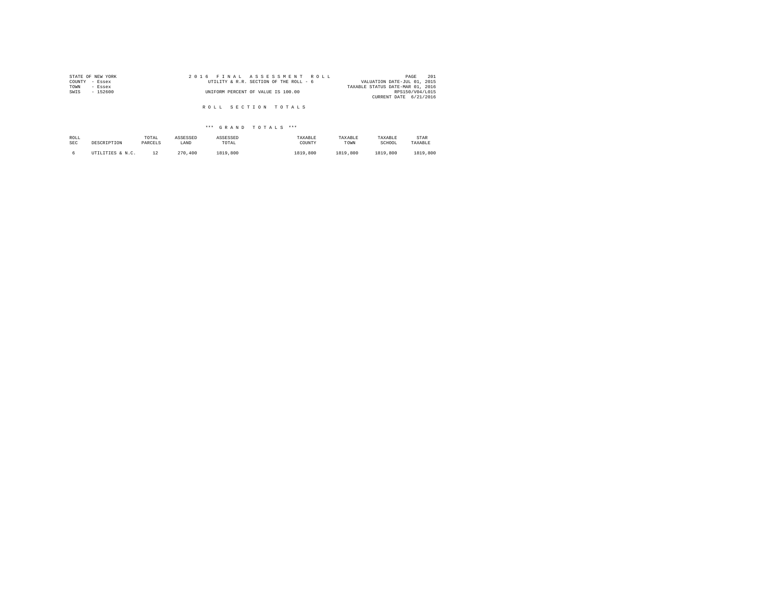STATE OF NEW YORK
COUNTY - Essex
TOWN - Essex
SWIS - 152600

2 0 1 6 F I N A L A S S E S S M E N T R O L L
UTILITY & R.R. SECTION OF THE ROLL - 6
UNIFORM PERCENT OF VALUE IS 100.00

VALUATION DATE-JUL 01, 2015
TAXABLE STATUS DATE-MAR 01, 2016
RPS150/V04/L015
CURRENT DATE 6/21/2016

## R O L L S E C T I O N T O T A L S

### \*\*\* G R A N D T O T A L S \*\*\*

| ROLL SEC | DESCRIPTION | TOTAL PARCELS | ASSESSED LAND | ASSESSED TOTAL | TAXABLE COUNTY | TAXABLE TOWN | TAXABLE SCHOOL | STAR TAXABLE |
|---|---|---|---|---|---|---|---|---|
| 6 | UTILITIES & N.C. | 12 | 270,400 | 1819,800 | 1819,800 | 1819,800 | 1819,800 | 1819,800 |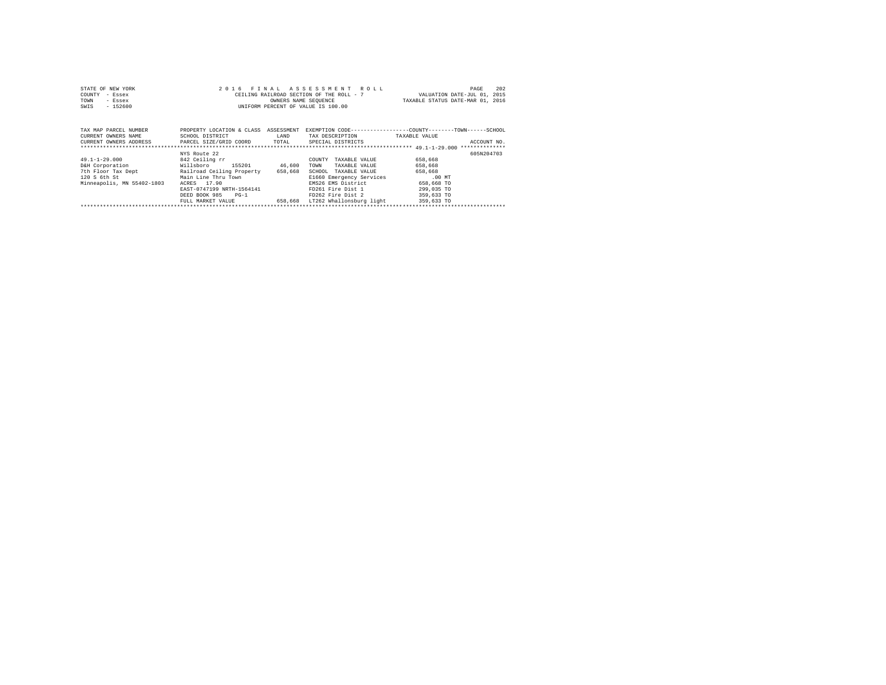STATE OF NEW YORK
COUNTY - Essex
TOWN - Essex
SWIS - 152600

2 0 1 6 F I N A L A S S E S S M E N T R O L L
CEILING RAILROAD SECTION OF THE ROLL - 7
OWNERS NAME SEQUENCE
UNIFORM PERCENT OF VALUE IS 100.00

VALUATION DATE-JUL 01, 2015
TAXABLE STATUS DATE-MAR 01, 2016

| TAX MAP PARCEL NUMBER / CURRENT OWNERS NAME / CURRENT OWNERS ADDRESS | PROPERTY LOCATION & CLASS / SCHOOL DISTRICT / PARCEL SIZE/GRID COORD | ASSESSMENT LAND / TOTAL | EXEMPTION CODE / TAX DESCRIPTION / SPECIAL DISTRICTS | TAXABLE VALUE (COUNTY--------TOWN------SCHOOL) | ACCOUNT NO. |
|---|---|---|---|---|---|
| 49.1-1-29.000 | NYS Route 22 | | | | 605N204703 |
| | 842 Ceiling rr | | COUNTY TAXABLE VALUE | 658,668 | |
| D&H Corporation | Willsboro 155201 | 46,600 | TOWN TAXABLE VALUE | 658,668 | |
| 7th Floor Tax Dept | Railroad Ceiling Property | 658,668 | SCHOOL TAXABLE VALUE | 658,668 | |
| 120 S 6th St | Main Line Thru Town | | E1660 Emergency Services | .00 MT | |
| Minneapolis, MN 55402-1803 | ACRES 17.90 | | EMS26 EMS District | 658,668 TO | |
| | EAST-0747199 NRTH-1564141 | | FD261 Fire Dist 1 | 299,035 TO | |
| | DEED BOOK 985 PG-1 | | FD262 Fire Dist 2 | 359,633 TO | |
| | FULL MARKET VALUE | 658,668 | LT262 Whallonsburg light | 359,633 TO | |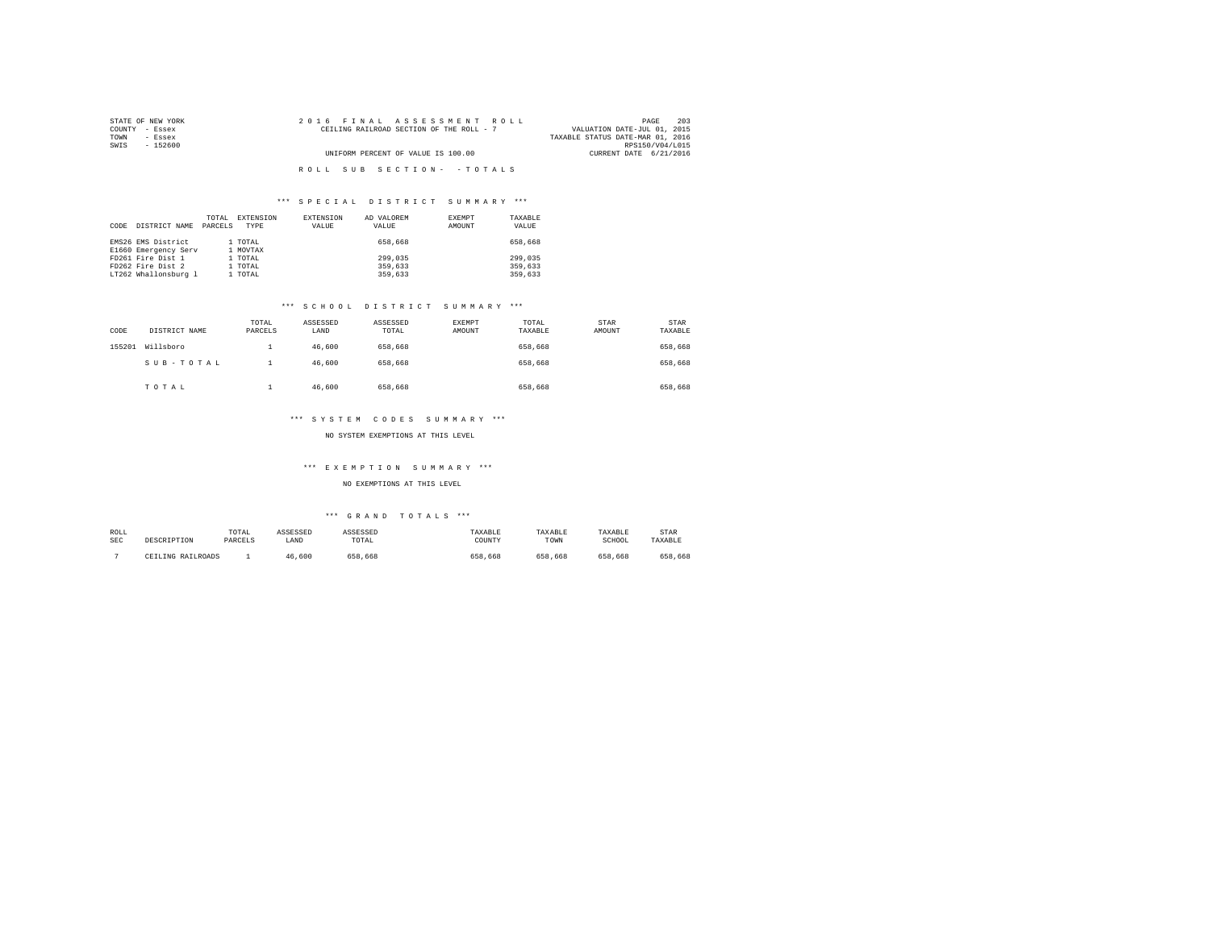STATE OF NEW YORK
COUNTY - Essex
TOWN - Essex
SWIS - 152600

2016 FINAL ASSESSMENT ROLL
CEILING RAILROAD SECTION OF THE ROLL - 7
UNIFORM PERCENT OF VALUE IS 100.00

VALUATION DATE-JUL 01, 2015
TAXABLE STATUS DATE-MAR 01, 2016
RPS150/V04/L015
CURRENT DATE 6/21/2016

ROLL SUB SECTION- -TOTALS

### *** SPECIAL DISTRICT SUMMARY ***

| CODE | DISTRICT NAME | TOTAL PARCELS | EXTENSION TYPE | EXTENSION VALUE | AD VALOREM VALUE | EXEMPT AMOUNT | TAXABLE VALUE |
|---|---|---|---|---|---|---|---|
| EMS26 | EMS District | 1 | TOTAL | | 658,668 | | 658,668 |
| E1660 | Emergency Serv | 1 | MOVTAX | | | | |
| FD261 | Fire Dist 1 | 1 | TOTAL | | 299,035 | | 299,035 |
| FD262 | Fire Dist 2 | 1 | TOTAL | | 359,633 | | 359,633 |
| LT262 | Whallonsburg l | 1 | TOTAL | | 359,633 | | 359,633 |

### *** SCHOOL DISTRICT SUMMARY ***

| CODE | DISTRICT NAME | TOTAL PARCELS | ASSESSED LAND | ASSESSED TOTAL | EXEMPT AMOUNT | TOTAL TAXABLE | STAR AMOUNT | STAR TAXABLE |
|---|---|---|---|---|---|---|---|---|
| 155201 | Willsboro | 1 | 46,600 | 658,668 | | 658,668 | | 658,668 |
| | SUB-TOTAL | 1 | 46,600 | 658,668 | | 658,668 | | 658,668 |
| | TOTAL | 1 | 46,600 | 658,668 | | 658,668 | | 658,668 |

### *** SYSTEM CODES SUMMARY ***

NO SYSTEM EXEMPTIONS AT THIS LEVEL

### *** EXEMPTION SUMMARY ***

NO EXEMPTIONS AT THIS LEVEL

### *** GRAND TOTALS ***

| ROLL SEC | DESCRIPTION | TOTAL PARCELS | ASSESSED LAND | ASSESSED TOTAL | TAXABLE COUNTY | TAXABLE TOWN | TAXABLE SCHOOL | STAR TAXABLE |
|---|---|---|---|---|---|---|---|---|
| 7 | CEILING RAILROADS | 1 | 46,600 | 658,668 | 658,668 | 658,668 | 658,668 | 658,668 |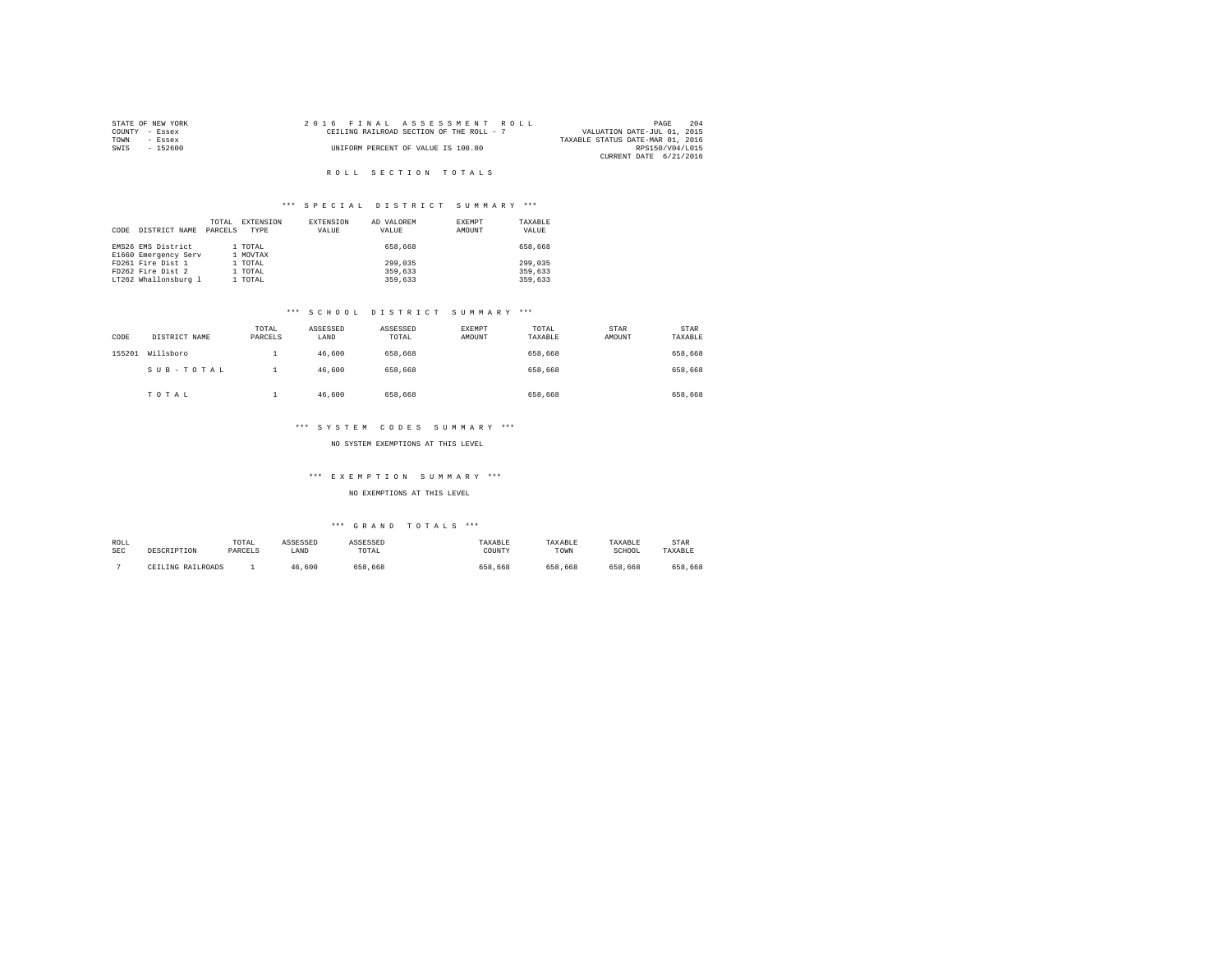STATE OF NEW YORK
COUNTY - Essex
TOWN - Essex
SWIS - 152600

2016 FINAL ASSESSMENT ROLL
CEILING RAILROAD SECTION OF THE ROLL - 7
UNIFORM PERCENT OF VALUE IS 100.00

VALUATION DATE-JUL 01, 2015
TAXABLE STATUS DATE-MAR 01, 2016
RPS150/V04/L015
CURRENT DATE 6/21/2016

## ROLL SECTION TOTALS

### *** SPECIAL DISTRICT SUMMARY ***

| CODE | DISTRICT NAME | TOTAL PARCELS | EXTENSION TYPE | EXTENSION VALUE | AD VALOREM VALUE | EXEMPT AMOUNT | TAXABLE VALUE |
|---|---|---|---|---|---|---|---|
| EMS26 | EMS District | 1 | TOTAL | | 658,668 | | 658,668 |
| E1660 | Emergency Serv | 1 | MOVTAX | | | | |
| FD261 | Fire Dist 1 | 1 | TOTAL | | 299,035 | | 299,035 |
| FD262 | Fire Dist 2 | 1 | TOTAL | | 359,633 | | 359,633 |
| LT262 | Whallonsburg l | 1 | TOTAL | | 359,633 | | 359,633 |

### *** SCHOOL DISTRICT SUMMARY ***

| CODE | DISTRICT NAME | TOTAL PARCELS | ASSESSED LAND | ASSESSED TOTAL | EXEMPT AMOUNT | TOTAL TAXABLE | STAR AMOUNT | STAR TAXABLE |
|---|---|---|---|---|---|---|---|---|
| 155201 | Willsboro | 1 | 46,600 | 658,668 | | 658,668 | | 658,668 |
| | S U B - T O T A L | 1 | 46,600 | 658,668 | | 658,668 | | 658,668 |
| | T O T A L | 1 | 46,600 | 658,668 | | 658,668 | | 658,668 |

### *** SYSTEM CODES SUMMARY ***

NO SYSTEM EXEMPTIONS AT THIS LEVEL

### *** EXEMPTION SUMMARY ***

NO EXEMPTIONS AT THIS LEVEL

### *** GRAND TOTALS ***

| ROLL SEC | DESCRIPTION | TOTAL PARCELS | ASSESSED LAND | ASSESSED TOTAL | TAXABLE COUNTY | TAXABLE TOWN | TAXABLE SCHOOL | STAR TAXABLE |
|---|---|---|---|---|---|---|---|---|
| 7 | CEILING RAILROADS | 1 | 46,600 | 658,668 | 658,668 | 658,668 | 658,668 | 658,668 |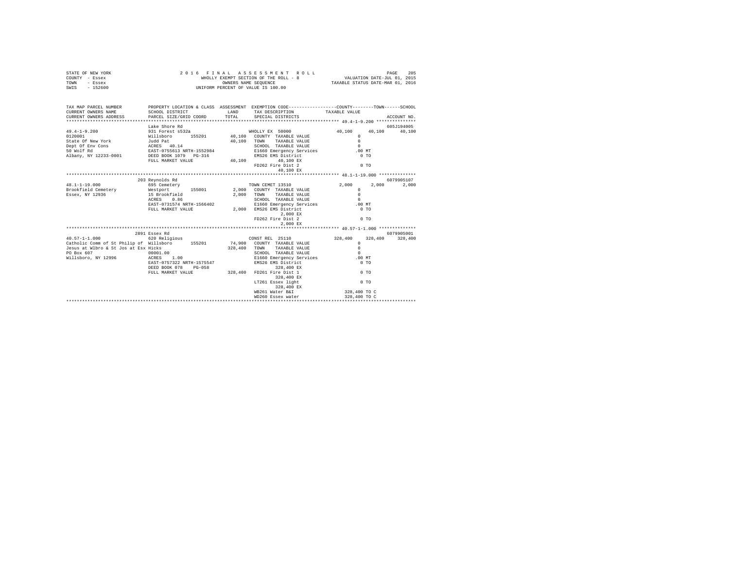STATE OF NEW YORK  
COUNTY - Essex  
TOWN - Essex  
SWIS - 152600

2 0 1 6 F I N A L A S S E S S M E N T R O L L  
WHOLLY EXEMPT SECTION OF THE ROLL - 8  
OWNERS NAME SEQUENCE  
UNIFORM PERCENT OF VALUE IS 100.00

VALUATION DATE-JUL 01, 2015  
TAXABLE STATUS DATE-MAR 01, 2016

```
TAX MAP PARCEL NUMBER        PROPERTY LOCATION & CLASS  ASSESSMENT  EXEMPTION CODE-----------------COUNTY--------TOWN------SCHOOL
CURRENT OWNERS NAME          SCHOOL DISTRICT              LAND      TAX DESCRIPTION           TAXABLE VALUE
CURRENT OWNERS ADDRESS       PARCEL SIZE/GRID COORD       TOTAL     SPECIAL DISTRICTS                                    ACCOUNT NO.
******************************************************************************************************* 49.4-1-9.200 ***************
                             Lake Shore Rd                                                                             605J194005
49.4-1-9.200                 931 Forest s532a                        WHOLLY EX 50000              40,100     40,100     40,100
0120001                      Willsboro      155201        40,100    COUNTY  TAXABLE VALUE              0
State Of New York            Judd Pat                     40,100    TOWN    TAXABLE VALUE              0
Dept Of Env Cons             ACRES  40.14                            SCHOOL  TAXABLE VALUE              0
50 Wolf Rd                   EAST-0755613 NRTH-1552984               E1660 Emergency Services         .00 MT
Albany, NY 12233-0001        DEED BOOK 1079   PG-316                 EMS26 EMS District                 0 TO
                             FULL MARKET VALUE            40,100          40,100 EX
                                                                     FD262 Fire Dist 2                  0 TO
                                                                          40,100 EX
******************************************************************************************************* 48.1-1-19.000 **************
                             203 Reynolds Rd                                                                           6079905107
48.1-1-19.000                695 Cemetery                            TOWN CEMET 13510              2,000      2,000      2,000
Brookfield Cemetery          Westport       155001         2,000    COUNTY  TAXABLE VALUE              0
Essex, NY 12936              15 Brookfield                 2,000    TOWN    TAXABLE VALUE              0
                             ACRES   0.86                            SCHOOL  TAXABLE VALUE              0
                             EAST-0731574 NRTH-1566402               E1660 Emergency Services         .00 MT
                             FULL MARKET VALUE             2,000    EMS26 EMS District                 0 TO
                                                                           2,000 EX
                                                                     FD262 Fire Dist 2                  0 TO
                                                                           2,000 EX
******************************************************************************************************* 40.57-1-1.000 **************
                             2891 Essex Rd                                                                             6079905001
40.57-1-1.000                620 Religious                           CONST REL  25110            328,400    328,400    328,400
Catholic Comm of St Philip of Willsboro     155201        74,900    COUNTY  TAXABLE VALUE              0
Jesus at Wlbro & St Jos at Esx Hicks                      328,400    TOWN    TAXABLE VALUE              0
PO Box 607                   00001.00                                SCHOOL  TAXABLE VALUE              0
Willsboro, NY 12996          ACRES   1.00                            E1660 Emergency Services         .00 MT
                             EAST-0757322 NRTH-1575547               EMS26 EMS District                 0 TO
                             DEED BOOK 078    PG-058                        328,400 EX
                             FULL MARKET VALUE           328,400    FD261 Fire Dist 1                  0 TO
                                                                         328,400 EX
                                                                     LT261 Essex light                  0 TO
                                                                         328,400 EX
                                                                     WB261 Water B&I              328,400 TO C
                                                                     WD260 Essex water            328,400 TO C
************************************************************************************************************************************
```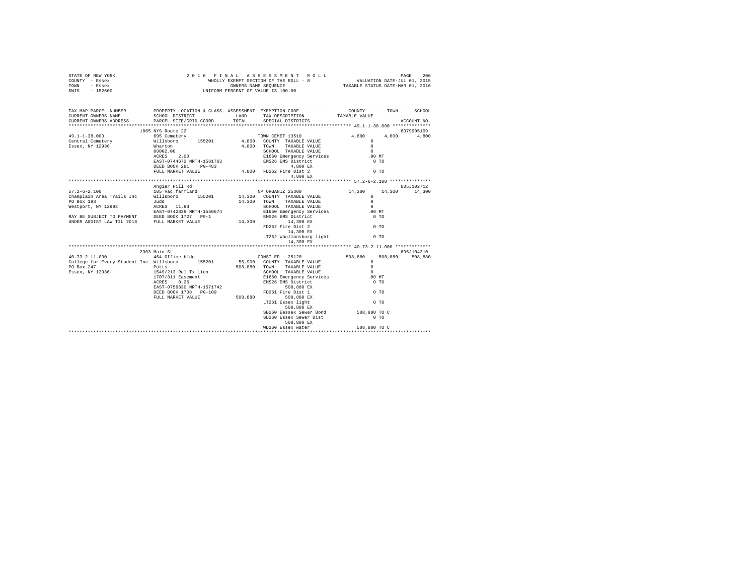STATE OF NEW YORK                    2 0 1 6   F I N A L   A S S E S S M E N T   R O L L                    PAGE 206
COUNTY - Essex                          WHOLLY EXEMPT SECTION OF THE ROLL - 8                    VALUATION DATE-JUL 01, 2015
TOWN - Essex                                   OWNERS NAME SEQUENCE                    TAXABLE STATUS DATE-MAR 01, 2016
SWIS - 152600                          UNIFORM PERCENT OF VALUE IS 100.00

```
TAX MAP PARCEL NUMBER          PROPERTY LOCATION & CLASS  ASSESSMENT  EXEMPTION CODE-----------------COUNTY--------TOWN------SCHOOL
CURRENT OWNERS NAME            SCHOOL DISTRICT              LAND      TAX DESCRIPTION            TAXABLE VALUE
CURRENT OWNERS ADDRESS         PARCEL SIZE/GRID COORD       TOTAL     SPECIAL DISTRICTS                                  ACCOUNT NO.
******************************************************************************************************* 49.1-1-38.000 **************
                               1865 NYS Route 22                                                                      6079905109
49.1-1-38.000                  695 Cemetery                            TOWN CEMET 13510              4,800      4,800      4,800
Central Cemetery               Willsboro      155201        4,800   COUNTY  TAXABLE VALUE                0
Essex, NY 12936                Wharton                      4,800   TOWN    TAXABLE VALUE                0
                               00002.00                             SCHOOL  TAXABLE VALUE                0
                               ACRES    2.00                        E1660 Emergency Services           .00 MT
                               EAST-0744672 NRTH-1561763            EMS26 EMS District                   0 TO
                               DEED BOOK 281    PG-483                        4,800 EX
                               FULL MARKET VALUE            4,800   FD262 Fire Dist 2                    0 TO
                                                                              4,800 EX
******************************************************************************************************* 57.2-6-2.100 ***************
                               Angier Hill Rd                                                                         605J102712
57.2-6-2.100                   105 Vac farmland                        NP ORGANIZ 25300             14,300     14,300     14,300
Champlain Area Trails Inc      Willsboro      155201       14,300   COUNTY  TAXABLE VALUE                0
PO Box 193                     Judd                        14,300   TOWN    TAXABLE VALUE                0
Westport, NY 12993             ACRES   11.93                        SCHOOL  TAXABLE VALUE                0
                               EAST-0742839 NRTH-1550674            E1660 Emergency Services           .00 MT
MAY BE SUBJECT TO PAYMENT      DEED BOOK 1727   PG-1                EMS26 EMS District                   0 TO
UNDER AGDIST LAW TIL 2018      FULL MARKET VALUE           14,300            14,300 EX
                                                                    FD262 Fire Dist 2                    0 TO
                                                                             14,300 EX
                                                                    LT262 Whallonsburg light             0 TO
                                                                             14,300 EX
******************************************************************************************************* 40.73-2-11.000 ************
                               2303 Main St                                                                           605J104310
40.73-2-11.000                 464 Office bldg.                        CONST ED   25120            508,880    508,880    508,880
College for Every Student Inc  Willsboro      155201       55,900   COUNTY  TAXABLE VALUE                0
PO Box 247                     Potts                      508,880   TOWN    TAXABLE VALUE                0
Essex, NY 12936                1549/213 Rel Tx Lien                 SCHOOL  TAXABLE VALUE                0
                               1707/311 Easement                    E1660 Emergency Services           .00 MT
                               ACRES    0.26                        EMS26 EMS District                   0 TO
                               EAST-0756830 NRTH-1571742                    508,880 EX
                               DEED BOOK 1708   PG-109              FD261 Fire Dist 1                    0 TO
                               FULL MARKET VALUE          508,880           508,880 EX
                                                                    LT261 Essex light                    0 TO
                                                                            508,880 EX
                                                                    SB260 Eessex Sewer Bond        508,880 TO C
                                                                    SD260 Essex Sewer Dist               0 TO
                                                                            508,880 EX
                                                                    WD260 Essex water              508,880 TO C
************************************************************************************************************************************
```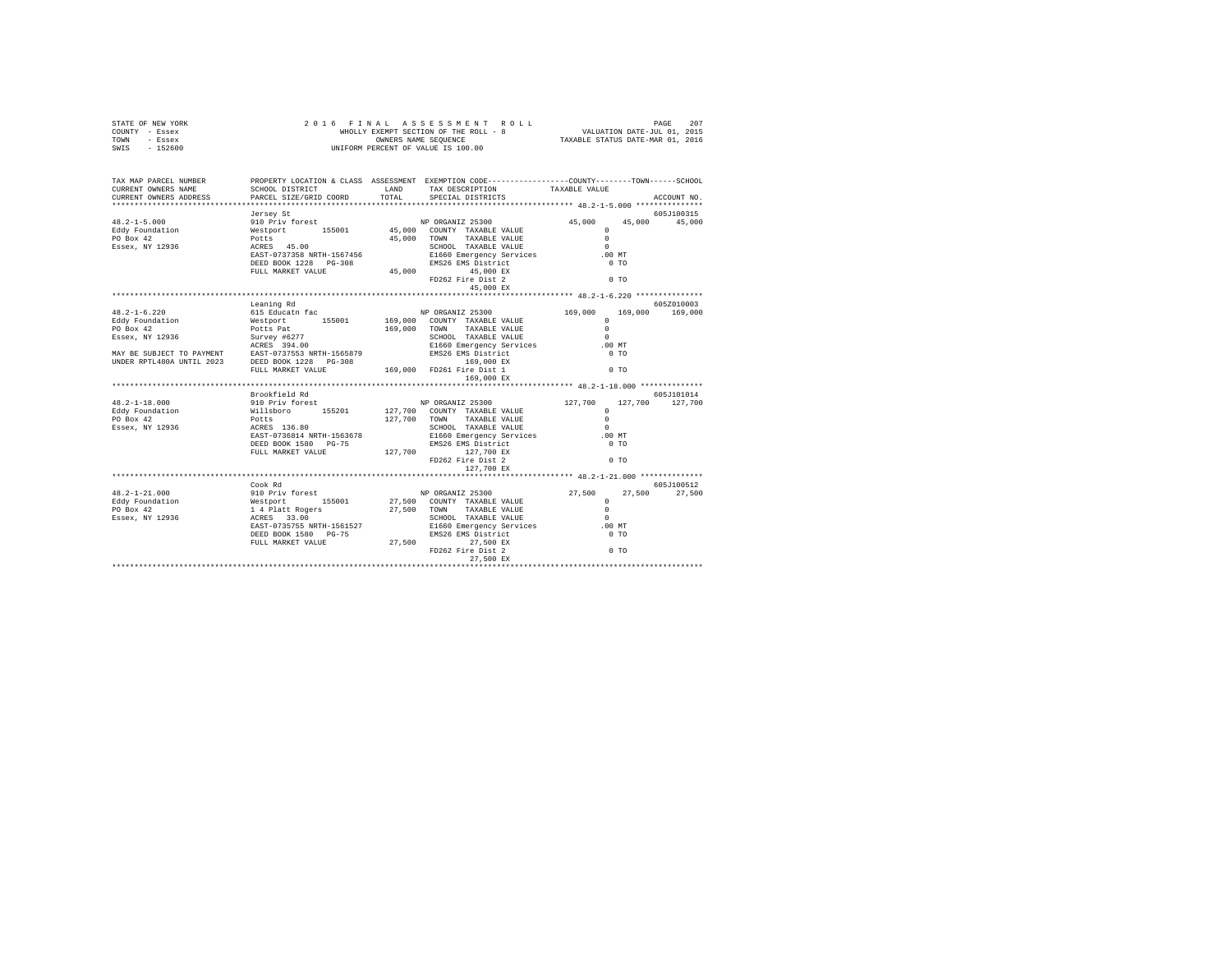STATE OF NEW YORK
COUNTY - Essex
TOWN - Essex
SWIS - 152600

2 0 1 6 F I N A L A S S E S S M E N T R O L L
WHOLLY EXEMPT SECTION OF THE ROLL - 8
OWNERS NAME SEQUENCE
UNIFORM PERCENT OF VALUE IS 100.00

VALUATION DATE-JUL 01, 2015
TAXABLE STATUS DATE-MAR 01, 2016

```
TAX MAP PARCEL NUMBER     PROPERTY LOCATION & CLASS  ASSESSMENT  EXEMPTION CODE-----------------COUNTY--------TOWN------SCHOOL
CURRENT OWNERS NAME       SCHOOL DISTRICT              LAND      TAX DESCRIPTION           TAXABLE VALUE
CURRENT OWNERS ADDRESS    PARCEL SIZE/GRID COORD       TOTAL     SPECIAL DISTRICTS                                    ACCOUNT NO.
******************************************************************************************* 48.2-1-5.000 ***************
                          Jersey St                                                                                 605J100315
48.2-1-5.000              910 Priv forest                         NP ORGANIZ 25300              45,000     45,000     45,000
Eddy Foundation           Westport      155001        45,000   COUNTY  TAXABLE VALUE              0
PO Box 42                 Potts                       45,000   TOWN    TAXABLE VALUE              0
Essex, NY 12936           ACRES   45.00                        SCHOOL  TAXABLE VALUE              0
                          EAST-0737358 NRTH-1567456            E1660 Emergency Services         .00 MT
                          DEED BOOK 1228   PG-308              EMS26 EMS District                 0 TO
                          FULL MARKET VALUE           45,000        45,000 EX
                                                               FD262 Fire Dist 2                  0 TO
                                                                    45,000 EX
******************************************************************************************* 48.2-1-6.220 ***************
                          Leaning Rd                                                                                605Z010003
48.2-1-6.220              615 Educatn fac                         NP ORGANIZ 25300             169,000    169,000    169,000
Eddy Foundation           Westport      155001       169,000   COUNTY  TAXABLE VALUE              0
PO Box 42                 Potts Pat                  169,000   TOWN    TAXABLE VALUE              0
Essex, NY 12936           Survey #6277                         SCHOOL  TAXABLE VALUE              0
                          ACRES  394.00                        E1660 Emergency Services         .00 MT
MAY BE SUBJECT TO PAYMENT EAST-0737553 NRTH-1565879            EMS26 EMS District                 0 TO
UNDER RPTL480A UNTIL 2023 DEED BOOK 1228   PG-308                  169,000 EX
                          FULL MARKET VALUE          169,000   FD261 Fire Dist 1                  0 TO
                                                                   169,000 EX
******************************************************************************************* 48.2-1-18.000 **************
                          Brookfield Rd                                                                             605J101014
48.2-1-18.000             910 Priv forest                         NP ORGANIZ 25300             127,700    127,700    127,700
Eddy Foundation           Willsboro     155201       127,700   COUNTY  TAXABLE VALUE              0
PO Box 42                 Potts                      127,700   TOWN    TAXABLE VALUE              0
Essex, NY 12936           ACRES  136.80                        SCHOOL  TAXABLE VALUE              0
                          EAST-0736814 NRTH-1563678            E1660 Emergency Services         .00 MT
                          DEED BOOK 1580   PG-75               EMS26 EMS District                 0 TO
                          FULL MARKET VALUE          127,700       127,700 EX
                                                               FD262 Fire Dist 2                  0 TO
                                                                   127,700 EX
******************************************************************************************* 48.2-1-21.000 **************
                          Cook Rd                                                                                   605J100512
48.2-1-21.000             910 Priv forest                         NP ORGANIZ 25300              27,500     27,500     27,500
Eddy Foundation           Westport      155001        27,500   COUNTY  TAXABLE VALUE              0
PO Box 42                 1 4 Platt Rogers            27,500   TOWN    TAXABLE VALUE              0
Essex, NY 12936           ACRES   33.00                        SCHOOL  TAXABLE VALUE              0
                          EAST-0735755 NRTH-1561527            E1660 Emergency Services         .00 MT
                          DEED BOOK 1580   PG-75               EMS26 EMS District                 0 TO
                          FULL MARKET VALUE           27,500        27,500 EX
                                                               FD262 Fire Dist 2                  0 TO
                                                                    27,500 EX
*************************************************************************************************************************
```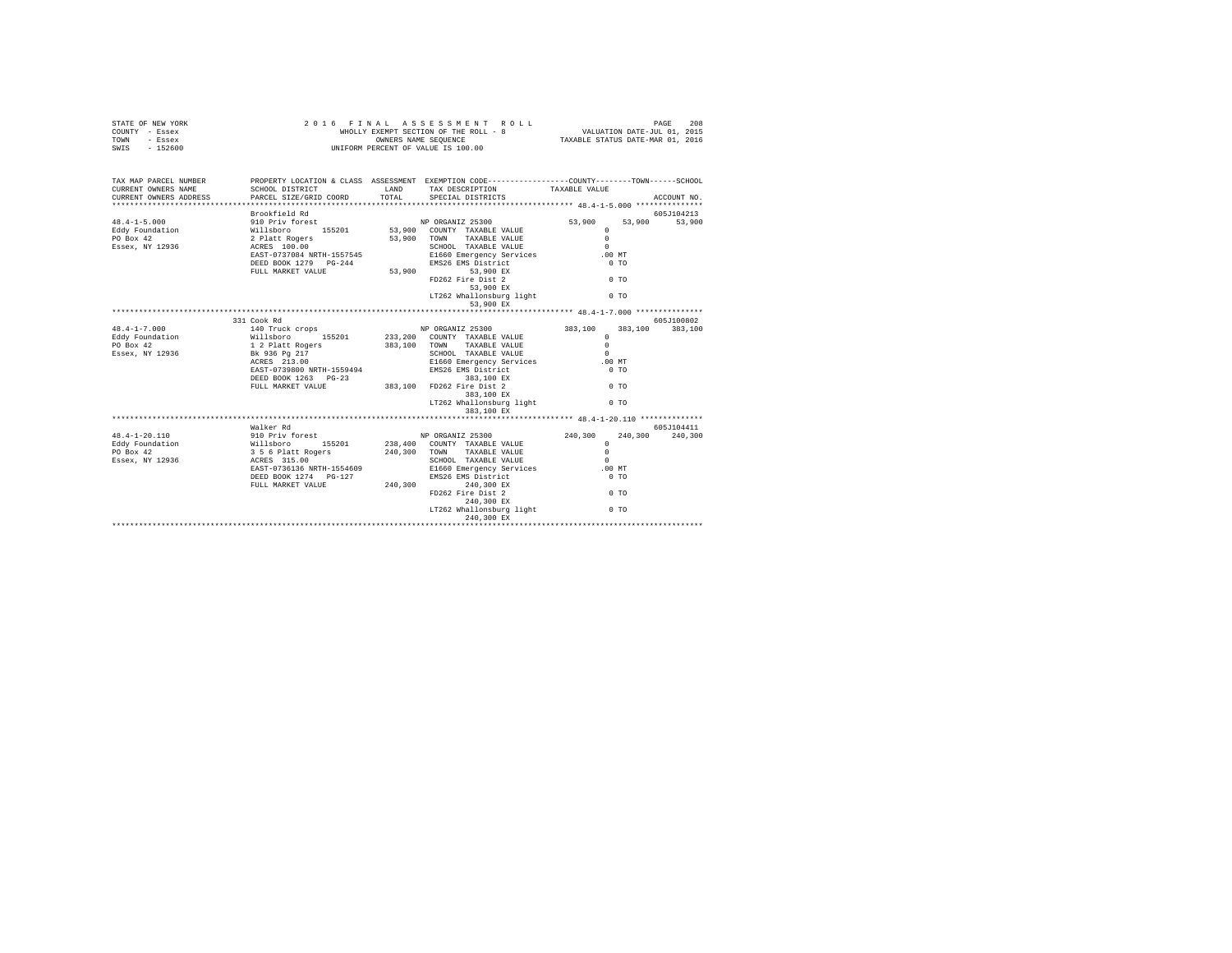STATE OF NEW YORK — 2016 FINAL ASSESSMENT ROLL — PAGE 208
COUNTY - Essex — WHOLLY EXEMPT SECTION OF THE ROLL - 8 — VALUATION DATE-JUL 01, 2015
TOWN - Essex — OWNERS NAME SEQUENCE — TAXABLE STATUS DATE-MAR 01, 2016
SWIS - 152600 — UNIFORM PERCENT OF VALUE IS 100.00

| TAX MAP PARCEL NUMBER / CURRENT OWNERS NAME / CURRENT OWNERS ADDRESS | PROPERTY LOCATION & CLASS / SCHOOL DISTRICT / PARCEL SIZE/GRID COORD | ASSESSMENT LAND / TOTAL | EXEMPTION CODE / TAX DESCRIPTION / SPECIAL DISTRICTS | COUNTY | TOWN | SCHOOL / ACCOUNT NO. |
|---|---|---|---|---|---|---|
| 48.4-1-5.000 | Brookfield Rd | | | | | 605J104213 |
| | 910 Priv forest | | NP ORGANIZ 25300 | 53,900 | 53,900 | 53,900 |
| Eddy Foundation | Willsboro 155201 | 53,900 | COUNTY TAXABLE VALUE | 0 | | |
| PO Box 42 | 2 Platt Rogers | 53,900 | TOWN TAXABLE VALUE | 0 | | |
| Essex, NY 12936 | ACRES 100.00 | | SCHOOL TAXABLE VALUE | 0 | | |
| | EAST-0737084 NRTH-1557545 | | E1660 Emergency Services | .00 MT | | |
| | DEED BOOK 1279 PG-244 | | EMS26 EMS District | 0 TO | | |
| | FULL MARKET VALUE | 53,900 | 53,900 EX | | | |
| | | | FD262 Fire Dist 2 | 0 TO | | |
| | | | 53,900 EX | | | |
| | | | LT262 Whallonsburg light | 0 TO | | |
| | | | 53,900 EX | | | |
| 48.4-1-7.000 | 331 Cook Rd | | | | | 605J100802 |
| | 140 Truck crops | | NP ORGANIZ 25300 | 383,100 | 383,100 | 383,100 |
| Eddy Foundation | Willsboro 155201 | 233,200 | COUNTY TAXABLE VALUE | 0 | | |
| PO Box 42 | 1 2 Platt Rogers | 383,100 | TOWN TAXABLE VALUE | 0 | | |
| Essex, NY 12936 | Bk 936 Pg 217 | | SCHOOL TAXABLE VALUE | 0 | | |
| | ACRES 213.00 | | E1660 Emergency Services | .00 MT | | |
| | EAST-0739800 NRTH-1559494 | | EMS26 EMS District | 0 TO | | |
| | DEED BOOK 1263 PG-23 | | 383,100 EX | | | |
| | FULL MARKET VALUE | 383,100 | FD262 Fire Dist 2 | 0 TO | | |
| | | | 383,100 EX | | | |
| | | | LT262 Whallonsburg light | 0 TO | | |
| | | | 383,100 EX | | | |
| 48.4-1-20.110 | Walker Rd | | | | | 605J104411 |
| | 910 Priv forest | | NP ORGANIZ 25300 | 240,300 | 240,300 | 240,300 |
| Eddy Foundation | Willsboro 155201 | 238,400 | COUNTY TAXABLE VALUE | 0 | | |
| PO Box 42 | 3 5 6 Platt Rogers | 240,300 | TOWN TAXABLE VALUE | 0 | | |
| Essex, NY 12936 | ACRES 315.00 | | SCHOOL TAXABLE VALUE | 0 | | |
| | EAST-0736136 NRTH-1554609 | | E1660 Emergency Services | .00 MT | | |
| | DEED BOOK 1274 PG-127 | | EMS26 EMS District | 0 TO | | |
| | FULL MARKET VALUE | 240,300 | 240,300 EX | | | |
| | | | FD262 Fire Dist 2 | 0 TO | | |
| | | | 240,300 EX | | | |
| | | | LT262 Whallonsburg light | 0 TO | | |
| | | | 240,300 EX | | | |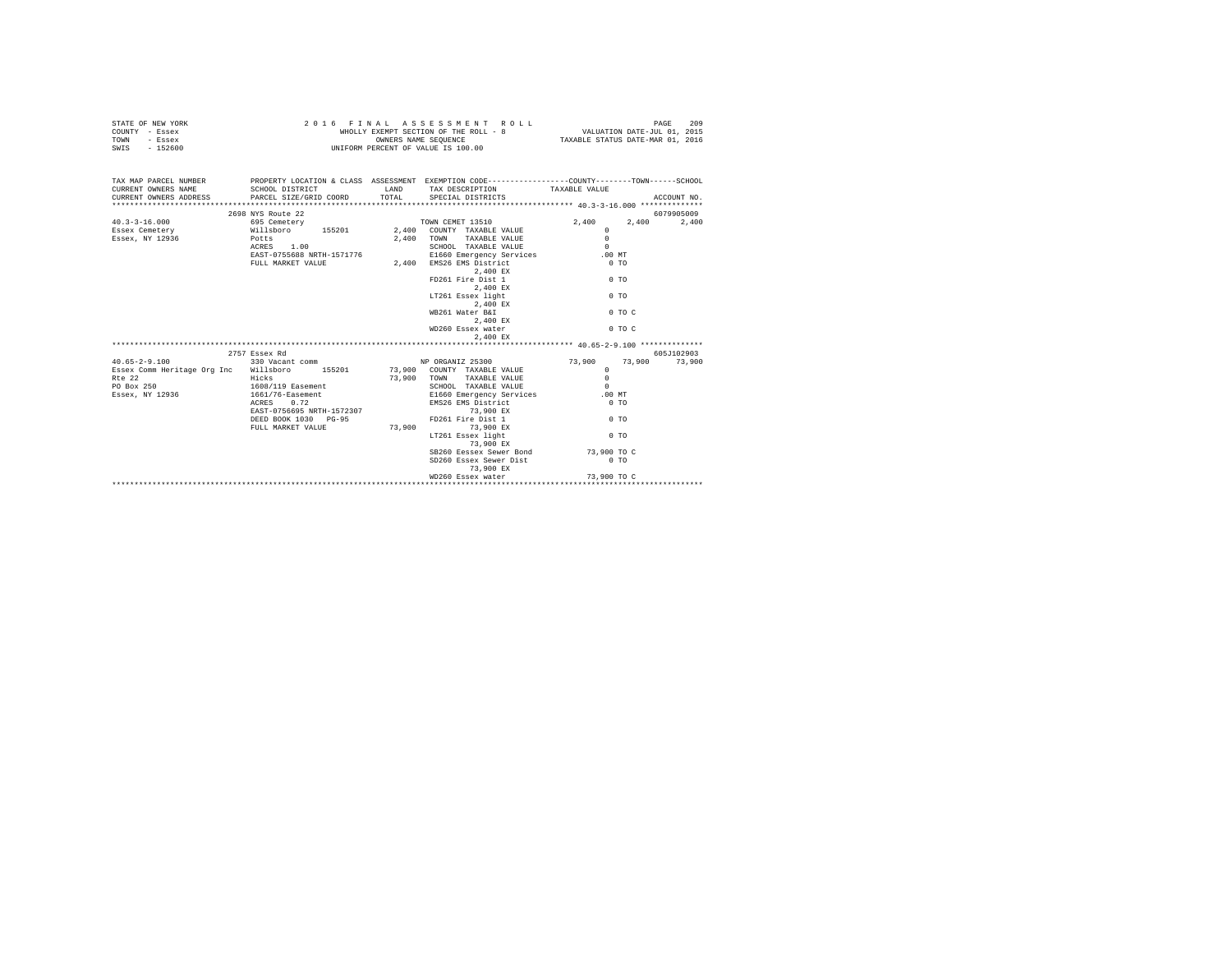STATE OF NEW YORK
COUNTY - Essex
TOWN - Essex
SWIS - 152600

2 0 1 6 F I N A L A S S E S S M E N T R O L L
WHOLLY EXEMPT SECTION OF THE ROLL - 8
OWNERS NAME SEQUENCE
UNIFORM PERCENT OF VALUE IS 100.00

VALUATION DATE-JUL 01, 2015
TAXABLE STATUS DATE-MAR 01, 2016

```
TAX MAP PARCEL NUMBER         PROPERTY LOCATION & CLASS  ASSESSMENT  EXEMPTION CODE------------------COUNTY--------TOWN------SCHOOL
CURRENT OWNERS NAME           SCHOOL DISTRICT              LAND      TAX DESCRIPTION            TAXABLE VALUE
CURRENT OWNERS ADDRESS        PARCEL SIZE/GRID COORD       TOTAL     SPECIAL DISTRICTS                                        ACCOUNT NO.
*********************************************************************************************** 40.3-3-16.000 **************
                           2698 NYS Route 22                                                                               6079905009
40.3-3-16.000                 695 Cemetery                            TOWN CEMET 13510              2,400      2,400      2,400
Essex Cemetery                Willsboro       155201        2,400   COUNTY  TAXABLE VALUE              0
Essex, NY 12936               Potts                         2,400   TOWN    TAXABLE VALUE              0
                              ACRES    1.00                         SCHOOL  TAXABLE VALUE              0
                              EAST-0755688 NRTH-1571776             E1660 Emergency Services         .00 MT
                              FULL MARKET VALUE             2,400   EMS26 EMS District                 0 TO
                                                                          2,400 EX
                                                                    FD261 Fire Dist 1                  0 TO
                                                                          2,400 EX
                                                                    LT261 Essex light                  0 TO
                                                                          2,400 EX
                                                                    WB261 Water B&I                    0 TO C
                                                                          2,400 EX
                                                                    WD260 Essex water                  0 TO C
                                                                          2,400 EX
*********************************************************************************************** 40.65-2-9.100 **************
                           2757 Essex Rd                                                                                   605J102903
40.65-2-9.100                 330 Vacant comm                         NP ORGANIZ 25300             73,900     73,900     73,900
Essex Comm Heritage Org Inc   Willsboro       155201       73,900   COUNTY  TAXABLE VALUE              0
Rte 22                        Hicks                        73,900   TOWN    TAXABLE VALUE              0
PO Box 250                    1608/119 Easement                     SCHOOL  TAXABLE VALUE              0
Essex, NY 12936               1661/76-Easement                      E1660 Emergency Services         .00 MT
                              ACRES    0.72                         EMS26 EMS District                 0 TO
                              EAST-0756695 NRTH-1572307                   73,900 EX
                              DEED BOOK 1030   PG-95                FD261 Fire Dist 1                  0 TO
                              FULL MARKET VALUE            73,900         73,900 EX
                                                                    LT261 Essex light                  0 TO
                                                                          73,900 EX
                                                                    SB260 Eessex Sewer Bond       73,900 TO C
                                                                    SD260 Essex Sewer Dist             0 TO
                                                                          73,900 EX
                                                                    WD260 Essex water             73,900 TO C
****************************************************************************************************************************
```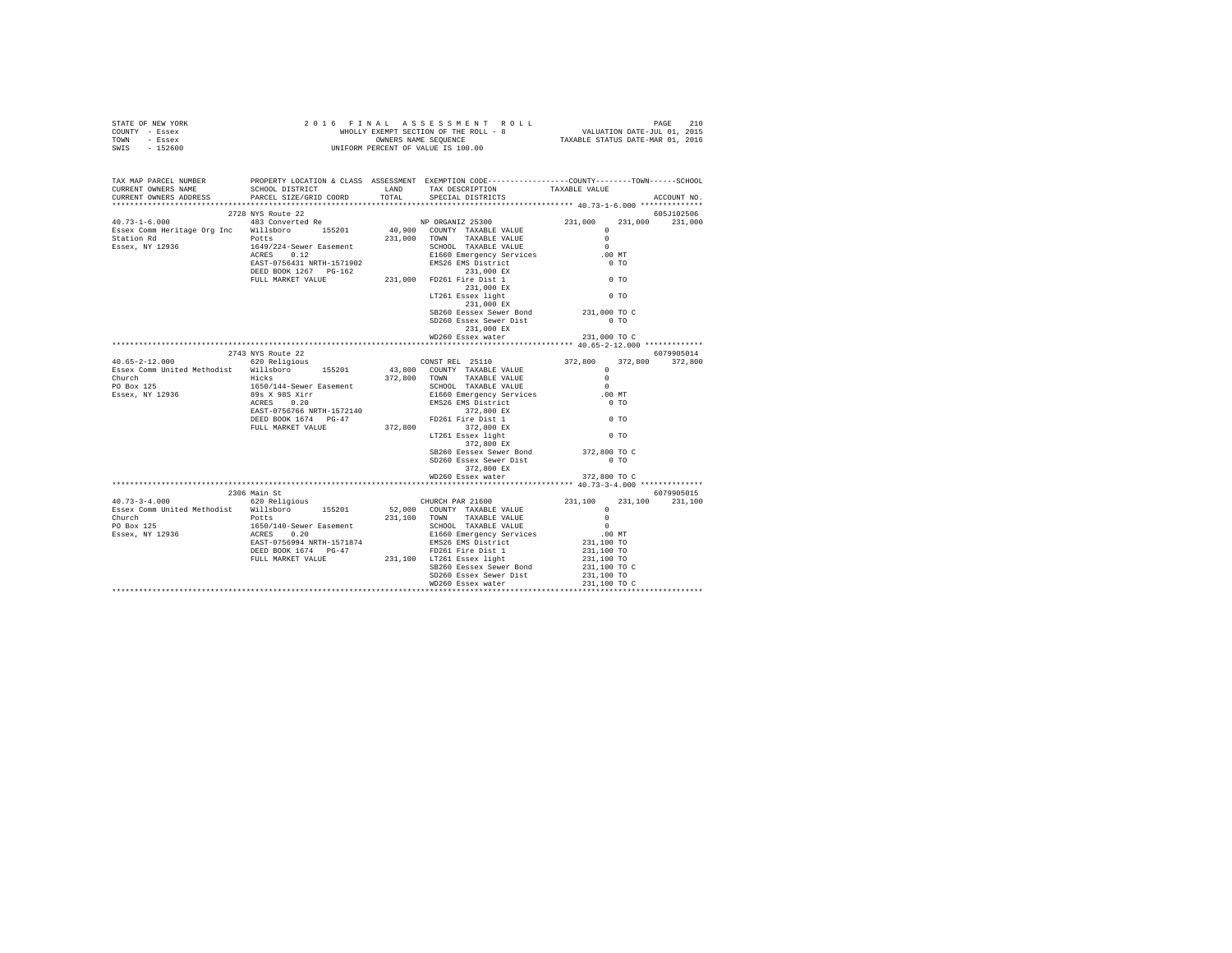STATE OF NEW YORK
COUNTY - Essex
TOWN - Essex
SWIS - 152600

2 0 1 6 F I N A L A S S E S S M E N T R O L L
WHOLLY EXEMPT SECTION OF THE ROLL - 8
OWNERS NAME SEQUENCE
UNIFORM PERCENT OF VALUE IS 100.00

VALUATION DATE-JUL 01, 2015
TAXABLE STATUS DATE-MAR 01, 2016

```
TAX MAP PARCEL NUMBER          PROPERTY LOCATION & CLASS  ASSESSMENT  EXEMPTION CODE-----------------COUNTY--------TOWN------SCHOOL
CURRENT OWNERS NAME            SCHOOL DISTRICT               LAND      TAX DESCRIPTION            TAXABLE VALUE
CURRENT OWNERS ADDRESS         PARCEL SIZE/GRID COORD        TOTAL     SPECIAL DISTRICTS                                  ACCOUNT NO.
************************************************************************************************ 40.73-1-6.000 **************
                          2728 NYS Route 22                                                                              605J102506
40.73-1-6.000              483 Converted Re                      NP ORGANIZ 25300              231,000    231,000    231,000
Essex Comm Heritage Org Inc   Willsboro      155201       40,900  COUNTY  TAXABLE VALUE                 0
Station Rd                 Potts                         231,000  TOWN    TAXABLE VALUE                 0
Essex, NY 12936            1649/224-Sewer Easement                SCHOOL  TAXABLE VALUE                 0
                           ACRES    0.12                          E1660 Emergency Services           .00 MT
                           EAST-0756431 NRTH-1571902              EMS26 EMS District                   0 TO
                           DEED BOOK 1267   PG-162                      231,000 EX
                           FULL MARKET VALUE             231,000  FD261 Fire Dist 1                    0 TO
                                                                        231,000 EX
                                                                  LT261 Essex light                    0 TO
                                                                        231,000 EX
                                                                  SB260 Eessex Sewer Bond          231,000 TO C
                                                                  SD260 Essex Sewer Dist               0 TO
                                                                        231,000 EX
                                                                  WD260 Essex water                231,000 TO C
************************************************************************************************ 40.65-2-12.000 *************
                          2743 NYS Route 22                                                                              6079905014
40.65-2-12.000             620 Religious                         CONST REL  25110              372,800    372,800    372,800
Essex Comm United Methodist   Willsboro      155201       43,800  COUNTY  TAXABLE VALUE                 0
Church                     Hicks                         372,800  TOWN    TAXABLE VALUE                 0
PO Box 125                 1650/144-Sewer Easement                SCHOOL  TAXABLE VALUE                 0
Essex, NY 12936            89s X 98S Xirr                         E1660 Emergency Services           .00 MT
                           ACRES    0.20                          EMS26 EMS District                   0 TO
                           EAST-0756766 NRTH-1572140                    372,800 EX
                           DEED BOOK 1674   PG-47                 FD261 Fire Dist 1                    0 TO
                           FULL MARKET VALUE             372,800        372,800 EX
                                                                  LT261 Essex light                    0 TO
                                                                        372,800 EX
                                                                  SB260 Eessex Sewer Bond          372,800 TO C
                                                                  SD260 Essex Sewer Dist               0 TO
                                                                        372,800 EX
                                                                  WD260 Essex water                372,800 TO C
************************************************************************************************ 40.73-3-4.000 **************
                          2306 Main St                                                                                   6079905015
40.73-3-4.000              620 Religious                         CHURCH PAR 21600              231,100    231,100    231,100
Essex Comm United Methodist   Willsboro      155201       52,000  COUNTY  TAXABLE VALUE                 0
Church                     Potts                         231,100  TOWN    TAXABLE VALUE                 0
PO Box 125                 1650/140-Sewer Easement                SCHOOL  TAXABLE VALUE                 0
Essex, NY 12936            ACRES    0.20                          E1660 Emergency Services           .00 MT
                           EAST-0756994 NRTH-1571874              EMS26 EMS District               231,100 TO
                           DEED BOOK 1674   PG-47                 FD261 Fire Dist 1                231,100 TO
                           FULL MARKET VALUE             231,100  LT261 Essex light                231,100 TO
                                                                  SB260 Eessex Sewer Bond          231,100 TO C
                                                                  SD260 Essex Sewer Dist           231,100 TO
                                                                  WD260 Essex water                231,100 TO C
******************************************************************************************************************************
```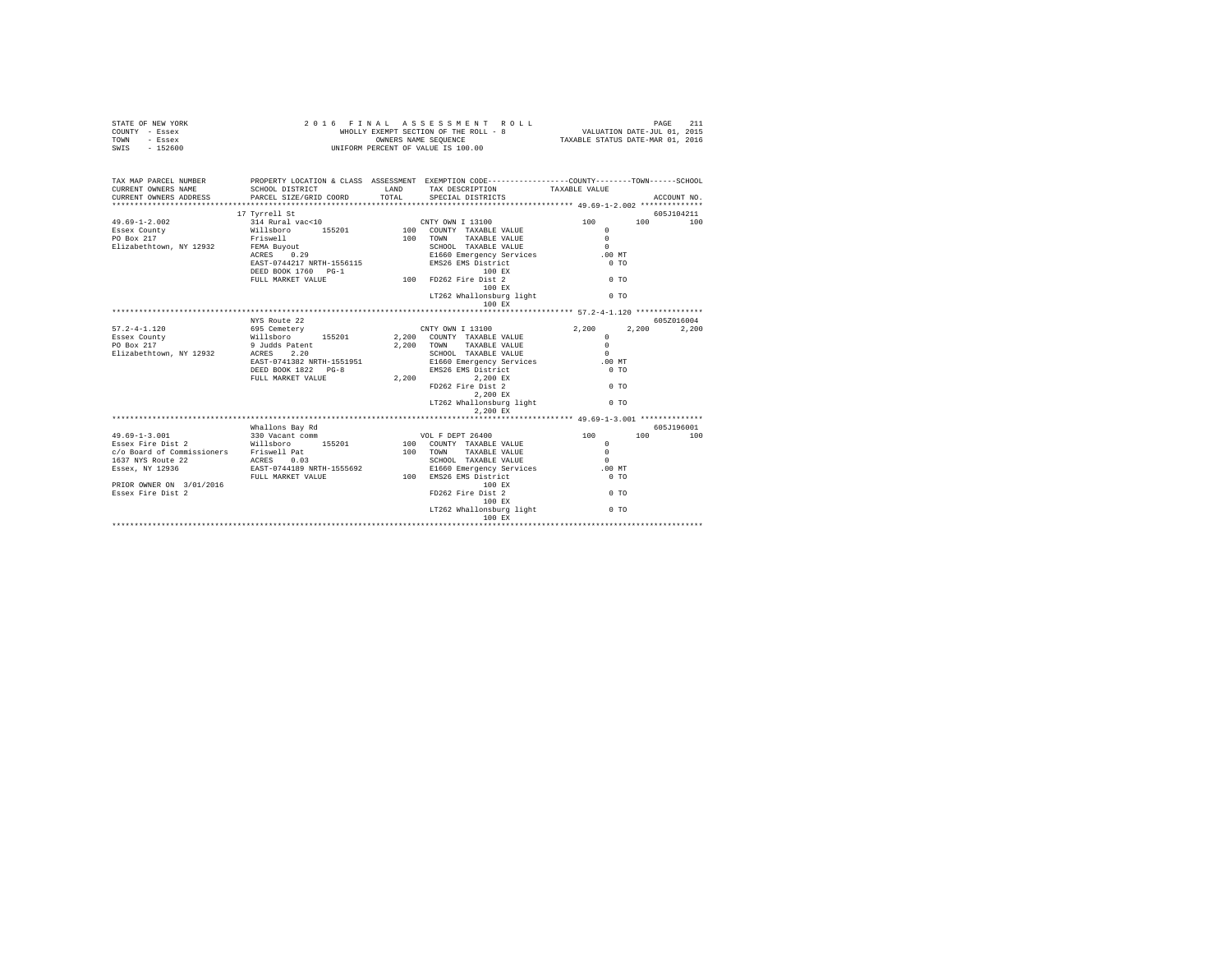STATE OF NEW YORK — 2016 FINAL ASSESSMENT ROLL — WHOLLY EXEMPT SECTION OF THE ROLL - 8 — OWNERS NAME SEQUENCE — UNIFORM PERCENT OF VALUE IS 100.00

COUNTY - Essex
TOWN - Essex
SWIS - 152600

VALUATION DATE-JUL 01, 2015
TAXABLE STATUS DATE-MAR 01, 2016

```
TAX MAP PARCEL NUMBER          PROPERTY LOCATION & CLASS  ASSESSMENT  EXEMPTION CODE-----------------COUNTY--------TOWN------SCHOOL
CURRENT OWNERS NAME            SCHOOL DISTRICT              LAND      TAX DESCRIPTION            TAXABLE VALUE
CURRENT OWNERS ADDRESS         PARCEL SIZE/GRID COORD       TOTAL     SPECIAL DISTRICTS                                   ACCOUNT NO.
****************************************************************************************** 49.69-1-2.002 **************
                               17 Tyrrell St                                                                          605J104211
49.69-1-2.002                  314 Rural vac<10                       CNTY OWN I 13100              100         100          100
Essex County                   Willsboro      155201         100      COUNTY  TAXABLE VALUE             0
PO Box 217                     Friswell                      100      TOWN    TAXABLE VALUE             0
Elizabethtown, NY 12932        FEMA Buyout                            SCHOOL  TAXABLE VALUE             0
                               ACRES    0.29                          E1660 Emergency Services        .00 MT
                               EAST-0744217 NRTH-1556115              EMS26 EMS District                0 TO
                               DEED BOOK 1760   PG-1                       100 EX
                               FULL MARKET VALUE             100      FD262 Fire Dist 2                 0 TO
                                                                           100 EX
                                                                      LT262 Whallonsburg light          0 TO
                                                                           100 EX
****************************************************************************************** 57.2-4-1.120 ***************
                               NYS Route 22                                                                           605Z016004
57.2-4-1.120                   695 Cemetery                           CNTY OWN I 13100            2,200       2,200        2,200
Essex County                   Willsboro      155201       2,200      COUNTY  TAXABLE VALUE             0
PO Box 217                     9 Judds Patent              2,200      TOWN    TAXABLE VALUE             0
Elizabethtown, NY 12932        ACRES    2.20                          SCHOOL  TAXABLE VALUE             0
                               EAST-0741382 NRTH-1551951              E1660 Emergency Services        .00 MT
                               DEED BOOK 1822   PG-8                  EMS26 EMS District                0 TO
                               FULL MARKET VALUE           2,200           2,200 EX
                                                                      FD262 Fire Dist 2                 0 TO
                                                                           2,200 EX
                                                                      LT262 Whallonsburg light          0 TO
                                                                           2,200 EX
****************************************************************************************** 49.69-1-3.001 **************
                               Whallons Bay Rd                                                                        605J196001
49.69-1-3.001                  330 Vacant comm                        VOL F DEPT 26400              100         100          100
Essex Fire Dist 2              Willsboro      155201         100      COUNTY  TAXABLE VALUE             0
c/o Board of Commissioners     Friswell Pat                  100      TOWN    TAXABLE VALUE             0
1637 NYS Route 22              ACRES    0.03                          SCHOOL  TAXABLE VALUE             0
Essex, NY 12936                EAST-0744189 NRTH-1555692              E1660 Emergency Services        .00 MT
                               FULL MARKET VALUE             100      EMS26 EMS District                0 TO
PRIOR OWNER ON  3/01/2016                                                  100 EX
Essex Fire Dist 2                                                     FD262 Fire Dist 2                 0 TO
                                                                           100 EX
                                                                      LT262 Whallonsburg light          0 TO
                                                                           100 EX
************************************************************************************************************************
```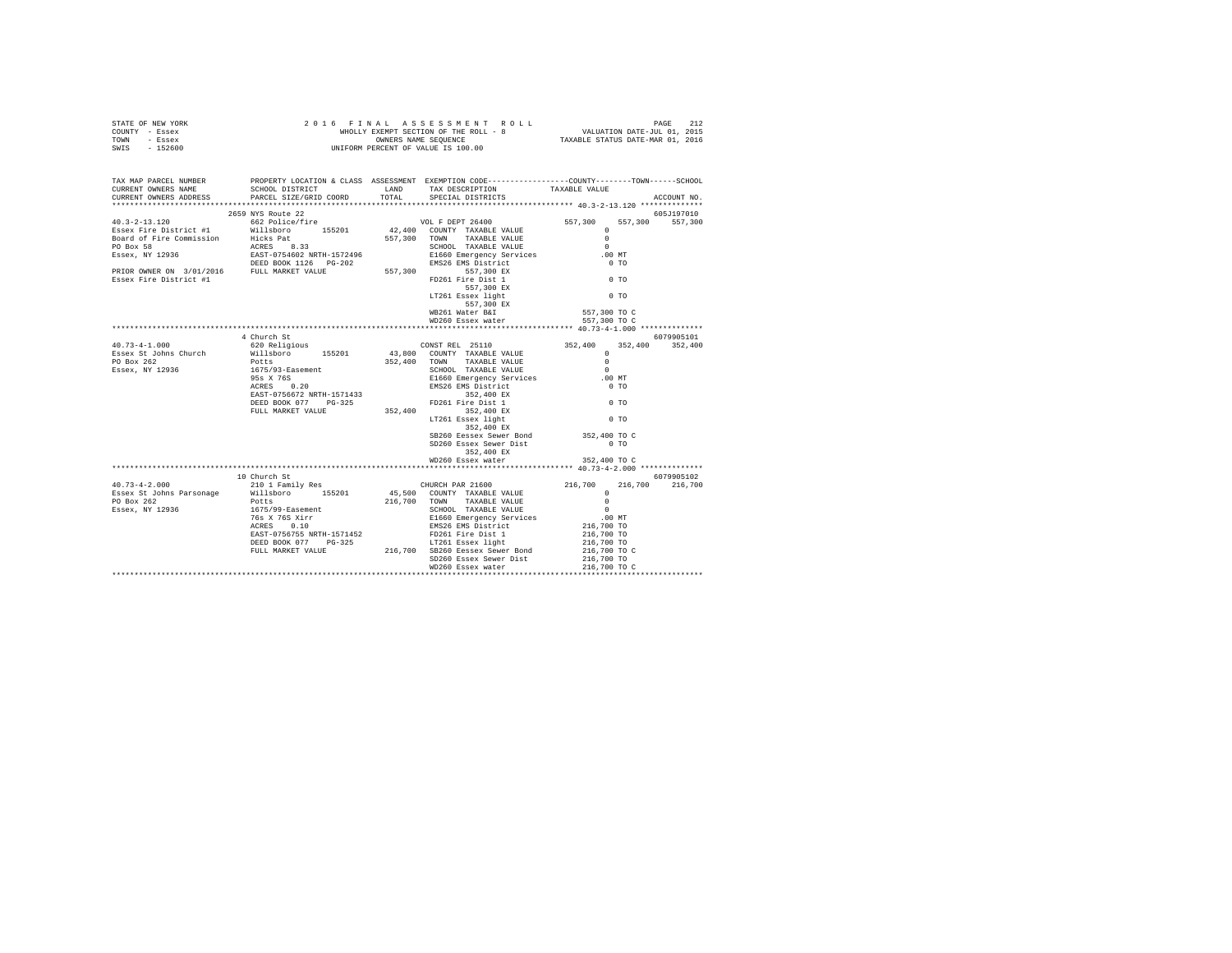STATE OF NEW YORK
COUNTY - Essex
TOWN - Essex
SWIS - 152600

2 0 1 6  F I N A L  A S S E S S M E N T  R O L L
WHOLLY EXEMPT SECTION OF THE ROLL - 8
OWNERS NAME SEQUENCE
UNIFORM PERCENT OF VALUE IS 100.00

VALUATION DATE-JUL 01, 2015
TAXABLE STATUS DATE-MAR 01, 2016

```
TAX MAP PARCEL NUMBER          PROPERTY LOCATION & CLASS  ASSESSMENT  EXEMPTION CODE-----------------COUNTY--------TOWN------SCHOOL
CURRENT OWNERS NAME            SCHOOL DISTRICT             LAND       TAX DESCRIPTION              TAXABLE VALUE
CURRENT OWNERS ADDRESS         PARCEL SIZE/GRID COORD      TOTAL      SPECIAL DISTRICTS                                        ACCOUNT NO.
******************************************************************************************************* 40.3-2-13.120 **************
                               2659 NYS Route 22                                                                              605J197010
40.3-2-13.120                  662 Police/fire                        VOL F DEPT 26400              557,300     557,300     557,300
Essex Fire District #1         Willsboro       155201      42,400    COUNTY  TAXABLE VALUE               0
Board of Fire Commission       Hicks Pat                   557,300   TOWN    TAXABLE VALUE               0
PO Box 58                      ACRES    8.33                          SCHOOL  TAXABLE VALUE               0
Essex, NY 12936                EAST-0754602 NRTH-1572496              E1660 Emergency Services          .00 MT
                               DEED BOOK 1126   PG-202                EMS26 EMS District                  0 TO
PRIOR OWNER ON 3/01/2016       FULL MARKET VALUE           557,300         557,300 EX
Essex Fire District #1                                                FD261 Fire Dist 1                   0 TO
                                                                           557,300 EX
                                                                      LT261 Essex light                   0 TO
                                                                           557,300 EX
                                                                      WB261 Water B&I               557,300 TO C
                                                                      WD260 Essex water             557,300 TO C
******************************************************************************************************* 40.73-4-1.000 **************
                               4 Church St                                                                                    6079905101
40.73-4-1.000                  620 Religious                          CONST REL  25110              352,400     352,400     352,400
Essex St Johns Church          Willsboro       155201      43,800    COUNTY  TAXABLE VALUE               0
PO Box 262                     Potts                       352,400   TOWN    TAXABLE VALUE               0
Essex, NY 12936                1675/93-Easement                       SCHOOL  TAXABLE VALUE               0
                               95s X 76S                              E1660 Emergency Services          .00 MT
                               ACRES    0.20                          EMS26 EMS District                  0 TO
                               EAST-0756672 NRTH-1571433                   352,400 EX
                               DEED BOOK 077    PG-325                FD261 Fire Dist 1                   0 TO
                               FULL MARKET VALUE           352,400         352,400 EX
                                                                      LT261 Essex light                   0 TO
                                                                           352,400 EX
                                                                      SB260 Eessex Sewer Bond       352,400 TO C
                                                                      SD260 Essex Sewer Dist              0 TO
                                                                           352,400 EX
                                                                      WD260 Essex water             352,400 TO C
******************************************************************************************************* 40.73-4-2.000 **************
                               10 Church St                                                                                   6079905102
40.73-4-2.000                  210 1 Family Res                       CHURCH PAR 21600              216,700     216,700     216,700
Essex St Johns Parsonage       Willsboro       155201      45,500    COUNTY  TAXABLE VALUE               0
PO Box 262                     Potts                       216,700   TOWN    TAXABLE VALUE               0
Essex, NY 12936                1675/99-Easement                       SCHOOL  TAXABLE VALUE               0
                               76s X 76S Xirr                         E1660 Emergency Services          .00 MT
                               ACRES    0.10                          EMS26 EMS District            216,700 TO
                               EAST-0756755 NRTH-1571452              FD261 Fire Dist 1             216,700 TO
                               DEED BOOK 077    PG-325                LT261 Essex light             216,700 TO
                               FULL MARKET VALUE           216,700   SB260 Eessex Sewer Bond       216,700 TO C
                                                                      SD260 Essex Sewer Dist        216,700 TO
                                                                      WD260 Essex water             216,700 TO C
************************************************************************************************************************************
```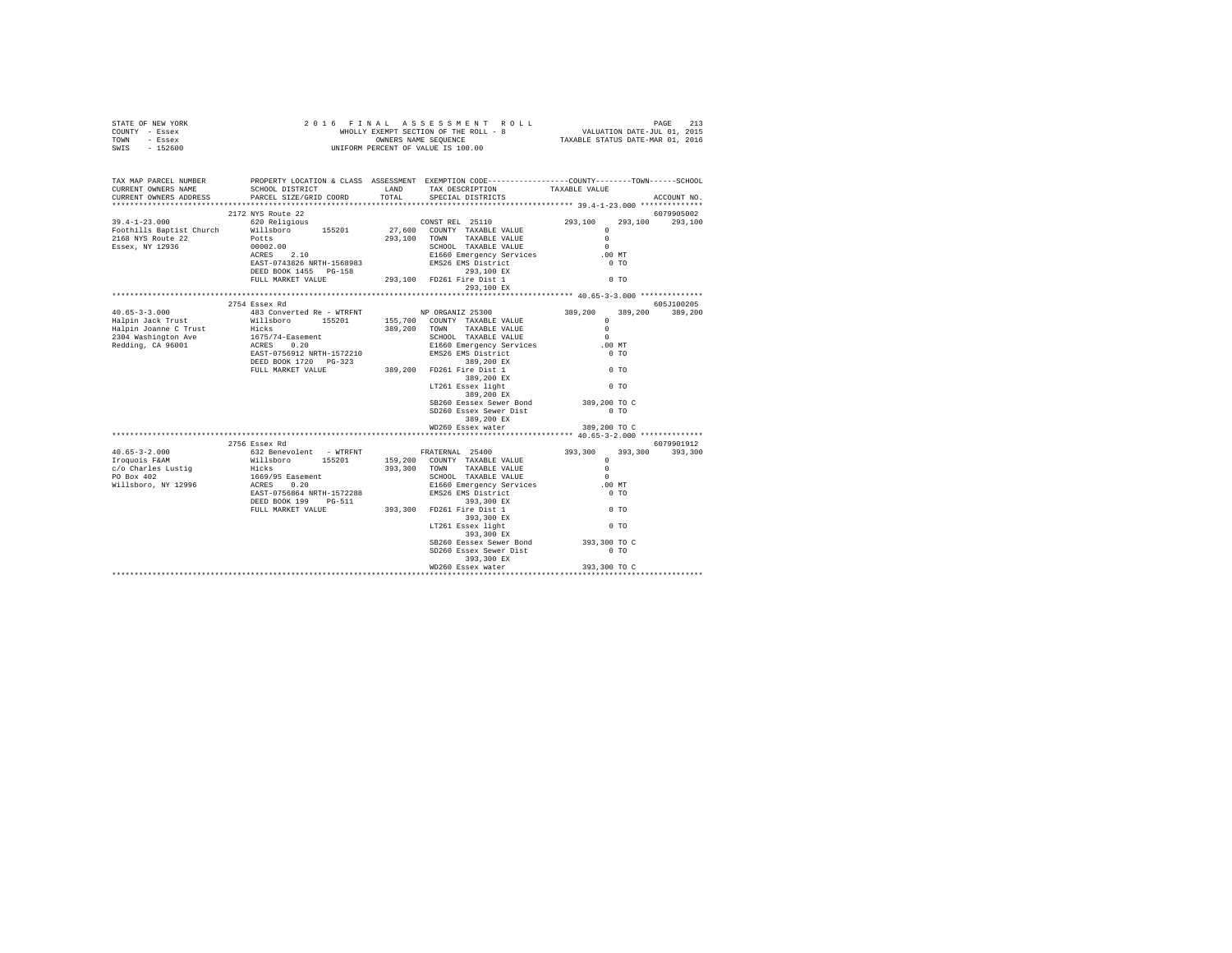STATE OF NEW YORK                2 0 1 6   F I N A L   A S S E S S M E N T   R O L L
COUNTY - Essex                   WHOLLY EXEMPT SECTION OF THE ROLL - 8        VALUATION DATE-JUL 01, 2015
TOWN   - Essex                   OWNERS NAME SEQUENCE                         TAXABLE STATUS DATE-MAR 01, 2016
SWIS   - 152600                  UNIFORM PERCENT OF VALUE IS 100.00

```
TAX MAP PARCEL NUMBER      PROPERTY LOCATION & CLASS  ASSESSMENT  EXEMPTION CODE-----------------COUNTY--------TOWN------SCHOOL
CURRENT OWNERS NAME        SCHOOL DISTRICT             LAND       TAX DESCRIPTION            TAXABLE VALUE
CURRENT OWNERS ADDRESS     PARCEL SIZE/GRID COORD      TOTAL      SPECIAL DISTRICTS                                  ACCOUNT NO.
******************************************************************************************** 39.4-1-23.000 **************
                        2172 NYS Route 22                                                                            6079905002
39.4-1-23.000           620 Religious                         CONST REL  25110            293,100    293,100    293,100
Foothills Baptist Church  Willsboro      155201       27,600   COUNTY  TAXABLE VALUE             0
2168 NYS Route 22       Potts                        293,100   TOWN    TAXABLE VALUE             0
Essex, NY 12936         00002.00                              SCHOOL  TAXABLE VALUE             0
                        ACRES    2.10                         E1660 Emergency Services         .00 MT
                        EAST-0743826 NRTH-1568983             EMS26 EMS District                 0 TO
                        DEED BOOK 1455   PG-158                     293,100 EX
                        FULL MARKET VALUE            293,100   FD261 Fire Dist 1                 0 TO
                                                                    293,100 EX
******************************************************************************************** 40.65-3-3.000 **************
                        2754 Essex Rd                                                                                605J100205
40.65-3-3.000           483 Converted Re - WTRFNT             NP ORGANIZ 25300            389,200    389,200    389,200
Halpin Jack Trust       Willsboro      155201      155,700   COUNTY  TAXABLE VALUE             0
Halpin Joanne C Trust   Hicks                        389,200   TOWN    TAXABLE VALUE             0
2304 Washington Ave     1675/74-Easement                      SCHOOL  TAXABLE VALUE             0
Redding, CA 96001       ACRES    0.20                         E1660 Emergency Services         .00 MT
                        EAST-0756912 NRTH-1572210             EMS26 EMS District                 0 TO
                        DEED BOOK 1720   PG-323                     389,200 EX
                        FULL MARKET VALUE            389,200   FD261 Fire Dist 1                 0 TO
                                                                    389,200 EX
                                                              LT261 Essex light                 0 TO
                                                                    389,200 EX
                                                              SB260 Eessex Sewer Bond       389,200 TO C
                                                              SD260 Essex Sewer Dist             0 TO
                                                                    389,200 EX
                                                              WD260 Essex water             389,200 TO C
******************************************************************************************** 40.65-3-2.000 **************
                        2756 Essex Rd                                                                                6079901912
40.65-3-2.000           632 Benevolent  - WTRFNT              FRATERNAL  25400            393,300    393,300    393,300
Iroquois F&AM           Willsboro      155201      159,200   COUNTY  TAXABLE VALUE             0
c/o Charles Lustig      Hicks                        393,300   TOWN    TAXABLE VALUE             0
PO Box 402              1669/95 Easement                      SCHOOL  TAXABLE VALUE             0
Willsboro, NY 12996     ACRES    0.20                         E1660 Emergency Services         .00 MT
                        EAST-0756864 NRTH-1572288             EMS26 EMS District                 0 TO
                        DEED BOOK 199    PG-511                     393,300 EX
                        FULL MARKET VALUE            393,300   FD261 Fire Dist 1                 0 TO
                                                                    393,300 EX
                                                              LT261 Essex light                 0 TO
                                                                    393,300 EX
                                                              SB260 Eessex Sewer Bond       393,300 TO C
                                                              SD260 Essex Sewer Dist             0 TO
                                                                    393,300 EX
                                                              WD260 Essex water             393,300 TO C
****************************************************************************************************************************
```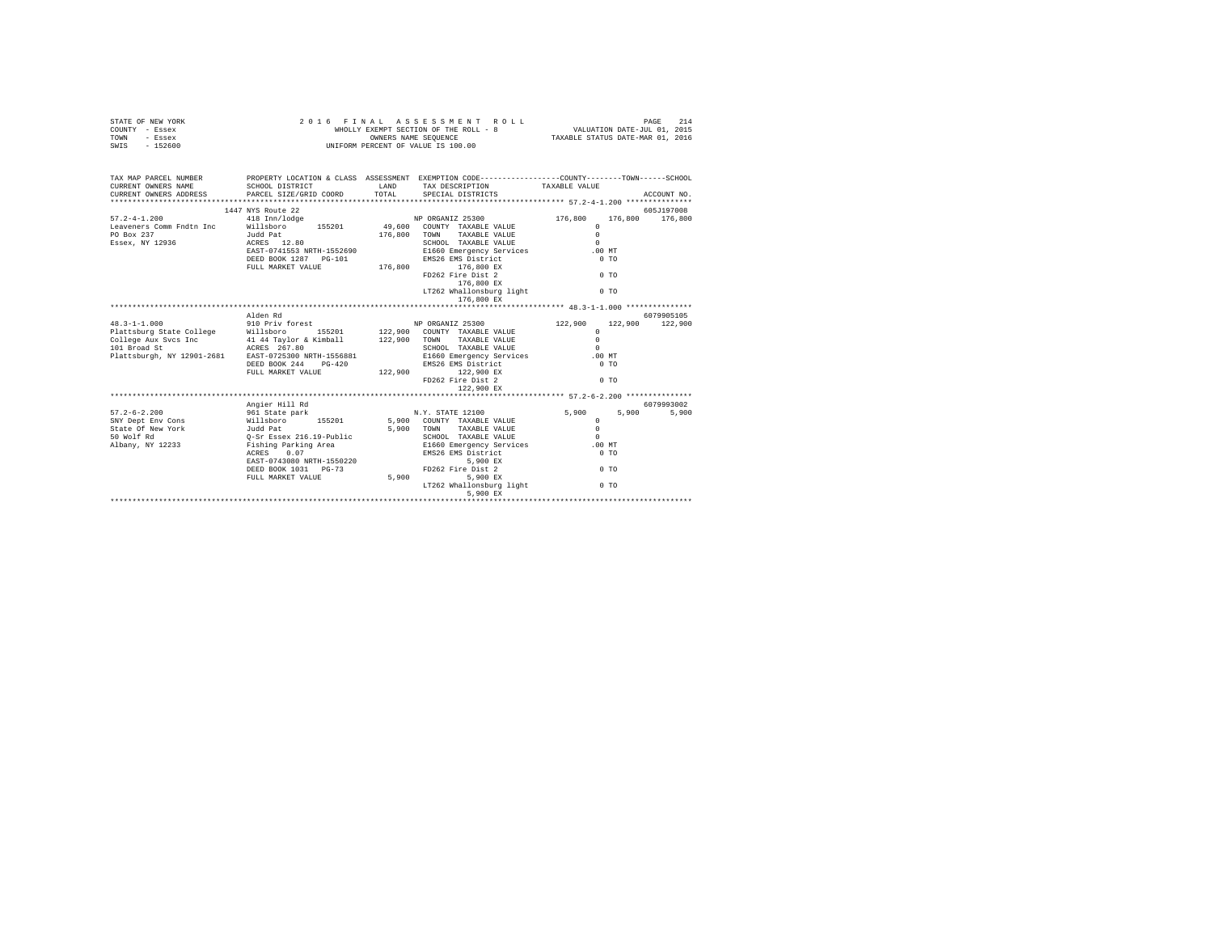STATE OF NEW YORK
COUNTY - Essex
TOWN - Essex
SWIS - 152600

2016 FINAL ASSESSMENT ROLL
WHOLLY EXEMPT SECTION OF THE ROLL - 8
OWNERS NAME SEQUENCE
UNIFORM PERCENT OF VALUE IS 100.00

VALUATION DATE-JUL 01, 2015
TAXABLE STATUS DATE-MAR 01, 2016

```
TAX MAP PARCEL NUMBER          PROPERTY LOCATION & CLASS  ASSESSMENT  EXEMPTION CODE-----------------COUNTY--------TOWN------SCHOOL
CURRENT OWNERS NAME            SCHOOL DISTRICT              LAND      TAX DESCRIPTION            TAXABLE VALUE
CURRENT OWNERS ADDRESS         PARCEL SIZE/GRID COORD       TOTAL     SPECIAL DISTRICTS                                   ACCOUNT NO.
*************************************************************************************************** 57.2-4-1.200 ***************
                               1447 NYS Route 22                                                                          605J197008
57.2-4-1.200                   418 Inn/lodge                          NP ORGANIZ 25300             176,800    176,800    176,800
Leaveners Comm Fndtn Inc       Willsboro      155201       49,600     COUNTY  TAXABLE VALUE              0
PO Box 237                     Judd Pat                    176,800    TOWN    TAXABLE VALUE              0
Essex, NY 12936                ACRES   12.80                          SCHOOL  TAXABLE VALUE              0
                               EAST-0741553 NRTH-1552690              E1660 Emergency Services            .00 MT
                               DEED BOOK 1287   PG-101                EMS26 EMS District                    0 TO
                               FULL MARKET VALUE           176,800         176,800 EX
                                                                      FD262 Fire Dist 2                     0 TO
                                                                           176,800 EX
                                                                      LT262 Whallonsburg light              0 TO
                                                                           176,800 EX
*************************************************************************************************** 48.3-1-1.000 ***************
                               Alden Rd                                                                                   6079905105
48.3-1-1.000                   910 Priv forest                        NP ORGANIZ 25300             122,900    122,900    122,900
Plattsburg State College       Willsboro      155201      122,900     COUNTY  TAXABLE VALUE              0
College Aux Svcs Inc           41 44 Taylor & Kimball      122,900    TOWN    TAXABLE VALUE              0
101 Broad St                   ACRES  267.80                          SCHOOL  TAXABLE VALUE              0
Plattsburgh, NY 12901-2681     EAST-0725300 NRTH-1556881              E1660 Emergency Services            .00 MT
                               DEED BOOK 244    PG-420                EMS26 EMS District                    0 TO
                               FULL MARKET VALUE           122,900         122,900 EX
                                                                      FD262 Fire Dist 2                     0 TO
                                                                           122,900 EX
*************************************************************************************************** 57.2-6-2.200 ***************
                               Angier Hill Rd                                                                             6079993002
57.2-6-2.200                   961 State park                         N.Y. STATE 12100               5,900      5,900      5,900
SNY Dept Env Cons              Willsboro      155201        5,900     COUNTY  TAXABLE VALUE              0
State Of New York              Judd Pat                      5,900    TOWN    TAXABLE VALUE              0
50 Wolf Rd                     Q-Sr Essex 216.19-Public               SCHOOL  TAXABLE VALUE              0
Albany, NY 12233               Fishing Parking Area                   E1660 Emergency Services            .00 MT
                               ACRES    0.07                          EMS26 EMS District                    0 TO
                               EAST-0743080 NRTH-1550220                     5,900 EX
                               DEED BOOK 1031   PG-73                 FD262 Fire Dist 2                     0 TO
                               FULL MARKET VALUE             5,900           5,900 EX
                                                                      LT262 Whallonsburg light              0 TO
                                                                             5,900 EX
********************************************************************************************************************************
```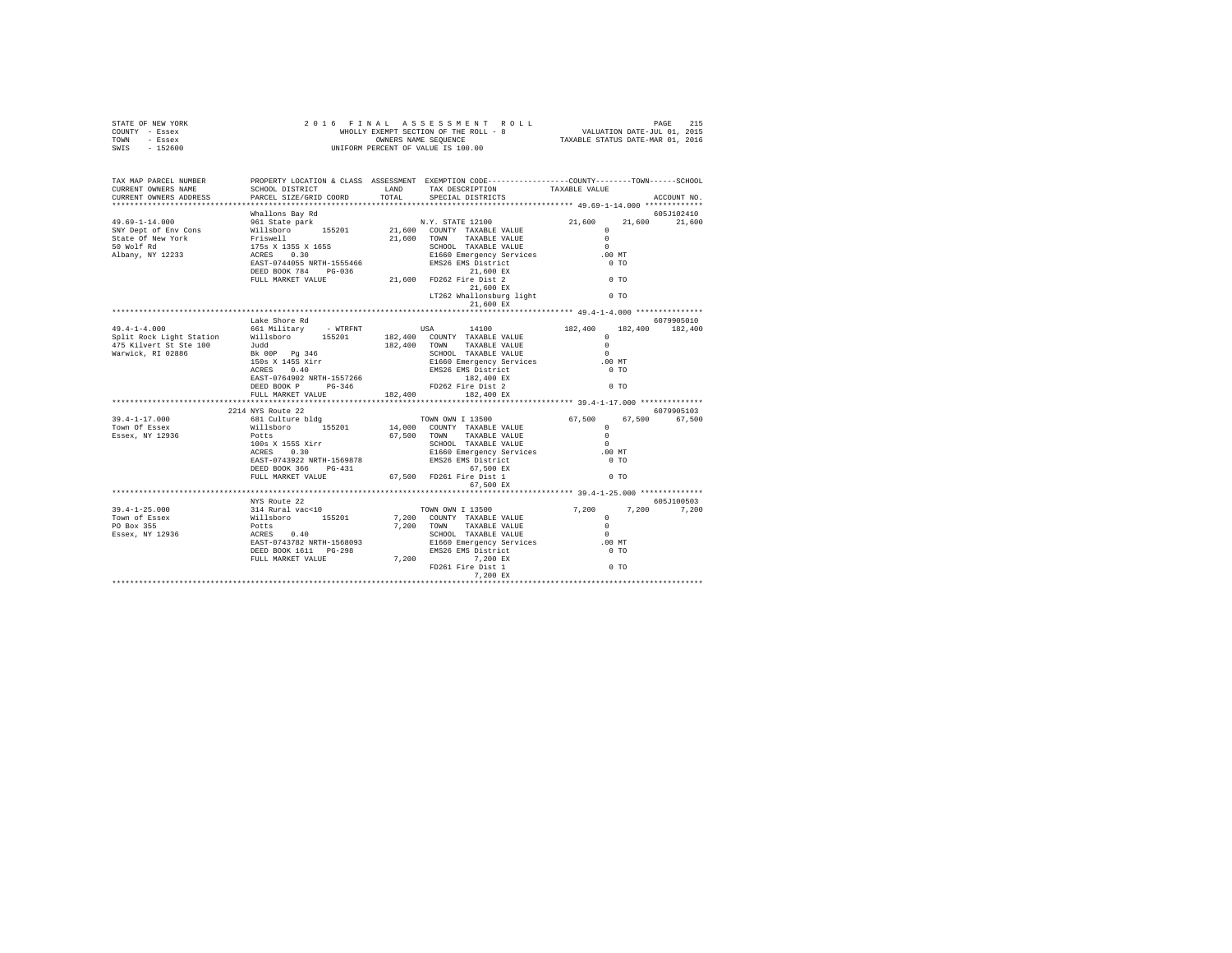STATE OF NEW YORK
COUNTY - Essex
TOWN - Essex
SWIS - 152600

2 0 1 6 F I N A L A S S E S S M E N T R O L L
WHOLLY EXEMPT SECTION OF THE ROLL - 8
OWNERS NAME SEQUENCE
UNIFORM PERCENT OF VALUE IS 100.00

VALUATION DATE-JUL 01, 2015
TAXABLE STATUS DATE-MAR 01, 2016

```
TAX MAP PARCEL NUMBER     PROPERTY LOCATION & CLASS  ASSESSMENT  EXEMPTION CODE-----------------COUNTY--------TOWN------SCHOOL
CURRENT OWNERS NAME       SCHOOL DISTRICT              LAND      TAX DESCRIPTION           TAXABLE VALUE
CURRENT OWNERS ADDRESS    PARCEL SIZE/GRID COORD       TOTAL     SPECIAL DISTRICTS                                      ACCOUNT NO.
******************************************************************************************** 49.69-1-14.000 *************
                          Whallons Bay Rd                                                                            605J102410
49.69-1-14.000            961 State park                         N.Y. STATE 12100          21,600     21,600     21,600
SNY Dept of Env Cons      Willsboro      155201       21,600  COUNTY  TAXABLE VALUE              0
State Of New York         Friswell                    21,600  TOWN    TAXABLE VALUE              0
50 Wolf Rd                175s X 135S X 165S                  SCHOOL  TAXABLE VALUE              0
Albany, NY 12233          ACRES    0.30                       E1660 Emergency Services          .00 MT
                          EAST-0744055 NRTH-1555466           EMS26 EMS District                 0 TO
                          DEED BOOK 784    PG-036                  21,600 EX
                          FULL MARKET VALUE           21,600  FD262 Fire Dist 2                  0 TO
                                                                   21,600 EX
                                                              LT262 Whallonsburg light           0 TO
                                                                   21,600 EX
******************************************************************************************** 49.4-1-4.000 ***************
                          Lake Shore Rd                                                                              6079905010
49.4-1-4.000              661 Military    - WTRFNT           USA        14100          182,400    182,400    182,400
Split Rock Light Station  Willsboro      155201      182,400  COUNTY  TAXABLE VALUE              0
475 Kilvert St Ste 100    Judd                       182,400  TOWN    TAXABLE VALUE              0
Warwick, RI 02886         Bk 00P  Pg 346                      SCHOOL  TAXABLE VALUE              0
                          150s X 145S Xirr                    E1660 Emergency Services          .00 MT
                          ACRES    0.40                       EMS26 EMS District                 0 TO
                          EAST-0764902 NRTH-1557266               182,400 EX
                          DEED BOOK P      PG-346             FD262 Fire Dist 2                  0 TO
                          FULL MARKET VALUE          182,400      182,400 EX
******************************************************************************************** 39.4-1-17.000 **************
                     2214 NYS Route 22                                                                               6079905103
39.4-1-17.000             681 Culture bldg                    TOWN OWN I 13500           67,500     67,500     67,500
Town Of Essex             Willsboro      155201       14,000  COUNTY  TAXABLE VALUE              0
Essex, NY 12936           Potts                       67,500  TOWN    TAXABLE VALUE              0
                          100s X 155S Xirr                    SCHOOL  TAXABLE VALUE              0
                          ACRES    0.30                       E1660 Emergency Services          .00 MT
                          EAST-0743922 NRTH-1569878           EMS26 EMS District                 0 TO
                          DEED BOOK 366    PG-431                  67,500 EX
                          FULL MARKET VALUE           67,500  FD261 Fire Dist 1                  0 TO
                                                                   67,500 EX
******************************************************************************************** 39.4-1-25.000 **************
                          NYS Route 22                                                                               605J100503
39.4-1-25.000             314 Rural vac<10                    TOWN OWN I 13500            7,200      7,200      7,200
Town of Essex             Willsboro      155201        7,200  COUNTY  TAXABLE VALUE              0
PO Box 355                Potts                        7,200  TOWN    TAXABLE VALUE              0
Essex, NY 12936           ACRES    0.40                       SCHOOL  TAXABLE VALUE              0
                          EAST-0743782 NRTH-1568093           E1660 Emergency Services          .00 MT
                          DEED BOOK 1611   PG-298             EMS26 EMS District                 0 TO
                          FULL MARKET VALUE            7,200       7,200 EX
                                                              FD261 Fire Dist 1                  0 TO
                                                                    7,200 EX
**************************************************************************************************************************
```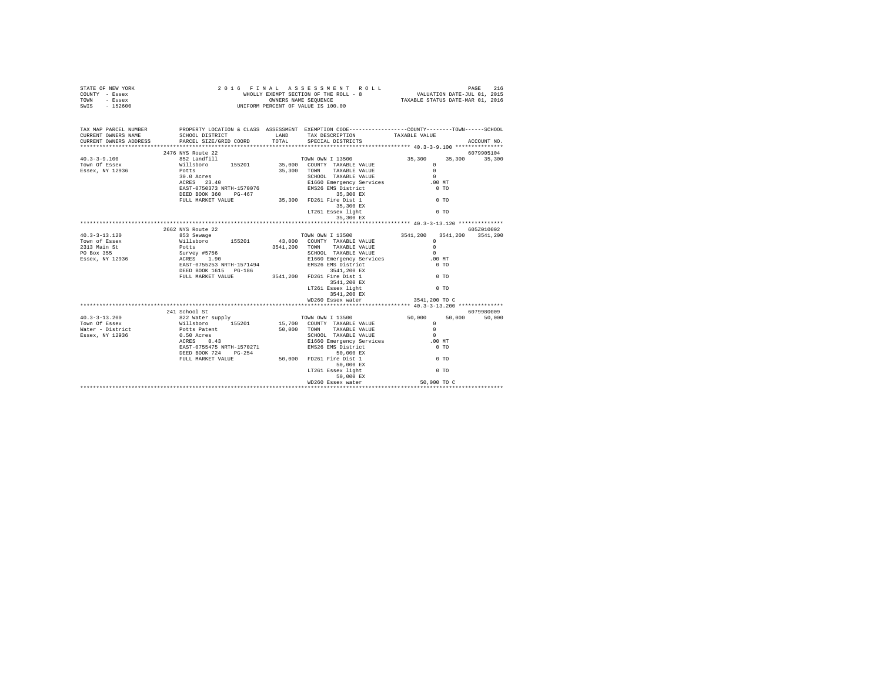STATE OF NEW YORK  
COUNTY - Essex  
TOWN - Essex  
SWIS - 152600

2016 FINAL ASSESSMENT ROLL  
WHOLLY EXEMPT SECTION OF THE ROLL - 8  
OWNERS NAME SEQUENCE  
UNIFORM PERCENT OF VALUE IS 100.00

VALUATION DATE-JUL 01, 2015  
TAXABLE STATUS DATE-MAR 01, 2016

| TAX MAP PARCEL NUMBER / CURRENT OWNERS NAME / CURRENT OWNERS ADDRESS | PROPERTY LOCATION & CLASS / SCHOOL DISTRICT / PARCEL SIZE/GRID COORD | ASSESSMENT LAND / TOTAL | EXEMPTION CODE / TAX DESCRIPTION / SPECIAL DISTRICTS | COUNTY / TAXABLE VALUE | TOWN | SCHOOL / ACCOUNT NO. |
|---|---|---|---|---|---|---|
| **40.3-3-9.100** | 2476 NYS Route 22 | | | | | 6079905104 |
| 40.3-3-9.100 | 852 Landfill | | TOWN OWN I 13500 | 35,300 | 35,300 | 35,300 |
| Town Of Essex | Willsboro 155201 | 35,000 | COUNTY TAXABLE VALUE | 0 | | |
| Essex, NY 12936 | Potts | 35,300 | TOWN TAXABLE VALUE | 0 | | |
| | 30.0 Acres | | SCHOOL TAXABLE VALUE | 0 | | |
| | ACRES 23.40 | | E1660 Emergency Services | .00 MT | | |
| | EAST-0750373 NRTH-1570076 | | EMS26 EMS District | 0 TO | | |
| | DEED BOOK 360 PG-467 | | 35,300 EX | | | |
| | FULL MARKET VALUE | 35,300 | FD261 Fire Dist 1 | 0 TO | | |
| | | | 35,300 EX | | | |
| | | | LT261 Essex light | 0 TO | | |
| | | | 35,300 EX | | | |
| **40.3-3-13.120** | 2662 NYS Route 22 | | | | | 605Z010002 |
| 40.3-3-13.120 | 853 Sewage | | TOWN OWN I 13500 | 3541,200 | 3541,200 | 3541,200 |
| Town of Essex | Willsboro 155201 | 43,000 | COUNTY TAXABLE VALUE | 0 | | |
| 2313 Main St | Potts | 3541,200 | TOWN TAXABLE VALUE | 0 | | |
| PO Box 355 | Survey #5756 | | SCHOOL TAXABLE VALUE | 0 | | |
| Essex, NY 12936 | ACRES 1.90 | | E1660 Emergency Services | .00 MT | | |
| | EAST-0755253 NRTH-1571494 | | EMS26 EMS District | 0 TO | | |
| | DEED BOOK 1615 PG-186 | | 3541,200 EX | | | |
| | FULL MARKET VALUE | 3541,200 | FD261 Fire Dist 1 | 0 TO | | |
| | | | 3541,200 EX | | | |
| | | | LT261 Essex light | 0 TO | | |
| | | | 3541,200 EX | | | |
| | | | WD260 Essex water | 3541,200 TO C | | |
| **40.3-3-13.200** | 241 School St | | | | | 6079980009 |
| 40.3-3-13.200 | 822 Water supply | | TOWN OWN I 13500 | 50,000 | 50,000 | 50,000 |
| Town Of Essex | Willsboro 155201 | 15,700 | COUNTY TAXABLE VALUE | 0 | | |
| Water - District | Potts Patent | 50,000 | TOWN TAXABLE VALUE | 0 | | |
| Essex, NY 12936 | 0.50 Acres | | SCHOOL TAXABLE VALUE | 0 | | |
| | ACRES 0.43 | | E1660 Emergency Services | .00 MT | | |
| | EAST-0755475 NRTH-1570271 | | EMS26 EMS District | 0 TO | | |
| | DEED BOOK 724 PG-254 | | 50,000 EX | | | |
| | FULL MARKET VALUE | 50,000 | FD261 Fire Dist 1 | 0 TO | | |
| | | | 50,000 EX | | | |
| | | | LT261 Essex light | 0 TO | | |
| | | | 50,000 EX | | | |
| | | | WD260 Essex water | 50,000 TO C | | |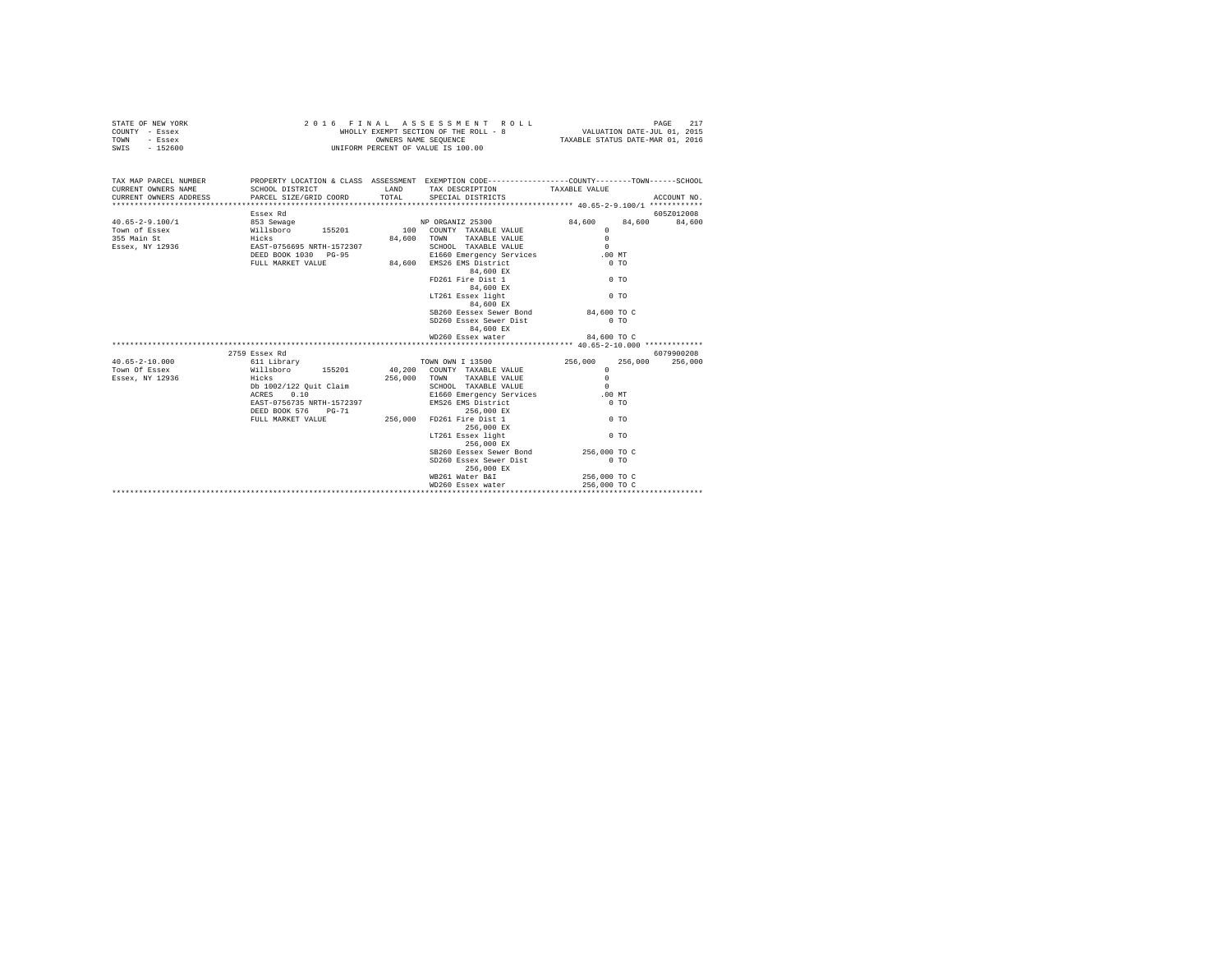STATE OF NEW YORK | 2016 FINAL ASSESSMENT ROLL | VALUATION DATE-JUL 01, 2015
COUNTY - Essex | WHOLLY EXEMPT SECTION OF THE ROLL - 8 | TAXABLE STATUS DATE-MAR 01, 2016
TOWN - Essex | OWNERS NAME SEQUENCE
SWIS - 152600 | UNIFORM PERCENT OF VALUE IS 100.00

```
TAX MAP PARCEL NUMBER    PROPERTY LOCATION & CLASS  ASSESSMENT  EXEMPTION CODE-----------------COUNTY--------TOWN------SCHOOL
CURRENT OWNERS NAME      SCHOOL DISTRICT             LAND        TAX DESCRIPTION            TAXABLE VALUE
CURRENT OWNERS ADDRESS   PARCEL SIZE/GRID COORD      TOTAL       SPECIAL DISTRICTS                                     ACCOUNT NO.
*********************************************************************************************** 40.65-2-9.100/1 ************
                         Essex Rd                                                                                  605Z012008
40.65-2-9.100/1          853 Sewage                              NP ORGANIZ 25300            84,600     84,600      84,600
Town of Essex            Willsboro      155201          100      COUNTY  TAXABLE VALUE            0
355 Main St              Hicks                       84,600      TOWN    TAXABLE VALUE            0
Essex, NY 12936          EAST-0756695 NRTH-1572307               SCHOOL  TAXABLE VALUE            0
                         DEED BOOK 1030   PG-95                  E1660 Emergency Services       .00 MT
                         FULL MARKET VALUE           84,600      EMS26 EMS District               0 TO
                                                                     84,600 EX
                                                                 FD261 Fire Dist 1                0 TO
                                                                     84,600 EX
                                                                 LT261 Essex light                0 TO
                                                                     84,600 EX
                                                                 SB260 Eessex Sewer Bond     84,600 TO C
                                                                 SD260 Essex Sewer Dist           0 TO
                                                                     84,600 EX
                                                                 WD260 Essex water           84,600 TO C
*********************************************************************************************** 40.65-2-10.000 *************
                         2759 Essex Rd                                                                             6079900208
40.65-2-10.000           611 Library                             TOWN OWN I 13500           256,000    256,000     256,000
Town Of Essex            Willsboro      155201       40,200      COUNTY  TAXABLE VALUE            0
Essex, NY 12936          Hicks                      256,000      TOWN    TAXABLE VALUE            0
                         Db 1002/122 Quit Claim                  SCHOOL  TAXABLE VALUE            0
                         ACRES    0.10                           E1660 Emergency Services       .00 MT
                         EAST-0756735 NRTH-1572397               EMS26 EMS District               0 TO
                         DEED BOOK 576    PG-71                      256,000 EX
                         FULL MARKET VALUE          256,000      FD261 Fire Dist 1                0 TO
                                                                     256,000 EX
                                                                 LT261 Essex light                0 TO
                                                                     256,000 EX
                                                                 SB260 Eessex Sewer Bond    256,000 TO C
                                                                 SD260 Essex Sewer Dist           0 TO
                                                                     256,000 EX
                                                                 WB261 Water B&I            256,000 TO C
                                                                 WD260 Essex water          256,000 TO C
****************************************************************************************************************************
```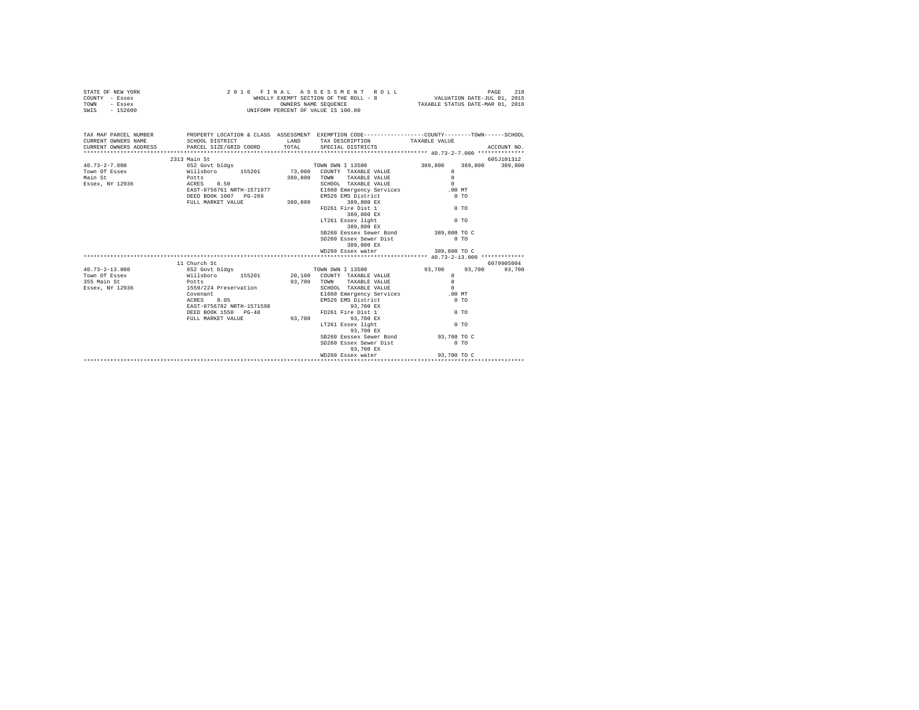STATE OF NEW YORK
COUNTY - Essex
TOWN - Essex
SWIS - 152600

2016 FINAL ASSESSMENT ROLL
WHOLLY EXEMPT SECTION OF THE ROLL - 8
OWNERS NAME SEQUENCE
UNIFORM PERCENT OF VALUE IS 100.00

VALUATION DATE-JUL 01, 2015
TAXABLE STATUS DATE-MAR 01, 2016

```
TAX MAP PARCEL NUMBER         PROPERTY LOCATION & CLASS  ASSESSMENT  EXEMPTION CODE-----------------COUNTY--------TOWN------SCHOOL
CURRENT OWNERS NAME           SCHOOL DISTRICT               LAND      TAX DESCRIPTION           TAXABLE VALUE
CURRENT OWNERS ADDRESS        PARCEL SIZE/GRID COORD        TOTAL     SPECIAL DISTRICTS                                   ACCOUNT NO.
******************************************************************************************************* 40.73-2-7.000 **************
                        2313 Main St                                                                                  605J101312
40.73-2-7.000                 652 Govt bldgs                          TOWN OWN I 13500              389,800    389,800    389,800
Town Of Essex                 Willsboro      155201        73,000     COUNTY  TAXABLE VALUE              0
Main St                       Potts                       389,800     TOWN    TAXABLE VALUE              0
Essex, NY 12936               ACRES    0.50                           SCHOOL  TAXABLE VALUE              0
                              EAST-0756761 NRTH-1571977               E1660 Emergency Services          .00 MT
                              DEED BOOK 1007   PG-269                 EMS26 EMS District                  0 TO
                              FULL MARKET VALUE           389,800           389,800 EX
                                                                      FD261 Fire Dist 1                   0 TO
                                                                            389,800 EX
                                                                      LT261 Essex light                   0 TO
                                                                            389,800 EX
                                                                      SB260 Eessex Sewer Bond       389,800 TO C
                                                                      SD260 Essex Sewer Dist              0 TO
                                                                            389,800 EX
                                                                      WD260 Essex water             389,800 TO C
******************************************************************************************************* 40.73-2-13.000 *************
                        11 Church St                                                                                  6079905004
40.73-2-13.000                652 Govt bldgs                          TOWN OWN I 13500               93,700     93,700     93,700
Town Of Essex                 Willsboro      155201        20,100     COUNTY  TAXABLE VALUE              0
355 Main St                   Potts                        93,700     TOWN    TAXABLE VALUE              0
Essex, NY 12936               1559/224 Preservation                   SCHOOL  TAXABLE VALUE              0
                              Covenant                                E1660 Emergency Services          .00 MT
                              ACRES    0.05                           EMS26 EMS District                  0 TO
                              EAST-0756782 NRTH-1571598                      93,700 EX
                              DEED BOOK 1550   PG-48                  FD261 Fire Dist 1                   0 TO
                              FULL MARKET VALUE            93,700            93,700 EX
                                                                      LT261 Essex light                   0 TO
                                                                             93,700 EX
                                                                      SB260 Eessex Sewer Bond        93,700 TO C
                                                                      SD260 Essex Sewer Dist              0 TO
                                                                             93,700 EX
                                                                      WD260 Essex water              93,700 TO C
************************************************************************************************************************************
```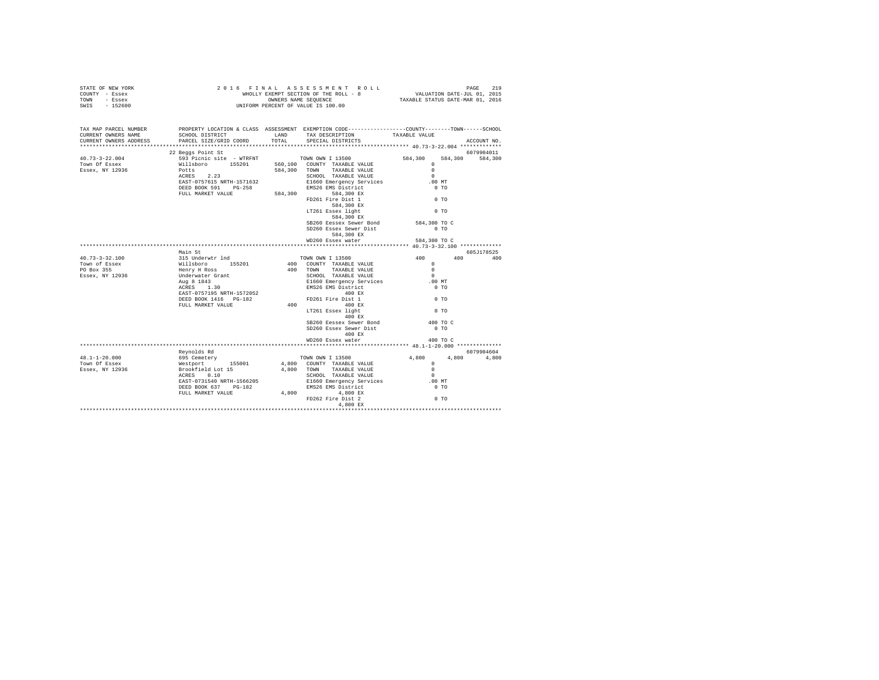STATE OF NEW YORK — 2016 FINAL ASSESSMENT ROLL — VALUATION DATE-JUL 01, 2015
COUNTY - Essex — WHOLLY EXEMPT SECTION OF THE ROLL - 8 — TAXABLE STATUS DATE-MAR 01, 2016
TOWN - Essex — OWNERS NAME SEQUENCE
SWIS - 152600 — UNIFORM PERCENT OF VALUE IS 100.00

| TAX MAP PARCEL NUMBER / CURRENT OWNERS NAME / CURRENT OWNERS ADDRESS | PROPERTY LOCATION & CLASS / SCHOOL DISTRICT / PARCEL SIZE/GRID COORD | ASSESSMENT LAND / TOTAL | EXEMPTION CODE / TAX DESCRIPTION / SPECIAL DISTRICTS | COUNTY TAXABLE VALUE | TOWN | SCHOOL / ACCOUNT NO. |
|---|---|---|---|---|---|---|
| | 22 Beggs Point St | | | | | 6079904011 |
| 40.73-3-22.004 | 593 Picnic site - WTRFNT | | TOWN OWN I 13500 | 584,300 | 584,300 | 584,300 |
| Town Of Essex | Willsboro 155201 | 560,100 | COUNTY TAXABLE VALUE | 0 | | |
| Essex, NY 12936 | Potts | 584,300 | TOWN TAXABLE VALUE | 0 | | |
| | ACRES 2.23 | | SCHOOL TAXABLE VALUE | 0 | | |
| | EAST-0757615 NRTH-1571632 | | E1660 Emergency Services | .00 MT | | |
| | DEED BOOK 591 PG-258 | | EMS26 EMS District | 0 TO | | |
| | FULL MARKET VALUE | 584,300 | 584,300 EX | | | |
| | | | FD261 Fire Dist 1 | 0 TO | | |
| | | | 584,300 EX | | | |
| | | | LT261 Essex light | 0 TO | | |
| | | | 584,300 EX | | | |
| | | | SB260 Eessex Sewer Bond | 584,300 TO C | | |
| | | | SD260 Essex Sewer Dist | 0 TO | | |
| | | | 584,300 EX | | | |
| | | | WD260 Essex water | 584,300 TO C | | |
| | Main St | | | | | 605J178525 |
| 40.73-3-32.100 | 315 Underwtr lnd | | TOWN OWN I 13500 | 400 | 400 | 400 |
| Town of Essex | Willsboro 155201 | 400 | COUNTY TAXABLE VALUE | 0 | | |
| PO Box 355 | Henry H Ross | 400 | TOWN TAXABLE VALUE | 0 | | |
| Essex, NY 12936 | Underwater Grant | | SCHOOL TAXABLE VALUE | 0 | | |
| | Aug 8 1843 | | E1660 Emergency Services | .00 MT | | |
| | ACRES 1.30 | | EMS26 EMS District | 0 TO | | |
| | EAST-0757195 NRTH-1572052 | | 400 EX | | | |
| | DEED BOOK 1416 PG-182 | | FD261 Fire Dist 1 | 0 TO | | |
| | FULL MARKET VALUE | 400 | 400 EX | | | |
| | | | LT261 Essex light | 0 TO | | |
| | | | 400 EX | | | |
| | | | SB260 Eessex Sewer Bond | 400 TO C | | |
| | | | SD260 Essex Sewer Dist | 0 TO | | |
| | | | 400 EX | | | |
| | | | WD260 Essex water | 400 TO C | | |
| | Reynolds Rd | | | | | 6079904604 |
| 48.1-1-20.000 | 695 Cemetery | | TOWN OWN I 13500 | 4,800 | 4,800 | 4,800 |
| Town Of Essex | Westport 155001 | 4,800 | COUNTY TAXABLE VALUE | 0 | | |
| Essex, NY 12936 | Brookfield Lot 15 | 4,800 | TOWN TAXABLE VALUE | 0 | | |
| | ACRES 0.10 | | SCHOOL TAXABLE VALUE | 0 | | |
| | EAST-0731540 NRTH-1566205 | | E1660 Emergency Services | .00 MT | | |
| | DEED BOOK 637 PG-182 | | EMS26 EMS District | 0 TO | | |
| | FULL MARKET VALUE | 4,800 | 4,800 EX | | | |
| | | | FD262 Fire Dist 2 | 0 TO | | |
| | | | 4,800 EX | | | |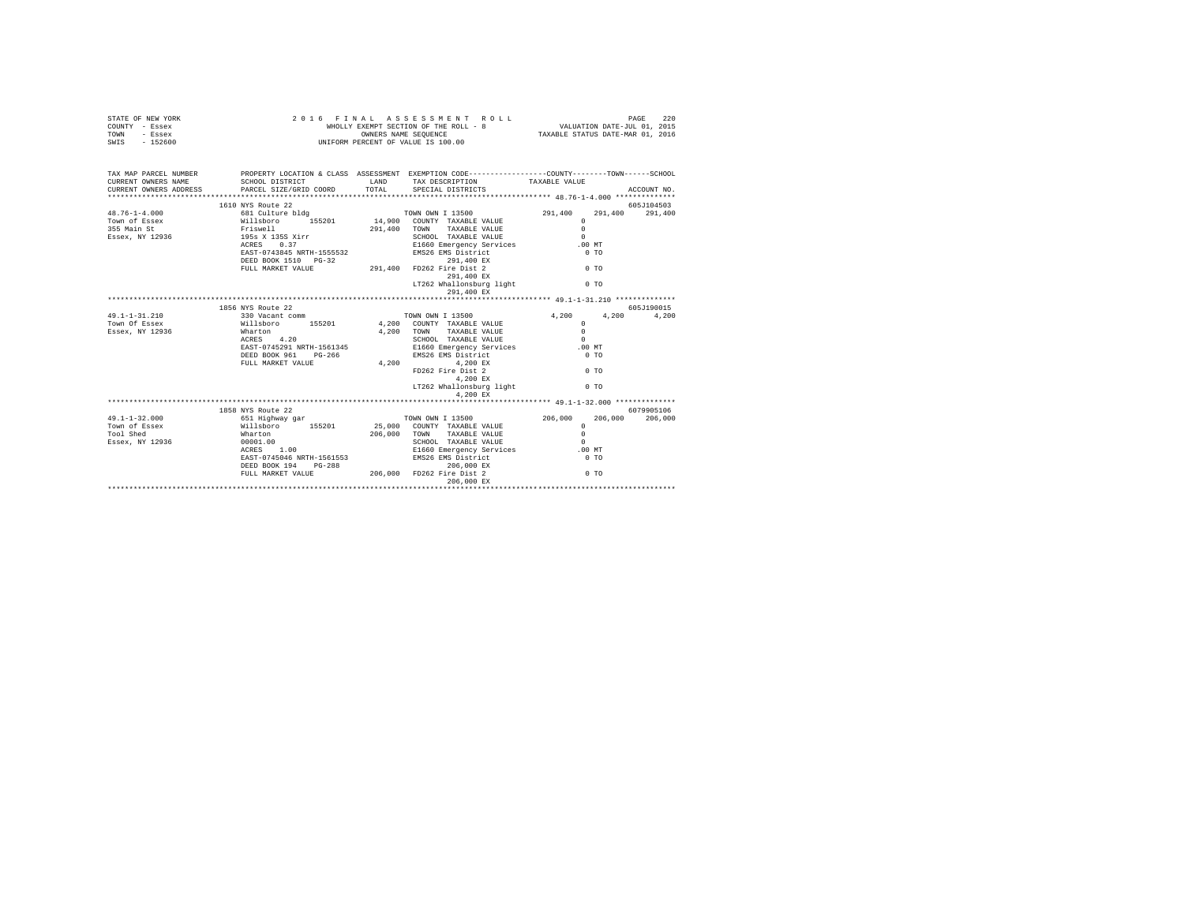STATE OF NEW YORK — 2016 FINAL ASSESSMENT ROLL
COUNTY - Essex — WHOLLY EXEMPT SECTION OF THE ROLL - 8 — VALUATION DATE-JUL 01, 2015
TOWN - Essex — OWNERS NAME SEQUENCE — TAXABLE STATUS DATE-MAR 01, 2016
SWIS - 152600 — UNIFORM PERCENT OF VALUE IS 100.00

| TAX MAP PARCEL NUMBER / CURRENT OWNERS NAME / CURRENT OWNERS ADDRESS | PROPERTY LOCATION & CLASS / SCHOOL DISTRICT / PARCEL SIZE/GRID COORD | ASSESSMENT LAND / TOTAL | EXEMPTION CODE / TAX DESCRIPTION / SPECIAL DISTRICTS | COUNTY | TOWN | SCHOOL / ACCOUNT NO. |
|---|---|---|---|---|---|---|
| **48.76-1-4.000** | 1610 NYS Route 22 | | | | | 605J104503 |
| 48.76-1-4.000 | 681 Culture bldg | | TOWN OWN I 13500 | 291,400 | 291,400 | 291,400 |
| Town of Essex | Willsboro 155201 | 14,900 | COUNTY TAXABLE VALUE | 0 | | |
| 355 Main St | Friswell | 291,400 | TOWN TAXABLE VALUE | 0 | | |
| Essex, NY 12936 | 195s X 135S Xirr | | SCHOOL TAXABLE VALUE | 0 | | |
| | ACRES 0.37 | | E1660 Emergency Services | .00 MT | | |
| | EAST-0743845 NRTH-1555532 | | EMS26 EMS District | 0 TO | | |
| | DEED BOOK 1510 PG-32 | | 291,400 EX | | | |
| | FULL MARKET VALUE | 291,400 | FD262 Fire Dist 2 | 0 TO | | |
| | | | 291,400 EX | | | |
| | | | LT262 Whallonsburg light | 0 TO | | |
| | | | 291,400 EX | | | |
| **49.1-1-31.210** | 1856 NYS Route 22 | | | | | 605J190015 |
| 49.1-1-31.210 | 330 Vacant comm | | TOWN OWN I 13500 | 4,200 | 4,200 | 4,200 |
| Town Of Essex | Willsboro 155201 | 4,200 | COUNTY TAXABLE VALUE | 0 | | |
| Essex, NY 12936 | Wharton | 4,200 | TOWN TAXABLE VALUE | 0 | | |
| | ACRES 4.20 | | SCHOOL TAXABLE VALUE | 0 | | |
| | EAST-0745291 NRTH-1561345 | | E1660 Emergency Services | .00 MT | | |
| | DEED BOOK 961 PG-266 | | EMS26 EMS District | 0 TO | | |
| | FULL MARKET VALUE | 4,200 | 4,200 EX | | | |
| | | | FD262 Fire Dist 2 | 0 TO | | |
| | | | 4,200 EX | | | |
| | | | LT262 Whallonsburg light | 0 TO | | |
| | | | 4,200 EX | | | |
| **49.1-1-32.000** | 1858 NYS Route 22 | | | | | 6079905106 |
| 49.1-1-32.000 | 651 Highway gar | | TOWN OWN I 13500 | 206,000 | 206,000 | 206,000 |
| Town of Essex | Willsboro 155201 | 25,000 | COUNTY TAXABLE VALUE | 0 | | |
| Tool Shed | Wharton | 206,000 | TOWN TAXABLE VALUE | 0 | | |
| Essex, NY 12936 | 00001.00 | | SCHOOL TAXABLE VALUE | 0 | | |
| | ACRES 1.00 | | E1660 Emergency Services | .00 MT | | |
| | EAST-0745046 NRTH-1561553 | | EMS26 EMS District | 0 TO | | |
| | DEED BOOK 194 PG-288 | | 206,000 EX | | | |
| | FULL MARKET VALUE | 206,000 | FD262 Fire Dist 2 | 0 TO | | |
| | | | 206,000 EX | | | |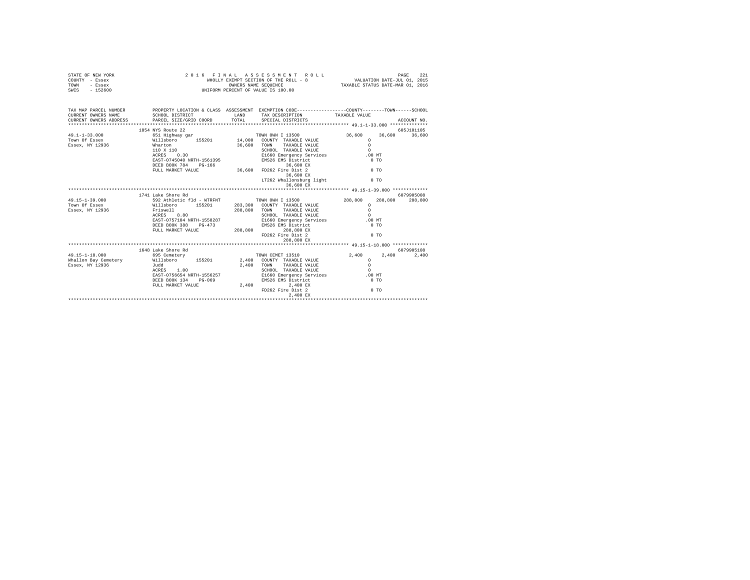```
STATE OF NEW YORK                    2 0 1 6   F I N A L   A S S E S S M E N T   R O L L                              PAGE   221
COUNTY  - Essex                          WHOLLY EXEMPT SECTION OF THE ROLL - 8                    VALUATION DATE-JUL 01, 2015
TOWN    - Essex                                  OWNERS NAME SEQUENCE                          TAXABLE STATUS DATE-MAR 01, 2016
SWIS    - 152600                           UNIFORM PERCENT OF VALUE IS 100.00


TAX MAP PARCEL NUMBER          PROPERTY LOCATION & CLASS  ASSESSMENT  EXEMPTION CODE-----------------COUNTY--------TOWN------SCHOOL
CURRENT OWNERS NAME            SCHOOL DISTRICT              LAND      TAX DESCRIPTION            TAXABLE VALUE
CURRENT OWNERS ADDRESS         PARCEL SIZE/GRID COORD       TOTAL     SPECIAL DISTRICTS                                   ACCOUNT NO.
*********************************************************************************************** 49.1-1-33.000 **************
                       1854 NYS Route 22                                                                              605J101105
49.1-1-33.000                  651 Highway gar                        TOWN OWN I 13500                 36,600     36,600     36,600
Town Of Essex                  Willsboro      155201       14,000   COUNTY  TAXABLE VALUE                 0
Essex, NY 12936                Wharton                     36,600   TOWN    TAXABLE VALUE                 0
                               110 X 110                            SCHOOL  TAXABLE VALUE                 0
                               ACRES    0.30                        E1660 Emergency Services           .00 MT
                               EAST-0745040 NRTH-1561395            EMS26 EMS District                   0 TO
                               DEED BOOK 784    PG-166                  36,600 EX
                               FULL MARKET VALUE            36,600  FD262 Fire Dist 2                    0 TO
                                                                        36,600 EX
                                                                    LT262 Whallonsburg light             0 TO
                                                                        36,600 EX
*********************************************************************************************** 49.15-1-39.000 *************
                       1741 Lake Shore Rd                                                                             6079905008
49.15-1-39.000                 592 Athletic fld - WTRFNT              TOWN OWN I 13500                288,800    288,800    288,800
Town Of Essex                  Willsboro      155201      283,300   COUNTY  TAXABLE VALUE                 0
Essex, NY 12936                Friswell                   288,800   TOWN    TAXABLE VALUE                 0
                               ACRES    8.80                        SCHOOL  TAXABLE VALUE                 0
                               EAST-0757104 NRTH-1558287            E1660 Emergency Services           .00 MT
                               DEED BOOK 388    PG-473              EMS26 EMS District                   0 TO
                               FULL MARKET VALUE           288,800     288,800 EX
                                                                    FD262 Fire Dist 2                    0 TO
                                                                       288,800 EX
*********************************************************************************************** 49.15-1-18.000 *************
                       1648 Lake Shore Rd                                                                             6079905108
49.15-1-18.000                 695 Cemetery                           TOWN CEMET 13510                  2,400      2,400      2,400
Whallon Bay Cemetery           Willsboro      155201        2,400   COUNTY  TAXABLE VALUE                 0
Essex, NY 12936                Judd                         2,400   TOWN    TAXABLE VALUE                 0
                               ACRES    1.00                        SCHOOL  TAXABLE VALUE                 0
                               EAST-0756654 NRTH-1556257            E1660 Emergency Services           .00 MT
                               DEED BOOK 134    PG-069              EMS26 EMS District                   0 TO
                               FULL MARKET VALUE             2,400       2,400 EX
                                                                    FD262 Fire Dist 2                    0 TO
                                                                         2,400 EX
****************************************************************************************************************************
```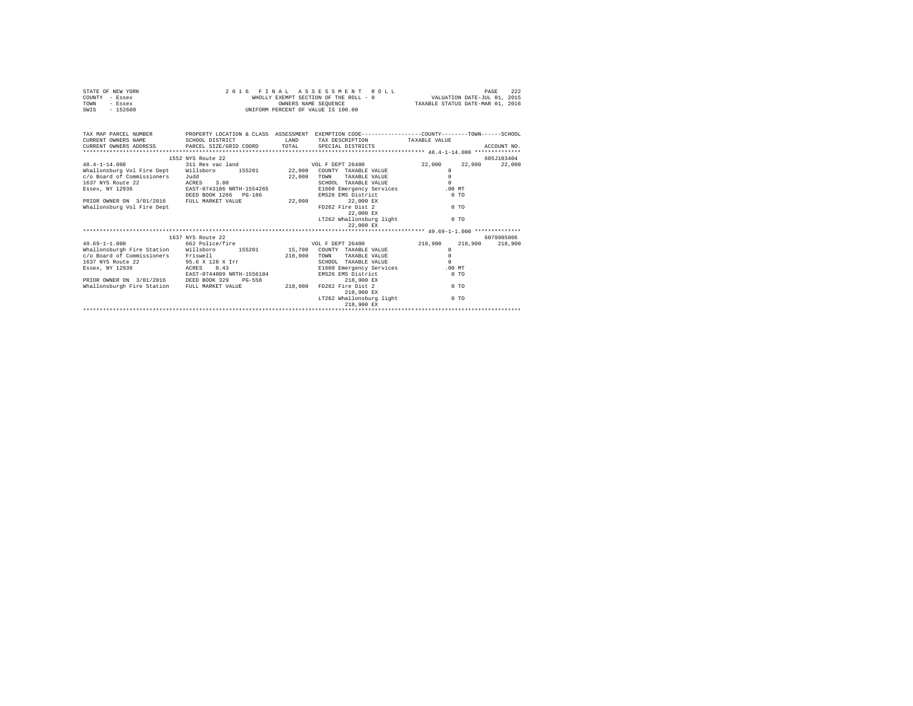STATE OF NEW YORK  
COUNTY - Essex  
TOWN - Essex  
SWIS - 152600

2 0 1 6 F I N A L A S S E S S M E N T R O L L  
WHOLLY EXEMPT SECTION OF THE ROLL - 8  
OWNERS NAME SEQUENCE  
UNIFORM PERCENT OF VALUE IS 100.00

VALUATION DATE-JUL 01, 2015  
TAXABLE STATUS DATE-MAR 01, 2016

```
TAX MAP PARCEL NUMBER         PROPERTY LOCATION & CLASS  ASSESSMENT  EXEMPTION CODE-----------------COUNTY--------TOWN------SCHOOL
CURRENT OWNERS NAME           SCHOOL DISTRICT              LAND       TAX DESCRIPTION            TAXABLE VALUE
CURRENT OWNERS ADDRESS        PARCEL SIZE/GRID COORD       TOTAL      SPECIAL DISTRICTS                                    ACCOUNT NO.
****************************************************************************************************** 48.4-1-14.000 **************
                         1552 NYS Route 22                                                                               605J103404
48.4-1-14.000            311 Res vac land                         VOL F DEPT 26400             22,000     22,000     22,000
Whallonsburg Vol Fire Dept    Willsboro       155201      22,000   COUNTY  TAXABLE VALUE               0
c/o Board of Commissioners    Judd                        22,000   TOWN    TAXABLE VALUE               0
1637 NYS Route 22             ACRES    3.00                        SCHOOL  TAXABLE VALUE               0
Essex, NY 12936               EAST-0743186 NRTH-1554265            E1660 Emergency Services          .00 MT
                              DEED BOOK 1266   PG-186              EMS26 EMS District                  0 TO
PRIOR OWNER ON  3/01/2016     FULL MARKET VALUE           22,000          22,000 EX
Whallonsburg Vol Fire Dept                                         FD262 Fire Dist 2                   0 TO
                                                                          22,000 EX
                                                                   LT262 Whallonsburg light            0 TO
                                                                          22,000 EX
****************************************************************************************************** 49.69-1-1.000 **************
                         1637 NYS Route 22                                                                               6079905006
49.69-1-1.000            662 Police/fire                          VOL F DEPT 26400            218,900    218,900    218,900
Whallonsburgh Fire Station    Willsboro       155201      15,700   COUNTY  TAXABLE VALUE               0
c/o Board of Commissioners    Friswell                   218,900   TOWN    TAXABLE VALUE               0
1637 NYS Route 22             95.6 X 128 X Irr                     SCHOOL  TAXABLE VALUE               0
Essex, NY 12936               ACRES    0.43                        E1660 Emergency Services          .00 MT
                              EAST-0744089 NRTH-1556184            EMS26 EMS District                  0 TO
PRIOR OWNER ON  3/01/2016     DEED BOOK 329    PG-558                    218,900 EX
Whallonsburgh Fire Station    FULL MARKET VALUE          218,900   FD262 Fire Dist 2                   0 TO
                                                                         218,900 EX
                                                                   LT262 Whallonsburg light            0 TO
                                                                         218,900 EX
************************************************************************************************************************************
```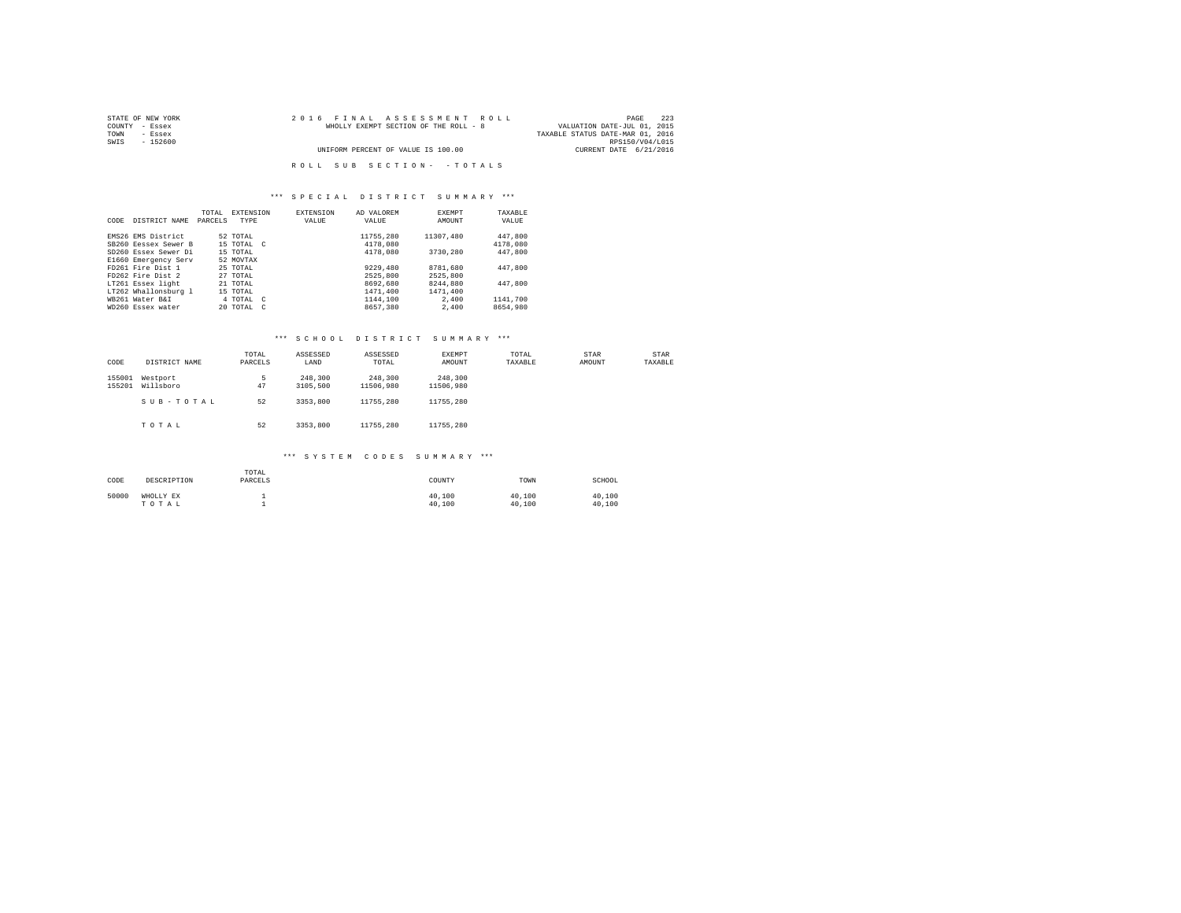STATE OF NEW YORK
COUNTY - Essex
TOWN - Essex
SWIS - 152600

2016 FINAL ASSESSMENT ROLL
WHOLLY EXEMPT SECTION OF THE ROLL - 8
UNIFORM PERCENT OF VALUE IS 100.00

VALUATION DATE-JUL 01, 2015
TAXABLE STATUS DATE-MAR 01, 2016
RPS150/V04/L015
CURRENT DATE 6/21/2016

ROLL SUB SECTION- - TOTALS

## *** SPECIAL DISTRICT SUMMARY ***

| CODE | DISTRICT NAME | TOTAL PARCELS | EXTENSION TYPE | EXTENSION VALUE | AD VALOREM VALUE | EXEMPT AMOUNT | TAXABLE VALUE |
|---|---|---|---|---|---|---|---|
| EMS26 | EMS District | 52 | TOTAL | | 11755,280 | 11307,480 | 447,800 |
| SB260 | Eessex Sewer B | 15 | TOTAL C | | 4178,080 | | 4178,080 |
| SD260 | Essex Sewer Di | 15 | TOTAL | | 4178,080 | 3730,280 | 447,800 |
| E1660 | Emergency Serv | 52 | MOVTAX | | | | |
| FD261 | Fire Dist 1 | 25 | TOTAL | | 9229,480 | 8781,680 | 447,800 |
| FD262 | Fire Dist 2 | 27 | TOTAL | | 2525,800 | 2525,800 | |
| LT261 | Essex light | 21 | TOTAL | | 8692,680 | 8244,880 | 447,800 |
| LT262 | Whallonsburg l | 15 | TOTAL | | 1471,400 | 1471,400 | |
| WB261 | Water B&I | 4 | TOTAL C | | 1144,100 | 2,400 | 1141,700 |
| WD260 | Essex water | 20 | TOTAL C | | 8657,380 | 2,400 | 8654,980 |

## *** SCHOOL DISTRICT SUMMARY ***

| CODE | DISTRICT NAME | TOTAL PARCELS | ASSESSED LAND | ASSESSED TOTAL | EXEMPT AMOUNT | TOTAL TAXABLE | STAR AMOUNT | STAR TAXABLE |
|---|---|---|---|---|---|---|---|---|
| 155001 | Westport | 5 | 248,300 | 248,300 | 248,300 | | | |
| 155201 | Willsboro | 47 | 3105,500 | 11506,980 | 11506,980 | | | |
| | SUB-TOTAL | 52 | 3353,800 | 11755,280 | 11755,280 | | | |
| | TOTAL | 52 | 3353,800 | 11755,280 | 11755,280 | | | |

## *** SYSTEM CODES SUMMARY ***

| CODE | DESCRIPTION | TOTAL PARCELS | COUNTY | TOWN | SCHOOL |
|---|---|---|---|---|---|
| 50000 | WHOLLY EX | 1 | 40,100 | 40,100 | 40,100 |
| | TOTAL | 1 | 40,100 | 40,100 | 40,100 |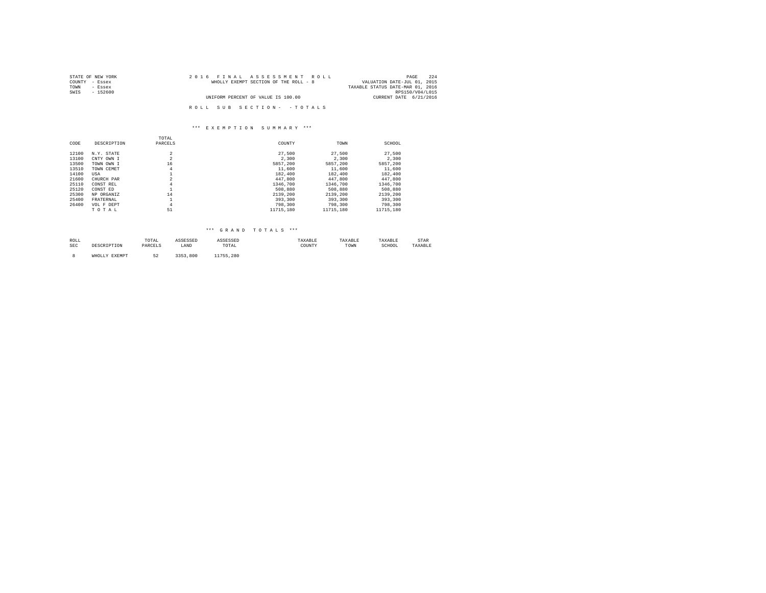STATE OF NEW YORK — COUNTY - Essex — TOWN - Essex — SWIS - 152600

2016 FINAL ASSESSMENT ROLL
WHOLLY EXEMPT SECTION OF THE ROLL - 8
UNIFORM PERCENT OF VALUE IS 100.00

VALUATION DATE-JUL 01, 2015
TAXABLE STATUS DATE-MAR 01, 2016
RPS150/V04/L015
CURRENT DATE 6/21/2016

ROLL SUB SECTION- - TOTALS

*** EXEMPTION SUMMARY ***

| CODE | DESCRIPTION | TOTAL PARCELS | COUNTY | TOWN | SCHOOL |
|---|---|---|---|---|---|
| 12100 | N.Y. STATE | 2 | 27,500 | 27,500 | 27,500 |
| 13100 | CNTY OWN I | 2 | 2,300 | 2,300 | 2,300 |
| 13500 | TOWN OWN I | 16 | 5857,200 | 5857,200 | 5857,200 |
| 13510 | TOWN CEMET | 4 | 11,600 | 11,600 | 11,600 |
| 14100 | USA | 1 | 182,400 | 182,400 | 182,400 |
| 21600 | CHURCH PAR | 2 | 447,800 | 447,800 | 447,800 |
| 25110 | CONST REL | 4 | 1346,700 | 1346,700 | 1346,700 |
| 25120 | CONST ED | 1 | 508,880 | 508,880 | 508,880 |
| 25300 | NP ORGANIZ | 14 | 2139,200 | 2139,200 | 2139,200 |
| 25400 | FRATERNAL | 1 | 393,300 | 393,300 | 393,300 |
| 26400 | VOL F DEPT | 4 | 798,300 | 798,300 | 798,300 |
| | T O T A L | 51 | 11715,180 | 11715,180 | 11715,180 |

*** GRAND TOTALS ***

| ROLL SEC | DESCRIPTION | TOTAL PARCELS | ASSESSED LAND | ASSESSED TOTAL | TAXABLE COUNTY | TAXABLE TOWN | TAXABLE SCHOOL | STAR TAXABLE |
|---|---|---|---|---|---|---|---|---|
| 8 | WHOLLY EXEMPT | 52 | 3353,800 | 11755,280 | | | | |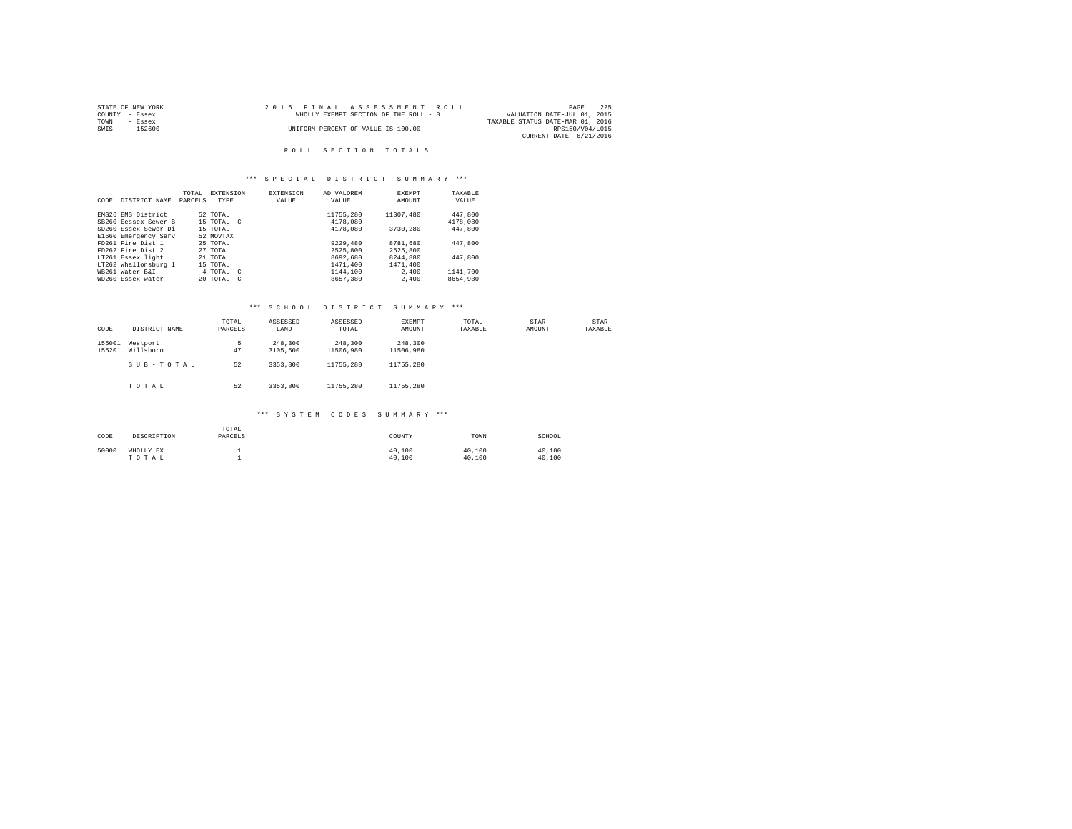STATE OF NEW YORK
COUNTY - Essex
TOWN - Essex
SWIS - 152600

2016 FINAL ASSESSMENT ROLL
WHOLLY EXEMPT SECTION OF THE ROLL - 8
UNIFORM PERCENT OF VALUE IS 100.00

VALUATION DATE-JUL 01, 2015
TAXABLE STATUS DATE-MAR 01, 2016
RPS150/V04/L015
CURRENT DATE 6/21/2016

## ROLL SECTION TOTALS

### *** SPECIAL DISTRICT SUMMARY ***

| CODE | DISTRICT NAME | TOTAL PARCELS | EXTENSION TYPE | EXTENSION VALUE | AD VALOREM VALUE | EXEMPT AMOUNT | TAXABLE VALUE |
|---|---|---|---|---|---|---|---|
| EMS26 | EMS District | 52 | TOTAL | | 11755,280 | 11307,480 | 447,800 |
| SB260 | Eessex Sewer B | 15 | TOTAL C | | 4178,080 | | 4178,080 |
| SD260 | Essex Sewer Di | 15 | TOTAL | | 4178,080 | 3730,280 | 447,800 |
| E1660 | Emergency Serv | 52 | MOVTAX | | | | |
| FD261 | Fire Dist 1 | 25 | TOTAL | | 9229,480 | 8781,680 | 447,800 |
| FD262 | Fire Dist 2 | 27 | TOTAL | | 2525,800 | 2525,800 | |
| LT261 | Essex light | 21 | TOTAL | | 8692,680 | 8244,880 | 447,800 |
| LT262 | Whallonsburg l | 15 | TOTAL | | 1471,400 | 1471,400 | |
| WB261 | Water B&I | 4 | TOTAL C | | 1144,100 | 2,400 | 1141,700 |
| WD260 | Essex water | 20 | TOTAL C | | 8657,380 | 2,400 | 8654,980 |

### *** SCHOOL DISTRICT SUMMARY ***

| CODE | DISTRICT NAME | TOTAL PARCELS | ASSESSED LAND | ASSESSED TOTAL | EXEMPT AMOUNT | TOTAL TAXABLE | STAR AMOUNT | STAR TAXABLE |
|---|---|---|---|---|---|---|---|---|
| 155001 | Westport | 5 | 248,300 | 248,300 | 248,300 | | | |
| 155201 | Willsboro | 47 | 3105,500 | 11506,980 | 11506,980 | | | |
| | SUB-TOTAL | 52 | 3353,800 | 11755,280 | 11755,280 | | | |
| | TOTAL | 52 | 3353,800 | 11755,280 | 11755,280 | | | |

### *** SYSTEM CODES SUMMARY ***

| CODE | DESCRIPTION | TOTAL PARCELS | COUNTY | TOWN | SCHOOL |
|---|---|---|---|---|---|
| 50000 | WHOLLY EX | 1 | 40,100 | 40,100 | 40,100 |
| | TOTAL | 1 | 40,100 | 40,100 | 40,100 |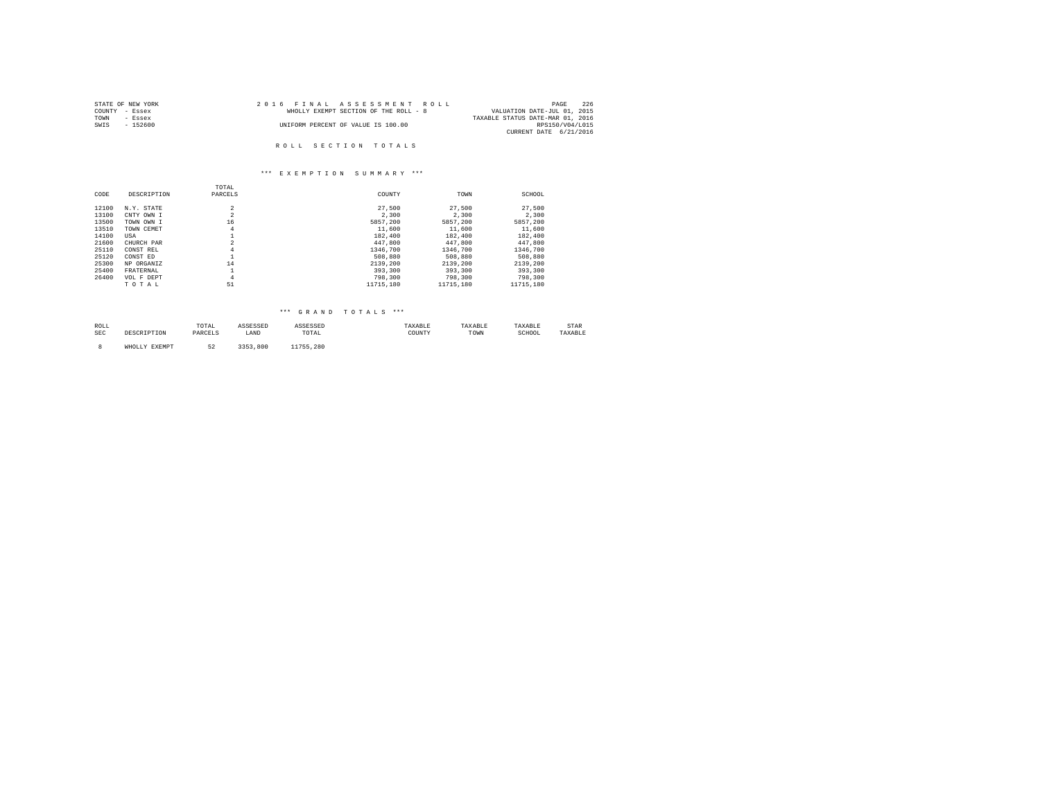STATE OF NEW YORK
COUNTY - Essex
TOWN - Essex
SWIS - 152600

2016 FINAL ASSESSMENT ROLL
WHOLLY EXEMPT SECTION OF THE ROLL - 8
UNIFORM PERCENT OF VALUE IS 100.00

VALUATION DATE-JUL 01, 2015
TAXABLE STATUS DATE-MAR 01, 2016
RPS150/V04/L015
CURRENT DATE 6/21/2016

## ROLL SECTION TOTALS

### *** EXEMPTION SUMMARY ***

| CODE | DESCRIPTION | TOTAL PARCELS | COUNTY | TOWN | SCHOOL |
|---|---|---|---|---|---|
| 12100 | N.Y. STATE | 2 | 27,500 | 27,500 | 27,500 |
| 13100 | CNTY OWN I | 2 | 2,300 | 2,300 | 2,300 |
| 13500 | TOWN OWN I | 16 | 5857,200 | 5857,200 | 5857,200 |
| 13510 | TOWN CEMET | 4 | 11,600 | 11,600 | 11,600 |
| 14100 | USA | 1 | 182,400 | 182,400 | 182,400 |
| 21600 | CHURCH PAR | 2 | 447,800 | 447,800 | 447,800 |
| 25110 | CONST REL | 4 | 1346,700 | 1346,700 | 1346,700 |
| 25120 | CONST ED | 1 | 508,880 | 508,880 | 508,880 |
| 25300 | NP ORGANIZ | 14 | 2139,200 | 2139,200 | 2139,200 |
| 25400 | FRATERNAL | 1 | 393,300 | 393,300 | 393,300 |
| 26400 | VOL F DEPT | 4 | 798,300 | 798,300 | 798,300 |
| | T O T A L | 51 | 11715,180 | 11715,180 | 11715,180 |

### *** GRAND TOTALS ***

| ROLL SEC | DESCRIPTION | TOTAL PARCELS | ASSESSED LAND | ASSESSED TOTAL | TAXABLE COUNTY | TAXABLE TOWN | TAXABLE SCHOOL | STAR TAXABLE |
|---|---|---|---|---|---|---|---|---|
| 8 | WHOLLY EXEMPT | 52 | 3353,800 | 11755,280 | | | | |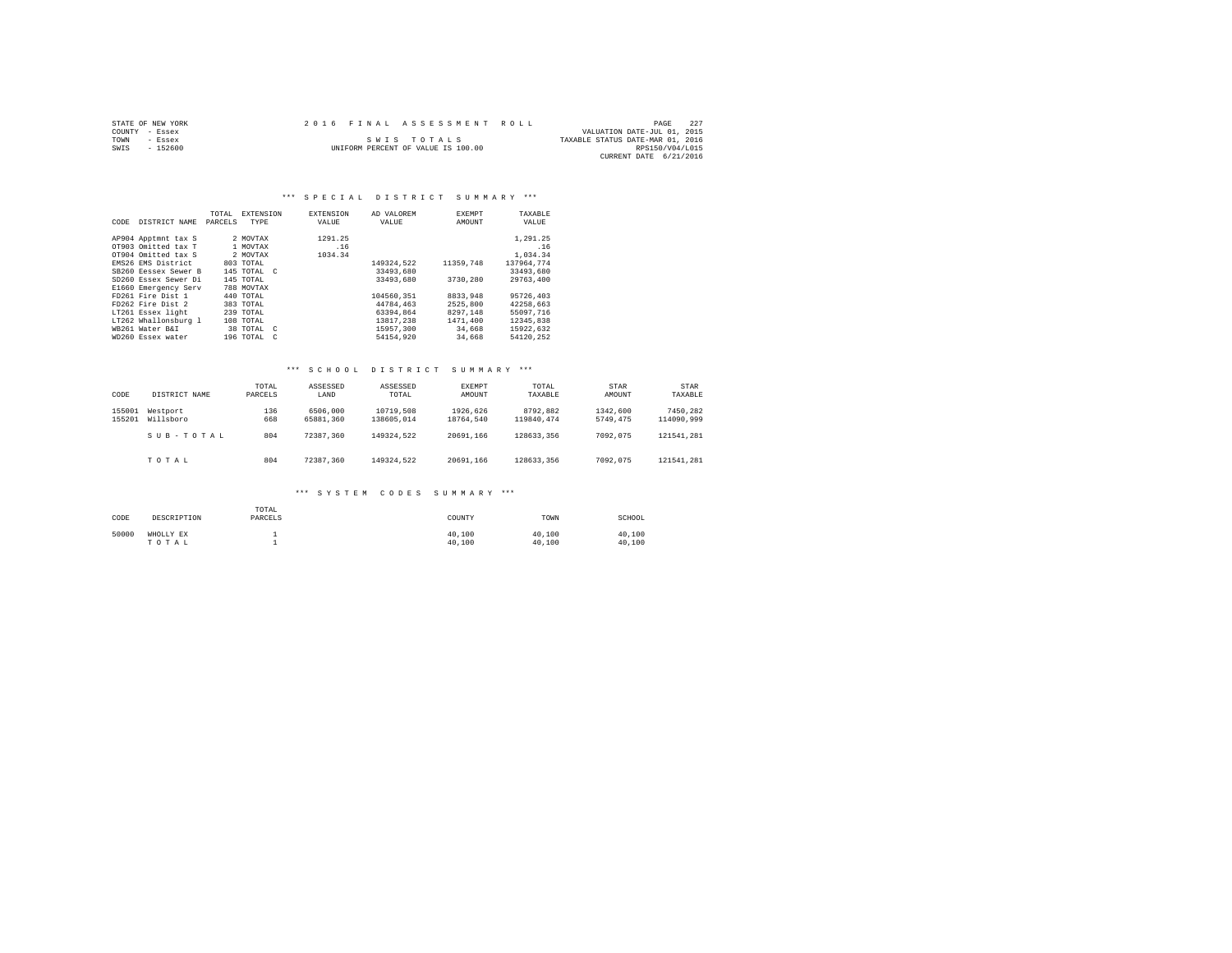STATE OF NEW YORK
COUNTY - Essex
TOWN - Essex
SWIS - 152600

2016 FINAL ASSESSMENT ROLL

SWIS TOTALS

UNIFORM PERCENT OF VALUE IS 100.00

VALUATION DATE-JUL 01, 2015
TAXABLE STATUS DATE-MAR 01, 2016
RPS150/V04/L015
CURRENT DATE 6/21/2016

### *** SPECIAL DISTRICT SUMMARY ***

| CODE | DISTRICT NAME | TOTAL PARCELS | EXTENSION TYPE | EXTENSION VALUE | AD VALOREM VALUE | EXEMPT AMOUNT | TAXABLE VALUE |
|---|---|---|---|---|---|---|---|
| AP904 | Apptmnt tax S | 2 | MOVTAX | 1291.25 | | | 1,291.25 |
| OT903 | Omitted tax T | 1 | MOVTAX | .16 | | | .16 |
| OT904 | Omitted tax S | 2 | MOVTAX | 1034.34 | | | 1,034.34 |
| EMS26 | EMS District | 803 | TOTAL | | 149324,522 | 11359,748 | 137964,774 |
| SB260 | Eessex Sewer B | 145 | TOTAL C | | 33493,680 | | 33493,680 |
| SD260 | Essex Sewer Di | 145 | TOTAL | | 33493,680 | 3730,280 | 29763,400 |
| E1660 | Emergency Serv | 788 | MOVTAX | | | | |
| FD261 | Fire Dist 1 | 440 | TOTAL | | 104560,351 | 8833,948 | 95726,403 |
| FD262 | Fire Dist 2 | 383 | TOTAL | | 44784,463 | 2525,800 | 42258,663 |
| LT261 | Essex light | 239 | TOTAL | | 63394,864 | 8297,148 | 55097,716 |
| LT262 | Whallonsburg l | 108 | TOTAL | | 13817,238 | 1471,400 | 12345,838 |
| WB261 | Water B&I | 38 | TOTAL C | | 15957,300 | 34,668 | 15922,632 |
| WD260 | Essex water | 196 | TOTAL C | | 54154,920 | 34,668 | 54120,252 |

### *** SCHOOL DISTRICT SUMMARY ***

| CODE | DISTRICT NAME | TOTAL PARCELS | ASSESSED LAND | ASSESSED TOTAL | EXEMPT AMOUNT | TOTAL TAXABLE | STAR AMOUNT | STAR TAXABLE |
|---|---|---|---|---|---|---|---|---|
| 155001 | Westport | 136 | 6506,000 | 10719,508 | 1926,626 | 8792,882 | 1342,600 | 7450,282 |
| 155201 | Willsboro | 668 | 65881,360 | 138605,014 | 18764,540 | 119840,474 | 5749,475 | 114090,999 |
| | SUB-TOTAL | 804 | 72387,360 | 149324,522 | 20691,166 | 128633,356 | 7092,075 | 121541,281 |
| | TOTAL | 804 | 72387,360 | 149324,522 | 20691,166 | 128633,356 | 7092,075 | 121541,281 |

### *** SYSTEM CODES SUMMARY ***

| CODE | DESCRIPTION | TOTAL PARCELS | COUNTY | TOWN | SCHOOL |
|---|---|---|---|---|---|
| 50000 | WHOLLY EX | 1 | 40,100 | 40,100 | 40,100 |
| | TOTAL | 1 | 40,100 | 40,100 | 40,100 |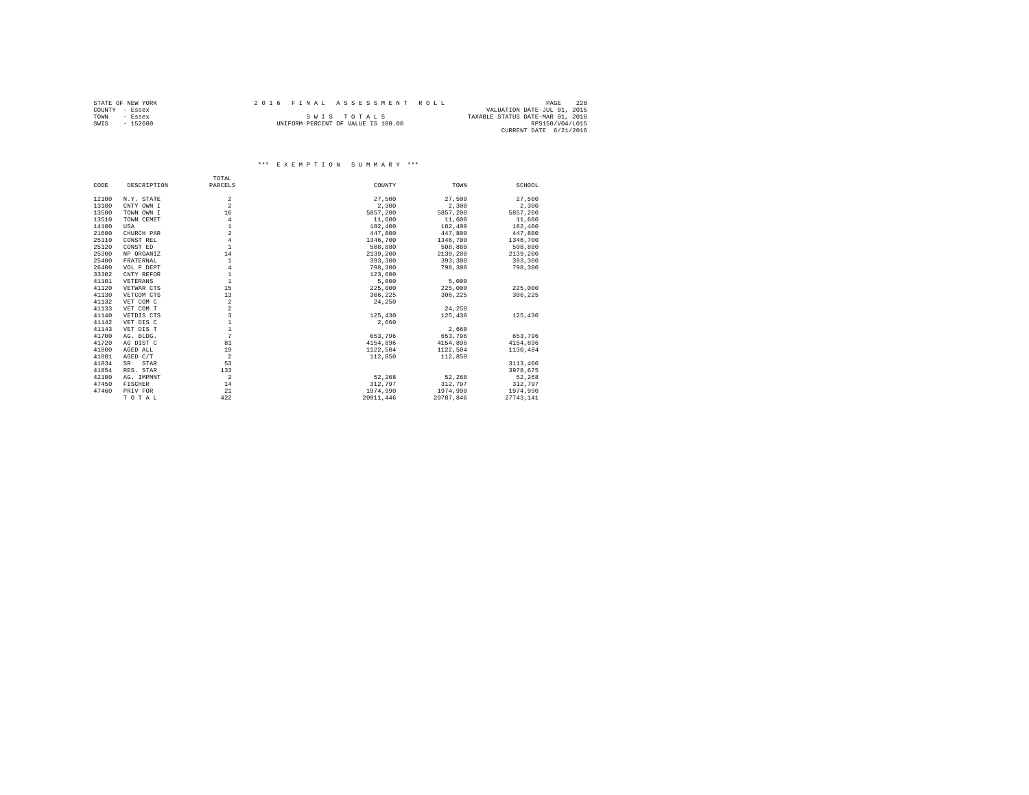STATE OF NEW YORK
COUNTY - Essex
TOWN - Essex
SWIS - 152600

2016 FINAL ASSESSMENT ROLL

SWIS TOTALS

UNIFORM PERCENT OF VALUE IS 100.00

VALUATION DATE-JUL 01, 2015
TAXABLE STATUS DATE-MAR 01, 2016
RPS150/V04/L015
CURRENT DATE 6/21/2016

### *** EXEMPTION SUMMARY ***

| CODE | DESCRIPTION | TOTAL PARCELS | COUNTY | TOWN | SCHOOL |
|---|---|---|---|---|---|
| 12100 | N.Y. STATE | 2 | 27,500 | 27,500 | 27,500 |
| 13100 | CNTY OWN I | 2 | 2,300 | 2,300 | 2,300 |
| 13500 | TOWN OWN I | 16 | 5857,200 | 5857,200 | 5857,200 |
| 13510 | TOWN CEMET | 4 | 11,600 | 11,600 | 11,600 |
| 14100 | USA | 1 | 182,400 | 182,400 | 182,400 |
| 21600 | CHURCH PAR | 2 | 447,800 | 447,800 | 447,800 |
| 25110 | CONST REL | 4 | 1346,700 | 1346,700 | 1346,700 |
| 25120 | CONST ED | 1 | 508,880 | 508,880 | 508,880 |
| 25300 | NP ORGANIZ | 14 | 2139,200 | 2139,200 | 2139,200 |
| 25400 | FRATERNAL | 1 | 393,300 | 393,300 | 393,300 |
| 26400 | VOL F DEPT | 4 | 798,300 | 798,300 | 798,300 |
| 33302 | CNTY REFOR | 1 | 123,600 | | |
| 41101 | VETERANS | 1 | 5,000 | 5,000 | |
| 41120 | VETWAR CTS | 15 | 225,000 | 225,000 | 225,000 |
| 41130 | VETCOM CTS | 13 | 306,225 | 306,225 | 306,225 |
| 41132 | VET COM C | 2 | 24,250 | | |
| 41133 | VET COM T | 2 | | 24,250 | |
| 41140 | VETDIS CTS | 3 | 125,430 | 125,430 | 125,430 |
| 41142 | VET DIS C | 1 | 2,660 | | |
| 41143 | VET DIS T | 1 | | 2,660 | |
| 41700 | AG. BLDG. | 7 | 653,796 | 653,796 | 653,796 |
| 41720 | AG DIST C | 81 | 4154,896 | 4154,896 | 4154,896 |
| 41800 | AGED ALL | 19 | 1122,504 | 1122,504 | 1130,484 |
| 41801 | AGED C/T | 2 | 112,850 | 112,850 | |
| 41834 | SR STAR | 53 | | | 3113,400 |
| 41854 | RES. STAR | 133 | | | 3978,675 |
| 42100 | AG. IMPMNT | 2 | 52,268 | 52,268 | 52,268 |
| 47450 | FISCHER | 14 | 312,797 | 312,797 | 312,797 |
| 47460 | PRIV FOR | 21 | 1974,990 | 1974,990 | 1974,990 |
| | TOTAL | 422 | 20911,446 | 20787,846 | 27743,141 |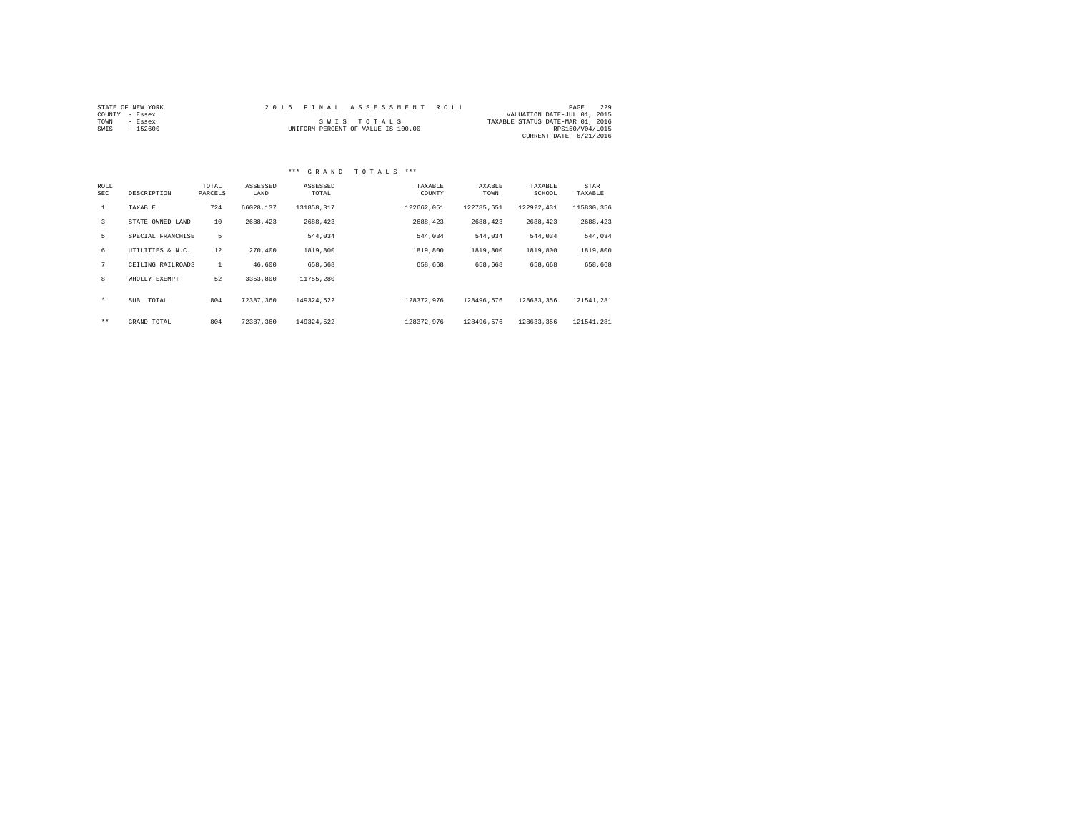STATE OF NEW YORK
COUNTY - Essex
TOWN - Essex
SWIS - 152600

2016 FINAL ASSESSMENT ROLL

SWIS TOTALS

UNIFORM PERCENT OF VALUE IS 100.00

VALUATION DATE-JUL 01, 2015
TAXABLE STATUS DATE-MAR 01, 2016
RPS150/V04/L015
CURRENT DATE 6/21/2016

### *** GRAND TOTALS ***

| ROLL SEC | DESCRIPTION | TOTAL PARCELS | ASSESSED LAND | ASSESSED TOTAL | TAXABLE COUNTY | TAXABLE TOWN | TAXABLE SCHOOL | STAR TAXABLE |
|---|---|---|---|---|---|---|---|---|
| 1 | TAXABLE | 724 | 66028,137 | 131858,317 | 122662,051 | 122785,651 | 122922,431 | 115830,356 |
| 3 | STATE OWNED LAND | 10 | 2688,423 | 2688,423 | 2688,423 | 2688,423 | 2688,423 | 2688,423 |
| 5 | SPECIAL FRANCHISE | 5 | | 544,034 | 544,034 | 544,034 | 544,034 | 544,034 |
| 6 | UTILITIES & N.C. | 12 | 270,400 | 1819,800 | 1819,800 | 1819,800 | 1819,800 | 1819,800 |
| 7 | CEILING RAILROADS | 1 | 46,600 | 658,668 | 658,668 | 658,668 | 658,668 | 658,668 |
| 8 | WHOLLY EXEMPT | 52 | 3353,800 | 11755,280 | | | | |
| * | SUB TOTAL | 804 | 72387,360 | 149324,522 | 128372,976 | 128496,576 | 128633,356 | 121541,281 |
| ** | GRAND TOTAL | 804 | 72387,360 | 149324,522 | 128372,976 | 128496,576 | 128633,356 | 121541,281 |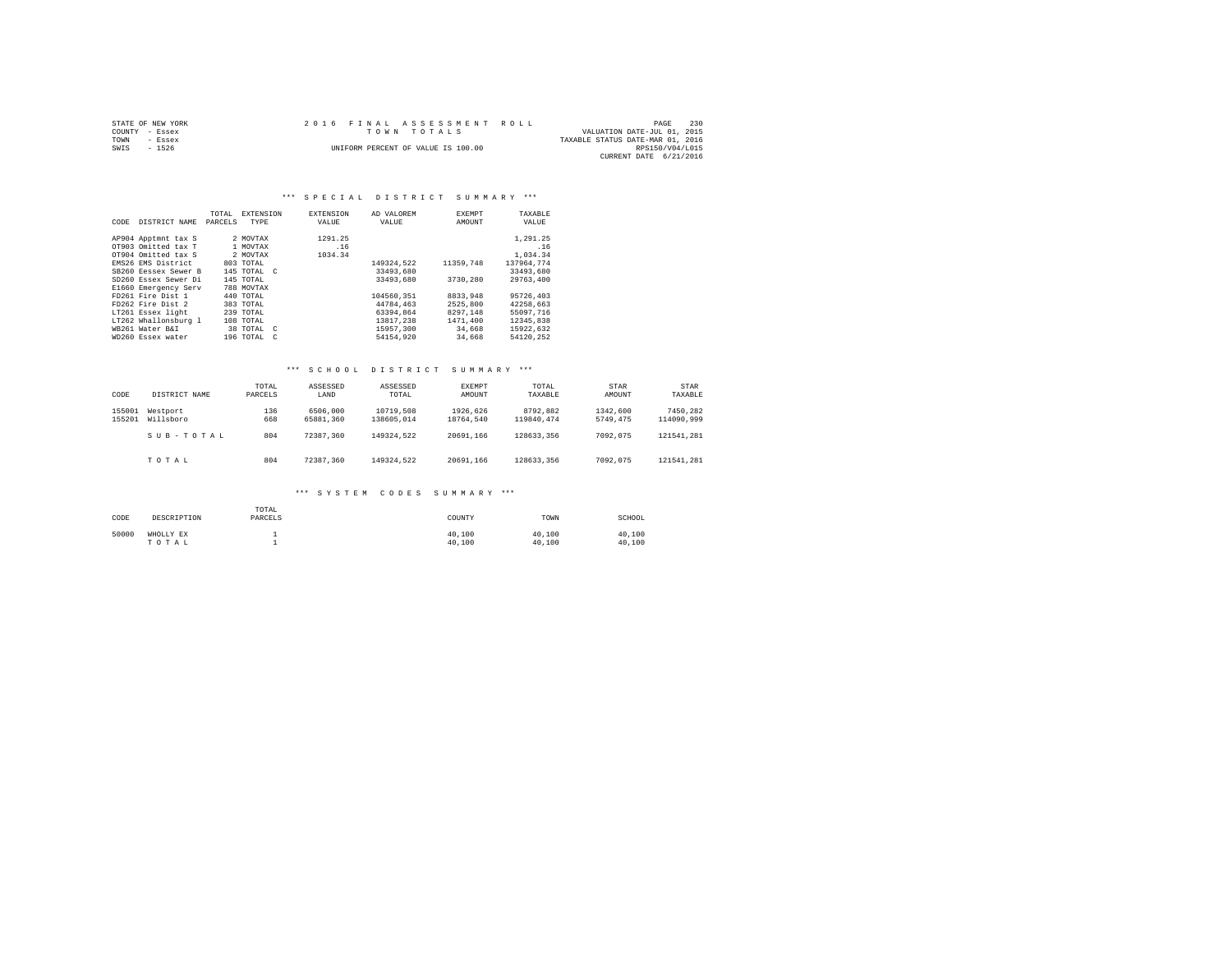STATE OF NEW YORK
COUNTY - Essex
TOWN - Essex
SWIS - 1526

2016 FINAL ASSESSMENT ROLL
TOWN TOTALS
UNIFORM PERCENT OF VALUE IS 100.00

VALUATION DATE-JUL 01, 2015
TAXABLE STATUS DATE-MAR 01, 2016
RPS150/V04/L015
CURRENT DATE 6/21/2016

### *** SPECIAL DISTRICT SUMMARY ***

| CODE | DISTRICT NAME | TOTAL PARCELS | EXTENSION TYPE | EXTENSION VALUE | AD VALOREM VALUE | EXEMPT AMOUNT | TAXABLE VALUE |
|---|---|---|---|---|---|---|---|
| AP904 | Apptmnt tax S | 2 | MOVTAX | 1291.25 | | | 1,291.25 |
| OT903 | Omitted tax T | 1 | MOVTAX | .16 | | | .16 |
| OT904 | Omitted tax S | 2 | MOVTAX | 1034.34 | | | 1,034.34 |
| EMS26 | EMS District | 803 | TOTAL | | 149324,522 | 11359,748 | 137964,774 |
| SB260 | Eessex Sewer B | 145 | TOTAL C | | 33493,680 | | 33493,680 |
| SD260 | Essex Sewer Di | 145 | TOTAL | | 33493,680 | 3730,280 | 29763,400 |
| E1660 | Emergency Serv | 788 | MOVTAX | | | | |
| FD261 | Fire Dist 1 | 440 | TOTAL | | 104560,351 | 8833,948 | 95726,403 |
| FD262 | Fire Dist 2 | 383 | TOTAL | | 44784,463 | 2525,800 | 42258,663 |
| LT261 | Essex light | 239 | TOTAL | | 63394,864 | 8297,148 | 55097,716 |
| LT262 | Whallonsburg l | 108 | TOTAL | | 13817,238 | 1471,400 | 12345,838 |
| WB261 | Water B&I | 38 | TOTAL C | | 15957,300 | 34,668 | 15922,632 |
| WD260 | Essex water | 196 | TOTAL C | | 54154,920 | 34,668 | 54120,252 |

### *** SCHOOL DISTRICT SUMMARY ***

| CODE | DISTRICT NAME | TOTAL PARCELS | ASSESSED LAND | ASSESSED TOTAL | EXEMPT AMOUNT | TOTAL TAXABLE | STAR AMOUNT | STAR TAXABLE |
|---|---|---|---|---|---|---|---|---|
| 155001 | Westport | 136 | 6506,000 | 10719,508 | 1926,626 | 8792,882 | 1342,600 | 7450,282 |
| 155201 | Willsboro | 668 | 65881,360 | 138605,014 | 18764,540 | 119840,474 | 5749,475 | 114090,999 |
| | SUB-TOTAL | 804 | 72387,360 | 149324,522 | 20691,166 | 128633,356 | 7092,075 | 121541,281 |
| | TOTAL | 804 | 72387,360 | 149324,522 | 20691,166 | 128633,356 | 7092,075 | 121541,281 |

### *** SYSTEM CODES SUMMARY ***

| CODE | DESCRIPTION | TOTAL PARCELS | COUNTY | TOWN | SCHOOL |
|---|---|---|---|---|---|
| 50000 | WHOLLY EX | 1 | 40,100 | 40,100 | 40,100 |
| | TOTAL | 1 | 40,100 | 40,100 | 40,100 |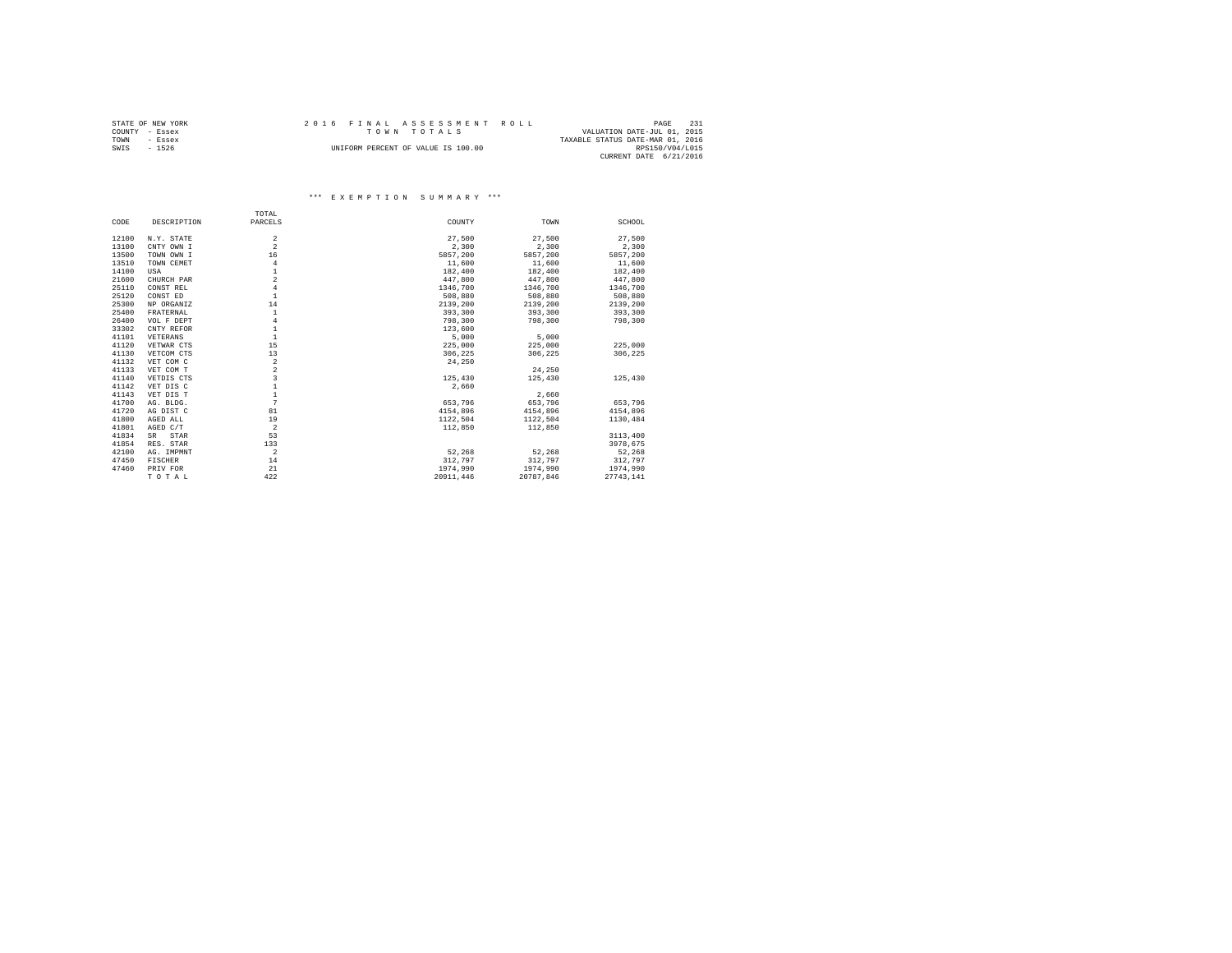STATE OF NEW YORK
COUNTY - Essex
TOWN - Essex
SWIS - 1526

2016 FINAL ASSESSMENT ROLL
TOWN TOTALS
UNIFORM PERCENT OF VALUE IS 100.00

VALUATION DATE-JUL 01, 2015
TAXABLE STATUS DATE-MAR 01, 2016
RPS150/V04/L015
CURRENT DATE 6/21/2016

*** EXEMPTION SUMMARY ***

| CODE | DESCRIPTION | TOTAL PARCELS | COUNTY | TOWN | SCHOOL |
|---|---|---|---|---|---|
| 12100 | N.Y. STATE | 2 | 27,500 | 27,500 | 27,500 |
| 13100 | CNTY OWN I | 2 | 2,300 | 2,300 | 2,300 |
| 13500 | TOWN OWN I | 16 | 5857,200 | 5857,200 | 5857,200 |
| 13510 | TOWN CEMET | 4 | 11,600 | 11,600 | 11,600 |
| 14100 | USA | 1 | 182,400 | 182,400 | 182,400 |
| 21600 | CHURCH PAR | 2 | 447,800 | 447,800 | 447,800 |
| 25110 | CONST REL | 4 | 1346,700 | 1346,700 | 1346,700 |
| 25120 | CONST ED | 1 | 508,880 | 508,880 | 508,880 |
| 25300 | NP ORGANIZ | 14 | 2139,200 | 2139,200 | 2139,200 |
| 25400 | FRATERNAL | 1 | 393,300 | 393,300 | 393,300 |
| 26400 | VOL F DEPT | 4 | 798,300 | 798,300 | 798,300 |
| 33302 | CNTY REFOR | 1 | 123,600 | | |
| 41101 | VETERANS | 1 | 5,000 | 5,000 | |
| 41120 | VETWAR CTS | 15 | 225,000 | 225,000 | 225,000 |
| 41130 | VETCOM CTS | 13 | 306,225 | 306,225 | 306,225 |
| 41132 | VET COM C | 2 | 24,250 | | |
| 41133 | VET COM T | 2 | | 24,250 | |
| 41140 | VETDIS CTS | 3 | 125,430 | 125,430 | 125,430 |
| 41142 | VET DIS C | 1 | 2,660 | | |
| 41143 | VET DIS T | 1 | | 2,660 | |
| 41700 | AG. BLDG. | 7 | 653,796 | 653,796 | 653,796 |
| 41720 | AG DIST C | 81 | 4154,896 | 4154,896 | 4154,896 |
| 41800 | AGED ALL | 19 | 1122,504 | 1122,504 | 1130,484 |
| 41801 | AGED C/T | 2 | 112,850 | 112,850 | |
| 41834 | SR STAR | 53 | | | 3113,400 |
| 41854 | RES. STAR | 133 | | | 3978,675 |
| 42100 | AG. IMPMNT | 2 | 52,268 | 52,268 | 52,268 |
| 47450 | FISCHER | 14 | 312,797 | 312,797 | 312,797 |
| 47460 | PRIV FOR | 21 | 1974,990 | 1974,990 | 1974,990 |
| | T O T A L | 422 | 20911,446 | 20787,846 | 27743,141 |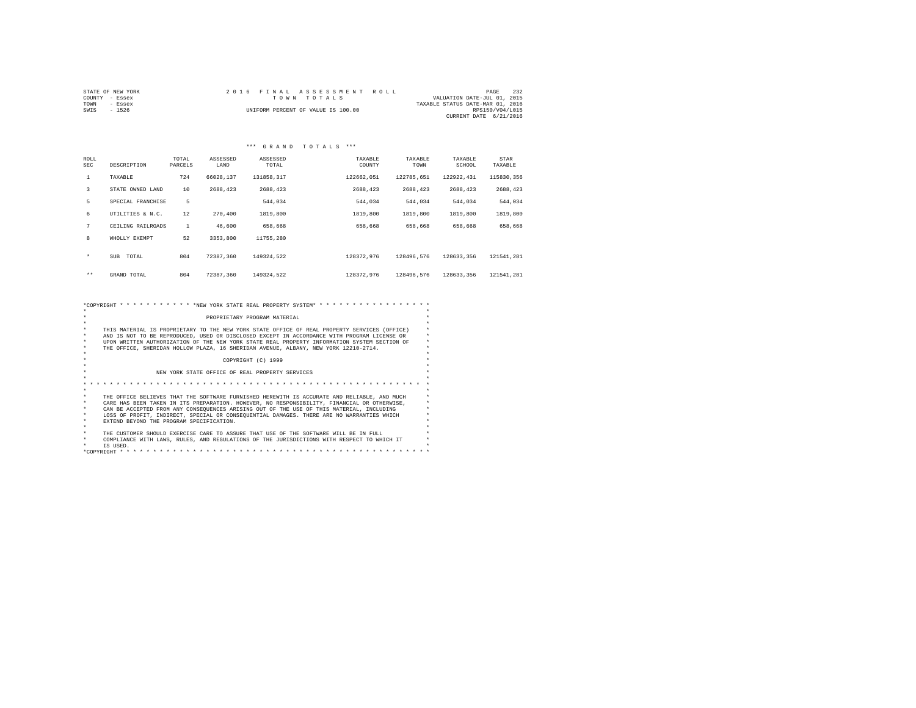STATE OF NEW YORK
COUNTY - Essex
TOWN - Essex
SWIS - 1526

# 2016 FINAL ASSESSMENT ROLL

TOWN TOTALS

UNIFORM PERCENT OF VALUE IS 100.00

VALUATION DATE-JUL 01, 2015
TAXABLE STATUS DATE-MAR 01, 2016
RPS150/V04/L015
CURRENT DATE 6/21/2016

## *** GRAND TOTALS ***

| ROLL SEC | DESCRIPTION | TOTAL PARCELS | ASSESSED LAND | ASSESSED TOTAL | TAXABLE COUNTY | TAXABLE TOWN | TAXABLE SCHOOL | STAR TAXABLE |
|---|---|---|---|---|---|---|---|---|
| 1 | TAXABLE | 724 | 66028,137 | 131858,317 | 122662,051 | 122785,651 | 122922,431 | 115830,356 |
| 3 | STATE OWNED LAND | 10 | 2688,423 | 2688,423 | 2688,423 | 2688,423 | 2688,423 | 2688,423 |
| 5 | SPECIAL FRANCHISE | 5 | | 544,034 | 544,034 | 544,034 | 544,034 | 544,034 |
| 6 | UTILITIES & N.C. | 12 | 270,400 | 1819,800 | 1819,800 | 1819,800 | 1819,800 | 1819,800 |
| 7 | CEILING RAILROADS | 1 | 46,600 | 658,668 | 658,668 | 658,668 | 658,668 | 658,668 |
| 8 | WHOLLY EXEMPT | 52 | 3353,800 | 11755,280 | | | | |
| * | SUB TOTAL | 804 | 72387,360 | 149324,522 | 128372,976 | 128496,576 | 128633,356 | 121541,281 |
| ** | GRAND TOTAL | 804 | 72387,360 | 149324,522 | 128372,976 | 128496,576 | 128633,356 | 121541,281 |

*COPYRIGHT * * * * * * * * * * * *NEW YORK STATE REAL PROPERTY SYSTEM* * * * * * * * * * * * * * * * *

PROPRIETARY PROGRAM MATERIAL

THIS MATERIAL IS PROPRIETARY TO THE NEW YORK STATE OFFICE OF REAL PROPERTY SERVICES (OFFICE) AND IS NOT TO BE REPRODUCED, USED OR DISCLOSED EXCEPT IN ACCORDANCE WITH PROGRAM LICENSE OR UPON WRITTEN AUTHORIZATION OF THE NEW YORK STATE REAL PROPERTY INFORMATION SYSTEM SECTION OF THE OFFICE, SHERIDAN HOLLOW PLAZA, 16 SHERIDAN AVENUE, ALBANY, NEW YORK 12210-2714.

COPYRIGHT (C) 1999

NEW YORK STATE OFFICE OF REAL PROPERTY SERVICES

THE OFFICE BELIEVES THAT THE SOFTWARE FURNISHED HEREWITH IS ACCURATE AND RELIABLE, AND MUCH CARE HAS BEEN TAKEN IN ITS PREPARATION. HOWEVER, NO RESPONSIBILITY, FINANCIAL OR OTHERWISE, CAN BE ACCEPTED FROM ANY CONSEQUENCES ARISING OUT OF THE USE OF THIS MATERIAL, INCLUDING LOSS OF PROFIT, INDIRECT, SPECIAL OR CONSEQUENTIAL DAMAGES. THERE ARE NO WARRANTIES WHICH EXTEND BEYOND THE PROGRAM SPECIFICATION.

THE CUSTOMER SHOULD EXERCISE CARE TO ASSURE THAT USE OF THE SOFTWARE WILL BE IN FULL COMPLIANCE WITH LAWS, RULES, AND REGULATIONS OF THE JURISDICTIONS WITH RESPECT TO WHICH IT IS USED.

*COPYRIGHT * * * * * * * * * * * * * * * * * * * * * * * * * * * * * * * * * * * * * * * * * * * * * * *